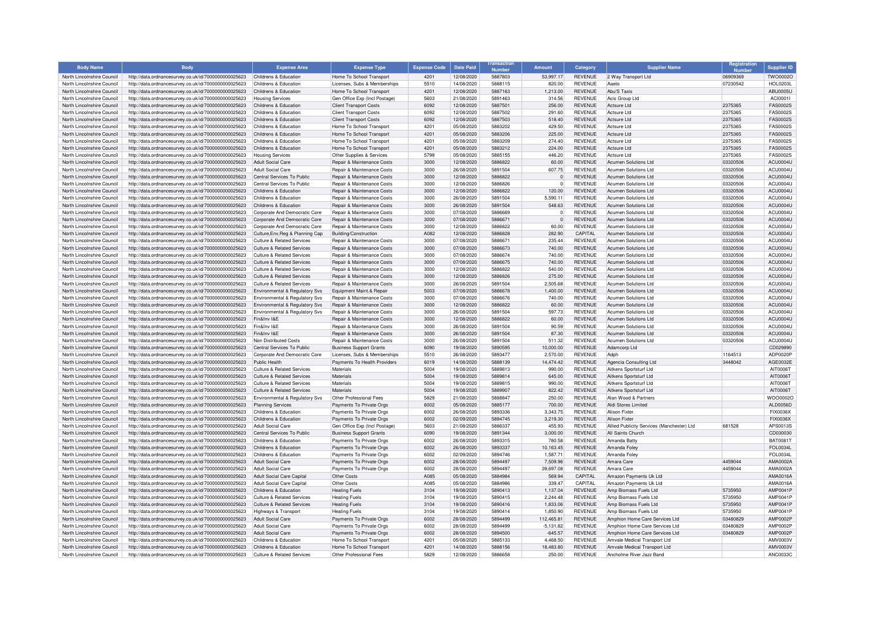| Body Name | Body | Expense Area | Expense Type | Expense Code | Date Paid | Transaction Number | Amount | Category | Supplier Name | Registration Number | Supplier ID |
|---|---|---|---|---|---|---|---|---|---|---|---|
| North Lincolnshire Council | http://data.ordnancesurvey.co.uk/id/7000000000025623 | Childrens & Education | Home To School Transport | 4201 | 12/08/2020 | 5887803 | 53,997.17 | REVENUE | 2 Way Transport Ltd | 06909369 | TWO0002O |
| North Lincolnshire Council | http://data.ordnancesurvey.co.uk/id/7000000000025623 | Childrens & Education | Licenses, Subs & Memberships | 5510 | 14/08/2020 | 5888115 | 820.00 | REVENUE | Aaeto | 07230542 | HOL0203L |
| North Lincolnshire Council | http://data.ordnancesurvey.co.uk/id/7000000000025623 | Childrens & Education | Home To School Transport | 4201 | 12/08/2020 | 5887163 | 1,213.00 | REVENUE | Abu'S Taxis | | ABU0005U |
| North Lincolnshire Council | http://data.ordnancesurvey.co.uk/id/7000000000025623 | Housing Services | Gen Office Exp (Incl Postage) | 5603 | 21/08/2020 | 5891463 | 314.56 | REVENUE | Acis Group Ltd | | ACI0001I |
| North Lincolnshire Council | http://data.ordnancesurvey.co.uk/id/7000000000025623 | Childrens & Education | Client Transport Costs | 6092 | 12/08/2020 | 5887501 | 256.00 | REVENUE | Actsure Ltd | 2375365 | FAS0002S |
| North Lincolnshire Council | http://data.ordnancesurvey.co.uk/id/7000000000025623 | Childrens & Education | Client Transport Costs | 6092 | 12/08/2020 | 5887502 | 291.60 | REVENUE | Actsure Ltd | 2375365 | FAS0002S |
| North Lincolnshire Council | http://data.ordnancesurvey.co.uk/id/7000000000025623 | Childrens & Education | Client Transport Costs | 6092 | 12/08/2020 | 5887503 | 518.40 | REVENUE | Actsure Ltd | 2375365 | FAS0002S |
| North Lincolnshire Council | http://data.ordnancesurvey.co.uk/id/7000000000025623 | Childrens & Education | Home To School Transport | 4201 | 05/08/2020 | 5883202 | 429.50 | REVENUE | Actsure Ltd | 2375365 | FAS0002S |
| North Lincolnshire Council | http://data.ordnancesurvey.co.uk/id/7000000000025623 | Childrens & Education | Home To School Transport | 4201 | 05/08/2020 | 5883206 | 225.00 | REVENUE | Actsure Ltd | 2375365 | FAS0002S |
| North Lincolnshire Council | http://data.ordnancesurvey.co.uk/id/7000000000025623 | Childrens & Education | Home To School Transport | 4201 | 05/08/2020 | 5883209 | 274.40 | REVENUE | Actsure Ltd | 2375365 | FAS0002S |
| North Lincolnshire Council | http://data.ordnancesurvey.co.uk/id/7000000000025623 | Childrens & Education | Home To School Transport | 4201 | 05/08/2020 | 5883212 | 224.00 | REVENUE | Actsure Ltd | 2375365 | FAS0002S |
| North Lincolnshire Council | http://data.ordnancesurvey.co.uk/id/7000000000025623 | Housing Services | Other Supplies & Services | 5799 | 05/08/2020 | 5885155 | 446.20 | REVENUE | Actsure Ltd | 2375365 | FAS0002S |
| North Lincolnshire Council | http://data.ordnancesurvey.co.uk/id/7000000000025623 | Adult Social Care | Repair & Maintenance Costs | 3000 | 12/08/2020 | 5886822 | 60.00 | REVENUE | Acumen Solutions Ltd | 03320506 | ACU0004U |
| North Lincolnshire Council | http://data.ordnancesurvey.co.uk/id/7000000000025623 | Adult Social Care | Repair & Maintenance Costs | 3000 | 26/08/2020 | 5891504 | 607.75 | REVENUE | Acumen Solutions Ltd | 03320506 | ACU0004U |
| North Lincolnshire Council | http://data.ordnancesurvey.co.uk/id/7000000000025623 | Central Services To Public | Repair & Maintenance Costs | 3000 | 12/08/2020 | 5886822 | 0 | REVENUE | Acumen Solutions Ltd | 03320506 | ACU0004U |
| North Lincolnshire Council | http://data.ordnancesurvey.co.uk/id/7000000000025623 | Central Services To Public | Repair & Maintenance Costs | 3000 | 12/08/2020 | 5886826 | 0 | REVENUE | Acumen Solutions Ltd | 03320506 | ACU0004U |
| North Lincolnshire Council | http://data.ordnancesurvey.co.uk/id/7000000000025623 | Childrens & Education | Repair & Maintenance Costs | 3000 | 12/08/2020 | 5886822 | 120.00 | REVENUE | Acumen Solutions Ltd | 03320506 | ACU0004U |
| North Lincolnshire Council | http://data.ordnancesurvey.co.uk/id/7000000000025623 | Childrens & Education | Repair & Maintenance Costs | 3000 | 26/08/2020 | 5891504 | 5,590.11 | REVENUE | Acumen Solutions Ltd | 03320506 | ACU0004U |
| North Lincolnshire Council | http://data.ordnancesurvey.co.uk/id/7000000000025623 | Childrens & Education | Repair & Maintenance Costs | 3000 | 26/08/2020 | 5891504 | 548.63 | REVENUE | Acumen Solutions Ltd | 03320506 | ACU0004U |
| North Lincolnshire Council | http://data.ordnancesurvey.co.uk/id/7000000000025623 | Corporate And Democratic Core | Repair & Maintenance Costs | 3000 | 07/08/2020 | 5886669 | 0 | REVENUE | Acumen Solutions Ltd | 03320506 | ACU0004U |
| North Lincolnshire Council | http://data.ordnancesurvey.co.uk/id/7000000000025623 | Corporate And Democratic Core | Repair & Maintenance Costs | 3000 | 07/08/2020 | 5886671 | 0 | REVENUE | Acumen Solutions Ltd | 03320506 | ACU0004U |
| North Lincolnshire Council | http://data.ordnancesurvey.co.uk/id/7000000000025623 | Corporate And Democratic Core | Repair & Maintenance Costs | 3000 | 12/08/2020 | 5886822 | 60.00 | REVENUE | Acumen Solutions Ltd | 03320506 | ACU0004U |
| North Lincolnshire Council | http://data.ordnancesurvey.co.uk/id/7000000000025623 | Culture,Env,Reg & Planning Cap | Building/Construction | A082 | 12/08/2020 | 5886828 | 282.90 | CAPITAL | Acumen Solutions Ltd | 03320506 | ACU0004U |
| North Lincolnshire Council | http://data.ordnancesurvey.co.uk/id/7000000000025623 | Culture & Related Services | Repair & Maintenance Costs | 3000 | 07/08/2020 | 5886671 | 235.44 | REVENUE | Acumen Solutions Ltd | 03320506 | ACU0004U |
| North Lincolnshire Council | http://data.ordnancesurvey.co.uk/id/7000000000025623 | Culture & Related Services | Repair & Maintenance Costs | 3000 | 07/08/2020 | 5886673 | 740.00 | REVENUE | Acumen Solutions Ltd | 03320506 | ACU0004U |
| North Lincolnshire Council | http://data.ordnancesurvey.co.uk/id/7000000000025623 | Culture & Related Services | Repair & Maintenance Costs | 3000 | 07/08/2020 | 5886674 | 740.00 | REVENUE | Acumen Solutions Ltd | 03320506 | ACU0004U |
| North Lincolnshire Council | http://data.ordnancesurvey.co.uk/id/7000000000025623 | Culture & Related Services | Repair & Maintenance Costs | 3000 | 07/08/2020 | 5886675 | 740.00 | REVENUE | Acumen Solutions Ltd | 03320506 | ACU0004U |
| North Lincolnshire Council | http://data.ordnancesurvey.co.uk/id/7000000000025623 | Culture & Related Services | Repair & Maintenance Costs | 3000 | 12/08/2020 | 5886822 | 540.00 | REVENUE | Acumen Solutions Ltd | 03320506 | ACU0004U |
| North Lincolnshire Council | http://data.ordnancesurvey.co.uk/id/7000000000025623 | Culture & Related Services | Repair & Maintenance Costs | 3000 | 12/08/2020 | 5886826 | 275.00 | REVENUE | Acumen Solutions Ltd | 03320506 | ACU0004U |
| North Lincolnshire Council | http://data.ordnancesurvey.co.uk/id/7000000000025623 | Culture & Related Services | Repair & Maintenance Costs | 3000 | 26/08/2020 | 5891504 | 2,505.68 | REVENUE | Acumen Solutions Ltd | 03320506 | ACU0004U |
| North Lincolnshire Council | http://data.ordnancesurvey.co.uk/id/7000000000025623 | Environmental & Regulatory Svs | Equipment Maint.& Repair | 5003 | 07/08/2020 | 5886678 | 1,400.00 | REVENUE | Acumen Solutions Ltd | 03320506 | ACU0004U |
| North Lincolnshire Council | http://data.ordnancesurvey.co.uk/id/7000000000025623 | Environmental & Regulatory Svs | Repair & Maintenance Costs | 3000 | 07/08/2020 | 5886676 | 740.00 | REVENUE | Acumen Solutions Ltd | 03320506 | ACU0004U |
| North Lincolnshire Council | http://data.ordnancesurvey.co.uk/id/7000000000025623 | Environmental & Regulatory Svs | Repair & Maintenance Costs | 3000 | 12/08/2020 | 5886822 | 60.00 | REVENUE | Acumen Solutions Ltd | 03320506 | ACU0004U |
| North Lincolnshire Council | http://data.ordnancesurvey.co.uk/id/7000000000025623 | Environmental & Regulatory Svs | Repair & Maintenance Costs | 3000 | 26/08/2020 | 5891504 | 597.73 | REVENUE | Acumen Solutions Ltd | 03320506 | ACU0004U |
| North Lincolnshire Council | http://data.ordnancesurvey.co.uk/id/7000000000025623 | Fin&Inv I&E | Repair & Maintenance Costs | 3000 | 12/08/2020 | 5886822 | 60.00 | REVENUE | Acumen Solutions Ltd | 03320506 | ACU0004U |
| North Lincolnshire Council | http://data.ordnancesurvey.co.uk/id/7000000000025623 | Fin&Inv I&E | Repair & Maintenance Costs | 3000 | 26/08/2020 | 5891504 | 90.59 | REVENUE | Acumen Solutions Ltd | 03320506 | ACU0004U |
| North Lincolnshire Council | http://data.ordnancesurvey.co.uk/id/7000000000025623 | Fin&Inv I&E | Repair & Maintenance Costs | 3000 | 26/08/2020 | 5891504 | 87.30 | REVENUE | Acumen Solutions Ltd | 03320506 | ACU0004U |
| North Lincolnshire Council | http://data.ordnancesurvey.co.uk/id/7000000000025623 | Non Distributed Costs | Repair & Maintenance Costs | 3000 | 26/08/2020 | 5891504 | 511.32 | REVENUE | Acumen Solutions Ltd | 03320506 | ACU0004U |
| North Lincolnshire Council | http://data.ordnancesurvey.co.uk/id/7000000000025623 | Central Services To Public | Business Support Grants | 6090 | 19/08/2020 | 5890595 | 10,000.00 | REVENUE | Adamcorp Ltd | | CD029890 |
| North Lincolnshire Council | http://data.ordnancesurvey.co.uk/id/7000000000025623 | Corporate And Democratic Core | Licenses, Subs & Memberships | 5510 | 26/08/2020 | 5893477 | 2,570.00 | REVENUE | Adph | 1164513 | ADP0020P |
| North Lincolnshire Council | http://data.ordnancesurvey.co.uk/id/7000000000025623 | Public Health | Payments To Health Providers | 6019 | 14/08/2020 | 5888139 | 14,474.42 | REVENUE | Agencia Consulting Ltd | 3448042 | AGE0032E |
| North Lincolnshire Council | http://data.ordnancesurvey.co.uk/id/7000000000025623 | Culture & Related Services | Materials | 5004 | 19/08/2020 | 5889813 | 990.00 | REVENUE | Aitkens Sportsturf Ltd | | AIT0006T |
| North Lincolnshire Council | http://data.ordnancesurvey.co.uk/id/7000000000025623 | Culture & Related Services | Materials | 5004 | 19/08/2020 | 5889814 | 645.00 | REVENUE | Aitkens Sportsturf Ltd | | AIT0006T |
| North Lincolnshire Council | http://data.ordnancesurvey.co.uk/id/7000000000025623 | Culture & Related Services | Materials | 5004 | 19/08/2020 | 5889815 | 990.00 | REVENUE | Aitkens Sportsturf Ltd | | AIT0006T |
| North Lincolnshire Council | http://data.ordnancesurvey.co.uk/id/7000000000025623 | Culture & Related Services | Materials | 5004 | 19/08/2020 | 5889907 | 822.42 | REVENUE | Aitkens Sportsturf Ltd | | AIT0006T |
| North Lincolnshire Council | http://data.ordnancesurvey.co.uk/id/7000000000025623 | Environmental & Regulatory Svs | Other Professional Fees | 5829 | 21/08/2020 | 5888847 | 250.00 | REVENUE | Alan Wood & Partners | | WOO0002O |
| North Lincolnshire Council | http://data.ordnancesurvey.co.uk/id/7000000000025623 | Planning Services | Payments To Private Orgs | 6002 | 05/08/2020 | 5885177 | 700.00 | REVENUE | Aldi Stores Limited | | ALD0056D |
| North Lincolnshire Council | http://data.ordnancesurvey.co.uk/id/7000000000025623 | Childrens & Education | Payments To Private Orgs | 6002 | 26/08/2020 | 5893336 | 3,343.75 | REVENUE | Alison Fixter | | FIX0036X |
| North Lincolnshire Council | http://data.ordnancesurvey.co.uk/id/7000000000025623 | Childrens & Education | Payments To Private Orgs | 6002 | 02/09/2020 | 5894745 | 3,219.30 | REVENUE | Alison Fixter | | FIX0036X |
| North Lincolnshire Council | http://data.ordnancesurvey.co.uk/id/7000000000025623 | Adult Social Care | Gen Office Exp (Incl Postage) | 5603 | 21/08/2020 | 5886337 | 455.93 | REVENUE | Allied Publicity Services (Manchester) Ltd | 681528 | APS0013S |
| North Lincolnshire Council | http://data.ordnancesurvey.co.uk/id/7000000000025623 | Central Services To Public | Business Support Grants | 6090 | 19/08/2020 | 5891344 | 3,000.00 | REVENUE | All Saints Church | | CD030030 |
| North Lincolnshire Council | http://data.ordnancesurvey.co.uk/id/7000000000025623 | Childrens & Education | Payments To Private Orgs | 6002 | 26/08/2020 | 5893315 | 780.58 | REVENUE | Amanda Batty | | BAT0081T |
| North Lincolnshire Council | http://data.ordnancesurvey.co.uk/id/7000000000025623 | Childrens & Education | Payments To Private Orgs | 6002 | 26/08/2020 | 5893337 | 10,163.45 | REVENUE | Amanda Foley | | FOL0034L |
| North Lincolnshire Council | http://data.ordnancesurvey.co.uk/id/7000000000025623 | Childrens & Education | Payments To Private Orgs | 6002 | 02/09/2020 | 5894746 | 1,587.71 | REVENUE | Amanda Foley | | FOL0034L |
| North Lincolnshire Council | http://data.ordnancesurvey.co.uk/id/7000000000025623 | Adult Social Care | Payments To Private Orgs | 6002 | 28/08/2020 | 5894497 | 7,509.96 | REVENUE | Amara Care | 4459044 | AMA0002A |
| North Lincolnshire Council | http://data.ordnancesurvey.co.uk/id/7000000000025623 | Adult Social Care | Payments To Private Orgs | 6002 | 28/08/2020 | 5894497 | 39,697.08 | REVENUE | Amara Care | 4459044 | AMA0002A |
| North Lincolnshire Council | http://data.ordnancesurvey.co.uk/id/7000000000025623 | Adult Social Care Capital | Other Costs | A085 | 05/08/2020 | 5884984 | 569.94 | CAPITAL | Amazon Payments Uk Ltd | | AMA0016A |
| North Lincolnshire Council | http://data.ordnancesurvey.co.uk/id/7000000000025623 | Adult Social Care Capital | Other Costs | A085 | 05/08/2020 | 5884986 | 339.47 | CAPITAL | Amazon Payments Uk Ltd | | AMA0016A |
| North Lincolnshire Council | http://data.ordnancesurvey.co.uk/id/7000000000025623 | Childrens & Education | Heating Fuels | 3104 | 19/08/2020 | 5890413 | 1,137.04 | REVENUE | Amp Biomass Fuels Ltd | 5735950 | AMP0041P |
| North Lincolnshire Council | http://data.ordnancesurvey.co.uk/id/7000000000025623 | Culture & Related Services | Heating Fuels | 3104 | 19/08/2020 | 5890415 | 2,244.48 | REVENUE | Amp Biomass Fuels Ltd | 5735950 | AMP0041P |
| North Lincolnshire Council | http://data.ordnancesurvey.co.uk/id/7000000000025623 | Culture & Related Services | Heating Fuels | 3104 | 19/08/2020 | 5890416 | 1,833.06 | REVENUE | Amp Biomass Fuels Ltd | 5735950 | AMP0041P |
| North Lincolnshire Council | http://data.ordnancesurvey.co.uk/id/7000000000025623 | Highways & Transport | Heating Fuels | 3104 | 19/08/2020 | 5890414 | 1,850.90 | REVENUE | Amp Biomass Fuels Ltd | 5735950 | AMP0041P |
| North Lincolnshire Council | http://data.ordnancesurvey.co.uk/id/7000000000025623 | Adult Social Care | Payments To Private Orgs | 6002 | 28/08/2020 | 5894499 | 112,465.81 | REVENUE | Amphion Home Care Services Ltd | 03480829 | AMP0002P |
| North Lincolnshire Council | http://data.ordnancesurvey.co.uk/id/7000000000025623 | Adult Social Care | Payments To Private Orgs | 6002 | 28/08/2020 | 5894499 | -5,131.82 | REVENUE | Amphion Home Care Services Ltd | 03480829 | AMP0002P |
| North Lincolnshire Council | http://data.ordnancesurvey.co.uk/id/7000000000025623 | Adult Social Care | Payments To Private Orgs | 6002 | 28/08/2020 | 5894500 | -645.57 | REVENUE | Amphion Home Care Services Ltd | 03480829 | AMP0002P |
| North Lincolnshire Council | http://data.ordnancesurvey.co.uk/id/7000000000025623 | Childrens & Education | Home To School Transport | 4201 | 05/08/2020 | 5885133 | 4,468.50 | REVENUE | Amvale Medical Transport Ltd | | AMV0003V |
| North Lincolnshire Council | http://data.ordnancesurvey.co.uk/id/7000000000025623 | Childrens & Education | Home To School Transport | 4201 | 14/08/2020 | 5888156 | 18,483.80 | REVENUE | Amvale Medical Transport Ltd | | AMV0003V |
| North Lincolnshire Council | http://data.ordnancesurvey.co.uk/id/7000000000025623 | Culture & Related Services | Other Professional Fees | 5829 | 12/08/2020 | 5886658 | 250.00 | REVENUE | Ancholme River Jazz Band | | ANC0033C |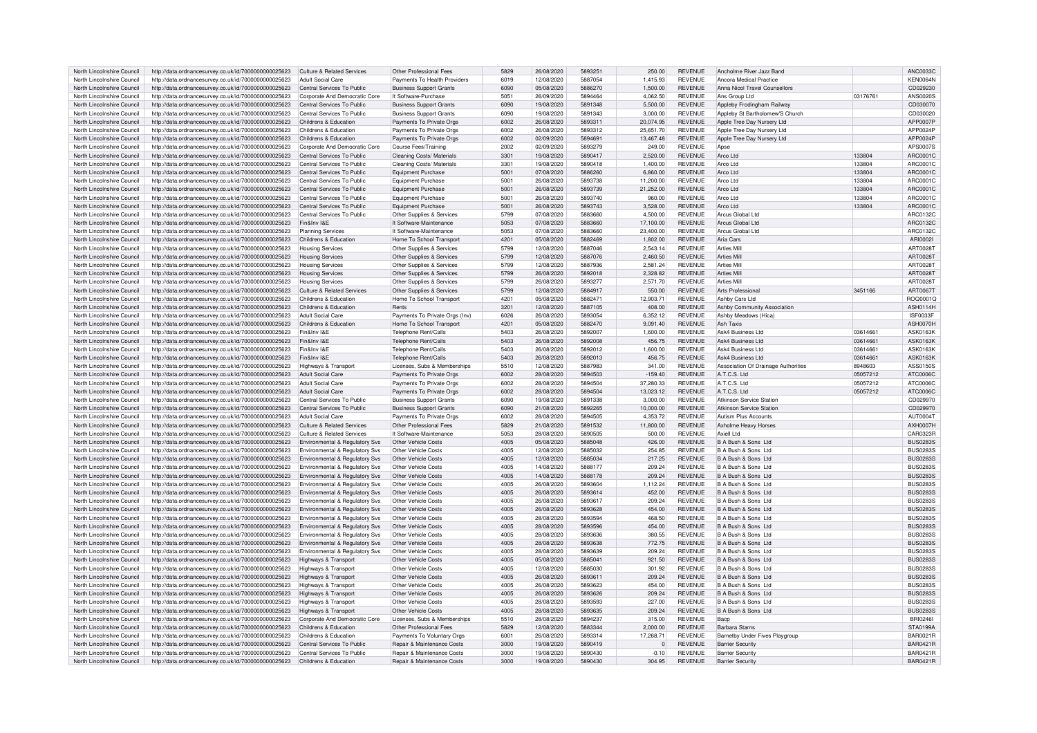| North Lincolnshire Council | http://data.ordnancesurvey.co.uk/id/7000000000025623 | Culture & Related Services | Other Professional Fees | 5829 | 26/08/2020 | 5893251 | 250.00 | REVENUE | Ancholme River Jazz Band | | ANC0033C |
|---|---|---|---|---|---|---|---|---|---|---|---|
| North Lincolnshire Council | http://data.ordnancesurvey.co.uk/id/7000000000025623 | Adult Social Care | Payments To Health Providers | 6019 | 12/08/2020 | 5887054 | 1,415.93 | REVENUE | Ancora Medical Practice | | KEN0064N |
| North Lincolnshire Council | http://data.ordnancesurvey.co.uk/id/7000000000025623 | Central Services To Public | Business Support Grants | 6090 | 05/08/2020 | 5886270 | 1,500.00 | REVENUE | Anna Nicol Travel Counsellors | | CD029230 |
| North Lincolnshire Council | http://data.ordnancesurvey.co.uk/id/7000000000025623 | Corporate And Democratic Core | It Software-Purchase | 5051 | 26/09/2020 | 5894464 | 4,062.50 | REVENUE | Ans Group Ltd | 03176761 | ANS0020S |
| North Lincolnshire Council | http://data.ordnancesurvey.co.uk/id/7000000000025623 | Central Services To Public | Business Support Grants | 6090 | 19/08/2020 | 5891348 | 5,500.00 | REVENUE | Appleby Frodingham Railway | | CD030070 |
| North Lincolnshire Council | http://data.ordnancesurvey.co.uk/id/7000000000025623 | Central Services To Public | Business Support Grants | 6090 | 19/08/2020 | 5891343 | 3,000.00 | REVENUE | Appleby St Bartholomew'S Church | | CD030020 |
| North Lincolnshire Council | http://data.ordnancesurvey.co.uk/id/7000000000025623 | Childrens & Education | Payments To Private Orgs | 6002 | 26/08/2020 | 5893311 | 20,074.95 | REVENUE | Apple Tree Day Nursery Ltd | | APP0007P |
| North Lincolnshire Council | http://data.ordnancesurvey.co.uk/id/7000000000025623 | Childrens & Education | Payments To Private Orgs | 6002 | 26/08/2020 | 5893312 | 25,651.70 | REVENUE | Apple Tree Day Nursery Ltd | | APP0024P |
| North Lincolnshire Council | http://data.ordnancesurvey.co.uk/id/7000000000025623 | Childrens & Education | Payments To Private Orgs | 6002 | 02/09/2020 | 5894691 | 13,467.48 | REVENUE | Apple Tree Day Nursery Ltd | | APP0024P |
| North Lincolnshire Council | http://data.ordnancesurvey.co.uk/id/7000000000025623 | Corporate And Democratic Core | Course Fees/Training | 2002 | 02/09/2020 | 5893279 | 249.00 | REVENUE | Apse | | APS0007S |
| North Lincolnshire Council | http://data.ordnancesurvey.co.uk/id/7000000000025623 | Central Services To Public | Cleaning Costs/ Materials | 3301 | 19/08/2020 | 5890417 | 2,520.00 | REVENUE | Arco Ltd | 133804 | ARC0001C |
| North Lincolnshire Council | http://data.ordnancesurvey.co.uk/id/7000000000025623 | Central Services To Public | Cleaning Costs/ Materials | 3301 | 19/08/2020 | 5890418 | 1,400.00 | REVENUE | Arco Ltd | 133804 | ARC0001C |
| North Lincolnshire Council | http://data.ordnancesurvey.co.uk/id/7000000000025623 | Central Services To Public | Equipment Purchase | 5001 | 07/08/2020 | 5886260 | 6,860.00 | REVENUE | Arco Ltd | 133804 | ARC0001C |
| North Lincolnshire Council | http://data.ordnancesurvey.co.uk/id/7000000000025623 | Central Services To Public | Equipment Purchase | 5001 | 26/08/2020 | 5893738 | 11,200.00 | REVENUE | Arco Ltd | 133804 | ARC0001C |
| North Lincolnshire Council | http://data.ordnancesurvey.co.uk/id/7000000000025623 | Central Services To Public | Equipment Purchase | 5001 | 26/08/2020 | 5893739 | 21,252.00 | REVENUE | Arco Ltd | 133804 | ARC0001C |
| North Lincolnshire Council | http://data.ordnancesurvey.co.uk/id/7000000000025623 | Central Services To Public | Equipment Purchase | 5001 | 26/08/2020 | 5893740 | 960.00 | REVENUE | Arco Ltd | 133804 | ARC0001C |
| North Lincolnshire Council | http://data.ordnancesurvey.co.uk/id/7000000000025623 | Central Services To Public | Equipment Purchase | 5001 | 26/08/2020 | 5893743 | 3,528.00 | REVENUE | Arco Ltd | 133804 | ARC0001C |
| North Lincolnshire Council | http://data.ordnancesurvey.co.uk/id/7000000000025623 | Central Services To Public | Other Supplies & Services | 5799 | 07/08/2020 | 5883660 | 4,500.00 | REVENUE | Arcus Global Ltd | | ARC0132C |
| North Lincolnshire Council | http://data.ordnancesurvey.co.uk/id/7000000000025623 | Fin&Inv I&E | It Software-Maintenance | 5053 | 07/08/2020 | 5883660 | 17,100.00 | REVENUE | Arcus Global Ltd | | ARC0132C |
| North Lincolnshire Council | http://data.ordnancesurvey.co.uk/id/7000000000025623 | Planning Services | It Software-Maintenance | 5053 | 07/08/2020 | 5883660 | 23,400.00 | REVENUE | Arcus Global Ltd | | ARC0132C |
| North Lincolnshire Council | http://data.ordnancesurvey.co.uk/id/7000000000025623 | Childrens & Education | Home To School Transport | 4201 | 05/08/2020 | 5882469 | 1,802.00 | REVENUE | Aria Cars | | ARI0002I |
| North Lincolnshire Council | http://data.ordnancesurvey.co.uk/id/7000000000025623 | Housing Services | Other Supplies & Services | 5799 | 12/08/2020 | 5887046 | 2,543.14 | REVENUE | Arties Mill | | ART0028T |
| North Lincolnshire Council | http://data.ordnancesurvey.co.uk/id/7000000000025623 | Housing Services | Other Supplies & Services | 5799 | 12/08/2020 | 5887076 | 2,460.50 | REVENUE | Arties Mill | | ART0028T |
| North Lincolnshire Council | http://data.ordnancesurvey.co.uk/id/7000000000025623 | Housing Services | Other Supplies & Services | 5799 | 12/08/2020 | 5887936 | 2,581.24 | REVENUE | Arties Mill | | ART0028T |
| North Lincolnshire Council | http://data.ordnancesurvey.co.uk/id/7000000000025623 | Housing Services | Other Supplies & Services | 5799 | 26/08/2020 | 5892018 | 2,328.82 | REVENUE | Arties Mill | | ART0028T |
| North Lincolnshire Council | http://data.ordnancesurvey.co.uk/id/7000000000025623 | Housing Services | Other Supplies & Services | 5799 | 26/08/2020 | 5893277 | 2,571.70 | REVENUE | Arties Mill | | ART0028T |
| North Lincolnshire Council | http://data.ordnancesurvey.co.uk/id/7000000000025623 | Culture & Related Services | Other Supplies & Services | 5799 | 12/08/2020 | 5884917 | 550.00 | REVENUE | Arts Professional | 3451166 | ART0067T |
| North Lincolnshire Council | http://data.ordnancesurvey.co.uk/id/7000000000025623 | Childrens & Education | Home To School Transport | 4201 | 05/08/2020 | 5882471 | 12,903.71 | REVENUE | Ashby Cars Ltd | | ROO0001Q |
| North Lincolnshire Council | http://data.ordnancesurvey.co.uk/id/7000000000025623 | Childrens & Education | Rents | 3201 | 12/08/2020 | 5887105 | 408.00 | REVENUE | Ashby Community Association | | ASH0114H |
| North Lincolnshire Council | http://data.ordnancesurvey.co.uk/id/7000000000025623 | Adult Social Care | Payments To Private Orgs (Inv) | 6026 | 26/08/2020 | 5893054 | 6,352.12 | REVENUE | Ashby Meadows (Hica) | | ISF0033F |
| North Lincolnshire Council | http://data.ordnancesurvey.co.uk/id/7000000000025623 | Childrens & Education | Home To School Transport | 4201 | 05/08/2020 | 5882470 | 9,091.40 | REVENUE | Ash Taxis | | ASH0070H |
| North Lincolnshire Council | http://data.ordnancesurvey.co.uk/id/7000000000025623 | Fin&Inv I&E | Telephone Rent/Calls | 5403 | 26/08/2020 | 5892007 | 1,600.00 | REVENUE | Ask4 Business Ltd | 03614661 | ASK0163K |
| North Lincolnshire Council | http://data.ordnancesurvey.co.uk/id/7000000000025623 | Fin&Inv I&E | Telephone Rent/Calls | 5403 | 26/08/2020 | 5892008 | 456.75 | REVENUE | Ask4 Business Ltd | 03614661 | ASK0163K |
| North Lincolnshire Council | http://data.ordnancesurvey.co.uk/id/7000000000025623 | Fin&Inv I&E | Telephone Rent/Calls | 5403 | 26/08/2020 | 5892012 | 1,600.00 | REVENUE | Ask4 Business Ltd | 03614661 | ASK0163K |
| North Lincolnshire Council | http://data.ordnancesurvey.co.uk/id/7000000000025623 | Fin&Inv I&E | Telephone Rent/Calls | 5403 | 26/08/2020 | 5892013 | 456.75 | REVENUE | Ask4 Business Ltd | 03614661 | ASK0163K |
| North Lincolnshire Council | http://data.ordnancesurvey.co.uk/id/7000000000025623 | Highways & Transport | Licenses, Subs & Memberships | 5510 | 12/08/2020 | 5887983 | 341.00 | REVENUE | Association Of Drainage Authorities | 8948603 | ASS0150S |
| North Lincolnshire Council | http://data.ordnancesurvey.co.uk/id/7000000000025623 | Adult Social Care | Payments To Private Orgs | 6002 | 28/08/2020 | 5894503 | -159.40 | REVENUE | A.T.C.S. Ltd | 05057212 | ATC0006C |
| North Lincolnshire Council | http://data.ordnancesurvey.co.uk/id/7000000000025623 | Adult Social Care | Payments To Private Orgs | 6002 | 28/08/2020 | 5894504 | 37,280.33 | REVENUE | A.T.C.S. Ltd | 05057212 | ATC0006C |
| North Lincolnshire Council | http://data.ordnancesurvey.co.uk/id/7000000000025623 | Adult Social Care | Payments To Private Orgs | 6002 | 28/08/2020 | 5894504 | 13,023.12 | REVENUE | A.T.C.S. Ltd | 05057212 | ATC0006C |
| North Lincolnshire Council | http://data.ordnancesurvey.co.uk/id/7000000000025623 | Central Services To Public | Business Support Grants | 6090 | 19/08/2020 | 5891338 | 3,000.00 | REVENUE | Atkinson Service Station | | CD029970 |
| North Lincolnshire Council | http://data.ordnancesurvey.co.uk/id/7000000000025623 | Central Services To Public | Business Support Grants | 6090 | 21/08/2020 | 5892265 | 10,000.00 | REVENUE | Atkinson Service Station | | CD029970 |
| North Lincolnshire Council | http://data.ordnancesurvey.co.uk/id/7000000000025623 | Adult Social Care | Payments To Private Orgs | 6002 | 28/08/2020 | 5894505 | 4,353.72 | REVENUE | Autism Plus Accounts | | AUT0004T |
| North Lincolnshire Council | http://data.ordnancesurvey.co.uk/id/7000000000025623 | Culture & Related Services | Other Professional Fees | 5829 | 21/08/2020 | 5891532 | 11,800.00 | REVENUE | Axholme Heavy Horses | | AXH0007H |
| North Lincolnshire Council | http://data.ordnancesurvey.co.uk/id/7000000000025623 | Culture & Related Services | It Software-Maintenance | 5053 | 28/08/2020 | 5890505 | 500.00 | REVENUE | Axiell Ltd | | CAR0323R |
| North Lincolnshire Council | http://data.ordnancesurvey.co.uk/id/7000000000025623 | Environmental & Regulatory Svs | Other Vehicle Costs | 4005 | 05/08/2020 | 5885048 | 426.00 | REVENUE | B A Bush & Sons Ltd | | BUS0283S |
| North Lincolnshire Council | http://data.ordnancesurvey.co.uk/id/7000000000025623 | Environmental & Regulatory Svs | Other Vehicle Costs | 4005 | 12/08/2020 | 5885032 | 254.85 | REVENUE | B A Bush & Sons Ltd | | BUS0283S |
| North Lincolnshire Council | http://data.ordnancesurvey.co.uk/id/7000000000025623 | Environmental & Regulatory Svs | Other Vehicle Costs | 4005 | 12/08/2020 | 5885034 | 217.25 | REVENUE | B A Bush & Sons Ltd | | BUS0283S |
| North Lincolnshire Council | http://data.ordnancesurvey.co.uk/id/7000000000025623 | Environmental & Regulatory Svs | Other Vehicle Costs | 4005 | 14/08/2020 | 5888177 | 209.24 | REVENUE | B A Bush & Sons Ltd | | BUS0283S |
| North Lincolnshire Council | http://data.ordnancesurvey.co.uk/id/7000000000025623 | Environmental & Regulatory Svs | Other Vehicle Costs | 4005 | 14/08/2020 | 5888178 | 209.24 | REVENUE | B A Bush & Sons Ltd | | BUS0283S |
| North Lincolnshire Council | http://data.ordnancesurvey.co.uk/id/7000000000025623 | Environmental & Regulatory Svs | Other Vehicle Costs | 4005 | 26/08/2020 | 5893604 | 1,112.24 | REVENUE | B A Bush & Sons Ltd | | BUS0283S |
| North Lincolnshire Council | http://data.ordnancesurvey.co.uk/id/7000000000025623 | Environmental & Regulatory Svs | Other Vehicle Costs | 4005 | 26/08/2020 | 5893614 | 452.00 | REVENUE | B A Bush & Sons Ltd | | BUS0283S |
| North Lincolnshire Council | http://data.ordnancesurvey.co.uk/id/7000000000025623 | Environmental & Regulatory Svs | Other Vehicle Costs | 4005 | 26/08/2020 | 5893617 | 209.24 | REVENUE | B A Bush & Sons Ltd | | BUS0283S |
| North Lincolnshire Council | http://data.ordnancesurvey.co.uk/id/7000000000025623 | Environmental & Regulatory Svs | Other Vehicle Costs | 4005 | 26/08/2020 | 5893628 | 454.00 | REVENUE | B A Bush & Sons Ltd | | BUS0283S |
| North Lincolnshire Council | http://data.ordnancesurvey.co.uk/id/7000000000025623 | Environmental & Regulatory Svs | Other Vehicle Costs | 4005 | 28/08/2020 | 5893594 | 468.50 | REVENUE | B A Bush & Sons Ltd | | BUS0283S |
| North Lincolnshire Council | http://data.ordnancesurvey.co.uk/id/7000000000025623 | Environmental & Regulatory Svs | Other Vehicle Costs | 4005 | 28/08/2020 | 5893596 | 454.00 | REVENUE | B A Bush & Sons Ltd | | BUS0283S |
| North Lincolnshire Council | http://data.ordnancesurvey.co.uk/id/7000000000025623 | Environmental & Regulatory Svs | Other Vehicle Costs | 4005 | 28/08/2020 | 5893636 | 380.55 | REVENUE | B A Bush & Sons Ltd | | BUS0283S |
| North Lincolnshire Council | http://data.ordnancesurvey.co.uk/id/7000000000025623 | Environmental & Regulatory Svs | Other Vehicle Costs | 4005 | 28/08/2020 | 5893638 | 772.75 | REVENUE | B A Bush & Sons Ltd | | BUS0283S |
| North Lincolnshire Council | http://data.ordnancesurvey.co.uk/id/7000000000025623 | Environmental & Regulatory Svs | Other Vehicle Costs | 4005 | 28/08/2020 | 5893639 | 209.24 | REVENUE | B A Bush & Sons Ltd | | BUS0283S |
| North Lincolnshire Council | http://data.ordnancesurvey.co.uk/id/7000000000025623 | Highways & Transport | Other Vehicle Costs | 4005 | 05/08/2020 | 5885041 | 921.50 | REVENUE | B A Bush & Sons Ltd | | BUS0283S |
| North Lincolnshire Council | http://data.ordnancesurvey.co.uk/id/7000000000025623 | Highways & Transport | Other Vehicle Costs | 4005 | 12/08/2020 | 5885030 | 301.92 | REVENUE | B A Bush & Sons Ltd | | BUS0283S |
| North Lincolnshire Council | http://data.ordnancesurvey.co.uk/id/7000000000025623 | Highways & Transport | Other Vehicle Costs | 4005 | 26/08/2020 | 5893611 | 209.24 | REVENUE | B A Bush & Sons Ltd | | BUS0283S |
| North Lincolnshire Council | http://data.ordnancesurvey.co.uk/id/7000000000025623 | Highways & Transport | Other Vehicle Costs | 4005 | 26/08/2020 | 5893623 | 454.00 | REVENUE | B A Bush & Sons Ltd | | BUS0283S |
| North Lincolnshire Council | http://data.ordnancesurvey.co.uk/id/7000000000025623 | Highways & Transport | Other Vehicle Costs | 4005 | 26/08/2020 | 5893626 | 209.24 | REVENUE | B A Bush & Sons Ltd | | BUS0283S |
| North Lincolnshire Council | http://data.ordnancesurvey.co.uk/id/7000000000025623 | Highways & Transport | Other Vehicle Costs | 4005 | 28/08/2020 | 5893593 | 227.00 | REVENUE | B A Bush & Sons Ltd | | BUS0283S |
| North Lincolnshire Council | http://data.ordnancesurvey.co.uk/id/7000000000025623 | Highways & Transport | Other Vehicle Costs | 4005 | 28/08/2020 | 5893635 | 209.24 | REVENUE | B A Bush & Sons Ltd | | BUS0283S |
| North Lincolnshire Council | http://data.ordnancesurvey.co.uk/id/7000000000025623 | Corporate And Democratic Core | Licenses, Subs & Memberships | 5510 | 28/08/2020 | 5894237 | 315.00 | REVENUE | Bacp | | BRI0246I |
| North Lincolnshire Council | http://data.ordnancesurvey.co.uk/id/7000000000025623 | Childrens & Education | Other Professional Fees | 5829 | 12/08/2020 | 5883344 | 2,000.00 | REVENUE | Barbara Starns | | STA0199A |
| North Lincolnshire Council | http://data.ordnancesurvey.co.uk/id/7000000000025623 | Childrens & Education | Payments To Voluntary Orgs | 6001 | 26/08/2020 | 5893314 | 17,268.71 | REVENUE | Barnetby Under Fives Playgroup | | BAR0021R |
| North Lincolnshire Council | http://data.ordnancesurvey.co.uk/id/7000000000025623 | Central Services To Public | Repair & Maintenance Costs | 3000 | 19/08/2020 | 5890419 | 0 | REVENUE | Barrier Security | | BAR0421R |
| North Lincolnshire Council | http://data.ordnancesurvey.co.uk/id/7000000000025623 | Central Services To Public | Repair & Maintenance Costs | 3000 | 19/08/2020 | 5890430 | -0.10 | REVENUE | Barrier Security | | BAR0421R |
| North Lincolnshire Council | http://data.ordnancesurvey.co.uk/id/7000000000025623 | Childrens & Education | Repair & Maintenance Costs | 3000 | 19/08/2020 | 5890430 | 304.95 | REVENUE | Barrier Security | | BAR0421R |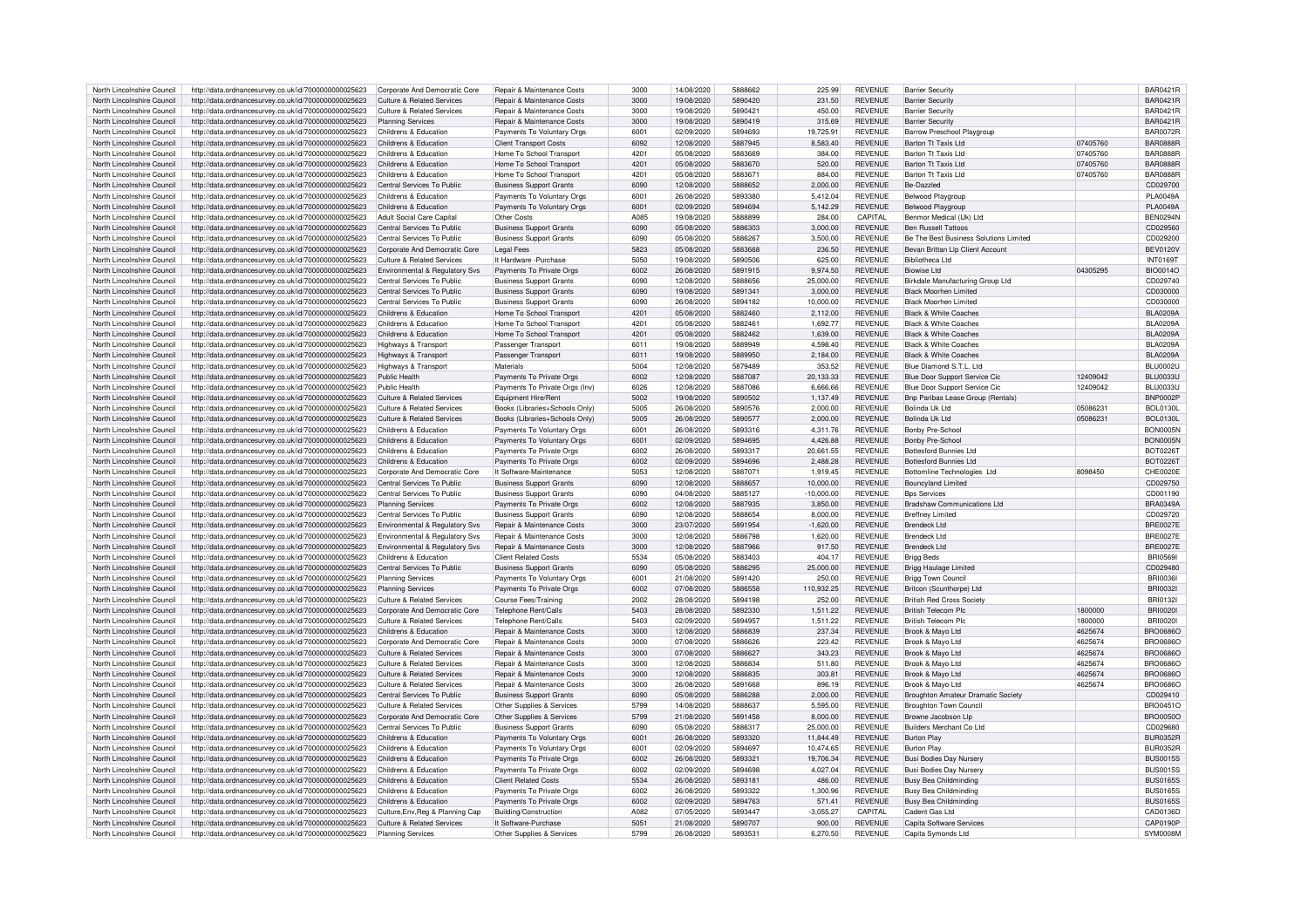| North Lincolnshire Council | http://data.ordnancesurvey.co.uk/id/7000000000025623 | Corporate And Democratic Core | Repair & Maintenance Costs | 3000 | 14/08/2020 | 5888662 | 225.99 | REVENUE | Barrier Security | | BAR0421R |
|---|---|---|---|---|---|---|---|---|---|---|---|
| North Lincolnshire Council | http://data.ordnancesurvey.co.uk/id/7000000000025623 | Culture & Related Services | Repair & Maintenance Costs | 3000 | 19/08/2020 | 5890420 | 231.50 | REVENUE | Barrier Security | | BAR0421R |
| North Lincolnshire Council | http://data.ordnancesurvey.co.uk/id/7000000000025623 | Culture & Related Services | Repair & Maintenance Costs | 3000 | 19/08/2020 | 5890421 | 450.00 | REVENUE | Barrier Security | | BAR0421R |
| North Lincolnshire Council | http://data.ordnancesurvey.co.uk/id/7000000000025623 | Planning Services | Repair & Maintenance Costs | 3000 | 19/08/2020 | 5890419 | 315.69 | REVENUE | Barrier Security | | BAR0421R |
| North Lincolnshire Council | http://data.ordnancesurvey.co.uk/id/7000000000025623 | Childrens & Education | Payments To Voluntary Orgs | 6001 | 02/09/2020 | 5894693 | 19,725.91 | REVENUE | Barrow Preschool Playgroup | | BAR0072R |
| North Lincolnshire Council | http://data.ordnancesurvey.co.uk/id/7000000000025623 | Childrens & Education | Client Transport Costs | 6092 | 12/08/2020 | 5887945 | 8,583.40 | REVENUE | Barton Tt Taxis Ltd | 07405760 | BAR0888R |
| North Lincolnshire Council | http://data.ordnancesurvey.co.uk/id/7000000000025623 | Childrens & Education | Home To School Transport | 4201 | 05/08/2020 | 5883669 | 384.00 | REVENUE | Barton Tt Taxis Ltd | 07405760 | BAR0888R |
| North Lincolnshire Council | http://data.ordnancesurvey.co.uk/id/7000000000025623 | Childrens & Education | Home To School Transport | 4201 | 05/08/2020 | 5883670 | 520.00 | REVENUE | Barton Tt Taxis Ltd | 07405760 | BAR0888R |
| North Lincolnshire Council | http://data.ordnancesurvey.co.uk/id/7000000000025623 | Childrens & Education | Home To School Transport | 4201 | 05/08/2020 | 5883671 | 884.00 | REVENUE | Barton Tt Taxis Ltd | 07405760 | BAR0888R |
| North Lincolnshire Council | http://data.ordnancesurvey.co.uk/id/7000000000025623 | Central Services To Public | Business Support Grants | 6090 | 12/08/2020 | 5888652 | 2,000.00 | REVENUE | Be-Dazzled | | CD029700 |
| North Lincolnshire Council | http://data.ordnancesurvey.co.uk/id/7000000000025623 | Childrens & Education | Payments To Voluntary Orgs | 6001 | 26/08/2020 | 5893380 | 5,412.04 | REVENUE | Belwood Playgroup | | PLA0049A |
| North Lincolnshire Council | http://data.ordnancesurvey.co.uk/id/7000000000025623 | Childrens & Education | Payments To Voluntary Orgs | 6001 | 02/09/2020 | 5894694 | 5,142.29 | REVENUE | Belwood Playgroup | | PLA0049A |
| North Lincolnshire Council | http://data.ordnancesurvey.co.uk/id/7000000000025623 | Adult Social Care Capital | Other Costs | A085 | 19/08/2020 | 5888899 | 284.00 | CAPITAL | Benmor Medical (Uk) Ltd | | BEN0294N |
| North Lincolnshire Council | http://data.ordnancesurvey.co.uk/id/7000000000025623 | Central Services To Public | Business Support Grants | 6090 | 05/08/2020 | 5886303 | 3,000.00 | REVENUE | Ben Russell Tattoos | | CD029560 |
| North Lincolnshire Council | http://data.ordnancesurvey.co.uk/id/7000000000025623 | Central Services To Public | Business Support Grants | 6090 | 05/08/2020 | 5886267 | 3,500.00 | REVENUE | Be The Best Business Solutions Limited | | CD029200 |
| North Lincolnshire Council | http://data.ordnancesurvey.co.uk/id/7000000000025623 | Corporate And Democratic Core | Legal Fees | 5823 | 05/08/2020 | 5883668 | 236.50 | REVENUE | Bevan Brittan Llp Client Account | | BEV0120V |
| North Lincolnshire Council | http://data.ordnancesurvey.co.uk/id/7000000000025623 | Culture & Related Services | It Hardware -Purchase | 5050 | 19/08/2020 | 5890506 | 625.00 | REVENUE | Bibliotheca Ltd | | INT0169T |
| North Lincolnshire Council | http://data.ordnancesurvey.co.uk/id/7000000000025623 | Environmental & Regulatory Svs | Payments To Private Orgs | 6002 | 26/08/2020 | 5891915 | 9,974.50 | REVENUE | Biowise Ltd | 04305295 | BIO0014O |
| North Lincolnshire Council | http://data.ordnancesurvey.co.uk/id/7000000000025623 | Central Services To Public | Business Support Grants | 6090 | 12/08/2020 | 5888656 | 25,000.00 | REVENUE | Birkdale Manufacturing Group Ltd | | CD029740 |
| North Lincolnshire Council | http://data.ordnancesurvey.co.uk/id/7000000000025623 | Central Services To Public | Business Support Grants | 6090 | 19/08/2020 | 5891341 | 3,000.00 | REVENUE | Black Moorhen Limited | | CD030000 |
| North Lincolnshire Council | http://data.ordnancesurvey.co.uk/id/7000000000025623 | Central Services To Public | Business Support Grants | 6090 | 26/08/2020 | 5894182 | 10,000.00 | REVENUE | Black Moorhen Limited | | CD030000 |
| North Lincolnshire Council | http://data.ordnancesurvey.co.uk/id/7000000000025623 | Childrens & Education | Home To School Transport | 4201 | 05/08/2020 | 5882460 | 2,112.00 | REVENUE | Black & White Coaches | | BLA0209A |
| North Lincolnshire Council | http://data.ordnancesurvey.co.uk/id/7000000000025623 | Childrens & Education | Home To School Transport | 4201 | 05/08/2020 | 5882461 | 1,692.77 | REVENUE | Black & White Coaches | | BLA0209A |
| North Lincolnshire Council | http://data.ordnancesurvey.co.uk/id/7000000000025623 | Childrens & Education | Home To School Transport | 4201 | 05/08/2020 | 5882462 | 1,639.00 | REVENUE | Black & White Coaches | | BLA0209A |
| North Lincolnshire Council | http://data.ordnancesurvey.co.uk/id/7000000000025623 | Highways & Transport | Passenger Transport | 6011 | 19/08/2020 | 5889949 | 4,598.40 | REVENUE | Black & White Coaches | | BLA0209A |
| North Lincolnshire Council | http://data.ordnancesurvey.co.uk/id/7000000000025623 | Highways & Transport | Passenger Transport | 6011 | 19/08/2020 | 5889950 | 2,184.00 | REVENUE | Black & White Coaches | | BLA0209A |
| North Lincolnshire Council | http://data.ordnancesurvey.co.uk/id/7000000000025623 | Highways & Transport | Materials | 5004 | 12/08/2020 | 5879489 | 353.52 | REVENUE | Blue Diamond S.T.L. Ltd | | BLU0002U |
| North Lincolnshire Council | http://data.ordnancesurvey.co.uk/id/7000000000025623 | Public Health | Payments To Private Orgs | 6002 | 12/08/2020 | 5887087 | 20,133.33 | REVENUE | Blue Door Support Service Cic | 12409042 | BLU0033U |
| North Lincolnshire Council | http://data.ordnancesurvey.co.uk/id/7000000000025623 | Public Health | Payments To Private Orgs (Inv) | 6026 | 12/08/2020 | 5887086 | 6,666.66 | REVENUE | Blue Door Support Service Cic | 12409042 | BLU0033U |
| North Lincolnshire Council | http://data.ordnancesurvey.co.uk/id/7000000000025623 | Culture & Related Services | Equipment Hire/Rent | 5002 | 19/08/2020 | 5890502 | 1,137.49 | REVENUE | Bnp Paribas Lease Group (Rentals) | | BNP0002P |
| North Lincolnshire Council | http://data.ordnancesurvey.co.uk/id/7000000000025623 | Culture & Related Services | Books (Libraries+Schools Only) | 5005 | 26/08/2020 | 5890576 | 2,000.00 | REVENUE | Bolinda Uk Ltd | 05086231 | BOL0130L |
| North Lincolnshire Council | http://data.ordnancesurvey.co.uk/id/7000000000025623 | Culture & Related Services | Books (Libraries+Schools Only) | 5005 | 26/08/2020 | 5890577 | 2,000.00 | REVENUE | Bolinda Uk Ltd | 05086231 | BOL0130L |
| North Lincolnshire Council | http://data.ordnancesurvey.co.uk/id/7000000000025623 | Childrens & Education | Payments To Voluntary Orgs | 6001 | 26/08/2020 | 5893316 | 4,311.76 | REVENUE | Bonby Pre-School | | BON0005N |
| North Lincolnshire Council | http://data.ordnancesurvey.co.uk/id/7000000000025623 | Childrens & Education | Payments To Voluntary Orgs | 6001 | 02/09/2020 | 5894695 | 4,426.88 | REVENUE | Bonby Pre-School | | BON0005N |
| North Lincolnshire Council | http://data.ordnancesurvey.co.uk/id/7000000000025623 | Childrens & Education | Payments To Private Orgs | 6002 | 26/08/2020 | 5893317 | 20,661.55 | REVENUE | Bottesford Bunnies Ltd | | BOT0226T |
| North Lincolnshire Council | http://data.ordnancesurvey.co.uk/id/7000000000025623 | Childrens & Education | Payments To Private Orgs | 6002 | 02/09/2020 | 5894696 | 2,488.28 | REVENUE | Bottesford Bunnies Ltd | | BOT0226T |
| North Lincolnshire Council | http://data.ordnancesurvey.co.uk/id/7000000000025623 | Corporate And Democratic Core | It Software-Maintenance | 5053 | 12/08/2020 | 5887071 | 1,919.45 | REVENUE | Bottomline Technologies Ltd | 8098450 | CHE0020E |
| North Lincolnshire Council | http://data.ordnancesurvey.co.uk/id/7000000000025623 | Central Services To Public | Business Support Grants | 6090 | 12/08/2020 | 5888657 | 10,000.00 | REVENUE | Bouncyland Limited | | CD029750 |
| North Lincolnshire Council | http://data.ordnancesurvey.co.uk/id/7000000000025623 | Central Services To Public | Business Support Grants | 6090 | 04/08/2020 | 5885127 | -10,000.00 | REVENUE | Bps Services | | CD001190 |
| North Lincolnshire Council | http://data.ordnancesurvey.co.uk/id/7000000000025623 | Planning Services | Payments To Private Orgs | 6002 | 12/08/2020 | 5887935 | 3,850.00 | REVENUE | Bradshaw Communications Ltd | | BRA0349A |
| North Lincolnshire Council | http://data.ordnancesurvey.co.uk/id/7000000000025623 | Central Services To Public | Business Support Grants | 6090 | 12/08/2020 | 5888654 | 8,000.00 | REVENUE | Breffney Limited | | CD029720 |
| North Lincolnshire Council | http://data.ordnancesurvey.co.uk/id/7000000000025623 | Environmental & Regulatory Svs | Repair & Maintenance Costs | 3000 | 23/07/2020 | 5891954 | -1,620.00 | REVENUE | Brendeck Ltd | | BRE0027E |
| North Lincolnshire Council | http://data.ordnancesurvey.co.uk/id/7000000000025623 | Environmental & Regulatory Svs | Repair & Maintenance Costs | 3000 | 12/08/2020 | 5886798 | 1,620.00 | REVENUE | Brendeck Ltd | | BRE0027E |
| North Lincolnshire Council | http://data.ordnancesurvey.co.uk/id/7000000000025623 | Environmental & Regulatory Svs | Repair & Maintenance Costs | 3000 | 12/08/2020 | 5887966 | 917.50 | REVENUE | Brendeck Ltd | | BRE0027E |
| North Lincolnshire Council | http://data.ordnancesurvey.co.uk/id/7000000000025623 | Childrens & Education | Client Related Costs | 5534 | 05/08/2020 | 5883403 | 404.17 | REVENUE | Brigg Beds | | BRI0569I |
| North Lincolnshire Council | http://data.ordnancesurvey.co.uk/id/7000000000025623 | Central Services To Public | Business Support Grants | 6090 | 05/08/2020 | 5886295 | 25,000.00 | REVENUE | Brigg Haulage Limited | | CD029480 |
| North Lincolnshire Council | http://data.ordnancesurvey.co.uk/id/7000000000025623 | Planning Services | Payments To Voluntary Orgs | 6001 | 21/08/2020 | 5891420 | 250.00 | REVENUE | Brigg Town Council | | BRI0036I |
| North Lincolnshire Council | http://data.ordnancesurvey.co.uk/id/7000000000025623 | Planning Services | Payments To Private Orgs | 6002 | 07/08/2020 | 5886558 | 110,932.25 | REVENUE | Britcon (Scunthorpe) Ltd | | BRI0032I |
| North Lincolnshire Council | http://data.ordnancesurvey.co.uk/id/7000000000025623 | Culture & Related Services | Course Fees/Training | 2002 | 28/08/2020 | 5894198 | 252.00 | REVENUE | British Red Cross Society | | BRI0132I |
| North Lincolnshire Council | http://data.ordnancesurvey.co.uk/id/7000000000025623 | Corporate And Democratic Core | Telephone Rent/Calls | 5403 | 28/08/2020 | 5892330 | 1,511.22 | REVENUE | British Telecom Plc | 1800000 | BRI0020I |
| North Lincolnshire Council | http://data.ordnancesurvey.co.uk/id/7000000000025623 | Culture & Related Services | Telephone Rent/Calls | 5403 | 02/09/2020 | 5894957 | 1,511.22 | REVENUE | British Telecom Plc | 1800000 | BRI0020I |
| North Lincolnshire Council | http://data.ordnancesurvey.co.uk/id/7000000000025623 | Childrens & Education | Repair & Maintenance Costs | 3000 | 12/08/2020 | 5886839 | 237.34 | REVENUE | Brook & Mayo Ltd | 4625674 | BRO0686O |
| North Lincolnshire Council | http://data.ordnancesurvey.co.uk/id/7000000000025623 | Corporate And Democratic Core | Repair & Maintenance Costs | 3000 | 07/08/2020 | 5886626 | 223.42 | REVENUE | Brook & Mayo Ltd | 4625674 | BRO0686O |
| North Lincolnshire Council | http://data.ordnancesurvey.co.uk/id/7000000000025623 | Culture & Related Services | Repair & Maintenance Costs | 3000 | 07/08/2020 | 5886627 | 343.23 | REVENUE | Brook & Mayo Ltd | 4625674 | BRO0686O |
| North Lincolnshire Council | http://data.ordnancesurvey.co.uk/id/7000000000025623 | Culture & Related Services | Repair & Maintenance Costs | 3000 | 12/08/2020 | 5886834 | 511.80 | REVENUE | Brook & Mayo Ltd | 4625674 | BRO0686O |
| North Lincolnshire Council | http://data.ordnancesurvey.co.uk/id/7000000000025623 | Culture & Related Services | Repair & Maintenance Costs | 3000 | 12/08/2020 | 5886835 | 303.81 | REVENUE | Brook & Mayo Ltd | 4625674 | BRO0686O |
| North Lincolnshire Council | http://data.ordnancesurvey.co.uk/id/7000000000025623 | Culture & Related Services | Repair & Maintenance Costs | 3000 | 26/08/2020 | 5891668 | 896.19 | REVENUE | Brook & Mayo Ltd | 4625674 | BRO0686O |
| North Lincolnshire Council | http://data.ordnancesurvey.co.uk/id/7000000000025623 | Central Services To Public | Business Support Grants | 6090 | 05/08/2020 | 5886288 | 2,000.00 | REVENUE | Broughton Amateur Dramatic Society | | CD029410 |
| North Lincolnshire Council | http://data.ordnancesurvey.co.uk/id/7000000000025623 | Culture & Related Services | Other Supplies & Services | 5799 | 14/08/2020 | 5888637 | 5,595.00 | REVENUE | Broughton Town Council | | BRO0451O |
| North Lincolnshire Council | http://data.ordnancesurvey.co.uk/id/7000000000025623 | Corporate And Democratic Core | Other Supplies & Services | 5799 | 21/08/2020 | 5891458 | 8,000.00 | REVENUE | Browne Jacobson Llp | | BRO0050O |
| North Lincolnshire Council | http://data.ordnancesurvey.co.uk/id/7000000000025623 | Central Services To Public | Business Support Grants | 6090 | 05/08/2020 | 5886317 | 25,000.00 | REVENUE | Builders Merchant Co Ltd | | CD029680 |
| North Lincolnshire Council | http://data.ordnancesurvey.co.uk/id/7000000000025623 | Childrens & Education | Payments To Voluntary Orgs | 6001 | 26/08/2020 | 5893320 | 11,844.49 | REVENUE | Burton Play | | BUR0352R |
| North Lincolnshire Council | http://data.ordnancesurvey.co.uk/id/7000000000025623 | Childrens & Education | Payments To Voluntary Orgs | 6001 | 02/09/2020 | 5894697 | 10,474.65 | REVENUE | Burton Play | | BUR0352R |
| North Lincolnshire Council | http://data.ordnancesurvey.co.uk/id/7000000000025623 | Childrens & Education | Payments To Private Orgs | 6002 | 26/08/2020 | 5893321 | 19,706.34 | REVENUE | Busi Bodies Day Nursery | | BUS0015S |
| North Lincolnshire Council | http://data.ordnancesurvey.co.uk/id/7000000000025623 | Childrens & Education | Payments To Private Orgs | 6002 | 02/09/2020 | 5894698 | 4,027.04 | REVENUE | Busi Bodies Day Nursery | | BUS0015S |
| North Lincolnshire Council | http://data.ordnancesurvey.co.uk/id/7000000000025623 | Childrens & Education | Client Related Costs | 5534 | 26/08/2020 | 5893181 | 486.00 | REVENUE | Busy Bea Childminding | | BUS0165S |
| North Lincolnshire Council | http://data.ordnancesurvey.co.uk/id/7000000000025623 | Childrens & Education | Payments To Private Orgs | 6002 | 26/08/2020 | 5893322 | 1,300.96 | REVENUE | Busy Bea Childminding | | BUS0165S |
| North Lincolnshire Council | http://data.ordnancesurvey.co.uk/id/7000000000025623 | Childrens & Education | Payments To Private Orgs | 6002 | 02/09/2020 | 5894763 | 571.41 | REVENUE | Busy Bea Childminding | | BUS0165S |
| North Lincolnshire Council | http://data.ordnancesurvey.co.uk/id/7000000000025623 | Culture,Env,Reg & Planning Cap | Building/Construction | A082 | 07/05/2020 | 5893447 | -3,055.27 | CAPITAL | Cadent Gas Ltd | | CAD0136D |
| North Lincolnshire Council | http://data.ordnancesurvey.co.uk/id/7000000000025623 | Culture & Related Services | It Software-Purchase | 5051 | 21/08/2020 | 5890707 | 900.00 | REVENUE | Capita Software Services | | CAP0190P |
| North Lincolnshire Council | http://data.ordnancesurvey.co.uk/id/7000000000025623 | Planning Services | Other Supplies & Services | 5799 | 26/08/2020 | 5893531 | 6,270.50 | REVENUE | Capita Symonds Ltd | | SYM0008M |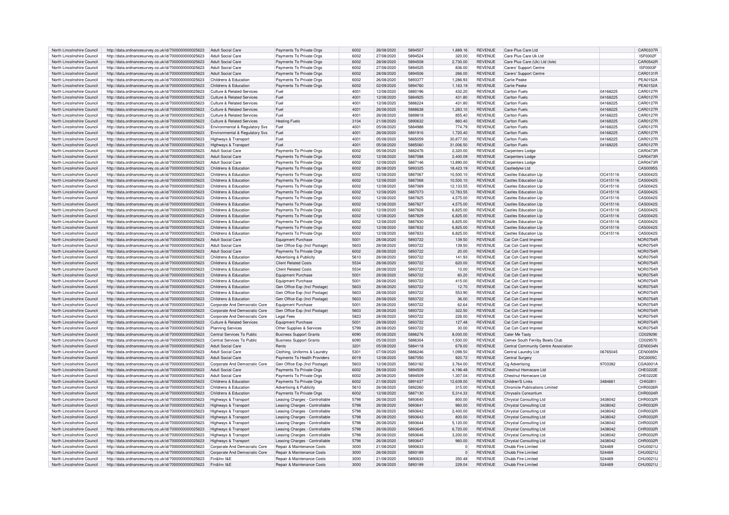| | | | | | | | | | | | |
|---|---|---|---|---|---|---|---|---|---|---|---|
| North Lincolnshire Council | http://data.ordnancesurvey.co.uk/id/7000000000025623 | Adult Social Care | Payments To Private Orgs | 6002 | 28/08/2020 | 5894507 | 1,889.16 | REVENUE | Care Plus Care Ltd | | CAR0337R |
| North Lincolnshire Council | http://data.ordnancesurvey.co.uk/id/7000000000025623 | Adult Social Care | Payments To Private Orgs | 6002 | 27/08/2020 | 5894524 | 320.00 | REVENUE | Care Plus Care Uk Ltd | | ISF0002F |
| North Lincolnshire Council | http://data.ordnancesurvey.co.uk/id/7000000000025623 | Adult Social Care | Payments To Private Orgs | 6002 | 28/08/2020 | 5894508 | 2,730.00 | REVENUE | Care Plus Care (Uk) Ltd (Isle) | | CAR0542R |
| North Lincolnshire Council | http://data.ordnancesurvey.co.uk/id/7000000000025623 | Adult Social Care | Payments To Private Orgs | 6002 | 27/08/2020 | 5894525 | 836.00 | REVENUE | Carers' Support Centre | | ISF0003F |
| North Lincolnshire Council | http://data.ordnancesurvey.co.uk/id/7000000000025623 | Adult Social Care | Payments To Private Orgs | 6002 | 28/08/2020 | 5894506 | 266.00 | REVENUE | Carers' Support Centre | | CAR0131R |
| North Lincolnshire Council | http://data.ordnancesurvey.co.uk/id/7000000000025623 | Childrens & Education | Payments To Private Orgs | 6002 | 26/08/2020 | 5893377 | 1,286.93 | REVENUE | Carlie Peake | | PEA0152A |
| North Lincolnshire Council | http://data.ordnancesurvey.co.uk/id/7000000000025623 | Childrens & Education | Payments To Private Orgs | 6002 | 02/09/2020 | 5894760 | 1,163.19 | REVENUE | Carlie Peake | | PEA0152A |
| North Lincolnshire Council | http://data.ordnancesurvey.co.uk/id/7000000000025623 | Culture & Related Services | Fuel | 4001 | 12/08/2020 | 5880196 | 432.20 | REVENUE | Carlton Fuels | 04168225 | CAR0127R |
| North Lincolnshire Council | http://data.ordnancesurvey.co.uk/id/7000000000025623 | Culture & Related Services | Fuel | 4001 | 12/08/2020 | 5884925 | 431.80 | REVENUE | Carlton Fuels | 04168225 | CAR0127R |
| North Lincolnshire Council | http://data.ordnancesurvey.co.uk/id/7000000000025623 | Culture & Related Services | Fuel | 4001 | 12/08/2020 | 5886224 | 431.80 | REVENUE | Carlton Fuels | 04168225 | CAR0127R |
| North Lincolnshire Council | http://data.ordnancesurvey.co.uk/id/7000000000025623 | Culture & Related Services | Fuel | 4001 | 26/08/2020 | 5888638 | 1,283.10 | REVENUE | Carlton Fuels | 04168225 | CAR0127R |
| North Lincolnshire Council | http://data.ordnancesurvey.co.uk/id/7000000000025623 | Culture & Related Services | Fuel | 4001 | 26/08/2020 | 5889818 | 855.40 | REVENUE | Carlton Fuels | 04168225 | CAR0127R |
| North Lincolnshire Council | http://data.ordnancesurvey.co.uk/id/7000000000025623 | Culture & Related Services | Heating Fuels | 3104 | 21/08/2020 | 5890632 | 860.40 | REVENUE | Carlton Fuels | 04168225 | CAR0127R |
| North Lincolnshire Council | http://data.ordnancesurvey.co.uk/id/7000000000025623 | Environmental & Regulatory Svs | Fuel | 4001 | 05/08/2020 | 5884988 | 774.79 | REVENUE | Carlton Fuels | 04168225 | CAR0127R |
| North Lincolnshire Council | http://data.ordnancesurvey.co.uk/id/7000000000025623 | Environmental & Regulatory Svs | Fuel | 4001 | 26/08/2020 | 5891916 | 1,720.40 | REVENUE | Carlton Fuels | 04168225 | CAR0127R |
| North Lincolnshire Council | http://data.ordnancesurvey.co.uk/id/7000000000025623 | Highways & Transport | Fuel | 4001 | 05/08/2020 | 5885059 | 30,877.00 | REVENUE | Carlton Fuels | 04168225 | CAR0127R |
| North Lincolnshire Council | http://data.ordnancesurvey.co.uk/id/7000000000025623 | Highways & Transport | Fuel | 4001 | 05/08/2020 | 5885060 | 31,006.50 | REVENUE | Carlton Fuels | 04168225 | CAR0127R |
| North Lincolnshire Council | http://data.ordnancesurvey.co.uk/id/7000000000025623 | Adult Social Care | Payments To Private Orgs | 6002 | 05/08/2020 | 5882476 | 2,320.00 | REVENUE | Carpenters Lodge | | CAR0473R |
| North Lincolnshire Council | http://data.ordnancesurvey.co.uk/id/7000000000025623 | Adult Social Care | Payments To Private Orgs | 6002 | 12/08/2020 | 5887088 | 2,400.09 | REVENUE | Carpenters Lodge | | CAR0473R |
| North Lincolnshire Council | http://data.ordnancesurvey.co.uk/id/7000000000025623 | Adult Social Care | Payments To Private Orgs | 6002 | 12/08/2020 | 5887146 | 13,890.00 | REVENUE | Carpenters Lodge | | CAR0473R |
| North Lincolnshire Council | http://data.ordnancesurvey.co.uk/id/7000000000025623 | Childrens & Education | Payments To Private Orgs | 6002 | 26/08/2020 | 5893325 | 18,423.19 | REVENUE | Castledyke Ltd | | CAS0095S |
| North Lincolnshire Council | http://data.ordnancesurvey.co.uk/id/7000000000025623 | Childrens & Education | Payments To Private Orgs | 6002 | 12/08/2020 | 5887067 | 10,500.10 | REVENUE | Castles Education Llp | OC415116 | CAS0042S |
| North Lincolnshire Council | http://data.ordnancesurvey.co.uk/id/7000000000025623 | Childrens & Education | Payments To Private Orgs | 6002 | 12/08/2020 | 5887068 | 10,500.10 | REVENUE | Castles Education Llp | OC415116 | CAS0042S |
| North Lincolnshire Council | http://data.ordnancesurvey.co.uk/id/7000000000025623 | Childrens & Education | Payments To Private Orgs | 6002 | 12/08/2020 | 5887069 | 12,133.55 | REVENUE | Castles Education Llp | OC415116 | CAS0042S |
| North Lincolnshire Council | http://data.ordnancesurvey.co.uk/id/7000000000025623 | Childrens & Education | Payments To Private Orgs | 6002 | 12/08/2020 | 5887073 | 12,783.55 | REVENUE | Castles Education Llp | OC415116 | CAS0042S |
| North Lincolnshire Council | http://data.ordnancesurvey.co.uk/id/7000000000025623 | Childrens & Education | Payments To Private Orgs | 6002 | 12/08/2020 | 5887825 | 4,575.00 | REVENUE | Castles Education Llp | OC415116 | CAS0042S |
| North Lincolnshire Council | http://data.ordnancesurvey.co.uk/id/7000000000025623 | Childrens & Education | Payments To Private Orgs | 6002 | 12/08/2020 | 5887827 | 4,575.00 | REVENUE | Castles Education Llp | OC415116 | CAS0042S |
| North Lincolnshire Council | http://data.ordnancesurvey.co.uk/id/7000000000025623 | Childrens & Education | Payments To Private Orgs | 6002 | 12/08/2020 | 5887828 | 6,825.00 | REVENUE | Castles Education Llp | OC415116 | CAS0042S |
| North Lincolnshire Council | http://data.ordnancesurvey.co.uk/id/7000000000025623 | Childrens & Education | Payments To Private Orgs | 6002 | 12/08/2020 | 5887829 | 6,825.00 | REVENUE | Castles Education Llp | OC415116 | CAS0042S |
| North Lincolnshire Council | http://data.ordnancesurvey.co.uk/id/7000000000025623 | Childrens & Education | Payments To Private Orgs | 6002 | 12/08/2020 | 5887830 | 6,825.00 | REVENUE | Castles Education Llp | OC415116 | CAS0042S |
| North Lincolnshire Council | http://data.ordnancesurvey.co.uk/id/7000000000025623 | Childrens & Education | Payments To Private Orgs | 6002 | 12/08/2020 | 5887832 | 6,825.00 | REVENUE | Castles Education Llp | OC415116 | CAS0042S |
| North Lincolnshire Council | http://data.ordnancesurvey.co.uk/id/7000000000025623 | Childrens & Education | Payments To Private Orgs | 6002 | 12/08/2020 | 5887833 | 6,825.00 | REVENUE | Castles Education Llp | OC415116 | CAS0042S |
| North Lincolnshire Council | http://data.ordnancesurvey.co.uk/id/7000000000025623 | Adult Social Care | Equipment Purchase | 5001 | 28/08/2020 | 5893722 | 139.50 | REVENUE | Cat Csh Card Imprest | | NOR0754R |
| North Lincolnshire Council | http://data.ordnancesurvey.co.uk/id/7000000000025623 | Adult Social Care | Gen Office Exp (Incl Postage) | 5603 | 28/08/2020 | 5893722 | 139.50 | REVENUE | Cat Csh Card Imprest | | NOR0754R |
| North Lincolnshire Council | http://data.ordnancesurvey.co.uk/id/7000000000025623 | Adult Social Care | Payments To Private Orgs | 6002 | 28/08/2020 | 5893722 | 20.00 | REVENUE | Cat Csh Card Imprest | | NOR0754R |
| North Lincolnshire Council | http://data.ordnancesurvey.co.uk/id/7000000000025623 | Childrens & Education | Advertising & Publicity | 5610 | 28/08/2020 | 5893722 | 141.93 | REVENUE | Cat Csh Card Imprest | | NOR0754R |
| North Lincolnshire Council | http://data.ordnancesurvey.co.uk/id/7000000000025623 | Childrens & Education | Client Related Costs | 5534 | 28/08/2020 | 5893722 | 620.00 | REVENUE | Cat Csh Card Imprest | | NOR0754R |
| North Lincolnshire Council | http://data.ordnancesurvey.co.uk/id/7000000000025623 | Childrens & Education | Client Related Costs | 5534 | 28/08/2020 | 5893722 | 10.00 | REVENUE | Cat Csh Card Imprest | | NOR0754R |
| North Lincolnshire Council | http://data.ordnancesurvey.co.uk/id/7000000000025623 | Childrens & Education | Equipment Purchase | 5001 | 28/08/2020 | 5893722 | 60.20 | REVENUE | Cat Csh Card Imprest | | NOR0754R |
| North Lincolnshire Council | http://data.ordnancesurvey.co.uk/id/7000000000025623 | Childrens & Education | Equipment Purchase | 5001 | 28/08/2020 | 5893722 | 415.00 | REVENUE | Cat Csh Card Imprest | | NOR0754R |
| North Lincolnshire Council | http://data.ordnancesurvey.co.uk/id/7000000000025623 | Childrens & Education | Gen Office Exp (Incl Postage) | 5603 | 28/08/2020 | 5893722 | 12.70 | REVENUE | Cat Csh Card Imprest | | NOR0754R |
| North Lincolnshire Council | http://data.ordnancesurvey.co.uk/id/7000000000025623 | Childrens & Education | Gen Office Exp (Incl Postage) | 5603 | 28/08/2020 | 5893722 | 553.90 | REVENUE | Cat Csh Card Imprest | | NOR0754R |
| North Lincolnshire Council | http://data.ordnancesurvey.co.uk/id/7000000000025623 | Childrens & Education | Gen Office Exp (Incl Postage) | 5603 | 28/08/2020 | 5893722 | 36.00 | REVENUE | Cat Csh Card Imprest | | NOR0754R |
| North Lincolnshire Council | http://data.ordnancesurvey.co.uk/id/7000000000025623 | Corporate And Democratic Core | Equipment Purchase | 5001 | 28/08/2020 | 5893722 | 62.64 | REVENUE | Cat Csh Card Imprest | | NOR0754R |
| North Lincolnshire Council | http://data.ordnancesurvey.co.uk/id/7000000000025623 | Corporate And Democratic Core | Gen Office Exp (Incl Postage) | 5603 | 28/08/2020 | 5893722 | 322.50 | REVENUE | Cat Csh Card Imprest | | NOR0754R |
| North Lincolnshire Council | http://data.ordnancesurvey.co.uk/id/7000000000025623 | Corporate And Democratic Core | Legal Fees | 5823 | 28/08/2020 | 5893722 | 226.00 | REVENUE | Cat Csh Card Imprest | | NOR0754R |
| North Lincolnshire Council | http://data.ordnancesurvey.co.uk/id/7000000000025623 | Culture & Related Services | Equipment Purchase | 5001 | 28/08/2020 | 5893722 | 127.48 | REVENUE | Cat Csh Card Imprest | | NOR0754R |
| North Lincolnshire Council | http://data.ordnancesurvey.co.uk/id/7000000000025623 | Planning Services | Other Supplies & Services | 5799 | 28/08/2020 | 5893722 | 30.00 | REVENUE | Cat Csh Card Imprest | | NOR0754R |
| North Lincolnshire Council | http://data.ordnancesurvey.co.uk/id/7000000000025623 | Central Services To Public | Business Support Grants | 6090 | 05/08/2020 | 5886276 | 8,000.00 | REVENUE | Cater Me Tasty | | CD029290 |
| North Lincolnshire Council | http://data.ordnancesurvey.co.uk/id/7000000000025623 | Central Services To Public | Business Support Grants | 6090 | 05/08/2020 | 5886304 | 1,500.00 | REVENUE | Cemex South Ferriby Bowls Club | | CD029570 |
| North Lincolnshire Council | http://data.ordnancesurvey.co.uk/id/7000000000025623 | Adult Social Care | Rents | 3201 | 05/08/2020 | 5884118 | 678.00 | REVENUE | Central Community Centre Association | | CEN0034N |
| North Lincolnshire Council | http://data.ordnancesurvey.co.uk/id/7000000000025623 | Adult Social Care | Clothing, Uniforms & Laundry | 5301 | 07/08/2020 | 5886246 | 1,098.50 | REVENUE | Central Laundry Ltd | 06765045 | CEN0085N |
| North Lincolnshire Council | http://data.ordnancesurvey.co.uk/id/7000000000025623 | Adult Social Care | Payments To Health Providers | 6019 | 12/08/2020 | 5887050 | 920.72 | REVENUE | Central Surgery | | DIC0005C |
| North Lincolnshire Council | http://data.ordnancesurvey.co.uk/id/7000000000025623 | Corporate And Democratic Core | Gen Office Exp (Incl Postage) | 5603 | 12/08/2020 | 5883182 | 3,764.00 | REVENUE | Cg Advertising | 9703382 | CGA0001A |
| North Lincolnshire Council | http://data.ordnancesurvey.co.uk/id/7000000000025623 | Adult Social Care | Payments To Private Orgs | 6002 | 28/08/2020 | 5894509 | 4,198.48 | REVENUE | Chestnut Homecare Ltd | | CHE0222E |
| North Lincolnshire Council | http://data.ordnancesurvey.co.uk/id/7000000000025623 | Adult Social Care | Payments To Private Orgs | 6002 | 28/08/2020 | 5894509 | 1,307.04 | REVENUE | Chestnut Homecare Ltd | | CHE0222E |
| North Lincolnshire Council | http://data.ordnancesurvey.co.uk/id/7000000000025623 | Childrens & Education | Payments To Private Orgs | 6002 | 21/08/2020 | 5891637 | 12,639.00 | REVENUE | Children'S Links | 3484661 | CHI0281I |
| North Lincolnshire Council | http://data.ordnancesurvey.co.uk/id/7000000000025623 | Childrens & Education | Advertising & Publicity | 5610 | 26/08/2020 | 5892260 | 315.00 | REVENUE | Chronicle Publications Limited | | CHR0026R |
| North Lincolnshire Council | http://data.ordnancesurvey.co.uk/id/7000000000025623 | Childrens & Education | Payments To Private Orgs | 6002 | 12/08/2020 | 5887130 | 5,314.33 | REVENUE | Chrysalis Consortium | | CHR0024R |
| North Lincolnshire Council | http://data.ordnancesurvey.co.uk/id/7000000000025623 | Highways & Transport | Leasing Charges - Controllable | 5798 | 26/08/2020 | 5893640 | 800.00 | REVENUE | Chrystal Consulting Ltd | 3438042 | CHR0032R |
| North Lincolnshire Council | http://data.ordnancesurvey.co.uk/id/7000000000025623 | Highways & Transport | Leasing Charges - Controllable | 5798 | 26/08/2020 | 5893641 | 960.00 | REVENUE | Chrystal Consulting Ltd | 3438042 | CHR0032R |
| North Lincolnshire Council | http://data.ordnancesurvey.co.uk/id/7000000000025623 | Highways & Transport | Leasing Charges - Controllable | 5798 | 26/08/2020 | 5893642 | 2,400.00 | REVENUE | Chrystal Consulting Ltd | 3438042 | CHR0032R |
| North Lincolnshire Council | http://data.ordnancesurvey.co.uk/id/7000000000025623 | Highways & Transport | Leasing Charges - Controllable | 5798 | 26/08/2020 | 5893643 | 800.00 | REVENUE | Chrystal Consulting Ltd | 3438042 | CHR0032R |
| North Lincolnshire Council | http://data.ordnancesurvey.co.uk/id/7000000000025623 | Highways & Transport | Leasing Charges - Controllable | 5798 | 26/08/2020 | 5893644 | 5,120.00 | REVENUE | Chrystal Consulting Ltd | 3438042 | CHR0032R |
| North Lincolnshire Council | http://data.ordnancesurvey.co.uk/id/7000000000025623 | Highways & Transport | Leasing Charges - Controllable | 5798 | 26/08/2020 | 5893645 | 6,720.00 | REVENUE | Chrystal Consulting Ltd | 3438042 | CHR0032R |
| North Lincolnshire Council | http://data.ordnancesurvey.co.uk/id/7000000000025623 | Highways & Transport | Leasing Charges - Controllable | 5798 | 26/08/2020 | 5893646 | 3,200.00 | REVENUE | Chrystal Consulting Ltd | 3438042 | CHR0032R |
| North Lincolnshire Council | http://data.ordnancesurvey.co.uk/id/7000000000025623 | Highways & Transport | Leasing Charges - Controllable | 5798 | 26/08/2020 | 5893647 | 960.00 | REVENUE | Chrystal Consulting Ltd | 3438042 | CHR0032R |
| North Lincolnshire Council | http://data.ordnancesurvey.co.uk/id/7000000000025623 | Corporate And Democratic Core | Repair & Maintenance Costs | 3000 | 21/08/2020 | 5890633 | 0 | REVENUE | Chubb Fire Limited | 524469 | CHU0021U |
| North Lincolnshire Council | http://data.ordnancesurvey.co.uk/id/7000000000025623 | Corporate And Democratic Core | Repair & Maintenance Costs | 3000 | 26/08/2020 | 5893189 | 0 | REVENUE | Chubb Fire Limited | 524469 | CHU0021U |
| North Lincolnshire Council | http://data.ordnancesurvey.co.uk/id/7000000000025623 | Fin&Inv I&E | Repair & Maintenance Costs | 3000 | 21/08/2020 | 5890633 | 350.48 | REVENUE | Chubb Fire Limited | 524469 | CHU0021U |
| North Lincolnshire Council | http://data.ordnancesurvey.co.uk/id/7000000000025623 | Fin&Inv I&E | Repair & Maintenance Costs | 3000 | 26/08/2020 | 5893189 | 229.04 | REVENUE | Chubb Fire Limited | 524469 | CHU0021U |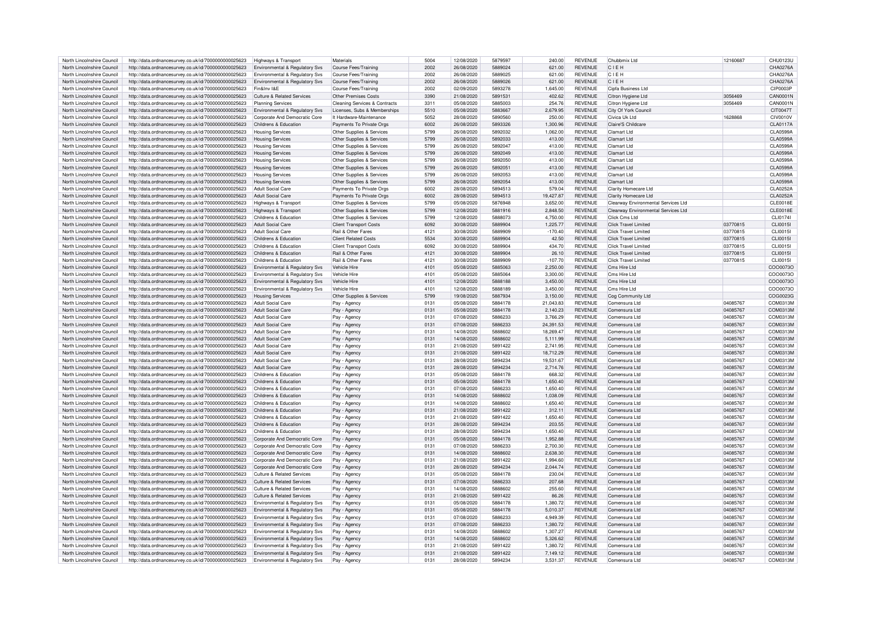| North Lincolnshire Council | http://data.ordnancesurvey.co.uk/id/7000000000025623 | Highways & Transport | Materials | 5004 | 12/08/2020 | 5879597 | 240.00 | REVENUE | Chubbmix Ltd | 12160687 | CHU0123U |
|---|---|---|---|---|---|---|---|---|---|---|---|
| North Lincolnshire Council | http://data.ordnancesurvey.co.uk/id/7000000000025623 | Environmental & Regulatory Svs | Course Fees/Training | 2002 | 26/08/2020 | 5889024 | 621.00 | REVENUE | C I E H | | CHA0276A |
| North Lincolnshire Council | http://data.ordnancesurvey.co.uk/id/7000000000025623 | Environmental & Regulatory Svs | Course Fees/Training | 2002 | 26/08/2020 | 5889025 | 621.00 | REVENUE | C I E H | | CHA0276A |
| North Lincolnshire Council | http://data.ordnancesurvey.co.uk/id/7000000000025623 | Environmental & Regulatory Svs | Course Fees/Training | 2002 | 26/08/2020 | 5889026 | 621.00 | REVENUE | C I E H | | CHA0276A |
| North Lincolnshire Council | http://data.ordnancesurvey.co.uk/id/7000000000025623 | Fin&Inv I&E | Course Fees/Training | 2002 | 02/09/2020 | 5893278 | 1,645.00 | REVENUE | Cipfa Business Ltd | | CIP0003P |
| North Lincolnshire Council | http://data.ordnancesurvey.co.uk/id/7000000000025623 | Culture & Related Services | Other Premises Costs | 3390 | 21/08/2020 | 5891531 | 402.62 | REVENUE | Citron Hygiene Ltd | 3056469 | CAN0001N |
| North Lincolnshire Council | http://data.ordnancesurvey.co.uk/id/7000000000025623 | Planning Services | Cleaning Services & Contracts | 3311 | 05/08/2020 | 5885003 | 254.76 | REVENUE | Citron Hygiene Ltd | 3056469 | CAN0001N |
| North Lincolnshire Council | http://data.ordnancesurvey.co.uk/id/7000000000025623 | Environmental & Regulatory Svs | Licenses, Subs & Memberships | 5510 | 05/08/2020 | 5883667 | 2,679.95 | REVENUE | City Of York Council | | CIT0047T |
| North Lincolnshire Council | http://data.ordnancesurvey.co.uk/id/7000000000025623 | Corporate And Democratic Core | It Hardware-Maintenance | 5052 | 28/08/2020 | 5890560 | 250.00 | REVENUE | Civica Uk Ltd | 1628868 | CIV0010V |
| North Lincolnshire Council | http://data.ordnancesurvey.co.uk/id/7000000000025623 | Childrens & Education | Payments To Private Orgs | 6002 | 26/08/2020 | 5893326 | 1,300.96 | REVENUE | Claire'S Childcare | | CLA0117A |
| North Lincolnshire Council | http://data.ordnancesurvey.co.uk/id/7000000000025623 | Housing Services | Other Supplies & Services | 5799 | 26/08/2020 | 5892032 | 1,062.00 | REVENUE | Clamart Ltd | | CLA0599A |
| North Lincolnshire Council | http://data.ordnancesurvey.co.uk/id/7000000000025623 | Housing Services | Other Supplies & Services | 5799 | 26/08/2020 | 5892033 | 413.00 | REVENUE | Clamart Ltd | | CLA0599A |
| North Lincolnshire Council | http://data.ordnancesurvey.co.uk/id/7000000000025623 | Housing Services | Other Supplies & Services | 5799 | 26/08/2020 | 5892047 | 413.00 | REVENUE | Clamart Ltd | | CLA0599A |
| North Lincolnshire Council | http://data.ordnancesurvey.co.uk/id/7000000000025623 | Housing Services | Other Supplies & Services | 5799 | 26/08/2020 | 5892049 | 413.00 | REVENUE | Clamart Ltd | | CLA0599A |
| North Lincolnshire Council | http://data.ordnancesurvey.co.uk/id/7000000000025623 | Housing Services | Other Supplies & Services | 5799 | 26/08/2020 | 5892050 | 413.00 | REVENUE | Clamart Ltd | | CLA0599A |
| North Lincolnshire Council | http://data.ordnancesurvey.co.uk/id/7000000000025623 | Housing Services | Other Supplies & Services | 5799 | 26/08/2020 | 5892051 | 413.00 | REVENUE | Clamart Ltd | | CLA0599A |
| North Lincolnshire Council | http://data.ordnancesurvey.co.uk/id/7000000000025623 | Housing Services | Other Supplies & Services | 5799 | 26/08/2020 | 5892053 | 413.00 | REVENUE | Clamart Ltd | | CLA0599A |
| North Lincolnshire Council | http://data.ordnancesurvey.co.uk/id/7000000000025623 | Housing Services | Other Supplies & Services | 5799 | 26/08/2020 | 5892054 | 413.00 | REVENUE | Clamart Ltd | | CLA0599A |
| North Lincolnshire Council | http://data.ordnancesurvey.co.uk/id/7000000000025623 | Adult Social Care | Payments To Private Orgs | 6002 | 28/08/2020 | 5894513 | 579.04 | REVENUE | Clarity Homecare Ltd | | CLA0252A |
| North Lincolnshire Council | http://data.ordnancesurvey.co.uk/id/7000000000025623 | Adult Social Care | Payments To Private Orgs | 6002 | 28/08/2020 | 5894513 | 19,427.87 | REVENUE | Clarity Homecare Ltd | | CLA0252A |
| North Lincolnshire Council | http://data.ordnancesurvey.co.uk/id/7000000000025623 | Highways & Transport | Other Supplies & Services | 5799 | 05/08/2020 | 5876948 | 3,652.00 | REVENUE | Clearway Environmental Services Ltd | | CLE0018E |
| North Lincolnshire Council | http://data.ordnancesurvey.co.uk/id/7000000000025623 | Highways & Transport | Other Supplies & Services | 5799 | 12/08/2020 | 5881916 | 2,848.50 | REVENUE | Clearway Environmental Services Ltd | | CLE0018E |
| North Lincolnshire Council | http://data.ordnancesurvey.co.uk/id/7000000000025623 | Childrens & Education | Other Supplies & Services | 5799 | 12/08/2020 | 5888073 | 4,750.00 | REVENUE | Click Cms Ltd | | CLI0174I |
| North Lincolnshire Council | http://data.ordnancesurvey.co.uk/id/7000000000025623 | Adult Social Care | Client Transport Costs | 6092 | 30/08/2020 | 5889904 | 1,225.77 | REVENUE | Click Travel Limited | 03770815 | CLI0015I |
| North Lincolnshire Council | http://data.ordnancesurvey.co.uk/id/7000000000025623 | Adult Social Care | Rail & Other Fares | 4121 | 30/08/2020 | 5889909 | -170.40 | REVENUE | Click Travel Limited | 03770815 | CLI0015I |
| North Lincolnshire Council | http://data.ordnancesurvey.co.uk/id/7000000000025623 | Childrens & Education | Client Related Costs | 5534 | 30/08/2020 | 5889904 | 42.50 | REVENUE | Click Travel Limited | 03770815 | CLI0015I |
| North Lincolnshire Council | http://data.ordnancesurvey.co.uk/id/7000000000025623 | Childrens & Education | Client Transport Costs | 6092 | 30/08/2020 | 5889904 | 434.70 | REVENUE | Click Travel Limited | 03770815 | CLI0015I |
| North Lincolnshire Council | http://data.ordnancesurvey.co.uk/id/7000000000025623 | Childrens & Education | Rail & Other Fares | 4121 | 30/08/2020 | 5889904 | 26.10 | REVENUE | Click Travel Limited | 03770815 | CLI0015I |
| North Lincolnshire Council | http://data.ordnancesurvey.co.uk/id/7000000000025623 | Childrens & Education | Rail & Other Fares | 4121 | 30/08/2020 | 5889909 | -107.70 | REVENUE | Click Travel Limited | 03770815 | CLI0015I |
| North Lincolnshire Council | http://data.ordnancesurvey.co.uk/id/7000000000025623 | Environmental & Regulatory Svs | Vehicle Hire | 4101 | 05/08/2020 | 5885063 | 2,250.00 | REVENUE | Cms Hire Ltd | | COO0073O |
| North Lincolnshire Council | http://data.ordnancesurvey.co.uk/id/7000000000025623 | Environmental & Regulatory Svs | Vehicle Hire | 4101 | 05/08/2020 | 5885064 | 3,300.00 | REVENUE | Cms Hire Ltd | | COO0073O |
| North Lincolnshire Council | http://data.ordnancesurvey.co.uk/id/7000000000025623 | Environmental & Regulatory Svs | Vehicle Hire | 4101 | 12/08/2020 | 5888188 | 3,450.00 | REVENUE | Cms Hire Ltd | | COO0073O |
| North Lincolnshire Council | http://data.ordnancesurvey.co.uk/id/7000000000025623 | Environmental & Regulatory Svs | Vehicle Hire | 4101 | 12/08/2020 | 5888189 | 3,450.00 | REVENUE | Cms Hire Ltd | | COO0073O |
| North Lincolnshire Council | http://data.ordnancesurvey.co.uk/id/7000000000025623 | Housing Services | Other Supplies & Services | 5799 | 19/08/2020 | 5887934 | 3,150.00 | REVENUE | Cog Community Ltd | | COG0023G |
| North Lincolnshire Council | http://data.ordnancesurvey.co.uk/id/7000000000025623 | Adult Social Care | Pay - Agency | 0131 | 05/08/2020 | 5884178 | 21,043.83 | REVENUE | Comensura Ltd | 04085767 | COM0313M |
| North Lincolnshire Council | http://data.ordnancesurvey.co.uk/id/7000000000025623 | Adult Social Care | Pay - Agency | 0131 | 05/08/2020 | 5884178 | 2,140.23 | REVENUE | Comensura Ltd | 04085767 | COM0313M |
| North Lincolnshire Council | http://data.ordnancesurvey.co.uk/id/7000000000025623 | Adult Social Care | Pay - Agency | 0131 | 07/08/2020 | 5886233 | 3,766.29 | REVENUE | Comensura Ltd | 04085767 | COM0313M |
| North Lincolnshire Council | http://data.ordnancesurvey.co.uk/id/7000000000025623 | Adult Social Care | Pay - Agency | 0131 | 07/08/2020 | 5886233 | 24,391.53 | REVENUE | Comensura Ltd | 04085767 | COM0313M |
| North Lincolnshire Council | http://data.ordnancesurvey.co.uk/id/7000000000025623 | Adult Social Care | Pay - Agency | 0131 | 14/08/2020 | 5888602 | 18,269.47 | REVENUE | Comensura Ltd | 04085767 | COM0313M |
| North Lincolnshire Council | http://data.ordnancesurvey.co.uk/id/7000000000025623 | Adult Social Care | Pay - Agency | 0131 | 14/08/2020 | 5888602 | 5,111.99 | REVENUE | Comensura Ltd | 04085767 | COM0313M |
| North Lincolnshire Council | http://data.ordnancesurvey.co.uk/id/7000000000025623 | Adult Social Care | Pay - Agency | 0131 | 21/08/2020 | 5891422 | 2,741.95 | REVENUE | Comensura Ltd | 04085767 | COM0313M |
| North Lincolnshire Council | http://data.ordnancesurvey.co.uk/id/7000000000025623 | Adult Social Care | Pay - Agency | 0131 | 21/08/2020 | 5891422 | 18,712.29 | REVENUE | Comensura Ltd | 04085767 | COM0313M |
| North Lincolnshire Council | http://data.ordnancesurvey.co.uk/id/7000000000025623 | Adult Social Care | Pay - Agency | 0131 | 28/08/2020 | 5894234 | 19,531.67 | REVENUE | Comensura Ltd | 04085767 | COM0313M |
| North Lincolnshire Council | http://data.ordnancesurvey.co.uk/id/7000000000025623 | Adult Social Care | Pay - Agency | 0131 | 28/08/2020 | 5894234 | 2,714.76 | REVENUE | Comensura Ltd | 04085767 | COM0313M |
| North Lincolnshire Council | http://data.ordnancesurvey.co.uk/id/7000000000025623 | Childrens & Education | Pay - Agency | 0131 | 05/08/2020 | 5884178 | 668.32 | REVENUE | Comensura Ltd | 04085767 | COM0313M |
| North Lincolnshire Council | http://data.ordnancesurvey.co.uk/id/7000000000025623 | Childrens & Education | Pay - Agency | 0131 | 05/08/2020 | 5884178 | 1,650.40 | REVENUE | Comensura Ltd | 04085767 | COM0313M |
| North Lincolnshire Council | http://data.ordnancesurvey.co.uk/id/7000000000025623 | Childrens & Education | Pay - Agency | 0131 | 07/08/2020 | 5886233 | 1,650.40 | REVENUE | Comensura Ltd | 04085767 | COM0313M |
| North Lincolnshire Council | http://data.ordnancesurvey.co.uk/id/7000000000025623 | Childrens & Education | Pay - Agency | 0131 | 14/08/2020 | 5888602 | 1,038.09 | REVENUE | Comensura Ltd | 04085767 | COM0313M |
| North Lincolnshire Council | http://data.ordnancesurvey.co.uk/id/7000000000025623 | Childrens & Education | Pay - Agency | 0131 | 14/08/2020 | 5888602 | 1,650.40 | REVENUE | Comensura Ltd | 04085767 | COM0313M |
| North Lincolnshire Council | http://data.ordnancesurvey.co.uk/id/7000000000025623 | Childrens & Education | Pay - Agency | 0131 | 21/08/2020 | 5891422 | 312.11 | REVENUE | Comensura Ltd | 04085767 | COM0313M |
| North Lincolnshire Council | http://data.ordnancesurvey.co.uk/id/7000000000025623 | Childrens & Education | Pay - Agency | 0131 | 21/08/2020 | 5891422 | 1,650.40 | REVENUE | Comensura Ltd | 04085767 | COM0313M |
| North Lincolnshire Council | http://data.ordnancesurvey.co.uk/id/7000000000025623 | Childrens & Education | Pay - Agency | 0131 | 28/08/2020 | 5894234 | 203.55 | REVENUE | Comensura Ltd | 04085767 | COM0313M |
| North Lincolnshire Council | http://data.ordnancesurvey.co.uk/id/7000000000025623 | Childrens & Education | Pay - Agency | 0131 | 28/08/2020 | 5894234 | 1,650.40 | REVENUE | Comensura Ltd | 04085767 | COM0313M |
| North Lincolnshire Council | http://data.ordnancesurvey.co.uk/id/7000000000025623 | Corporate And Democratic Core | Pay - Agency | 0131 | 05/08/2020 | 5884178 | 1,952.88 | REVENUE | Comensura Ltd | 04085767 | COM0313M |
| North Lincolnshire Council | http://data.ordnancesurvey.co.uk/id/7000000000025623 | Corporate And Democratic Core | Pay - Agency | 0131 | 07/08/2020 | 5886233 | 2,700.30 | REVENUE | Comensura Ltd | 04085767 | COM0313M |
| North Lincolnshire Council | http://data.ordnancesurvey.co.uk/id/7000000000025623 | Corporate And Democratic Core | Pay - Agency | 0131 | 14/08/2020 | 5888602 | 2,638.30 | REVENUE | Comensura Ltd | 04085767 | COM0313M |
| North Lincolnshire Council | http://data.ordnancesurvey.co.uk/id/7000000000025623 | Corporate And Democratic Core | Pay - Agency | 0131 | 21/08/2020 | 5891422 | 1,994.60 | REVENUE | Comensura Ltd | 04085767 | COM0313M |
| North Lincolnshire Council | http://data.ordnancesurvey.co.uk/id/7000000000025623 | Corporate And Democratic Core | Pay - Agency | 0131 | 28/08/2020 | 5894234 | 2,044.74 | REVENUE | Comensura Ltd | 04085767 | COM0313M |
| North Lincolnshire Council | http://data.ordnancesurvey.co.uk/id/7000000000025623 | Culture & Related Services | Pay - Agency | 0131 | 05/08/2020 | 5884178 | 230.04 | REVENUE | Comensura Ltd | 04085767 | COM0313M |
| North Lincolnshire Council | http://data.ordnancesurvey.co.uk/id/7000000000025623 | Culture & Related Services | Pay - Agency | 0131 | 07/08/2020 | 5886233 | 207.68 | REVENUE | Comensura Ltd | 04085767 | COM0313M |
| North Lincolnshire Council | http://data.ordnancesurvey.co.uk/id/7000000000025623 | Culture & Related Services | Pay - Agency | 0131 | 14/08/2020 | 5888602 | 255.60 | REVENUE | Comensura Ltd | 04085767 | COM0313M |
| North Lincolnshire Council | http://data.ordnancesurvey.co.uk/id/7000000000025623 | Culture & Related Services | Pay - Agency | 0131 | 21/08/2020 | 5891422 | 86.26 | REVENUE | Comensura Ltd | 04085767 | COM0313M |
| North Lincolnshire Council | http://data.ordnancesurvey.co.uk/id/7000000000025623 | Environmental & Regulatory Svs | Pay - Agency | 0131 | 05/08/2020 | 5884178 | 1,380.72 | REVENUE | Comensura Ltd | 04085767 | COM0313M |
| North Lincolnshire Council | http://data.ordnancesurvey.co.uk/id/7000000000025623 | Environmental & Regulatory Svs | Pay - Agency | 0131 | 05/08/2020 | 5884178 | 5,010.37 | REVENUE | Comensura Ltd | 04085767 | COM0313M |
| North Lincolnshire Council | http://data.ordnancesurvey.co.uk/id/7000000000025623 | Environmental & Regulatory Svs | Pay - Agency | 0131 | 07/08/2020 | 5886233 | 4,949.39 | REVENUE | Comensura Ltd | 04085767 | COM0313M |
| North Lincolnshire Council | http://data.ordnancesurvey.co.uk/id/7000000000025623 | Environmental & Regulatory Svs | Pay - Agency | 0131 | 07/08/2020 | 5886233 | 1,380.72 | REVENUE | Comensura Ltd | 04085767 | COM0313M |
| North Lincolnshire Council | http://data.ordnancesurvey.co.uk/id/7000000000025623 | Environmental & Regulatory Svs | Pay - Agency | 0131 | 14/08/2020 | 5888602 | 1,307.27 | REVENUE | Comensura Ltd | 04085767 | COM0313M |
| North Lincolnshire Council | http://data.ordnancesurvey.co.uk/id/7000000000025623 | Environmental & Regulatory Svs | Pay - Agency | 0131 | 14/08/2020 | 5888602 | 5,326.62 | REVENUE | Comensura Ltd | 04085767 | COM0313M |
| North Lincolnshire Council | http://data.ordnancesurvey.co.uk/id/7000000000025623 | Environmental & Regulatory Svs | Pay - Agency | 0131 | 21/08/2020 | 5891422 | 1,380.72 | REVENUE | Comensura Ltd | 04085767 | COM0313M |
| North Lincolnshire Council | http://data.ordnancesurvey.co.uk/id/7000000000025623 | Environmental & Regulatory Svs | Pay - Agency | 0131 | 21/08/2020 | 5891422 | 7,149.12 | REVENUE | Comensura Ltd | 04085767 | COM0313M |
| North Lincolnshire Council | http://data.ordnancesurvey.co.uk/id/7000000000025623 | Environmental & Regulatory Svs | Pay - Agency | 0131 | 28/08/2020 | 5894234 | 3,531.37 | REVENUE | Comensura Ltd | 04085767 | COM0313M |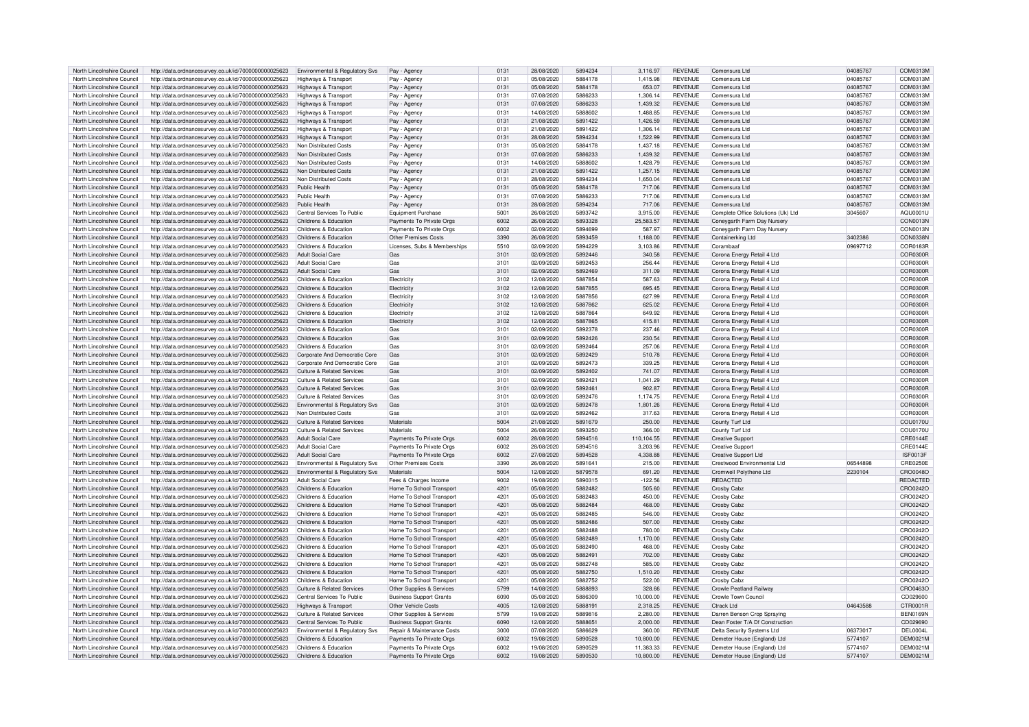| North Lincolnshire Council | http://data.ordnancesurvey.co.uk/id/7000000000025623 | Environmental & Regulatory Svs | Pay - Agency | 0131 | 28/08/2020 | 5894234 | 3,116.97 | REVENUE | Comensura Ltd | 04085767 | COM0313M |
|---|---|---|---|---|---|---|---|---|---|---|---|
| North Lincolnshire Council | http://data.ordnancesurvey.co.uk/id/7000000000025623 | Highways & Transport | Pay - Agency | 0131 | 05/08/2020 | 5884178 | 1,415.98 | REVENUE | Comensura Ltd | 04085767 | COM0313M |
| North Lincolnshire Council | http://data.ordnancesurvey.co.uk/id/7000000000025623 | Highways & Transport | Pay - Agency | 0131 | 05/08/2020 | 5884178 | 653.07 | REVENUE | Comensura Ltd | 04085767 | COM0313M |
| North Lincolnshire Council | http://data.ordnancesurvey.co.uk/id/7000000000025623 | Highways & Transport | Pay - Agency | 0131 | 07/08/2020 | 5886233 | 1,306.14 | REVENUE | Comensura Ltd | 04085767 | COM0313M |
| North Lincolnshire Council | http://data.ordnancesurvey.co.uk/id/7000000000025623 | Highways & Transport | Pay - Agency | 0131 | 07/08/2020 | 5886233 | 1,439.32 | REVENUE | Comensura Ltd | 04085767 | COM0313M |
| North Lincolnshire Council | http://data.ordnancesurvey.co.uk/id/7000000000025623 | Highways & Transport | Pay - Agency | 0131 | 14/08/2020 | 5888602 | 1,488.85 | REVENUE | Comensura Ltd | 04085767 | COM0313M |
| North Lincolnshire Council | http://data.ordnancesurvey.co.uk/id/7000000000025623 | Highways & Transport | Pay - Agency | 0131 | 21/08/2020 | 5891422 | 1,426.59 | REVENUE | Comensura Ltd | 04085767 | COM0313M |
| North Lincolnshire Council | http://data.ordnancesurvey.co.uk/id/7000000000025623 | Highways & Transport | Pay - Agency | 0131 | 21/08/2020 | 5891422 | 1,306.14 | REVENUE | Comensura Ltd | 04085767 | COM0313M |
| North Lincolnshire Council | http://data.ordnancesurvey.co.uk/id/7000000000025623 | Highways & Transport | Pay - Agency | 0131 | 28/08/2020 | 5894234 | 1,522.99 | REVENUE | Comensura Ltd | 04085767 | COM0313M |
| North Lincolnshire Council | http://data.ordnancesurvey.co.uk/id/7000000000025623 | Non Distributed Costs | Pay - Agency | 0131 | 05/08/2020 | 5884178 | 1,437.18 | REVENUE | Comensura Ltd | 04085767 | COM0313M |
| North Lincolnshire Council | http://data.ordnancesurvey.co.uk/id/7000000000025623 | Non Distributed Costs | Pay - Agency | 0131 | 07/08/2020 | 5886233 | 1,439.32 | REVENUE | Comensura Ltd | 04085767 | COM0313M |
| North Lincolnshire Council | http://data.ordnancesurvey.co.uk/id/7000000000025623 | Non Distributed Costs | Pay - Agency | 0131 | 14/08/2020 | 5888602 | 1,428.79 | REVENUE | Comensura Ltd | 04085767 | COM0313M |
| North Lincolnshire Council | http://data.ordnancesurvey.co.uk/id/7000000000025623 | Non Distributed Costs | Pay - Agency | 0131 | 21/08/2020 | 5891422 | 1,257.15 | REVENUE | Comensura Ltd | 04085767 | COM0313M |
| North Lincolnshire Council | http://data.ordnancesurvey.co.uk/id/7000000000025623 | Non Distributed Costs | Pay - Agency | 0131 | 28/08/2020 | 5894234 | 1,650.04 | REVENUE | Comensura Ltd | 04085767 | COM0313M |
| North Lincolnshire Council | http://data.ordnancesurvey.co.uk/id/7000000000025623 | Public Health | Pay - Agency | 0131 | 05/08/2020 | 5884178 | 717.06 | REVENUE | Comensura Ltd | 04085767 | COM0313M |
| North Lincolnshire Council | http://data.ordnancesurvey.co.uk/id/7000000000025623 | Public Health | Pay - Agency | 0131 | 07/08/2020 | 5886233 | 717.06 | REVENUE | Comensura Ltd | 04085767 | COM0313M |
| North Lincolnshire Council | http://data.ordnancesurvey.co.uk/id/7000000000025623 | Public Health | Pay - Agency | 0131 | 28/08/2020 | 5894234 | 717.06 | REVENUE | Comensura Ltd | 04085767 | COM0313M |
| North Lincolnshire Council | http://data.ordnancesurvey.co.uk/id/7000000000025623 | Central Services To Public | Equipment Purchase | 5001 | 26/08/2020 | 5893742 | 3,915.00 | REVENUE | Complete Office Solutions (Uk) Ltd | 3045607 | AQU0001U |
| North Lincolnshire Council | http://data.ordnancesurvey.co.uk/id/7000000000025623 | Childrens & Education | Payments To Private Orgs | 6002 | 26/08/2020 | 5893328 | 25,583.57 | REVENUE | Coneygarth Farm Day Nursery | | CON0013N |
| North Lincolnshire Council | http://data.ordnancesurvey.co.uk/id/7000000000025623 | Childrens & Education | Payments To Private Orgs | 6002 | 02/09/2020 | 5894699 | 587.97 | REVENUE | Coneygarth Farm Day Nursery | | CON0013N |
| North Lincolnshire Council | http://data.ordnancesurvey.co.uk/id/7000000000025623 | Childrens & Education | Other Premises Costs | 3390 | 26/08/2020 | 5893459 | 1,188.00 | REVENUE | Containerking Ltd | 3402386 | CON0338N |
| North Lincolnshire Council | http://data.ordnancesurvey.co.uk/id/7000000000025623 | Childrens & Education | Licenses, Subs & Memberships | 5510 | 02/09/2020 | 5894229 | 3,103.86 | REVENUE | Corambaaf | 09697712 | COR0183R |
| North Lincolnshire Council | http://data.ordnancesurvey.co.uk/id/7000000000025623 | Adult Social Care | Gas | 3101 | 02/09/2020 | 5892446 | 340.58 | REVENUE | Corona Energy Retail 4 Ltd | | COR0300R |
| North Lincolnshire Council | http://data.ordnancesurvey.co.uk/id/7000000000025623 | Adult Social Care | Gas | 3101 | 02/09/2020 | 5892453 | 256.44 | REVENUE | Corona Energy Retail 4 Ltd | | COR0300R |
| North Lincolnshire Council | http://data.ordnancesurvey.co.uk/id/7000000000025623 | Adult Social Care | Gas | 3101 | 02/09/2020 | 5892469 | 311.09 | REVENUE | Corona Energy Retail 4 Ltd | | COR0300R |
| North Lincolnshire Council | http://data.ordnancesurvey.co.uk/id/7000000000025623 | Childrens & Education | Electricity | 3102 | 12/08/2020 | 5887854 | 587.63 | REVENUE | Corona Energy Retail 4 Ltd | | COR0300R |
| North Lincolnshire Council | http://data.ordnancesurvey.co.uk/id/7000000000025623 | Childrens & Education | Electricity | 3102 | 12/08/2020 | 5887855 | 695.45 | REVENUE | Corona Energy Retail 4 Ltd | | COR0300R |
| North Lincolnshire Council | http://data.ordnancesurvey.co.uk/id/7000000000025623 | Childrens & Education | Electricity | 3102 | 12/08/2020 | 5887856 | 627.99 | REVENUE | Corona Energy Retail 4 Ltd | | COR0300R |
| North Lincolnshire Council | http://data.ordnancesurvey.co.uk/id/7000000000025623 | Childrens & Education | Electricity | 3102 | 12/08/2020 | 5887862 | 625.02 | REVENUE | Corona Energy Retail 4 Ltd | | COR0300R |
| North Lincolnshire Council | http://data.ordnancesurvey.co.uk/id/7000000000025623 | Childrens & Education | Electricity | 3102 | 12/08/2020 | 5887864 | 649.92 | REVENUE | Corona Energy Retail 4 Ltd | | COR0300R |
| North Lincolnshire Council | http://data.ordnancesurvey.co.uk/id/7000000000025623 | Childrens & Education | Electricity | 3102 | 12/08/2020 | 5887865 | 415.81 | REVENUE | Corona Energy Retail 4 Ltd | | COR0300R |
| North Lincolnshire Council | http://data.ordnancesurvey.co.uk/id/7000000000025623 | Childrens & Education | Gas | 3101 | 02/09/2020 | 5892378 | 237.46 | REVENUE | Corona Energy Retail 4 Ltd | | COR0300R |
| North Lincolnshire Council | http://data.ordnancesurvey.co.uk/id/7000000000025623 | Childrens & Education | Gas | 3101 | 02/09/2020 | 5892426 | 230.54 | REVENUE | Corona Energy Retail 4 Ltd | | COR0300R |
| North Lincolnshire Council | http://data.ordnancesurvey.co.uk/id/7000000000025623 | Childrens & Education | Gas | 3101 | 02/09/2020 | 5892464 | 257.06 | REVENUE | Corona Energy Retail 4 Ltd | | COR0300R |
| North Lincolnshire Council | http://data.ordnancesurvey.co.uk/id/7000000000025623 | Corporate And Democratic Core | Gas | 3101 | 02/09/2020 | 5892429 | 510.78 | REVENUE | Corona Energy Retail 4 Ltd | | COR0300R |
| North Lincolnshire Council | http://data.ordnancesurvey.co.uk/id/7000000000025623 | Corporate And Democratic Core | Gas | 3101 | 02/09/2020 | 5892473 | 339.25 | REVENUE | Corona Energy Retail 4 Ltd | | COR0300R |
| North Lincolnshire Council | http://data.ordnancesurvey.co.uk/id/7000000000025623 | Culture & Related Services | Gas | 3101 | 02/09/2020 | 5892402 | 741.07 | REVENUE | Corona Energy Retail 4 Ltd | | COR0300R |
| North Lincolnshire Council | http://data.ordnancesurvey.co.uk/id/7000000000025623 | Culture & Related Services | Gas | 3101 | 02/09/2020 | 5892421 | 1,041.29 | REVENUE | Corona Energy Retail 4 Ltd | | COR0300R |
| North Lincolnshire Council | http://data.ordnancesurvey.co.uk/id/7000000000025623 | Culture & Related Services | Gas | 3101 | 02/09/2020 | 5892461 | 902.87 | REVENUE | Corona Energy Retail 4 Ltd | | COR0300R |
| North Lincolnshire Council | http://data.ordnancesurvey.co.uk/id/7000000000025623 | Culture & Related Services | Gas | 3101 | 02/09/2020 | 5892476 | 1,174.75 | REVENUE | Corona Energy Retail 4 Ltd | | COR0300R |
| North Lincolnshire Council | http://data.ordnancesurvey.co.uk/id/7000000000025623 | Environmental & Regulatory Svs | Gas | 3101 | 02/09/2020 | 5892478 | 1,801.26 | REVENUE | Corona Energy Retail 4 Ltd | | COR0300R |
| North Lincolnshire Council | http://data.ordnancesurvey.co.uk/id/7000000000025623 | Non Distributed Costs | Gas | 3101 | 02/09/2020 | 5892462 | 317.63 | REVENUE | Corona Energy Retail 4 Ltd | | COR0300R |
| North Lincolnshire Council | http://data.ordnancesurvey.co.uk/id/7000000000025623 | Culture & Related Services | Materials | 5004 | 21/08/2020 | 5891679 | 250.00 | REVENUE | County Turf Ltd | | COU0170U |
| North Lincolnshire Council | http://data.ordnancesurvey.co.uk/id/7000000000025623 | Culture & Related Services | Materials | 5004 | 26/08/2020 | 5893250 | 366.00 | REVENUE | County Turf Ltd | | COU0170U |
| North Lincolnshire Council | http://data.ordnancesurvey.co.uk/id/7000000000025623 | Adult Social Care | Payments To Private Orgs | 6002 | 28/08/2020 | 5894516 | 110,104.55 | REVENUE | Creative Support | | CRE0144E |
| North Lincolnshire Council | http://data.ordnancesurvey.co.uk/id/7000000000025623 | Adult Social Care | Payments To Private Orgs | 6002 | 28/08/2020 | 5894516 | 3,203.96 | REVENUE | Creative Support | | CRE0144E |
| North Lincolnshire Council | http://data.ordnancesurvey.co.uk/id/7000000000025623 | Adult Social Care | Payments To Private Orgs | 6002 | 27/08/2020 | 5894528 | 4,338.88 | REVENUE | Creative Support Ltd | | ISF0013F |
| North Lincolnshire Council | http://data.ordnancesurvey.co.uk/id/7000000000025623 | Environmental & Regulatory Svs | Other Premises Costs | 3390 | 26/08/2020 | 5891641 | 215.00 | REVENUE | Crestwood Environmental Ltd | 06544898 | CRE0250E |
| North Lincolnshire Council | http://data.ordnancesurvey.co.uk/id/7000000000025623 | Environmental & Regulatory Svs | Materials | 5004 | 12/08/2020 | 5879578 | 691.20 | REVENUE | Cromwell Polythene Ltd | 2230104 | CRO0048O |
| North Lincolnshire Council | http://data.ordnancesurvey.co.uk/id/7000000000025623 | Adult Social Care | Fees & Charges Income | 9002 | 19/08/2020 | 5890315 | -122.56 | REVENUE | REDACTED | | REDACTED |
| North Lincolnshire Council | http://data.ordnancesurvey.co.uk/id/7000000000025623 | Childrens & Education | Home To School Transport | 4201 | 05/08/2020 | 5882482 | 505.60 | REVENUE | Crosby Cabz | | CRO0242O |
| North Lincolnshire Council | http://data.ordnancesurvey.co.uk/id/7000000000025623 | Childrens & Education | Home To School Transport | 4201 | 05/08/2020 | 5882483 | 450.00 | REVENUE | Crosby Cabz | | CRO0242O |
| North Lincolnshire Council | http://data.ordnancesurvey.co.uk/id/7000000000025623 | Childrens & Education | Home To School Transport | 4201 | 05/08/2020 | 5882484 | 468.00 | REVENUE | Crosby Cabz | | CRO0242O |
| North Lincolnshire Council | http://data.ordnancesurvey.co.uk/id/7000000000025623 | Childrens & Education | Home To School Transport | 4201 | 05/08/2020 | 5882485 | 546.00 | REVENUE | Crosby Cabz | | CRO0242O |
| North Lincolnshire Council | http://data.ordnancesurvey.co.uk/id/7000000000025623 | Childrens & Education | Home To School Transport | 4201 | 05/08/2020 | 5882486 | 507.00 | REVENUE | Crosby Cabz | | CRO0242O |
| North Lincolnshire Council | http://data.ordnancesurvey.co.uk/id/7000000000025623 | Childrens & Education | Home To School Transport | 4201 | 05/08/2020 | 5882488 | 780.00 | REVENUE | Crosby Cabz | | CRO0242O |
| North Lincolnshire Council | http://data.ordnancesurvey.co.uk/id/7000000000025623 | Childrens & Education | Home To School Transport | 4201 | 05/08/2020 | 5882489 | 1,170.00 | REVENUE | Crosby Cabz | | CRO0242O |
| North Lincolnshire Council | http://data.ordnancesurvey.co.uk/id/7000000000025623 | Childrens & Education | Home To School Transport | 4201 | 05/08/2020 | 5882490 | 468.00 | REVENUE | Crosby Cabz | | CRO0242O |
| North Lincolnshire Council | http://data.ordnancesurvey.co.uk/id/7000000000025623 | Childrens & Education | Home To School Transport | 4201 | 05/08/2020 | 5882491 | 702.00 | REVENUE | Crosby Cabz | | CRO0242O |
| North Lincolnshire Council | http://data.ordnancesurvey.co.uk/id/7000000000025623 | Childrens & Education | Home To School Transport | 4201 | 05/08/2020 | 5882748 | 585.00 | REVENUE | Crosby Cabz | | CRO0242O |
| North Lincolnshire Council | http://data.ordnancesurvey.co.uk/id/7000000000025623 | Childrens & Education | Home To School Transport | 4201 | 05/08/2020 | 5882750 | 1,510.20 | REVENUE | Crosby Cabz | | CRO0242O |
| North Lincolnshire Council | http://data.ordnancesurvey.co.uk/id/7000000000025623 | Childrens & Education | Home To School Transport | 4201 | 05/08/2020 | 5882752 | 522.00 | REVENUE | Crosby Cabz | | CRO0242O |
| North Lincolnshire Council | http://data.ordnancesurvey.co.uk/id/7000000000025623 | Culture & Related Services | Other Supplies & Services | 5799 | 14/08/2020 | 5888893 | 328.66 | REVENUE | Crowle Peatland Railway | | CRO0463O |
| North Lincolnshire Council | http://data.ordnancesurvey.co.uk/id/7000000000025623 | Central Services To Public | Business Support Grants | 6090 | 05/08/2020 | 5886309 | 10,000.00 | REVENUE | Crowle Town Council | | CD029600 |
| North Lincolnshire Council | http://data.ordnancesurvey.co.uk/id/7000000000025623 | Highways & Transport | Other Vehicle Costs | 4005 | 12/08/2020 | 5888191 | 2,318.25 | REVENUE | Ctrack Ltd | 04643588 | CTR0001R |
| North Lincolnshire Council | http://data.ordnancesurvey.co.uk/id/7000000000025623 | Culture & Related Services | Other Supplies & Services | 5799 | 19/08/2020 | 5889816 | 2,280.00 | REVENUE | Darren Benson Crop Spraying | | BEN0169N |
| North Lincolnshire Council | http://data.ordnancesurvey.co.uk/id/7000000000025623 | Central Services To Public | Business Support Grants | 6090 | 12/08/2020 | 5888651 | 2,000.00 | REVENUE | Dean Foster T/A Df Construction | | CD029690 |
| North Lincolnshire Council | http://data.ordnancesurvey.co.uk/id/7000000000025623 | Environmental & Regulatory Svs | Repair & Maintenance Costs | 3000 | 07/08/2020 | 5886629 | 360.00 | REVENUE | Delta Security Systems Ltd | 06373017 | DEL0004L |
| North Lincolnshire Council | http://data.ordnancesurvey.co.uk/id/7000000000025623 | Childrens & Education | Payments To Private Orgs | 6002 | 19/08/2020 | 5890528 | 10,800.00 | REVENUE | Demeter House (England) Ltd | 5774107 | DEM0021M |
| North Lincolnshire Council | http://data.ordnancesurvey.co.uk/id/7000000000025623 | Childrens & Education | Payments To Private Orgs | 6002 | 19/08/2020 | 5890529 | 11,383.33 | REVENUE | Demeter House (England) Ltd | 5774107 | DEM0021M |
| North Lincolnshire Council | http://data.ordnancesurvey.co.uk/id/7000000000025623 | Childrens & Education | Payments To Private Orgs | 6002 | 19/08/2020 | 5890530 | 10,800.00 | REVENUE | Demeter House (England) Ltd | 5774107 | DEM0021M |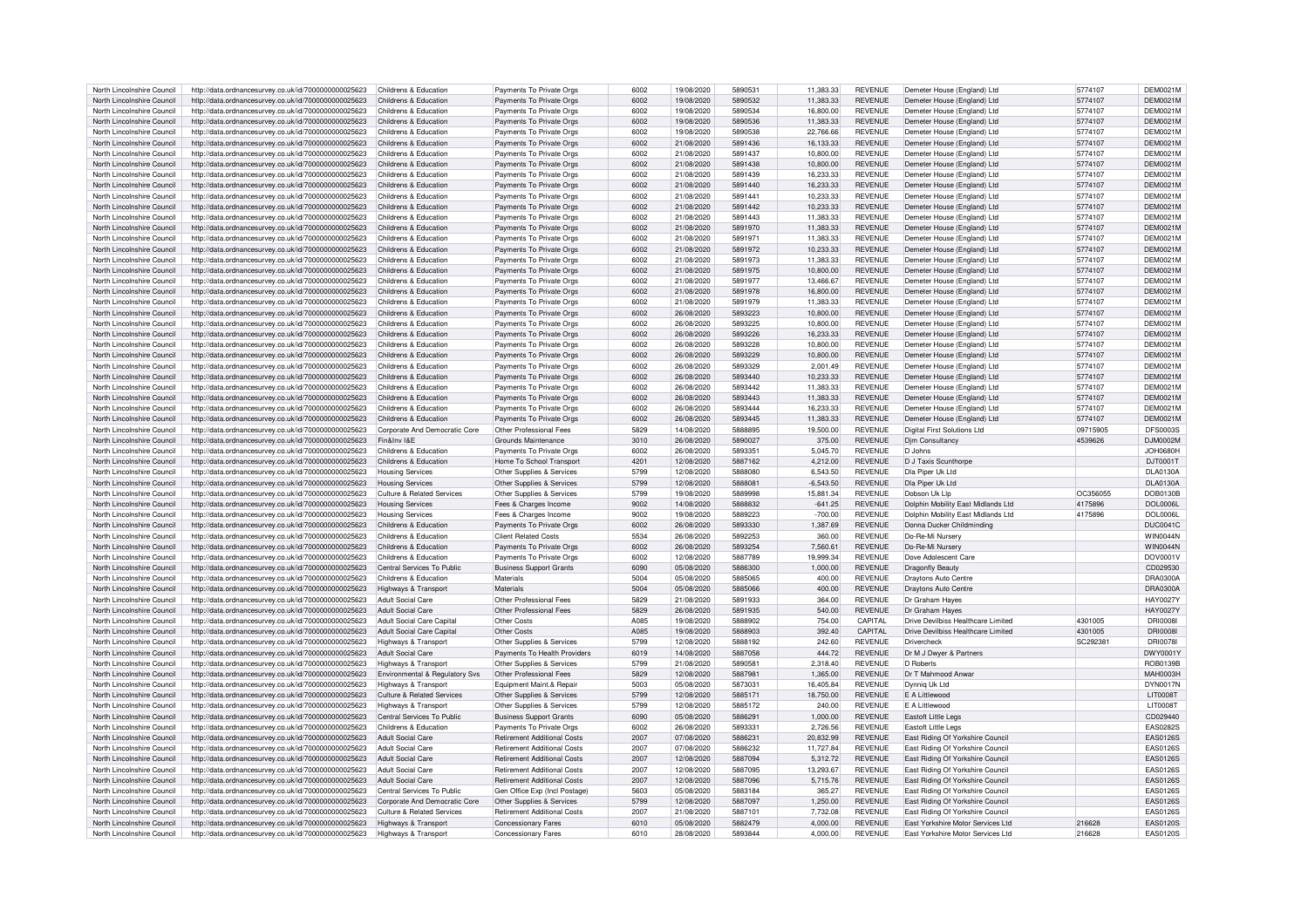| North Lincolnshire Council | http://data.ordnancesurvey.co.uk/id/7000000000025623 | Childrens & Education | Payments To Private Orgs | 6002 | 19/08/2020 | 5890531 | 11,383.33 | REVENUE | Demeter House (England) Ltd | 5774107 | DEM0021M |
|---|---|---|---|---|---|---|---|---|---|---|---|
| North Lincolnshire Council | http://data.ordnancesurvey.co.uk/id/7000000000025623 | Childrens & Education | Payments To Private Orgs | 6002 | 19/08/2020 | 5890532 | 11,383.33 | REVENUE | Demeter House (England) Ltd | 5774107 | DEM0021M |
| North Lincolnshire Council | http://data.ordnancesurvey.co.uk/id/7000000000025623 | Childrens & Education | Payments To Private Orgs | 6002 | 19/08/2020 | 5890534 | 16,800.00 | REVENUE | Demeter House (England) Ltd | 5774107 | DEM0021M |
| North Lincolnshire Council | http://data.ordnancesurvey.co.uk/id/7000000000025623 | Childrens & Education | Payments To Private Orgs | 6002 | 19/08/2020 | 5890536 | 11,383.33 | REVENUE | Demeter House (England) Ltd | 5774107 | DEM0021M |
| North Lincolnshire Council | http://data.ordnancesurvey.co.uk/id/7000000000025623 | Childrens & Education | Payments To Private Orgs | 6002 | 19/08/2020 | 5890538 | 22,766.66 | REVENUE | Demeter House (England) Ltd | 5774107 | DEM0021M |
| North Lincolnshire Council | http://data.ordnancesurvey.co.uk/id/7000000000025623 | Childrens & Education | Payments To Private Orgs | 6002 | 21/08/2020 | 5891436 | 16,133.33 | REVENUE | Demeter House (England) Ltd | 5774107 | DEM0021M |
| North Lincolnshire Council | http://data.ordnancesurvey.co.uk/id/7000000000025623 | Childrens & Education | Payments To Private Orgs | 6002 | 21/08/2020 | 5891437 | 10,800.00 | REVENUE | Demeter House (England) Ltd | 5774107 | DEM0021M |
| North Lincolnshire Council | http://data.ordnancesurvey.co.uk/id/7000000000025623 | Childrens & Education | Payments To Private Orgs | 6002 | 21/08/2020 | 5891438 | 10,800.00 | REVENUE | Demeter House (England) Ltd | 5774107 | DEM0021M |
| North Lincolnshire Council | http://data.ordnancesurvey.co.uk/id/7000000000025623 | Childrens & Education | Payments To Private Orgs | 6002 | 21/08/2020 | 5891439 | 16,233.33 | REVENUE | Demeter House (England) Ltd | 5774107 | DEM0021M |
| North Lincolnshire Council | http://data.ordnancesurvey.co.uk/id/7000000000025623 | Childrens & Education | Payments To Private Orgs | 6002 | 21/08/2020 | 5891440 | 16,233.33 | REVENUE | Demeter House (England) Ltd | 5774107 | DEM0021M |
| North Lincolnshire Council | http://data.ordnancesurvey.co.uk/id/7000000000025623 | Childrens & Education | Payments To Private Orgs | 6002 | 21/08/2020 | 5891441 | 10,233.33 | REVENUE | Demeter House (England) Ltd | 5774107 | DEM0021M |
| North Lincolnshire Council | http://data.ordnancesurvey.co.uk/id/7000000000025623 | Childrens & Education | Payments To Private Orgs | 6002 | 21/08/2020 | 5891442 | 10,233.33 | REVENUE | Demeter House (England) Ltd | 5774107 | DEM0021M |
| North Lincolnshire Council | http://data.ordnancesurvey.co.uk/id/7000000000025623 | Childrens & Education | Payments To Private Orgs | 6002 | 21/08/2020 | 5891443 | 11,383.33 | REVENUE | Demeter House (England) Ltd | 5774107 | DEM0021M |
| North Lincolnshire Council | http://data.ordnancesurvey.co.uk/id/7000000000025623 | Childrens & Education | Payments To Private Orgs | 6002 | 21/08/2020 | 5891970 | 11,383.33 | REVENUE | Demeter House (England) Ltd | 5774107 | DEM0021M |
| North Lincolnshire Council | http://data.ordnancesurvey.co.uk/id/7000000000025623 | Childrens & Education | Payments To Private Orgs | 6002 | 21/08/2020 | 5891971 | 11,383.33 | REVENUE | Demeter House (England) Ltd | 5774107 | DEM0021M |
| North Lincolnshire Council | http://data.ordnancesurvey.co.uk/id/7000000000025623 | Childrens & Education | Payments To Private Orgs | 6002 | 21/08/2020 | 5891972 | 10,233.33 | REVENUE | Demeter House (England) Ltd | 5774107 | DEM0021M |
| North Lincolnshire Council | http://data.ordnancesurvey.co.uk/id/7000000000025623 | Childrens & Education | Payments To Private Orgs | 6002 | 21/08/2020 | 5891973 | 11,383.33 | REVENUE | Demeter House (England) Ltd | 5774107 | DEM0021M |
| North Lincolnshire Council | http://data.ordnancesurvey.co.uk/id/7000000000025623 | Childrens & Education | Payments To Private Orgs | 6002 | 21/08/2020 | 5891975 | 10,800.00 | REVENUE | Demeter House (England) Ltd | 5774107 | DEM0021M |
| North Lincolnshire Council | http://data.ordnancesurvey.co.uk/id/7000000000025623 | Childrens & Education | Payments To Private Orgs | 6002 | 21/08/2020 | 5891977 | 13,466.67 | REVENUE | Demeter House (England) Ltd | 5774107 | DEM0021M |
| North Lincolnshire Council | http://data.ordnancesurvey.co.uk/id/7000000000025623 | Childrens & Education | Payments To Private Orgs | 6002 | 21/08/2020 | 5891978 | 16,800.00 | REVENUE | Demeter House (England) Ltd | 5774107 | DEM0021M |
| North Lincolnshire Council | http://data.ordnancesurvey.co.uk/id/7000000000025623 | Childrens & Education | Payments To Private Orgs | 6002 | 21/08/2020 | 5891979 | 11,383.33 | REVENUE | Demeter House (England) Ltd | 5774107 | DEM0021M |
| North Lincolnshire Council | http://data.ordnancesurvey.co.uk/id/7000000000025623 | Childrens & Education | Payments To Private Orgs | 6002 | 26/08/2020 | 5893223 | 10,800.00 | REVENUE | Demeter House (England) Ltd | 5774107 | DEM0021M |
| North Lincolnshire Council | http://data.ordnancesurvey.co.uk/id/7000000000025623 | Childrens & Education | Payments To Private Orgs | 6002 | 26/08/2020 | 5893225 | 10,800.00 | REVENUE | Demeter House (England) Ltd | 5774107 | DEM0021M |
| North Lincolnshire Council | http://data.ordnancesurvey.co.uk/id/7000000000025623 | Childrens & Education | Payments To Private Orgs | 6002 | 26/08/2020 | 5893226 | 16,233.33 | REVENUE | Demeter House (England) Ltd | 5774107 | DEM0021M |
| North Lincolnshire Council | http://data.ordnancesurvey.co.uk/id/7000000000025623 | Childrens & Education | Payments To Private Orgs | 6002 | 26/08/2020 | 5893228 | 10,800.00 | REVENUE | Demeter House (England) Ltd | 5774107 | DEM0021M |
| North Lincolnshire Council | http://data.ordnancesurvey.co.uk/id/7000000000025623 | Childrens & Education | Payments To Private Orgs | 6002 | 26/08/2020 | 5893229 | 10,800.00 | REVENUE | Demeter House (England) Ltd | 5774107 | DEM0021M |
| North Lincolnshire Council | http://data.ordnancesurvey.co.uk/id/7000000000025623 | Childrens & Education | Payments To Private Orgs | 6002 | 26/08/2020 | 5893329 | 2,001.49 | REVENUE | Demeter House (England) Ltd | 5774107 | DEM0021M |
| North Lincolnshire Council | http://data.ordnancesurvey.co.uk/id/7000000000025623 | Childrens & Education | Payments To Private Orgs | 6002 | 26/08/2020 | 5893440 | 10,233.33 | REVENUE | Demeter House (England) Ltd | 5774107 | DEM0021M |
| North Lincolnshire Council | http://data.ordnancesurvey.co.uk/id/7000000000025623 | Childrens & Education | Payments To Private Orgs | 6002 | 26/08/2020 | 5893442 | 11,383.33 | REVENUE | Demeter House (England) Ltd | 5774107 | DEM0021M |
| North Lincolnshire Council | http://data.ordnancesurvey.co.uk/id/7000000000025623 | Childrens & Education | Payments To Private Orgs | 6002 | 26/08/2020 | 5893443 | 11,383.33 | REVENUE | Demeter House (England) Ltd | 5774107 | DEM0021M |
| North Lincolnshire Council | http://data.ordnancesurvey.co.uk/id/7000000000025623 | Childrens & Education | Payments To Private Orgs | 6002 | 26/08/2020 | 5893444 | 16,233.33 | REVENUE | Demeter House (England) Ltd | 5774107 | DEM0021M |
| North Lincolnshire Council | http://data.ordnancesurvey.co.uk/id/7000000000025623 | Childrens & Education | Payments To Private Orgs | 6002 | 26/08/2020 | 5893445 | 11,383.33 | REVENUE | Demeter House (England) Ltd | 5774107 | DEM0021M |
| North Lincolnshire Council | http://data.ordnancesurvey.co.uk/id/7000000000025623 | Corporate And Democratic Core | Other Professional Fees | 5829 | 14/08/2020 | 5888895 | 19,500.00 | REVENUE | Digital First Solutions Ltd | 09715905 | DFS0003S |
| North Lincolnshire Council | http://data.ordnancesurvey.co.uk/id/7000000000025623 | Fin&Inv I&E | Grounds Maintenance | 3010 | 26/08/2020 | 5890027 | 375.00 | REVENUE | Djm Consultancy | 4539626 | DJM0002M |
| North Lincolnshire Council | http://data.ordnancesurvey.co.uk/id/7000000000025623 | Childrens & Education | Payments To Private Orgs | 6002 | 26/08/2020 | 5893351 | 5,045.70 | REVENUE | D Johns | | JOH0680H |
| North Lincolnshire Council | http://data.ordnancesurvey.co.uk/id/7000000000025623 | Childrens & Education | Home To School Transport | 4201 | 12/08/2020 | 5887162 | 4,212.00 | REVENUE | D J Taxis Scunthorpe | | DJT0001T |
| North Lincolnshire Council | http://data.ordnancesurvey.co.uk/id/7000000000025623 | Housing Services | Other Supplies & Services | 5799 | 12/08/2020 | 5888080 | 6,543.50 | REVENUE | Dla Piper Uk Ltd | | DLA0130A |
| North Lincolnshire Council | http://data.ordnancesurvey.co.uk/id/7000000000025623 | Housing Services | Other Supplies & Services | 5799 | 12/08/2020 | 5888081 | -6,543.50 | REVENUE | Dla Piper Uk Ltd | | DLA0130A |
| North Lincolnshire Council | http://data.ordnancesurvey.co.uk/id/7000000000025623 | Culture & Related Services | Other Supplies & Services | 5799 | 19/08/2020 | 5889998 | 15,881.34 | REVENUE | Dobson Uk Llp | OC356055 | DOB0130B |
| North Lincolnshire Council | http://data.ordnancesurvey.co.uk/id/7000000000025623 | Housing Services | Fees & Charges Income | 9002 | 14/08/2020 | 5888832 | -641.25 | REVENUE | Dolphin Mobility East Midlands Ltd | 4175896 | DOL0006L |
| North Lincolnshire Council | http://data.ordnancesurvey.co.uk/id/7000000000025623 | Housing Services | Fees & Charges Income | 9002 | 19/08/2020 | 5889223 | -700.00 | REVENUE | Dolphin Mobility East Midlands Ltd | 4175896 | DOL0006L |
| North Lincolnshire Council | http://data.ordnancesurvey.co.uk/id/7000000000025623 | Childrens & Education | Payments To Private Orgs | 6002 | 26/08/2020 | 5893330 | 1,387.69 | REVENUE | Donna Ducker Childminding | | DUC0041C |
| North Lincolnshire Council | http://data.ordnancesurvey.co.uk/id/7000000000025623 | Childrens & Education | Client Related Costs | 5534 | 26/08/2020 | 5892253 | 360.00 | REVENUE | Do-Re-Mi Nursery | | WIN0044N |
| North Lincolnshire Council | http://data.ordnancesurvey.co.uk/id/7000000000025623 | Childrens & Education | Payments To Private Orgs | 6002 | 26/08/2020 | 5893254 | 7,560.61 | REVENUE | Do-Re-Mi Nursery | | WIN0044N |
| North Lincolnshire Council | http://data.ordnancesurvey.co.uk/id/7000000000025623 | Childrens & Education | Payments To Private Orgs | 6002 | 12/08/2020 | 5887789 | 19,999.34 | REVENUE | Dove Adolescent Care | | DOV0001V |
| North Lincolnshire Council | http://data.ordnancesurvey.co.uk/id/7000000000025623 | Central Services To Public | Business Support Grants | 6090 | 05/08/2020 | 5886300 | 1,000.00 | REVENUE | Dragonfly Beauty | | CD029530 |
| North Lincolnshire Council | http://data.ordnancesurvey.co.uk/id/7000000000025623 | Childrens & Education | Materials | 5004 | 05/08/2020 | 5885065 | 400.00 | REVENUE | Draytons Auto Centre | | DRA0300A |
| North Lincolnshire Council | http://data.ordnancesurvey.co.uk/id/7000000000025623 | Highways & Transport | Materials | 5004 | 05/08/2020 | 5885066 | 400.00 | REVENUE | Draytons Auto Centre | | DRA0300A |
| North Lincolnshire Council | http://data.ordnancesurvey.co.uk/id/7000000000025623 | Adult Social Care | Other Professional Fees | 5829 | 21/08/2020 | 5891933 | 364.00 | REVENUE | Dr Graham Hayes | | HAY0027Y |
| North Lincolnshire Council | http://data.ordnancesurvey.co.uk/id/7000000000025623 | Adult Social Care | Other Professional Fees | 5829 | 26/08/2020 | 5891935 | 540.00 | REVENUE | Dr Graham Hayes | | HAY0027Y |
| North Lincolnshire Council | http://data.ordnancesurvey.co.uk/id/7000000000025623 | Adult Social Care Capital | Other Costs | A085 | 19/08/2020 | 5888902 | 754.00 | CAPITAL | Drive Devilbiss Healthcare Limited | 4301005 | DRI0008I |
| North Lincolnshire Council | http://data.ordnancesurvey.co.uk/id/7000000000025623 | Adult Social Care Capital | Other Costs | A085 | 19/08/2020 | 5888903 | 392.40 | CAPITAL | Drive Devilbiss Healthcare Limited | 4301005 | DRI0008I |
| North Lincolnshire Council | http://data.ordnancesurvey.co.uk/id/7000000000025623 | Highways & Transport | Other Supplies & Services | 5799 | 12/08/2020 | 5888192 | 242.60 | REVENUE | Drivercheck | SC292381 | DRI0078I |
| North Lincolnshire Council | http://data.ordnancesurvey.co.uk/id/7000000000025623 | Adult Social Care | Payments To Health Providers | 6019 | 14/08/2020 | 5887058 | 444.72 | REVENUE | Dr M J Dwyer & Partners | | DWY0001Y |
| North Lincolnshire Council | http://data.ordnancesurvey.co.uk/id/7000000000025623 | Highways & Transport | Other Supplies & Services | 5799 | 21/08/2020 | 5890581 | 2,318.40 | REVENUE | D Roberts | | ROB0139B |
| North Lincolnshire Council | http://data.ordnancesurvey.co.uk/id/7000000000025623 | Environmental & Regulatory Svs | Other Professional Fees | 5829 | 12/08/2020 | 5887981 | 1,365.00 | REVENUE | Dr T Mahmood Anwar | | MAH0003H |
| North Lincolnshire Council | http://data.ordnancesurvey.co.uk/id/7000000000025623 | Highways & Transport | Equipment Maint.& Repair | 5003 | 05/08/2020 | 5873031 | 16,405.84 | REVENUE | Dynniq Uk Ltd | | DYN0017N |
| North Lincolnshire Council | http://data.ordnancesurvey.co.uk/id/7000000000025623 | Culture & Related Services | Other Supplies & Services | 5799 | 12/08/2020 | 5885171 | 18,750.00 | REVENUE | E A Littlewood | | LIT0008T |
| North Lincolnshire Council | http://data.ordnancesurvey.co.uk/id/7000000000025623 | Highways & Transport | Other Supplies & Services | 5799 | 12/08/2020 | 5885172 | 240.00 | REVENUE | E A Littlewood | | LIT0008T |
| North Lincolnshire Council | http://data.ordnancesurvey.co.uk/id/7000000000025623 | Central Services To Public | Business Support Grants | 6090 | 05/08/2020 | 5886291 | 1,000.00 | REVENUE | Eastoft Little Legs | | CD029440 |
| North Lincolnshire Council | http://data.ordnancesurvey.co.uk/id/7000000000025623 | Childrens & Education | Payments To Private Orgs | 6002 | 26/08/2020 | 5893331 | 2,726.56 | REVENUE | Eastoft Little Legs | | EAS0282S |
| North Lincolnshire Council | http://data.ordnancesurvey.co.uk/id/7000000000025623 | Adult Social Care | Retirement Additional Costs | 2007 | 07/08/2020 | 5886231 | 20,832.99 | REVENUE | East Riding Of Yorkshire Council | | EAS0126S |
| North Lincolnshire Council | http://data.ordnancesurvey.co.uk/id/7000000000025623 | Adult Social Care | Retirement Additional Costs | 2007 | 07/08/2020 | 5886232 | 11,727.84 | REVENUE | East Riding Of Yorkshire Council | | EAS0126S |
| North Lincolnshire Council | http://data.ordnancesurvey.co.uk/id/7000000000025623 | Adult Social Care | Retirement Additional Costs | 2007 | 12/08/2020 | 5887094 | 5,312.72 | REVENUE | East Riding Of Yorkshire Council | | EAS0126S |
| North Lincolnshire Council | http://data.ordnancesurvey.co.uk/id/7000000000025623 | Adult Social Care | Retirement Additional Costs | 2007 | 12/08/2020 | 5887095 | 13,293.67 | REVENUE | East Riding Of Yorkshire Council | | EAS0126S |
| North Lincolnshire Council | http://data.ordnancesurvey.co.uk/id/7000000000025623 | Adult Social Care | Retirement Additional Costs | 2007 | 12/08/2020 | 5887096 | 5,715.76 | REVENUE | East Riding Of Yorkshire Council | | EAS0126S |
| North Lincolnshire Council | http://data.ordnancesurvey.co.uk/id/7000000000025623 | Central Services To Public | Gen Office Exp (Incl Postage) | 5603 | 05/08/2020 | 5883184 | 365.27 | REVENUE | East Riding Of Yorkshire Council | | EAS0126S |
| North Lincolnshire Council | http://data.ordnancesurvey.co.uk/id/7000000000025623 | Corporate And Democratic Core | Other Supplies & Services | 5799 | 12/08/2020 | 5887097 | 1,250.00 | REVENUE | East Riding Of Yorkshire Council | | EAS0126S |
| North Lincolnshire Council | http://data.ordnancesurvey.co.uk/id/7000000000025623 | Culture & Related Services | Retirement Additional Costs | 2007 | 21/08/2020 | 5887101 | 7,732.08 | REVENUE | East Riding Of Yorkshire Council | | EAS0126S |
| North Lincolnshire Council | http://data.ordnancesurvey.co.uk/id/7000000000025623 | Highways & Transport | Concessionary Fares | 6010 | 05/08/2020 | 5882479 | 4,000.00 | REVENUE | East Yorkshire Motor Services Ltd | 216628 | EAS0120S |
| North Lincolnshire Council | http://data.ordnancesurvey.co.uk/id/7000000000025623 | Highways & Transport | Concessionary Fares | 6010 | 28/08/2020 | 5893844 | 4,000.00 | REVENUE | East Yorkshire Motor Services Ltd | 216628 | EAS0120S |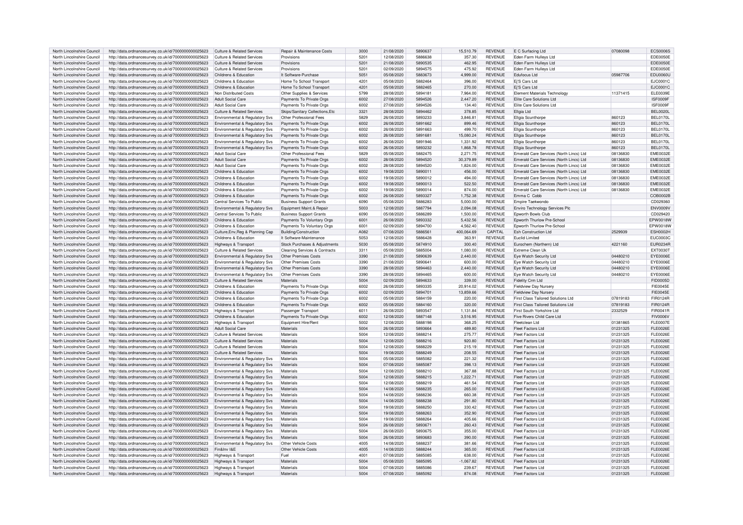| North Lincolnshire Council | http://data.ordnancesurvey.co.uk/id/7000000000025623 | Culture & Related Services | Repair & Maintenance Costs | 3000 | 21/08/2020 | 5890637 | 15,510.79 | REVENUE | E C Surfacing Ltd | 07080098 | ECS0006S |
|---|---|---|---|---|---|---|---|---|---|---|---|
| North Lincolnshire Council | http://data.ordnancesurvey.co.uk/id/7000000000025623 | Culture & Related Services | Provisions | 5201 | 12/08/2020 | 5886638 | 357.30 | REVENUE | Eden Farm Hulleys Ltd | | EDE0050E |
| North Lincolnshire Council | http://data.ordnancesurvey.co.uk/id/7000000000025623 | Culture & Related Services | Provisions | 5201 | 21/08/2020 | 5890535 | 462.95 | REVENUE | Eden Farm Hulleys Ltd | | EDE0050E |
| North Lincolnshire Council | http://data.ordnancesurvey.co.uk/id/7000000000025623 | Culture & Related Services | Provisions | 5201 | 02/09/2020 | 5894575 | 475.92 | REVENUE | Eden Farm Hulleys Ltd | | EDE0050E |
| North Lincolnshire Council | http://data.ordnancesurvey.co.uk/id/7000000000025623 | Childrens & Education | It Software-Purchase | 5051 | 05/08/2020 | 5883673 | 4,999.00 | REVENUE | Edufocus Ltd | 05987706 | EDU0060U |
| North Lincolnshire Council | http://data.ordnancesurvey.co.uk/id/7000000000025623 | Childrens & Education | Home To School Transport | 4201 | 05/08/2020 | 5882464 | 396.00 | REVENUE | Ej'S Cars Ltd | | EJC0001C |
| North Lincolnshire Council | http://data.ordnancesurvey.co.uk/id/7000000000025623 | Childrens & Education | Home To School Transport | 4201 | 05/08/2020 | 5882465 | 270.00 | REVENUE | Ej'S Cars Ltd | | EJC0001C |
| North Lincolnshire Council | http://data.ordnancesurvey.co.uk/id/7000000000025623 | Non Distributed Costs | Other Supplies & Services | 5799 | 28/08/2020 | 5894181 | 7,964.00 | REVENUE | Element Materials Technology | 11371415 | ELE0039E |
| North Lincolnshire Council | http://data.ordnancesurvey.co.uk/id/7000000000025623 | Adult Social Care | Payments To Private Orgs | 6002 | 27/08/2020 | 5894526 | 2,447.20 | REVENUE | Elite Care Solutions Ltd | | ISF0009F |
| North Lincolnshire Council | http://data.ordnancesurvey.co.uk/id/7000000000025623 | Adult Social Care | Payments To Private Orgs | 6002 | 27/08/2020 | 5894526 | 134.40 | REVENUE | Elite Care Solutions Ltd | | ISF0009F |
| North Lincolnshire Council | http://data.ordnancesurvey.co.uk/id/7000000000025623 | Culture & Related Services | Skips/Sanitary Collections,Etc | 3321 | 28/08/2020 | 5894462 | 378.85 | REVENUE | Ellgia Ltd | | BEL0020L |
| North Lincolnshire Council | http://data.ordnancesurvey.co.uk/id/7000000000025623 | Environmental & Regulatory Svs | Other Professional Fees | 5829 | 26/08/2020 | 5893233 | 3,846.81 | REVENUE | Ellgia Scunthorpe | 860123 | BEL0170L |
| North Lincolnshire Council | http://data.ordnancesurvey.co.uk/id/7000000000025623 | Environmental & Regulatory Svs | Payments To Private Orgs | 6002 | 26/08/2020 | 5891662 | 899.46 | REVENUE | Ellgia Scunthorpe | 860123 | BEL0170L |
| North Lincolnshire Council | http://data.ordnancesurvey.co.uk/id/7000000000025623 | Environmental & Regulatory Svs | Payments To Private Orgs | 6002 | 26/08/2020 | 5891663 | 499.70 | REVENUE | Ellgia Scunthorpe | 860123 | BEL0170L |
| North Lincolnshire Council | http://data.ordnancesurvey.co.uk/id/7000000000025623 | Environmental & Regulatory Svs | Payments To Private Orgs | 6002 | 26/08/2020 | 5891681 | 15,080.24 | REVENUE | Ellgia Scunthorpe | 860123 | BEL0170L |
| North Lincolnshire Council | http://data.ordnancesurvey.co.uk/id/7000000000025623 | Environmental & Regulatory Svs | Payments To Private Orgs | 6002 | 26/08/2020 | 5891946 | 1,331.92 | REVENUE | Ellgia Scunthorpe | 860123 | BEL0170L |
| North Lincolnshire Council | http://data.ordnancesurvey.co.uk/id/7000000000025623 | Environmental & Regulatory Svs | Payments To Private Orgs | 6002 | 26/08/2020 | 5893232 | 1,868.78 | REVENUE | Ellgia Scunthorpe | 860123 | BEL0170L |
| North Lincolnshire Council | http://data.ordnancesurvey.co.uk/id/7000000000025623 | Adult Social Care | Other Professional Fees | 5829 | 05/08/2020 | 5882475 | 2,271.75 | REVENUE | Emerald Care Services (North Lincs) Ltd | 08136830 | EME0032E |
| North Lincolnshire Council | http://data.ordnancesurvey.co.uk/id/7000000000025623 | Adult Social Care | Payments To Private Orgs | 6002 | 28/08/2020 | 5894520 | 30,379.89 | REVENUE | Emerald Care Services (North Lincs) Ltd | 08136830 | EME0032E |
| North Lincolnshire Council | http://data.ordnancesurvey.co.uk/id/7000000000025623 | Adult Social Care | Payments To Private Orgs | 6002 | 28/08/2020 | 5894520 | 1,824.00 | REVENUE | Emerald Care Services (North Lincs) Ltd | 08136830 | EME0032E |
| North Lincolnshire Council | http://data.ordnancesurvey.co.uk/id/7000000000025623 | Childrens & Education | Payments To Private Orgs | 6002 | 19/08/2020 | 5890011 | 456.00 | REVENUE | Emerald Care Services (North Lincs) Ltd | 08136830 | EME0032E |
| North Lincolnshire Council | http://data.ordnancesurvey.co.uk/id/7000000000025623 | Childrens & Education | Payments To Private Orgs | 6002 | 19/08/2020 | 5890012 | 494.00 | REVENUE | Emerald Care Services (North Lincs) Ltd | 08136830 | EME0032E |
| North Lincolnshire Council | http://data.ordnancesurvey.co.uk/id/7000000000025623 | Childrens & Education | Payments To Private Orgs | 6002 | 19/08/2020 | 5890013 | 522.50 | REVENUE | Emerald Care Services (North Lincs) Ltd | 08136830 | EME0032E |
| North Lincolnshire Council | http://data.ordnancesurvey.co.uk/id/7000000000025623 | Childrens & Education | Payments To Private Orgs | 6002 | 19/08/2020 | 5890014 | 874.00 | REVENUE | Emerald Care Services (North Lincs) Ltd | 08136830 | EME0032E |
| North Lincolnshire Council | http://data.ordnancesurvey.co.uk/id/7000000000025623 | Childrens & Education | Payments To Private Orgs | 6002 | 26/08/2020 | 5893327 | 1,752.38 | REVENUE | Emma C Cobb | | COB0002B |
| North Lincolnshire Council | http://data.ordnancesurvey.co.uk/id/7000000000025623 | Central Services To Public | Business Support Grants | 6090 | 05/08/2020 | 5886283 | 5,000.00 | REVENUE | Empire Taekwondo | | CD029360 |
| North Lincolnshire Council | http://data.ordnancesurvey.co.uk/id/7000000000025623 | Environmental & Regulatory Svs | Equipment Maint.& Repair | 5003 | 12/08/2020 | 5887794 | 2,094.08 | REVENUE | Enviro Technology Services Plc | | ENV0009V |
| North Lincolnshire Council | http://data.ordnancesurvey.co.uk/id/7000000000025623 | Central Services To Public | Business Support Grants | 6090 | 05/08/2020 | 5886289 | 1,500.00 | REVENUE | Epworth Bowls Club | | CD029420 |
| North Lincolnshire Council | http://data.ordnancesurvey.co.uk/id/7000000000025623 | Childrens & Education | Payments To Voluntary Orgs | 6001 | 26/08/2020 | 5893332 | 5,432.56 | REVENUE | Epworth Thurlow Pre-School | | EPW0018W |
| North Lincolnshire Council | http://data.ordnancesurvey.co.uk/id/7000000000025623 | Childrens & Education | Payments To Voluntary Orgs | 6001 | 02/09/2020 | 5894700 | 4,562.40 | REVENUE | Epworth Thurlow Pre-School | | EPW0018W |
| North Lincolnshire Council | http://data.ordnancesurvey.co.uk/id/7000000000025623 | Culture,Env,Reg & Planning Cap | Building/Construction | A082 | 07/08/2020 | 5886561 | 400,064.69 | CAPITAL | Esh Construction Ltd | 2529939 | ESH0002H |
| North Lincolnshire Council | http://data.ordnancesurvey.co.uk/id/7000000000025623 | Childrens & Education | It Software-Maintenance | 5053 | 12/08/2020 | 5886428 | 363.91 | REVENUE | Euclid Limited | | EUC0003C |
| North Lincolnshire Council | http://data.ordnancesurvey.co.uk/id/7000000000025623 | Highways & Transport | Stock Purchases & Adjustments | 5030 | 05/08/2020 | 5874910 | 300.40 | REVENUE | Eurochem (Northern) Ltd | 4221160 | EUR0234R |
| North Lincolnshire Council | http://data.ordnancesurvey.co.uk/id/7000000000025623 | Culture & Related Services | Cleaning Services & Contracts | 3311 | 05/08/2020 | 5885004 | 1,080.00 | REVENUE | Extreme Clean Uk | | EXT0030T |
| North Lincolnshire Council | http://data.ordnancesurvey.co.uk/id/7000000000025623 | Environmental & Regulatory Svs | Other Premises Costs | 3390 | 21/08/2020 | 5890639 | 2,440.00 | REVENUE | Eye Watch Security Ltd | 04480210 | EYE0006E |
| North Lincolnshire Council | http://data.ordnancesurvey.co.uk/id/7000000000025623 | Environmental & Regulatory Svs | Other Premises Costs | 3390 | 21/08/2020 | 5890641 | 600.00 | REVENUE | Eye Watch Security Ltd | 04480210 | EYE0006E |
| North Lincolnshire Council | http://data.ordnancesurvey.co.uk/id/7000000000025623 | Environmental & Regulatory Svs | Other Premises Costs | 3390 | 28/08/2020 | 5894463 | 2,440.00 | REVENUE | Eye Watch Security Ltd | 04480210 | EYE0006E |
| North Lincolnshire Council | http://data.ordnancesurvey.co.uk/id/7000000000025623 | Environmental & Regulatory Svs | Other Premises Costs | 3390 | 28/08/2020 | 5894465 | 600.00 | REVENUE | Eye Watch Security Ltd | 04480210 | EYE0006E |
| North Lincolnshire Council | http://data.ordnancesurvey.co.uk/id/7000000000025623 | Culture & Related Services | Materials | 5004 | 02/09/2020 | 5894633 | 339.00 | REVENUE | Fidelity Crm Ltd | | FID0005D |
| North Lincolnshire Council | http://data.ordnancesurvey.co.uk/id/7000000000025623 | Childrens & Education | Payments To Private Orgs | 6002 | 26/08/2020 | 5893335 | 20,914.02 | REVENUE | Fieldview Day Nursery | | FIE0045E |
| North Lincolnshire Council | http://data.ordnancesurvey.co.uk/id/7000000000025623 | Childrens & Education | Payments To Private Orgs | 6002 | 02/09/2020 | 5894701 | 13,859.66 | REVENUE | Fieldview Day Nursery | | FIE0045E |
| North Lincolnshire Council | http://data.ordnancesurvey.co.uk/id/7000000000025623 | Childrens & Education | Payments To Private Orgs | 6002 | 05/08/2020 | 5884159 | 220.00 | REVENUE | First Class Tailored Solutions Ltd | 07819183 | FIR0124R |
| North Lincolnshire Council | http://data.ordnancesurvey.co.uk/id/7000000000025623 | Childrens & Education | Payments To Private Orgs | 6002 | 05/08/2020 | 5884160 | 320.00 | REVENUE | First Class Tailored Solutions Ltd | 07819183 | FIR0124R |
| North Lincolnshire Council | http://data.ordnancesurvey.co.uk/id/7000000000025623 | Highways & Transport | Passenger Transport | 6011 | 26/08/2020 | 5893547 | 1,131.84 | REVENUE | First South Yorkshire Ltd | 2332529 | FIR0041R |
| North Lincolnshire Council | http://data.ordnancesurvey.co.uk/id/7000000000025623 | Childrens & Education | Payments To Private Orgs | 6002 | 12/08/2020 | 5887148 | 3,516.95 | REVENUE | Five Rivers Child Care Ltd | | FIV0006V |
| North Lincolnshire Council | http://data.ordnancesurvey.co.uk/id/7000000000025623 | Highways & Transport | Equipment Hire/Rent | 5002 | 12/08/2020 | 5888198 | 368.25 | REVENUE | Fleetclean Ltd | 01381865 | FLE0007E |
| North Lincolnshire Council | http://data.ordnancesurvey.co.uk/id/7000000000025623 | Adult Social Care | Materials | 5004 | 26/08/2020 | 5893664 | 489.80 | REVENUE | Fleet Factors Ltd | 01231325 | FLE0026E |
| North Lincolnshire Council | http://data.ordnancesurvey.co.uk/id/7000000000025623 | Culture & Related Services | Materials | 5004 | 12/08/2020 | 5888214 | 275.77 | REVENUE | Fleet Factors Ltd | 01231325 | FLE0026E |
| North Lincolnshire Council | http://data.ordnancesurvey.co.uk/id/7000000000025623 | Culture & Related Services | Materials | 5004 | 12/08/2020 | 5888216 | 920.80 | REVENUE | Fleet Factors Ltd | 01231325 | FLE0026E |
| North Lincolnshire Council | http://data.ordnancesurvey.co.uk/id/7000000000025623 | Culture & Related Services | Materials | 5004 | 12/08/2020 | 5888229 | 215.19 | REVENUE | Fleet Factors Ltd | 01231325 | FLE0026E |
| North Lincolnshire Council | http://data.ordnancesurvey.co.uk/id/7000000000025623 | Culture & Related Services | Materials | 5004 | 19/08/2020 | 5888249 | 208.55 | REVENUE | Fleet Factors Ltd | 01231325 | FLE0026E |
| North Lincolnshire Council | http://data.ordnancesurvey.co.uk/id/7000000000025623 | Environmental & Regulatory Svs | Materials | 5004 | 05/08/2020 | 5885082 | 221.32 | REVENUE | Fleet Factors Ltd | 01231325 | FLE0026E |
| North Lincolnshire Council | http://data.ordnancesurvey.co.uk/id/7000000000025623 | Environmental & Regulatory Svs | Materials | 5004 | 07/08/2020 | 5885087 | 398.13 | REVENUE | Fleet Factors Ltd | 01231325 | FLE0026E |
| North Lincolnshire Council | http://data.ordnancesurvey.co.uk/id/7000000000025623 | Environmental & Regulatory Svs | Materials | 5004 | 12/08/2020 | 5888210 | 367.88 | REVENUE | Fleet Factors Ltd | 01231325 | FLE0026E |
| North Lincolnshire Council | http://data.ordnancesurvey.co.uk/id/7000000000025623 | Environmental & Regulatory Svs | Materials | 5004 | 12/08/2020 | 5888215 | 1,222.71 | REVENUE | Fleet Factors Ltd | 01231325 | FLE0026E |
| North Lincolnshire Council | http://data.ordnancesurvey.co.uk/id/7000000000025623 | Environmental & Regulatory Svs | Materials | 5004 | 12/08/2020 | 5888219 | 461.54 | REVENUE | Fleet Factors Ltd | 01231325 | FLE0026E |
| North Lincolnshire Council | http://data.ordnancesurvey.co.uk/id/7000000000025623 | Environmental & Regulatory Svs | Materials | 5004 | 14/08/2020 | 5888235 | 265.00 | REVENUE | Fleet Factors Ltd | 01231325 | FLE0026E |
| North Lincolnshire Council | http://data.ordnancesurvey.co.uk/id/7000000000025623 | Environmental & Regulatory Svs | Materials | 5004 | 14/08/2020 | 5888236 | 660.38 | REVENUE | Fleet Factors Ltd | 01231325 | FLE0026E |
| North Lincolnshire Council | http://data.ordnancesurvey.co.uk/id/7000000000025623 | Environmental & Regulatory Svs | Materials | 5004 | 14/08/2020 | 5888238 | 291.80 | REVENUE | Fleet Factors Ltd | 01231325 | FLE0026E |
| North Lincolnshire Council | http://data.ordnancesurvey.co.uk/id/7000000000025623 | Environmental & Regulatory Svs | Materials | 5004 | 19/08/2020 | 5888250 | 330.42 | REVENUE | Fleet Factors Ltd | 01231325 | FLE0026E |
| North Lincolnshire Council | http://data.ordnancesurvey.co.uk/id/7000000000025623 | Environmental & Regulatory Svs | Materials | 5004 | 19/08/2020 | 5888263 | 352.90 | REVENUE | Fleet Factors Ltd | 01231325 | FLE0026E |
| North Lincolnshire Council | http://data.ordnancesurvey.co.uk/id/7000000000025623 | Environmental & Regulatory Svs | Materials | 5004 | 19/08/2020 | 5888264 | 405.66 | REVENUE | Fleet Factors Ltd | 01231325 | FLE0026E |
| North Lincolnshire Council | http://data.ordnancesurvey.co.uk/id/7000000000025623 | Environmental & Regulatory Svs | Materials | 5004 | 26/08/2020 | 5893671 | 260.43 | REVENUE | Fleet Factors Ltd | 01231325 | FLE0026E |
| North Lincolnshire Council | http://data.ordnancesurvey.co.uk/id/7000000000025623 | Environmental & Regulatory Svs | Materials | 5004 | 26/08/2020 | 5893675 | 355.00 | REVENUE | Fleet Factors Ltd | 01231325 | FLE0026E |
| North Lincolnshire Council | http://data.ordnancesurvey.co.uk/id/7000000000025623 | Environmental & Regulatory Svs | Materials | 5004 | 26/08/2020 | 5893683 | 390.00 | REVENUE | Fleet Factors Ltd | 01231325 | FLE0026E |
| North Lincolnshire Council | http://data.ordnancesurvey.co.uk/id/7000000000025623 | Environmental & Regulatory Svs | Other Vehicle Costs | 4005 | 14/08/2020 | 5888237 | 381.66 | REVENUE | Fleet Factors Ltd | 01231325 | FLE0026E |
| North Lincolnshire Council | http://data.ordnancesurvey.co.uk/id/7000000000025623 | Fin&Inv I&E | Other Vehicle Costs | 4005 | 14/08/2020 | 5888244 | 365.00 | REVENUE | Fleet Factors Ltd | 01231325 | FLE0026E |
| North Lincolnshire Council | http://data.ordnancesurvey.co.uk/id/7000000000025623 | Highways & Transport | Fuel | 4001 | 07/08/2020 | 5885085 | 638.00 | REVENUE | Fleet Factors Ltd | 01231325 | FLE0026E |
| North Lincolnshire Council | http://data.ordnancesurvey.co.uk/id/7000000000025623 | Highways & Transport | Materials | 5004 | 05/08/2020 | 5885095 | -1,067.82 | REVENUE | Fleet Factors Ltd | 01231325 | FLE0026E |
| North Lincolnshire Council | http://data.ordnancesurvey.co.uk/id/7000000000025623 | Highways & Transport | Materials | 5004 | 07/08/2020 | 5885086 | 239.67 | REVENUE | Fleet Factors Ltd | 01231325 | FLE0026E |
| North Lincolnshire Council | http://data.ordnancesurvey.co.uk/id/7000000000025623 | Highways & Transport | Materials | 5004 | 07/08/2020 | 5885092 | 874.08 | REVENUE | Fleet Factors Ltd | 01231325 | FLE0026E |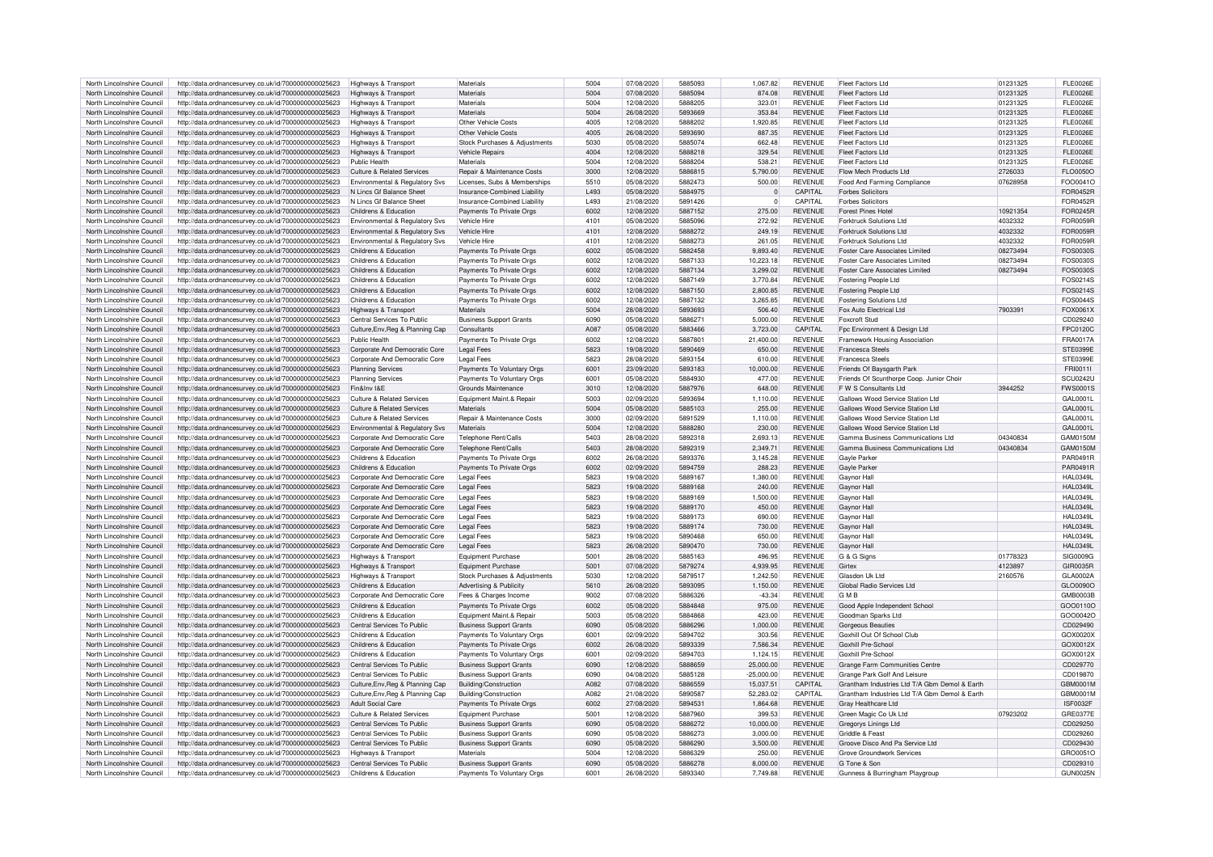| North Lincolnshire Council | http://data.ordnancesurvey.co.uk/id/7000000000025623 | Highways & Transport | Materials | 5004 | 07/08/2020 | 5885093 | 1,067.82 | REVENUE | Fleet Factors Ltd | 01231325 | FLE0026E |
|---|---|---|---|---|---|---|---|---|---|---|---|
| North Lincolnshire Council | http://data.ordnancesurvey.co.uk/id/7000000000025623 | Highways & Transport | Materials | 5004 | 07/08/2020 | 5885094 | 874.08 | REVENUE | Fleet Factors Ltd | 01231325 | FLE0026E |
| North Lincolnshire Council | http://data.ordnancesurvey.co.uk/id/7000000000025623 | Highways & Transport | Materials | 5004 | 12/08/2020 | 5888205 | 323.01 | REVENUE | Fleet Factors Ltd | 01231325 | FLE0026E |
| North Lincolnshire Council | http://data.ordnancesurvey.co.uk/id/7000000000025623 | Highways & Transport | Materials | 5004 | 26/08/2020 | 5893669 | 353.84 | REVENUE | Fleet Factors Ltd | 01231325 | FLE0026E |
| North Lincolnshire Council | http://data.ordnancesurvey.co.uk/id/7000000000025623 | Highways & Transport | Other Vehicle Costs | 4005 | 12/08/2020 | 5888202 | 1,920.85 | REVENUE | Fleet Factors Ltd | 01231325 | FLE0026E |
| North Lincolnshire Council | http://data.ordnancesurvey.co.uk/id/7000000000025623 | Highways & Transport | Other Vehicle Costs | 4005 | 26/08/2020 | 5893690 | 887.35 | REVENUE | Fleet Factors Ltd | 01231325 | FLE0026E |
| North Lincolnshire Council | http://data.ordnancesurvey.co.uk/id/7000000000025623 | Highways & Transport | Stock Purchases & Adjustments | 5030 | 05/08/2020 | 5885074 | 662.48 | REVENUE | Fleet Factors Ltd | 01231325 | FLE0026E |
| North Lincolnshire Council | http://data.ordnancesurvey.co.uk/id/7000000000025623 | Highways & Transport | Vehicle Repairs | 4004 | 12/08/2020 | 5888218 | 329.54 | REVENUE | Fleet Factors Ltd | 01231325 | FLE0026E |
| North Lincolnshire Council | http://data.ordnancesurvey.co.uk/id/7000000000025623 | Public Health | Materials | 5004 | 12/08/2020 | 5888204 | 538.21 | REVENUE | Fleet Factors Ltd | 01231325 | FLE0026E |
| North Lincolnshire Council | http://data.ordnancesurvey.co.uk/id/7000000000025623 | Culture & Related Services | Repair & Maintenance Costs | 3000 | 12/08/2020 | 5886815 | 5,790.00 | REVENUE | Flow Mech Products Ltd | 2726033 | FLO0050O |
| North Lincolnshire Council | http://data.ordnancesurvey.co.uk/id/7000000000025623 | Environmental & Regulatory Svs | Licenses, Subs & Memberships | 5510 | 05/08/2020 | 5882473 | 500.00 | REVENUE | Food And Farming Compliance | 07628958 | FOO0041O |
| North Lincolnshire Council | http://data.ordnancesurvey.co.uk/id/7000000000025623 | N Lincs Gf Balance Sheet | Insurance-Combined Liability | L493 | 05/08/2020 | 5884975 | 0 | CAPITAL | Forbes Solicitors | | FOR0452R |
| North Lincolnshire Council | http://data.ordnancesurvey.co.uk/id/7000000000025623 | N Lincs Gf Balance Sheet | Insurance-Combined Liability | L493 | 21/08/2020 | 5891426 | 0 | CAPITAL | Forbes Solicitors | | FOR0452R |
| North Lincolnshire Council | http://data.ordnancesurvey.co.uk/id/7000000000025623 | Childrens & Education | Payments To Private Orgs | 6002 | 12/08/2020 | 5887152 | 275.00 | REVENUE | Forest Pines Hotel | 10921354 | FOR0245R |
| North Lincolnshire Council | http://data.ordnancesurvey.co.uk/id/7000000000025623 | Environmental & Regulatory Svs | Vehicle Hire | 4101 | 05/08/2020 | 5885096 | 272.92 | REVENUE | Forktruck Solutions Ltd | 4032332 | FOR0059R |
| North Lincolnshire Council | http://data.ordnancesurvey.co.uk/id/7000000000025623 | Environmental & Regulatory Svs | Vehicle Hire | 4101 | 12/08/2020 | 5888272 | 249.19 | REVENUE | Forktruck Solutions Ltd | 4032332 | FOR0059R |
| North Lincolnshire Council | http://data.ordnancesurvey.co.uk/id/7000000000025623 | Environmental & Regulatory Svs | Vehicle Hire | 4101 | 12/08/2020 | 5888273 | 261.05 | REVENUE | Forktruck Solutions Ltd | 4032332 | FOR0059R |
| North Lincolnshire Council | http://data.ordnancesurvey.co.uk/id/7000000000025623 | Childrens & Education | Payments To Private Orgs | 6002 | 05/08/2020 | 5882458 | 9,893.40 | REVENUE | Foster Care Associates Limited | 08273494 | FOS0030S |
| North Lincolnshire Council | http://data.ordnancesurvey.co.uk/id/7000000000025623 | Childrens & Education | Payments To Private Orgs | 6002 | 12/08/2020 | 5887133 | 10,223.18 | REVENUE | Foster Care Associates Limited | 08273494 | FOS0030S |
| North Lincolnshire Council | http://data.ordnancesurvey.co.uk/id/7000000000025623 | Childrens & Education | Payments To Private Orgs | 6002 | 12/08/2020 | 5887134 | 3,299.02 | REVENUE | Foster Care Associates Limited | 08273494 | FOS0030S |
| North Lincolnshire Council | http://data.ordnancesurvey.co.uk/id/7000000000025623 | Childrens & Education | Payments To Private Orgs | 6002 | 12/08/2020 | 5887149 | 3,770.84 | REVENUE | Fostering People Ltd | | FOS0214S |
| North Lincolnshire Council | http://data.ordnancesurvey.co.uk/id/7000000000025623 | Childrens & Education | Payments To Private Orgs | 6002 | 12/08/2020 | 5887150 | 2,800.85 | REVENUE | Fostering People Ltd | | FOS0214S |
| North Lincolnshire Council | http://data.ordnancesurvey.co.uk/id/7000000000025623 | Childrens & Education | Payments To Private Orgs | 6002 | 12/08/2020 | 5887132 | 3,265.85 | REVENUE | Fostering Solutions Ltd | | FOS0044S |
| North Lincolnshire Council | http://data.ordnancesurvey.co.uk/id/7000000000025623 | Highways & Transport | Materials | 5004 | 28/08/2020 | 5893693 | 506.40 | REVENUE | Fox Auto Electrical Ltd | 7903391 | FOX0061X |
| North Lincolnshire Council | http://data.ordnancesurvey.co.uk/id/7000000000025623 | Central Services To Public | Business Support Grants | 6090 | 05/08/2020 | 5886271 | 5,000.00 | REVENUE | Foxcroft Stud | | CD029240 |
| North Lincolnshire Council | http://data.ordnancesurvey.co.uk/id/7000000000025623 | Culture,Env,Reg & Planning Cap | Consultants | A087 | 05/08/2020 | 5883466 | 3,723.00 | CAPITAL | Fpc Environment & Design Ltd | | FPC0120C |
| North Lincolnshire Council | http://data.ordnancesurvey.co.uk/id/7000000000025623 | Public Health | Payments To Private Orgs | 6002 | 12/08/2020 | 5887801 | 21,400.00 | REVENUE | Framework Housing Association | | FRA0017A |
| North Lincolnshire Council | http://data.ordnancesurvey.co.uk/id/7000000000025623 | Corporate And Democratic Core | Legal Fees | 5823 | 19/08/2020 | 5890469 | 650.00 | REVENUE | Francesca Steels | | STE0399E |
| North Lincolnshire Council | http://data.ordnancesurvey.co.uk/id/7000000000025623 | Corporate And Democratic Core | Legal Fees | 5823 | 28/08/2020 | 5893154 | 610.00 | REVENUE | Francesca Steels | | STE0399E |
| North Lincolnshire Council | http://data.ordnancesurvey.co.uk/id/7000000000025623 | Planning Services | Payments To Voluntary Orgs | 6001 | 23/09/2020 | 5893183 | 10,000.00 | REVENUE | Friends Of Baysgarth Park | | FRI0011I |
| North Lincolnshire Council | http://data.ordnancesurvey.co.uk/id/7000000000025623 | Planning Services | Payments To Voluntary Orgs | 6001 | 05/08/2020 | 5884930 | 477.00 | REVENUE | Friends Of Scunthorpe Coop. Junior Choir | | SCU0242U |
| North Lincolnshire Council | http://data.ordnancesurvey.co.uk/id/7000000000025623 | Fin&Inv I&E | Grounds Maintenance | 3010 | 12/08/2020 | 5887976 | 648.00 | REVENUE | F W S Consultants Ltd | 3944252 | FWS0001S |
| North Lincolnshire Council | http://data.ordnancesurvey.co.uk/id/7000000000025623 | Culture & Related Services | Equipment Maint.& Repair | 5003 | 02/09/2020 | 5893694 | 1,110.00 | REVENUE | Gallows Wood Service Station Ltd | | GAL0001L |
| North Lincolnshire Council | http://data.ordnancesurvey.co.uk/id/7000000000025623 | Culture & Related Services | Materials | 5004 | 05/08/2020 | 5885103 | 255.00 | REVENUE | Gallows Wood Service Station Ltd | | GAL0001L |
| North Lincolnshire Council | http://data.ordnancesurvey.co.uk/id/7000000000025623 | Culture & Related Services | Repair & Maintenance Costs | 3000 | 02/09/2020 | 5891529 | 1,110.00 | REVENUE | Gallows Wood Service Station Ltd | | GAL0001L |
| North Lincolnshire Council | http://data.ordnancesurvey.co.uk/id/7000000000025623 | Environmental & Regulatory Svs | Materials | 5004 | 12/08/2020 | 5888280 | 230.00 | REVENUE | Gallows Wood Service Station Ltd | | GAL0001L |
| North Lincolnshire Council | http://data.ordnancesurvey.co.uk/id/7000000000025623 | Corporate And Democratic Core | Telephone Rent/Calls | 5403 | 28/08/2020 | 5892318 | 2,693.13 | REVENUE | Gamma Business Communications Ltd | 04340834 | GAM0150M |
| North Lincolnshire Council | http://data.ordnancesurvey.co.uk/id/7000000000025623 | Corporate And Democratic Core | Telephone Rent/Calls | 5403 | 28/08/2020 | 5892319 | 2,349.71 | REVENUE | Gamma Business Communications Ltd | 04340834 | GAM0150M |
| North Lincolnshire Council | http://data.ordnancesurvey.co.uk/id/7000000000025623 | Childrens & Education | Payments To Private Orgs | 6002 | 26/08/2020 | 5893376 | 3,145.28 | REVENUE | Gayle Parker | | PAR0491R |
| North Lincolnshire Council | http://data.ordnancesurvey.co.uk/id/7000000000025623 | Childrens & Education | Payments To Private Orgs | 6002 | 02/09/2020 | 5894759 | 288.23 | REVENUE | Gayle Parker | | PAR0491R |
| North Lincolnshire Council | http://data.ordnancesurvey.co.uk/id/7000000000025623 | Corporate And Democratic Core | Legal Fees | 5823 | 19/08/2020 | 5889167 | 1,380.00 | REVENUE | Gaynor Hall | | HAL0349L |
| North Lincolnshire Council | http://data.ordnancesurvey.co.uk/id/7000000000025623 | Corporate And Democratic Core | Legal Fees | 5823 | 19/08/2020 | 5889168 | 240.00 | REVENUE | Gaynor Hall | | HAL0349L |
| North Lincolnshire Council | http://data.ordnancesurvey.co.uk/id/7000000000025623 | Corporate And Democratic Core | Legal Fees | 5823 | 19/08/2020 | 5889169 | 1,500.00 | REVENUE | Gaynor Hall | | HAL0349L |
| North Lincolnshire Council | http://data.ordnancesurvey.co.uk/id/7000000000025623 | Corporate And Democratic Core | Legal Fees | 5823 | 19/08/2020 | 5889170 | 450.00 | REVENUE | Gaynor Hall | | HAL0349L |
| North Lincolnshire Council | http://data.ordnancesurvey.co.uk/id/7000000000025623 | Corporate And Democratic Core | Legal Fees | 5823 | 19/08/2020 | 5889173 | 690.00 | REVENUE | Gaynor Hall | | HAL0349L |
| North Lincolnshire Council | http://data.ordnancesurvey.co.uk/id/7000000000025623 | Corporate And Democratic Core | Legal Fees | 5823 | 19/08/2020 | 5889174 | 730.00 | REVENUE | Gaynor Hall | | HAL0349L |
| North Lincolnshire Council | http://data.ordnancesurvey.co.uk/id/7000000000025623 | Corporate And Democratic Core | Legal Fees | 5823 | 19/08/2020 | 5890468 | 650.00 | REVENUE | Gaynor Hall | | HAL0349L |
| North Lincolnshire Council | http://data.ordnancesurvey.co.uk/id/7000000000025623 | Corporate And Democratic Core | Legal Fees | 5823 | 26/08/2020 | 5890470 | 730.00 | REVENUE | Gaynor Hall | | HAL0349L |
| North Lincolnshire Council | http://data.ordnancesurvey.co.uk/id/7000000000025623 | Highways & Transport | Equipment Purchase | 5001 | 28/08/2020 | 5885163 | 496.95 | REVENUE | G & G Signs | 01778323 | SIG0009G |
| North Lincolnshire Council | http://data.ordnancesurvey.co.uk/id/7000000000025623 | Highways & Transport | Equipment Purchase | 5001 | 07/08/2020 | 5879274 | 4,939.95 | REVENUE | Girtex | 4123897 | GIR0035R |
| North Lincolnshire Council | http://data.ordnancesurvey.co.uk/id/7000000000025623 | Highways & Transport | Stock Purchases & Adjustments | 5030 | 12/08/2020 | 5879517 | 1,242.50 | REVENUE | Glasdon Uk Ltd | 2160576 | GLA0002A |
| North Lincolnshire Council | http://data.ordnancesurvey.co.uk/id/7000000000025623 | Childrens & Education | Advertising & Publicity | 5610 | 26/08/2020 | 5893095 | 1,150.00 | REVENUE | Global Radio Services Ltd | | GLO0090O |
| North Lincolnshire Council | http://data.ordnancesurvey.co.uk/id/7000000000025623 | Corporate And Democratic Core | Fees & Charges Income | 9002 | 07/08/2020 | 5886326 | -43.34 | REVENUE | G M B | | GMB0003B |
| North Lincolnshire Council | http://data.ordnancesurvey.co.uk/id/7000000000025623 | Childrens & Education | Payments To Private Orgs | 6002 | 05/08/2020 | 5884848 | 975.00 | REVENUE | Good Apple Independent School | | GOO0110O |
| North Lincolnshire Council | http://data.ordnancesurvey.co.uk/id/7000000000025623 | Childrens & Education | Equipment Maint.& Repair | 5003 | 05/08/2020 | 5884868 | 423.00 | REVENUE | Goodman Sparks Ltd | | GOO0042O |
| North Lincolnshire Council | http://data.ordnancesurvey.co.uk/id/7000000000025623 | Central Services To Public | Business Support Grants | 6090 | 05/08/2020 | 5886296 | 1,000.00 | REVENUE | Gorgeous Beauties | | CD029490 |
| North Lincolnshire Council | http://data.ordnancesurvey.co.uk/id/7000000000025623 | Childrens & Education | Payments To Voluntary Orgs | 6001 | 02/09/2020 | 5894702 | 303.56 | REVENUE | Goxhill Out Of School Club | | GOX0020X |
| North Lincolnshire Council | http://data.ordnancesurvey.co.uk/id/7000000000025623 | Childrens & Education | Payments To Private Orgs | 6002 | 26/08/2020 | 5893339 | 7,586.34 | REVENUE | Goxhill Pre-School | | GOX0012X |
| North Lincolnshire Council | http://data.ordnancesurvey.co.uk/id/7000000000025623 | Childrens & Education | Payments To Voluntary Orgs | 6001 | 02/09/2020 | 5894703 | 1,124.15 | REVENUE | Goxhill Pre-School | | GOX0012X |
| North Lincolnshire Council | http://data.ordnancesurvey.co.uk/id/7000000000025623 | Central Services To Public | Business Support Grants | 6090 | 12/08/2020 | 5888659 | 25,000.00 | REVENUE | Grange Farm Communities Centre | | CD029770 |
| North Lincolnshire Council | http://data.ordnancesurvey.co.uk/id/7000000000025623 | Central Services To Public | Business Support Grants | 6090 | 04/08/2020 | 5885128 | -25,000.00 | REVENUE | Grange Park Golf And Leisure | | CD019870 |
| North Lincolnshire Council | http://data.ordnancesurvey.co.uk/id/7000000000025623 | Culture,Env,Reg & Planning Cap | Building/Construction | A082 | 07/08/2020 | 5886559 | 15,037.51 | CAPITAL | Grantham Industries Ltd T/A Gbm Demol & Earth | | GBM0001M |
| North Lincolnshire Council | http://data.ordnancesurvey.co.uk/id/7000000000025623 | Culture,Env,Reg & Planning Cap | Building/Construction | A082 | 21/08/2020 | 5890587 | 52,283.02 | CAPITAL | Grantham Industries Ltd T/A Gbm Demol & Earth | | GBM0001M |
| North Lincolnshire Council | http://data.ordnancesurvey.co.uk/id/7000000000025623 | Adult Social Care | Payments To Private Orgs | 6002 | 27/08/2020 | 5894531 | 1,864.68 | REVENUE | Gray Healthcare Ltd | | ISF0032F |
| North Lincolnshire Council | http://data.ordnancesurvey.co.uk/id/7000000000025623 | Culture & Related Services | Equipment Purchase | 5001 | 12/08/2020 | 5887960 | 399.53 | REVENUE | Green Magic Co Uk Ltd | 07923202 | GRE0377E |
| North Lincolnshire Council | http://data.ordnancesurvey.co.uk/id/7000000000025623 | Central Services To Public | Business Support Grants | 6090 | 05/08/2020 | 5886272 | 10,000.00 | REVENUE | Gregorys Linings Ltd | | CD029250 |
| North Lincolnshire Council | http://data.ordnancesurvey.co.uk/id/7000000000025623 | Central Services To Public | Business Support Grants | 6090 | 05/08/2020 | 5886273 | 3,000.00 | REVENUE | Griddle & Feast | | CD029260 |
| North Lincolnshire Council | http://data.ordnancesurvey.co.uk/id/7000000000025623 | Central Services To Public | Business Support Grants | 6090 | 05/08/2020 | 5886290 | 3,500.00 | REVENUE | Groove Disco And Pa Service Ltd | | CD029430 |
| North Lincolnshire Council | http://data.ordnancesurvey.co.uk/id/7000000000025623 | Highways & Transport | Materials | 5004 | 12/08/2020 | 5886329 | 250.00 | REVENUE | Grove Groundwork Services | | GRO0051O |
| North Lincolnshire Council | http://data.ordnancesurvey.co.uk/id/7000000000025623 | Central Services To Public | Business Support Grants | 6090 | 05/08/2020 | 5886278 | 8,000.00 | REVENUE | G Tone & Son | | CD029310 |
| North Lincolnshire Council | http://data.ordnancesurvey.co.uk/id/7000000000025623 | Childrens & Education | Payments To Voluntary Orgs | 6001 | 26/08/2020 | 5893340 | 7,749.88 | REVENUE | Gunness & Burringham Playgroup | | GUN0025N |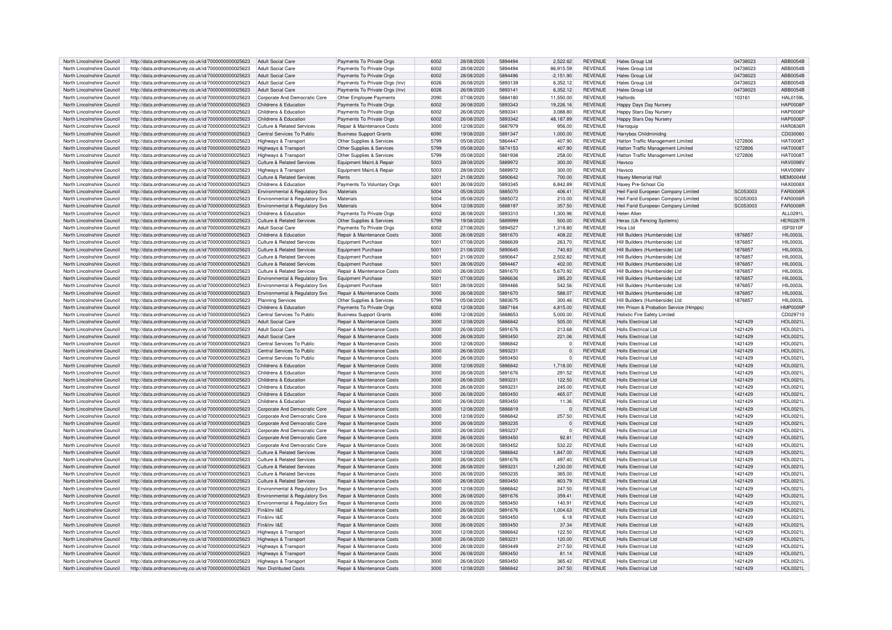| North Lincolnshire Council | http://data.ordnancesurvey.co.uk/id/7000000000025623 | Adult Social Care | Payments To Private Orgs | 6002 | 28/08/2020 | 5894494 | 2,522.62 | REVENUE | Hales Group Ltd | 04738023 | ABB0054B |
|---|---|---|---|---|---|---|---|---|---|---|---|
| North Lincolnshire Council | http://data.ordnancesurvey.co.uk/id/7000000000025623 | Adult Social Care | Payments To Private Orgs | 6002 | 28/08/2020 | 5894494 | 86,915.59 | REVENUE | Hales Group Ltd | 04738023 | ABB0054B |
| North Lincolnshire Council | http://data.ordnancesurvey.co.uk/id/7000000000025623 | Adult Social Care | Payments To Private Orgs | 6002 | 28/08/2020 | 5894496 | -2,151.90 | REVENUE | Hales Group Ltd | 04738023 | ABB0054B |
| North Lincolnshire Council | http://data.ordnancesurvey.co.uk/id/7000000000025623 | Adult Social Care | Payments To Private Orgs (Inv) | 6026 | 26/08/2020 | 5893139 | 6,352.12 | REVENUE | Hales Group Ltd | 04738023 | ABB0054B |
| North Lincolnshire Council | http://data.ordnancesurvey.co.uk/id/7000000000025623 | Adult Social Care | Payments To Private Orgs (Inv) | 6026 | 26/08/2020 | 5893141 | 6,352.12 | REVENUE | Hales Group Ltd | 04738023 | ABB0054B |
| North Lincolnshire Council | http://data.ordnancesurvey.co.uk/id/7000000000025623 | Corporate And Democratic Core | Other Employee Payments | 2090 | 07/08/2020 | 5884180 | 11,550.00 | REVENUE | Halfords | 103161 | HAL0159L |
| North Lincolnshire Council | http://data.ordnancesurvey.co.uk/id/7000000000025623 | Childrens & Education | Payments To Private Orgs | 6002 | 26/08/2020 | 5893343 | 19,226.16 | REVENUE | Happy Days Day Nursery | | HAP0008P |
| North Lincolnshire Council | http://data.ordnancesurvey.co.uk/id/7000000000025623 | Childrens & Education | Payments To Private Orgs | 6002 | 26/08/2020 | 5893341 | 3,088.80 | REVENUE | Happy Stars Day Nursery | | HAP0006P |
| North Lincolnshire Council | http://data.ordnancesurvey.co.uk/id/7000000000025623 | Childrens & Education | Payments To Private Orgs | 6002 | 26/08/2020 | 5893342 | 48,187.89 | REVENUE | Happy Stars Day Nursery | | HAP0006P |
| North Lincolnshire Council | http://data.ordnancesurvey.co.uk/id/7000000000025623 | Culture & Related Services | Repair & Maintenance Costs | 3000 | 12/08/2020 | 5887979 | 956.00 | REVENUE | Harroquip | | HAR0836R |
| North Lincolnshire Council | http://data.ordnancesurvey.co.uk/id/7000000000025623 | Central Services To Public | Business Support Grants | 6090 | 19/08/2020 | 5891347 | 1,000.00 | REVENUE | Harrybos Childminidng | | CD030060 |
| North Lincolnshire Council | http://data.ordnancesurvey.co.uk/id/7000000000025623 | Highways & Transport | Other Supplies & Services | 5799 | 05/08/2020 | 5864447 | 407.90 | REVENUE | Hatton Traffic Management Limited | 1272806 | HAT0008T |
| North Lincolnshire Council | http://data.ordnancesurvey.co.uk/id/7000000000025623 | Highways & Transport | Other Supplies & Services | 5799 | 05/08/2020 | 5874153 | 407.90 | REVENUE | Hatton Traffic Management Limited | 1272806 | HAT0008T |
| North Lincolnshire Council | http://data.ordnancesurvey.co.uk/id/7000000000025623 | Highways & Transport | Other Supplies & Services | 5799 | 05/08/2020 | 5881938 | 258.00 | REVENUE | Hatton Traffic Management Limited | 1272806 | HAT0008T |
| North Lincolnshire Council | http://data.ordnancesurvey.co.uk/id/7000000000025623 | Culture & Related Services | Equipment Maint.& Repair | 5003 | 28/08/2020 | 5889972 | 300.00 | REVENUE | Havsco | | HAV0098V |
| North Lincolnshire Council | http://data.ordnancesurvey.co.uk/id/7000000000025623 | Highways & Transport | Equipment Maint.& Repair | 5003 | 28/08/2020 | 5889972 | 300.00 | REVENUE | Havsco | | HAV0098V |
| North Lincolnshire Council | http://data.ordnancesurvey.co.uk/id/7000000000025623 | Culture & Related Services | Rents | 3201 | 21/08/2020 | 5890642 | 700.00 | REVENUE | Haxey Memorial Hall | | MEM0004M |
| North Lincolnshire Council | http://data.ordnancesurvey.co.uk/id/7000000000025623 | Childrens & Education | Payments To Voluntary Orgs | 6001 | 26/08/2020 | 5893345 | 6,842.89 | REVENUE | Haxey Pre-School Cio | | HAX0008X |
| North Lincolnshire Council | http://data.ordnancesurvey.co.uk/id/7000000000025623 | Environmental & Regulatory Svs | Materials | 5004 | 05/08/2020 | 5885070 | 406.41 | REVENUE | Heil Farid European Company Limited | SC053003 | FAR0008R |
| North Lincolnshire Council | http://data.ordnancesurvey.co.uk/id/7000000000025623 | Environmental & Regulatory Svs | Materials | 5004 | 05/08/2020 | 5885072 | 210.00 | REVENUE | Heil Farid European Company Limited | SC053003 | FAR0008R |
| North Lincolnshire Council | http://data.ordnancesurvey.co.uk/id/7000000000025623 | Environmental & Regulatory Svs | Materials | 5004 | 12/08/2020 | 5888197 | 357.50 | REVENUE | Heil Farid European Company Limited | SC053003 | FAR0008R |
| North Lincolnshire Council | http://data.ordnancesurvey.co.uk/id/7000000000025623 | Childrens & Education | Payments To Private Orgs | 6002 | 26/08/2020 | 5893310 | 1,300.96 | REVENUE | Helen Allen | | ALL0291L |
| North Lincolnshire Council | http://data.ordnancesurvey.co.uk/id/7000000000025623 | Culture & Related Services | Other Supplies & Services | 5799 | 19/08/2020 | 5889999 | 500.00 | REVENUE | Heras (Uk Fencing Systems) | | HER0287R |
| North Lincolnshire Council | http://data.ordnancesurvey.co.uk/id/7000000000025623 | Adult Social Care | Payments To Private Orgs | 6002 | 27/08/2020 | 5894527 | 1,318.80 | REVENUE | Hica Ltd | | ISF0010F |
| North Lincolnshire Council | http://data.ordnancesurvey.co.uk/id/7000000000025623 | Childrens & Education | Repair & Maintenance Costs | 3000 | 26/08/2020 | 5891670 | 408.22 | REVENUE | Hill Builders (Humberside) Ltd | 1876857 | HIL0003L |
| North Lincolnshire Council | http://data.ordnancesurvey.co.uk/id/7000000000025623 | Culture & Related Services | Equipment Purchase | 5001 | 07/08/2020 | 5886639 | 263.70 | REVENUE | Hill Builders (Humberside) Ltd | 1876857 | HIL0003L |
| North Lincolnshire Council | http://data.ordnancesurvey.co.uk/id/7000000000025623 | Culture & Related Services | Equipment Purchase | 5001 | 21/08/2020 | 5890645 | 740.83 | REVENUE | Hill Builders (Humberside) Ltd | 1876857 | HIL0003L |
| North Lincolnshire Council | http://data.ordnancesurvey.co.uk/id/7000000000025623 | Culture & Related Services | Equipment Purchase | 5001 | 21/08/2020 | 5890647 | 2,502.82 | REVENUE | Hill Builders (Humberside) Ltd | 1876857 | HIL0003L |
| North Lincolnshire Council | http://data.ordnancesurvey.co.uk/id/7000000000025623 | Culture & Related Services | Equipment Purchase | 5001 | 28/08/2020 | 5894467 | 402.00 | REVENUE | Hill Builders (Humberside) Ltd | 1876857 | HIL0003L |
| North Lincolnshire Council | http://data.ordnancesurvey.co.uk/id/7000000000025623 | Culture & Related Services | Repair & Maintenance Costs | 3000 | 26/08/2020 | 5891670 | 5,670.92 | REVENUE | Hill Builders (Humberside) Ltd | 1876857 | HIL0003L |
| North Lincolnshire Council | http://data.ordnancesurvey.co.uk/id/7000000000025623 | Environmental & Regulatory Svs | Equipment Purchase | 5001 | 07/08/2020 | 5886636 | 285.20 | REVENUE | Hill Builders (Humberside) Ltd | 1876857 | HIL0003L |
| North Lincolnshire Council | http://data.ordnancesurvey.co.uk/id/7000000000025623 | Environmental & Regulatory Svs | Equipment Purchase | 5001 | 28/08/2020 | 5894466 | 542.56 | REVENUE | Hill Builders (Humberside) Ltd | 1876857 | HIL0003L |
| North Lincolnshire Council | http://data.ordnancesurvey.co.uk/id/7000000000025623 | Environmental & Regulatory Svs | Repair & Maintenance Costs | 3000 | 26/08/2020 | 5891670 | 588.07 | REVENUE | Hill Builders (Humberside) Ltd | 1876857 | HIL0003L |
| North Lincolnshire Council | http://data.ordnancesurvey.co.uk/id/7000000000025623 | Planning Services | Other Supplies & Services | 5799 | 05/08/2020 | 5883675 | 300.46 | REVENUE | Hill Builders (Humberside) Ltd | 1876857 | HIL0003L |
| North Lincolnshire Council | http://data.ordnancesurvey.co.uk/id/7000000000025623 | Childrens & Education | Payments To Private Orgs | 6002 | 12/08/2020 | 5887164 | 4,815.00 | REVENUE | Hm Prison & Probation Service (Hmpps) | | HMP0009P |
| North Lincolnshire Council | http://data.ordnancesurvey.co.uk/id/7000000000025623 | Central Services To Public | Business Support Grants | 6090 | 12/08/2020 | 5888653 | 5,000.00 | REVENUE | Holistic Fire Safety Limited | | CD029710 |
| North Lincolnshire Council | http://data.ordnancesurvey.co.uk/id/7000000000025623 | Adult Social Care | Repair & Maintenance Costs | 3000 | 12/08/2020 | 5886842 | 505.00 | REVENUE | Holls Electrical Ltd | 1421429 | HOL0021L |
| North Lincolnshire Council | http://data.ordnancesurvey.co.uk/id/7000000000025623 | Adult Social Care | Repair & Maintenance Costs | 3000 | 26/08/2020 | 5891676 | 213.68 | REVENUE | Holls Electrical Ltd | 1421429 | HOL0021L |
| North Lincolnshire Council | http://data.ordnancesurvey.co.uk/id/7000000000025623 | Adult Social Care | Repair & Maintenance Costs | 3000 | 26/08/2020 | 5893450 | 221.06 | REVENUE | Holls Electrical Ltd | 1421429 | HOL0021L |
| North Lincolnshire Council | http://data.ordnancesurvey.co.uk/id/7000000000025623 | Central Services To Public | Repair & Maintenance Costs | 3000 | 12/08/2020 | 5886842 | 0 | REVENUE | Holls Electrical Ltd | 1421429 | HOL0021L |
| North Lincolnshire Council | http://data.ordnancesurvey.co.uk/id/7000000000025623 | Central Services To Public | Repair & Maintenance Costs | 3000 | 26/08/2020 | 5893231 | 0 | REVENUE | Holls Electrical Ltd | 1421429 | HOL0021L |
| North Lincolnshire Council | http://data.ordnancesurvey.co.uk/id/7000000000025623 | Central Services To Public | Repair & Maintenance Costs | 3000 | 26/08/2020 | 5893450 | 0 | REVENUE | Holls Electrical Ltd | 1421429 | HOL0021L |
| North Lincolnshire Council | http://data.ordnancesurvey.co.uk/id/7000000000025623 | Childrens & Education | Repair & Maintenance Costs | 3000 | 12/08/2020 | 5886842 | 1,718.00 | REVENUE | Holls Electrical Ltd | 1421429 | HOL0021L |
| North Lincolnshire Council | http://data.ordnancesurvey.co.uk/id/7000000000025623 | Childrens & Education | Repair & Maintenance Costs | 3000 | 26/08/2020 | 5891676 | 291.52 | REVENUE | Holls Electrical Ltd | 1421429 | HOL0021L |
| North Lincolnshire Council | http://data.ordnancesurvey.co.uk/id/7000000000025623 | Childrens & Education | Repair & Maintenance Costs | 3000 | 26/08/2020 | 5893231 | 122.50 | REVENUE | Holls Electrical Ltd | 1421429 | HOL0021L |
| North Lincolnshire Council | http://data.ordnancesurvey.co.uk/id/7000000000025623 | Childrens & Education | Repair & Maintenance Costs | 3000 | 26/08/2020 | 5893231 | 245.00 | REVENUE | Holls Electrical Ltd | 1421429 | HOL0021L |
| North Lincolnshire Council | http://data.ordnancesurvey.co.uk/id/7000000000025623 | Childrens & Education | Repair & Maintenance Costs | 3000 | 26/08/2020 | 5893450 | 465.07 | REVENUE | Holls Electrical Ltd | 1421429 | HOL0021L |
| North Lincolnshire Council | http://data.ordnancesurvey.co.uk/id/7000000000025623 | Childrens & Education | Repair & Maintenance Costs | 3000 | 26/08/2020 | 5893450 | 11.36 | REVENUE | Holls Electrical Ltd | 1421429 | HOL0021L |
| North Lincolnshire Council | http://data.ordnancesurvey.co.uk/id/7000000000025623 | Corporate And Democratic Core | Repair & Maintenance Costs | 3000 | 12/08/2020 | 5886819 | 0 | REVENUE | Holls Electrical Ltd | 1421429 | HOL0021L |
| North Lincolnshire Council | http://data.ordnancesurvey.co.uk/id/7000000000025623 | Corporate And Democratic Core | Repair & Maintenance Costs | 3000 | 12/08/2020 | 5886842 | 257.50 | REVENUE | Holls Electrical Ltd | 1421429 | HOL0021L |
| North Lincolnshire Council | http://data.ordnancesurvey.co.uk/id/7000000000025623 | Corporate And Democratic Core | Repair & Maintenance Costs | 3000 | 26/08/2020 | 5893235 | 0 | REVENUE | Holls Electrical Ltd | 1421429 | HOL0021L |
| North Lincolnshire Council | http://data.ordnancesurvey.co.uk/id/7000000000025623 | Corporate And Democratic Core | Repair & Maintenance Costs | 3000 | 26/08/2020 | 5893237 | 0 | REVENUE | Holls Electrical Ltd | 1421429 | HOL0021L |
| North Lincolnshire Council | http://data.ordnancesurvey.co.uk/id/7000000000025623 | Corporate And Democratic Core | Repair & Maintenance Costs | 3000 | 26/08/2020 | 5893450 | 92.81 | REVENUE | Holls Electrical Ltd | 1421429 | HOL0021L |
| North Lincolnshire Council | http://data.ordnancesurvey.co.uk/id/7000000000025623 | Corporate And Democratic Core | Repair & Maintenance Costs | 3000 | 26/08/2020 | 5893452 | 532.22 | REVENUE | Holls Electrical Ltd | 1421429 | HOL0021L |
| North Lincolnshire Council | http://data.ordnancesurvey.co.uk/id/7000000000025623 | Culture & Related Services | Repair & Maintenance Costs | 3000 | 12/08/2020 | 5886842 | 1,847.00 | REVENUE | Holls Electrical Ltd | 1421429 | HOL0021L |
| North Lincolnshire Council | http://data.ordnancesurvey.co.uk/id/7000000000025623 | Culture & Related Services | Repair & Maintenance Costs | 3000 | 26/08/2020 | 5891676 | 497.40 | REVENUE | Holls Electrical Ltd | 1421429 | HOL0021L |
| North Lincolnshire Council | http://data.ordnancesurvey.co.uk/id/7000000000025623 | Culture & Related Services | Repair & Maintenance Costs | 3000 | 26/08/2020 | 5893231 | 1,230.00 | REVENUE | Holls Electrical Ltd | 1421429 | HOL0021L |
| North Lincolnshire Council | http://data.ordnancesurvey.co.uk/id/7000000000025623 | Culture & Related Services | Repair & Maintenance Costs | 3000 | 26/08/2020 | 5893235 | 365.00 | REVENUE | Holls Electrical Ltd | 1421429 | HOL0021L |
| North Lincolnshire Council | http://data.ordnancesurvey.co.uk/id/7000000000025623 | Culture & Related Services | Repair & Maintenance Costs | 3000 | 26/08/2020 | 5893450 | 803.79 | REVENUE | Holls Electrical Ltd | 1421429 | HOL0021L |
| North Lincolnshire Council | http://data.ordnancesurvey.co.uk/id/7000000000025623 | Environmental & Regulatory Svs | Repair & Maintenance Costs | 3000 | 12/08/2020 | 5886842 | 247.50 | REVENUE | Holls Electrical Ltd | 1421429 | HOL0021L |
| North Lincolnshire Council | http://data.ordnancesurvey.co.uk/id/7000000000025623 | Environmental & Regulatory Svs | Repair & Maintenance Costs | 3000 | 26/08/2020 | 5891676 | 359.41 | REVENUE | Holls Electrical Ltd | 1421429 | HOL0021L |
| North Lincolnshire Council | http://data.ordnancesurvey.co.uk/id/7000000000025623 | Environmental & Regulatory Svs | Repair & Maintenance Costs | 3000 | 26/08/2020 | 5893450 | 140.91 | REVENUE | Holls Electrical Ltd | 1421429 | HOL0021L |
| North Lincolnshire Council | http://data.ordnancesurvey.co.uk/id/7000000000025623 | Fin&Inv I&E | Repair & Maintenance Costs | 3000 | 26/08/2020 | 5891676 | 1,004.63 | REVENUE | Holls Electrical Ltd | 1421429 | HOL0021L |
| North Lincolnshire Council | http://data.ordnancesurvey.co.uk/id/7000000000025623 | Fin&Inv I&E | Repair & Maintenance Costs | 3000 | 26/08/2020 | 5893450 | 6.18 | REVENUE | Holls Electrical Ltd | 1421429 | HOL0021L |
| North Lincolnshire Council | http://data.ordnancesurvey.co.uk/id/7000000000025623 | Fin&Inv I&E | Repair & Maintenance Costs | 3000 | 26/08/2020 | 5893450 | 37.34 | REVENUE | Holls Electrical Ltd | 1421429 | HOL0021L |
| North Lincolnshire Council | http://data.ordnancesurvey.co.uk/id/7000000000025623 | Highways & Transport | Repair & Maintenance Costs | 3000 | 12/08/2020 | 5886842 | 122.50 | REVENUE | Holls Electrical Ltd | 1421429 | HOL0021L |
| North Lincolnshire Council | http://data.ordnancesurvey.co.uk/id/7000000000025623 | Highways & Transport | Repair & Maintenance Costs | 3000 | 26/08/2020 | 5893231 | 120.00 | REVENUE | Holls Electrical Ltd | 1421429 | HOL0021L |
| North Lincolnshire Council | http://data.ordnancesurvey.co.uk/id/7000000000025623 | Highways & Transport | Repair & Maintenance Costs | 3000 | 26/08/2020 | 5893449 | 217.50 | REVENUE | Holls Electrical Ltd | 1421429 | HOL0021L |
| North Lincolnshire Council | http://data.ordnancesurvey.co.uk/id/7000000000025623 | Highways & Transport | Repair & Maintenance Costs | 3000 | 26/08/2020 | 5893450 | 81.14 | REVENUE | Holls Electrical Ltd | 1421429 | HOL0021L |
| North Lincolnshire Council | http://data.ordnancesurvey.co.uk/id/7000000000025623 | Highways & Transport | Repair & Maintenance Costs | 3000 | 26/08/2020 | 5893450 | 365.42 | REVENUE | Holls Electrical Ltd | 1421429 | HOL0021L |
| North Lincolnshire Council | http://data.ordnancesurvey.co.uk/id/7000000000025623 | Non Distributed Costs | Repair & Maintenance Costs | 3000 | 12/08/2020 | 5886842 | 247.50 | REVENUE | Holls Electrical Ltd | 1421429 | HOL0021L |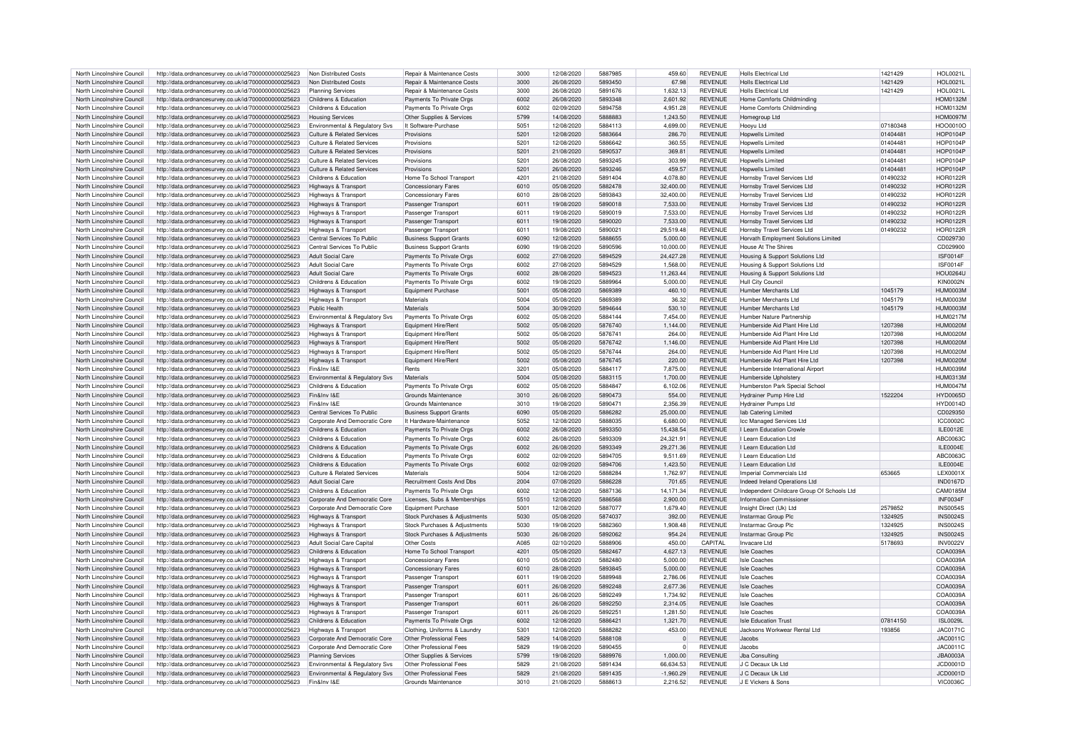| North Lincolnshire Council | http://data.ordnancesurvey.co.uk/id/7000000000025623 | Non Distributed Costs | Repair & Maintenance Costs | 3000 | 12/08/2020 | 5887985 | 459.60 | REVENUE | Holls Electrical Ltd | 1421429 | HOL0021L |
|---|---|---|---|---|---|---|---|---|---|---|---|
| North Lincolnshire Council | http://data.ordnancesurvey.co.uk/id/7000000000025623 | Non Distributed Costs | Repair & Maintenance Costs | 3000 | 26/08/2020 | 5893450 | 67.98 | REVENUE | Holls Electrical Ltd | 1421429 | HOL0021L |
| North Lincolnshire Council | http://data.ordnancesurvey.co.uk/id/7000000000025623 | Planning Services | Repair & Maintenance Costs | 3000 | 26/08/2020 | 5891676 | 1,632.13 | REVENUE | Holls Electrical Ltd | 1421429 | HOL0021L |
| North Lincolnshire Council | http://data.ordnancesurvey.co.uk/id/7000000000025623 | Childrens & Education | Payments To Private Orgs | 6002 | 26/08/2020 | 5893348 | 2,601.92 | REVENUE | Home Comforts Childminding | | HOM0132M |
| North Lincolnshire Council | http://data.ordnancesurvey.co.uk/id/7000000000025623 | Childrens & Education | Payments To Private Orgs | 6002 | 02/09/2020 | 5894758 | 4,951.28 | REVENUE | Home Comforts Childminding | | HOM0132M |
| North Lincolnshire Council | http://data.ordnancesurvey.co.uk/id/7000000000025623 | Housing Services | Other Supplies & Services | 5799 | 14/08/2020 | 5888883 | 1,243.50 | REVENUE | Homegroup Ltd | | HOM0097M |
| North Lincolnshire Council | http://data.ordnancesurvey.co.uk/id/7000000000025623 | Environmental & Regulatory Svs | It Software-Purchase | 5051 | 12/08/2020 | 5884113 | 4,699.00 | REVENUE | Hooyu Ltd | 07180348 | HOO0010O |
| North Lincolnshire Council | http://data.ordnancesurvey.co.uk/id/7000000000025623 | Culture & Related Services | Provisions | 5201 | 12/08/2020 | 5883664 | 286.70 | REVENUE | Hopwells Limited | 01404481 | HOP0104P |
| North Lincolnshire Council | http://data.ordnancesurvey.co.uk/id/7000000000025623 | Culture & Related Services | Provisions | 5201 | 12/08/2020 | 5886642 | 360.55 | REVENUE | Hopwells Limited | 01404481 | HOP0104P |
| North Lincolnshire Council | http://data.ordnancesurvey.co.uk/id/7000000000025623 | Culture & Related Services | Provisions | 5201 | 21/08/2020 | 5890537 | 369.81 | REVENUE | Hopwells Limited | 01404481 | HOP0104P |
| North Lincolnshire Council | http://data.ordnancesurvey.co.uk/id/7000000000025623 | Culture & Related Services | Provisions | 5201 | 26/08/2020 | 5893245 | 303.99 | REVENUE | Hopwells Limited | 01404481 | HOP0104P |
| North Lincolnshire Council | http://data.ordnancesurvey.co.uk/id/7000000000025623 | Culture & Related Services | Provisions | 5201 | 26/08/2020 | 5893246 | 459.57 | REVENUE | Hopwells Limited | 01404481 | HOP0104P |
| North Lincolnshire Council | http://data.ordnancesurvey.co.uk/id/7000000000025623 | Childrens & Education | Home To School Transport | 4201 | 21/08/2020 | 5891404 | 4,078.80 | REVENUE | Hornsby Travel Services Ltd | 01490232 | HOR0122R |
| North Lincolnshire Council | http://data.ordnancesurvey.co.uk/id/7000000000025623 | Highways & Transport | Concessionary Fares | 6010 | 05/08/2020 | 5882478 | 32,400.00 | REVENUE | Hornsby Travel Services Ltd | 01490232 | HOR0122R |
| North Lincolnshire Council | http://data.ordnancesurvey.co.uk/id/7000000000025623 | Highways & Transport | Concessionary Fares | 6010 | 28/08/2020 | 5893843 | 32,400.00 | REVENUE | Hornsby Travel Services Ltd | 01490232 | HOR0122R |
| North Lincolnshire Council | http://data.ordnancesurvey.co.uk/id/7000000000025623 | Highways & Transport | Passenger Transport | 6011 | 19/08/2020 | 5890018 | 7,533.00 | REVENUE | Hornsby Travel Services Ltd | 01490232 | HOR0122R |
| North Lincolnshire Council | http://data.ordnancesurvey.co.uk/id/7000000000025623 | Highways & Transport | Passenger Transport | 6011 | 19/08/2020 | 5890019 | 7,533.00 | REVENUE | Hornsby Travel Services Ltd | 01490232 | HOR0122R |
| North Lincolnshire Council | http://data.ordnancesurvey.co.uk/id/7000000000025623 | Highways & Transport | Passenger Transport | 6011 | 19/08/2020 | 5890020 | 7,533.00 | REVENUE | Hornsby Travel Services Ltd | 01490232 | HOR0122R |
| North Lincolnshire Council | http://data.ordnancesurvey.co.uk/id/7000000000025623 | Highways & Transport | Passenger Transport | 6011 | 19/08/2020 | 5890021 | 29,519.48 | REVENUE | Hornsby Travel Services Ltd | 01490232 | HOR0122R |
| North Lincolnshire Council | http://data.ordnancesurvey.co.uk/id/7000000000025623 | Central Services To Public | Business Support Grants | 6090 | 12/08/2020 | 5888655 | 5,000.00 | REVENUE | Horvath Employment Solutions Limited | | CD029730 |
| North Lincolnshire Council | http://data.ordnancesurvey.co.uk/id/7000000000025623 | Central Services To Public | Business Support Grants | 6090 | 19/08/2020 | 5890596 | 10,000.00 | REVENUE | House At The Shires | | CD029900 |
| North Lincolnshire Council | http://data.ordnancesurvey.co.uk/id/7000000000025623 | Adult Social Care | Payments To Private Orgs | 6002 | 27/08/2020 | 5894529 | 24,427.28 | REVENUE | Housing & Support Solutions Ltd | | ISF0014F |
| North Lincolnshire Council | http://data.ordnancesurvey.co.uk/id/7000000000025623 | Adult Social Care | Payments To Private Orgs | 6002 | 27/08/2020 | 5894529 | 1,568.00 | REVENUE | Housing & Support Solutions Ltd | | ISF0014F |
| North Lincolnshire Council | http://data.ordnancesurvey.co.uk/id/7000000000025623 | Adult Social Care | Payments To Private Orgs | 6002 | 28/08/2020 | 5894523 | 11,263.44 | REVENUE | Housing & Support Solutions Ltd | | HOU0264U |
| North Lincolnshire Council | http://data.ordnancesurvey.co.uk/id/7000000000025623 | Childrens & Education | Payments To Private Orgs | 6002 | 19/08/2020 | 5889964 | 5,000.00 | REVENUE | Hull City Council | | KIN0002N |
| North Lincolnshire Council | http://data.ordnancesurvey.co.uk/id/7000000000025623 | Highways & Transport | Equipment Purchase | 5001 | 05/08/2020 | 5869389 | 460.10 | REVENUE | Humber Merchants Ltd | 1045179 | HUM0003M |
| North Lincolnshire Council | http://data.ordnancesurvey.co.uk/id/7000000000025623 | Highways & Transport | Materials | 5004 | 05/08/2020 | 5869389 | 36.32 | REVENUE | Humber Merchants Ltd | 1045179 | HUM0003M |
| North Lincolnshire Council | http://data.ordnancesurvey.co.uk/id/7000000000025623 | Public Health | Materials | 5004 | 30/09/2020 | 5894644 | 530.10 | REVENUE | Humber Merchants Ltd | 1045179 | HUM0003M |
| North Lincolnshire Council | http://data.ordnancesurvey.co.uk/id/7000000000025623 | Environmental & Regulatory Svs | Payments To Private Orgs | 6002 | 05/08/2020 | 5884144 | 7,454.00 | REVENUE | Humber Nature Partnership | | HUM0217M |
| North Lincolnshire Council | http://data.ordnancesurvey.co.uk/id/7000000000025623 | Highways & Transport | Equipment Hire/Rent | 5002 | 05/08/2020 | 5876740 | 1,144.00 | REVENUE | Humberside Aid Plant Hire Ltd | 1207398 | HUM0020M |
| North Lincolnshire Council | http://data.ordnancesurvey.co.uk/id/7000000000025623 | Highways & Transport | Equipment Hire/Rent | 5002 | 05/08/2020 | 5876741 | 264.00 | REVENUE | Humberside Aid Plant Hire Ltd | 1207398 | HUM0020M |
| North Lincolnshire Council | http://data.ordnancesurvey.co.uk/id/7000000000025623 | Highways & Transport | Equipment Hire/Rent | 5002 | 05/08/2020 | 5876742 | 1,146.00 | REVENUE | Humberside Aid Plant Hire Ltd | 1207398 | HUM0020M |
| North Lincolnshire Council | http://data.ordnancesurvey.co.uk/id/7000000000025623 | Highways & Transport | Equipment Hire/Rent | 5002 | 05/08/2020 | 5876744 | 264.00 | REVENUE | Humberside Aid Plant Hire Ltd | 1207398 | HUM0020M |
| North Lincolnshire Council | http://data.ordnancesurvey.co.uk/id/7000000000025623 | Highways & Transport | Equipment Hire/Rent | 5002 | 05/08/2020 | 5876745 | 220.00 | REVENUE | Humberside Aid Plant Hire Ltd | 1207398 | HUM0020M |
| North Lincolnshire Council | http://data.ordnancesurvey.co.uk/id/7000000000025623 | Fin&Inv I&E | Rents | 3201 | 05/08/2020 | 5884117 | 7,875.00 | REVENUE | Humberside International Airport | | HUM0039M |
| North Lincolnshire Council | http://data.ordnancesurvey.co.uk/id/7000000000025623 | Environmental & Regulatory Svs | Materials | 5004 | 05/08/2020 | 5883115 | 1,700.00 | REVENUE | Humberside Upholstery | | HUM0313M |
| North Lincolnshire Council | http://data.ordnancesurvey.co.uk/id/7000000000025623 | Childrens & Education | Payments To Private Orgs | 6002 | 05/08/2020 | 5884847 | 6,102.06 | REVENUE | Humberston Park Special School | | HUM0047M |
| North Lincolnshire Council | http://data.ordnancesurvey.co.uk/id/7000000000025623 | Fin&Inv I&E | Grounds Maintenance | 3010 | 26/08/2020 | 5890473 | 554.00 | REVENUE | Hydrainer Pump Hire Ltd | 1522204 | HYD0065D |
| North Lincolnshire Council | http://data.ordnancesurvey.co.uk/id/7000000000025623 | Fin&Inv I&E | Grounds Maintenance | 3010 | 19/08/2020 | 5890471 | 2,356.39 | REVENUE | Hydrainer Pumps Ltd | | HYD0014D |
| North Lincolnshire Council | http://data.ordnancesurvey.co.uk/id/7000000000025623 | Central Services To Public | Business Support Grants | 6090 | 05/08/2020 | 5886282 | 25,000.00 | REVENUE | Iab Catering Limited | | CD029350 |
| North Lincolnshire Council | http://data.ordnancesurvey.co.uk/id/7000000000025623 | Corporate And Democratic Core | It Hardware-Maintenance | 5052 | 12/08/2020 | 5888035 | 6,680.00 | REVENUE | Icc Managed Services Ltd | | ICC0002C |
| North Lincolnshire Council | http://data.ordnancesurvey.co.uk/id/7000000000025623 | Childrens & Education | Payments To Private Orgs | 6002 | 26/08/2020 | 5893350 | 15,438.54 | REVENUE | I Learn Education Crowle | | ILE0012E |
| North Lincolnshire Council | http://data.ordnancesurvey.co.uk/id/7000000000025623 | Childrens & Education | Payments To Private Orgs | 6002 | 26/08/2020 | 5893309 | 24,321.91 | REVENUE | I Learn Education Ltd | | ABC0063C |
| North Lincolnshire Council | http://data.ordnancesurvey.co.uk/id/7000000000025623 | Childrens & Education | Payments To Private Orgs | 6002 | 26/08/2020 | 5893349 | 29,271.36 | REVENUE | I Learn Education Ltd | | ILE0004E |
| North Lincolnshire Council | http://data.ordnancesurvey.co.uk/id/7000000000025623 | Childrens & Education | Payments To Private Orgs | 6002 | 02/09/2020 | 5894705 | 9,511.69 | REVENUE | I Learn Education Ltd | | ABC0063C |
| North Lincolnshire Council | http://data.ordnancesurvey.co.uk/id/7000000000025623 | Childrens & Education | Payments To Private Orgs | 6002 | 02/09/2020 | 5894706 | 1,423.50 | REVENUE | I Learn Education Ltd | | ILE0004E |
| North Lincolnshire Council | http://data.ordnancesurvey.co.uk/id/7000000000025623 | Culture & Related Services | Materials | 5004 | 12/08/2020 | 5888284 | 1,762.97 | REVENUE | Imperial Commercials Ltd | 653665 | LEX0001X |
| North Lincolnshire Council | http://data.ordnancesurvey.co.uk/id/7000000000025623 | Adult Social Care | Recruitment Costs And Dbs | 2004 | 07/08/2020 | 5886228 | 701.65 | REVENUE | Indeed Ireland Operations Ltd | | IND0167D |
| North Lincolnshire Council | http://data.ordnancesurvey.co.uk/id/7000000000025623 | Childrens & Education | Payments To Private Orgs | 6002 | 12/08/2020 | 5887136 | 14,171.34 | REVENUE | Independent Childcare Group Of Schools Ltd | | CAM0185M |
| North Lincolnshire Council | http://data.ordnancesurvey.co.uk/id/7000000000025623 | Corporate And Democratic Core | Licenses, Subs & Memberships | 5510 | 12/08/2020 | 5886568 | 2,900.00 | REVENUE | Information Commissioner | | INF0034F |
| North Lincolnshire Council | http://data.ordnancesurvey.co.uk/id/7000000000025623 | Corporate And Democratic Core | Equipment Purchase | 5001 | 12/08/2020 | 5887077 | 1,679.40 | REVENUE | Insight Direct (Uk) Ltd | 2579852 | INS0054S |
| North Lincolnshire Council | http://data.ordnancesurvey.co.uk/id/7000000000025623 | Highways & Transport | Stock Purchases & Adjustments | 5030 | 05/08/2020 | 5874037 | 392.00 | REVENUE | Instarmac Group Plc | 1324925 | INS0024S |
| North Lincolnshire Council | http://data.ordnancesurvey.co.uk/id/7000000000025623 | Highways & Transport | Stock Purchases & Adjustments | 5030 | 19/08/2020 | 5882360 | 1,908.48 | REVENUE | Instarmac Group Plc | 1324925 | INS0024S |
| North Lincolnshire Council | http://data.ordnancesurvey.co.uk/id/7000000000025623 | Highways & Transport | Stock Purchases & Adjustments | 5030 | 26/08/2020 | 5892062 | 954.24 | REVENUE | Instarmac Group Plc | 1324925 | INS0024S |
| North Lincolnshire Council | http://data.ordnancesurvey.co.uk/id/7000000000025623 | Adult Social Care Capital | Other Costs | A085 | 02/10/2020 | 5888906 | 450.00 | CAPITAL | Invacare Ltd | 5178693 | INV0022V |
| North Lincolnshire Council | http://data.ordnancesurvey.co.uk/id/7000000000025623 | Childrens & Education | Home To School Transport | 4201 | 05/08/2020 | 5882467 | 4,627.13 | REVENUE | Isle Coaches | | COA0039A |
| North Lincolnshire Council | http://data.ordnancesurvey.co.uk/id/7000000000025623 | Highways & Transport | Concessionary Fares | 6010 | 05/08/2020 | 5882480 | 5,000.00 | REVENUE | Isle Coaches | | COA0039A |
| North Lincolnshire Council | http://data.ordnancesurvey.co.uk/id/7000000000025623 | Highways & Transport | Concessionary Fares | 6010 | 28/08/2020 | 5893845 | 5,000.00 | REVENUE | Isle Coaches | | COA0039A |
| North Lincolnshire Council | http://data.ordnancesurvey.co.uk/id/7000000000025623 | Highways & Transport | Passenger Transport | 6011 | 19/08/2020 | 5889948 | 2,786.06 | REVENUE | Isle Coaches | | COA0039A |
| North Lincolnshire Council | http://data.ordnancesurvey.co.uk/id/7000000000025623 | Highways & Transport | Passenger Transport | 6011 | 26/08/2020 | 5892248 | 2,677.36 | REVENUE | Isle Coaches | | COA0039A |
| North Lincolnshire Council | http://data.ordnancesurvey.co.uk/id/7000000000025623 | Highways & Transport | Passenger Transport | 6011 | 26/08/2020 | 5892249 | 1,734.92 | REVENUE | Isle Coaches | | COA0039A |
| North Lincolnshire Council | http://data.ordnancesurvey.co.uk/id/7000000000025623 | Highways & Transport | Passenger Transport | 6011 | 26/08/2020 | 5892250 | 2,314.05 | REVENUE | Isle Coaches | | COA0039A |
| North Lincolnshire Council | http://data.ordnancesurvey.co.uk/id/7000000000025623 | Highways & Transport | Passenger Transport | 6011 | 26/08/2020 | 5892251 | 1,281.50 | REVENUE | Isle Coaches | | COA0039A |
| North Lincolnshire Council | http://data.ordnancesurvey.co.uk/id/7000000000025623 | Childrens & Education | Payments To Private Orgs | 6002 | 12/08/2020 | 5886421 | 1,321.70 | REVENUE | Isle Education Trust | 07814150 | ISL0029L |
| North Lincolnshire Council | http://data.ordnancesurvey.co.uk/id/7000000000025623 | Highways & Transport | Clothing, Uniforms & Laundry | 5301 | 12/08/2020 | 5888282 | 453.00 | REVENUE | Jacksons Workwear Rental Ltd | 193856 | JAC0171C |
| North Lincolnshire Council | http://data.ordnancesurvey.co.uk/id/7000000000025623 | Corporate And Democratic Core | Other Professional Fees | 5829 | 14/08/2020 | 5888108 | 0 | REVENUE | Jacobs | | JAC0011C |
| North Lincolnshire Council | http://data.ordnancesurvey.co.uk/id/7000000000025623 | Corporate And Democratic Core | Other Professional Fees | 5829 | 19/08/2020 | 5890455 | 0 | REVENUE | Jacobs | | JAC0011C |
| North Lincolnshire Council | http://data.ordnancesurvey.co.uk/id/7000000000025623 | Planning Services | Other Supplies & Services | 5799 | 19/08/2020 | 5889976 | 1,000.00 | REVENUE | Jba Consulting | | JBA0003A |
| North Lincolnshire Council | http://data.ordnancesurvey.co.uk/id/7000000000025623 | Environmental & Regulatory Svs | Other Professional Fees | 5829 | 21/08/2020 | 5891434 | 66,634.53 | REVENUE | J C Decaux Uk Ltd | | JCD0001D |
| North Lincolnshire Council | http://data.ordnancesurvey.co.uk/id/7000000000025623 | Environmental & Regulatory Svs | Other Professional Fees | 5829 | 21/08/2020 | 5891435 | -1,960.29 | REVENUE | J C Decaux Uk Ltd | | JCD0001D |
| North Lincolnshire Council | http://data.ordnancesurvey.co.uk/id/7000000000025623 | Fin&Inv I&E | Grounds Maintenance | 3010 | 21/08/2020 | 5888613 | 2,216.52 | REVENUE | J E Vickers & Sons | | VIC0036C |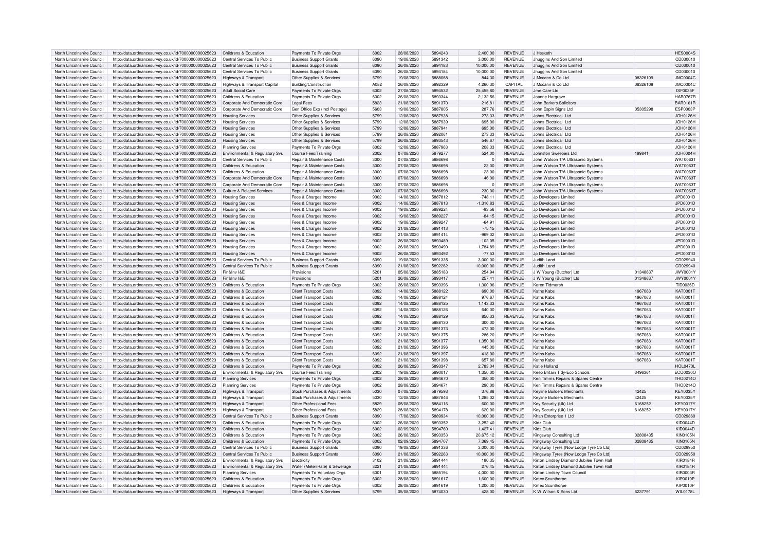| North Lincolnshire Council | http://data.ordnancesurvey.co.uk/id/7000000000025623 | Childrens & Education | Payments To Private Orgs | 6002 | 28/08/2020 | 5894243 | 2,400.00 | REVENUE | J Hesketh | | HES0004S |
|---|---|---|---|---|---|---|---|---|---|---|---|
| North Lincolnshire Council | http://data.ordnancesurvey.co.uk/id/7000000000025623 | Central Services To Public | Business Support Grants | 6090 | 19/08/2020 | 5891342 | 3,000.00 | REVENUE | Jhuggins And Son Limited | | CD030010 |
| North Lincolnshire Council | http://data.ordnancesurvey.co.uk/id/7000000000025623 | Central Services To Public | Business Support Grants | 6090 | 26/08/2020 | 5894183 | 10,000.00 | REVENUE | Jhuggins And Son Limited | | CD030010 |
| North Lincolnshire Council | http://data.ordnancesurvey.co.uk/id/7000000000025623 | Central Services To Public | Business Support Grants | 6090 | 26/08/2020 | 5894184 | 10,000.00 | REVENUE | Jhuggins And Son Limited | | CD030010 |
| North Lincolnshire Council | http://data.ordnancesurvey.co.uk/id/7000000000025623 | Highways & Transport | Other Supplies & Services | 5799 | 19/08/2020 | 5888068 | 844.30 | REVENUE | J Mccann & Co Ltd | 08326109 | JMC0004C |
| North Lincolnshire Council | http://data.ordnancesurvey.co.uk/id/7000000000025623 | Highways & Transport Capital | Building/Construction | A082 | 26/08/2020 | 5892329 | 4,260.30 | CAPITAL | J Mccann & Co Ltd | 08326109 | JMC0004C |
| North Lincolnshire Council | http://data.ordnancesurvey.co.uk/id/7000000000025623 | Adult Social Care | Payments To Private Orgs | 6002 | 27/08/2020 | 5894532 | 25,455.80 | REVENUE | Jme Care Ltd | | ISF0035F |
| North Lincolnshire Council | http://data.ordnancesurvey.co.uk/id/7000000000025623 | Childrens & Education | Payments To Private Orgs | 6002 | 26/08/2020 | 5893344 | 2,132.56 | REVENUE | Joanne Hargrave | | HAR0767R |
| North Lincolnshire Council | http://data.ordnancesurvey.co.uk/id/7000000000025623 | Corporate And Democratic Core | Legal Fees | 5823 | 21/08/2020 | 5891370 | 216.81 | REVENUE | John Barkers Solicitors | | BAR0161R |
| North Lincolnshire Council | http://data.ordnancesurvey.co.uk/id/7000000000025623 | Corporate And Democratic Core | Gen Office Exp (Incl Postage) | 5603 | 19/08/2020 | 5887805 | 287.76 | REVENUE | John Espin Signs Ltd | 05305298 | ESP0003P |
| North Lincolnshire Council | http://data.ordnancesurvey.co.uk/id/7000000000025623 | Housing Services | Other Supplies & Services | 5799 | 12/08/2020 | 5887938 | 273.33 | REVENUE | Johns Electrical Ltd | | JOH0126H |
| North Lincolnshire Council | http://data.ordnancesurvey.co.uk/id/7000000000025623 | Housing Services | Other Supplies & Services | 5799 | 12/08/2020 | 5887939 | 695.00 | REVENUE | Johns Electrical Ltd | | JOH0126H |
| North Lincolnshire Council | http://data.ordnancesurvey.co.uk/id/7000000000025623 | Housing Services | Other Supplies & Services | 5799 | 12/08/2020 | 5887941 | 695.00 | REVENUE | Johns Electrical Ltd | | JOH0126H |
| North Lincolnshire Council | http://data.ordnancesurvey.co.uk/id/7000000000025623 | Housing Services | Other Supplies & Services | 5799 | 26/08/2020 | 5892061 | 273.33 | REVENUE | Johns Electrical Ltd | | JOH0126H |
| North Lincolnshire Council | http://data.ordnancesurvey.co.uk/id/7000000000025623 | Housing Services | Other Supplies & Services | 5799 | 26/08/2020 | 5893543 | 546.67 | REVENUE | Johns Electrical Ltd | | JOH0126H |
| North Lincolnshire Council | http://data.ordnancesurvey.co.uk/id/7000000000025623 | Planning Services | Payments To Private Orgs | 6002 | 12/08/2020 | 5887963 | 208.33 | REVENUE | Johns Electrical Ltd | | JOH0126H |
| North Lincolnshire Council | http://data.ordnancesurvey.co.uk/id/7000000000025623 | Environmental & Regulatory Svs | Course Fees/Training | 2002 | 07/08/2020 | 5879277 | 524.00 | REVENUE | Johnston Sweepers Ltd | 199841 | JOH0004H |
| North Lincolnshire Council | http://data.ordnancesurvey.co.uk/id/7000000000025623 | Central Services To Public | Repair & Maintenance Costs | 3000 | 07/08/2020 | 5886698 | 0 | REVENUE | John Watson T/A Ultrasonic Systems | | WAT0063T |
| North Lincolnshire Council | http://data.ordnancesurvey.co.uk/id/7000000000025623 | Childrens & Education | Repair & Maintenance Costs | 3000 | 07/08/2020 | 5886698 | 23.00 | REVENUE | John Watson T/A Ultrasonic Systems | | WAT0063T |
| North Lincolnshire Council | http://data.ordnancesurvey.co.uk/id/7000000000025623 | Childrens & Education | Repair & Maintenance Costs | 3000 | 07/08/2020 | 5886698 | 23.00 | REVENUE | John Watson T/A Ultrasonic Systems | | WAT0063T |
| North Lincolnshire Council | http://data.ordnancesurvey.co.uk/id/7000000000025623 | Corporate And Democratic Core | Repair & Maintenance Costs | 3000 | 07/08/2020 | 5886698 | 46.00 | REVENUE | John Watson T/A Ultrasonic Systems | | WAT0063T |
| North Lincolnshire Council | http://data.ordnancesurvey.co.uk/id/7000000000025623 | Corporate And Democratic Core | Repair & Maintenance Costs | 3000 | 07/08/2020 | 5886698 | 0 | REVENUE | John Watson T/A Ultrasonic Systems | | WAT0063T |
| North Lincolnshire Council | http://data.ordnancesurvey.co.uk/id/7000000000025623 | Culture & Related Services | Repair & Maintenance Costs | 3000 | 07/08/2020 | 5886698 | 230.00 | REVENUE | John Watson T/A Ultrasonic Systems | | WAT0063T |
| North Lincolnshire Council | http://data.ordnancesurvey.co.uk/id/7000000000025623 | Housing Services | Fees & Charges Income | 9002 | 14/08/2020 | 5887812 | -748.11 | REVENUE | Jp Developers Limited | | JPD0001D |
| North Lincolnshire Council | http://data.ordnancesurvey.co.uk/id/7000000000025623 | Housing Services | Fees & Charges Income | 9002 | 14/08/2020 | 5887813 | -1,316.83 | REVENUE | Jp Developers Limited | | JPD0001D |
| North Lincolnshire Council | http://data.ordnancesurvey.co.uk/id/7000000000025623 | Housing Services | Fees & Charges Income | 9002 | 19/08/2020 | 5889224 | -93.56 | REVENUE | Jp Developers Limited | | JPD0001D |
| North Lincolnshire Council | http://data.ordnancesurvey.co.uk/id/7000000000025623 | Housing Services | Fees & Charges Income | 9002 | 19/08/2020 | 5889227 | -84.15 | REVENUE | Jp Developers Limited | | JPD0001D |
| North Lincolnshire Council | http://data.ordnancesurvey.co.uk/id/7000000000025623 | Housing Services | Fees & Charges Income | 9002 | 19/08/2020 | 5889247 | -64.91 | REVENUE | Jp Developers Limited | | JPD0001D |
| North Lincolnshire Council | http://data.ordnancesurvey.co.uk/id/7000000000025623 | Housing Services | Fees & Charges Income | 9002 | 21/08/2020 | 5891413 | -75.15 | REVENUE | Jp Developers Limited | | JPD0001D |
| North Lincolnshire Council | http://data.ordnancesurvey.co.uk/id/7000000000025623 | Housing Services | Fees & Charges Income | 9002 | 21/08/2020 | 5891414 | -969.02 | REVENUE | Jp Developers Limited | | JPD0001D |
| North Lincolnshire Council | http://data.ordnancesurvey.co.uk/id/7000000000025623 | Housing Services | Fees & Charges Income | 9002 | 26/08/2020 | 5893489 | -102.05 | REVENUE | Jp Developers Limited | | JPD0001D |
| North Lincolnshire Council | http://data.ordnancesurvey.co.uk/id/7000000000025623 | Housing Services | Fees & Charges Income | 9002 | 26/08/2020 | 5893490 | -1,784.89 | REVENUE | Jp Developers Limited | | JPD0001D |
| North Lincolnshire Council | http://data.ordnancesurvey.co.uk/id/7000000000025623 | Housing Services | Fees & Charges Income | 9002 | 26/08/2020 | 5893492 | -77.53 | REVENUE | Jp Developers Limited | | JPD0001D |
| North Lincolnshire Council | http://data.ordnancesurvey.co.uk/id/7000000000025623 | Central Services To Public | Business Support Grants | 6090 | 19/08/2020 | 5891335 | 3,000.00 | REVENUE | Judith Land | | CD029940 |
| North Lincolnshire Council | http://data.ordnancesurvey.co.uk/id/7000000000025623 | Central Services To Public | Business Support Grants | 6090 | 21/08/2020 | 5892262 | 10,000.00 | REVENUE | Judith Land | | CD029940 |
| North Lincolnshire Council | http://data.ordnancesurvey.co.uk/id/7000000000025623 | Fin&Inv I&E | Provisions | 5201 | 05/08/2020 | 5885183 | 254.94 | REVENUE | J W Young (Butcher) Ltd | 01348637 | JWY0001Y |
| North Lincolnshire Council | http://data.ordnancesurvey.co.uk/id/7000000000025623 | Fin&Inv I&E | Provisions | 5201 | 26/08/2020 | 5893417 | 257.41 | REVENUE | J W Young (Butcher) Ltd | 01348637 | JWY0001Y |
| North Lincolnshire Council | http://data.ordnancesurvey.co.uk/id/7000000000025623 | Childrens & Education | Payments To Private Orgs | 6002 | 26/08/2020 | 5893396 | 1,300.96 | REVENUE | Karen Tidmarsh | | TID0036D |
| North Lincolnshire Council | http://data.ordnancesurvey.co.uk/id/7000000000025623 | Childrens & Education | Client Transport Costs | 6092 | 14/08/2020 | 5888122 | 690.00 | REVENUE | Kaths Kabs | 1967063 | KAT0001T |
| North Lincolnshire Council | http://data.ordnancesurvey.co.uk/id/7000000000025623 | Childrens & Education | Client Transport Costs | 6092 | 14/08/2020 | 5888124 | 976.67 | REVENUE | Kaths Kabs | 1967063 | KAT0001T |
| North Lincolnshire Council | http://data.ordnancesurvey.co.uk/id/7000000000025623 | Childrens & Education | Client Transport Costs | 6092 | 14/08/2020 | 5888125 | 1,143.33 | REVENUE | Kaths Kabs | 1967063 | KAT0001T |
| North Lincolnshire Council | http://data.ordnancesurvey.co.uk/id/7000000000025623 | Childrens & Education | Client Transport Costs | 6092 | 14/08/2020 | 5888126 | 640.00 | REVENUE | Kaths Kabs | 1967063 | KAT0001T |
| North Lincolnshire Council | http://data.ordnancesurvey.co.uk/id/7000000000025623 | Childrens & Education | Client Transport Costs | 6092 | 14/08/2020 | 5888129 | 850.33 | REVENUE | Kaths Kabs | 1967063 | KAT0001T |
| North Lincolnshire Council | http://data.ordnancesurvey.co.uk/id/7000000000025623 | Childrens & Education | Client Transport Costs | 6092 | 14/08/2020 | 5888130 | 300.00 | REVENUE | Kaths Kabs | 1967063 | KAT0001T |
| North Lincolnshire Council | http://data.ordnancesurvey.co.uk/id/7000000000025623 | Childrens & Education | Client Transport Costs | 6092 | 21/08/2020 | 5891373 | 473.00 | REVENUE | Kaths Kabs | 1967063 | KAT0001T |
| North Lincolnshire Council | http://data.ordnancesurvey.co.uk/id/7000000000025623 | Childrens & Education | Client Transport Costs | 6092 | 21/08/2020 | 5891375 | 286.20 | REVENUE | Kaths Kabs | 1967063 | KAT0001T |
| North Lincolnshire Council | http://data.ordnancesurvey.co.uk/id/7000000000025623 | Childrens & Education | Client Transport Costs | 6092 | 21/08/2020 | 5891377 | 1,350.00 | REVENUE | Kaths Kabs | 1967063 | KAT0001T |
| North Lincolnshire Council | http://data.ordnancesurvey.co.uk/id/7000000000025623 | Childrens & Education | Client Transport Costs | 6092 | 21/08/2020 | 5891396 | 445.00 | REVENUE | Kaths Kabs | 1967063 | KAT0001T |
| North Lincolnshire Council | http://data.ordnancesurvey.co.uk/id/7000000000025623 | Childrens & Education | Client Transport Costs | 6092 | 21/08/2020 | 5891397 | 418.00 | REVENUE | Kaths Kabs | 1967063 | KAT0001T |
| North Lincolnshire Council | http://data.ordnancesurvey.co.uk/id/7000000000025623 | Childrens & Education | Client Transport Costs | 6092 | 21/08/2020 | 5891398 | 657.80 | REVENUE | Kaths Kabs | 1967063 | KAT0001T |
| North Lincolnshire Council | http://data.ordnancesurvey.co.uk/id/7000000000025623 | Childrens & Education | Payments To Private Orgs | 6002 | 26/08/2020 | 5893347 | 2,783.04 | REVENUE | Katie Holland | | HOL0470L |
| North Lincolnshire Council | http://data.ordnancesurvey.co.uk/id/7000000000025623 | Environmental & Regulatory Svs | Course Fees/Training | 2002 | 19/08/2020 | 5890017 | 1,350.00 | REVENUE | Keep Britain Tidy-Eco Schools | 3496361 | ECO0030O |
| North Lincolnshire Council | http://data.ordnancesurvey.co.uk/id/7000000000025623 | Planning Services | Payments To Private Orgs | 6002 | 28/08/2020 | 5894670 | 350.00 | REVENUE | Ken Timms Repairs & Spares Centre | | THO0214O |
| North Lincolnshire Council | http://data.ordnancesurvey.co.uk/id/7000000000025623 | Planning Services | Payments To Private Orgs | 6002 | 28/08/2020 | 5894671 | 290.00 | REVENUE | Ken Timms Repairs & Spares Centre | | THO0214O |
| North Lincolnshire Council | http://data.ordnancesurvey.co.uk/id/7000000000025623 | Highways & Transport | Stock Purchases & Adjustments | 5030 | 07/08/2020 | 5879593 | 376.88 | REVENUE | Keyline Builders Merchants | 42425 | KEY0035Y |
| North Lincolnshire Council | http://data.ordnancesurvey.co.uk/id/7000000000025623 | Highways & Transport | Stock Purchases & Adjustments | 5030 | 12/08/2020 | 5887846 | 1,285.02 | REVENUE | Keyline Builders Merchants | 42425 | KEY0035Y |
| North Lincolnshire Council | http://data.ordnancesurvey.co.uk/id/7000000000025623 | Highways & Transport | Other Professional Fees | 5829 | 05/08/2020 | 5884116 | 600.00 | REVENUE | Key Security (Uk) Ltd | 6168252 | KEY0017Y |
| North Lincolnshire Council | http://data.ordnancesurvey.co.uk/id/7000000000025623 | Highways & Transport | Other Professional Fees | 5829 | 28/08/2020 | 5894178 | 620.00 | REVENUE | Key Security (Uk) Ltd | 6168252 | KEY0017Y |
| North Lincolnshire Council | http://data.ordnancesurvey.co.uk/id/7000000000025623 | Central Services To Public | Business Support Grants | 6090 | 17/08/2020 | 5889934 | 10,000.00 | REVENUE | Khan Enterprise 1 Ltd | | CD029860 |
| North Lincolnshire Council | http://data.ordnancesurvey.co.uk/id/7000000000025623 | Childrens & Education | Payments To Private Orgs | 6002 | 26/08/2020 | 5893352 | 3,252.40 | REVENUE | Kidz Club | | KID0044D |
| North Lincolnshire Council | http://data.ordnancesurvey.co.uk/id/7000000000025623 | Childrens & Education | Payments To Private Orgs | 6002 | 02/09/2020 | 5894769 | 1,427.41 | REVENUE | Kidz Club | | KID0044D |
| North Lincolnshire Council | http://data.ordnancesurvey.co.uk/id/7000000000025623 | Childrens & Education | Payments To Private Orgs | 6002 | 26/08/2020 | 5893353 | 20,675.12 | REVENUE | Kingsway Consulting Ltd | 02808435 | KIN0105N |
| North Lincolnshire Council | http://data.ordnancesurvey.co.uk/id/7000000000025623 | Childrens & Education | Payments To Private Orgs | 6002 | 02/09/2020 | 5894707 | 7,369.45 | REVENUE | Kingsway Consulting Ltd | 02808435 | KIN0105N |
| North Lincolnshire Council | http://data.ordnancesurvey.co.uk/id/7000000000025623 | Central Services To Public | Business Support Grants | 6090 | 19/08/2020 | 5891336 | 3,000.00 | REVENUE | Kingsway Tyres (Now Lodge Tyre Co Ltd) | | CD029950 |
| North Lincolnshire Council | http://data.ordnancesurvey.co.uk/id/7000000000025623 | Central Services To Public | Business Support Grants | 6090 | 21/08/2020 | 5892263 | 10,000.00 | REVENUE | Kingsway Tyres (Now Lodge Tyre Co Ltd) | | CD029950 |
| North Lincolnshire Council | http://data.ordnancesurvey.co.uk/id/7000000000025623 | Environmental & Regulatory Svs | Electricity | 3102 | 21/08/2020 | 5891444 | 180.35 | REVENUE | Kirton Lindsey Diamond Jubilee Town Hall | | KIR0184R |
| North Lincolnshire Council | http://data.ordnancesurvey.co.uk/id/7000000000025623 | Environmental & Regulatory Svs | Water (Meter/Rate) & Sewerage | 3221 | 21/08/2020 | 5891444 | 276.45 | REVENUE | Kirton Lindsey Diamond Jubilee Town Hall | | KIR0184R |
| North Lincolnshire Council | http://data.ordnancesurvey.co.uk/id/7000000000025623 | Planning Services | Payments To Voluntary Orgs | 6001 | 07/08/2020 | 5885194 | 4,000.00 | REVENUE | Kirton Lindsey Town Council | | KIR0003R |
| North Lincolnshire Council | http://data.ordnancesurvey.co.uk/id/7000000000025623 | Childrens & Education | Payments To Private Orgs | 6002 | 28/08/2020 | 5891617 | 1,600.00 | REVENUE | Kmec Scunthorpe | | KIP0010P |
| North Lincolnshire Council | http://data.ordnancesurvey.co.uk/id/7000000000025623 | Childrens & Education | Payments To Private Orgs | 6002 | 28/08/2020 | 5891619 | 1,200.00 | REVENUE | Kmec Scunthorpe | | KIP0010P |
| North Lincolnshire Council | http://data.ordnancesurvey.co.uk/id/7000000000025623 | Highways & Transport | Other Supplies & Services | 5799 | 05/08/2020 | 5874030 | 428.00 | REVENUE | K W Wilson & Sons Ltd | 6237791 | WIL0178L |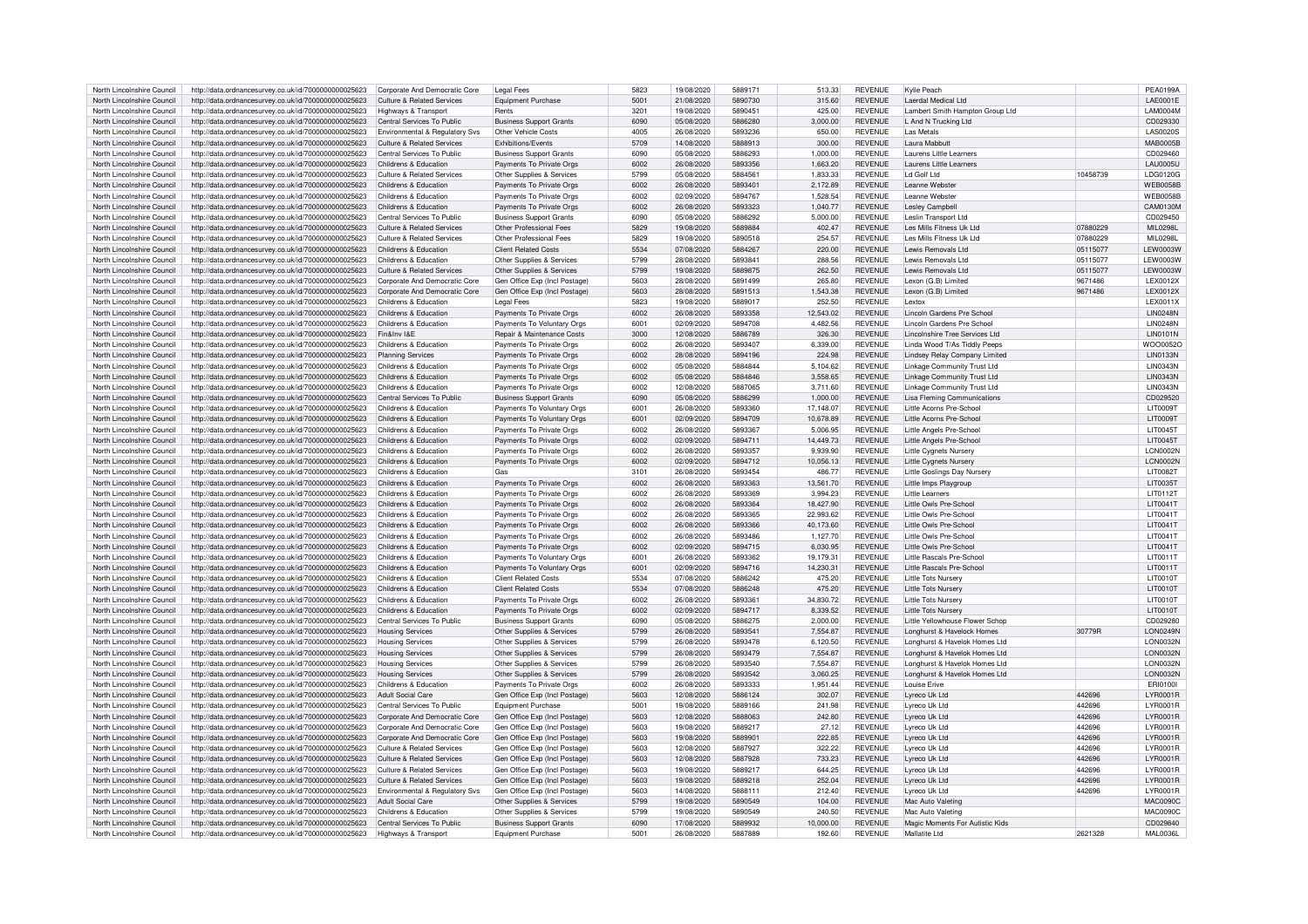| North Lincolnshire Council | http://data.ordnancesurvey.co.uk/id/7000000000025623 | Corporate And Democratic Core | Legal Fees | 5823 | 19/08/2020 | 5889171 | 513.33 | REVENUE | Kylie Peach | | PEA0199A |
|---|---|---|---|---|---|---|---|---|---|---|---|
| North Lincolnshire Council | http://data.ordnancesurvey.co.uk/id/7000000000025623 | Culture & Related Services | Equipment Purchase | 5001 | 21/08/2020 | 5890730 | 315.60 | REVENUE | Laerdal Medical Ltd | | LAE0001E |
| North Lincolnshire Council | http://data.ordnancesurvey.co.uk/id/7000000000025623 | Highways & Transport | Rents | 3201 | 19/08/2020 | 5890451 | 425.00 | REVENUE | Lambert Smith Hampton Group Ltd | | LAM0004M |
| North Lincolnshire Council | http://data.ordnancesurvey.co.uk/id/7000000000025623 | Central Services To Public | Business Support Grants | 6090 | 05/08/2020 | 5886280 | 3,000.00 | REVENUE | L And N Trucking Ltd | | CD029330 |
| North Lincolnshire Council | http://data.ordnancesurvey.co.uk/id/7000000000025623 | Environmental & Regulatory Svs | Other Vehicle Costs | 4005 | 26/08/2020 | 5893236 | 650.00 | REVENUE | Las Metals | | LAS0020S |
| North Lincolnshire Council | http://data.ordnancesurvey.co.uk/id/7000000000025623 | Culture & Related Services | Exhibitions/Events | 5709 | 14/08/2020 | 5888913 | 300.00 | REVENUE | Laura Mabbutt | | MAB0005B |
| North Lincolnshire Council | http://data.ordnancesurvey.co.uk/id/7000000000025623 | Central Services To Public | Business Support Grants | 6090 | 05/08/2020 | 5886293 | 1,000.00 | REVENUE | Laurens Little Learners | | CD029460 |
| North Lincolnshire Council | http://data.ordnancesurvey.co.uk/id/7000000000025623 | Childrens & Education | Payments To Private Orgs | 6002 | 26/08/2020 | 5893356 | 1,663.20 | REVENUE | Laurens Little Learners | | LAU0005U |
| North Lincolnshire Council | http://data.ordnancesurvey.co.uk/id/7000000000025623 | Culture & Related Services | Other Supplies & Services | 5799 | 05/08/2020 | 5884561 | 1,833.33 | REVENUE | Ld Golf Ltd | 10458739 | LDG0120G |
| North Lincolnshire Council | http://data.ordnancesurvey.co.uk/id/7000000000025623 | Childrens & Education | Payments To Private Orgs | 6002 | 26/08/2020 | 5893401 | 2,172.89 | REVENUE | Leanne Webster | | WEB0058B |
| North Lincolnshire Council | http://data.ordnancesurvey.co.uk/id/7000000000025623 | Childrens & Education | Payments To Private Orgs | 6002 | 02/09/2020 | 5894767 | 1,528.54 | REVENUE | Leanne Webster | | WEB0058B |
| North Lincolnshire Council | http://data.ordnancesurvey.co.uk/id/7000000000025623 | Childrens & Education | Payments To Private Orgs | 6002 | 26/08/2020 | 5893323 | 1,040.77 | REVENUE | Lesley Campbell | | CAM0130M |
| North Lincolnshire Council | http://data.ordnancesurvey.co.uk/id/7000000000025623 | Central Services To Public | Business Support Grants | 6090 | 05/08/2020 | 5886292 | 5,000.00 | REVENUE | Leslin Transport Ltd | | CD029450 |
| North Lincolnshire Council | http://data.ordnancesurvey.co.uk/id/7000000000025623 | Culture & Related Services | Other Professional Fees | 5829 | 19/08/2020 | 5889884 | 402.47 | REVENUE | Les Mills Fitness Uk Ltd | 07880229 | MIL0298L |
| North Lincolnshire Council | http://data.ordnancesurvey.co.uk/id/7000000000025623 | Culture & Related Services | Other Professional Fees | 5829 | 19/08/2020 | 5890518 | 254.57 | REVENUE | Les Mills Fitness Uk Ltd | 07880229 | MIL0298L |
| North Lincolnshire Council | http://data.ordnancesurvey.co.uk/id/7000000000025623 | Childrens & Education | Client Related Costs | 5534 | 07/08/2020 | 5884267 | 220.00 | REVENUE | Lewis Removals Ltd | 05115077 | LEW0003W |
| North Lincolnshire Council | http://data.ordnancesurvey.co.uk/id/7000000000025623 | Childrens & Education | Other Supplies & Services | 5799 | 28/08/2020 | 5893841 | 288.56 | REVENUE | Lewis Removals Ltd | 05115077 | LEW0003W |
| North Lincolnshire Council | http://data.ordnancesurvey.co.uk/id/7000000000025623 | Culture & Related Services | Other Supplies & Services | 5799 | 19/08/2020 | 5889875 | 262.50 | REVENUE | Lewis Removals Ltd | 05115077 | LEW0003W |
| North Lincolnshire Council | http://data.ordnancesurvey.co.uk/id/7000000000025623 | Corporate And Democratic Core | Gen Office Exp (Incl Postage) | 5603 | 28/08/2020 | 5891499 | 265.80 | REVENUE | Lexon (G.B) Limited | 9671486 | LEX0012X |
| North Lincolnshire Council | http://data.ordnancesurvey.co.uk/id/7000000000025623 | Corporate And Democratic Core | Gen Office Exp (Incl Postage) | 5603 | 28/08/2020 | 5891513 | 1,543.38 | REVENUE | Lexon (G.B) Limited | 9671486 | LEX0012X |
| North Lincolnshire Council | http://data.ordnancesurvey.co.uk/id/7000000000025623 | Childrens & Education | Legal Fees | 5823 | 19/08/2020 | 5889017 | 252.50 | REVENUE | Lextox | | LEX0011X |
| North Lincolnshire Council | http://data.ordnancesurvey.co.uk/id/7000000000025623 | Childrens & Education | Payments To Private Orgs | 6002 | 26/08/2020 | 5893358 | 12,543.02 | REVENUE | Lincoln Gardens Pre School | | LIN0248N |
| North Lincolnshire Council | http://data.ordnancesurvey.co.uk/id/7000000000025623 | Childrens & Education | Payments To Voluntary Orgs | 6001 | 02/09/2020 | 5894708 | 4,482.56 | REVENUE | Lincoln Gardens Pre School | | LIN0248N |
| North Lincolnshire Council | http://data.ordnancesurvey.co.uk/id/7000000000025623 | Fin&Inv I&E | Repair & Maintenance Costs | 3000 | 12/08/2020 | 5886789 | 326.30 | REVENUE | Lincolnshire Tree Services Ltd | | LIN0101N |
| North Lincolnshire Council | http://data.ordnancesurvey.co.uk/id/7000000000025623 | Childrens & Education | Payments To Private Orgs | 6002 | 26/08/2020 | 5893407 | 6,339.00 | REVENUE | Linda Wood T/As Tiddly Peeps | | WOO0052O |
| North Lincolnshire Council | http://data.ordnancesurvey.co.uk/id/7000000000025623 | Planning Services | Payments To Private Orgs | 6002 | 28/08/2020 | 5894196 | 224.98 | REVENUE | Lindsey Relay Company Limited | | LIN0133N |
| North Lincolnshire Council | http://data.ordnancesurvey.co.uk/id/7000000000025623 | Childrens & Education | Payments To Private Orgs | 6002 | 05/08/2020 | 5884844 | 5,104.62 | REVENUE | Linkage Community Trust Ltd | | LIN0343N |
| North Lincolnshire Council | http://data.ordnancesurvey.co.uk/id/7000000000025623 | Childrens & Education | Payments To Private Orgs | 6002 | 05/08/2020 | 5884846 | 3,558.65 | REVENUE | Linkage Community Trust Ltd | | LIN0343N |
| North Lincolnshire Council | http://data.ordnancesurvey.co.uk/id/7000000000025623 | Childrens & Education | Payments To Private Orgs | 6002 | 12/08/2020 | 5887065 | 3,711.60 | REVENUE | Linkage Community Trust Ltd | | LIN0343N |
| North Lincolnshire Council | http://data.ordnancesurvey.co.uk/id/7000000000025623 | Central Services To Public | Business Support Grants | 6090 | 05/08/2020 | 5886299 | 1,000.00 | REVENUE | Lisa Fleming Communications | | CD029520 |
| North Lincolnshire Council | http://data.ordnancesurvey.co.uk/id/7000000000025623 | Childrens & Education | Payments To Voluntary Orgs | 6001 | 26/08/2020 | 5893360 | 17,148.07 | REVENUE | Little Acorns Pre-School | | LIT0009T |
| North Lincolnshire Council | http://data.ordnancesurvey.co.uk/id/7000000000025623 | Childrens & Education | Payments To Voluntary Orgs | 6001 | 02/09/2020 | 5894709 | 10,678.89 | REVENUE | Little Acorns Pre-School | | LIT0009T |
| North Lincolnshire Council | http://data.ordnancesurvey.co.uk/id/7000000000025623 | Childrens & Education | Payments To Private Orgs | 6002 | 26/08/2020 | 5893367 | 5,006.95 | REVENUE | Little Angels Pre-School | | LIT0045T |
| North Lincolnshire Council | http://data.ordnancesurvey.co.uk/id/7000000000025623 | Childrens & Education | Payments To Private Orgs | 6002 | 02/09/2020 | 5894711 | 14,449.73 | REVENUE | Little Angels Pre-School | | LIT0045T |
| North Lincolnshire Council | http://data.ordnancesurvey.co.uk/id/7000000000025623 | Childrens & Education | Payments To Private Orgs | 6002 | 26/08/2020 | 5893357 | 9,939.90 | REVENUE | Little Cygnets Nursery | | LCN0002N |
| North Lincolnshire Council | http://data.ordnancesurvey.co.uk/id/7000000000025623 | Childrens & Education | Payments To Private Orgs | 6002 | 02/09/2020 | 5894712 | 10,056.13 | REVENUE | Little Cygnets Nursery | | LCN0002N |
| North Lincolnshire Council | http://data.ordnancesurvey.co.uk/id/7000000000025623 | Childrens & Education | Gas | 3101 | 26/08/2020 | 5893454 | 486.77 | REVENUE | Little Goslings Day Nursery | | LIT0082T |
| North Lincolnshire Council | http://data.ordnancesurvey.co.uk/id/7000000000025623 | Childrens & Education | Payments To Private Orgs | 6002 | 26/08/2020 | 5893363 | 13,561.70 | REVENUE | Little Imps Playgroup | | LIT0035T |
| North Lincolnshire Council | http://data.ordnancesurvey.co.uk/id/7000000000025623 | Childrens & Education | Payments To Private Orgs | 6002 | 26/08/2020 | 5893369 | 3,994.23 | REVENUE | Little Learners | | LIT0112T |
| North Lincolnshire Council | http://data.ordnancesurvey.co.uk/id/7000000000025623 | Childrens & Education | Payments To Private Orgs | 6002 | 26/08/2020 | 5893364 | 18,427.90 | REVENUE | Little Owls Pre-School | | LIT0041T |
| North Lincolnshire Council | http://data.ordnancesurvey.co.uk/id/7000000000025623 | Childrens & Education | Payments To Private Orgs | 6002 | 26/08/2020 | 5893365 | 22,993.62 | REVENUE | Little Owls Pre-School | | LIT0041T |
| North Lincolnshire Council | http://data.ordnancesurvey.co.uk/id/7000000000025623 | Childrens & Education | Payments To Private Orgs | 6002 | 26/08/2020 | 5893366 | 40,173.60 | REVENUE | Little Owls Pre-School | | LIT0041T |
| North Lincolnshire Council | http://data.ordnancesurvey.co.uk/id/7000000000025623 | Childrens & Education | Payments To Private Orgs | 6002 | 26/08/2020 | 5893486 | 1,127.70 | REVENUE | Little Owls Pre-School | | LIT0041T |
| North Lincolnshire Council | http://data.ordnancesurvey.co.uk/id/7000000000025623 | Childrens & Education | Payments To Private Orgs | 6002 | 02/09/2020 | 5894715 | 6,030.95 | REVENUE | Little Owls Pre-School | | LIT0041T |
| North Lincolnshire Council | http://data.ordnancesurvey.co.uk/id/7000000000025623 | Childrens & Education | Payments To Voluntary Orgs | 6001 | 26/08/2020 | 5893362 | 19,179.31 | REVENUE | Little Rascals Pre-School | | LIT0011T |
| North Lincolnshire Council | http://data.ordnancesurvey.co.uk/id/7000000000025623 | Childrens & Education | Payments To Voluntary Orgs | 6001 | 02/09/2020 | 5894716 | 14,230.31 | REVENUE | Little Rascals Pre-School | | LIT0011T |
| North Lincolnshire Council | http://data.ordnancesurvey.co.uk/id/7000000000025623 | Childrens & Education | Client Related Costs | 5534 | 07/08/2020 | 5886242 | 475.20 | REVENUE | Little Tots Nursery | | LIT0010T |
| North Lincolnshire Council | http://data.ordnancesurvey.co.uk/id/7000000000025623 | Childrens & Education | Client Related Costs | 5534 | 07/08/2020 | 5886248 | 475.20 | REVENUE | Little Tots Nursery | | LIT0010T |
| North Lincolnshire Council | http://data.ordnancesurvey.co.uk/id/7000000000025623 | Childrens & Education | Payments To Private Orgs | 6002 | 26/08/2020 | 5893361 | 34,830.72 | REVENUE | Little Tots Nursery | | LIT0010T |
| North Lincolnshire Council | http://data.ordnancesurvey.co.uk/id/7000000000025623 | Childrens & Education | Payments To Private Orgs | 6002 | 02/09/2020 | 5894717 | 8,339.52 | REVENUE | Little Tots Nursery | | LIT0010T |
| North Lincolnshire Council | http://data.ordnancesurvey.co.uk/id/7000000000025623 | Central Services To Public | Business Support Grants | 6090 | 05/08/2020 | 5886275 | 2,000.00 | REVENUE | Little Yellowhouse Flower Schop | | CD029280 |
| North Lincolnshire Council | http://data.ordnancesurvey.co.uk/id/7000000000025623 | Housing Services | Other Supplies & Services | 5799 | 26/08/2020 | 5893541 | 7,554.87 | REVENUE | Longhurst & Havelock Homes | 30779R | LON0249N |
| North Lincolnshire Council | http://data.ordnancesurvey.co.uk/id/7000000000025623 | Housing Services | Other Supplies & Services | 5799 | 26/08/2020 | 5893478 | 6,120.50 | REVENUE | Longhurst & Havelok Homes Ltd | | LON0032N |
| North Lincolnshire Council | http://data.ordnancesurvey.co.uk/id/7000000000025623 | Housing Services | Other Supplies & Services | 5799 | 26/08/2020 | 5893479 | 7,554.87 | REVENUE | Longhurst & Havelok Homes Ltd | | LON0032N |
| North Lincolnshire Council | http://data.ordnancesurvey.co.uk/id/7000000000025623 | Housing Services | Other Supplies & Services | 5799 | 26/08/2020 | 5893540 | 7,554.87 | REVENUE | Longhurst & Havelok Homes Ltd | | LON0032N |
| North Lincolnshire Council | http://data.ordnancesurvey.co.uk/id/7000000000025623 | Housing Services | Other Supplies & Services | 5799 | 26/08/2020 | 5893542 | 3,060.25 | REVENUE | Longhurst & Havelok Homes Ltd | | LON0032N |
| North Lincolnshire Council | http://data.ordnancesurvey.co.uk/id/7000000000025623 | Childrens & Education | Payments To Private Orgs | 6002 | 26/08/2020 | 5893333 | 1,951.44 | REVENUE | Louise Erive | | ERI0100I |
| North Lincolnshire Council | http://data.ordnancesurvey.co.uk/id/7000000000025623 | Adult Social Care | Gen Office Exp (Incl Postage) | 5603 | 12/08/2020 | 5886124 | 302.07 | REVENUE | Lyreco Uk Ltd | 442696 | LYR0001R |
| North Lincolnshire Council | http://data.ordnancesurvey.co.uk/id/7000000000025623 | Central Services To Public | Equipment Purchase | 5001 | 19/08/2020 | 5889166 | 241.98 | REVENUE | Lyreco Uk Ltd | 442696 | LYR0001R |
| North Lincolnshire Council | http://data.ordnancesurvey.co.uk/id/7000000000025623 | Corporate And Democratic Core | Gen Office Exp (Incl Postage) | 5603 | 12/08/2020 | 5888063 | 242.80 | REVENUE | Lyreco Uk Ltd | 442696 | LYR0001R |
| North Lincolnshire Council | http://data.ordnancesurvey.co.uk/id/7000000000025623 | Corporate And Democratic Core | Gen Office Exp (Incl Postage) | 5603 | 19/08/2020 | 5889217 | 27.12 | REVENUE | Lyreco Uk Ltd | 442696 | LYR0001R |
| North Lincolnshire Council | http://data.ordnancesurvey.co.uk/id/7000000000025623 | Corporate And Democratic Core | Gen Office Exp (Incl Postage) | 5603 | 19/08/2020 | 5889901 | 222.85 | REVENUE | Lyreco Uk Ltd | 442696 | LYR0001R |
| North Lincolnshire Council | http://data.ordnancesurvey.co.uk/id/7000000000025623 | Culture & Related Services | Gen Office Exp (Incl Postage) | 5603 | 12/08/2020 | 5887927 | 322.22 | REVENUE | Lyreco Uk Ltd | 442696 | LYR0001R |
| North Lincolnshire Council | http://data.ordnancesurvey.co.uk/id/7000000000025623 | Culture & Related Services | Gen Office Exp (Incl Postage) | 5603 | 12/08/2020 | 5887928 | 733.23 | REVENUE | Lyreco Uk Ltd | 442696 | LYR0001R |
| North Lincolnshire Council | http://data.ordnancesurvey.co.uk/id/7000000000025623 | Culture & Related Services | Gen Office Exp (Incl Postage) | 5603 | 19/08/2020 | 5889217 | 644.25 | REVENUE | Lyreco Uk Ltd | 442696 | LYR0001R |
| North Lincolnshire Council | http://data.ordnancesurvey.co.uk/id/7000000000025623 | Culture & Related Services | Gen Office Exp (Incl Postage) | 5603 | 19/08/2020 | 5889218 | 252.04 | REVENUE | Lyreco Uk Ltd | 442696 | LYR0001R |
| North Lincolnshire Council | http://data.ordnancesurvey.co.uk/id/7000000000025623 | Environmental & Regulatory Svs | Gen Office Exp (Incl Postage) | 5603 | 14/08/2020 | 5888111 | 212.40 | REVENUE | Lyreco Uk Ltd | 442696 | LYR0001R |
| North Lincolnshire Council | http://data.ordnancesurvey.co.uk/id/7000000000025623 | Adult Social Care | Other Supplies & Services | 5799 | 19/08/2020 | 5890549 | 104.00 | REVENUE | Mac Auto Valeting | | MAC0090C |
| North Lincolnshire Council | http://data.ordnancesurvey.co.uk/id/7000000000025623 | Childrens & Education | Other Supplies & Services | 5799 | 19/08/2020 | 5890549 | 240.50 | REVENUE | Mac Auto Valeting | | MAC0090C |
| North Lincolnshire Council | http://data.ordnancesurvey.co.uk/id/7000000000025623 | Central Services To Public | Business Support Grants | 6090 | 17/08/2020 | 5889932 | 10,000.00 | REVENUE | Magic Moments For Autistic Kids | | CD029840 |
| North Lincolnshire Council | http://data.ordnancesurvey.co.uk/id/7000000000025623 | Highways & Transport | Equipment Purchase | 5001 | 26/08/2020 | 5887889 | 192.60 | REVENUE | Mallatite Ltd | 2621328 | MAL0036L |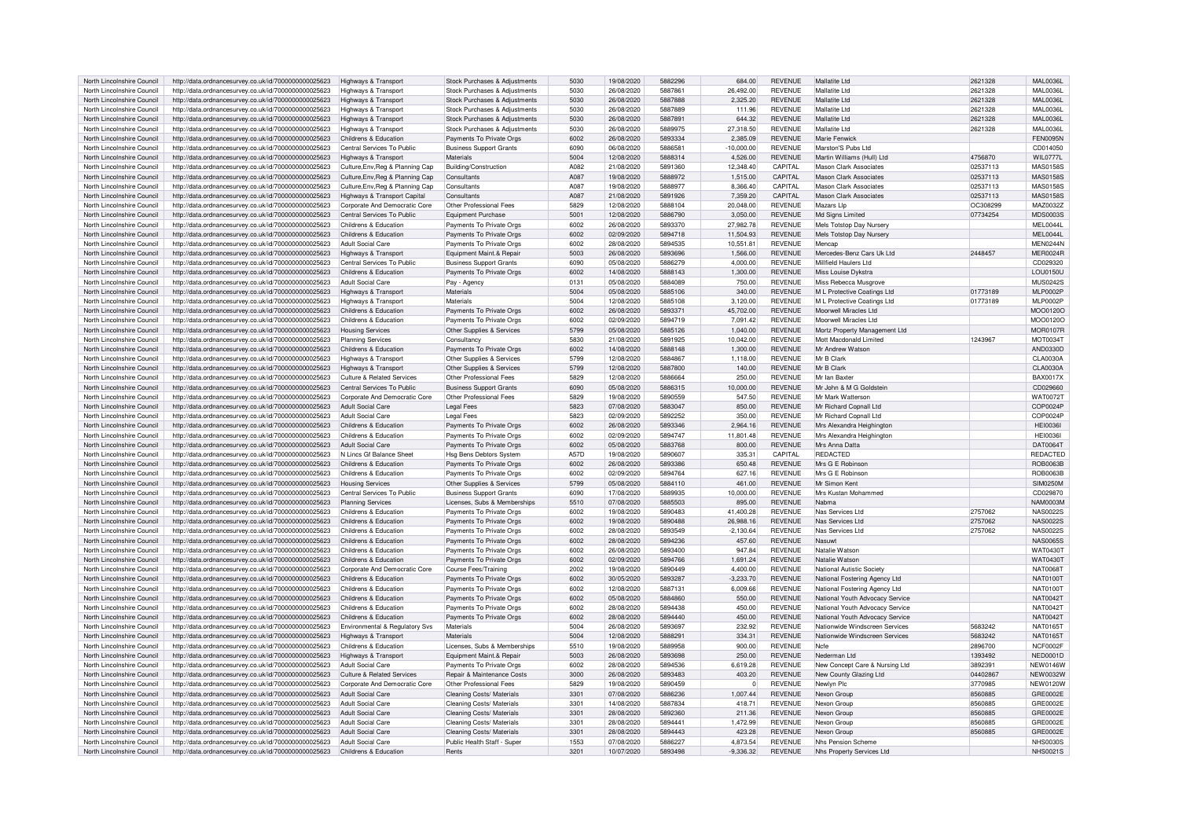| | | | | | | | | | | | |
|---|---|---|---|---|---|---|---|---|---|---|---|
| North Lincolnshire Council | http://data.ordnancesurvey.co.uk/id/7000000000025623 | Highways & Transport | Stock Purchases & Adjustments | 5030 | 19/08/2020 | 5882296 | 684.00 | REVENUE | Mallatite Ltd | 2621328 | MAL0036L |
| North Lincolnshire Council | http://data.ordnancesurvey.co.uk/id/7000000000025623 | Highways & Transport | Stock Purchases & Adjustments | 5030 | 26/08/2020 | 5887861 | 26,492.00 | REVENUE | Mallatite Ltd | 2621328 | MAL0036L |
| North Lincolnshire Council | http://data.ordnancesurvey.co.uk/id/7000000000025623 | Highways & Transport | Stock Purchases & Adjustments | 5030 | 26/08/2020 | 5887888 | 2,325.20 | REVENUE | Mallatite Ltd | 2621328 | MAL0036L |
| North Lincolnshire Council | http://data.ordnancesurvey.co.uk/id/7000000000025623 | Highways & Transport | Stock Purchases & Adjustments | 5030 | 26/08/2020 | 5887889 | 111.96 | REVENUE | Mallatite Ltd | 2621328 | MAL0036L |
| North Lincolnshire Council | http://data.ordnancesurvey.co.uk/id/7000000000025623 | Highways & Transport | Stock Purchases & Adjustments | 5030 | 26/08/2020 | 5887891 | 644.32 | REVENUE | Mallatite Ltd | 2621328 | MAL0036L |
| North Lincolnshire Council | http://data.ordnancesurvey.co.uk/id/7000000000025623 | Highways & Transport | Stock Purchases & Adjustments | 5030 | 26/08/2020 | 5889975 | 27,318.50 | REVENUE | Mallatite Ltd | 2621328 | MAL0036L |
| North Lincolnshire Council | http://data.ordnancesurvey.co.uk/id/7000000000025623 | Childrens & Education | Payments To Private Orgs | 6002 | 26/08/2020 | 5893334 | 2,385.09 | REVENUE | Marie Fenwick | | FEN0095N |
| North Lincolnshire Council | http://data.ordnancesurvey.co.uk/id/7000000000025623 | Central Services To Public | Business Support Grants | 6090 | 06/08/2020 | 5886581 | -10,000.00 | REVENUE | Marston'S Pubs Ltd | | CD014050 |
| North Lincolnshire Council | http://data.ordnancesurvey.co.uk/id/7000000000025623 | Highways & Transport | Materials | 5004 | 12/08/2020 | 5888314 | 4,526.00 | REVENUE | Martin Williams (Hull) Ltd | 4756870 | WIL0777L |
| North Lincolnshire Council | http://data.ordnancesurvey.co.uk/id/7000000000025623 | Culture,Env,Reg & Planning Cap | Building/Construction | A082 | 21/08/2020 | 5891360 | 12,348.40 | CAPITAL | Mason Clark Associates | 02537113 | MAS0158S |
| North Lincolnshire Council | http://data.ordnancesurvey.co.uk/id/7000000000025623 | Culture,Env,Reg & Planning Cap | Consultants | A087 | 19/08/2020 | 5888972 | 1,515.00 | CAPITAL | Mason Clark Associates | 02537113 | MAS0158S |
| North Lincolnshire Council | http://data.ordnancesurvey.co.uk/id/7000000000025623 | Culture,Env,Reg & Planning Cap | Consultants | A087 | 19/08/2020 | 5888977 | 8,366.40 | CAPITAL | Mason Clark Associates | 02537113 | MAS0158S |
| North Lincolnshire Council | http://data.ordnancesurvey.co.uk/id/7000000000025623 | Highways & Transport Capital | Consultants | A087 | 21/08/2020 | 5891926 | 7,359.20 | CAPITAL | Mason Clark Associates | 02537113 | MAS0158S |
| North Lincolnshire Council | http://data.ordnancesurvey.co.uk/id/7000000000025623 | Corporate And Democratic Core | Other Professional Fees | 5829 | 12/08/2020 | 5888104 | 20,048.00 | REVENUE | Mazars Llp | OC308299 | MAZ0032Z |
| North Lincolnshire Council | http://data.ordnancesurvey.co.uk/id/7000000000025623 | Central Services To Public | Equipment Purchase | 5001 | 12/08/2020 | 5886790 | 3,050.00 | REVENUE | Md Signs Limited | 07734254 | MDS0003S |
| North Lincolnshire Council | http://data.ordnancesurvey.co.uk/id/7000000000025623 | Childrens & Education | Payments To Private Orgs | 6002 | 26/08/2020 | 5893370 | 27,982.78 | REVENUE | Mels Totstop Day Nursery | | MEL0044L |
| North Lincolnshire Council | http://data.ordnancesurvey.co.uk/id/7000000000025623 | Childrens & Education | Payments To Private Orgs | 6002 | 02/09/2020 | 5894718 | 11,504.93 | REVENUE | Mels Totstop Day Nursery | | MEL0044L |
| North Lincolnshire Council | http://data.ordnancesurvey.co.uk/id/7000000000025623 | Adult Social Care | Payments To Private Orgs | 6002 | 28/08/2020 | 5894535 | 10,551.81 | REVENUE | Mencap | | MEN0244N |
| North Lincolnshire Council | http://data.ordnancesurvey.co.uk/id/7000000000025623 | Highways & Transport | Equipment Maint.& Repair | 5003 | 26/08/2020 | 5893696 | 1,566.00 | REVENUE | Mercedes-Benz Cars Uk Ltd | 2448457 | MER0024R |
| North Lincolnshire Council | http://data.ordnancesurvey.co.uk/id/7000000000025623 | Central Services To Public | Business Support Grants | 6090 | 05/08/2020 | 5886279 | 4,000.00 | REVENUE | Millfield Haulers Ltd | | CD029320 |
| North Lincolnshire Council | http://data.ordnancesurvey.co.uk/id/7000000000025623 | Childrens & Education | Payments To Private Orgs | 6002 | 14/08/2020 | 5888143 | 1,300.00 | REVENUE | Miss Louise Dykstra | | LOU0150U |
| North Lincolnshire Council | http://data.ordnancesurvey.co.uk/id/7000000000025623 | Adult Social Care | Pay - Agency | 0131 | 05/08/2020 | 5884089 | 750.00 | REVENUE | Miss Rebecca Musgrove | | MUS0242S |
| North Lincolnshire Council | http://data.ordnancesurvey.co.uk/id/7000000000025623 | Highways & Transport | Materials | 5004 | 05/08/2020 | 5885106 | 340.00 | REVENUE | M L Protective Coatings Ltd | 01773189 | MLP0002P |
| North Lincolnshire Council | http://data.ordnancesurvey.co.uk/id/7000000000025623 | Highways & Transport | Materials | 5004 | 12/08/2020 | 5885108 | 3,120.00 | REVENUE | M L Protective Coatings Ltd | 01773189 | MLP0002P |
| North Lincolnshire Council | http://data.ordnancesurvey.co.uk/id/7000000000025623 | Childrens & Education | Payments To Private Orgs | 6002 | 26/08/2020 | 5893371 | 45,702.00 | REVENUE | Moorwell Miracles Ltd | | MOO0120O |
| North Lincolnshire Council | http://data.ordnancesurvey.co.uk/id/7000000000025623 | Childrens & Education | Payments To Private Orgs | 6002 | 02/09/2020 | 5894719 | 7,091.42 | REVENUE | Moorwell Miracles Ltd | | MOO0120O |
| North Lincolnshire Council | http://data.ordnancesurvey.co.uk/id/7000000000025623 | Housing Services | Other Supplies & Services | 5799 | 05/08/2020 | 5885126 | 1,040.00 | REVENUE | Mortz Property Management Ltd | | MOR0107R |
| North Lincolnshire Council | http://data.ordnancesurvey.co.uk/id/7000000000025623 | Planning Services | Consultancy | 5830 | 21/08/2020 | 5891925 | 10,042.00 | REVENUE | Mott Macdonald Limited | 1243967 | MOT0034T |
| North Lincolnshire Council | http://data.ordnancesurvey.co.uk/id/7000000000025623 | Childrens & Education | Payments To Private Orgs | 6002 | 14/08/2020 | 5888148 | 1,300.00 | REVENUE | Mr Andrew Watson | | AND0330D |
| North Lincolnshire Council | http://data.ordnancesurvey.co.uk/id/7000000000025623 | Highways & Transport | Other Supplies & Services | 5799 | 12/08/2020 | 5884867 | 1,118.00 | REVENUE | Mr B Clark | | CLA0030A |
| North Lincolnshire Council | http://data.ordnancesurvey.co.uk/id/7000000000025623 | Highways & Transport | Other Supplies & Services | 5799 | 12/08/2020 | 5887800 | 140.00 | REVENUE | Mr B Clark | | CLA0030A |
| North Lincolnshire Council | http://data.ordnancesurvey.co.uk/id/7000000000025623 | Culture & Related Services | Other Professional Fees | 5829 | 12/08/2020 | 5886664 | 250.00 | REVENUE | Mr Ian Baxter | | BAX0017X |
| North Lincolnshire Council | http://data.ordnancesurvey.co.uk/id/7000000000025623 | Central Services To Public | Business Support Grants | 6090 | 05/08/2020 | 5886315 | 10,000.00 | REVENUE | Mr John & M G Goldstein | | CD029660 |
| North Lincolnshire Council | http://data.ordnancesurvey.co.uk/id/7000000000025623 | Corporate And Democratic Core | Other Professional Fees | 5829 | 19/08/2020 | 5890559 | 547.50 | REVENUE | Mr Mark Watterson | | WAT0072T |
| North Lincolnshire Council | http://data.ordnancesurvey.co.uk/id/7000000000025623 | Adult Social Care | Legal Fees | 5823 | 07/08/2020 | 5883047 | 850.00 | REVENUE | Mr Richard Copnall Ltd | | COP0024P |
| North Lincolnshire Council | http://data.ordnancesurvey.co.uk/id/7000000000025623 | Adult Social Care | Legal Fees | 5823 | 02/09/2020 | 5892252 | 350.00 | REVENUE | Mr Richard Copnall Ltd | | COP0024P |
| North Lincolnshire Council | http://data.ordnancesurvey.co.uk/id/7000000000025623 | Childrens & Education | Payments To Private Orgs | 6002 | 26/08/2020 | 5893346 | 2,964.16 | REVENUE | Mrs Alexandra Heighington | | HEI0036I |
| North Lincolnshire Council | http://data.ordnancesurvey.co.uk/id/7000000000025623 | Childrens & Education | Payments To Private Orgs | 6002 | 02/09/2020 | 5894747 | 11,801.48 | REVENUE | Mrs Alexandra Heighington | | HEI0036I |
| North Lincolnshire Council | http://data.ordnancesurvey.co.uk/id/7000000000025623 | Adult Social Care | Payments To Private Orgs | 6002 | 05/08/2020 | 5883768 | 800.00 | REVENUE | Mrs Anna Datta | | DAT0064T |
| North Lincolnshire Council | http://data.ordnancesurvey.co.uk/id/7000000000025623 | N Lincs Gf Balance Sheet | Hsg Bens Debtors System | A57D | 19/08/2020 | 5890607 | 335.31 | CAPITAL | REDACTED | | REDACTED |
| North Lincolnshire Council | http://data.ordnancesurvey.co.uk/id/7000000000025623 | Childrens & Education | Payments To Private Orgs | 6002 | 26/08/2020 | 5893386 | 650.48 | REVENUE | Mrs G E Robinson | | ROB0063B |
| North Lincolnshire Council | http://data.ordnancesurvey.co.uk/id/7000000000025623 | Childrens & Education | Payments To Private Orgs | 6002 | 02/09/2020 | 5894764 | 627.16 | REVENUE | Mrs G E Robinson | | ROB0063B |
| North Lincolnshire Council | http://data.ordnancesurvey.co.uk/id/7000000000025623 | Housing Services | Other Supplies & Services | 5799 | 05/08/2020 | 5884110 | 461.00 | REVENUE | Mr Simon Kent | | SIM0250M |
| North Lincolnshire Council | http://data.ordnancesurvey.co.uk/id/7000000000025623 | Central Services To Public | Business Support Grants | 6090 | 17/08/2020 | 5889935 | 10,000.00 | REVENUE | Mrs Kustan Mohammed | | CD029870 |
| North Lincolnshire Council | http://data.ordnancesurvey.co.uk/id/7000000000025623 | Planning Services | Licenses, Subs & Memberships | 5510 | 07/08/2020 | 5885503 | 895.00 | REVENUE | Nabma | | NAM0003M |
| North Lincolnshire Council | http://data.ordnancesurvey.co.uk/id/7000000000025623 | Childrens & Education | Payments To Private Orgs | 6002 | 19/08/2020 | 5890483 | 41,400.28 | REVENUE | Nas Services Ltd | 2757062 | NAS0022S |
| North Lincolnshire Council | http://data.ordnancesurvey.co.uk/id/7000000000025623 | Childrens & Education | Payments To Private Orgs | 6002 | 19/08/2020 | 5890488 | 26,988.16 | REVENUE | Nas Services Ltd | 2757062 | NAS0022S |
| North Lincolnshire Council | http://data.ordnancesurvey.co.uk/id/7000000000025623 | Childrens & Education | Payments To Private Orgs | 6002 | 28/08/2020 | 5893549 | -2,130.64 | REVENUE | Nas Services Ltd | 2757062 | NAS0022S |
| North Lincolnshire Council | http://data.ordnancesurvey.co.uk/id/7000000000025623 | Childrens & Education | Payments To Private Orgs | 6002 | 28/08/2020 | 5894236 | 457.60 | REVENUE | Nasuwt | | NAS0065S |
| North Lincolnshire Council | http://data.ordnancesurvey.co.uk/id/7000000000025623 | Childrens & Education | Payments To Private Orgs | 6002 | 26/08/2020 | 5893400 | 947.84 | REVENUE | Natalie Watson | | WAT0430T |
| North Lincolnshire Council | http://data.ordnancesurvey.co.uk/id/7000000000025623 | Childrens & Education | Payments To Private Orgs | 6002 | 02/09/2020 | 5894766 | 1,691.24 | REVENUE | Natalie Watson | | WAT0430T |
| North Lincolnshire Council | http://data.ordnancesurvey.co.uk/id/7000000000025623 | Corporate And Democratic Core | Course Fees/Training | 2002 | 19/08/2020 | 5890449 | 4,400.00 | REVENUE | National Autistic Society | | NAT0068T |
| North Lincolnshire Council | http://data.ordnancesurvey.co.uk/id/7000000000025623 | Childrens & Education | Payments To Private Orgs | 6002 | 30/05/2020 | 5893287 | -3,233.70 | REVENUE | National Fostering Agency Ltd | | NAT0100T |
| North Lincolnshire Council | http://data.ordnancesurvey.co.uk/id/7000000000025623 | Childrens & Education | Payments To Private Orgs | 6002 | 12/08/2020 | 5887131 | 6,009.66 | REVENUE | National Fostering Agency Ltd | | NAT0100T |
| North Lincolnshire Council | http://data.ordnancesurvey.co.uk/id/7000000000025623 | Childrens & Education | Payments To Private Orgs | 6002 | 05/08/2020 | 5884860 | 550.00 | REVENUE | National Youth Advocacy Service | | NAT0042T |
| North Lincolnshire Council | http://data.ordnancesurvey.co.uk/id/7000000000025623 | Childrens & Education | Payments To Private Orgs | 6002 | 28/08/2020 | 5894438 | 450.00 | REVENUE | National Youth Advocacy Service | | NAT0042T |
| North Lincolnshire Council | http://data.ordnancesurvey.co.uk/id/7000000000025623 | Childrens & Education | Payments To Private Orgs | 6002 | 28/08/2020 | 5894440 | 450.00 | REVENUE | National Youth Advocacy Service | | NAT0042T |
| North Lincolnshire Council | http://data.ordnancesurvey.co.uk/id/7000000000025623 | Environmental & Regulatory Svs | Materials | 5004 | 26/08/2020 | 5893697 | 232.92 | REVENUE | Nationwide Windscreen Services | 5683242 | NAT0165T |
| North Lincolnshire Council | http://data.ordnancesurvey.co.uk/id/7000000000025623 | Highways & Transport | Materials | 5004 | 12/08/2020 | 5888291 | 334.31 | REVENUE | Nationwide Windscreen Services | 5683242 | NAT0165T |
| North Lincolnshire Council | http://data.ordnancesurvey.co.uk/id/7000000000025623 | Childrens & Education | Licenses, Subs & Memberships | 5510 | 19/08/2020 | 5889958 | 900.00 | REVENUE | Ncfe | 2896700 | NCF0002F |
| North Lincolnshire Council | http://data.ordnancesurvey.co.uk/id/7000000000025623 | Highways & Transport | Equipment Maint.& Repair | 5003 | 26/08/2020 | 5893698 | 250.00 | REVENUE | Nederman Ltd | 1393492 | NED0001D |
| North Lincolnshire Council | http://data.ordnancesurvey.co.uk/id/7000000000025623 | Adult Social Care | Payments To Private Orgs | 6002 | 28/08/2020 | 5894536 | 6,619.28 | REVENUE | New Concept Care & Nursing Ltd | 3892391 | NEW0146W |
| North Lincolnshire Council | http://data.ordnancesurvey.co.uk/id/7000000000025623 | Culture & Related Services | Repair & Maintenance Costs | 3000 | 26/08/2020 | 5893483 | 403.20 | REVENUE | New County Glazing Ltd | 04402867 | NEW0032W |
| North Lincolnshire Council | http://data.ordnancesurvey.co.uk/id/7000000000025623 | Corporate And Democratic Core | Other Professional Fees | 5829 | 19/08/2020 | 5890459 | 0 | REVENUE | Newlyn Plc | 3770985 | NEW0120W |
| North Lincolnshire Council | http://data.ordnancesurvey.co.uk/id/7000000000025623 | Adult Social Care | Cleaning Costs/ Materials | 3301 | 07/08/2020 | 5886236 | 1,007.44 | REVENUE | Nexon Group | 8560885 | GRE0002E |
| North Lincolnshire Council | http://data.ordnancesurvey.co.uk/id/7000000000025623 | Adult Social Care | Cleaning Costs/ Materials | 3301 | 14/08/2020 | 5887834 | 418.71 | REVENUE | Nexon Group | 8560885 | GRE0002E |
| North Lincolnshire Council | http://data.ordnancesurvey.co.uk/id/7000000000025623 | Adult Social Care | Cleaning Costs/ Materials | 3301 | 28/08/2020 | 5892360 | 211.36 | REVENUE | Nexon Group | 8560885 | GRE0002E |
| North Lincolnshire Council | http://data.ordnancesurvey.co.uk/id/7000000000025623 | Adult Social Care | Cleaning Costs/ Materials | 3301 | 28/08/2020 | 5894441 | 1,472.99 | REVENUE | Nexon Group | 8560885 | GRE0002E |
| North Lincolnshire Council | http://data.ordnancesurvey.co.uk/id/7000000000025623 | Adult Social Care | Cleaning Costs/ Materials | 3301 | 28/08/2020 | 5894443 | 423.28 | REVENUE | Nexon Group | 8560885 | GRE0002E |
| North Lincolnshire Council | http://data.ordnancesurvey.co.uk/id/7000000000025623 | Adult Social Care | Public Health Staff - Super | 1553 | 07/08/2020 | 5886227 | 4,873.54 | REVENUE | Nhs Pension Scheme | | NHS0030S |
| North Lincolnshire Council | http://data.ordnancesurvey.co.uk/id/7000000000025623 | Childrens & Education | Rents | 3201 | 10/07/2020 | 5893498 | -9,336.32 | REVENUE | Nhs Property Services Ltd | | NHS0021S |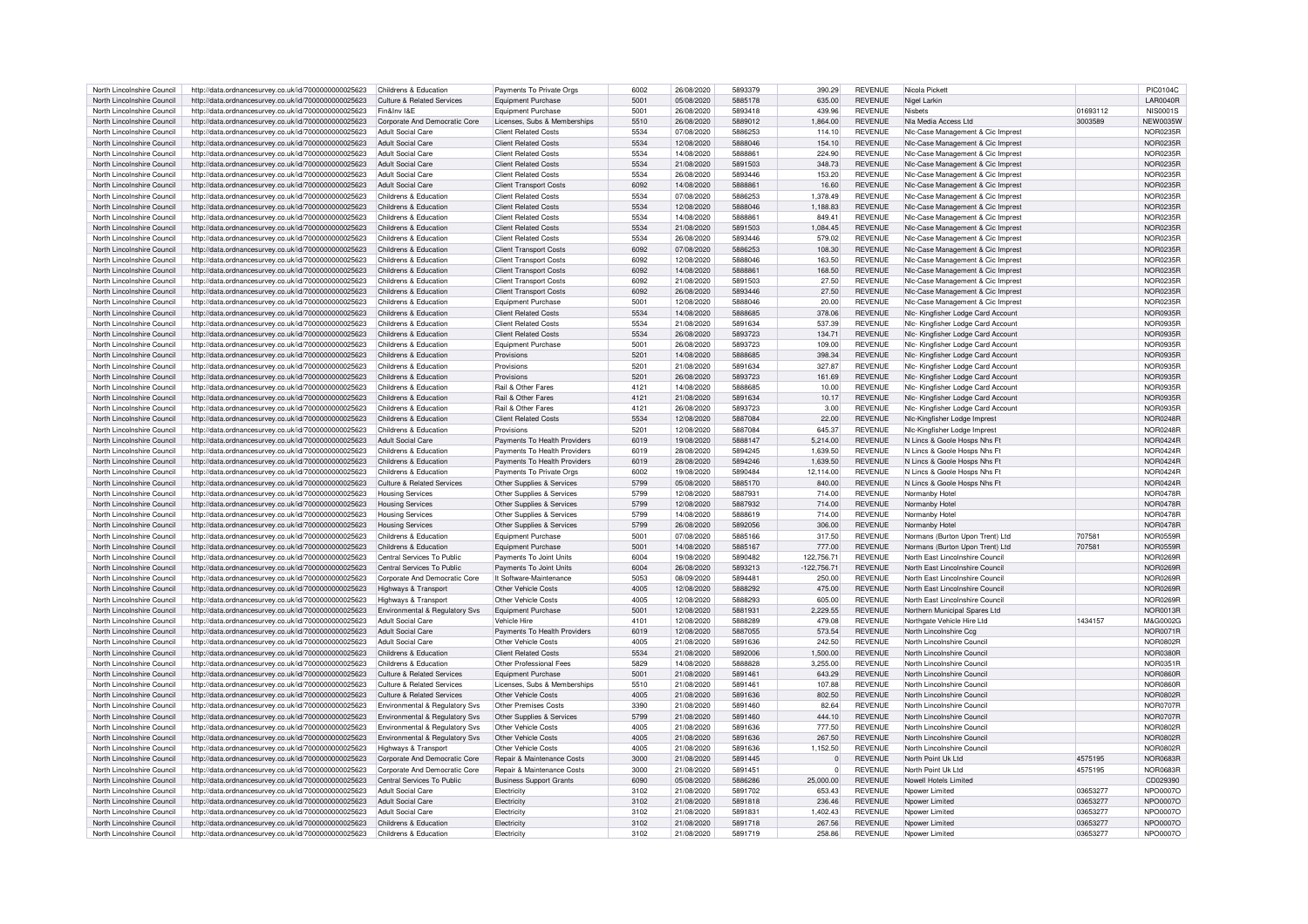| North Lincolnshire Council | http://data.ordnancesurvey.co.uk/id/7000000000025623 | Childrens & Education | Payments To Private Orgs | 6002 | 26/08/2020 | 5893379 | 390.29 | REVENUE | Nicola Pickett | | PIC0104C |
|---|---|---|---|---|---|---|---|---|---|---|---|
| North Lincolnshire Council | http://data.ordnancesurvey.co.uk/id/7000000000025623 | Culture & Related Services | Equipment Purchase | 5001 | 05/08/2020 | 5885178 | 635.00 | REVENUE | Nigel Larkin | | LAR0040R |
| North Lincolnshire Council | http://data.ordnancesurvey.co.uk/id/7000000000025623 | Fin&Inv I&E | Equipment Purchase | 5001 | 26/08/2020 | 5893418 | 439.96 | REVENUE | Nisbets | 01693112 | NIS0001S |
| North Lincolnshire Council | http://data.ordnancesurvey.co.uk/id/7000000000025623 | Corporate And Democratic Core | Licenses, Subs & Memberships | 5510 | 26/08/2020 | 5889012 | 1,864.00 | REVENUE | Nla Media Access Ltd | 3003589 | NEW0035W |
| North Lincolnshire Council | http://data.ordnancesurvey.co.uk/id/7000000000025623 | Adult Social Care | Client Related Costs | 5534 | 07/08/2020 | 5886253 | 114.10 | REVENUE | Nlc-Case Management & Cic Imprest | | NOR0235R |
| North Lincolnshire Council | http://data.ordnancesurvey.co.uk/id/7000000000025623 | Adult Social Care | Client Related Costs | 5534 | 12/08/2020 | 5888046 | 154.10 | REVENUE | Nlc-Case Management & Cic Imprest | | NOR0235R |
| North Lincolnshire Council | http://data.ordnancesurvey.co.uk/id/7000000000025623 | Adult Social Care | Client Related Costs | 5534 | 14/08/2020 | 5888861 | 224.90 | REVENUE | Nlc-Case Management & Cic Imprest | | NOR0235R |
| North Lincolnshire Council | http://data.ordnancesurvey.co.uk/id/7000000000025623 | Adult Social Care | Client Related Costs | 5534 | 21/08/2020 | 5891503 | 348.73 | REVENUE | Nlc-Case Management & Cic Imprest | | NOR0235R |
| North Lincolnshire Council | http://data.ordnancesurvey.co.uk/id/7000000000025623 | Adult Social Care | Client Related Costs | 5534 | 26/08/2020 | 5893446 | 153.20 | REVENUE | Nlc-Case Management & Cic Imprest | | NOR0235R |
| North Lincolnshire Council | http://data.ordnancesurvey.co.uk/id/7000000000025623 | Adult Social Care | Client Transport Costs | 6092 | 14/08/2020 | 5888861 | 16.60 | REVENUE | Nlc-Case Management & Cic Imprest | | NOR0235R |
| North Lincolnshire Council | http://data.ordnancesurvey.co.uk/id/7000000000025623 | Childrens & Education | Client Related Costs | 5534 | 07/08/2020 | 5886253 | 1,378.49 | REVENUE | Nlc-Case Management & Cic Imprest | | NOR0235R |
| North Lincolnshire Council | http://data.ordnancesurvey.co.uk/id/7000000000025623 | Childrens & Education | Client Related Costs | 5534 | 12/08/2020 | 5888046 | 1,188.83 | REVENUE | Nlc-Case Management & Cic Imprest | | NOR0235R |
| North Lincolnshire Council | http://data.ordnancesurvey.co.uk/id/7000000000025623 | Childrens & Education | Client Related Costs | 5534 | 14/08/2020 | 5888861 | 849.41 | REVENUE | Nlc-Case Management & Cic Imprest | | NOR0235R |
| North Lincolnshire Council | http://data.ordnancesurvey.co.uk/id/7000000000025623 | Childrens & Education | Client Related Costs | 5534 | 21/08/2020 | 5891503 | 1,084.45 | REVENUE | Nlc-Case Management & Cic Imprest | | NOR0235R |
| North Lincolnshire Council | http://data.ordnancesurvey.co.uk/id/7000000000025623 | Childrens & Education | Client Related Costs | 5534 | 26/08/2020 | 5893446 | 579.02 | REVENUE | Nlc-Case Management & Cic Imprest | | NOR0235R |
| North Lincolnshire Council | http://data.ordnancesurvey.co.uk/id/7000000000025623 | Childrens & Education | Client Transport Costs | 6092 | 07/08/2020 | 5886253 | 108.30 | REVENUE | Nlc-Case Management & Cic Imprest | | NOR0235R |
| North Lincolnshire Council | http://data.ordnancesurvey.co.uk/id/7000000000025623 | Childrens & Education | Client Transport Costs | 6092 | 12/08/2020 | 5888046 | 163.50 | REVENUE | Nlc-Case Management & Cic Imprest | | NOR0235R |
| North Lincolnshire Council | http://data.ordnancesurvey.co.uk/id/7000000000025623 | Childrens & Education | Client Transport Costs | 6092 | 14/08/2020 | 5888861 | 168.50 | REVENUE | Nlc-Case Management & Cic Imprest | | NOR0235R |
| North Lincolnshire Council | http://data.ordnancesurvey.co.uk/id/7000000000025623 | Childrens & Education | Client Transport Costs | 6092 | 21/08/2020 | 5891503 | 27.50 | REVENUE | Nlc-Case Management & Cic Imprest | | NOR0235R |
| North Lincolnshire Council | http://data.ordnancesurvey.co.uk/id/7000000000025623 | Childrens & Education | Client Transport Costs | 6092 | 26/08/2020 | 5893446 | 27.50 | REVENUE | Nlc-Case Management & Cic Imprest | | NOR0235R |
| North Lincolnshire Council | http://data.ordnancesurvey.co.uk/id/7000000000025623 | Childrens & Education | Equipment Purchase | 5001 | 12/08/2020 | 5888046 | 20.00 | REVENUE | Nlc-Case Management & Cic Imprest | | NOR0235R |
| North Lincolnshire Council | http://data.ordnancesurvey.co.uk/id/7000000000025623 | Childrens & Education | Client Related Costs | 5534 | 14/08/2020 | 5888685 | 378.06 | REVENUE | Nlc- Kingfisher Lodge Card Account | | NOR0935R |
| North Lincolnshire Council | http://data.ordnancesurvey.co.uk/id/7000000000025623 | Childrens & Education | Client Related Costs | 5534 | 21/08/2020 | 5891634 | 537.39 | REVENUE | Nlc- Kingfisher Lodge Card Account | | NOR0935R |
| North Lincolnshire Council | http://data.ordnancesurvey.co.uk/id/7000000000025623 | Childrens & Education | Client Related Costs | 5534 | 26/08/2020 | 5893723 | 134.71 | REVENUE | Nlc- Kingfisher Lodge Card Account | | NOR0935R |
| North Lincolnshire Council | http://data.ordnancesurvey.co.uk/id/7000000000025623 | Childrens & Education | Equipment Purchase | 5001 | 26/08/2020 | 5893723 | 109.00 | REVENUE | Nlc- Kingfisher Lodge Card Account | | NOR0935R |
| North Lincolnshire Council | http://data.ordnancesurvey.co.uk/id/7000000000025623 | Childrens & Education | Provisions | 5201 | 14/08/2020 | 5888685 | 398.34 | REVENUE | Nlc- Kingfisher Lodge Card Account | | NOR0935R |
| North Lincolnshire Council | http://data.ordnancesurvey.co.uk/id/7000000000025623 | Childrens & Education | Provisions | 5201 | 21/08/2020 | 5891634 | 327.87 | REVENUE | Nlc- Kingfisher Lodge Card Account | | NOR0935R |
| North Lincolnshire Council | http://data.ordnancesurvey.co.uk/id/7000000000025623 | Childrens & Education | Provisions | 5201 | 26/08/2020 | 5893723 | 161.69 | REVENUE | Nlc- Kingfisher Lodge Card Account | | NOR0935R |
| North Lincolnshire Council | http://data.ordnancesurvey.co.uk/id/7000000000025623 | Childrens & Education | Rail & Other Fares | 4121 | 14/08/2020 | 5888685 | 10.00 | REVENUE | Nlc- Kingfisher Lodge Card Account | | NOR0935R |
| North Lincolnshire Council | http://data.ordnancesurvey.co.uk/id/7000000000025623 | Childrens & Education | Rail & Other Fares | 4121 | 21/08/2020 | 5891634 | 10.17 | REVENUE | Nlc- Kingfisher Lodge Card Account | | NOR0935R |
| North Lincolnshire Council | http://data.ordnancesurvey.co.uk/id/7000000000025623 | Childrens & Education | Rail & Other Fares | 4121 | 26/08/2020 | 5893723 | 3.00 | REVENUE | Nlc- Kingfisher Lodge Card Account | | NOR0935R |
| North Lincolnshire Council | http://data.ordnancesurvey.co.uk/id/7000000000025623 | Childrens & Education | Client Related Costs | 5534 | 12/08/2020 | 5887084 | 22.00 | REVENUE | Nlc-Kingfisher Lodge Imprest | | NOR0248R |
| North Lincolnshire Council | http://data.ordnancesurvey.co.uk/id/7000000000025623 | Childrens & Education | Provisions | 5201 | 12/08/2020 | 5887084 | 645.37 | REVENUE | Nlc-Kingfisher Lodge Imprest | | NOR0248R |
| North Lincolnshire Council | http://data.ordnancesurvey.co.uk/id/7000000000025623 | Adult Social Care | Payments To Health Providers | 6019 | 19/08/2020 | 5888147 | 5,214.00 | REVENUE | N Lincs & Goole Hosps Nhs Ft | | NOR0424R |
| North Lincolnshire Council | http://data.ordnancesurvey.co.uk/id/7000000000025623 | Childrens & Education | Payments To Health Providers | 6019 | 28/08/2020 | 5894245 | 1,639.50 | REVENUE | N Lincs & Goole Hosps Nhs Ft | | NOR0424R |
| North Lincolnshire Council | http://data.ordnancesurvey.co.uk/id/7000000000025623 | Childrens & Education | Payments To Health Providers | 6019 | 28/08/2020 | 5894246 | 1,639.50 | REVENUE | N Lincs & Goole Hosps Nhs Ft | | NOR0424R |
| North Lincolnshire Council | http://data.ordnancesurvey.co.uk/id/7000000000025623 | Childrens & Education | Payments To Private Orgs | 6002 | 19/08/2020 | 5890484 | 12,114.00 | REVENUE | N Lincs & Goole Hosps Nhs Ft | | NOR0424R |
| North Lincolnshire Council | http://data.ordnancesurvey.co.uk/id/7000000000025623 | Culture & Related Services | Other Supplies & Services | 5799 | 05/08/2020 | 5885170 | 840.00 | REVENUE | N Lincs & Goole Hosps Nhs Ft | | NOR0424R |
| North Lincolnshire Council | http://data.ordnancesurvey.co.uk/id/7000000000025623 | Housing Services | Other Supplies & Services | 5799 | 12/08/2020 | 5887931 | 714.00 | REVENUE | Normanby Hotel | | NOR0478R |
| North Lincolnshire Council | http://data.ordnancesurvey.co.uk/id/7000000000025623 | Housing Services | Other Supplies & Services | 5799 | 12/08/2020 | 5887932 | 714.00 | REVENUE | Normanby Hotel | | NOR0478R |
| North Lincolnshire Council | http://data.ordnancesurvey.co.uk/id/7000000000025623 | Housing Services | Other Supplies & Services | 5799 | 14/08/2020 | 5888619 | 714.00 | REVENUE | Normanby Hotel | | NOR0478R |
| North Lincolnshire Council | http://data.ordnancesurvey.co.uk/id/7000000000025623 | Housing Services | Other Supplies & Services | 5799 | 26/08/2020 | 5892056 | 306.00 | REVENUE | Normanby Hotel | | NOR0478R |
| North Lincolnshire Council | http://data.ordnancesurvey.co.uk/id/7000000000025623 | Childrens & Education | Equipment Purchase | 5001 | 07/08/2020 | 5885166 | 317.50 | REVENUE | Normans (Burton Upon Trent) Ltd | 707581 | NOR0559R |
| North Lincolnshire Council | http://data.ordnancesurvey.co.uk/id/7000000000025623 | Childrens & Education | Equipment Purchase | 5001 | 14/08/2020 | 5885167 | 777.00 | REVENUE | Normans (Burton Upon Trent) Ltd | 707581 | NOR0559R |
| North Lincolnshire Council | http://data.ordnancesurvey.co.uk/id/7000000000025623 | Central Services To Public | Payments To Joint Units | 6004 | 19/08/2020 | 5890482 | 122,756.71 | REVENUE | North East Lincolnshire Council | | NOR0269R |
| North Lincolnshire Council | http://data.ordnancesurvey.co.uk/id/7000000000025623 | Central Services To Public | Payments To Joint Units | 6004 | 26/08/2020 | 5893213 | -122,756.71 | REVENUE | North East Lincolnshire Council | | NOR0269R |
| North Lincolnshire Council | http://data.ordnancesurvey.co.uk/id/7000000000025623 | Corporate And Democratic Core | It Software-Maintenance | 5053 | 08/09/2020 | 5894481 | 250.00 | REVENUE | North East Lincolnshire Council | | NOR0269R |
| North Lincolnshire Council | http://data.ordnancesurvey.co.uk/id/7000000000025623 | Highways & Transport | Other Vehicle Costs | 4005 | 12/08/2020 | 5888292 | 475.00 | REVENUE | North East Lincolnshire Council | | NOR0269R |
| North Lincolnshire Council | http://data.ordnancesurvey.co.uk/id/7000000000025623 | Highways & Transport | Other Vehicle Costs | 4005 | 12/08/2020 | 5888293 | 605.00 | REVENUE | North East Lincolnshire Council | | NOR0269R |
| North Lincolnshire Council | http://data.ordnancesurvey.co.uk/id/7000000000025623 | Environmental & Regulatory Svs | Equipment Purchase | 5001 | 12/08/2020 | 5881931 | 2,229.55 | REVENUE | Northern Municipal Spares Ltd | | NOR0013R |
| North Lincolnshire Council | http://data.ordnancesurvey.co.uk/id/7000000000025623 | Adult Social Care | Vehicle Hire | 4101 | 12/08/2020 | 5888289 | 479.08 | REVENUE | Northgate Vehicle Hire Ltd | 1434157 | M&G0002G |
| North Lincolnshire Council | http://data.ordnancesurvey.co.uk/id/7000000000025623 | Adult Social Care | Payments To Health Providers | 6019 | 12/08/2020 | 5887055 | 573.54 | REVENUE | North Lincolnshire Ccg | | NOR0071R |
| North Lincolnshire Council | http://data.ordnancesurvey.co.uk/id/7000000000025623 | Adult Social Care | Other Vehicle Costs | 4005 | 21/08/2020 | 5891636 | 242.50 | REVENUE | North Lincolnshire Council | | NOR0802R |
| North Lincolnshire Council | http://data.ordnancesurvey.co.uk/id/7000000000025623 | Childrens & Education | Client Related Costs | 5534 | 21/08/2020 | 5892006 | 1,500.00 | REVENUE | North Lincolnshire Council | | NOR0380R |
| North Lincolnshire Council | http://data.ordnancesurvey.co.uk/id/7000000000025623 | Childrens & Education | Other Professional Fees | 5829 | 14/08/2020 | 5888828 | 3,255.00 | REVENUE | North Lincolnshire Council | | NOR0351R |
| North Lincolnshire Council | http://data.ordnancesurvey.co.uk/id/7000000000025623 | Culture & Related Services | Equipment Purchase | 5001 | 21/08/2020 | 5891461 | 643.29 | REVENUE | North Lincolnshire Council | | NOR0860R |
| North Lincolnshire Council | http://data.ordnancesurvey.co.uk/id/7000000000025623 | Culture & Related Services | Licenses, Subs & Memberships | 5510 | 21/08/2020 | 5891461 | 107.88 | REVENUE | North Lincolnshire Council | | NOR0860R |
| North Lincolnshire Council | http://data.ordnancesurvey.co.uk/id/7000000000025623 | Culture & Related Services | Other Vehicle Costs | 4005 | 21/08/2020 | 5891636 | 802.50 | REVENUE | North Lincolnshire Council | | NOR0802R |
| North Lincolnshire Council | http://data.ordnancesurvey.co.uk/id/7000000000025623 | Environmental & Regulatory Svs | Other Premises Costs | 3390 | 21/08/2020 | 5891460 | 82.64 | REVENUE | North Lincolnshire Council | | NOR0707R |
| North Lincolnshire Council | http://data.ordnancesurvey.co.uk/id/7000000000025623 | Environmental & Regulatory Svs | Other Supplies & Services | 5799 | 21/08/2020 | 5891460 | 444.10 | REVENUE | North Lincolnshire Council | | NOR0707R |
| North Lincolnshire Council | http://data.ordnancesurvey.co.uk/id/7000000000025623 | Environmental & Regulatory Svs | Other Vehicle Costs | 4005 | 21/08/2020 | 5891636 | 777.50 | REVENUE | North Lincolnshire Council | | NOR0802R |
| North Lincolnshire Council | http://data.ordnancesurvey.co.uk/id/7000000000025623 | Environmental & Regulatory Svs | Other Vehicle Costs | 4005 | 21/08/2020 | 5891636 | 267.50 | REVENUE | North Lincolnshire Council | | NOR0802R |
| North Lincolnshire Council | http://data.ordnancesurvey.co.uk/id/7000000000025623 | Highways & Transport | Other Vehicle Costs | 4005 | 21/08/2020 | 5891636 | 1,152.50 | REVENUE | North Lincolnshire Council | | NOR0802R |
| North Lincolnshire Council | http://data.ordnancesurvey.co.uk/id/7000000000025623 | Corporate And Democratic Core | Repair & Maintenance Costs | 3000 | 21/08/2020 | 5891445 | 0 | REVENUE | North Point Uk Ltd | 4575195 | NOR0683R |
| North Lincolnshire Council | http://data.ordnancesurvey.co.uk/id/7000000000025623 | Corporate And Democratic Core | Repair & Maintenance Costs | 3000 | 21/08/2020 | 5891451 | 0 | REVENUE | North Point Uk Ltd | 4575195 | NOR0683R |
| North Lincolnshire Council | http://data.ordnancesurvey.co.uk/id/7000000000025623 | Central Services To Public | Business Support Grants | 6090 | 05/08/2020 | 5886286 | 25,000.00 | REVENUE | Nowell Hotels Limited | | CD029390 |
| North Lincolnshire Council | http://data.ordnancesurvey.co.uk/id/7000000000025623 | Adult Social Care | Electricity | 3102 | 21/08/2020 | 5891702 | 653.43 | REVENUE | Npower Limited | 03653277 | NPO0007O |
| North Lincolnshire Council | http://data.ordnancesurvey.co.uk/id/7000000000025623 | Adult Social Care | Electricity | 3102 | 21/08/2020 | 5891818 | 236.46 | REVENUE | Npower Limited | 03653277 | NPO0007O |
| North Lincolnshire Council | http://data.ordnancesurvey.co.uk/id/7000000000025623 | Adult Social Care | Electricity | 3102 | 21/08/2020 | 5891831 | 1,402.43 | REVENUE | Npower Limited | 03653277 | NPO0007O |
| North Lincolnshire Council | http://data.ordnancesurvey.co.uk/id/7000000000025623 | Childrens & Education | Electricity | 3102 | 21/08/2020 | 5891718 | 267.56 | REVENUE | Npower Limited | 03653277 | NPO0007O |
| North Lincolnshire Council | http://data.ordnancesurvey.co.uk/id/7000000000025623 | Childrens & Education | Electricity | 3102 | 21/08/2020 | 5891719 | 258.86 | REVENUE | Npower Limited | 03653277 | NPO0007O |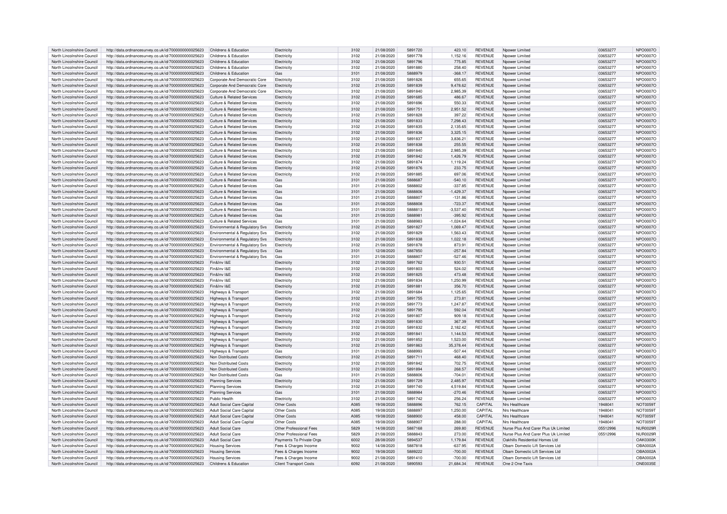| | | | | | | | | | | | | |
|---|---|---|---|---|---|---|---|---|---|---|---|---|
| North Lincolnshire Council | http://data.ordnancesurvey.co.uk/id/7000000000025623 | Childrens & Education | Electricity | 3102 | 21/08/2020 | 5891720 | 423.10 | REVENUE | Npower Limited | 03653277 | NPO0007O |
| North Lincolnshire Council | http://data.ordnancesurvey.co.uk/id/7000000000025623 | Childrens & Education | Electricity | 3102 | 21/08/2020 | 5891778 | 1,152.16 | REVENUE | Npower Limited | 03653277 | NPO0007O |
| North Lincolnshire Council | http://data.ordnancesurvey.co.uk/id/7000000000025623 | Childrens & Education | Electricity | 3102 | 21/08/2020 | 5891796 | 775.85 | REVENUE | Npower Limited | 03653277 | NPO0007O |
| North Lincolnshire Council | http://data.ordnancesurvey.co.uk/id/7000000000025623 | Childrens & Education | Electricity | 3102 | 21/08/2020 | 5891880 | 258.40 | REVENUE | Npower Limited | 03653277 | NPO0007O |
| North Lincolnshire Council | http://data.ordnancesurvey.co.uk/id/7000000000025623 | Childrens & Education | Gas | 3101 | 21/08/2020 | 5888979 | -368.17 | REVENUE | Npower Limited | 03653277 | NPO0007O |
| North Lincolnshire Council | http://data.ordnancesurvey.co.uk/id/7000000000025623 | Corporate And Democratic Core | Electricity | 3102 | 21/08/2020 | 5891826 | 655.65 | REVENUE | Npower Limited | 03653277 | NPO0007O |
| North Lincolnshire Council | http://data.ordnancesurvey.co.uk/id/7000000000025623 | Corporate And Democratic Core | Electricity | 3102 | 21/08/2020 | 5891839 | 9,478.62 | REVENUE | Npower Limited | 03653277 | NPO0007O |
| North Lincolnshire Council | http://data.ordnancesurvey.co.uk/id/7000000000025623 | Corporate And Democratic Core | Electricity | 3102 | 21/08/2020 | 5891840 | 2,985.39 | REVENUE | Npower Limited | 03653277 | NPO0007O |
| North Lincolnshire Council | http://data.ordnancesurvey.co.uk/id/7000000000025623 | Culture & Related Services | Electricity | 3102 | 21/08/2020 | 5891685 | 486.67 | REVENUE | Npower Limited | 03653277 | NPO0007O |
| North Lincolnshire Council | http://data.ordnancesurvey.co.uk/id/7000000000025623 | Culture & Related Services | Electricity | 3102 | 21/08/2020 | 5891696 | 550.33 | REVENUE | Npower Limited | 03653277 | NPO0007O |
| North Lincolnshire Council | http://data.ordnancesurvey.co.uk/id/7000000000025623 | Culture & Related Services | Electricity | 3102 | 21/08/2020 | 5891751 | 2,951.52 | REVENUE | Npower Limited | 03653277 | NPO0007O |
| North Lincolnshire Council | http://data.ordnancesurvey.co.uk/id/7000000000025623 | Culture & Related Services | Electricity | 3102 | 21/08/2020 | 5891828 | 397.22 | REVENUE | Npower Limited | 03653277 | NPO0007O |
| North Lincolnshire Council | http://data.ordnancesurvey.co.uk/id/7000000000025623 | Culture & Related Services | Electricity | 3102 | 21/08/2020 | 5891833 | 7,298.43 | REVENUE | Npower Limited | 03653277 | NPO0007O |
| North Lincolnshire Council | http://data.ordnancesurvey.co.uk/id/7000000000025623 | Culture & Related Services | Electricity | 3102 | 21/08/2020 | 5891835 | 2,135.65 | REVENUE | Npower Limited | 03653277 | NPO0007O |
| North Lincolnshire Council | http://data.ordnancesurvey.co.uk/id/7000000000025623 | Culture & Related Services | Electricity | 3102 | 21/08/2020 | 5891836 | 3,325.15 | REVENUE | Npower Limited | 03653277 | NPO0007O |
| North Lincolnshire Council | http://data.ordnancesurvey.co.uk/id/7000000000025623 | Culture & Related Services | Electricity | 3102 | 21/08/2020 | 5891837 | 3,836.21 | REVENUE | Npower Limited | 03653277 | NPO0007O |
| North Lincolnshire Council | http://data.ordnancesurvey.co.uk/id/7000000000025623 | Culture & Related Services | Electricity | 3102 | 21/08/2020 | 5891838 | 255.55 | REVENUE | Npower Limited | 03653277 | NPO0007O |
| North Lincolnshire Council | http://data.ordnancesurvey.co.uk/id/7000000000025623 | Culture & Related Services | Electricity | 3102 | 21/08/2020 | 5891840 | 2,985.39 | REVENUE | Npower Limited | 03653277 | NPO0007O |
| North Lincolnshire Council | http://data.ordnancesurvey.co.uk/id/7000000000025623 | Culture & Related Services | Electricity | 3102 | 21/08/2020 | 5891842 | 1,426.79 | REVENUE | Npower Limited | 03653277 | NPO0007O |
| North Lincolnshire Council | http://data.ordnancesurvey.co.uk/id/7000000000025623 | Culture & Related Services | Electricity | 3102 | 21/08/2020 | 5891874 | 1,119.24 | REVENUE | Npower Limited | 03653277 | NPO0007O |
| North Lincolnshire Council | http://data.ordnancesurvey.co.uk/id/7000000000025623 | Culture & Related Services | Electricity | 3102 | 21/08/2020 | 5891876 | 233.75 | REVENUE | Npower Limited | 03653277 | NPO0007O |
| North Lincolnshire Council | http://data.ordnancesurvey.co.uk/id/7000000000025623 | Culture & Related Services | Electricity | 3102 | 21/08/2020 | 5891885 | 697.06 | REVENUE | Npower Limited | 03653277 | NPO0007O |
| North Lincolnshire Council | http://data.ordnancesurvey.co.uk/id/7000000000025623 | Culture & Related Services | Gas | 3101 | 21/08/2020 | 5888687 | -540.10 | REVENUE | Npower Limited | 03653277 | NPO0007O |
| North Lincolnshire Council | http://data.ordnancesurvey.co.uk/id/7000000000025623 | Culture & Related Services | Gas | 3101 | 21/08/2020 | 5888802 | -337.85 | REVENUE | Npower Limited | 03653277 | NPO0007O |
| North Lincolnshire Council | http://data.ordnancesurvey.co.uk/id/7000000000025623 | Culture & Related Services | Gas | 3101 | 21/08/2020 | 5888806 | -1,429.37 | REVENUE | Npower Limited | 03653277 | NPO0007O |
| North Lincolnshire Council | http://data.ordnancesurvey.co.uk/id/7000000000025623 | Culture & Related Services | Gas | 3101 | 21/08/2020 | 5888807 | -131.86 | REVENUE | Npower Limited | 03653277 | NPO0007O |
| North Lincolnshire Council | http://data.ordnancesurvey.co.uk/id/7000000000025623 | Culture & Related Services | Gas | 3101 | 21/08/2020 | 5888808 | -723.37 | REVENUE | Npower Limited | 03653277 | NPO0007O |
| North Lincolnshire Council | http://data.ordnancesurvey.co.uk/id/7000000000025623 | Culture & Related Services | Gas | 3101 | 21/08/2020 | 5888813 | -3,537.40 | REVENUE | Npower Limited | 03653277 | NPO0007O |
| North Lincolnshire Council | http://data.ordnancesurvey.co.uk/id/7000000000025623 | Culture & Related Services | Gas | 3101 | 21/08/2020 | 5888981 | -395.92 | REVENUE | Npower Limited | 03653277 | NPO0007O |
| North Lincolnshire Council | http://data.ordnancesurvey.co.uk/id/7000000000025623 | Culture & Related Services | Gas | 3101 | 21/08/2020 | 5888983 | -1,024.64 | REVENUE | Npower Limited | 03653277 | NPO0007O |
| North Lincolnshire Council | http://data.ordnancesurvey.co.uk/id/7000000000025623 | Environmental & Regulatory Svs | Electricity | 3102 | 21/08/2020 | 5891827 | 1,069.47 | REVENUE | Npower Limited | 03653277 | NPO0007O |
| North Lincolnshire Council | http://data.ordnancesurvey.co.uk/id/7000000000025623 | Environmental & Regulatory Svs | Electricity | 3102 | 21/08/2020 | 5891829 | 1,563.43 | REVENUE | Npower Limited | 03653277 | NPO0007O |
| North Lincolnshire Council | http://data.ordnancesurvey.co.uk/id/7000000000025623 | Environmental & Regulatory Svs | Electricity | 3102 | 21/08/2020 | 5891838 | 1,022.18 | REVENUE | Npower Limited | 03653277 | NPO0007O |
| North Lincolnshire Council | http://data.ordnancesurvey.co.uk/id/7000000000025623 | Environmental & Regulatory Svs | Electricity | 3102 | 21/08/2020 | 5891878 | 873.91 | REVENUE | Npower Limited | 03653277 | NPO0007O |
| North Lincolnshire Council | http://data.ordnancesurvey.co.uk/id/7000000000025623 | Environmental & Regulatory Svs | Gas | 3101 | 12/08/2020 | 5887850 | -257.84 | REVENUE | Npower Limited | 03653277 | NPO0007O |
| North Lincolnshire Council | http://data.ordnancesurvey.co.uk/id/7000000000025623 | Environmental & Regulatory Svs | Gas | 3101 | 21/08/2020 | 5888807 | -527.46 | REVENUE | Npower Limited | 03653277 | NPO0007O |
| North Lincolnshire Council | http://data.ordnancesurvey.co.uk/id/7000000000025623 | Fin&Inv I&E | Electricity | 3102 | 21/08/2020 | 5891762 | 930.51 | REVENUE | Npower Limited | 03653277 | NPO0007O |
| North Lincolnshire Council | http://data.ordnancesurvey.co.uk/id/7000000000025623 | Fin&Inv I&E | Electricity | 3102 | 21/08/2020 | 5891803 | 524.02 | REVENUE | Npower Limited | 03653277 | NPO0007O |
| North Lincolnshire Council | http://data.ordnancesurvey.co.uk/id/7000000000025623 | Fin&Inv I&E | Electricity | 3102 | 21/08/2020 | 5891825 | 473.48 | REVENUE | Npower Limited | 03653277 | NPO0007O |
| North Lincolnshire Council | http://data.ordnancesurvey.co.uk/id/7000000000025623 | Fin&Inv I&E | Electricity | 3102 | 21/08/2020 | 5891834 | 1,250.99 | REVENUE | Npower Limited | 03653277 | NPO0007O |
| North Lincolnshire Council | http://data.ordnancesurvey.co.uk/id/7000000000025623 | Fin&Inv I&E | Electricity | 3102 | 21/08/2020 | 5891881 | 356.70 | REVENUE | Npower Limited | 03653277 | NPO0007O |
| North Lincolnshire Council | http://data.ordnancesurvey.co.uk/id/7000000000025623 | Highways & Transport | Electricity | 3102 | 21/08/2020 | 5891684 | 1,125.65 | REVENUE | Npower Limited | 03653277 | NPO0007O |
| North Lincolnshire Council | http://data.ordnancesurvey.co.uk/id/7000000000025623 | Highways & Transport | Electricity | 3102 | 21/08/2020 | 5891755 | 273.81 | REVENUE | Npower Limited | 03653277 | NPO0007O |
| North Lincolnshire Council | http://data.ordnancesurvey.co.uk/id/7000000000025623 | Highways & Transport | Electricity | 3102 | 21/08/2020 | 5891773 | 1,247.87 | REVENUE | Npower Limited | 03653277 | NPO0007O |
| North Lincolnshire Council | http://data.ordnancesurvey.co.uk/id/7000000000025623 | Highways & Transport | Electricity | 3102 | 21/08/2020 | 5891795 | 592.04 | REVENUE | Npower Limited | 03653277 | NPO0007O |
| North Lincolnshire Council | http://data.ordnancesurvey.co.uk/id/7000000000025623 | Highways & Transport | Electricity | 3102 | 21/08/2020 | 5891807 | 909.18 | REVENUE | Npower Limited | 03653277 | NPO0007O |
| North Lincolnshire Council | http://data.ordnancesurvey.co.uk/id/7000000000025623 | Highways & Transport | Electricity | 3102 | 21/08/2020 | 5891830 | 367.39 | REVENUE | Npower Limited | 03653277 | NPO0007O |
| North Lincolnshire Council | http://data.ordnancesurvey.co.uk/id/7000000000025623 | Highways & Transport | Electricity | 3102 | 21/08/2020 | 5891832 | 2,182.42 | REVENUE | Npower Limited | 03653277 | NPO0007O |
| North Lincolnshire Council | http://data.ordnancesurvey.co.uk/id/7000000000025623 | Highways & Transport | Electricity | 3102 | 21/08/2020 | 5891841 | 1,144.53 | REVENUE | Npower Limited | 03653277 | NPO0007O |
| North Lincolnshire Council | http://data.ordnancesurvey.co.uk/id/7000000000025623 | Highways & Transport | Electricity | 3102 | 21/08/2020 | 5891852 | 1,523.00 | REVENUE | Npower Limited | 03653277 | NPO0007O |
| North Lincolnshire Council | http://data.ordnancesurvey.co.uk/id/7000000000025623 | Highways & Transport | Electricity | 3102 | 21/08/2020 | 5891863 | 35,378.44 | REVENUE | Npower Limited | 03653277 | NPO0007O |
| North Lincolnshire Council | http://data.ordnancesurvey.co.uk/id/7000000000025623 | Highways & Transport | Gas | 3101 | 21/08/2020 | 5888993 | -507.44 | REVENUE | Npower Limited | 03653277 | NPO0007O |
| North Lincolnshire Council | http://data.ordnancesurvey.co.uk/id/7000000000025623 | Non Distributed Costs | Electricity | 3102 | 21/08/2020 | 5891711 | 468.40 | REVENUE | Npower Limited | 03653277 | NPO0007O |
| North Lincolnshire Council | http://data.ordnancesurvey.co.uk/id/7000000000025623 | Non Distributed Costs | Electricity | 3102 | 21/08/2020 | 5891842 | 702.75 | REVENUE | Npower Limited | 03653277 | NPO0007O |
| North Lincolnshire Council | http://data.ordnancesurvey.co.uk/id/7000000000025623 | Non Distributed Costs | Electricity | 3102 | 21/08/2020 | 5891894 | 268.57 | REVENUE | Npower Limited | 03653277 | NPO0007O |
| North Lincolnshire Council | http://data.ordnancesurvey.co.uk/id/7000000000025623 | Non Distributed Costs | Gas | 3101 | 21/08/2020 | 5888806 | -704.01 | REVENUE | Npower Limited | 03653277 | NPO0007O |
| North Lincolnshire Council | http://data.ordnancesurvey.co.uk/id/7000000000025623 | Planning Services | Electricity | 3102 | 21/08/2020 | 5891729 | 2,485.97 | REVENUE | Npower Limited | 03653277 | NPO0007O |
| North Lincolnshire Council | http://data.ordnancesurvey.co.uk/id/7000000000025623 | Planning Services | Electricity | 3102 | 21/08/2020 | 5891740 | 4,519.84 | REVENUE | Npower Limited | 03653277 | NPO0007O |
| North Lincolnshire Council | http://data.ordnancesurvey.co.uk/id/7000000000025623 | Planning Services | Gas | 3101 | 21/08/2020 | 5888984 | -270.46 | REVENUE | Npower Limited | 03653277 | NPO0007O |
| North Lincolnshire Council | http://data.ordnancesurvey.co.uk/id/7000000000025623 | Public Health | Electricity | 3102 | 21/08/2020 | 5891742 | 256.24 | REVENUE | Npower Limited | 03653277 | NPO0007O |
| North Lincolnshire Council | http://data.ordnancesurvey.co.uk/id/7000000000025623 | Adult Social Care Capital | Other Costs | A085 | 19/08/2020 | 5888896 | 762.15 | CAPITAL | Nrs Healthcare | 1948041 | NOT0059T |
| North Lincolnshire Council | http://data.ordnancesurvey.co.uk/id/7000000000025623 | Adult Social Care Capital | Other Costs | A085 | 19/08/2020 | 5888897 | 1,250.00 | CAPITAL | Nrs Healthcare | 1948041 | NOT0059T |
| North Lincolnshire Council | http://data.ordnancesurvey.co.uk/id/7000000000025623 | Adult Social Care Capital | Other Costs | A085 | 19/08/2020 | 5888900 | 458.00 | CAPITAL | Nrs Healthcare | 1948041 | NOT0059T |
| North Lincolnshire Council | http://data.ordnancesurvey.co.uk/id/7000000000025623 | Adult Social Care Capital | Other Costs | A085 | 19/08/2020 | 5888907 | 288.00 | CAPITAL | Nrs Healthcare | 1948041 | NOT0059T |
| North Lincolnshire Council | http://data.ordnancesurvey.co.uk/id/7000000000025623 | Adult Social Care | Other Professional Fees | 5829 | 14/08/2020 | 5887168 | 269.80 | REVENUE | Nurse Plus And Carer Plus Uk Limited | 05512996 | NUR0029R |
| North Lincolnshire Council | http://data.ordnancesurvey.co.uk/id/7000000000025623 | Adult Social Care | Other Professional Fees | 5829 | 21/08/2020 | 5888843 | 273.00 | REVENUE | Nurse Plus And Carer Plus Uk Limited | 05512996 | NUR0029R |
| North Lincolnshire Council | http://data.ordnancesurvey.co.uk/id/7000000000025623 | Adult Social Care | Payments To Private Orgs | 6002 | 28/08/2020 | 5894537 | 1,179.84 | REVENUE | Oakhills Residential Homes Ltd | | OAK0300K |
| North Lincolnshire Council | http://data.ordnancesurvey.co.uk/id/7000000000025623 | Housing Services | Fees & Charges Income | 9002 | 14/08/2020 | 5887818 | -637.95 | REVENUE | Obam Domestic Lift Services Ltd | | OBA0002A |
| North Lincolnshire Council | http://data.ordnancesurvey.co.uk/id/7000000000025623 | Housing Services | Fees & Charges Income | 9002 | 19/08/2020 | 5889222 | -700.00 | REVENUE | Obam Domestic Lift Services Ltd | | OBA0002A |
| North Lincolnshire Council | http://data.ordnancesurvey.co.uk/id/7000000000025623 | Housing Services | Fees & Charges Income | 9002 | 21/08/2020 | 5891410 | -700.00 | REVENUE | Obam Domestic Lift Services Ltd | | OBA0002A |
| North Lincolnshire Council | http://data.ordnancesurvey.co.uk/id/7000000000025623 | Childrens & Education | Client Transport Costs | 6092 | 21/08/2020 | 5890593 | 21,684.34 | REVENUE | One 2 One Taxis | | ONE0035E |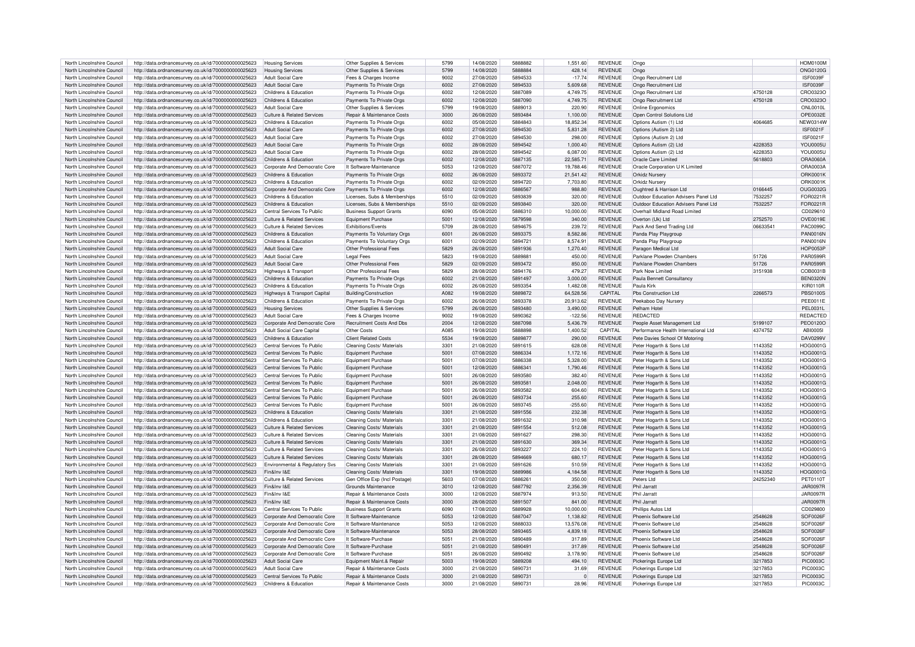| North Lincolnshire Council | http://data.ordnancesurvey.co.uk/id/7000000000025623 | Housing Services | Other Supplies & Services | 5799 | 14/08/2020 | 5888882 | 1,551.60 | REVENUE | Ongo | | HOM0100M |
|---|---|---|---|---|---|---|---|---|---|---|---|
| North Lincolnshire Council | http://data.ordnancesurvey.co.uk/id/7000000000025623 | Housing Services | Other Supplies & Services | 5799 | 14/08/2020 | 5888884 | 428.14 | REVENUE | Ongo | | ONG0120G |
| North Lincolnshire Council | http://data.ordnancesurvey.co.uk/id/7000000000025623 | Adult Social Care | Fees & Charges Income | 9002 | 27/08/2020 | 5894533 | -17.74 | REVENUE | Ongo Recruitment Ltd | | ISF0039F |
| North Lincolnshire Council | http://data.ordnancesurvey.co.uk/id/7000000000025623 | Adult Social Care | Payments To Private Orgs | 6002 | 27/08/2020 | 5894533 | 5,609.68 | REVENUE | Ongo Recruitment Ltd | | ISF0039F |
| North Lincolnshire Council | http://data.ordnancesurvey.co.uk/id/7000000000025623 | Childrens & Education | Payments To Private Orgs | 6002 | 12/08/2020 | 5887089 | 4,749.75 | REVENUE | Ongo Recruitment Ltd | 4750128 | CRO0323O |
| North Lincolnshire Council | http://data.ordnancesurvey.co.uk/id/7000000000025623 | Childrens & Education | Payments To Private Orgs | 6002 | 12/08/2020 | 5887090 | 4,749.75 | REVENUE | Ongo Recruitment Ltd | 4750128 | CRO0323O |
| North Lincolnshire Council | http://data.ordnancesurvey.co.uk/id/7000000000025623 | Adult Social Care | Other Supplies & Services | 5799 | 19/08/2020 | 5889013 | 220.90 | REVENUE | Online Ergonomics | | ONL0010L |
| North Lincolnshire Council | http://data.ordnancesurvey.co.uk/id/7000000000025623 | Culture & Related Services | Repair & Maintenance Costs | 3000 | 26/08/2020 | 5893484 | 1,100.00 | REVENUE | Open Control Solutions Ltd | | OPE0032E |
| North Lincolnshire Council | http://data.ordnancesurvey.co.uk/id/7000000000025623 | Childrens & Education | Payments To Private Orgs | 6002 | 05/08/2020 | 5884843 | 18,852.34 | REVENUE | Options Autism (1) Ltd | 4064685 | NEW0314W |
| North Lincolnshire Council | http://data.ordnancesurvey.co.uk/id/7000000000025623 | Adult Social Care | Payments To Private Orgs | 6002 | 27/08/2020 | 5894530 | 5,831.28 | REVENUE | Options (Autism 2) Ltd | | ISF0021F |
| North Lincolnshire Council | http://data.ordnancesurvey.co.uk/id/7000000000025623 | Adult Social Care | Payments To Private Orgs | 6002 | 27/08/2020 | 5894530 | 298.00 | REVENUE | Options (Autism 2) Ltd | | ISF0021F |
| North Lincolnshire Council | http://data.ordnancesurvey.co.uk/id/7000000000025623 | Adult Social Care | Payments To Private Orgs | 6002 | 28/08/2020 | 5894542 | 1,000.40 | REVENUE | Options Autism (2) Ltd | 4228353 | YOU0005U |
| North Lincolnshire Council | http://data.ordnancesurvey.co.uk/id/7000000000025623 | Adult Social Care | Payments To Private Orgs | 6002 | 28/08/2020 | 5894542 | 6,087.00 | REVENUE | Options Autism (2) Ltd | 4228353 | YOU0005U |
| North Lincolnshire Council | http://data.ordnancesurvey.co.uk/id/7000000000025623 | Childrens & Education | Payments To Private Orgs | 6002 | 12/08/2020 | 5887135 | 22,585.71 | REVENUE | Oracle Care Limited | 5618803 | ORA0060A |
| North Lincolnshire Council | http://data.ordnancesurvey.co.uk/id/7000000000025623 | Corporate And Democratic Core | It Software-Maintenance | 5053 | 12/08/2020 | 5887072 | 19,788.46 | REVENUE | Oracle Corporation U K Limited | | ORA0003A |
| North Lincolnshire Council | http://data.ordnancesurvey.co.uk/id/7000000000025623 | Childrens & Education | Payments To Private Orgs | 6002 | 26/08/2020 | 5893372 | 21,541.42 | REVENUE | Orkidz Nursery | | ORK0001K |
| North Lincolnshire Council | http://data.ordnancesurvey.co.uk/id/7000000000025623 | Childrens & Education | Payments To Private Orgs | 6002 | 02/09/2020 | 5894720 | 7,703.80 | REVENUE | Orkidz Nursery | | ORK0001K |
| North Lincolnshire Council | http://data.ordnancesurvey.co.uk/id/7000000000025623 | Corporate And Democratic Core | Payments To Private Orgs | 6002 | 12/08/2020 | 5886567 | 988.80 | REVENUE | Oughtred & Harrison Ltd | 0166445 | OUG0032G |
| North Lincolnshire Council | http://data.ordnancesurvey.co.uk/id/7000000000025623 | Childrens & Education | Licenses, Subs & Memberships | 5510 | 02/09/2020 | 5893839 | 320.00 | REVENUE | Outdoor Education Advisers Panel Ltd | 7532257 | FOR0221R |
| North Lincolnshire Council | http://data.ordnancesurvey.co.uk/id/7000000000025623 | Childrens & Education | Licenses, Subs & Memberships | 5510 | 02/09/2020 | 5893840 | 320.00 | REVENUE | Outdoor Education Advisers Panel Ltd | 7532257 | FOR0221R |
| North Lincolnshire Council | http://data.ordnancesurvey.co.uk/id/7000000000025623 | Central Services To Public | Business Support Grants | 6090 | 05/08/2020 | 5886310 | 10,000.00 | REVENUE | Overhall Midland Road Limited | | CD029610 |
| North Lincolnshire Council | http://data.ordnancesurvey.co.uk/id/7000000000025623 | Culture & Related Services | Equipment Purchase | 5001 | 12/08/2020 | 5879598 | 340.00 | REVENUE | Overton (Uk) Ltd | 2752570 | OVE0019E |
| North Lincolnshire Council | http://data.ordnancesurvey.co.uk/id/7000000000025623 | Culture & Related Services | Exhibitions/Events | 5709 | 28/08/2020 | 5894675 | 239.72 | REVENUE | Pack And Send Trading Ltd | 06633541 | PAC0099C |
| North Lincolnshire Council | http://data.ordnancesurvey.co.uk/id/7000000000025623 | Childrens & Education | Payments To Voluntary Orgs | 6001 | 26/08/2020 | 5893375 | 8,582.86 | REVENUE | Panda Play Playgroup | | PAN0016N |
| North Lincolnshire Council | http://data.ordnancesurvey.co.uk/id/7000000000025623 | Childrens & Education | Payments To Voluntary Orgs | 6001 | 02/09/2020 | 5894721 | 8,574.91 | REVENUE | Panda Play Playgroup | | PAN0016N |
| North Lincolnshire Council | http://data.ordnancesurvey.co.uk/id/7000000000025623 | Adult Social Care | Other Professional Fees | 5829 | 26/08/2020 | 5891936 | 1,270.40 | REVENUE | Paragon Medical Ltd | | HOP0053P |
| North Lincolnshire Council | http://data.ordnancesurvey.co.uk/id/7000000000025623 | Adult Social Care | Legal Fees | 5823 | 19/08/2020 | 5889681 | 450.00 | REVENUE | Parklane Plowden Chambers | 51726 | PAR0599R |
| North Lincolnshire Council | http://data.ordnancesurvey.co.uk/id/7000000000025623 | Adult Social Care | Other Professional Fees | 5829 | 02/09/2020 | 5893472 | 850.00 | REVENUE | Parklane Plowden Chambers | 51726 | PAR0599R |
| North Lincolnshire Council | http://data.ordnancesurvey.co.uk/id/7000000000025623 | Highways & Transport | Other Professional Fees | 5829 | 28/08/2020 | 5894176 | 479.27 | REVENUE | Park Now Limited | 3151938 | COB0031B |
| North Lincolnshire Council | http://data.ordnancesurvey.co.uk/id/7000000000025623 | Childrens & Education | Payments To Private Orgs | 6002 | 21/08/2020 | 5891497 | 3,000.00 | REVENUE | Paula Bennett Consultancy | | BEN0320N |
| North Lincolnshire Council | http://data.ordnancesurvey.co.uk/id/7000000000025623 | Childrens & Education | Payments To Private Orgs | 6002 | 26/08/2020 | 5893354 | 1,482.08 | REVENUE | Paula Kirk | | KIR0110R |
| North Lincolnshire Council | http://data.ordnancesurvey.co.uk/id/7000000000025623 | Highways & Transport Capital | Building/Construction | A082 | 19/08/2020 | 5889872 | 64,528.56 | CAPITAL | Pbs Construction Ltd | 2266573 | PBS0100S |
| North Lincolnshire Council | http://data.ordnancesurvey.co.uk/id/7000000000025623 | Childrens & Education | Payments To Private Orgs | 6002 | 26/08/2020 | 5893378 | 20,913.62 | REVENUE | Peekaboo Day Nursery | | PEE0011E |
| North Lincolnshire Council | http://data.ordnancesurvey.co.uk/id/7000000000025623 | Housing Services | Other Supplies & Services | 5799 | 26/08/2020 | 5893480 | 3,490.00 | REVENUE | Pelham Hotel | | PEL0031L |
| North Lincolnshire Council | http://data.ordnancesurvey.co.uk/id/7000000000025623 | Adult Social Care | Fees & Charges Income | 9002 | 19/08/2020 | 5890362 | -122.56 | REVENUE | REDACTED | | REDACTED |
| North Lincolnshire Council | http://data.ordnancesurvey.co.uk/id/7000000000025623 | Corporate And Democratic Core | Recruitment Costs And Dbs | 2004 | 12/08/2020 | 5887098 | 5,436.79 | REVENUE | People Asset Management Ltd | 5199107 | PEO0120O |
| North Lincolnshire Council | http://data.ordnancesurvey.co.uk/id/7000000000025623 | Adult Social Care Capital | Other Costs | A085 | 19/08/2020 | 5888898 | 1,400.52 | CAPITAL | Performance Health International Ltd | 4374752 | ABI0005I |
| North Lincolnshire Council | http://data.ordnancesurvey.co.uk/id/7000000000025623 | Childrens & Education | Client Related Costs | 5534 | 19/08/2020 | 5889877 | 290.00 | REVENUE | Pete Davies School Of Motoring | | DAV0299V |
| North Lincolnshire Council | http://data.ordnancesurvey.co.uk/id/7000000000025623 | Central Services To Public | Cleaning Costs/ Materials | 3301 | 21/08/2020 | 5891615 | 628.08 | REVENUE | Peter Hogarth & Sons Ltd | 1143352 | HOG0001G |
| North Lincolnshire Council | http://data.ordnancesurvey.co.uk/id/7000000000025623 | Central Services To Public | Equipment Purchase | 5001 | 07/08/2020 | 5886334 | 1,172.16 | REVENUE | Peter Hogarth & Sons Ltd | 1143352 | HOG0001G |
| North Lincolnshire Council | http://data.ordnancesurvey.co.uk/id/7000000000025623 | Central Services To Public | Equipment Purchase | 5001 | 07/08/2020 | 5886338 | 5,328.00 | REVENUE | Peter Hogarth & Sons Ltd | 1143352 | HOG0001G |
| North Lincolnshire Council | http://data.ordnancesurvey.co.uk/id/7000000000025623 | Central Services To Public | Equipment Purchase | 5001 | 12/08/2020 | 5886341 | 1,790.46 | REVENUE | Peter Hogarth & Sons Ltd | 1143352 | HOG0001G |
| North Lincolnshire Council | http://data.ordnancesurvey.co.uk/id/7000000000025623 | Central Services To Public | Equipment Purchase | 5001 | 26/08/2020 | 5893580 | 382.40 | REVENUE | Peter Hogarth & Sons Ltd | 1143352 | HOG0001G |
| North Lincolnshire Council | http://data.ordnancesurvey.co.uk/id/7000000000025623 | Central Services To Public | Equipment Purchase | 5001 | 26/08/2020 | 5893581 | 2,048.00 | REVENUE | Peter Hogarth & Sons Ltd | 1143352 | HOG0001G |
| North Lincolnshire Council | http://data.ordnancesurvey.co.uk/id/7000000000025623 | Central Services To Public | Equipment Purchase | 5001 | 26/08/2020 | 5893582 | 604.60 | REVENUE | Peter Hogarth & Sons Ltd | 1143352 | HOG0001G |
| North Lincolnshire Council | http://data.ordnancesurvey.co.uk/id/7000000000025623 | Central Services To Public | Equipment Purchase | 5001 | 26/08/2020 | 5893734 | 255.60 | REVENUE | Peter Hogarth & Sons Ltd | 1143352 | HOG0001G |
| North Lincolnshire Council | http://data.ordnancesurvey.co.uk/id/7000000000025623 | Central Services To Public | Equipment Purchase | 5001 | 26/08/2020 | 5893745 | -255.60 | REVENUE | Peter Hogarth & Sons Ltd | 1143352 | HOG0001G |
| North Lincolnshire Council | http://data.ordnancesurvey.co.uk/id/7000000000025623 | Childrens & Education | Cleaning Costs/ Materials | 3301 | 21/08/2020 | 5891556 | 232.38 | REVENUE | Peter Hogarth & Sons Ltd | 1143352 | HOG0001G |
| North Lincolnshire Council | http://data.ordnancesurvey.co.uk/id/7000000000025623 | Childrens & Education | Cleaning Costs/ Materials | 3301 | 21/08/2020 | 5891632 | 310.98 | REVENUE | Peter Hogarth & Sons Ltd | 1143352 | HOG0001G |
| North Lincolnshire Council | http://data.ordnancesurvey.co.uk/id/7000000000025623 | Culture & Related Services | Cleaning Costs/ Materials | 3301 | 21/08/2020 | 5891554 | 512.08 | REVENUE | Peter Hogarth & Sons Ltd | 1143352 | HOG0001G |
| North Lincolnshire Council | http://data.ordnancesurvey.co.uk/id/7000000000025623 | Culture & Related Services | Cleaning Costs/ Materials | 3301 | 21/08/2020 | 5891627 | 298.30 | REVENUE | Peter Hogarth & Sons Ltd | 1143352 | HOG0001G |
| North Lincolnshire Council | http://data.ordnancesurvey.co.uk/id/7000000000025623 | Culture & Related Services | Cleaning Costs/ Materials | 3301 | 21/08/2020 | 5891630 | 369.34 | REVENUE | Peter Hogarth & Sons Ltd | 1143352 | HOG0001G |
| North Lincolnshire Council | http://data.ordnancesurvey.co.uk/id/7000000000025623 | Culture & Related Services | Cleaning Costs/ Materials | 3301 | 26/08/2020 | 5893227 | 224.10 | REVENUE | Peter Hogarth & Sons Ltd | 1143352 | HOG0001G |
| North Lincolnshire Council | http://data.ordnancesurvey.co.uk/id/7000000000025623 | Culture & Related Services | Cleaning Costs/ Materials | 3301 | 28/08/2020 | 5894669 | 680.17 | REVENUE | Peter Hogarth & Sons Ltd | 1143352 | HOG0001G |
| North Lincolnshire Council | http://data.ordnancesurvey.co.uk/id/7000000000025623 | Environmental & Regulatory Svs | Cleaning Costs/ Materials | 3301 | 21/08/2020 | 5891626 | 510.59 | REVENUE | Peter Hogarth & Sons Ltd | 1143352 | HOG0001G |
| North Lincolnshire Council | http://data.ordnancesurvey.co.uk/id/7000000000025623 | Fin&Inv I&E | Cleaning Costs/ Materials | 3301 | 19/08/2020 | 5889986 | 4,184.58 | REVENUE | Peter Hogarth & Sons Ltd | 1143352 | HOG0001G |
| North Lincolnshire Council | http://data.ordnancesurvey.co.uk/id/7000000000025623 | Culture & Related Services | Gen Office Exp (Incl Postage) | 5603 | 07/08/2020 | 5886261 | 350.00 | REVENUE | Peters Ltd | 24252340 | PET0110T |
| North Lincolnshire Council | http://data.ordnancesurvey.co.uk/id/7000000000025623 | Fin&Inv I&E | Grounds Maintenance | 3010 | 12/08/2020 | 5887792 | 2,356.39 | REVENUE | Phil Jarratt | | JAR0097R |
| North Lincolnshire Council | http://data.ordnancesurvey.co.uk/id/7000000000025623 | Fin&Inv I&E | Repair & Maintenance Costs | 3000 | 12/08/2020 | 5887974 | 913.50 | REVENUE | Phil Jarratt | | JAR0097R |
| North Lincolnshire Council | http://data.ordnancesurvey.co.uk/id/7000000000025623 | Fin&Inv I&E | Repair & Maintenance Costs | 3000 | 28/08/2020 | 5891507 | 841.00 | REVENUE | Phil Jarratt | | JAR0097R |
| North Lincolnshire Council | http://data.ordnancesurvey.co.uk/id/7000000000025623 | Central Services To Public | Business Support Grants | 6090 | 17/08/2020 | 5889928 | 10,000.00 | REVENUE | Phillips Autos Ltd | | CD029800 |
| North Lincolnshire Council | http://data.ordnancesurvey.co.uk/id/7000000000025623 | Corporate And Democratic Core | It Software-Maintenance | 5053 | 12/08/2020 | 5887047 | 1,138.82 | REVENUE | Phoenix Software Ltd | 2548628 | SOF0026F |
| North Lincolnshire Council | http://data.ordnancesurvey.co.uk/id/7000000000025623 | Corporate And Democratic Core | It Software-Maintenance | 5053 | 12/08/2020 | 5888033 | 13,576.08 | REVENUE | Phoenix Software Ltd | 2548628 | SOF0026F |
| North Lincolnshire Council | http://data.ordnancesurvey.co.uk/id/7000000000025623 | Corporate And Democratic Core | It Software-Maintenance | 5053 | 28/08/2020 | 5893465 | 4,839.18 | REVENUE | Phoenix Software Ltd | 2548628 | SOF0026F |
| North Lincolnshire Council | http://data.ordnancesurvey.co.uk/id/7000000000025623 | Corporate And Democratic Core | It Software-Purchase | 5051 | 21/08/2020 | 5890489 | 317.89 | REVENUE | Phoenix Software Ltd | 2548628 | SOF0026F |
| North Lincolnshire Council | http://data.ordnancesurvey.co.uk/id/7000000000025623 | Corporate And Democratic Core | It Software-Purchase | 5051 | 21/08/2020 | 5890491 | 317.89 | REVENUE | Phoenix Software Ltd | 2548628 | SOF0026F |
| North Lincolnshire Council | http://data.ordnancesurvey.co.uk/id/7000000000025623 | Corporate And Democratic Core | It Software-Purchase | 5051 | 26/08/2020 | 5890492 | 3,178.90 | REVENUE | Phoenix Software Ltd | 2548628 | SOF0026F |
| North Lincolnshire Council | http://data.ordnancesurvey.co.uk/id/7000000000025623 | Adult Social Care | Equipment Maint.& Repair | 5003 | 19/08/2020 | 5889208 | 494.10 | REVENUE | Pickerings Europe Ltd | 3217853 | PIC0003C |
| North Lincolnshire Council | http://data.ordnancesurvey.co.uk/id/7000000000025623 | Adult Social Care | Repair & Maintenance Costs | 3000 | 21/08/2020 | 5890731 | 31.69 | REVENUE | Pickerings Europe Ltd | 3217853 | PIC0003C |
| North Lincolnshire Council | http://data.ordnancesurvey.co.uk/id/7000000000025623 | Central Services To Public | Repair & Maintenance Costs | 3000 | 21/08/2020 | 5890731 | 0 | REVENUE | Pickerings Europe Ltd | 3217853 | PIC0003C |
| North Lincolnshire Council | http://data.ordnancesurvey.co.uk/id/7000000000025623 | Childrens & Education | Repair & Maintenance Costs | 3000 | 21/08/2020 | 5890731 | 28.96 | REVENUE | Pickerings Europe Ltd | 3217853 | PIC0003C |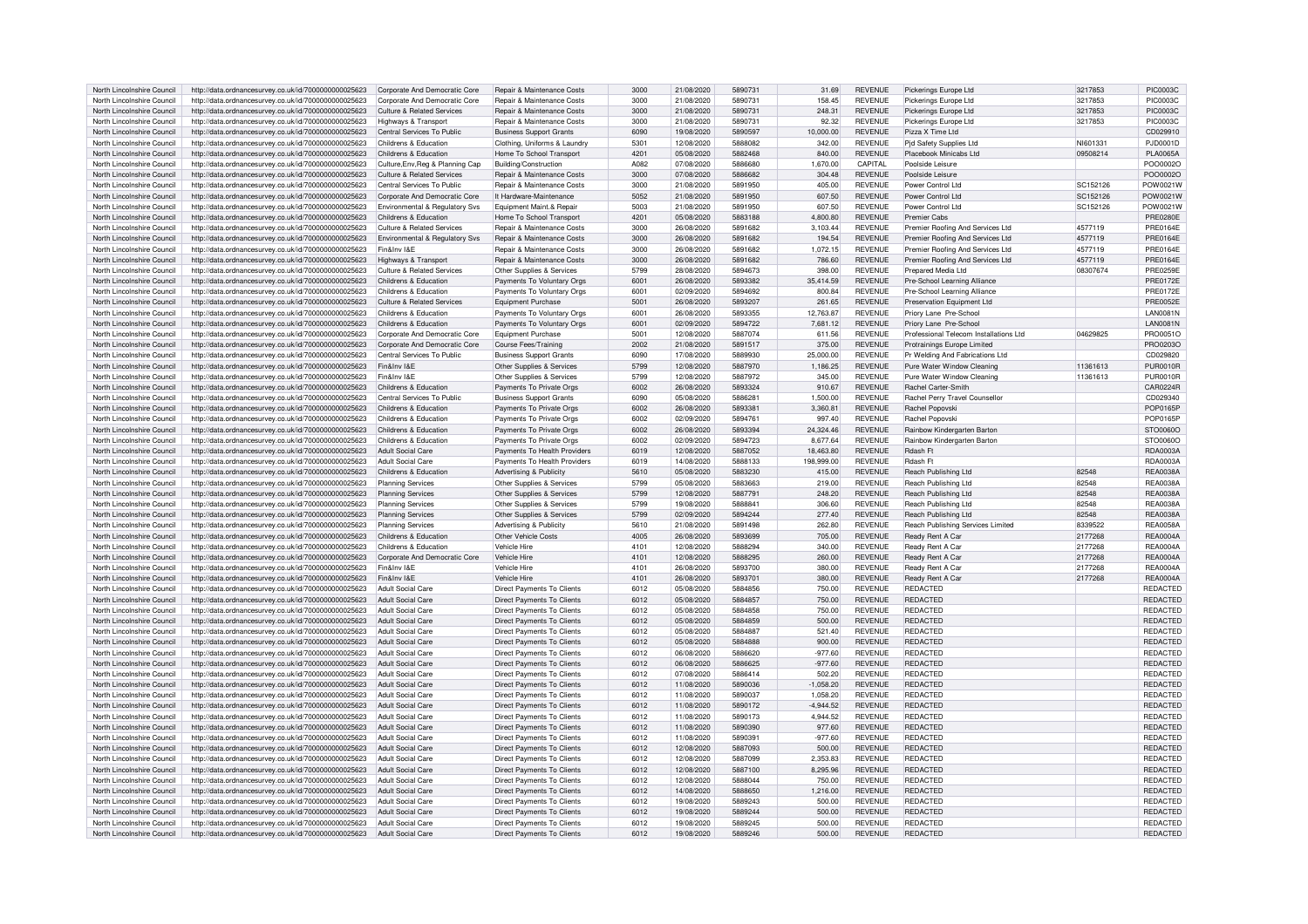| North Lincolnshire Council | http://data.ordnancesurvey.co.uk/id/7000000000025623 | Corporate And Democratic Core | Repair & Maintenance Costs | 3000 | 21/08/2020 | 5890731 | 31.69 | REVENUE | Pickerings Europe Ltd | 3217853 | PIC0003C |
|---|---|---|---|---|---|---|---|---|---|---|---|
| North Lincolnshire Council | http://data.ordnancesurvey.co.uk/id/7000000000025623 | Corporate And Democratic Core | Repair & Maintenance Costs | 3000 | 21/08/2020 | 5890731 | 158.45 | REVENUE | Pickerings Europe Ltd | 3217853 | PIC0003C |
| North Lincolnshire Council | http://data.ordnancesurvey.co.uk/id/7000000000025623 | Culture & Related Services | Repair & Maintenance Costs | 3000 | 21/08/2020 | 5890731 | 248.31 | REVENUE | Pickerings Europe Ltd | 3217853 | PIC0003C |
| North Lincolnshire Council | http://data.ordnancesurvey.co.uk/id/7000000000025623 | Highways & Transport | Repair & Maintenance Costs | 3000 | 21/08/2020 | 5890731 | 92.32 | REVENUE | Pickerings Europe Ltd | 3217853 | PIC0003C |
| North Lincolnshire Council | http://data.ordnancesurvey.co.uk/id/7000000000025623 | Central Services To Public | Business Support Grants | 6090 | 19/08/2020 | 5890597 | 10,000.00 | REVENUE | Pizza X Time Ltd | | CD029910 |
| North Lincolnshire Council | http://data.ordnancesurvey.co.uk/id/7000000000025623 | Childrens & Education | Clothing, Uniforms & Laundry | 5301 | 12/08/2020 | 5888082 | 342.00 | REVENUE | Pjd Safety Supplies Ltd | NI601331 | PJD0001D |
| North Lincolnshire Council | http://data.ordnancesurvey.co.uk/id/7000000000025623 | Childrens & Education | Home To School Transport | 4201 | 05/08/2020 | 5882468 | 840.00 | REVENUE | Placebook Minicabs Ltd | 09508214 | PLA0065A |
| North Lincolnshire Council | http://data.ordnancesurvey.co.uk/id/7000000000025623 | Culture,Env,Reg & Planning Cap | Building/Construction | A082 | 07/08/2020 | 5886680 | 1,670.00 | CAPITAL | Poolside Leisure | | POO0002O |
| North Lincolnshire Council | http://data.ordnancesurvey.co.uk/id/7000000000025623 | Culture & Related Services | Repair & Maintenance Costs | 3000 | 07/08/2020 | 5886682 | 304.48 | REVENUE | Poolside Leisure | | POO0002O |
| North Lincolnshire Council | http://data.ordnancesurvey.co.uk/id/7000000000025623 | Central Services To Public | Repair & Maintenance Costs | 3000 | 21/08/2020 | 5891950 | 405.00 | REVENUE | Power Control Ltd | SC152126 | POW0021W |
| North Lincolnshire Council | http://data.ordnancesurvey.co.uk/id/7000000000025623 | Corporate And Democratic Core | It Hardware-Maintenance | 5052 | 21/08/2020 | 5891950 | 607.50 | REVENUE | Power Control Ltd | SC152126 | POW0021W |
| North Lincolnshire Council | http://data.ordnancesurvey.co.uk/id/7000000000025623 | Environmental & Regulatory Svs | Equipment Maint.& Repair | 5003 | 21/08/2020 | 5891950 | 607.50 | REVENUE | Power Control Ltd | SC152126 | POW0021W |
| North Lincolnshire Council | http://data.ordnancesurvey.co.uk/id/7000000000025623 | Childrens & Education | Home To School Transport | 4201 | 05/08/2020 | 5883188 | 4,800.80 | REVENUE | Premier Cabs | | PRE0280E |
| North Lincolnshire Council | http://data.ordnancesurvey.co.uk/id/7000000000025623 | Culture & Related Services | Repair & Maintenance Costs | 3000 | 26/08/2020 | 5891682 | 3,103.44 | REVENUE | Premier Roofing And Services Ltd | 4577119 | PRE0164E |
| North Lincolnshire Council | http://data.ordnancesurvey.co.uk/id/7000000000025623 | Environmental & Regulatory Svs | Repair & Maintenance Costs | 3000 | 26/08/2020 | 5891682 | 194.54 | REVENUE | Premier Roofing And Services Ltd | 4577119 | PRE0164E |
| North Lincolnshire Council | http://data.ordnancesurvey.co.uk/id/7000000000025623 | Fin&Inv I&E | Repair & Maintenance Costs | 3000 | 26/08/2020 | 5891682 | 1,072.15 | REVENUE | Premier Roofing And Services Ltd | 4577119 | PRE0164E |
| North Lincolnshire Council | http://data.ordnancesurvey.co.uk/id/7000000000025623 | Highways & Transport | Repair & Maintenance Costs | 3000 | 26/08/2020 | 5891682 | 786.60 | REVENUE | Premier Roofing And Services Ltd | 4577119 | PRE0164E |
| North Lincolnshire Council | http://data.ordnancesurvey.co.uk/id/7000000000025623 | Culture & Related Services | Other Supplies & Services | 5799 | 28/08/2020 | 5894673 | 398.00 | REVENUE | Prepared Media Ltd | 08307674 | PRE0259E |
| North Lincolnshire Council | http://data.ordnancesurvey.co.uk/id/7000000000025623 | Childrens & Education | Payments To Voluntary Orgs | 6001 | 26/08/2020 | 5893382 | 35,414.59 | REVENUE | Pre-School Learning Alliance | | PRE0172E |
| North Lincolnshire Council | http://data.ordnancesurvey.co.uk/id/7000000000025623 | Childrens & Education | Payments To Voluntary Orgs | 6001 | 02/09/2020 | 5894692 | 800.84 | REVENUE | Pre-School Learning Alliance | | PRE0172E |
| North Lincolnshire Council | http://data.ordnancesurvey.co.uk/id/7000000000025623 | Culture & Related Services | Equipment Purchase | 5001 | 26/08/2020 | 5893207 | 261.65 | REVENUE | Preservation Equipment Ltd | | PRE0052E |
| North Lincolnshire Council | http://data.ordnancesurvey.co.uk/id/7000000000025623 | Childrens & Education | Payments To Voluntary Orgs | 6001 | 26/08/2020 | 5893355 | 12,763.87 | REVENUE | Priory Lane Pre-School | | LAN0081N |
| North Lincolnshire Council | http://data.ordnancesurvey.co.uk/id/7000000000025623 | Childrens & Education | Payments To Voluntary Orgs | 6001 | 02/09/2020 | 5894722 | 7,681.12 | REVENUE | Priory Lane Pre-School | | LAN0081N |
| North Lincolnshire Council | http://data.ordnancesurvey.co.uk/id/7000000000025623 | Corporate And Democratic Core | Equipment Purchase | 5001 | 12/08/2020 | 5887074 | 611.56 | REVENUE | Professional Telecom Installations Ltd | 04629825 | PRO0051O |
| North Lincolnshire Council | http://data.ordnancesurvey.co.uk/id/7000000000025623 | Corporate And Democratic Core | Course Fees/Training | 2002 | 21/08/2020 | 5891517 | 375.00 | REVENUE | Protrainings Europe Limited | | PRO0203O |
| North Lincolnshire Council | http://data.ordnancesurvey.co.uk/id/7000000000025623 | Central Services To Public | Business Support Grants | 6090 | 17/08/2020 | 5889930 | 25,000.00 | REVENUE | Pr Welding And Fabrications Ltd | | CD029820 |
| North Lincolnshire Council | http://data.ordnancesurvey.co.uk/id/7000000000025623 | Fin&Inv I&E | Other Supplies & Services | 5799 | 12/08/2020 | 5887970 | 1,186.25 | REVENUE | Pure Water Window Cleaning | 11361613 | PUR0010R |
| North Lincolnshire Council | http://data.ordnancesurvey.co.uk/id/7000000000025623 | Fin&Inv I&E | Other Supplies & Services | 5799 | 12/08/2020 | 5887972 | 345.00 | REVENUE | Pure Water Window Cleaning | 11361613 | PUR0010R |
| North Lincolnshire Council | http://data.ordnancesurvey.co.uk/id/7000000000025623 | Childrens & Education | Payments To Private Orgs | 6002 | 26/08/2020 | 5893324 | 910.67 | REVENUE | Rachel Carter-Smith | | CAR0224R |
| North Lincolnshire Council | http://data.ordnancesurvey.co.uk/id/7000000000025623 | Central Services To Public | Business Support Grants | 6090 | 05/08/2020 | 5886281 | 1,500.00 | REVENUE | Rachel Perry Travel Counsellor | | CD029340 |
| North Lincolnshire Council | http://data.ordnancesurvey.co.uk/id/7000000000025623 | Childrens & Education | Payments To Private Orgs | 6002 | 26/08/2020 | 5893381 | 3,360.81 | REVENUE | Rachel Popovski | | POP0165P |
| North Lincolnshire Council | http://data.ordnancesurvey.co.uk/id/7000000000025623 | Childrens & Education | Payments To Private Orgs | 6002 | 02/09/2020 | 5894761 | 997.40 | REVENUE | Rachel Popovski | | POP0165P |
| North Lincolnshire Council | http://data.ordnancesurvey.co.uk/id/7000000000025623 | Childrens & Education | Payments To Private Orgs | 6002 | 26/08/2020 | 5893394 | 24,324.46 | REVENUE | Rainbow Kindergarten Barton | | STO0060O |
| North Lincolnshire Council | http://data.ordnancesurvey.co.uk/id/7000000000025623 | Childrens & Education | Payments To Private Orgs | 6002 | 02/09/2020 | 5894723 | 8,677.64 | REVENUE | Rainbow Kindergarten Barton | | STO0060O |
| North Lincolnshire Council | http://data.ordnancesurvey.co.uk/id/7000000000025623 | Adult Social Care | Payments To Health Providers | 6019 | 12/08/2020 | 5887052 | 18,463.80 | REVENUE | Rdash Ft | | RDA0003A |
| North Lincolnshire Council | http://data.ordnancesurvey.co.uk/id/7000000000025623 | Adult Social Care | Payments To Health Providers | 6019 | 14/08/2020 | 5888133 | 198,999.00 | REVENUE | Rdash Ft | | RDA0003A |
| North Lincolnshire Council | http://data.ordnancesurvey.co.uk/id/7000000000025623 | Childrens & Education | Advertising & Publicity | 5610 | 05/08/2020 | 5883230 | 415.00 | REVENUE | Reach Publishing Ltd | 82548 | REA0038A |
| North Lincolnshire Council | http://data.ordnancesurvey.co.uk/id/7000000000025623 | Planning Services | Other Supplies & Services | 5799 | 05/08/2020 | 5883663 | 219.00 | REVENUE | Reach Publishing Ltd | 82548 | REA0038A |
| North Lincolnshire Council | http://data.ordnancesurvey.co.uk/id/7000000000025623 | Planning Services | Other Supplies & Services | 5799 | 12/08/2020 | 5887791 | 248.20 | REVENUE | Reach Publishing Ltd | 82548 | REA0038A |
| North Lincolnshire Council | http://data.ordnancesurvey.co.uk/id/7000000000025623 | Planning Services | Other Supplies & Services | 5799 | 19/08/2020 | 5888841 | 306.60 | REVENUE | Reach Publishing Ltd | 82548 | REA0038A |
| North Lincolnshire Council | http://data.ordnancesurvey.co.uk/id/7000000000025623 | Planning Services | Other Supplies & Services | 5799 | 02/09/2020 | 5894244 | 277.40 | REVENUE | Reach Publishing Ltd | 82548 | REA0038A |
| North Lincolnshire Council | http://data.ordnancesurvey.co.uk/id/7000000000025623 | Planning Services | Advertising & Publicity | 5610 | 21/08/2020 | 5891498 | 262.80 | REVENUE | Reach Publishing Services Limited | 8339522 | REA0058A |
| North Lincolnshire Council | http://data.ordnancesurvey.co.uk/id/7000000000025623 | Childrens & Education | Other Vehicle Costs | 4005 | 26/08/2020 | 5893699 | 705.00 | REVENUE | Ready Rent A Car | 2177268 | REA0004A |
| North Lincolnshire Council | http://data.ordnancesurvey.co.uk/id/7000000000025623 | Childrens & Education | Vehicle Hire | 4101 | 12/08/2020 | 5888294 | 340.00 | REVENUE | Ready Rent A Car | 2177268 | REA0004A |
| North Lincolnshire Council | http://data.ordnancesurvey.co.uk/id/7000000000025623 | Corporate And Democratic Core | Vehicle Hire | 4101 | 12/08/2020 | 5888295 | 260.00 | REVENUE | Ready Rent A Car | 2177268 | REA0004A |
| North Lincolnshire Council | http://data.ordnancesurvey.co.uk/id/7000000000025623 | Fin&Inv I&E | Vehicle Hire | 4101 | 26/08/2020 | 5893700 | 380.00 | REVENUE | Ready Rent A Car | 2177268 | REA0004A |
| North Lincolnshire Council | http://data.ordnancesurvey.co.uk/id/7000000000025623 | Fin&Inv I&E | Vehicle Hire | 4101 | 26/08/2020 | 5893701 | 380.00 | REVENUE | Ready Rent A Car | 2177268 | REA0004A |
| North Lincolnshire Council | http://data.ordnancesurvey.co.uk/id/7000000000025623 | Adult Social Care | Direct Payments To Clients | 6012 | 05/08/2020 | 5884856 | 750.00 | REVENUE | REDACTED | | REDACTED |
| North Lincolnshire Council | http://data.ordnancesurvey.co.uk/id/7000000000025623 | Adult Social Care | Direct Payments To Clients | 6012 | 05/08/2020 | 5884857 | 750.00 | REVENUE | REDACTED | | REDACTED |
| North Lincolnshire Council | http://data.ordnancesurvey.co.uk/id/7000000000025623 | Adult Social Care | Direct Payments To Clients | 6012 | 05/08/2020 | 5884858 | 750.00 | REVENUE | REDACTED | | REDACTED |
| North Lincolnshire Council | http://data.ordnancesurvey.co.uk/id/7000000000025623 | Adult Social Care | Direct Payments To Clients | 6012 | 05/08/2020 | 5884859 | 500.00 | REVENUE | REDACTED | | REDACTED |
| North Lincolnshire Council | http://data.ordnancesurvey.co.uk/id/7000000000025623 | Adult Social Care | Direct Payments To Clients | 6012 | 05/08/2020 | 5884887 | 521.40 | REVENUE | REDACTED | | REDACTED |
| North Lincolnshire Council | http://data.ordnancesurvey.co.uk/id/7000000000025623 | Adult Social Care | Direct Payments To Clients | 6012 | 05/08/2020 | 5884888 | 900.00 | REVENUE | REDACTED | | REDACTED |
| North Lincolnshire Council | http://data.ordnancesurvey.co.uk/id/7000000000025623 | Adult Social Care | Direct Payments To Clients | 6012 | 06/08/2020 | 5886620 | -977.60 | REVENUE | REDACTED | | REDACTED |
| North Lincolnshire Council | http://data.ordnancesurvey.co.uk/id/7000000000025623 | Adult Social Care | Direct Payments To Clients | 6012 | 06/08/2020 | 5886625 | -977.60 | REVENUE | REDACTED | | REDACTED |
| North Lincolnshire Council | http://data.ordnancesurvey.co.uk/id/7000000000025623 | Adult Social Care | Direct Payments To Clients | 6012 | 07/08/2020 | 5886414 | 502.20 | REVENUE | REDACTED | | REDACTED |
| North Lincolnshire Council | http://data.ordnancesurvey.co.uk/id/7000000000025623 | Adult Social Care | Direct Payments To Clients | 6012 | 11/08/2020 | 5890036 | -1,058.20 | REVENUE | REDACTED | | REDACTED |
| North Lincolnshire Council | http://data.ordnancesurvey.co.uk/id/7000000000025623 | Adult Social Care | Direct Payments To Clients | 6012 | 11/08/2020 | 5890037 | 1,058.20 | REVENUE | REDACTED | | REDACTED |
| North Lincolnshire Council | http://data.ordnancesurvey.co.uk/id/7000000000025623 | Adult Social Care | Direct Payments To Clients | 6012 | 11/08/2020 | 5890172 | -4,944.52 | REVENUE | REDACTED | | REDACTED |
| North Lincolnshire Council | http://data.ordnancesurvey.co.uk/id/7000000000025623 | Adult Social Care | Direct Payments To Clients | 6012 | 11/08/2020 | 5890173 | 4,944.52 | REVENUE | REDACTED | | REDACTED |
| North Lincolnshire Council | http://data.ordnancesurvey.co.uk/id/7000000000025623 | Adult Social Care | Direct Payments To Clients | 6012 | 11/08/2020 | 5890390 | 977.60 | REVENUE | REDACTED | | REDACTED |
| North Lincolnshire Council | http://data.ordnancesurvey.co.uk/id/7000000000025623 | Adult Social Care | Direct Payments To Clients | 6012 | 11/08/2020 | 5890391 | -977.60 | REVENUE | REDACTED | | REDACTED |
| North Lincolnshire Council | http://data.ordnancesurvey.co.uk/id/7000000000025623 | Adult Social Care | Direct Payments To Clients | 6012 | 12/08/2020 | 5887093 | 500.00 | REVENUE | REDACTED | | REDACTED |
| North Lincolnshire Council | http://data.ordnancesurvey.co.uk/id/7000000000025623 | Adult Social Care | Direct Payments To Clients | 6012 | 12/08/2020 | 5887099 | 2,353.83 | REVENUE | REDACTED | | REDACTED |
| North Lincolnshire Council | http://data.ordnancesurvey.co.uk/id/7000000000025623 | Adult Social Care | Direct Payments To Clients | 6012 | 12/08/2020 | 5887100 | 8,295.96 | REVENUE | REDACTED | | REDACTED |
| North Lincolnshire Council | http://data.ordnancesurvey.co.uk/id/7000000000025623 | Adult Social Care | Direct Payments To Clients | 6012 | 12/08/2020 | 5888044 | 750.00 | REVENUE | REDACTED | | REDACTED |
| North Lincolnshire Council | http://data.ordnancesurvey.co.uk/id/7000000000025623 | Adult Social Care | Direct Payments To Clients | 6012 | 14/08/2020 | 5888650 | 1,216.00 | REVENUE | REDACTED | | REDACTED |
| North Lincolnshire Council | http://data.ordnancesurvey.co.uk/id/7000000000025623 | Adult Social Care | Direct Payments To Clients | 6012 | 19/08/2020 | 5889243 | 500.00 | REVENUE | REDACTED | | REDACTED |
| North Lincolnshire Council | http://data.ordnancesurvey.co.uk/id/7000000000025623 | Adult Social Care | Direct Payments To Clients | 6012 | 19/08/2020 | 5889244 | 500.00 | REVENUE | REDACTED | | REDACTED |
| North Lincolnshire Council | http://data.ordnancesurvey.co.uk/id/7000000000025623 | Adult Social Care | Direct Payments To Clients | 6012 | 19/08/2020 | 5889245 | 500.00 | REVENUE | REDACTED | | REDACTED |
| North Lincolnshire Council | http://data.ordnancesurvey.co.uk/id/7000000000025623 | Adult Social Care | Direct Payments To Clients | 6012 | 19/08/2020 | 5889246 | 500.00 | REVENUE | REDACTED | | REDACTED |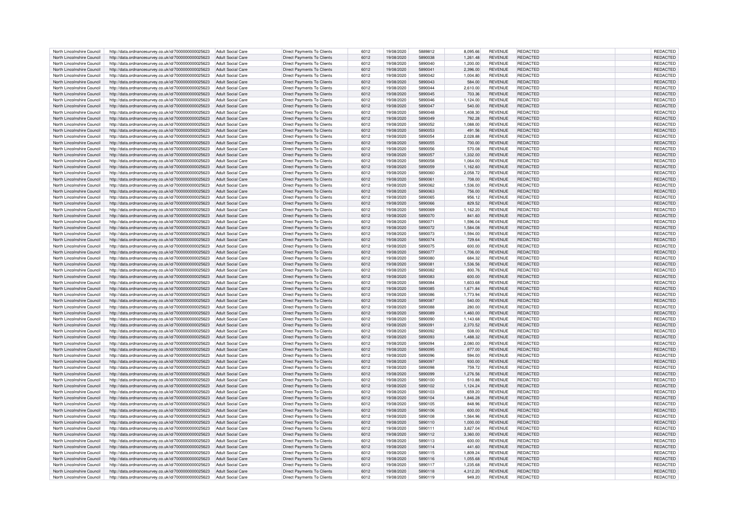| | | | | | | | | | | | | |
|---|---|---|---|---|---|---|---|---|---|---|---|---|
| North Lincolnshire Council | http://data.ordnancesurvey.co.uk/id/7000000000025623 | Adult Social Care | Direct Payments To Clients | 6012 | 19/08/2020 | 5889812 | 8,095.66 | REVENUE | REDACTED | | REDACTED |
| North Lincolnshire Council | http://data.ordnancesurvey.co.uk/id/7000000000025623 | Adult Social Care | Direct Payments To Clients | 6012 | 19/08/2020 | 5890038 | 1,261.48 | REVENUE | REDACTED | | REDACTED |
| North Lincolnshire Council | http://data.ordnancesurvey.co.uk/id/7000000000025623 | Adult Social Care | Direct Payments To Clients | 6012 | 19/08/2020 | 5890040 | 1,200.00 | REVENUE | REDACTED | | REDACTED |
| North Lincolnshire Council | http://data.ordnancesurvey.co.uk/id/7000000000025623 | Adult Social Care | Direct Payments To Clients | 6012 | 19/08/2020 | 5890041 | 2,396.00 | REVENUE | REDACTED | | REDACTED |
| North Lincolnshire Council | http://data.ordnancesurvey.co.uk/id/7000000000025623 | Adult Social Care | Direct Payments To Clients | 6012 | 19/08/2020 | 5890042 | 1,004.80 | REVENUE | REDACTED | | REDACTED |
| North Lincolnshire Council | http://data.ordnancesurvey.co.uk/id/7000000000025623 | Adult Social Care | Direct Payments To Clients | 6012 | 19/08/2020 | 5890043 | 584.00 | REVENUE | REDACTED | | REDACTED |
| North Lincolnshire Council | http://data.ordnancesurvey.co.uk/id/7000000000025623 | Adult Social Care | Direct Payments To Clients | 6012 | 19/08/2020 | 5890044 | 2,610.00 | REVENUE | REDACTED | | REDACTED |
| North Lincolnshire Council | http://data.ordnancesurvey.co.uk/id/7000000000025623 | Adult Social Care | Direct Payments To Clients | 6012 | 19/08/2020 | 5890045 | 703.36 | REVENUE | REDACTED | | REDACTED |
| North Lincolnshire Council | http://data.ordnancesurvey.co.uk/id/7000000000025623 | Adult Social Care | Direct Payments To Clients | 6012 | 19/08/2020 | 5890046 | 1,124.00 | REVENUE | REDACTED | | REDACTED |
| North Lincolnshire Council | http://data.ordnancesurvey.co.uk/id/7000000000025623 | Adult Social Care | Direct Payments To Clients | 6012 | 19/08/2020 | 5890047 | 540.00 | REVENUE | REDACTED | | REDACTED |
| North Lincolnshire Council | http://data.ordnancesurvey.co.uk/id/7000000000025623 | Adult Social Care | Direct Payments To Clients | 6012 | 19/08/2020 | 5890048 | 1,408.30 | REVENUE | REDACTED | | REDACTED |
| North Lincolnshire Council | http://data.ordnancesurvey.co.uk/id/7000000000025623 | Adult Social Care | Direct Payments To Clients | 6012 | 19/08/2020 | 5890049 | 792.28 | REVENUE | REDACTED | | REDACTED |
| North Lincolnshire Council | http://data.ordnancesurvey.co.uk/id/7000000000025623 | Adult Social Care | Direct Payments To Clients | 6012 | 19/08/2020 | 5890052 | 1,088.00 | REVENUE | REDACTED | | REDACTED |
| North Lincolnshire Council | http://data.ordnancesurvey.co.uk/id/7000000000025623 | Adult Social Care | Direct Payments To Clients | 6012 | 19/08/2020 | 5890053 | 491.56 | REVENUE | REDACTED | | REDACTED |
| North Lincolnshire Council | http://data.ordnancesurvey.co.uk/id/7000000000025623 | Adult Social Care | Direct Payments To Clients | 6012 | 19/08/2020 | 5890054 | 2,028.88 | REVENUE | REDACTED | | REDACTED |
| North Lincolnshire Council | http://data.ordnancesurvey.co.uk/id/7000000000025623 | Adult Social Care | Direct Payments To Clients | 6012 | 19/08/2020 | 5890055 | 700.00 | REVENUE | REDACTED | | REDACTED |
| North Lincolnshire Council | http://data.ordnancesurvey.co.uk/id/7000000000025623 | Adult Social Care | Direct Payments To Clients | 6012 | 19/08/2020 | 5890056 | 570.08 | REVENUE | REDACTED | | REDACTED |
| North Lincolnshire Council | http://data.ordnancesurvey.co.uk/id/7000000000025623 | Adult Social Care | Direct Payments To Clients | 6012 | 19/08/2020 | 5890057 | 1,332.00 | REVENUE | REDACTED | | REDACTED |
| North Lincolnshire Council | http://data.ordnancesurvey.co.uk/id/7000000000025623 | Adult Social Care | Direct Payments To Clients | 6012 | 19/08/2020 | 5890058 | 1,064.00 | REVENUE | REDACTED | | REDACTED |
| North Lincolnshire Council | http://data.ordnancesurvey.co.uk/id/7000000000025623 | Adult Social Care | Direct Payments To Clients | 6012 | 19/08/2020 | 5890059 | 1,162.60 | REVENUE | REDACTED | | REDACTED |
| North Lincolnshire Council | http://data.ordnancesurvey.co.uk/id/7000000000025623 | Adult Social Care | Direct Payments To Clients | 6012 | 19/08/2020 | 5890060 | 2,058.72 | REVENUE | REDACTED | | REDACTED |
| North Lincolnshire Council | http://data.ordnancesurvey.co.uk/id/7000000000025623 | Adult Social Care | Direct Payments To Clients | 6012 | 19/08/2020 | 5890061 | 708.00 | REVENUE | REDACTED | | REDACTED |
| North Lincolnshire Council | http://data.ordnancesurvey.co.uk/id/7000000000025623 | Adult Social Care | Direct Payments To Clients | 6012 | 19/08/2020 | 5890062 | 1,536.00 | REVENUE | REDACTED | | REDACTED |
| North Lincolnshire Council | http://data.ordnancesurvey.co.uk/id/7000000000025623 | Adult Social Care | Direct Payments To Clients | 6012 | 19/08/2020 | 5890063 | 756.00 | REVENUE | REDACTED | | REDACTED |
| North Lincolnshire Council | http://data.ordnancesurvey.co.uk/id/7000000000025623 | Adult Social Care | Direct Payments To Clients | 6012 | 19/08/2020 | 5890065 | 956.12 | REVENUE | REDACTED | | REDACTED |
| North Lincolnshire Council | http://data.ordnancesurvey.co.uk/id/7000000000025623 | Adult Social Care | Direct Payments To Clients | 6012 | 19/08/2020 | 5890066 | 829.52 | REVENUE | REDACTED | | REDACTED |
| North Lincolnshire Council | http://data.ordnancesurvey.co.uk/id/7000000000025623 | Adult Social Care | Direct Payments To Clients | 6012 | 19/08/2020 | 5890069 | 1,162.20 | REVENUE | REDACTED | | REDACTED |
| North Lincolnshire Council | http://data.ordnancesurvey.co.uk/id/7000000000025623 | Adult Social Care | Direct Payments To Clients | 6012 | 19/08/2020 | 5890070 | 841.60 | REVENUE | REDACTED | | REDACTED |
| North Lincolnshire Council | http://data.ordnancesurvey.co.uk/id/7000000000025623 | Adult Social Care | Direct Payments To Clients | 6012 | 19/08/2020 | 5890071 | 1,596.04 | REVENUE | REDACTED | | REDACTED |
| North Lincolnshire Council | http://data.ordnancesurvey.co.uk/id/7000000000025623 | Adult Social Care | Direct Payments To Clients | 6012 | 19/08/2020 | 5890072 | 1,584.08 | REVENUE | REDACTED | | REDACTED |
| North Lincolnshire Council | http://data.ordnancesurvey.co.uk/id/7000000000025623 | Adult Social Care | Direct Payments To Clients | 6012 | 19/08/2020 | 5890073 | 1,594.00 | REVENUE | REDACTED | | REDACTED |
| North Lincolnshire Council | http://data.ordnancesurvey.co.uk/id/7000000000025623 | Adult Social Care | Direct Payments To Clients | 6012 | 19/08/2020 | 5890074 | 729.64 | REVENUE | REDACTED | | REDACTED |
| North Lincolnshire Council | http://data.ordnancesurvey.co.uk/id/7000000000025623 | Adult Social Care | Direct Payments To Clients | 6012 | 19/08/2020 | 5890075 | 600.00 | REVENUE | REDACTED | | REDACTED |
| North Lincolnshire Council | http://data.ordnancesurvey.co.uk/id/7000000000025623 | Adult Social Care | Direct Payments To Clients | 6012 | 19/08/2020 | 5890077 | 1,706.00 | REVENUE | REDACTED | | REDACTED |
| North Lincolnshire Council | http://data.ordnancesurvey.co.uk/id/7000000000025623 | Adult Social Care | Direct Payments To Clients | 6012 | 19/08/2020 | 5890080 | 684.32 | REVENUE | REDACTED | | REDACTED |
| North Lincolnshire Council | http://data.ordnancesurvey.co.uk/id/7000000000025623 | Adult Social Care | Direct Payments To Clients | 6012 | 19/08/2020 | 5890081 | 1,536.56 | REVENUE | REDACTED | | REDACTED |
| North Lincolnshire Council | http://data.ordnancesurvey.co.uk/id/7000000000025623 | Adult Social Care | Direct Payments To Clients | 6012 | 19/08/2020 | 5890082 | 800.76 | REVENUE | REDACTED | | REDACTED |
| North Lincolnshire Council | http://data.ordnancesurvey.co.uk/id/7000000000025623 | Adult Social Care | Direct Payments To Clients | 6012 | 19/08/2020 | 5890083 | 600.00 | REVENUE | REDACTED | | REDACTED |
| North Lincolnshire Council | http://data.ordnancesurvey.co.uk/id/7000000000025623 | Adult Social Care | Direct Payments To Clients | 6012 | 19/08/2020 | 5890084 | 1,603.68 | REVENUE | REDACTED | | REDACTED |
| North Lincolnshire Council | http://data.ordnancesurvey.co.uk/id/7000000000025623 | Adult Social Care | Direct Payments To Clients | 6012 | 19/08/2020 | 5890085 | 1,671.84 | REVENUE | REDACTED | | REDACTED |
| North Lincolnshire Council | http://data.ordnancesurvey.co.uk/id/7000000000025623 | Adult Social Care | Direct Payments To Clients | 6012 | 19/08/2020 | 5890086 | 1,773.94 | REVENUE | REDACTED | | REDACTED |
| North Lincolnshire Council | http://data.ordnancesurvey.co.uk/id/7000000000025623 | Adult Social Care | Direct Payments To Clients | 6012 | 19/08/2020 | 5890087 | 540.00 | REVENUE | REDACTED | | REDACTED |
| North Lincolnshire Council | http://data.ordnancesurvey.co.uk/id/7000000000025623 | Adult Social Care | Direct Payments To Clients | 6012 | 19/08/2020 | 5890088 | 280.00 | REVENUE | REDACTED | | REDACTED |
| North Lincolnshire Council | http://data.ordnancesurvey.co.uk/id/7000000000025623 | Adult Social Care | Direct Payments To Clients | 6012 | 19/08/2020 | 5890089 | 1,460.00 | REVENUE | REDACTED | | REDACTED |
| North Lincolnshire Council | http://data.ordnancesurvey.co.uk/id/7000000000025623 | Adult Social Care | Direct Payments To Clients | 6012 | 19/08/2020 | 5890090 | 1,143.68 | REVENUE | REDACTED | | REDACTED |
| North Lincolnshire Council | http://data.ordnancesurvey.co.uk/id/7000000000025623 | Adult Social Care | Direct Payments To Clients | 6012 | 19/08/2020 | 5890091 | 2,370.52 | REVENUE | REDACTED | | REDACTED |
| North Lincolnshire Council | http://data.ordnancesurvey.co.uk/id/7000000000025623 | Adult Social Care | Direct Payments To Clients | 6012 | 19/08/2020 | 5890092 | 508.00 | REVENUE | REDACTED | | REDACTED |
| North Lincolnshire Council | http://data.ordnancesurvey.co.uk/id/7000000000025623 | Adult Social Care | Direct Payments To Clients | 6012 | 19/08/2020 | 5890093 | 1,488.32 | REVENUE | REDACTED | | REDACTED |
| North Lincolnshire Council | http://data.ordnancesurvey.co.uk/id/7000000000025623 | Adult Social Care | Direct Payments To Clients | 6012 | 19/08/2020 | 5890094 | 2,080.00 | REVENUE | REDACTED | | REDACTED |
| North Lincolnshire Council | http://data.ordnancesurvey.co.uk/id/7000000000025623 | Adult Social Care | Direct Payments To Clients | 6012 | 19/08/2020 | 5890095 | 877.00 | REVENUE | REDACTED | | REDACTED |
| North Lincolnshire Council | http://data.ordnancesurvey.co.uk/id/7000000000025623 | Adult Social Care | Direct Payments To Clients | 6012 | 19/08/2020 | 5890096 | 594.00 | REVENUE | REDACTED | | REDACTED |
| North Lincolnshire Council | http://data.ordnancesurvey.co.uk/id/7000000000025623 | Adult Social Care | Direct Payments To Clients | 6012 | 19/08/2020 | 5890097 | 930.00 | REVENUE | REDACTED | | REDACTED |
| North Lincolnshire Council | http://data.ordnancesurvey.co.uk/id/7000000000025623 | Adult Social Care | Direct Payments To Clients | 6012 | 19/08/2020 | 5890098 | 759.72 | REVENUE | REDACTED | | REDACTED |
| North Lincolnshire Council | http://data.ordnancesurvey.co.uk/id/7000000000025623 | Adult Social Care | Direct Payments To Clients | 6012 | 19/08/2020 | 5890099 | 1,276.56 | REVENUE | REDACTED | | REDACTED |
| North Lincolnshire Council | http://data.ordnancesurvey.co.uk/id/7000000000025623 | Adult Social Care | Direct Payments To Clients | 6012 | 19/08/2020 | 5890100 | 510.88 | REVENUE | REDACTED | | REDACTED |
| North Lincolnshire Council | http://data.ordnancesurvey.co.uk/id/7000000000025623 | Adult Social Care | Direct Payments To Clients | 6012 | 19/08/2020 | 5890102 | 1,124.24 | REVENUE | REDACTED | | REDACTED |
| North Lincolnshire Council | http://data.ordnancesurvey.co.uk/id/7000000000025623 | Adult Social Care | Direct Payments To Clients | 6012 | 19/08/2020 | 5890103 | 659.20 | REVENUE | REDACTED | | REDACTED |
| North Lincolnshire Council | http://data.ordnancesurvey.co.uk/id/7000000000025623 | Adult Social Care | Direct Payments To Clients | 6012 | 19/08/2020 | 5890104 | 1,846.28 | REVENUE | REDACTED | | REDACTED |
| North Lincolnshire Council | http://data.ordnancesurvey.co.uk/id/7000000000025623 | Adult Social Care | Direct Payments To Clients | 6012 | 19/08/2020 | 5890105 | 848.96 | REVENUE | REDACTED | | REDACTED |
| North Lincolnshire Council | http://data.ordnancesurvey.co.uk/id/7000000000025623 | Adult Social Care | Direct Payments To Clients | 6012 | 19/08/2020 | 5890106 | 600.00 | REVENUE | REDACTED | | REDACTED |
| North Lincolnshire Council | http://data.ordnancesurvey.co.uk/id/7000000000025623 | Adult Social Care | Direct Payments To Clients | 6012 | 19/08/2020 | 5890108 | 1,564.96 | REVENUE | REDACTED | | REDACTED |
| North Lincolnshire Council | http://data.ordnancesurvey.co.uk/id/7000000000025623 | Adult Social Care | Direct Payments To Clients | 6012 | 19/08/2020 | 5890110 | 1,000.00 | REVENUE | REDACTED | | REDACTED |
| North Lincolnshire Council | http://data.ordnancesurvey.co.uk/id/7000000000025623 | Adult Social Care | Direct Payments To Clients | 6012 | 19/08/2020 | 5890111 | 3,827.04 | REVENUE | REDACTED | | REDACTED |
| North Lincolnshire Council | http://data.ordnancesurvey.co.uk/id/7000000000025623 | Adult Social Care | Direct Payments To Clients | 6012 | 19/08/2020 | 5890112 | 3,360.00 | REVENUE | REDACTED | | REDACTED |
| North Lincolnshire Council | http://data.ordnancesurvey.co.uk/id/7000000000025623 | Adult Social Care | Direct Payments To Clients | 6012 | 19/08/2020 | 5890113 | 600.00 | REVENUE | REDACTED | | REDACTED |
| North Lincolnshire Council | http://data.ordnancesurvey.co.uk/id/7000000000025623 | Adult Social Care | Direct Payments To Clients | 6012 | 19/08/2020 | 5890114 | 441.60 | REVENUE | REDACTED | | REDACTED |
| North Lincolnshire Council | http://data.ordnancesurvey.co.uk/id/7000000000025623 | Adult Social Care | Direct Payments To Clients | 6012 | 19/08/2020 | 5890115 | 1,809.24 | REVENUE | REDACTED | | REDACTED |
| North Lincolnshire Council | http://data.ordnancesurvey.co.uk/id/7000000000025623 | Adult Social Care | Direct Payments To Clients | 6012 | 19/08/2020 | 5890116 | 1,055.68 | REVENUE | REDACTED | | REDACTED |
| North Lincolnshire Council | http://data.ordnancesurvey.co.uk/id/7000000000025623 | Adult Social Care | Direct Payments To Clients | 6012 | 19/08/2020 | 5890117 | 1,235.68 | REVENUE | REDACTED | | REDACTED |
| North Lincolnshire Council | http://data.ordnancesurvey.co.uk/id/7000000000025623 | Adult Social Care | Direct Payments To Clients | 6012 | 19/08/2020 | 5890118 | 4,312.20 | REVENUE | REDACTED | | REDACTED |
| North Lincolnshire Council | http://data.ordnancesurvey.co.uk/id/7000000000025623 | Adult Social Care | Direct Payments To Clients | 6012 | 19/08/2020 | 5890119 | 949.20 | REVENUE | REDACTED | | REDACTED |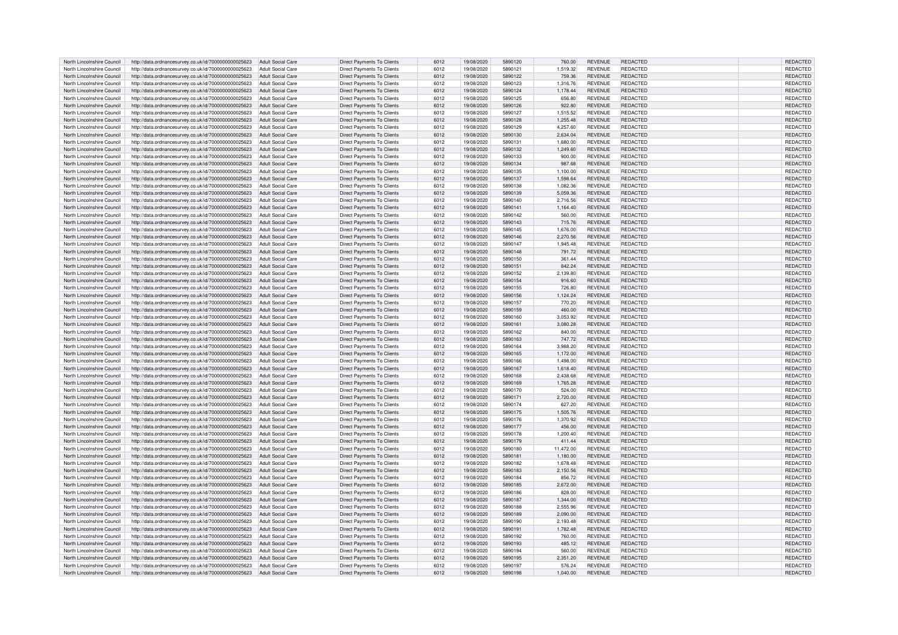| North Lincolnshire Council | http://data.ordnancesurvey.co.uk/id/7000000000025623 | Adult Social Care | Direct Payments To Clients | 6012 | 19/08/2020 | 5890120 | 760.00 | REVENUE | REDACTED | | REDACTED |
|---|---|---|---|---|---|---|---|---|---|---|---|
| North Lincolnshire Council | http://data.ordnancesurvey.co.uk/id/7000000000025623 | Adult Social Care | Direct Payments To Clients | 6012 | 19/08/2020 | 5890121 | 1,519.32 | REVENUE | REDACTED | | REDACTED |
| North Lincolnshire Council | http://data.ordnancesurvey.co.uk/id/7000000000025623 | Adult Social Care | Direct Payments To Clients | 6012 | 19/08/2020 | 5890122 | 759.36 | REVENUE | REDACTED | | REDACTED |
| North Lincolnshire Council | http://data.ordnancesurvey.co.uk/id/7000000000025623 | Adult Social Care | Direct Payments To Clients | 6012 | 19/08/2020 | 5890123 | 1,316.76 | REVENUE | REDACTED | | REDACTED |
| North Lincolnshire Council | http://data.ordnancesurvey.co.uk/id/7000000000025623 | Adult Social Care | Direct Payments To Clients | 6012 | 19/08/2020 | 5890124 | 1,178.44 | REVENUE | REDACTED | | REDACTED |
| North Lincolnshire Council | http://data.ordnancesurvey.co.uk/id/7000000000025623 | Adult Social Care | Direct Payments To Clients | 6012 | 19/08/2020 | 5890125 | 656.80 | REVENUE | REDACTED | | REDACTED |
| North Lincolnshire Council | http://data.ordnancesurvey.co.uk/id/7000000000025623 | Adult Social Care | Direct Payments To Clients | 6012 | 19/08/2020 | 5890126 | 922.80 | REVENUE | REDACTED | | REDACTED |
| North Lincolnshire Council | http://data.ordnancesurvey.co.uk/id/7000000000025623 | Adult Social Care | Direct Payments To Clients | 6012 | 19/08/2020 | 5890127 | 1,515.52 | REVENUE | REDACTED | | REDACTED |
| North Lincolnshire Council | http://data.ordnancesurvey.co.uk/id/7000000000025623 | Adult Social Care | Direct Payments To Clients | 6012 | 19/08/2020 | 5890128 | 1,255.48 | REVENUE | REDACTED | | REDACTED |
| North Lincolnshire Council | http://data.ordnancesurvey.co.uk/id/7000000000025623 | Adult Social Care | Direct Payments To Clients | 6012 | 19/08/2020 | 5890129 | 4,257.60 | REVENUE | REDACTED | | REDACTED |
| North Lincolnshire Council | http://data.ordnancesurvey.co.uk/id/7000000000025623 | Adult Social Care | Direct Payments To Clients | 6012 | 19/08/2020 | 5890130 | 2,634.04 | REVENUE | REDACTED | | REDACTED |
| North Lincolnshire Council | http://data.ordnancesurvey.co.uk/id/7000000000025623 | Adult Social Care | Direct Payments To Clients | 6012 | 19/08/2020 | 5890131 | 1,680.00 | REVENUE | REDACTED | | REDACTED |
| North Lincolnshire Council | http://data.ordnancesurvey.co.uk/id/7000000000025623 | Adult Social Care | Direct Payments To Clients | 6012 | 19/08/2020 | 5890132 | 1,249.60 | REVENUE | REDACTED | | REDACTED |
| North Lincolnshire Council | http://data.ordnancesurvey.co.uk/id/7000000000025623 | Adult Social Care | Direct Payments To Clients | 6012 | 19/08/2020 | 5890133 | 900.00 | REVENUE | REDACTED | | REDACTED |
| North Lincolnshire Council | http://data.ordnancesurvey.co.uk/id/7000000000025623 | Adult Social Care | Direct Payments To Clients | 6012 | 19/08/2020 | 5890134 | 987.68 | REVENUE | REDACTED | | REDACTED |
| North Lincolnshire Council | http://data.ordnancesurvey.co.uk/id/7000000000025623 | Adult Social Care | Direct Payments To Clients | 6012 | 19/08/2020 | 5890135 | 1,100.00 | REVENUE | REDACTED | | REDACTED |
| North Lincolnshire Council | http://data.ordnancesurvey.co.uk/id/7000000000025623 | Adult Social Care | Direct Payments To Clients | 6012 | 19/08/2020 | 5890137 | 1,598.64 | REVENUE | REDACTED | | REDACTED |
| North Lincolnshire Council | http://data.ordnancesurvey.co.uk/id/7000000000025623 | Adult Social Care | Direct Payments To Clients | 6012 | 19/08/2020 | 5890138 | 1,082.36 | REVENUE | REDACTED | | REDACTED |
| North Lincolnshire Council | http://data.ordnancesurvey.co.uk/id/7000000000025623 | Adult Social Care | Direct Payments To Clients | 6012 | 19/08/2020 | 5890139 | 5,059.36 | REVENUE | REDACTED | | REDACTED |
| North Lincolnshire Council | http://data.ordnancesurvey.co.uk/id/7000000000025623 | Adult Social Care | Direct Payments To Clients | 6012 | 19/08/2020 | 5890140 | 2,716.56 | REVENUE | REDACTED | | REDACTED |
| North Lincolnshire Council | http://data.ordnancesurvey.co.uk/id/7000000000025623 | Adult Social Care | Direct Payments To Clients | 6012 | 19/08/2020 | 5890141 | 1,164.40 | REVENUE | REDACTED | | REDACTED |
| North Lincolnshire Council | http://data.ordnancesurvey.co.uk/id/7000000000025623 | Adult Social Care | Direct Payments To Clients | 6012 | 19/08/2020 | 5890142 | 560.00 | REVENUE | REDACTED | | REDACTED |
| North Lincolnshire Council | http://data.ordnancesurvey.co.uk/id/7000000000025623 | Adult Social Care | Direct Payments To Clients | 6012 | 19/08/2020 | 5890143 | 715.76 | REVENUE | REDACTED | | REDACTED |
| North Lincolnshire Council | http://data.ordnancesurvey.co.uk/id/7000000000025623 | Adult Social Care | Direct Payments To Clients | 6012 | 19/08/2020 | 5890145 | 1,676.00 | REVENUE | REDACTED | | REDACTED |
| North Lincolnshire Council | http://data.ordnancesurvey.co.uk/id/7000000000025623 | Adult Social Care | Direct Payments To Clients | 6012 | 19/08/2020 | 5890146 | 2,270.56 | REVENUE | REDACTED | | REDACTED |
| North Lincolnshire Council | http://data.ordnancesurvey.co.uk/id/7000000000025623 | Adult Social Care | Direct Payments To Clients | 6012 | 19/08/2020 | 5890147 | 1,945.48 | REVENUE | REDACTED | | REDACTED |
| North Lincolnshire Council | http://data.ordnancesurvey.co.uk/id/7000000000025623 | Adult Social Care | Direct Payments To Clients | 6012 | 19/08/2020 | 5890148 | 791.72 | REVENUE | REDACTED | | REDACTED |
| North Lincolnshire Council | http://data.ordnancesurvey.co.uk/id/7000000000025623 | Adult Social Care | Direct Payments To Clients | 6012 | 19/08/2020 | 5890150 | 361.44 | REVENUE | REDACTED | | REDACTED |
| North Lincolnshire Council | http://data.ordnancesurvey.co.uk/id/7000000000025623 | Adult Social Care | Direct Payments To Clients | 6012 | 19/08/2020 | 5890151 | 842.24 | REVENUE | REDACTED | | REDACTED |
| North Lincolnshire Council | http://data.ordnancesurvey.co.uk/id/7000000000025623 | Adult Social Care | Direct Payments To Clients | 6012 | 19/08/2020 | 5890152 | 2,139.80 | REVENUE | REDACTED | | REDACTED |
| North Lincolnshire Council | http://data.ordnancesurvey.co.uk/id/7000000000025623 | Adult Social Care | Direct Payments To Clients | 6012 | 19/08/2020 | 5890154 | 916.60 | REVENUE | REDACTED | | REDACTED |
| North Lincolnshire Council | http://data.ordnancesurvey.co.uk/id/7000000000025623 | Adult Social Care | Direct Payments To Clients | 6012 | 19/08/2020 | 5890155 | 726.80 | REVENUE | REDACTED | | REDACTED |
| North Lincolnshire Council | http://data.ordnancesurvey.co.uk/id/7000000000025623 | Adult Social Care | Direct Payments To Clients | 6012 | 19/08/2020 | 5890156 | 1,124.24 | REVENUE | REDACTED | | REDACTED |
| North Lincolnshire Council | http://data.ordnancesurvey.co.uk/id/7000000000025623 | Adult Social Care | Direct Payments To Clients | 6012 | 19/08/2020 | 5890157 | 770.20 | REVENUE | REDACTED | | REDACTED |
| North Lincolnshire Council | http://data.ordnancesurvey.co.uk/id/7000000000025623 | Adult Social Care | Direct Payments To Clients | 6012 | 19/08/2020 | 5890159 | 460.00 | REVENUE | REDACTED | | REDACTED |
| North Lincolnshire Council | http://data.ordnancesurvey.co.uk/id/7000000000025623 | Adult Social Care | Direct Payments To Clients | 6012 | 19/08/2020 | 5890160 | 3,053.92 | REVENUE | REDACTED | | REDACTED |
| North Lincolnshire Council | http://data.ordnancesurvey.co.uk/id/7000000000025623 | Adult Social Care | Direct Payments To Clients | 6012 | 19/08/2020 | 5890161 | 3,080.28 | REVENUE | REDACTED | | REDACTED |
| North Lincolnshire Council | http://data.ordnancesurvey.co.uk/id/7000000000025623 | Adult Social Care | Direct Payments To Clients | 6012 | 19/08/2020 | 5890162 | 840.00 | REVENUE | REDACTED | | REDACTED |
| North Lincolnshire Council | http://data.ordnancesurvey.co.uk/id/7000000000025623 | Adult Social Care | Direct Payments To Clients | 6012 | 19/08/2020 | 5890163 | 747.72 | REVENUE | REDACTED | | REDACTED |
| North Lincolnshire Council | http://data.ordnancesurvey.co.uk/id/7000000000025623 | Adult Social Care | Direct Payments To Clients | 6012 | 19/08/2020 | 5890164 | 3,988.20 | REVENUE | REDACTED | | REDACTED |
| North Lincolnshire Council | http://data.ordnancesurvey.co.uk/id/7000000000025623 | Adult Social Care | Direct Payments To Clients | 6012 | 19/08/2020 | 5890165 | 1,172.00 | REVENUE | REDACTED | | REDACTED |
| North Lincolnshire Council | http://data.ordnancesurvey.co.uk/id/7000000000025623 | Adult Social Care | Direct Payments To Clients | 6012 | 19/08/2020 | 5890166 | 1,498.00 | REVENUE | REDACTED | | REDACTED |
| North Lincolnshire Council | http://data.ordnancesurvey.co.uk/id/7000000000025623 | Adult Social Care | Direct Payments To Clients | 6012 | 19/08/2020 | 5890167 | 1,618.40 | REVENUE | REDACTED | | REDACTED |
| North Lincolnshire Council | http://data.ordnancesurvey.co.uk/id/7000000000025623 | Adult Social Care | Direct Payments To Clients | 6012 | 19/08/2020 | 5890168 | 2,438.68 | REVENUE | REDACTED | | REDACTED |
| North Lincolnshire Council | http://data.ordnancesurvey.co.uk/id/7000000000025623 | Adult Social Care | Direct Payments To Clients | 6012 | 19/08/2020 | 5890169 | 1,765.28 | REVENUE | REDACTED | | REDACTED |
| North Lincolnshire Council | http://data.ordnancesurvey.co.uk/id/7000000000025623 | Adult Social Care | Direct Payments To Clients | 6012 | 19/08/2020 | 5890170 | 524.00 | REVENUE | REDACTED | | REDACTED |
| North Lincolnshire Council | http://data.ordnancesurvey.co.uk/id/7000000000025623 | Adult Social Care | Direct Payments To Clients | 6012 | 19/08/2020 | 5890171 | 2,720.00 | REVENUE | REDACTED | | REDACTED |
| North Lincolnshire Council | http://data.ordnancesurvey.co.uk/id/7000000000025623 | Adult Social Care | Direct Payments To Clients | 6012 | 19/08/2020 | 5890174 | 627.20 | REVENUE | REDACTED | | REDACTED |
| North Lincolnshire Council | http://data.ordnancesurvey.co.uk/id/7000000000025623 | Adult Social Care | Direct Payments To Clients | 6012 | 19/08/2020 | 5890175 | 1,505.76 | REVENUE | REDACTED | | REDACTED |
| North Lincolnshire Council | http://data.ordnancesurvey.co.uk/id/7000000000025623 | Adult Social Care | Direct Payments To Clients | 6012 | 19/08/2020 | 5890176 | 1,370.92 | REVENUE | REDACTED | | REDACTED |
| North Lincolnshire Council | http://data.ordnancesurvey.co.uk/id/7000000000025623 | Adult Social Care | Direct Payments To Clients | 6012 | 19/08/2020 | 5890177 | 456.00 | REVENUE | REDACTED | | REDACTED |
| North Lincolnshire Council | http://data.ordnancesurvey.co.uk/id/7000000000025623 | Adult Social Care | Direct Payments To Clients | 6012 | 19/08/2020 | 5890178 | 1,200.40 | REVENUE | REDACTED | | REDACTED |
| North Lincolnshire Council | http://data.ordnancesurvey.co.uk/id/7000000000025623 | Adult Social Care | Direct Payments To Clients | 6012 | 19/08/2020 | 5890179 | 411.44 | REVENUE | REDACTED | | REDACTED |
| North Lincolnshire Council | http://data.ordnancesurvey.co.uk/id/7000000000025623 | Adult Social Care | Direct Payments To Clients | 6012 | 19/08/2020 | 5890180 | 11,472.00 | REVENUE | REDACTED | | REDACTED |
| North Lincolnshire Council | http://data.ordnancesurvey.co.uk/id/7000000000025623 | Adult Social Care | Direct Payments To Clients | 6012 | 19/08/2020 | 5890181 | 1,180.00 | REVENUE | REDACTED | | REDACTED |
| North Lincolnshire Council | http://data.ordnancesurvey.co.uk/id/7000000000025623 | Adult Social Care | Direct Payments To Clients | 6012 | 19/08/2020 | 5890182 | 1,678.48 | REVENUE | REDACTED | | REDACTED |
| North Lincolnshire Council | http://data.ordnancesurvey.co.uk/id/7000000000025623 | Adult Social Care | Direct Payments To Clients | 6012 | 19/08/2020 | 5890183 | 2,150.56 | REVENUE | REDACTED | | REDACTED |
| North Lincolnshire Council | http://data.ordnancesurvey.co.uk/id/7000000000025623 | Adult Social Care | Direct Payments To Clients | 6012 | 19/08/2020 | 5890184 | 856.72 | REVENUE | REDACTED | | REDACTED |
| North Lincolnshire Council | http://data.ordnancesurvey.co.uk/id/7000000000025623 | Adult Social Care | Direct Payments To Clients | 6012 | 19/08/2020 | 5890185 | 2,672.00 | REVENUE | REDACTED | | REDACTED |
| North Lincolnshire Council | http://data.ordnancesurvey.co.uk/id/7000000000025623 | Adult Social Care | Direct Payments To Clients | 6012 | 19/08/2020 | 5890186 | 828.00 | REVENUE | REDACTED | | REDACTED |
| North Lincolnshire Council | http://data.ordnancesurvey.co.uk/id/7000000000025623 | Adult Social Care | Direct Payments To Clients | 6012 | 19/08/2020 | 5890187 | 1,344.00 | REVENUE | REDACTED | | REDACTED |
| North Lincolnshire Council | http://data.ordnancesurvey.co.uk/id/7000000000025623 | Adult Social Care | Direct Payments To Clients | 6012 | 19/08/2020 | 5890188 | 2,555.96 | REVENUE | REDACTED | | REDACTED |
| North Lincolnshire Council | http://data.ordnancesurvey.co.uk/id/7000000000025623 | Adult Social Care | Direct Payments To Clients | 6012 | 19/08/2020 | 5890189 | 2,090.00 | REVENUE | REDACTED | | REDACTED |
| North Lincolnshire Council | http://data.ordnancesurvey.co.uk/id/7000000000025623 | Adult Social Care | Direct Payments To Clients | 6012 | 19/08/2020 | 5890190 | 2,193.48 | REVENUE | REDACTED | | REDACTED |
| North Lincolnshire Council | http://data.ordnancesurvey.co.uk/id/7000000000025623 | Adult Social Care | Direct Payments To Clients | 6012 | 19/08/2020 | 5890191 | 1,782.48 | REVENUE | REDACTED | | REDACTED |
| North Lincolnshire Council | http://data.ordnancesurvey.co.uk/id/7000000000025623 | Adult Social Care | Direct Payments To Clients | 6012 | 19/08/2020 | 5890192 | 760.00 | REVENUE | REDACTED | | REDACTED |
| North Lincolnshire Council | http://data.ordnancesurvey.co.uk/id/7000000000025623 | Adult Social Care | Direct Payments To Clients | 6012 | 19/08/2020 | 5890193 | 485.12 | REVENUE | REDACTED | | REDACTED |
| North Lincolnshire Council | http://data.ordnancesurvey.co.uk/id/7000000000025623 | Adult Social Care | Direct Payments To Clients | 6012 | 19/08/2020 | 5890194 | 560.00 | REVENUE | REDACTED | | REDACTED |
| North Lincolnshire Council | http://data.ordnancesurvey.co.uk/id/7000000000025623 | Adult Social Care | Direct Payments To Clients | 6012 | 19/08/2020 | 5890195 | 2,351.20 | REVENUE | REDACTED | | REDACTED |
| North Lincolnshire Council | http://data.ordnancesurvey.co.uk/id/7000000000025623 | Adult Social Care | Direct Payments To Clients | 6012 | 19/08/2020 | 5890197 | 576.24 | REVENUE | REDACTED | | REDACTED |
| North Lincolnshire Council | http://data.ordnancesurvey.co.uk/id/7000000000025623 | Adult Social Care | Direct Payments To Clients | 6012 | 19/08/2020 | 5890198 | 1,040.00 | REVENUE | REDACTED | | REDACTED |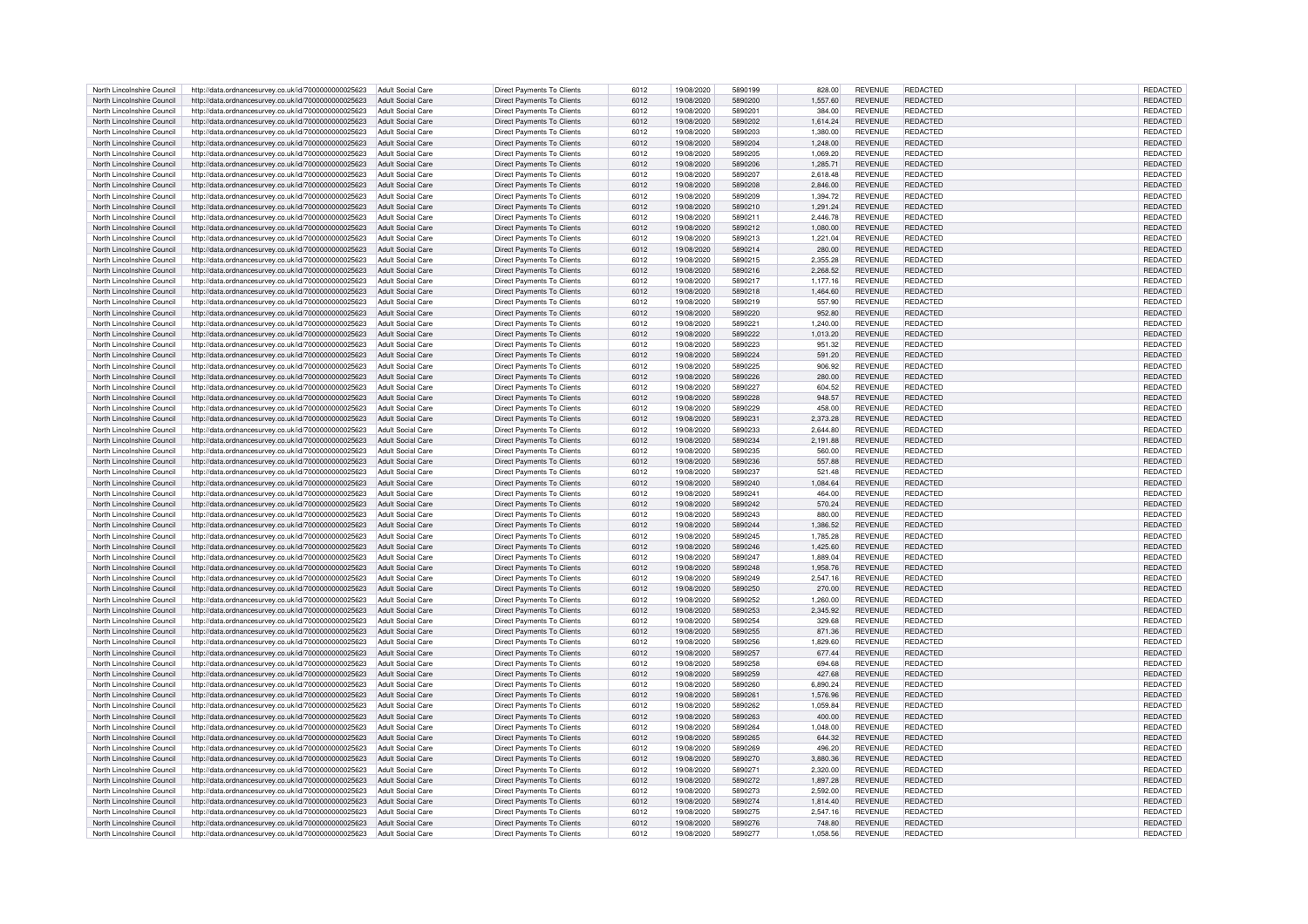| | | | | | | | | | | | | |
|---|---|---|---|---|---|---|---|---|---|---|---|---|
| North Lincolnshire Council | http://data.ordnancesurvey.co.uk/id/7000000000025623 | Adult Social Care | Direct Payments To Clients | 6012 | 19/08/2020 | 5890199 | 828.00 | REVENUE | REDACTED | | REDACTED |
| North Lincolnshire Council | http://data.ordnancesurvey.co.uk/id/7000000000025623 | Adult Social Care | Direct Payments To Clients | 6012 | 19/08/2020 | 5890200 | 1,557.60 | REVENUE | REDACTED | | REDACTED |
| North Lincolnshire Council | http://data.ordnancesurvey.co.uk/id/7000000000025623 | Adult Social Care | Direct Payments To Clients | 6012 | 19/08/2020 | 5890201 | 384.00 | REVENUE | REDACTED | | REDACTED |
| North Lincolnshire Council | http://data.ordnancesurvey.co.uk/id/7000000000025623 | Adult Social Care | Direct Payments To Clients | 6012 | 19/08/2020 | 5890202 | 1,614.24 | REVENUE | REDACTED | | REDACTED |
| North Lincolnshire Council | http://data.ordnancesurvey.co.uk/id/7000000000025623 | Adult Social Care | Direct Payments To Clients | 6012 | 19/08/2020 | 5890203 | 1,380.00 | REVENUE | REDACTED | | REDACTED |
| North Lincolnshire Council | http://data.ordnancesurvey.co.uk/id/7000000000025623 | Adult Social Care | Direct Payments To Clients | 6012 | 19/08/2020 | 5890204 | 1,248.00 | REVENUE | REDACTED | | REDACTED |
| North Lincolnshire Council | http://data.ordnancesurvey.co.uk/id/7000000000025623 | Adult Social Care | Direct Payments To Clients | 6012 | 19/08/2020 | 5890205 | 1,069.20 | REVENUE | REDACTED | | REDACTED |
| North Lincolnshire Council | http://data.ordnancesurvey.co.uk/id/7000000000025623 | Adult Social Care | Direct Payments To Clients | 6012 | 19/08/2020 | 5890206 | 1,285.71 | REVENUE | REDACTED | | REDACTED |
| North Lincolnshire Council | http://data.ordnancesurvey.co.uk/id/7000000000025623 | Adult Social Care | Direct Payments To Clients | 6012 | 19/08/2020 | 5890207 | 2,618.48 | REVENUE | REDACTED | | REDACTED |
| North Lincolnshire Council | http://data.ordnancesurvey.co.uk/id/7000000000025623 | Adult Social Care | Direct Payments To Clients | 6012 | 19/08/2020 | 5890208 | 2,846.00 | REVENUE | REDACTED | | REDACTED |
| North Lincolnshire Council | http://data.ordnancesurvey.co.uk/id/7000000000025623 | Adult Social Care | Direct Payments To Clients | 6012 | 19/08/2020 | 5890209 | 1,394.72 | REVENUE | REDACTED | | REDACTED |
| North Lincolnshire Council | http://data.ordnancesurvey.co.uk/id/7000000000025623 | Adult Social Care | Direct Payments To Clients | 6012 | 19/08/2020 | 5890210 | 1,291.24 | REVENUE | REDACTED | | REDACTED |
| North Lincolnshire Council | http://data.ordnancesurvey.co.uk/id/7000000000025623 | Adult Social Care | Direct Payments To Clients | 6012 | 19/08/2020 | 5890211 | 2,446.78 | REVENUE | REDACTED | | REDACTED |
| North Lincolnshire Council | http://data.ordnancesurvey.co.uk/id/7000000000025623 | Adult Social Care | Direct Payments To Clients | 6012 | 19/08/2020 | 5890212 | 1,080.00 | REVENUE | REDACTED | | REDACTED |
| North Lincolnshire Council | http://data.ordnancesurvey.co.uk/id/7000000000025623 | Adult Social Care | Direct Payments To Clients | 6012 | 19/08/2020 | 5890213 | 1,221.04 | REVENUE | REDACTED | | REDACTED |
| North Lincolnshire Council | http://data.ordnancesurvey.co.uk/id/7000000000025623 | Adult Social Care | Direct Payments To Clients | 6012 | 19/08/2020 | 5890214 | 280.00 | REVENUE | REDACTED | | REDACTED |
| North Lincolnshire Council | http://data.ordnancesurvey.co.uk/id/7000000000025623 | Adult Social Care | Direct Payments To Clients | 6012 | 19/08/2020 | 5890215 | 2,355.28 | REVENUE | REDACTED | | REDACTED |
| North Lincolnshire Council | http://data.ordnancesurvey.co.uk/id/7000000000025623 | Adult Social Care | Direct Payments To Clients | 6012 | 19/08/2020 | 5890216 | 2,268.52 | REVENUE | REDACTED | | REDACTED |
| North Lincolnshire Council | http://data.ordnancesurvey.co.uk/id/7000000000025623 | Adult Social Care | Direct Payments To Clients | 6012 | 19/08/2020 | 5890217 | 1,177.16 | REVENUE | REDACTED | | REDACTED |
| North Lincolnshire Council | http://data.ordnancesurvey.co.uk/id/7000000000025623 | Adult Social Care | Direct Payments To Clients | 6012 | 19/08/2020 | 5890218 | 1,464.60 | REVENUE | REDACTED | | REDACTED |
| North Lincolnshire Council | http://data.ordnancesurvey.co.uk/id/7000000000025623 | Adult Social Care | Direct Payments To Clients | 6012 | 19/08/2020 | 5890219 | 557.90 | REVENUE | REDACTED | | REDACTED |
| North Lincolnshire Council | http://data.ordnancesurvey.co.uk/id/7000000000025623 | Adult Social Care | Direct Payments To Clients | 6012 | 19/08/2020 | 5890220 | 952.80 | REVENUE | REDACTED | | REDACTED |
| North Lincolnshire Council | http://data.ordnancesurvey.co.uk/id/7000000000025623 | Adult Social Care | Direct Payments To Clients | 6012 | 19/08/2020 | 5890221 | 1,240.00 | REVENUE | REDACTED | | REDACTED |
| North Lincolnshire Council | http://data.ordnancesurvey.co.uk/id/7000000000025623 | Adult Social Care | Direct Payments To Clients | 6012 | 19/08/2020 | 5890222 | 1,013.20 | REVENUE | REDACTED | | REDACTED |
| North Lincolnshire Council | http://data.ordnancesurvey.co.uk/id/7000000000025623 | Adult Social Care | Direct Payments To Clients | 6012 | 19/08/2020 | 5890223 | 951.32 | REVENUE | REDACTED | | REDACTED |
| North Lincolnshire Council | http://data.ordnancesurvey.co.uk/id/7000000000025623 | Adult Social Care | Direct Payments To Clients | 6012 | 19/08/2020 | 5890224 | 591.20 | REVENUE | REDACTED | | REDACTED |
| North Lincolnshire Council | http://data.ordnancesurvey.co.uk/id/7000000000025623 | Adult Social Care | Direct Payments To Clients | 6012 | 19/08/2020 | 5890225 | 906.92 | REVENUE | REDACTED | | REDACTED |
| North Lincolnshire Council | http://data.ordnancesurvey.co.uk/id/7000000000025623 | Adult Social Care | Direct Payments To Clients | 6012 | 19/08/2020 | 5890226 | 280.00 | REVENUE | REDACTED | | REDACTED |
| North Lincolnshire Council | http://data.ordnancesurvey.co.uk/id/7000000000025623 | Adult Social Care | Direct Payments To Clients | 6012 | 19/08/2020 | 5890227 | 604.52 | REVENUE | REDACTED | | REDACTED |
| North Lincolnshire Council | http://data.ordnancesurvey.co.uk/id/7000000000025623 | Adult Social Care | Direct Payments To Clients | 6012 | 19/08/2020 | 5890228 | 948.57 | REVENUE | REDACTED | | REDACTED |
| North Lincolnshire Council | http://data.ordnancesurvey.co.uk/id/7000000000025623 | Adult Social Care | Direct Payments To Clients | 6012 | 19/08/2020 | 5890229 | 458.00 | REVENUE | REDACTED | | REDACTED |
| North Lincolnshire Council | http://data.ordnancesurvey.co.uk/id/7000000000025623 | Adult Social Care | Direct Payments To Clients | 6012 | 19/08/2020 | 5890231 | 2,373.28 | REVENUE | REDACTED | | REDACTED |
| North Lincolnshire Council | http://data.ordnancesurvey.co.uk/id/7000000000025623 | Adult Social Care | Direct Payments To Clients | 6012 | 19/08/2020 | 5890233 | 2,644.80 | REVENUE | REDACTED | | REDACTED |
| North Lincolnshire Council | http://data.ordnancesurvey.co.uk/id/7000000000025623 | Adult Social Care | Direct Payments To Clients | 6012 | 19/08/2020 | 5890234 | 2,191.88 | REVENUE | REDACTED | | REDACTED |
| North Lincolnshire Council | http://data.ordnancesurvey.co.uk/id/7000000000025623 | Adult Social Care | Direct Payments To Clients | 6012 | 19/08/2020 | 5890235 | 560.00 | REVENUE | REDACTED | | REDACTED |
| North Lincolnshire Council | http://data.ordnancesurvey.co.uk/id/7000000000025623 | Adult Social Care | Direct Payments To Clients | 6012 | 19/08/2020 | 5890236 | 557.88 | REVENUE | REDACTED | | REDACTED |
| North Lincolnshire Council | http://data.ordnancesurvey.co.uk/id/7000000000025623 | Adult Social Care | Direct Payments To Clients | 6012 | 19/08/2020 | 5890237 | 521.48 | REVENUE | REDACTED | | REDACTED |
| North Lincolnshire Council | http://data.ordnancesurvey.co.uk/id/7000000000025623 | Adult Social Care | Direct Payments To Clients | 6012 | 19/08/2020 | 5890240 | 1,084.64 | REVENUE | REDACTED | | REDACTED |
| North Lincolnshire Council | http://data.ordnancesurvey.co.uk/id/7000000000025623 | Adult Social Care | Direct Payments To Clients | 6012 | 19/08/2020 | 5890241 | 464.00 | REVENUE | REDACTED | | REDACTED |
| North Lincolnshire Council | http://data.ordnancesurvey.co.uk/id/7000000000025623 | Adult Social Care | Direct Payments To Clients | 6012 | 19/08/2020 | 5890242 | 570.24 | REVENUE | REDACTED | | REDACTED |
| North Lincolnshire Council | http://data.ordnancesurvey.co.uk/id/7000000000025623 | Adult Social Care | Direct Payments To Clients | 6012 | 19/08/2020 | 5890243 | 880.00 | REVENUE | REDACTED | | REDACTED |
| North Lincolnshire Council | http://data.ordnancesurvey.co.uk/id/7000000000025623 | Adult Social Care | Direct Payments To Clients | 6012 | 19/08/2020 | 5890244 | 1,386.52 | REVENUE | REDACTED | | REDACTED |
| North Lincolnshire Council | http://data.ordnancesurvey.co.uk/id/7000000000025623 | Adult Social Care | Direct Payments To Clients | 6012 | 19/08/2020 | 5890245 | 1,785.28 | REVENUE | REDACTED | | REDACTED |
| North Lincolnshire Council | http://data.ordnancesurvey.co.uk/id/7000000000025623 | Adult Social Care | Direct Payments To Clients | 6012 | 19/08/2020 | 5890246 | 1,425.60 | REVENUE | REDACTED | | REDACTED |
| North Lincolnshire Council | http://data.ordnancesurvey.co.uk/id/7000000000025623 | Adult Social Care | Direct Payments To Clients | 6012 | 19/08/2020 | 5890247 | 1,889.04 | REVENUE | REDACTED | | REDACTED |
| North Lincolnshire Council | http://data.ordnancesurvey.co.uk/id/7000000000025623 | Adult Social Care | Direct Payments To Clients | 6012 | 19/08/2020 | 5890248 | 1,958.76 | REVENUE | REDACTED | | REDACTED |
| North Lincolnshire Council | http://data.ordnancesurvey.co.uk/id/7000000000025623 | Adult Social Care | Direct Payments To Clients | 6012 | 19/08/2020 | 5890249 | 2,547.16 | REVENUE | REDACTED | | REDACTED |
| North Lincolnshire Council | http://data.ordnancesurvey.co.uk/id/7000000000025623 | Adult Social Care | Direct Payments To Clients | 6012 | 19/08/2020 | 5890250 | 270.00 | REVENUE | REDACTED | | REDACTED |
| North Lincolnshire Council | http://data.ordnancesurvey.co.uk/id/7000000000025623 | Adult Social Care | Direct Payments To Clients | 6012 | 19/08/2020 | 5890252 | 1,260.00 | REVENUE | REDACTED | | REDACTED |
| North Lincolnshire Council | http://data.ordnancesurvey.co.uk/id/7000000000025623 | Adult Social Care | Direct Payments To Clients | 6012 | 19/08/2020 | 5890253 | 2,345.92 | REVENUE | REDACTED | | REDACTED |
| North Lincolnshire Council | http://data.ordnancesurvey.co.uk/id/7000000000025623 | Adult Social Care | Direct Payments To Clients | 6012 | 19/08/2020 | 5890254 | 329.68 | REVENUE | REDACTED | | REDACTED |
| North Lincolnshire Council | http://data.ordnancesurvey.co.uk/id/7000000000025623 | Adult Social Care | Direct Payments To Clients | 6012 | 19/08/2020 | 5890255 | 871.36 | REVENUE | REDACTED | | REDACTED |
| North Lincolnshire Council | http://data.ordnancesurvey.co.uk/id/7000000000025623 | Adult Social Care | Direct Payments To Clients | 6012 | 19/08/2020 | 5890256 | 1,829.60 | REVENUE | REDACTED | | REDACTED |
| North Lincolnshire Council | http://data.ordnancesurvey.co.uk/id/7000000000025623 | Adult Social Care | Direct Payments To Clients | 6012 | 19/08/2020 | 5890257 | 677.44 | REVENUE | REDACTED | | REDACTED |
| North Lincolnshire Council | http://data.ordnancesurvey.co.uk/id/7000000000025623 | Adult Social Care | Direct Payments To Clients | 6012 | 19/08/2020 | 5890258 | 694.68 | REVENUE | REDACTED | | REDACTED |
| North Lincolnshire Council | http://data.ordnancesurvey.co.uk/id/7000000000025623 | Adult Social Care | Direct Payments To Clients | 6012 | 19/08/2020 | 5890259 | 427.68 | REVENUE | REDACTED | | REDACTED |
| North Lincolnshire Council | http://data.ordnancesurvey.co.uk/id/7000000000025623 | Adult Social Care | Direct Payments To Clients | 6012 | 19/08/2020 | 5890260 | 6,890.24 | REVENUE | REDACTED | | REDACTED |
| North Lincolnshire Council | http://data.ordnancesurvey.co.uk/id/7000000000025623 | Adult Social Care | Direct Payments To Clients | 6012 | 19/08/2020 | 5890261 | 1,576.96 | REVENUE | REDACTED | | REDACTED |
| North Lincolnshire Council | http://data.ordnancesurvey.co.uk/id/7000000000025623 | Adult Social Care | Direct Payments To Clients | 6012 | 19/08/2020 | 5890262 | 1,059.84 | REVENUE | REDACTED | | REDACTED |
| North Lincolnshire Council | http://data.ordnancesurvey.co.uk/id/7000000000025623 | Adult Social Care | Direct Payments To Clients | 6012 | 19/08/2020 | 5890263 | 400.00 | REVENUE | REDACTED | | REDACTED |
| North Lincolnshire Council | http://data.ordnancesurvey.co.uk/id/7000000000025623 | Adult Social Care | Direct Payments To Clients | 6012 | 19/08/2020 | 5890264 | 1,048.00 | REVENUE | REDACTED | | REDACTED |
| North Lincolnshire Council | http://data.ordnancesurvey.co.uk/id/7000000000025623 | Adult Social Care | Direct Payments To Clients | 6012 | 19/08/2020 | 5890265 | 644.32 | REVENUE | REDACTED | | REDACTED |
| North Lincolnshire Council | http://data.ordnancesurvey.co.uk/id/7000000000025623 | Adult Social Care | Direct Payments To Clients | 6012 | 19/08/2020 | 5890269 | 496.20 | REVENUE | REDACTED | | REDACTED |
| North Lincolnshire Council | http://data.ordnancesurvey.co.uk/id/7000000000025623 | Adult Social Care | Direct Payments To Clients | 6012 | 19/08/2020 | 5890270 | 3,880.36 | REVENUE | REDACTED | | REDACTED |
| North Lincolnshire Council | http://data.ordnancesurvey.co.uk/id/7000000000025623 | Adult Social Care | Direct Payments To Clients | 6012 | 19/08/2020 | 5890271 | 2,320.00 | REVENUE | REDACTED | | REDACTED |
| North Lincolnshire Council | http://data.ordnancesurvey.co.uk/id/7000000000025623 | Adult Social Care | Direct Payments To Clients | 6012 | 19/08/2020 | 5890272 | 1,897.28 | REVENUE | REDACTED | | REDACTED |
| North Lincolnshire Council | http://data.ordnancesurvey.co.uk/id/7000000000025623 | Adult Social Care | Direct Payments To Clients | 6012 | 19/08/2020 | 5890273 | 2,592.00 | REVENUE | REDACTED | | REDACTED |
| North Lincolnshire Council | http://data.ordnancesurvey.co.uk/id/7000000000025623 | Adult Social Care | Direct Payments To Clients | 6012 | 19/08/2020 | 5890274 | 1,814.40 | REVENUE | REDACTED | | REDACTED |
| North Lincolnshire Council | http://data.ordnancesurvey.co.uk/id/7000000000025623 | Adult Social Care | Direct Payments To Clients | 6012 | 19/08/2020 | 5890275 | 2,547.16 | REVENUE | REDACTED | | REDACTED |
| North Lincolnshire Council | http://data.ordnancesurvey.co.uk/id/7000000000025623 | Adult Social Care | Direct Payments To Clients | 6012 | 19/08/2020 | 5890276 | 748.80 | REVENUE | REDACTED | | REDACTED |
| North Lincolnshire Council | http://data.ordnancesurvey.co.uk/id/7000000000025623 | Adult Social Care | Direct Payments To Clients | 6012 | 19/08/2020 | 5890277 | 1,058.56 | REVENUE | REDACTED | | REDACTED |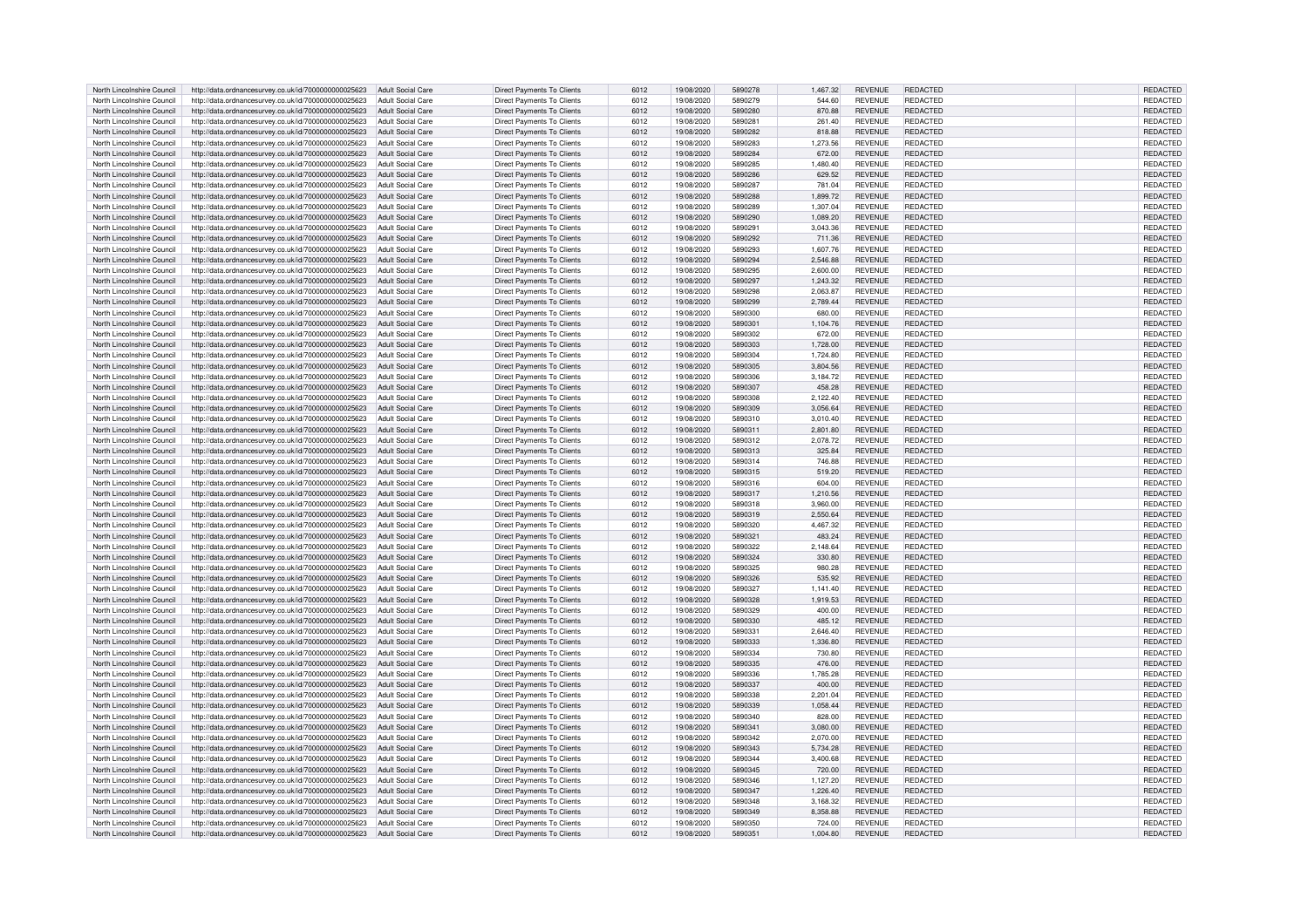| North Lincolnshire Council | http://data.ordnancesurvey.co.uk/id/7000000000025623 | Adult Social Care | Direct Payments To Clients | 6012 | 19/08/2020 | 5890278 | 1,467.32 | REVENUE | REDACTED | | REDACTED |
|---|---|---|---|---|---|---|---|---|---|---|---|
| North Lincolnshire Council | http://data.ordnancesurvey.co.uk/id/7000000000025623 | Adult Social Care | Direct Payments To Clients | 6012 | 19/08/2020 | 5890279 | 544.60 | REVENUE | REDACTED | | REDACTED |
| North Lincolnshire Council | http://data.ordnancesurvey.co.uk/id/7000000000025623 | Adult Social Care | Direct Payments To Clients | 6012 | 19/08/2020 | 5890280 | 870.88 | REVENUE | REDACTED | | REDACTED |
| North Lincolnshire Council | http://data.ordnancesurvey.co.uk/id/7000000000025623 | Adult Social Care | Direct Payments To Clients | 6012 | 19/08/2020 | 5890281 | 261.40 | REVENUE | REDACTED | | REDACTED |
| North Lincolnshire Council | http://data.ordnancesurvey.co.uk/id/7000000000025623 | Adult Social Care | Direct Payments To Clients | 6012 | 19/08/2020 | 5890282 | 818.88 | REVENUE | REDACTED | | REDACTED |
| North Lincolnshire Council | http://data.ordnancesurvey.co.uk/id/7000000000025623 | Adult Social Care | Direct Payments To Clients | 6012 | 19/08/2020 | 5890283 | 1,273.56 | REVENUE | REDACTED | | REDACTED |
| North Lincolnshire Council | http://data.ordnancesurvey.co.uk/id/7000000000025623 | Adult Social Care | Direct Payments To Clients | 6012 | 19/08/2020 | 5890284 | 672.00 | REVENUE | REDACTED | | REDACTED |
| North Lincolnshire Council | http://data.ordnancesurvey.co.uk/id/7000000000025623 | Adult Social Care | Direct Payments To Clients | 6012 | 19/08/2020 | 5890285 | 1,480.40 | REVENUE | REDACTED | | REDACTED |
| North Lincolnshire Council | http://data.ordnancesurvey.co.uk/id/7000000000025623 | Adult Social Care | Direct Payments To Clients | 6012 | 19/08/2020 | 5890286 | 629.52 | REVENUE | REDACTED | | REDACTED |
| North Lincolnshire Council | http://data.ordnancesurvey.co.uk/id/7000000000025623 | Adult Social Care | Direct Payments To Clients | 6012 | 19/08/2020 | 5890287 | 781.04 | REVENUE | REDACTED | | REDACTED |
| North Lincolnshire Council | http://data.ordnancesurvey.co.uk/id/7000000000025623 | Adult Social Care | Direct Payments To Clients | 6012 | 19/08/2020 | 5890288 | 1,899.72 | REVENUE | REDACTED | | REDACTED |
| North Lincolnshire Council | http://data.ordnancesurvey.co.uk/id/7000000000025623 | Adult Social Care | Direct Payments To Clients | 6012 | 19/08/2020 | 5890289 | 1,307.04 | REVENUE | REDACTED | | REDACTED |
| North Lincolnshire Council | http://data.ordnancesurvey.co.uk/id/7000000000025623 | Adult Social Care | Direct Payments To Clients | 6012 | 19/08/2020 | 5890290 | 1,089.20 | REVENUE | REDACTED | | REDACTED |
| North Lincolnshire Council | http://data.ordnancesurvey.co.uk/id/7000000000025623 | Adult Social Care | Direct Payments To Clients | 6012 | 19/08/2020 | 5890291 | 3,043.36 | REVENUE | REDACTED | | REDACTED |
| North Lincolnshire Council | http://data.ordnancesurvey.co.uk/id/7000000000025623 | Adult Social Care | Direct Payments To Clients | 6012 | 19/08/2020 | 5890292 | 711.36 | REVENUE | REDACTED | | REDACTED |
| North Lincolnshire Council | http://data.ordnancesurvey.co.uk/id/7000000000025623 | Adult Social Care | Direct Payments To Clients | 6012 | 19/08/2020 | 5890293 | 1,607.76 | REVENUE | REDACTED | | REDACTED |
| North Lincolnshire Council | http://data.ordnancesurvey.co.uk/id/7000000000025623 | Adult Social Care | Direct Payments To Clients | 6012 | 19/08/2020 | 5890294 | 2,546.88 | REVENUE | REDACTED | | REDACTED |
| North Lincolnshire Council | http://data.ordnancesurvey.co.uk/id/7000000000025623 | Adult Social Care | Direct Payments To Clients | 6012 | 19/08/2020 | 5890295 | 2,600.00 | REVENUE | REDACTED | | REDACTED |
| North Lincolnshire Council | http://data.ordnancesurvey.co.uk/id/7000000000025623 | Adult Social Care | Direct Payments To Clients | 6012 | 19/08/2020 | 5890297 | 1,243.32 | REVENUE | REDACTED | | REDACTED |
| North Lincolnshire Council | http://data.ordnancesurvey.co.uk/id/7000000000025623 | Adult Social Care | Direct Payments To Clients | 6012 | 19/08/2020 | 5890298 | 2,063.87 | REVENUE | REDACTED | | REDACTED |
| North Lincolnshire Council | http://data.ordnancesurvey.co.uk/id/7000000000025623 | Adult Social Care | Direct Payments To Clients | 6012 | 19/08/2020 | 5890299 | 2,789.44 | REVENUE | REDACTED | | REDACTED |
| North Lincolnshire Council | http://data.ordnancesurvey.co.uk/id/7000000000025623 | Adult Social Care | Direct Payments To Clients | 6012 | 19/08/2020 | 5890300 | 680.00 | REVENUE | REDACTED | | REDACTED |
| North Lincolnshire Council | http://data.ordnancesurvey.co.uk/id/7000000000025623 | Adult Social Care | Direct Payments To Clients | 6012 | 19/08/2020 | 5890301 | 1,104.76 | REVENUE | REDACTED | | REDACTED |
| North Lincolnshire Council | http://data.ordnancesurvey.co.uk/id/7000000000025623 | Adult Social Care | Direct Payments To Clients | 6012 | 19/08/2020 | 5890302 | 672.00 | REVENUE | REDACTED | | REDACTED |
| North Lincolnshire Council | http://data.ordnancesurvey.co.uk/id/7000000000025623 | Adult Social Care | Direct Payments To Clients | 6012 | 19/08/2020 | 5890303 | 1,728.00 | REVENUE | REDACTED | | REDACTED |
| North Lincolnshire Council | http://data.ordnancesurvey.co.uk/id/7000000000025623 | Adult Social Care | Direct Payments To Clients | 6012 | 19/08/2020 | 5890304 | 1,724.80 | REVENUE | REDACTED | | REDACTED |
| North Lincolnshire Council | http://data.ordnancesurvey.co.uk/id/7000000000025623 | Adult Social Care | Direct Payments To Clients | 6012 | 19/08/2020 | 5890305 | 3,804.56 | REVENUE | REDACTED | | REDACTED |
| North Lincolnshire Council | http://data.ordnancesurvey.co.uk/id/7000000000025623 | Adult Social Care | Direct Payments To Clients | 6012 | 19/08/2020 | 5890306 | 3,184.72 | REVENUE | REDACTED | | REDACTED |
| North Lincolnshire Council | http://data.ordnancesurvey.co.uk/id/7000000000025623 | Adult Social Care | Direct Payments To Clients | 6012 | 19/08/2020 | 5890307 | 458.28 | REVENUE | REDACTED | | REDACTED |
| North Lincolnshire Council | http://data.ordnancesurvey.co.uk/id/7000000000025623 | Adult Social Care | Direct Payments To Clients | 6012 | 19/08/2020 | 5890308 | 2,122.40 | REVENUE | REDACTED | | REDACTED |
| North Lincolnshire Council | http://data.ordnancesurvey.co.uk/id/7000000000025623 | Adult Social Care | Direct Payments To Clients | 6012 | 19/08/2020 | 5890309 | 3,056.64 | REVENUE | REDACTED | | REDACTED |
| North Lincolnshire Council | http://data.ordnancesurvey.co.uk/id/7000000000025623 | Adult Social Care | Direct Payments To Clients | 6012 | 19/08/2020 | 5890310 | 3,010.40 | REVENUE | REDACTED | | REDACTED |
| North Lincolnshire Council | http://data.ordnancesurvey.co.uk/id/7000000000025623 | Adult Social Care | Direct Payments To Clients | 6012 | 19/08/2020 | 5890311 | 2,801.80 | REVENUE | REDACTED | | REDACTED |
| North Lincolnshire Council | http://data.ordnancesurvey.co.uk/id/7000000000025623 | Adult Social Care | Direct Payments To Clients | 6012 | 19/08/2020 | 5890312 | 2,078.72 | REVENUE | REDACTED | | REDACTED |
| North Lincolnshire Council | http://data.ordnancesurvey.co.uk/id/7000000000025623 | Adult Social Care | Direct Payments To Clients | 6012 | 19/08/2020 | 5890313 | 325.84 | REVENUE | REDACTED | | REDACTED |
| North Lincolnshire Council | http://data.ordnancesurvey.co.uk/id/7000000000025623 | Adult Social Care | Direct Payments To Clients | 6012 | 19/08/2020 | 5890314 | 746.88 | REVENUE | REDACTED | | REDACTED |
| North Lincolnshire Council | http://data.ordnancesurvey.co.uk/id/7000000000025623 | Adult Social Care | Direct Payments To Clients | 6012 | 19/08/2020 | 5890315 | 519.20 | REVENUE | REDACTED | | REDACTED |
| North Lincolnshire Council | http://data.ordnancesurvey.co.uk/id/7000000000025623 | Adult Social Care | Direct Payments To Clients | 6012 | 19/08/2020 | 5890316 | 604.00 | REVENUE | REDACTED | | REDACTED |
| North Lincolnshire Council | http://data.ordnancesurvey.co.uk/id/7000000000025623 | Adult Social Care | Direct Payments To Clients | 6012 | 19/08/2020 | 5890317 | 1,210.56 | REVENUE | REDACTED | | REDACTED |
| North Lincolnshire Council | http://data.ordnancesurvey.co.uk/id/7000000000025623 | Adult Social Care | Direct Payments To Clients | 6012 | 19/08/2020 | 5890318 | 3,960.00 | REVENUE | REDACTED | | REDACTED |
| North Lincolnshire Council | http://data.ordnancesurvey.co.uk/id/7000000000025623 | Adult Social Care | Direct Payments To Clients | 6012 | 19/08/2020 | 5890319 | 2,550.64 | REVENUE | REDACTED | | REDACTED |
| North Lincolnshire Council | http://data.ordnancesurvey.co.uk/id/7000000000025623 | Adult Social Care | Direct Payments To Clients | 6012 | 19/08/2020 | 5890320 | 4,467.32 | REVENUE | REDACTED | | REDACTED |
| North Lincolnshire Council | http://data.ordnancesurvey.co.uk/id/7000000000025623 | Adult Social Care | Direct Payments To Clients | 6012 | 19/08/2020 | 5890321 | 483.24 | REVENUE | REDACTED | | REDACTED |
| North Lincolnshire Council | http://data.ordnancesurvey.co.uk/id/7000000000025623 | Adult Social Care | Direct Payments To Clients | 6012 | 19/08/2020 | 5890322 | 2,148.64 | REVENUE | REDACTED | | REDACTED |
| North Lincolnshire Council | http://data.ordnancesurvey.co.uk/id/7000000000025623 | Adult Social Care | Direct Payments To Clients | 6012 | 19/08/2020 | 5890324 | 330.80 | REVENUE | REDACTED | | REDACTED |
| North Lincolnshire Council | http://data.ordnancesurvey.co.uk/id/7000000000025623 | Adult Social Care | Direct Payments To Clients | 6012 | 19/08/2020 | 5890325 | 980.28 | REVENUE | REDACTED | | REDACTED |
| North Lincolnshire Council | http://data.ordnancesurvey.co.uk/id/7000000000025623 | Adult Social Care | Direct Payments To Clients | 6012 | 19/08/2020 | 5890326 | 535.92 | REVENUE | REDACTED | | REDACTED |
| North Lincolnshire Council | http://data.ordnancesurvey.co.uk/id/7000000000025623 | Adult Social Care | Direct Payments To Clients | 6012 | 19/08/2020 | 5890327 | 1,141.40 | REVENUE | REDACTED | | REDACTED |
| North Lincolnshire Council | http://data.ordnancesurvey.co.uk/id/7000000000025623 | Adult Social Care | Direct Payments To Clients | 6012 | 19/08/2020 | 5890328 | 1,919.53 | REVENUE | REDACTED | | REDACTED |
| North Lincolnshire Council | http://data.ordnancesurvey.co.uk/id/7000000000025623 | Adult Social Care | Direct Payments To Clients | 6012 | 19/08/2020 | 5890329 | 400.00 | REVENUE | REDACTED | | REDACTED |
| North Lincolnshire Council | http://data.ordnancesurvey.co.uk/id/7000000000025623 | Adult Social Care | Direct Payments To Clients | 6012 | 19/08/2020 | 5890330 | 485.12 | REVENUE | REDACTED | | REDACTED |
| North Lincolnshire Council | http://data.ordnancesurvey.co.uk/id/7000000000025623 | Adult Social Care | Direct Payments To Clients | 6012 | 19/08/2020 | 5890331 | 2,646.40 | REVENUE | REDACTED | | REDACTED |
| North Lincolnshire Council | http://data.ordnancesurvey.co.uk/id/7000000000025623 | Adult Social Care | Direct Payments To Clients | 6012 | 19/08/2020 | 5890333 | 1,336.80 | REVENUE | REDACTED | | REDACTED |
| North Lincolnshire Council | http://data.ordnancesurvey.co.uk/id/7000000000025623 | Adult Social Care | Direct Payments To Clients | 6012 | 19/08/2020 | 5890334 | 730.80 | REVENUE | REDACTED | | REDACTED |
| North Lincolnshire Council | http://data.ordnancesurvey.co.uk/id/7000000000025623 | Adult Social Care | Direct Payments To Clients | 6012 | 19/08/2020 | 5890335 | 476.00 | REVENUE | REDACTED | | REDACTED |
| North Lincolnshire Council | http://data.ordnancesurvey.co.uk/id/7000000000025623 | Adult Social Care | Direct Payments To Clients | 6012 | 19/08/2020 | 5890336 | 1,785.28 | REVENUE | REDACTED | | REDACTED |
| North Lincolnshire Council | http://data.ordnancesurvey.co.uk/id/7000000000025623 | Adult Social Care | Direct Payments To Clients | 6012 | 19/08/2020 | 5890337 | 400.00 | REVENUE | REDACTED | | REDACTED |
| North Lincolnshire Council | http://data.ordnancesurvey.co.uk/id/7000000000025623 | Adult Social Care | Direct Payments To Clients | 6012 | 19/08/2020 | 5890338 | 2,201.04 | REVENUE | REDACTED | | REDACTED |
| North Lincolnshire Council | http://data.ordnancesurvey.co.uk/id/7000000000025623 | Adult Social Care | Direct Payments To Clients | 6012 | 19/08/2020 | 5890339 | 1,058.44 | REVENUE | REDACTED | | REDACTED |
| North Lincolnshire Council | http://data.ordnancesurvey.co.uk/id/7000000000025623 | Adult Social Care | Direct Payments To Clients | 6012 | 19/08/2020 | 5890340 | 828.00 | REVENUE | REDACTED | | REDACTED |
| North Lincolnshire Council | http://data.ordnancesurvey.co.uk/id/7000000000025623 | Adult Social Care | Direct Payments To Clients | 6012 | 19/08/2020 | 5890341 | 3,080.00 | REVENUE | REDACTED | | REDACTED |
| North Lincolnshire Council | http://data.ordnancesurvey.co.uk/id/7000000000025623 | Adult Social Care | Direct Payments To Clients | 6012 | 19/08/2020 | 5890342 | 2,070.00 | REVENUE | REDACTED | | REDACTED |
| North Lincolnshire Council | http://data.ordnancesurvey.co.uk/id/7000000000025623 | Adult Social Care | Direct Payments To Clients | 6012 | 19/08/2020 | 5890343 | 5,734.28 | REVENUE | REDACTED | | REDACTED |
| North Lincolnshire Council | http://data.ordnancesurvey.co.uk/id/7000000000025623 | Adult Social Care | Direct Payments To Clients | 6012 | 19/08/2020 | 5890344 | 3,400.68 | REVENUE | REDACTED | | REDACTED |
| North Lincolnshire Council | http://data.ordnancesurvey.co.uk/id/7000000000025623 | Adult Social Care | Direct Payments To Clients | 6012 | 19/08/2020 | 5890345 | 720.00 | REVENUE | REDACTED | | REDACTED |
| North Lincolnshire Council | http://data.ordnancesurvey.co.uk/id/7000000000025623 | Adult Social Care | Direct Payments To Clients | 6012 | 19/08/2020 | 5890346 | 1,127.20 | REVENUE | REDACTED | | REDACTED |
| North Lincolnshire Council | http://data.ordnancesurvey.co.uk/id/7000000000025623 | Adult Social Care | Direct Payments To Clients | 6012 | 19/08/2020 | 5890347 | 1,226.40 | REVENUE | REDACTED | | REDACTED |
| North Lincolnshire Council | http://data.ordnancesurvey.co.uk/id/7000000000025623 | Adult Social Care | Direct Payments To Clients | 6012 | 19/08/2020 | 5890348 | 3,168.32 | REVENUE | REDACTED | | REDACTED |
| North Lincolnshire Council | http://data.ordnancesurvey.co.uk/id/7000000000025623 | Adult Social Care | Direct Payments To Clients | 6012 | 19/08/2020 | 5890349 | 8,358.88 | REVENUE | REDACTED | | REDACTED |
| North Lincolnshire Council | http://data.ordnancesurvey.co.uk/id/7000000000025623 | Adult Social Care | Direct Payments To Clients | 6012 | 19/08/2020 | 5890350 | 724.00 | REVENUE | REDACTED | | REDACTED |
| North Lincolnshire Council | http://data.ordnancesurvey.co.uk/id/7000000000025623 | Adult Social Care | Direct Payments To Clients | 6012 | 19/08/2020 | 5890351 | 1,004.80 | REVENUE | REDACTED | | REDACTED |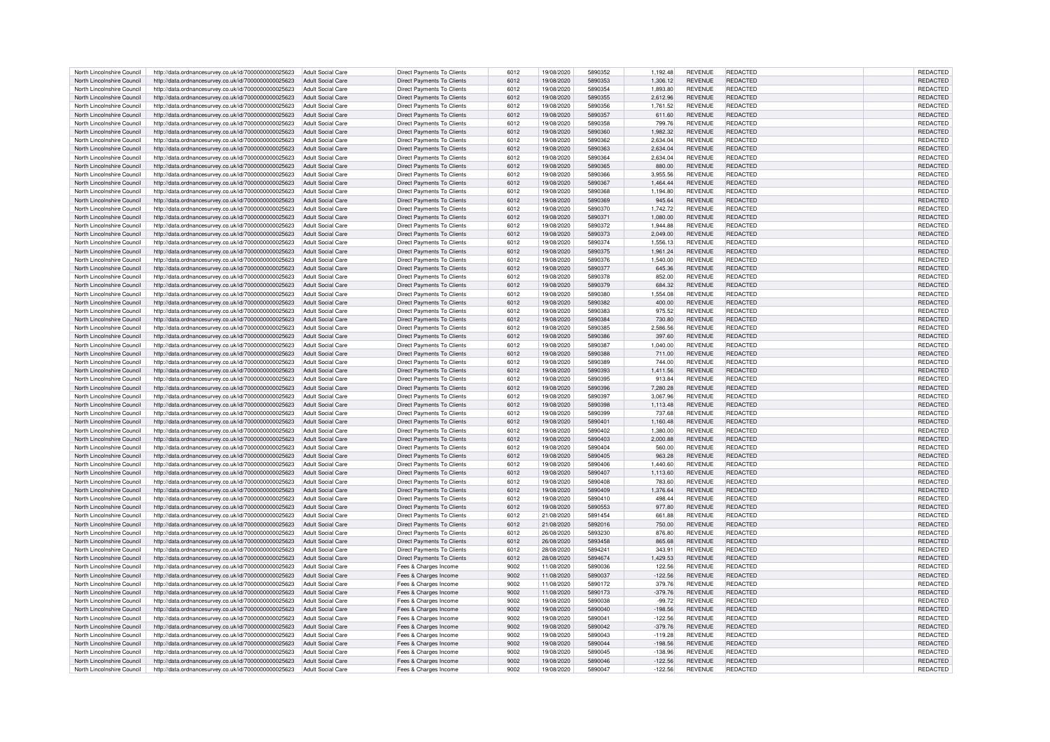| | | | | | | | | | | | |
|---|---|---|---|---|---|---|---|---|---|---|---|
| North Lincolnshire Council | http://data.ordnancesurvey.co.uk/id/7000000000025623 | Adult Social Care | Direct Payments To Clients | 6012 | 19/08/2020 | 5890352 | 1,192.48 | REVENUE | REDACTED | | REDACTED |
| North Lincolnshire Council | http://data.ordnancesurvey.co.uk/id/7000000000025623 | Adult Social Care | Direct Payments To Clients | 6012 | 19/08/2020 | 5890353 | 1,306.12 | REVENUE | REDACTED | | REDACTED |
| North Lincolnshire Council | http://data.ordnancesurvey.co.uk/id/7000000000025623 | Adult Social Care | Direct Payments To Clients | 6012 | 19/08/2020 | 5890354 | 1,893.80 | REVENUE | REDACTED | | REDACTED |
| North Lincolnshire Council | http://data.ordnancesurvey.co.uk/id/7000000000025623 | Adult Social Care | Direct Payments To Clients | 6012 | 19/08/2020 | 5890355 | 2,612.96 | REVENUE | REDACTED | | REDACTED |
| North Lincolnshire Council | http://data.ordnancesurvey.co.uk/id/7000000000025623 | Adult Social Care | Direct Payments To Clients | 6012 | 19/08/2020 | 5890356 | 1,761.52 | REVENUE | REDACTED | | REDACTED |
| North Lincolnshire Council | http://data.ordnancesurvey.co.uk/id/7000000000025623 | Adult Social Care | Direct Payments To Clients | 6012 | 19/08/2020 | 5890357 | 611.60 | REVENUE | REDACTED | | REDACTED |
| North Lincolnshire Council | http://data.ordnancesurvey.co.uk/id/7000000000025623 | Adult Social Care | Direct Payments To Clients | 6012 | 19/08/2020 | 5890358 | 799.76 | REVENUE | REDACTED | | REDACTED |
| North Lincolnshire Council | http://data.ordnancesurvey.co.uk/id/7000000000025623 | Adult Social Care | Direct Payments To Clients | 6012 | 19/08/2020 | 5890360 | 1,982.32 | REVENUE | REDACTED | | REDACTED |
| North Lincolnshire Council | http://data.ordnancesurvey.co.uk/id/7000000000025623 | Adult Social Care | Direct Payments To Clients | 6012 | 19/08/2020 | 5890362 | 2,634.04 | REVENUE | REDACTED | | REDACTED |
| North Lincolnshire Council | http://data.ordnancesurvey.co.uk/id/7000000000025623 | Adult Social Care | Direct Payments To Clients | 6012 | 19/08/2020 | 5890363 | 2,634.04 | REVENUE | REDACTED | | REDACTED |
| North Lincolnshire Council | http://data.ordnancesurvey.co.uk/id/7000000000025623 | Adult Social Care | Direct Payments To Clients | 6012 | 19/08/2020 | 5890364 | 2,634.04 | REVENUE | REDACTED | | REDACTED |
| North Lincolnshire Council | http://data.ordnancesurvey.co.uk/id/7000000000025623 | Adult Social Care | Direct Payments To Clients | 6012 | 19/08/2020 | 5890365 | 880.00 | REVENUE | REDACTED | | REDACTED |
| North Lincolnshire Council | http://data.ordnancesurvey.co.uk/id/7000000000025623 | Adult Social Care | Direct Payments To Clients | 6012 | 19/08/2020 | 5890366 | 3,955.56 | REVENUE | REDACTED | | REDACTED |
| North Lincolnshire Council | http://data.ordnancesurvey.co.uk/id/7000000000025623 | Adult Social Care | Direct Payments To Clients | 6012 | 19/08/2020 | 5890367 | 1,464.44 | REVENUE | REDACTED | | REDACTED |
| North Lincolnshire Council | http://data.ordnancesurvey.co.uk/id/7000000000025623 | Adult Social Care | Direct Payments To Clients | 6012 | 19/08/2020 | 5890368 | 1,194.80 | REVENUE | REDACTED | | REDACTED |
| North Lincolnshire Council | http://data.ordnancesurvey.co.uk/id/7000000000025623 | Adult Social Care | Direct Payments To Clients | 6012 | 19/08/2020 | 5890369 | 945.64 | REVENUE | REDACTED | | REDACTED |
| North Lincolnshire Council | http://data.ordnancesurvey.co.uk/id/7000000000025623 | Adult Social Care | Direct Payments To Clients | 6012 | 19/08/2020 | 5890370 | 1,742.72 | REVENUE | REDACTED | | REDACTED |
| North Lincolnshire Council | http://data.ordnancesurvey.co.uk/id/7000000000025623 | Adult Social Care | Direct Payments To Clients | 6012 | 19/08/2020 | 5890371 | 1,080.00 | REVENUE | REDACTED | | REDACTED |
| North Lincolnshire Council | http://data.ordnancesurvey.co.uk/id/7000000000025623 | Adult Social Care | Direct Payments To Clients | 6012 | 19/08/2020 | 5890372 | 1,944.88 | REVENUE | REDACTED | | REDACTED |
| North Lincolnshire Council | http://data.ordnancesurvey.co.uk/id/7000000000025623 | Adult Social Care | Direct Payments To Clients | 6012 | 19/08/2020 | 5890373 | 2,049.00 | REVENUE | REDACTED | | REDACTED |
| North Lincolnshire Council | http://data.ordnancesurvey.co.uk/id/7000000000025623 | Adult Social Care | Direct Payments To Clients | 6012 | 19/08/2020 | 5890374 | 1,556.13 | REVENUE | REDACTED | | REDACTED |
| North Lincolnshire Council | http://data.ordnancesurvey.co.uk/id/7000000000025623 | Adult Social Care | Direct Payments To Clients | 6012 | 19/08/2020 | 5890375 | 1,961.24 | REVENUE | REDACTED | | REDACTED |
| North Lincolnshire Council | http://data.ordnancesurvey.co.uk/id/7000000000025623 | Adult Social Care | Direct Payments To Clients | 6012 | 19/08/2020 | 5890376 | 1,540.00 | REVENUE | REDACTED | | REDACTED |
| North Lincolnshire Council | http://data.ordnancesurvey.co.uk/id/7000000000025623 | Adult Social Care | Direct Payments To Clients | 6012 | 19/08/2020 | 5890377 | 645.36 | REVENUE | REDACTED | | REDACTED |
| North Lincolnshire Council | http://data.ordnancesurvey.co.uk/id/7000000000025623 | Adult Social Care | Direct Payments To Clients | 6012 | 19/08/2020 | 5890378 | 852.00 | REVENUE | REDACTED | | REDACTED |
| North Lincolnshire Council | http://data.ordnancesurvey.co.uk/id/7000000000025623 | Adult Social Care | Direct Payments To Clients | 6012 | 19/08/2020 | 5890379 | 684.32 | REVENUE | REDACTED | | REDACTED |
| North Lincolnshire Council | http://data.ordnancesurvey.co.uk/id/7000000000025623 | Adult Social Care | Direct Payments To Clients | 6012 | 19/08/2020 | 5890380 | 1,554.08 | REVENUE | REDACTED | | REDACTED |
| North Lincolnshire Council | http://data.ordnancesurvey.co.uk/id/7000000000025623 | Adult Social Care | Direct Payments To Clients | 6012 | 19/08/2020 | 5890382 | 400.00 | REVENUE | REDACTED | | REDACTED |
| North Lincolnshire Council | http://data.ordnancesurvey.co.uk/id/7000000000025623 | Adult Social Care | Direct Payments To Clients | 6012 | 19/08/2020 | 5890383 | 975.52 | REVENUE | REDACTED | | REDACTED |
| North Lincolnshire Council | http://data.ordnancesurvey.co.uk/id/7000000000025623 | Adult Social Care | Direct Payments To Clients | 6012 | 19/08/2020 | 5890384 | 730.80 | REVENUE | REDACTED | | REDACTED |
| North Lincolnshire Council | http://data.ordnancesurvey.co.uk/id/7000000000025623 | Adult Social Care | Direct Payments To Clients | 6012 | 19/08/2020 | 5890385 | 2,586.56 | REVENUE | REDACTED | | REDACTED |
| North Lincolnshire Council | http://data.ordnancesurvey.co.uk/id/7000000000025623 | Adult Social Care | Direct Payments To Clients | 6012 | 19/08/2020 | 5890386 | 397.60 | REVENUE | REDACTED | | REDACTED |
| North Lincolnshire Council | http://data.ordnancesurvey.co.uk/id/7000000000025623 | Adult Social Care | Direct Payments To Clients | 6012 | 19/08/2020 | 5890387 | 1,040.00 | REVENUE | REDACTED | | REDACTED |
| North Lincolnshire Council | http://data.ordnancesurvey.co.uk/id/7000000000025623 | Adult Social Care | Direct Payments To Clients | 6012 | 19/08/2020 | 5890388 | 711.00 | REVENUE | REDACTED | | REDACTED |
| North Lincolnshire Council | http://data.ordnancesurvey.co.uk/id/7000000000025623 | Adult Social Care | Direct Payments To Clients | 6012 | 19/08/2020 | 5890389 | 744.00 | REVENUE | REDACTED | | REDACTED |
| North Lincolnshire Council | http://data.ordnancesurvey.co.uk/id/7000000000025623 | Adult Social Care | Direct Payments To Clients | 6012 | 19/08/2020 | 5890393 | 1,411.56 | REVENUE | REDACTED | | REDACTED |
| North Lincolnshire Council | http://data.ordnancesurvey.co.uk/id/7000000000025623 | Adult Social Care | Direct Payments To Clients | 6012 | 19/08/2020 | 5890395 | 913.84 | REVENUE | REDACTED | | REDACTED |
| North Lincolnshire Council | http://data.ordnancesurvey.co.uk/id/7000000000025623 | Adult Social Care | Direct Payments To Clients | 6012 | 19/08/2020 | 5890396 | 7,280.28 | REVENUE | REDACTED | | REDACTED |
| North Lincolnshire Council | http://data.ordnancesurvey.co.uk/id/7000000000025623 | Adult Social Care | Direct Payments To Clients | 6012 | 19/08/2020 | 5890397 | 3,067.96 | REVENUE | REDACTED | | REDACTED |
| North Lincolnshire Council | http://data.ordnancesurvey.co.uk/id/7000000000025623 | Adult Social Care | Direct Payments To Clients | 6012 | 19/08/2020 | 5890398 | 1,113.48 | REVENUE | REDACTED | | REDACTED |
| North Lincolnshire Council | http://data.ordnancesurvey.co.uk/id/7000000000025623 | Adult Social Care | Direct Payments To Clients | 6012 | 19/08/2020 | 5890399 | 737.68 | REVENUE | REDACTED | | REDACTED |
| North Lincolnshire Council | http://data.ordnancesurvey.co.uk/id/7000000000025623 | Adult Social Care | Direct Payments To Clients | 6012 | 19/08/2020 | 5890401 | 1,160.48 | REVENUE | REDACTED | | REDACTED |
| North Lincolnshire Council | http://data.ordnancesurvey.co.uk/id/7000000000025623 | Adult Social Care | Direct Payments To Clients | 6012 | 19/08/2020 | 5890402 | 1,380.00 | REVENUE | REDACTED | | REDACTED |
| North Lincolnshire Council | http://data.ordnancesurvey.co.uk/id/7000000000025623 | Adult Social Care | Direct Payments To Clients | 6012 | 19/08/2020 | 5890403 | 2,000.88 | REVENUE | REDACTED | | REDACTED |
| North Lincolnshire Council | http://data.ordnancesurvey.co.uk/id/7000000000025623 | Adult Social Care | Direct Payments To Clients | 6012 | 19/08/2020 | 5890404 | 560.00 | REVENUE | REDACTED | | REDACTED |
| North Lincolnshire Council | http://data.ordnancesurvey.co.uk/id/7000000000025623 | Adult Social Care | Direct Payments To Clients | 6012 | 19/08/2020 | 5890405 | 963.28 | REVENUE | REDACTED | | REDACTED |
| North Lincolnshire Council | http://data.ordnancesurvey.co.uk/id/7000000000025623 | Adult Social Care | Direct Payments To Clients | 6012 | 19/08/2020 | 5890406 | 1,440.60 | REVENUE | REDACTED | | REDACTED |
| North Lincolnshire Council | http://data.ordnancesurvey.co.uk/id/7000000000025623 | Adult Social Care | Direct Payments To Clients | 6012 | 19/08/2020 | 5890407 | 1,113.60 | REVENUE | REDACTED | | REDACTED |
| North Lincolnshire Council | http://data.ordnancesurvey.co.uk/id/7000000000025623 | Adult Social Care | Direct Payments To Clients | 6012 | 19/08/2020 | 5890408 | 783.60 | REVENUE | REDACTED | | REDACTED |
| North Lincolnshire Council | http://data.ordnancesurvey.co.uk/id/7000000000025623 | Adult Social Care | Direct Payments To Clients | 6012 | 19/08/2020 | 5890409 | 1,376.64 | REVENUE | REDACTED | | REDACTED |
| North Lincolnshire Council | http://data.ordnancesurvey.co.uk/id/7000000000025623 | Adult Social Care | Direct Payments To Clients | 6012 | 19/08/2020 | 5890410 | 498.44 | REVENUE | REDACTED | | REDACTED |
| North Lincolnshire Council | http://data.ordnancesurvey.co.uk/id/7000000000025623 | Adult Social Care | Direct Payments To Clients | 6012 | 19/08/2020 | 5890553 | 977.80 | REVENUE | REDACTED | | REDACTED |
| North Lincolnshire Council | http://data.ordnancesurvey.co.uk/id/7000000000025623 | Adult Social Care | Direct Payments To Clients | 6012 | 21/08/2020 | 5891454 | 661.88 | REVENUE | REDACTED | | REDACTED |
| North Lincolnshire Council | http://data.ordnancesurvey.co.uk/id/7000000000025623 | Adult Social Care | Direct Payments To Clients | 6012 | 21/08/2020 | 5892016 | 750.00 | REVENUE | REDACTED | | REDACTED |
| North Lincolnshire Council | http://data.ordnancesurvey.co.uk/id/7000000000025623 | Adult Social Care | Direct Payments To Clients | 6012 | 26/08/2020 | 5893230 | 876.80 | REVENUE | REDACTED | | REDACTED |
| North Lincolnshire Council | http://data.ordnancesurvey.co.uk/id/7000000000025623 | Adult Social Care | Direct Payments To Clients | 6012 | 26/08/2020 | 5893458 | 865.68 | REVENUE | REDACTED | | REDACTED |
| North Lincolnshire Council | http://data.ordnancesurvey.co.uk/id/7000000000025623 | Adult Social Care | Direct Payments To Clients | 6012 | 28/08/2020 | 5894241 | 343.91 | REVENUE | REDACTED | | REDACTED |
| North Lincolnshire Council | http://data.ordnancesurvey.co.uk/id/7000000000025623 | Adult Social Care | Direct Payments To Clients | 6012 | 28/08/2020 | 5894674 | 1,429.53 | REVENUE | REDACTED | | REDACTED |
| North Lincolnshire Council | http://data.ordnancesurvey.co.uk/id/7000000000025623 | Adult Social Care | Fees & Charges Income | 9002 | 11/08/2020 | 5890036 | 122.56 | REVENUE | REDACTED | | REDACTED |
| North Lincolnshire Council | http://data.ordnancesurvey.co.uk/id/7000000000025623 | Adult Social Care | Fees & Charges Income | 9002 | 11/08/2020 | 5890037 | -122.56 | REVENUE | REDACTED | | REDACTED |
| North Lincolnshire Council | http://data.ordnancesurvey.co.uk/id/7000000000025623 | Adult Social Care | Fees & Charges Income | 9002 | 11/08/2020 | 5890172 | 379.76 | REVENUE | REDACTED | | REDACTED |
| North Lincolnshire Council | http://data.ordnancesurvey.co.uk/id/7000000000025623 | Adult Social Care | Fees & Charges Income | 9002 | 11/08/2020 | 5890173 | -379.76 | REVENUE | REDACTED | | REDACTED |
| North Lincolnshire Council | http://data.ordnancesurvey.co.uk/id/7000000000025623 | Adult Social Care | Fees & Charges Income | 9002 | 19/08/2020 | 5890038 | -99.72 | REVENUE | REDACTED | | REDACTED |
| North Lincolnshire Council | http://data.ordnancesurvey.co.uk/id/7000000000025623 | Adult Social Care | Fees & Charges Income | 9002 | 19/08/2020 | 5890040 | -198.56 | REVENUE | REDACTED | | REDACTED |
| North Lincolnshire Council | http://data.ordnancesurvey.co.uk/id/7000000000025623 | Adult Social Care | Fees & Charges Income | 9002 | 19/08/2020 | 5890041 | -122.56 | REVENUE | REDACTED | | REDACTED |
| North Lincolnshire Council | http://data.ordnancesurvey.co.uk/id/7000000000025623 | Adult Social Care | Fees & Charges Income | 9002 | 19/08/2020 | 5890042 | -379.76 | REVENUE | REDACTED | | REDACTED |
| North Lincolnshire Council | http://data.ordnancesurvey.co.uk/id/7000000000025623 | Adult Social Care | Fees & Charges Income | 9002 | 19/08/2020 | 5890043 | -119.28 | REVENUE | REDACTED | | REDACTED |
| North Lincolnshire Council | http://data.ordnancesurvey.co.uk/id/7000000000025623 | Adult Social Care | Fees & Charges Income | 9002 | 19/08/2020 | 5890044 | -198.56 | REVENUE | REDACTED | | REDACTED |
| North Lincolnshire Council | http://data.ordnancesurvey.co.uk/id/7000000000025623 | Adult Social Care | Fees & Charges Income | 9002 | 19/08/2020 | 5890045 | -138.96 | REVENUE | REDACTED | | REDACTED |
| North Lincolnshire Council | http://data.ordnancesurvey.co.uk/id/7000000000025623 | Adult Social Care | Fees & Charges Income | 9002 | 19/08/2020 | 5890046 | -122.56 | REVENUE | REDACTED | | REDACTED |
| North Lincolnshire Council | http://data.ordnancesurvey.co.uk/id/7000000000025623 | Adult Social Care | Fees & Charges Income | 9002 | 19/08/2020 | 5890047 | -122.56 | REVENUE | REDACTED | | REDACTED |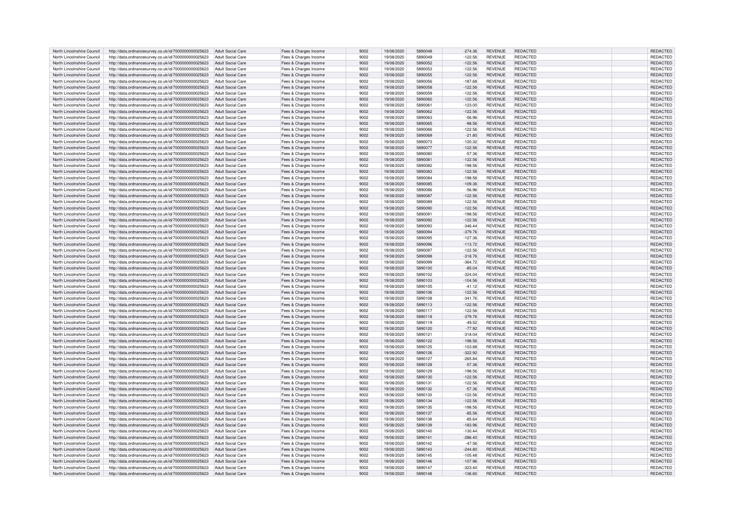| | | | | | | | | | | | |
|---|---|---|---|---|---|---|---|---|---|---|---|
| North Lincolnshire Council | http://data.ordnancesurvey.co.uk/id/7000000000025623 | Adult Social Care | Fees & Charges Income | 9002 | 19/08/2020 | 5890048 | -274.36 | REVENUE | REDACTED | | REDACTED |
| North Lincolnshire Council | http://data.ordnancesurvey.co.uk/id/7000000000025623 | Adult Social Care | Fees & Charges Income | 9002 | 19/08/2020 | 5890049 | -122.56 | REVENUE | REDACTED | | REDACTED |
| North Lincolnshire Council | http://data.ordnancesurvey.co.uk/id/7000000000025623 | Adult Social Care | Fees & Charges Income | 9002 | 19/08/2020 | 5890052 | -122.56 | REVENUE | REDACTED | | REDACTED |
| North Lincolnshire Council | http://data.ordnancesurvey.co.uk/id/7000000000025623 | Adult Social Care | Fees & Charges Income | 9002 | 19/08/2020 | 5890053 | -122.56 | REVENUE | REDACTED | | REDACTED |
| North Lincolnshire Council | http://data.ordnancesurvey.co.uk/id/7000000000025623 | Adult Social Care | Fees & Charges Income | 9002 | 19/08/2020 | 5890055 | -122.56 | REVENUE | REDACTED | | REDACTED |
| North Lincolnshire Council | http://data.ordnancesurvey.co.uk/id/7000000000025623 | Adult Social Care | Fees & Charges Income | 9002 | 19/08/2020 | 5890056 | -187.68 | REVENUE | REDACTED | | REDACTED |
| North Lincolnshire Council | http://data.ordnancesurvey.co.uk/id/7000000000025623 | Adult Social Care | Fees & Charges Income | 9002 | 19/08/2020 | 5890058 | -122.56 | REVENUE | REDACTED | | REDACTED |
| North Lincolnshire Council | http://data.ordnancesurvey.co.uk/id/7000000000025623 | Adult Social Care | Fees & Charges Income | 9002 | 19/08/2020 | 5890059 | -122.56 | REVENUE | REDACTED | | REDACTED |
| North Lincolnshire Council | http://data.ordnancesurvey.co.uk/id/7000000000025623 | Adult Social Care | Fees & Charges Income | 9002 | 19/08/2020 | 5890060 | -122.56 | REVENUE | REDACTED | | REDACTED |
| North Lincolnshire Council | http://data.ordnancesurvey.co.uk/id/7000000000025623 | Adult Social Care | Fees & Charges Income | 9002 | 19/08/2020 | 5890061 | -123.00 | REVENUE | REDACTED | | REDACTED |
| North Lincolnshire Council | http://data.ordnancesurvey.co.uk/id/7000000000025623 | Adult Social Care | Fees & Charges Income | 9002 | 19/08/2020 | 5890062 | -122.56 | REVENUE | REDACTED | | REDACTED |
| North Lincolnshire Council | http://data.ordnancesurvey.co.uk/id/7000000000025623 | Adult Social Care | Fees & Charges Income | 9002 | 19/08/2020 | 5890063 | -56.96 | REVENUE | REDACTED | | REDACTED |
| North Lincolnshire Council | http://data.ordnancesurvey.co.uk/id/7000000000025623 | Adult Social Care | Fees & Charges Income | 9002 | 19/08/2020 | 5890065 | -98.56 | REVENUE | REDACTED | | REDACTED |
| North Lincolnshire Council | http://data.ordnancesurvey.co.uk/id/7000000000025623 | Adult Social Care | Fees & Charges Income | 9002 | 19/08/2020 | 5890066 | -122.56 | REVENUE | REDACTED | | REDACTED |
| North Lincolnshire Council | http://data.ordnancesurvey.co.uk/id/7000000000025623 | Adult Social Care | Fees & Charges Income | 9002 | 19/08/2020 | 5890069 | -21.80 | REVENUE | REDACTED | | REDACTED |
| North Lincolnshire Council | http://data.ordnancesurvey.co.uk/id/7000000000025623 | Adult Social Care | Fees & Charges Income | 9002 | 19/08/2020 | 5890073 | -120.32 | REVENUE | REDACTED | | REDACTED |
| North Lincolnshire Council | http://data.ordnancesurvey.co.uk/id/7000000000025623 | Adult Social Care | Fees & Charges Income | 9002 | 19/08/2020 | 5890077 | -122.56 | REVENUE | REDACTED | | REDACTED |
| North Lincolnshire Council | http://data.ordnancesurvey.co.uk/id/7000000000025623 | Adult Social Care | Fees & Charges Income | 9002 | 19/08/2020 | 5890080 | -57.36 | REVENUE | REDACTED | | REDACTED |
| North Lincolnshire Council | http://data.ordnancesurvey.co.uk/id/7000000000025623 | Adult Social Care | Fees & Charges Income | 9002 | 19/08/2020 | 5890081 | -122.56 | REVENUE | REDACTED | | REDACTED |
| North Lincolnshire Council | http://data.ordnancesurvey.co.uk/id/7000000000025623 | Adult Social Care | Fees & Charges Income | 9002 | 19/08/2020 | 5890082 | -198.56 | REVENUE | REDACTED | | REDACTED |
| North Lincolnshire Council | http://data.ordnancesurvey.co.uk/id/7000000000025623 | Adult Social Care | Fees & Charges Income | 9002 | 19/08/2020 | 5890083 | -122.56 | REVENUE | REDACTED | | REDACTED |
| North Lincolnshire Council | http://data.ordnancesurvey.co.uk/id/7000000000025623 | Adult Social Care | Fees & Charges Income | 9002 | 19/08/2020 | 5890084 | -198.56 | REVENUE | REDACTED | | REDACTED |
| North Lincolnshire Council | http://data.ordnancesurvey.co.uk/id/7000000000025623 | Adult Social Care | Fees & Charges Income | 9002 | 19/08/2020 | 5890085 | -109.36 | REVENUE | REDACTED | | REDACTED |
| North Lincolnshire Council | http://data.ordnancesurvey.co.uk/id/7000000000025623 | Adult Social Care | Fees & Charges Income | 9002 | 19/08/2020 | 5890086 | -56.96 | REVENUE | REDACTED | | REDACTED |
| North Lincolnshire Council | http://data.ordnancesurvey.co.uk/id/7000000000025623 | Adult Social Care | Fees & Charges Income | 9002 | 19/08/2020 | 5890087 | -122.56 | REVENUE | REDACTED | | REDACTED |
| North Lincolnshire Council | http://data.ordnancesurvey.co.uk/id/7000000000025623 | Adult Social Care | Fees & Charges Income | 9002 | 19/08/2020 | 5890089 | -122.56 | REVENUE | REDACTED | | REDACTED |
| North Lincolnshire Council | http://data.ordnancesurvey.co.uk/id/7000000000025623 | Adult Social Care | Fees & Charges Income | 9002 | 19/08/2020 | 5890090 | -122.56 | REVENUE | REDACTED | | REDACTED |
| North Lincolnshire Council | http://data.ordnancesurvey.co.uk/id/7000000000025623 | Adult Social Care | Fees & Charges Income | 9002 | 19/08/2020 | 5890091 | -198.56 | REVENUE | REDACTED | | REDACTED |
| North Lincolnshire Council | http://data.ordnancesurvey.co.uk/id/7000000000025623 | Adult Social Care | Fees & Charges Income | 9002 | 19/08/2020 | 5890092 | -122.56 | REVENUE | REDACTED | | REDACTED |
| North Lincolnshire Council | http://data.ordnancesurvey.co.uk/id/7000000000025623 | Adult Social Care | Fees & Charges Income | 9002 | 19/08/2020 | 5890093 | -346.44 | REVENUE | REDACTED | | REDACTED |
| North Lincolnshire Council | http://data.ordnancesurvey.co.uk/id/7000000000025623 | Adult Social Care | Fees & Charges Income | 9002 | 19/08/2020 | 5890094 | -379.76 | REVENUE | REDACTED | | REDACTED |
| North Lincolnshire Council | http://data.ordnancesurvey.co.uk/id/7000000000025623 | Adult Social Care | Fees & Charges Income | 9002 | 19/08/2020 | 5890095 | -127.36 | REVENUE | REDACTED | | REDACTED |
| North Lincolnshire Council | http://data.ordnancesurvey.co.uk/id/7000000000025623 | Adult Social Care | Fees & Charges Income | 9002 | 19/08/2020 | 5890096 | -113.72 | REVENUE | REDACTED | | REDACTED |
| North Lincolnshire Council | http://data.ordnancesurvey.co.uk/id/7000000000025623 | Adult Social Care | Fees & Charges Income | 9002 | 19/08/2020 | 5890097 | -122.56 | REVENUE | REDACTED | | REDACTED |
| North Lincolnshire Council | http://data.ordnancesurvey.co.uk/id/7000000000025623 | Adult Social Care | Fees & Charges Income | 9002 | 19/08/2020 | 5890098 | -318.76 | REVENUE | REDACTED | | REDACTED |
| North Lincolnshire Council | http://data.ordnancesurvey.co.uk/id/7000000000025623 | Adult Social Care | Fees & Charges Income | 9002 | 19/08/2020 | 5890099 | -364.72 | REVENUE | REDACTED | | REDACTED |
| North Lincolnshire Council | http://data.ordnancesurvey.co.uk/id/7000000000025623 | Adult Social Care | Fees & Charges Income | 9002 | 19/08/2020 | 5890100 | -85.04 | REVENUE | REDACTED | | REDACTED |
| North Lincolnshire Council | http://data.ordnancesurvey.co.uk/id/7000000000025623 | Adult Social Care | Fees & Charges Income | 9002 | 19/08/2020 | 5890102 | -324.04 | REVENUE | REDACTED | | REDACTED |
| North Lincolnshire Council | http://data.ordnancesurvey.co.uk/id/7000000000025623 | Adult Social Care | Fees & Charges Income | 9002 | 19/08/2020 | 5890103 | -104.56 | REVENUE | REDACTED | | REDACTED |
| North Lincolnshire Council | http://data.ordnancesurvey.co.uk/id/7000000000025623 | Adult Social Care | Fees & Charges Income | 9002 | 19/08/2020 | 5890105 | -41.12 | REVENUE | REDACTED | | REDACTED |
| North Lincolnshire Council | http://data.ordnancesurvey.co.uk/id/7000000000025623 | Adult Social Care | Fees & Charges Income | 9002 | 19/08/2020 | 5890106 | -122.56 | REVENUE | REDACTED | | REDACTED |
| North Lincolnshire Council | http://data.ordnancesurvey.co.uk/id/7000000000025623 | Adult Social Care | Fees & Charges Income | 9002 | 19/08/2020 | 5890108 | -341.76 | REVENUE | REDACTED | | REDACTED |
| North Lincolnshire Council | http://data.ordnancesurvey.co.uk/id/7000000000025623 | Adult Social Care | Fees & Charges Income | 9002 | 19/08/2020 | 5890113 | -122.56 | REVENUE | REDACTED | | REDACTED |
| North Lincolnshire Council | http://data.ordnancesurvey.co.uk/id/7000000000025623 | Adult Social Care | Fees & Charges Income | 9002 | 19/08/2020 | 5890117 | -122.56 | REVENUE | REDACTED | | REDACTED |
| North Lincolnshire Council | http://data.ordnancesurvey.co.uk/id/7000000000025623 | Adult Social Care | Fees & Charges Income | 9002 | 19/08/2020 | 5890118 | -379.76 | REVENUE | REDACTED | | REDACTED |
| North Lincolnshire Council | http://data.ordnancesurvey.co.uk/id/7000000000025623 | Adult Social Care | Fees & Charges Income | 9002 | 19/08/2020 | 5890119 | -49.52 | REVENUE | REDACTED | | REDACTED |
| North Lincolnshire Council | http://data.ordnancesurvey.co.uk/id/7000000000025623 | Adult Social Care | Fees & Charges Income | 9002 | 19/08/2020 | 5890120 | -77.92 | REVENUE | REDACTED | | REDACTED |
| North Lincolnshire Council | http://data.ordnancesurvey.co.uk/id/7000000000025623 | Adult Social Care | Fees & Charges Income | 9002 | 19/08/2020 | 5890121 | -318.04 | REVENUE | REDACTED | | REDACTED |
| North Lincolnshire Council | http://data.ordnancesurvey.co.uk/id/7000000000025623 | Adult Social Care | Fees & Charges Income | 9002 | 19/08/2020 | 5890122 | -198.56 | REVENUE | REDACTED | | REDACTED |
| North Lincolnshire Council | http://data.ordnancesurvey.co.uk/id/7000000000025623 | Adult Social Care | Fees & Charges Income | 9002 | 19/08/2020 | 5890125 | -103.88 | REVENUE | REDACTED | | REDACTED |
| North Lincolnshire Council | http://data.ordnancesurvey.co.uk/id/7000000000025623 | Adult Social Care | Fees & Charges Income | 9002 | 19/08/2020 | 5890126 | -322.92 | REVENUE | REDACTED | | REDACTED |
| North Lincolnshire Council | http://data.ordnancesurvey.co.uk/id/7000000000025623 | Adult Social Care | Fees & Charges Income | 9002 | 19/08/2020 | 5890127 | -265.84 | REVENUE | REDACTED | | REDACTED |
| North Lincolnshire Council | http://data.ordnancesurvey.co.uk/id/7000000000025623 | Adult Social Care | Fees & Charges Income | 9002 | 19/08/2020 | 5890128 | -57.36 | REVENUE | REDACTED | | REDACTED |
| North Lincolnshire Council | http://data.ordnancesurvey.co.uk/id/7000000000025623 | Adult Social Care | Fees & Charges Income | 9002 | 19/08/2020 | 5890129 | -198.56 | REVENUE | REDACTED | | REDACTED |
| North Lincolnshire Council | http://data.ordnancesurvey.co.uk/id/7000000000025623 | Adult Social Care | Fees & Charges Income | 9002 | 19/08/2020 | 5890130 | -122.56 | REVENUE | REDACTED | | REDACTED |
| North Lincolnshire Council | http://data.ordnancesurvey.co.uk/id/7000000000025623 | Adult Social Care | Fees & Charges Income | 9002 | 19/08/2020 | 5890131 | -122.56 | REVENUE | REDACTED | | REDACTED |
| North Lincolnshire Council | http://data.ordnancesurvey.co.uk/id/7000000000025623 | Adult Social Care | Fees & Charges Income | 9002 | 19/08/2020 | 5890132 | -57.36 | REVENUE | REDACTED | | REDACTED |
| North Lincolnshire Council | http://data.ordnancesurvey.co.uk/id/7000000000025623 | Adult Social Care | Fees & Charges Income | 9002 | 19/08/2020 | 5890133 | -122.56 | REVENUE | REDACTED | | REDACTED |
| North Lincolnshire Council | http://data.ordnancesurvey.co.uk/id/7000000000025623 | Adult Social Care | Fees & Charges Income | 9002 | 19/08/2020 | 5890134 | -122.56 | REVENUE | REDACTED | | REDACTED |
| North Lincolnshire Council | http://data.ordnancesurvey.co.uk/id/7000000000025623 | Adult Social Care | Fees & Charges Income | 9002 | 19/08/2020 | 5890135 | -198.56 | REVENUE | REDACTED | | REDACTED |
| North Lincolnshire Council | http://data.ordnancesurvey.co.uk/id/7000000000025623 | Adult Social Care | Fees & Charges Income | 9002 | 19/08/2020 | 5890137 | -85.56 | REVENUE | REDACTED | | REDACTED |
| North Lincolnshire Council | http://data.ordnancesurvey.co.uk/id/7000000000025623 | Adult Social Care | Fees & Charges Income | 9002 | 19/08/2020 | 5890138 | -85.64 | REVENUE | REDACTED | | REDACTED |
| North Lincolnshire Council | http://data.ordnancesurvey.co.uk/id/7000000000025623 | Adult Social Care | Fees & Charges Income | 9002 | 19/08/2020 | 5890139 | -183.96 | REVENUE | REDACTED | | REDACTED |
| North Lincolnshire Council | http://data.ordnancesurvey.co.uk/id/7000000000025623 | Adult Social Care | Fees & Charges Income | 9002 | 19/08/2020 | 5890140 | -130.44 | REVENUE | REDACTED | | REDACTED |
| North Lincolnshire Council | http://data.ordnancesurvey.co.uk/id/7000000000025623 | Adult Social Care | Fees & Charges Income | 9002 | 19/08/2020 | 5890141 | -286.40 | REVENUE | REDACTED | | REDACTED |
| North Lincolnshire Council | http://data.ordnancesurvey.co.uk/id/7000000000025623 | Adult Social Care | Fees & Charges Income | 9002 | 19/08/2020 | 5890142 | -47.56 | REVENUE | REDACTED | | REDACTED |
| North Lincolnshire Council | http://data.ordnancesurvey.co.uk/id/7000000000025623 | Adult Social Care | Fees & Charges Income | 9002 | 19/08/2020 | 5890143 | -244.80 | REVENUE | REDACTED | | REDACTED |
| North Lincolnshire Council | http://data.ordnancesurvey.co.uk/id/7000000000025623 | Adult Social Care | Fees & Charges Income | 9002 | 19/08/2020 | 5890145 | -105.48 | REVENUE | REDACTED | | REDACTED |
| North Lincolnshire Council | http://data.ordnancesurvey.co.uk/id/7000000000025623 | Adult Social Care | Fees & Charges Income | 9002 | 19/08/2020 | 5890146 | -107.96 | REVENUE | REDACTED | | REDACTED |
| North Lincolnshire Council | http://data.ordnancesurvey.co.uk/id/7000000000025623 | Adult Social Care | Fees & Charges Income | 9002 | 19/08/2020 | 5890147 | -323.40 | REVENUE | REDACTED | | REDACTED |
| North Lincolnshire Council | http://data.ordnancesurvey.co.uk/id/7000000000025623 | Adult Social Care | Fees & Charges Income | 9002 | 19/08/2020 | 5890148 | -136.60 | REVENUE | REDACTED | | REDACTED |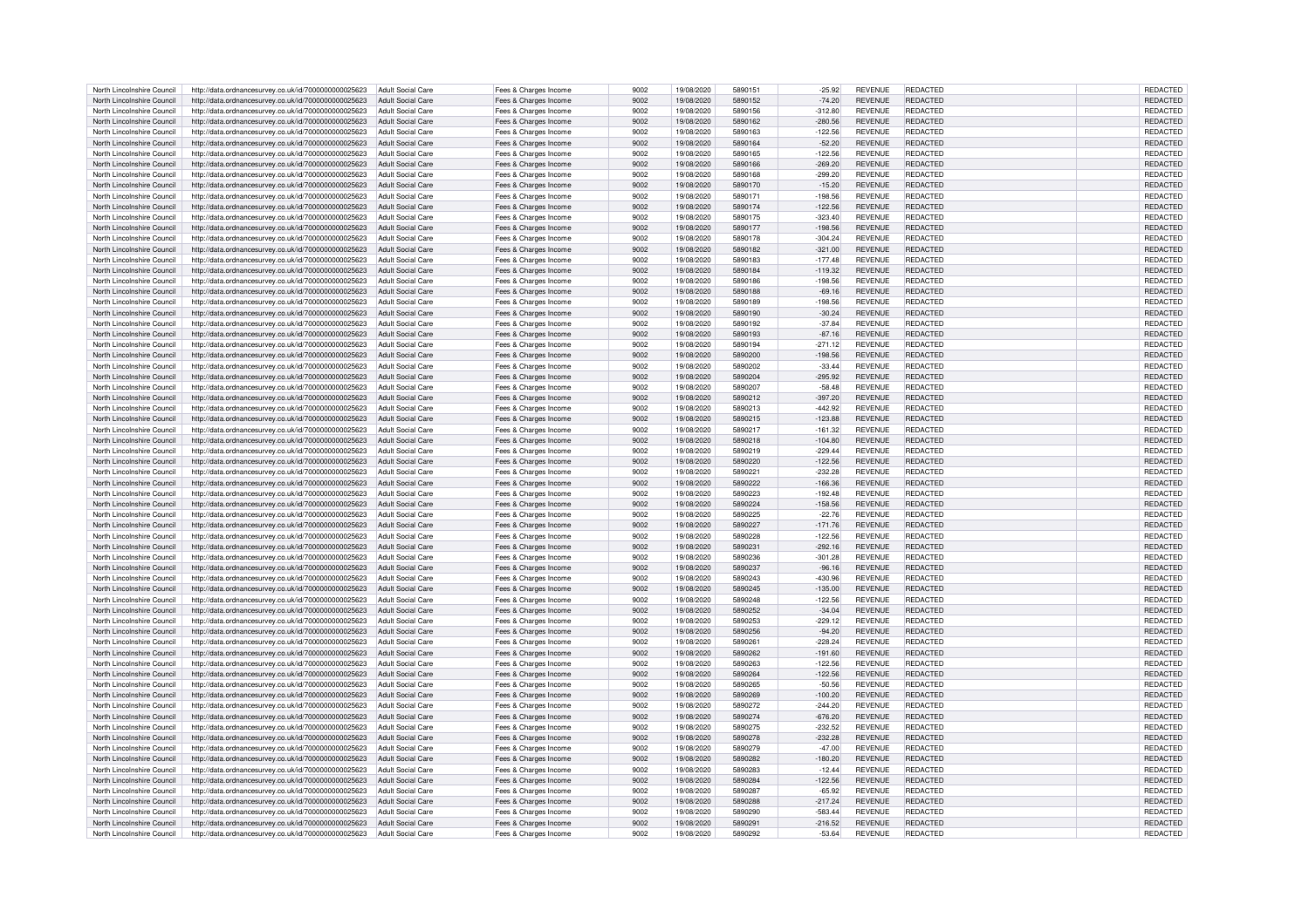| | | | | | | | | | | | |
|---|---|---|---|---|---|---|---|---|---|---|---|
| North Lincolnshire Council | http://data.ordnancesurvey.co.uk/id/7000000000025623 | Adult Social Care | Fees & Charges Income | 9002 | 19/08/2020 | 5890151 | -25.92 | REVENUE | REDACTED | | REDACTED |
| North Lincolnshire Council | http://data.ordnancesurvey.co.uk/id/7000000000025623 | Adult Social Care | Fees & Charges Income | 9002 | 19/08/2020 | 5890152 | -74.20 | REVENUE | REDACTED | | REDACTED |
| North Lincolnshire Council | http://data.ordnancesurvey.co.uk/id/7000000000025623 | Adult Social Care | Fees & Charges Income | 9002 | 19/08/2020 | 5890156 | -312.80 | REVENUE | REDACTED | | REDACTED |
| North Lincolnshire Council | http://data.ordnancesurvey.co.uk/id/7000000000025623 | Adult Social Care | Fees & Charges Income | 9002 | 19/08/2020 | 5890162 | -280.56 | REVENUE | REDACTED | | REDACTED |
| North Lincolnshire Council | http://data.ordnancesurvey.co.uk/id/7000000000025623 | Adult Social Care | Fees & Charges Income | 9002 | 19/08/2020 | 5890163 | -122.56 | REVENUE | REDACTED | | REDACTED |
| North Lincolnshire Council | http://data.ordnancesurvey.co.uk/id/7000000000025623 | Adult Social Care | Fees & Charges Income | 9002 | 19/08/2020 | 5890164 | -52.20 | REVENUE | REDACTED | | REDACTED |
| North Lincolnshire Council | http://data.ordnancesurvey.co.uk/id/7000000000025623 | Adult Social Care | Fees & Charges Income | 9002 | 19/08/2020 | 5890165 | -122.56 | REVENUE | REDACTED | | REDACTED |
| North Lincolnshire Council | http://data.ordnancesurvey.co.uk/id/7000000000025623 | Adult Social Care | Fees & Charges Income | 9002 | 19/08/2020 | 5890166 | -269.20 | REVENUE | REDACTED | | REDACTED |
| North Lincolnshire Council | http://data.ordnancesurvey.co.uk/id/7000000000025623 | Adult Social Care | Fees & Charges Income | 9002 | 19/08/2020 | 5890168 | -299.20 | REVENUE | REDACTED | | REDACTED |
| North Lincolnshire Council | http://data.ordnancesurvey.co.uk/id/7000000000025623 | Adult Social Care | Fees & Charges Income | 9002 | 19/08/2020 | 5890170 | -15.20 | REVENUE | REDACTED | | REDACTED |
| North Lincolnshire Council | http://data.ordnancesurvey.co.uk/id/7000000000025623 | Adult Social Care | Fees & Charges Income | 9002 | 19/08/2020 | 5890171 | -198.56 | REVENUE | REDACTED | | REDACTED |
| North Lincolnshire Council | http://data.ordnancesurvey.co.uk/id/7000000000025623 | Adult Social Care | Fees & Charges Income | 9002 | 19/08/2020 | 5890174 | -122.56 | REVENUE | REDACTED | | REDACTED |
| North Lincolnshire Council | http://data.ordnancesurvey.co.uk/id/7000000000025623 | Adult Social Care | Fees & Charges Income | 9002 | 19/08/2020 | 5890175 | -323.40 | REVENUE | REDACTED | | REDACTED |
| North Lincolnshire Council | http://data.ordnancesurvey.co.uk/id/7000000000025623 | Adult Social Care | Fees & Charges Income | 9002 | 19/08/2020 | 5890177 | -198.56 | REVENUE | REDACTED | | REDACTED |
| North Lincolnshire Council | http://data.ordnancesurvey.co.uk/id/7000000000025623 | Adult Social Care | Fees & Charges Income | 9002 | 19/08/2020 | 5890178 | -304.24 | REVENUE | REDACTED | | REDACTED |
| North Lincolnshire Council | http://data.ordnancesurvey.co.uk/id/7000000000025623 | Adult Social Care | Fees & Charges Income | 9002 | 19/08/2020 | 5890182 | -321.00 | REVENUE | REDACTED | | REDACTED |
| North Lincolnshire Council | http://data.ordnancesurvey.co.uk/id/7000000000025623 | Adult Social Care | Fees & Charges Income | 9002 | 19/08/2020 | 5890183 | -177.48 | REVENUE | REDACTED | | REDACTED |
| North Lincolnshire Council | http://data.ordnancesurvey.co.uk/id/7000000000025623 | Adult Social Care | Fees & Charges Income | 9002 | 19/08/2020 | 5890184 | -119.32 | REVENUE | REDACTED | | REDACTED |
| North Lincolnshire Council | http://data.ordnancesurvey.co.uk/id/7000000000025623 | Adult Social Care | Fees & Charges Income | 9002 | 19/08/2020 | 5890186 | -198.56 | REVENUE | REDACTED | | REDACTED |
| North Lincolnshire Council | http://data.ordnancesurvey.co.uk/id/7000000000025623 | Adult Social Care | Fees & Charges Income | 9002 | 19/08/2020 | 5890188 | -69.16 | REVENUE | REDACTED | | REDACTED |
| North Lincolnshire Council | http://data.ordnancesurvey.co.uk/id/7000000000025623 | Adult Social Care | Fees & Charges Income | 9002 | 19/08/2020 | 5890189 | -198.56 | REVENUE | REDACTED | | REDACTED |
| North Lincolnshire Council | http://data.ordnancesurvey.co.uk/id/7000000000025623 | Adult Social Care | Fees & Charges Income | 9002 | 19/08/2020 | 5890190 | -30.24 | REVENUE | REDACTED | | REDACTED |
| North Lincolnshire Council | http://data.ordnancesurvey.co.uk/id/7000000000025623 | Adult Social Care | Fees & Charges Income | 9002 | 19/08/2020 | 5890192 | -37.84 | REVENUE | REDACTED | | REDACTED |
| North Lincolnshire Council | http://data.ordnancesurvey.co.uk/id/7000000000025623 | Adult Social Care | Fees & Charges Income | 9002 | 19/08/2020 | 5890193 | -87.16 | REVENUE | REDACTED | | REDACTED |
| North Lincolnshire Council | http://data.ordnancesurvey.co.uk/id/7000000000025623 | Adult Social Care | Fees & Charges Income | 9002 | 19/08/2020 | 5890194 | -271.12 | REVENUE | REDACTED | | REDACTED |
| North Lincolnshire Council | http://data.ordnancesurvey.co.uk/id/7000000000025623 | Adult Social Care | Fees & Charges Income | 9002 | 19/08/2020 | 5890200 | -198.56 | REVENUE | REDACTED | | REDACTED |
| North Lincolnshire Council | http://data.ordnancesurvey.co.uk/id/7000000000025623 | Adult Social Care | Fees & Charges Income | 9002 | 19/08/2020 | 5890202 | -33.44 | REVENUE | REDACTED | | REDACTED |
| North Lincolnshire Council | http://data.ordnancesurvey.co.uk/id/7000000000025623 | Adult Social Care | Fees & Charges Income | 9002 | 19/08/2020 | 5890204 | -295.92 | REVENUE | REDACTED | | REDACTED |
| North Lincolnshire Council | http://data.ordnancesurvey.co.uk/id/7000000000025623 | Adult Social Care | Fees & Charges Income | 9002 | 19/08/2020 | 5890207 | -58.48 | REVENUE | REDACTED | | REDACTED |
| North Lincolnshire Council | http://data.ordnancesurvey.co.uk/id/7000000000025623 | Adult Social Care | Fees & Charges Income | 9002 | 19/08/2020 | 5890212 | -397.20 | REVENUE | REDACTED | | REDACTED |
| North Lincolnshire Council | http://data.ordnancesurvey.co.uk/id/7000000000025623 | Adult Social Care | Fees & Charges Income | 9002 | 19/08/2020 | 5890213 | -442.92 | REVENUE | REDACTED | | REDACTED |
| North Lincolnshire Council | http://data.ordnancesurvey.co.uk/id/7000000000025623 | Adult Social Care | Fees & Charges Income | 9002 | 19/08/2020 | 5890215 | -123.88 | REVENUE | REDACTED | | REDACTED |
| North Lincolnshire Council | http://data.ordnancesurvey.co.uk/id/7000000000025623 | Adult Social Care | Fees & Charges Income | 9002 | 19/08/2020 | 5890217 | -161.32 | REVENUE | REDACTED | | REDACTED |
| North Lincolnshire Council | http://data.ordnancesurvey.co.uk/id/7000000000025623 | Adult Social Care | Fees & Charges Income | 9002 | 19/08/2020 | 5890218 | -104.80 | REVENUE | REDACTED | | REDACTED |
| North Lincolnshire Council | http://data.ordnancesurvey.co.uk/id/7000000000025623 | Adult Social Care | Fees & Charges Income | 9002 | 19/08/2020 | 5890219 | -229.44 | REVENUE | REDACTED | | REDACTED |
| North Lincolnshire Council | http://data.ordnancesurvey.co.uk/id/7000000000025623 | Adult Social Care | Fees & Charges Income | 9002 | 19/08/2020 | 5890220 | -122.56 | REVENUE | REDACTED | | REDACTED |
| North Lincolnshire Council | http://data.ordnancesurvey.co.uk/id/7000000000025623 | Adult Social Care | Fees & Charges Income | 9002 | 19/08/2020 | 5890221 | -232.28 | REVENUE | REDACTED | | REDACTED |
| North Lincolnshire Council | http://data.ordnancesurvey.co.uk/id/7000000000025623 | Adult Social Care | Fees & Charges Income | 9002 | 19/08/2020 | 5890222 | -166.36 | REVENUE | REDACTED | | REDACTED |
| North Lincolnshire Council | http://data.ordnancesurvey.co.uk/id/7000000000025623 | Adult Social Care | Fees & Charges Income | 9002 | 19/08/2020 | 5890223 | -192.48 | REVENUE | REDACTED | | REDACTED |
| North Lincolnshire Council | http://data.ordnancesurvey.co.uk/id/7000000000025623 | Adult Social Care | Fees & Charges Income | 9002 | 19/08/2020 | 5890224 | -158.56 | REVENUE | REDACTED | | REDACTED |
| North Lincolnshire Council | http://data.ordnancesurvey.co.uk/id/7000000000025623 | Adult Social Care | Fees & Charges Income | 9002 | 19/08/2020 | 5890225 | -22.76 | REVENUE | REDACTED | | REDACTED |
| North Lincolnshire Council | http://data.ordnancesurvey.co.uk/id/7000000000025623 | Adult Social Care | Fees & Charges Income | 9002 | 19/08/2020 | 5890227 | -171.76 | REVENUE | REDACTED | | REDACTED |
| North Lincolnshire Council | http://data.ordnancesurvey.co.uk/id/7000000000025623 | Adult Social Care | Fees & Charges Income | 9002 | 19/08/2020 | 5890228 | -122.56 | REVENUE | REDACTED | | REDACTED |
| North Lincolnshire Council | http://data.ordnancesurvey.co.uk/id/7000000000025623 | Adult Social Care | Fees & Charges Income | 9002 | 19/08/2020 | 5890231 | -292.16 | REVENUE | REDACTED | | REDACTED |
| North Lincolnshire Council | http://data.ordnancesurvey.co.uk/id/7000000000025623 | Adult Social Care | Fees & Charges Income | 9002 | 19/08/2020 | 5890236 | -301.28 | REVENUE | REDACTED | | REDACTED |
| North Lincolnshire Council | http://data.ordnancesurvey.co.uk/id/7000000000025623 | Adult Social Care | Fees & Charges Income | 9002 | 19/08/2020 | 5890237 | -96.16 | REVENUE | REDACTED | | REDACTED |
| North Lincolnshire Council | http://data.ordnancesurvey.co.uk/id/7000000000025623 | Adult Social Care | Fees & Charges Income | 9002 | 19/08/2020 | 5890243 | -430.96 | REVENUE | REDACTED | | REDACTED |
| North Lincolnshire Council | http://data.ordnancesurvey.co.uk/id/7000000000025623 | Adult Social Care | Fees & Charges Income | 9002 | 19/08/2020 | 5890245 | -135.00 | REVENUE | REDACTED | | REDACTED |
| North Lincolnshire Council | http://data.ordnancesurvey.co.uk/id/7000000000025623 | Adult Social Care | Fees & Charges Income | 9002 | 19/08/2020 | 5890248 | -122.56 | REVENUE | REDACTED | | REDACTED |
| North Lincolnshire Council | http://data.ordnancesurvey.co.uk/id/7000000000025623 | Adult Social Care | Fees & Charges Income | 9002 | 19/08/2020 | 5890252 | -34.04 | REVENUE | REDACTED | | REDACTED |
| North Lincolnshire Council | http://data.ordnancesurvey.co.uk/id/7000000000025623 | Adult Social Care | Fees & Charges Income | 9002 | 19/08/2020 | 5890253 | -229.12 | REVENUE | REDACTED | | REDACTED |
| North Lincolnshire Council | http://data.ordnancesurvey.co.uk/id/7000000000025623 | Adult Social Care | Fees & Charges Income | 9002 | 19/08/2020 | 5890256 | -94.20 | REVENUE | REDACTED | | REDACTED |
| North Lincolnshire Council | http://data.ordnancesurvey.co.uk/id/7000000000025623 | Adult Social Care | Fees & Charges Income | 9002 | 19/08/2020 | 5890261 | -228.24 | REVENUE | REDACTED | | REDACTED |
| North Lincolnshire Council | http://data.ordnancesurvey.co.uk/id/7000000000025623 | Adult Social Care | Fees & Charges Income | 9002 | 19/08/2020 | 5890262 | -191.60 | REVENUE | REDACTED | | REDACTED |
| North Lincolnshire Council | http://data.ordnancesurvey.co.uk/id/7000000000025623 | Adult Social Care | Fees & Charges Income | 9002 | 19/08/2020 | 5890263 | -122.56 | REVENUE | REDACTED | | REDACTED |
| North Lincolnshire Council | http://data.ordnancesurvey.co.uk/id/7000000000025623 | Adult Social Care | Fees & Charges Income | 9002 | 19/08/2020 | 5890264 | -122.56 | REVENUE | REDACTED | | REDACTED |
| North Lincolnshire Council | http://data.ordnancesurvey.co.uk/id/7000000000025623 | Adult Social Care | Fees & Charges Income | 9002 | 19/08/2020 | 5890265 | -50.56 | REVENUE | REDACTED | | REDACTED |
| North Lincolnshire Council | http://data.ordnancesurvey.co.uk/id/7000000000025623 | Adult Social Care | Fees & Charges Income | 9002 | 19/08/2020 | 5890269 | -100.20 | REVENUE | REDACTED | | REDACTED |
| North Lincolnshire Council | http://data.ordnancesurvey.co.uk/id/7000000000025623 | Adult Social Care | Fees & Charges Income | 9002 | 19/08/2020 | 5890272 | -244.20 | REVENUE | REDACTED | | REDACTED |
| North Lincolnshire Council | http://data.ordnancesurvey.co.uk/id/7000000000025623 | Adult Social Care | Fees & Charges Income | 9002 | 19/08/2020 | 5890274 | -676.20 | REVENUE | REDACTED | | REDACTED |
| North Lincolnshire Council | http://data.ordnancesurvey.co.uk/id/7000000000025623 | Adult Social Care | Fees & Charges Income | 9002 | 19/08/2020 | 5890275 | -232.52 | REVENUE | REDACTED | | REDACTED |
| North Lincolnshire Council | http://data.ordnancesurvey.co.uk/id/7000000000025623 | Adult Social Care | Fees & Charges Income | 9002 | 19/08/2020 | 5890278 | -232.28 | REVENUE | REDACTED | | REDACTED |
| North Lincolnshire Council | http://data.ordnancesurvey.co.uk/id/7000000000025623 | Adult Social Care | Fees & Charges Income | 9002 | 19/08/2020 | 5890279 | -47.00 | REVENUE | REDACTED | | REDACTED |
| North Lincolnshire Council | http://data.ordnancesurvey.co.uk/id/7000000000025623 | Adult Social Care | Fees & Charges Income | 9002 | 19/08/2020 | 5890282 | -180.20 | REVENUE | REDACTED | | REDACTED |
| North Lincolnshire Council | http://data.ordnancesurvey.co.uk/id/7000000000025623 | Adult Social Care | Fees & Charges Income | 9002 | 19/08/2020 | 5890283 | -12.44 | REVENUE | REDACTED | | REDACTED |
| North Lincolnshire Council | http://data.ordnancesurvey.co.uk/id/7000000000025623 | Adult Social Care | Fees & Charges Income | 9002 | 19/08/2020 | 5890284 | -122.56 | REVENUE | REDACTED | | REDACTED |
| North Lincolnshire Council | http://data.ordnancesurvey.co.uk/id/7000000000025623 | Adult Social Care | Fees & Charges Income | 9002 | 19/08/2020 | 5890287 | -65.92 | REVENUE | REDACTED | | REDACTED |
| North Lincolnshire Council | http://data.ordnancesurvey.co.uk/id/7000000000025623 | Adult Social Care | Fees & Charges Income | 9002 | 19/08/2020 | 5890288 | -217.24 | REVENUE | REDACTED | | REDACTED |
| North Lincolnshire Council | http://data.ordnancesurvey.co.uk/id/7000000000025623 | Adult Social Care | Fees & Charges Income | 9002 | 19/08/2020 | 5890290 | -583.44 | REVENUE | REDACTED | | REDACTED |
| North Lincolnshire Council | http://data.ordnancesurvey.co.uk/id/7000000000025623 | Adult Social Care | Fees & Charges Income | 9002 | 19/08/2020 | 5890291 | -216.52 | REVENUE | REDACTED | | REDACTED |
| North Lincolnshire Council | http://data.ordnancesurvey.co.uk/id/7000000000025623 | Adult Social Care | Fees & Charges Income | 9002 | 19/08/2020 | 5890292 | -53.64 | REVENUE | REDACTED | | REDACTED |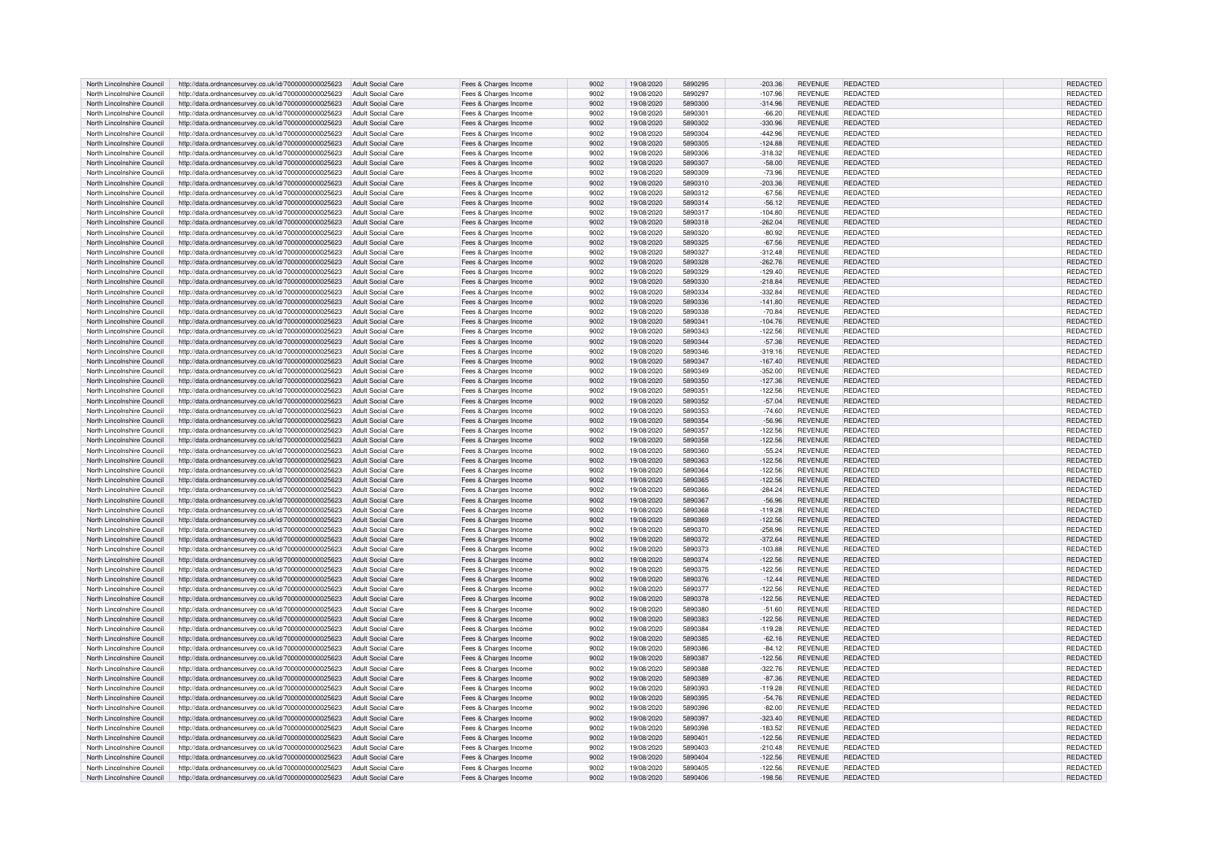| North Lincolnshire Council | http://data.ordnancesurvey.co.uk/id/7000000000025623 | Adult Social Care | Fees & Charges Income | 9002 | 19/08/2020 | 5890295 | -203.36 | REVENUE | REDACTED | | REDACTED |
|---|---|---|---|---|---|---|---|---|---|---|---|
| North Lincolnshire Council | http://data.ordnancesurvey.co.uk/id/7000000000025623 | Adult Social Care | Fees & Charges Income | 9002 | 19/08/2020 | 5890297 | -107.96 | REVENUE | REDACTED | | REDACTED |
| North Lincolnshire Council | http://data.ordnancesurvey.co.uk/id/7000000000025623 | Adult Social Care | Fees & Charges Income | 9002 | 19/08/2020 | 5890300 | -314.96 | REVENUE | REDACTED | | REDACTED |
| North Lincolnshire Council | http://data.ordnancesurvey.co.uk/id/7000000000025623 | Adult Social Care | Fees & Charges Income | 9002 | 19/08/2020 | 5890301 | -66.20 | REVENUE | REDACTED | | REDACTED |
| North Lincolnshire Council | http://data.ordnancesurvey.co.uk/id/7000000000025623 | Adult Social Care | Fees & Charges Income | 9002 | 19/08/2020 | 5890302 | -330.96 | REVENUE | REDACTED | | REDACTED |
| North Lincolnshire Council | http://data.ordnancesurvey.co.uk/id/7000000000025623 | Adult Social Care | Fees & Charges Income | 9002 | 19/08/2020 | 5890304 | -442.96 | REVENUE | REDACTED | | REDACTED |
| North Lincolnshire Council | http://data.ordnancesurvey.co.uk/id/7000000000025623 | Adult Social Care | Fees & Charges Income | 9002 | 19/08/2020 | 5890305 | -124.88 | REVENUE | REDACTED | | REDACTED |
| North Lincolnshire Council | http://data.ordnancesurvey.co.uk/id/7000000000025623 | Adult Social Care | Fees & Charges Income | 9002 | 19/08/2020 | 5890306 | -318.32 | REVENUE | REDACTED | | REDACTED |
| North Lincolnshire Council | http://data.ordnancesurvey.co.uk/id/7000000000025623 | Adult Social Care | Fees & Charges Income | 9002 | 19/08/2020 | 5890307 | -58.00 | REVENUE | REDACTED | | REDACTED |
| North Lincolnshire Council | http://data.ordnancesurvey.co.uk/id/7000000000025623 | Adult Social Care | Fees & Charges Income | 9002 | 19/08/2020 | 5890309 | -73.96 | REVENUE | REDACTED | | REDACTED |
| North Lincolnshire Council | http://data.ordnancesurvey.co.uk/id/7000000000025623 | Adult Social Care | Fees & Charges Income | 9002 | 19/08/2020 | 5890310 | -203.36 | REVENUE | REDACTED | | REDACTED |
| North Lincolnshire Council | http://data.ordnancesurvey.co.uk/id/7000000000025623 | Adult Social Care | Fees & Charges Income | 9002 | 19/08/2020 | 5890312 | -67.56 | REVENUE | REDACTED | | REDACTED |
| North Lincolnshire Council | http://data.ordnancesurvey.co.uk/id/7000000000025623 | Adult Social Care | Fees & Charges Income | 9002 | 19/08/2020 | 5890314 | -56.12 | REVENUE | REDACTED | | REDACTED |
| North Lincolnshire Council | http://data.ordnancesurvey.co.uk/id/7000000000025623 | Adult Social Care | Fees & Charges Income | 9002 | 19/08/2020 | 5890317 | -104.80 | REVENUE | REDACTED | | REDACTED |
| North Lincolnshire Council | http://data.ordnancesurvey.co.uk/id/7000000000025623 | Adult Social Care | Fees & Charges Income | 9002 | 19/08/2020 | 5890318 | -262.04 | REVENUE | REDACTED | | REDACTED |
| North Lincolnshire Council | http://data.ordnancesurvey.co.uk/id/7000000000025623 | Adult Social Care | Fees & Charges Income | 9002 | 19/08/2020 | 5890320 | -80.92 | REVENUE | REDACTED | | REDACTED |
| North Lincolnshire Council | http://data.ordnancesurvey.co.uk/id/7000000000025623 | Adult Social Care | Fees & Charges Income | 9002 | 19/08/2020 | 5890325 | -67.56 | REVENUE | REDACTED | | REDACTED |
| North Lincolnshire Council | http://data.ordnancesurvey.co.uk/id/7000000000025623 | Adult Social Care | Fees & Charges Income | 9002 | 19/08/2020 | 5890327 | -312.48 | REVENUE | REDACTED | | REDACTED |
| North Lincolnshire Council | http://data.ordnancesurvey.co.uk/id/7000000000025623 | Adult Social Care | Fees & Charges Income | 9002 | 19/08/2020 | 5890328 | -262.76 | REVENUE | REDACTED | | REDACTED |
| North Lincolnshire Council | http://data.ordnancesurvey.co.uk/id/7000000000025623 | Adult Social Care | Fees & Charges Income | 9002 | 19/08/2020 | 5890329 | -129.40 | REVENUE | REDACTED | | REDACTED |
| North Lincolnshire Council | http://data.ordnancesurvey.co.uk/id/7000000000025623 | Adult Social Care | Fees & Charges Income | 9002 | 19/08/2020 | 5890330 | -218.84 | REVENUE | REDACTED | | REDACTED |
| North Lincolnshire Council | http://data.ordnancesurvey.co.uk/id/7000000000025623 | Adult Social Care | Fees & Charges Income | 9002 | 19/08/2020 | 5890334 | -332.84 | REVENUE | REDACTED | | REDACTED |
| North Lincolnshire Council | http://data.ordnancesurvey.co.uk/id/7000000000025623 | Adult Social Care | Fees & Charges Income | 9002 | 19/08/2020 | 5890336 | -141.80 | REVENUE | REDACTED | | REDACTED |
| North Lincolnshire Council | http://data.ordnancesurvey.co.uk/id/7000000000025623 | Adult Social Care | Fees & Charges Income | 9002 | 19/08/2020 | 5890338 | -70.84 | REVENUE | REDACTED | | REDACTED |
| North Lincolnshire Council | http://data.ordnancesurvey.co.uk/id/7000000000025623 | Adult Social Care | Fees & Charges Income | 9002 | 19/08/2020 | 5890341 | -104.76 | REVENUE | REDACTED | | REDACTED |
| North Lincolnshire Council | http://data.ordnancesurvey.co.uk/id/7000000000025623 | Adult Social Care | Fees & Charges Income | 9002 | 19/08/2020 | 5890343 | -122.56 | REVENUE | REDACTED | | REDACTED |
| North Lincolnshire Council | http://data.ordnancesurvey.co.uk/id/7000000000025623 | Adult Social Care | Fees & Charges Income | 9002 | 19/08/2020 | 5890344 | -57.36 | REVENUE | REDACTED | | REDACTED |
| North Lincolnshire Council | http://data.ordnancesurvey.co.uk/id/7000000000025623 | Adult Social Care | Fees & Charges Income | 9002 | 19/08/2020 | 5890346 | -319.16 | REVENUE | REDACTED | | REDACTED |
| North Lincolnshire Council | http://data.ordnancesurvey.co.uk/id/7000000000025623 | Adult Social Care | Fees & Charges Income | 9002 | 19/08/2020 | 5890347 | -167.40 | REVENUE | REDACTED | | REDACTED |
| North Lincolnshire Council | http://data.ordnancesurvey.co.uk/id/7000000000025623 | Adult Social Care | Fees & Charges Income | 9002 | 19/08/2020 | 5890349 | -352.00 | REVENUE | REDACTED | | REDACTED |
| North Lincolnshire Council | http://data.ordnancesurvey.co.uk/id/7000000000025623 | Adult Social Care | Fees & Charges Income | 9002 | 19/08/2020 | 5890350 | -127.36 | REVENUE | REDACTED | | REDACTED |
| North Lincolnshire Council | http://data.ordnancesurvey.co.uk/id/7000000000025623 | Adult Social Care | Fees & Charges Income | 9002 | 19/08/2020 | 5890351 | -122.56 | REVENUE | REDACTED | | REDACTED |
| North Lincolnshire Council | http://data.ordnancesurvey.co.uk/id/7000000000025623 | Adult Social Care | Fees & Charges Income | 9002 | 19/08/2020 | 5890352 | -57.04 | REVENUE | REDACTED | | REDACTED |
| North Lincolnshire Council | http://data.ordnancesurvey.co.uk/id/7000000000025623 | Adult Social Care | Fees & Charges Income | 9002 | 19/08/2020 | 5890353 | -74.60 | REVENUE | REDACTED | | REDACTED |
| North Lincolnshire Council | http://data.ordnancesurvey.co.uk/id/7000000000025623 | Adult Social Care | Fees & Charges Income | 9002 | 19/08/2020 | 5890354 | -56.96 | REVENUE | REDACTED | | REDACTED |
| North Lincolnshire Council | http://data.ordnancesurvey.co.uk/id/7000000000025623 | Adult Social Care | Fees & Charges Income | 9002 | 19/08/2020 | 5890357 | -122.56 | REVENUE | REDACTED | | REDACTED |
| North Lincolnshire Council | http://data.ordnancesurvey.co.uk/id/7000000000025623 | Adult Social Care | Fees & Charges Income | 9002 | 19/08/2020 | 5890358 | -122.56 | REVENUE | REDACTED | | REDACTED |
| North Lincolnshire Council | http://data.ordnancesurvey.co.uk/id/7000000000025623 | Adult Social Care | Fees & Charges Income | 9002 | 19/08/2020 | 5890360 | -55.24 | REVENUE | REDACTED | | REDACTED |
| North Lincolnshire Council | http://data.ordnancesurvey.co.uk/id/7000000000025623 | Adult Social Care | Fees & Charges Income | 9002 | 19/08/2020 | 5890363 | -122.56 | REVENUE | REDACTED | | REDACTED |
| North Lincolnshire Council | http://data.ordnancesurvey.co.uk/id/7000000000025623 | Adult Social Care | Fees & Charges Income | 9002 | 19/08/2020 | 5890364 | -122.56 | REVENUE | REDACTED | | REDACTED |
| North Lincolnshire Council | http://data.ordnancesurvey.co.uk/id/7000000000025623 | Adult Social Care | Fees & Charges Income | 9002 | 19/08/2020 | 5890365 | -122.56 | REVENUE | REDACTED | | REDACTED |
| North Lincolnshire Council | http://data.ordnancesurvey.co.uk/id/7000000000025623 | Adult Social Care | Fees & Charges Income | 9002 | 19/08/2020 | 5890366 | -284.24 | REVENUE | REDACTED | | REDACTED |
| North Lincolnshire Council | http://data.ordnancesurvey.co.uk/id/7000000000025623 | Adult Social Care | Fees & Charges Income | 9002 | 19/08/2020 | 5890367 | -56.96 | REVENUE | REDACTED | | REDACTED |
| North Lincolnshire Council | http://data.ordnancesurvey.co.uk/id/7000000000025623 | Adult Social Care | Fees & Charges Income | 9002 | 19/08/2020 | 5890368 | -119.28 | REVENUE | REDACTED | | REDACTED |
| North Lincolnshire Council | http://data.ordnancesurvey.co.uk/id/7000000000025623 | Adult Social Care | Fees & Charges Income | 9002 | 19/08/2020 | 5890369 | -122.56 | REVENUE | REDACTED | | REDACTED |
| North Lincolnshire Council | http://data.ordnancesurvey.co.uk/id/7000000000025623 | Adult Social Care | Fees & Charges Income | 9002 | 19/08/2020 | 5890370 | -258.96 | REVENUE | REDACTED | | REDACTED |
| North Lincolnshire Council | http://data.ordnancesurvey.co.uk/id/7000000000025623 | Adult Social Care | Fees & Charges Income | 9002 | 19/08/2020 | 5890372 | -372.64 | REVENUE | REDACTED | | REDACTED |
| North Lincolnshire Council | http://data.ordnancesurvey.co.uk/id/7000000000025623 | Adult Social Care | Fees & Charges Income | 9002 | 19/08/2020 | 5890373 | -103.88 | REVENUE | REDACTED | | REDACTED |
| North Lincolnshire Council | http://data.ordnancesurvey.co.uk/id/7000000000025623 | Adult Social Care | Fees & Charges Income | 9002 | 19/08/2020 | 5890374 | -122.56 | REVENUE | REDACTED | | REDACTED |
| North Lincolnshire Council | http://data.ordnancesurvey.co.uk/id/7000000000025623 | Adult Social Care | Fees & Charges Income | 9002 | 19/08/2020 | 5890375 | -122.56 | REVENUE | REDACTED | | REDACTED |
| North Lincolnshire Council | http://data.ordnancesurvey.co.uk/id/7000000000025623 | Adult Social Care | Fees & Charges Income | 9002 | 19/08/2020 | 5890376 | -12.44 | REVENUE | REDACTED | | REDACTED |
| North Lincolnshire Council | http://data.ordnancesurvey.co.uk/id/7000000000025623 | Adult Social Care | Fees & Charges Income | 9002 | 19/08/2020 | 5890377 | -122.56 | REVENUE | REDACTED | | REDACTED |
| North Lincolnshire Council | http://data.ordnancesurvey.co.uk/id/7000000000025623 | Adult Social Care | Fees & Charges Income | 9002 | 19/08/2020 | 5890378 | -122.56 | REVENUE | REDACTED | | REDACTED |
| North Lincolnshire Council | http://data.ordnancesurvey.co.uk/id/7000000000025623 | Adult Social Care | Fees & Charges Income | 9002 | 19/08/2020 | 5890380 | -51.60 | REVENUE | REDACTED | | REDACTED |
| North Lincolnshire Council | http://data.ordnancesurvey.co.uk/id/7000000000025623 | Adult Social Care | Fees & Charges Income | 9002 | 19/08/2020 | 5890383 | -122.56 | REVENUE | REDACTED | | REDACTED |
| North Lincolnshire Council | http://data.ordnancesurvey.co.uk/id/7000000000025623 | Adult Social Care | Fees & Charges Income | 9002 | 19/08/2020 | 5890384 | -119.28 | REVENUE | REDACTED | | REDACTED |
| North Lincolnshire Council | http://data.ordnancesurvey.co.uk/id/7000000000025623 | Adult Social Care | Fees & Charges Income | 9002 | 19/08/2020 | 5890385 | -62.16 | REVENUE | REDACTED | | REDACTED |
| North Lincolnshire Council | http://data.ordnancesurvey.co.uk/id/7000000000025623 | Adult Social Care | Fees & Charges Income | 9002 | 19/08/2020 | 5890386 | -84.12 | REVENUE | REDACTED | | REDACTED |
| North Lincolnshire Council | http://data.ordnancesurvey.co.uk/id/7000000000025623 | Adult Social Care | Fees & Charges Income | 9002 | 19/08/2020 | 5890387 | -122.56 | REVENUE | REDACTED | | REDACTED |
| North Lincolnshire Council | http://data.ordnancesurvey.co.uk/id/7000000000025623 | Adult Social Care | Fees & Charges Income | 9002 | 19/08/2020 | 5890388 | -322.76 | REVENUE | REDACTED | | REDACTED |
| North Lincolnshire Council | http://data.ordnancesurvey.co.uk/id/7000000000025623 | Adult Social Care | Fees & Charges Income | 9002 | 19/08/2020 | 5890389 | -87.36 | REVENUE | REDACTED | | REDACTED |
| North Lincolnshire Council | http://data.ordnancesurvey.co.uk/id/7000000000025623 | Adult Social Care | Fees & Charges Income | 9002 | 19/08/2020 | 5890393 | -119.28 | REVENUE | REDACTED | | REDACTED |
| North Lincolnshire Council | http://data.ordnancesurvey.co.uk/id/7000000000025623 | Adult Social Care | Fees & Charges Income | 9002 | 19/08/2020 | 5890395 | -54.76 | REVENUE | REDACTED | | REDACTED |
| North Lincolnshire Council | http://data.ordnancesurvey.co.uk/id/7000000000025623 | Adult Social Care | Fees & Charges Income | 9002 | 19/08/2020 | 5890396 | -82.00 | REVENUE | REDACTED | | REDACTED |
| North Lincolnshire Council | http://data.ordnancesurvey.co.uk/id/7000000000025623 | Adult Social Care | Fees & Charges Income | 9002 | 19/08/2020 | 5890397 | -323.40 | REVENUE | REDACTED | | REDACTED |
| North Lincolnshire Council | http://data.ordnancesurvey.co.uk/id/7000000000025623 | Adult Social Care | Fees & Charges Income | 9002 | 19/08/2020 | 5890398 | -183.52 | REVENUE | REDACTED | | REDACTED |
| North Lincolnshire Council | http://data.ordnancesurvey.co.uk/id/7000000000025623 | Adult Social Care | Fees & Charges Income | 9002 | 19/08/2020 | 5890401 | -122.56 | REVENUE | REDACTED | | REDACTED |
| North Lincolnshire Council | http://data.ordnancesurvey.co.uk/id/7000000000025623 | Adult Social Care | Fees & Charges Income | 9002 | 19/08/2020 | 5890403 | -210.48 | REVENUE | REDACTED | | REDACTED |
| North Lincolnshire Council | http://data.ordnancesurvey.co.uk/id/7000000000025623 | Adult Social Care | Fees & Charges Income | 9002 | 19/08/2020 | 5890404 | -122.56 | REVENUE | REDACTED | | REDACTED |
| North Lincolnshire Council | http://data.ordnancesurvey.co.uk/id/7000000000025623 | Adult Social Care | Fees & Charges Income | 9002 | 19/08/2020 | 5890405 | -122.56 | REVENUE | REDACTED | | REDACTED |
| North Lincolnshire Council | http://data.ordnancesurvey.co.uk/id/7000000000025623 | Adult Social Care | Fees & Charges Income | 9002 | 19/08/2020 | 5890406 | -198.56 | REVENUE | REDACTED | | REDACTED |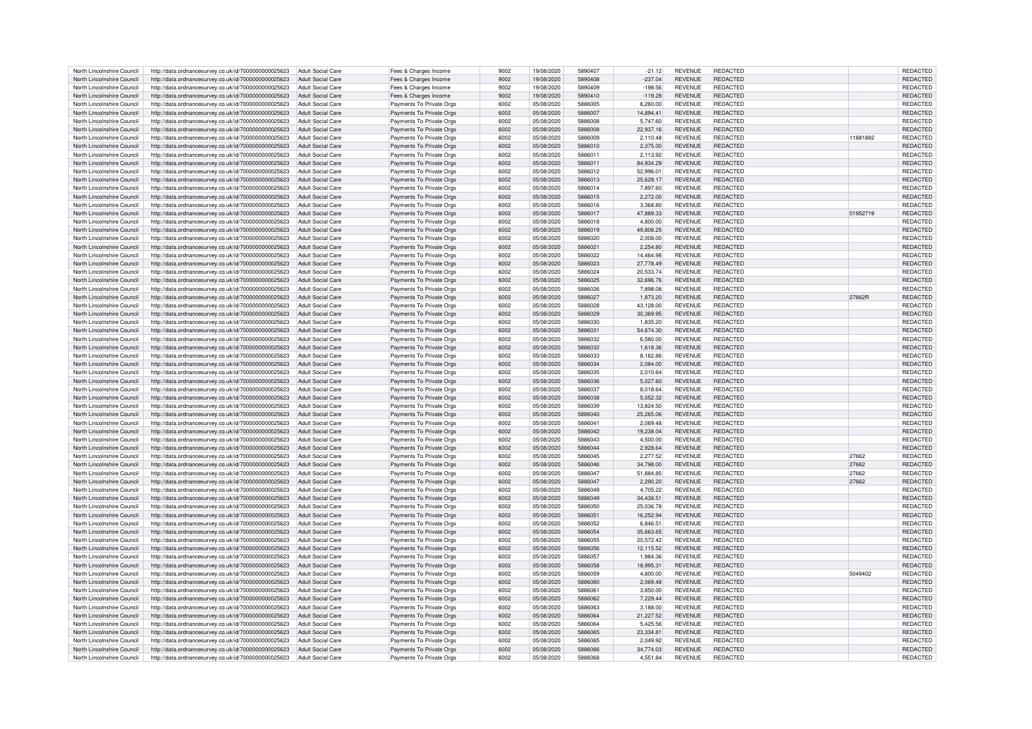| | | | | | | | | | | | | |
|---|---|---|---|---|---|---|---|---|---|---|---|---|
| North Lincolnshire Council | http://data.ordnancesurvey.co.uk/id/7000000000025623 | Adult Social Care | Fees & Charges Income | 9002 | 19/08/2020 | 5890407 | -21.12 | REVENUE | REDACTED | | | REDACTED |
| North Lincolnshire Council | http://data.ordnancesurvey.co.uk/id/7000000000025623 | Adult Social Care | Fees & Charges Income | 9002 | 19/08/2020 | 5890408 | -237.04 | REVENUE | REDACTED | | | REDACTED |
| North Lincolnshire Council | http://data.ordnancesurvey.co.uk/id/7000000000025623 | Adult Social Care | Fees & Charges Income | 9002 | 19/08/2020 | 5890409 | -198.56 | REVENUE | REDACTED | | | REDACTED |
| North Lincolnshire Council | http://data.ordnancesurvey.co.uk/id/7000000000025623 | Adult Social Care | Fees & Charges Income | 9002 | 19/08/2020 | 5890410 | -119.28 | REVENUE | REDACTED | | | REDACTED |
| North Lincolnshire Council | http://data.ordnancesurvey.co.uk/id/7000000000025623 | Adult Social Care | Payments To Private Orgs | 6002 | 05/08/2020 | 5886005 | 6,260.00 | REVENUE | REDACTED | | | REDACTED |
| North Lincolnshire Council | http://data.ordnancesurvey.co.uk/id/7000000000025623 | Adult Social Care | Payments To Private Orgs | 6002 | 05/08/2020 | 5886007 | 14,894.41 | REVENUE | REDACTED | | | REDACTED |
| North Lincolnshire Council | http://data.ordnancesurvey.co.uk/id/7000000000025623 | Adult Social Care | Payments To Private Orgs | 6002 | 05/08/2020 | 5886008 | 5,747.60 | REVENUE | REDACTED | | | REDACTED |
| North Lincolnshire Council | http://data.ordnancesurvey.co.uk/id/7000000000025623 | Adult Social Care | Payments To Private Orgs | 6002 | 05/08/2020 | 5886008 | 22,937.16 | REVENUE | REDACTED | | | REDACTED |
| North Lincolnshire Council | http://data.ordnancesurvey.co.uk/id/7000000000025623 | Adult Social Care | Payments To Private Orgs | 6002 | 05/08/2020 | 5886009 | 2,110.48 | REVENUE | REDACTED | | 11881882 | REDACTED |
| North Lincolnshire Council | http://data.ordnancesurvey.co.uk/id/7000000000025623 | Adult Social Care | Payments To Private Orgs | 6002 | 05/08/2020 | 5886010 | 2,375.00 | REVENUE | REDACTED | | | REDACTED |
| North Lincolnshire Council | http://data.ordnancesurvey.co.uk/id/7000000000025623 | Adult Social Care | Payments To Private Orgs | 6002 | 05/08/2020 | 5886011 | 2,113.92 | REVENUE | REDACTED | | | REDACTED |
| North Lincolnshire Council | http://data.ordnancesurvey.co.uk/id/7000000000025623 | Adult Social Care | Payments To Private Orgs | 6002 | 05/08/2020 | 5886011 | 84,934.29 | REVENUE | REDACTED | | | REDACTED |
| North Lincolnshire Council | http://data.ordnancesurvey.co.uk/id/7000000000025623 | Adult Social Care | Payments To Private Orgs | 6002 | 05/08/2020 | 5886012 | 52,996.01 | REVENUE | REDACTED | | | REDACTED |
| North Lincolnshire Council | http://data.ordnancesurvey.co.uk/id/7000000000025623 | Adult Social Care | Payments To Private Orgs | 6002 | 05/08/2020 | 5886013 | 25,629.17 | REVENUE | REDACTED | | | REDACTED |
| North Lincolnshire Council | http://data.ordnancesurvey.co.uk/id/7000000000025623 | Adult Social Care | Payments To Private Orgs | 6002 | 05/08/2020 | 5886014 | 7,897.60 | REVENUE | REDACTED | | | REDACTED |
| North Lincolnshire Council | http://data.ordnancesurvey.co.uk/id/7000000000025623 | Adult Social Care | Payments To Private Orgs | 6002 | 05/08/2020 | 5886015 | 2,272.00 | REVENUE | REDACTED | | | REDACTED |
| North Lincolnshire Council | http://data.ordnancesurvey.co.uk/id/7000000000025623 | Adult Social Care | Payments To Private Orgs | 6002 | 05/08/2020 | 5886016 | 3,368.80 | REVENUE | REDACTED | | | REDACTED |
| North Lincolnshire Council | http://data.ordnancesurvey.co.uk/id/7000000000025623 | Adult Social Care | Payments To Private Orgs | 6002 | 05/08/2020 | 5886017 | 47,889.33 | REVENUE | REDACTED | | 01952719 | REDACTED |
| North Lincolnshire Council | http://data.ordnancesurvey.co.uk/id/7000000000025623 | Adult Social Care | Payments To Private Orgs | 6002 | 05/08/2020 | 5886018 | 4,800.00 | REVENUE | REDACTED | | | REDACTED |
| North Lincolnshire Council | http://data.ordnancesurvey.co.uk/id/7000000000025623 | Adult Social Care | Payments To Private Orgs | 6002 | 05/08/2020 | 5886019 | 49,808.25 | REVENUE | REDACTED | | | REDACTED |
| North Lincolnshire Council | http://data.ordnancesurvey.co.uk/id/7000000000025623 | Adult Social Care | Payments To Private Orgs | 6002 | 05/08/2020 | 5886020 | 2,008.00 | REVENUE | REDACTED | | | REDACTED |
| North Lincolnshire Council | http://data.ordnancesurvey.co.uk/id/7000000000025623 | Adult Social Care | Payments To Private Orgs | 6002 | 05/08/2020 | 5886021 | 2,254.80 | REVENUE | REDACTED | | | REDACTED |
| North Lincolnshire Council | http://data.ordnancesurvey.co.uk/id/7000000000025623 | Adult Social Care | Payments To Private Orgs | 6002 | 05/08/2020 | 5886022 | 14,464.98 | REVENUE | REDACTED | | | REDACTED |
| North Lincolnshire Council | http://data.ordnancesurvey.co.uk/id/7000000000025623 | Adult Social Care | Payments To Private Orgs | 6002 | 05/08/2020 | 5886023 | 27,778.49 | REVENUE | REDACTED | | | REDACTED |
| North Lincolnshire Council | http://data.ordnancesurvey.co.uk/id/7000000000025623 | Adult Social Care | Payments To Private Orgs | 6002 | 05/08/2020 | 5886024 | 20,533.74 | REVENUE | REDACTED | | | REDACTED |
| North Lincolnshire Council | http://data.ordnancesurvey.co.uk/id/7000000000025623 | Adult Social Care | Payments To Private Orgs | 6002 | 05/08/2020 | 5886025 | 32,696.76 | REVENUE | REDACTED | | | REDACTED |
| North Lincolnshire Council | http://data.ordnancesurvey.co.uk/id/7000000000025623 | Adult Social Care | Payments To Private Orgs | 6002 | 05/08/2020 | 5886026 | 7,898.08 | REVENUE | REDACTED | | | REDACTED |
| North Lincolnshire Council | http://data.ordnancesurvey.co.uk/id/7000000000025623 | Adult Social Care | Payments To Private Orgs | 6002 | 05/08/2020 | 5886027 | 1,873.20 | REVENUE | REDACTED | | 27662R | REDACTED |
| North Lincolnshire Council | http://data.ordnancesurvey.co.uk/id/7000000000025623 | Adult Social Care | Payments To Private Orgs | 6002 | 05/08/2020 | 5886028 | 43,128.00 | REVENUE | REDACTED | | | REDACTED |
| North Lincolnshire Council | http://data.ordnancesurvey.co.uk/id/7000000000025623 | Adult Social Care | Payments To Private Orgs | 6002 | 05/08/2020 | 5886029 | 30,369.95 | REVENUE | REDACTED | | | REDACTED |
| North Lincolnshire Council | http://data.ordnancesurvey.co.uk/id/7000000000025623 | Adult Social Care | Payments To Private Orgs | 6002 | 05/08/2020 | 5886030 | 1,835.20 | REVENUE | REDACTED | | | REDACTED |
| North Lincolnshire Council | http://data.ordnancesurvey.co.uk/id/7000000000025623 | Adult Social Care | Payments To Private Orgs | 6002 | 05/08/2020 | 5886031 | 54,674.30 | REVENUE | REDACTED | | | REDACTED |
| North Lincolnshire Council | http://data.ordnancesurvey.co.uk/id/7000000000025623 | Adult Social Care | Payments To Private Orgs | 6002 | 05/08/2020 | 5886032 | 6,580.00 | REVENUE | REDACTED | | | REDACTED |
| North Lincolnshire Council | http://data.ordnancesurvey.co.uk/id/7000000000025623 | Adult Social Care | Payments To Private Orgs | 6002 | 05/08/2020 | 5886032 | 1,618.36 | REVENUE | REDACTED | | | REDACTED |
| North Lincolnshire Council | http://data.ordnancesurvey.co.uk/id/7000000000025623 | Adult Social Care | Payments To Private Orgs | 6002 | 05/08/2020 | 5886033 | 8,162.86 | REVENUE | REDACTED | | | REDACTED |
| North Lincolnshire Council | http://data.ordnancesurvey.co.uk/id/7000000000025623 | Adult Social Care | Payments To Private Orgs | 6002 | 05/08/2020 | 5886034 | 2,084.00 | REVENUE | REDACTED | | | REDACTED |
| North Lincolnshire Council | http://data.ordnancesurvey.co.uk/id/7000000000025623 | Adult Social Care | Payments To Private Orgs | 6002 | 05/08/2020 | 5886035 | 2,010.64 | REVENUE | REDACTED | | | REDACTED |
| North Lincolnshire Council | http://data.ordnancesurvey.co.uk/id/7000000000025623 | Adult Social Care | Payments To Private Orgs | 6002 | 05/08/2020 | 5886036 | 5,027.60 | REVENUE | REDACTED | | | REDACTED |
| North Lincolnshire Council | http://data.ordnancesurvey.co.uk/id/7000000000025623 | Adult Social Care | Payments To Private Orgs | 6002 | 05/08/2020 | 5886037 | 8,018.64 | REVENUE | REDACTED | | | REDACTED |
| North Lincolnshire Council | http://data.ordnancesurvey.co.uk/id/7000000000025623 | Adult Social Care | Payments To Private Orgs | 6002 | 05/08/2020 | 5886038 | 5,052.32 | REVENUE | REDACTED | | | REDACTED |
| North Lincolnshire Council | http://data.ordnancesurvey.co.uk/id/7000000000025623 | Adult Social Care | Payments To Private Orgs | 6002 | 05/08/2020 | 5886039 | 13,824.50 | REVENUE | REDACTED | | | REDACTED |
| North Lincolnshire Council | http://data.ordnancesurvey.co.uk/id/7000000000025623 | Adult Social Care | Payments To Private Orgs | 6002 | 05/08/2020 | 5886040 | 25,265.06 | REVENUE | REDACTED | | | REDACTED |
| North Lincolnshire Council | http://data.ordnancesurvey.co.uk/id/7000000000025623 | Adult Social Care | Payments To Private Orgs | 6002 | 05/08/2020 | 5886041 | 2,069.48 | REVENUE | REDACTED | | | REDACTED |
| North Lincolnshire Council | http://data.ordnancesurvey.co.uk/id/7000000000025623 | Adult Social Care | Payments To Private Orgs | 6002 | 05/08/2020 | 5886042 | 19,238.04 | REVENUE | REDACTED | | | REDACTED |
| North Lincolnshire Council | http://data.ordnancesurvey.co.uk/id/7000000000025623 | Adult Social Care | Payments To Private Orgs | 6002 | 05/08/2020 | 5886043 | 4,500.00 | REVENUE | REDACTED | | | REDACTED |
| North Lincolnshire Council | http://data.ordnancesurvey.co.uk/id/7000000000025623 | Adult Social Care | Payments To Private Orgs | 6002 | 05/08/2020 | 5886044 | 2,928.64 | REVENUE | REDACTED | | | REDACTED |
| North Lincolnshire Council | http://data.ordnancesurvey.co.uk/id/7000000000025623 | Adult Social Care | Payments To Private Orgs | 6002 | 05/08/2020 | 5886045 | 2,277.52 | REVENUE | REDACTED | | 27662 | REDACTED |
| North Lincolnshire Council | http://data.ordnancesurvey.co.uk/id/7000000000025623 | Adult Social Care | Payments To Private Orgs | 6002 | 05/08/2020 | 5886046 | 34,798.00 | REVENUE | REDACTED | | 27662 | REDACTED |
| North Lincolnshire Council | http://data.ordnancesurvey.co.uk/id/7000000000025623 | Adult Social Care | Payments To Private Orgs | 6002 | 05/08/2020 | 5886047 | 51,884.85 | REVENUE | REDACTED | | 27662 | REDACTED |
| North Lincolnshire Council | http://data.ordnancesurvey.co.uk/id/7000000000025623 | Adult Social Care | Payments To Private Orgs | 6002 | 05/08/2020 | 5886047 | 2,290.20 | REVENUE | REDACTED | | 27662 | REDACTED |
| North Lincolnshire Council | http://data.ordnancesurvey.co.uk/id/7000000000025623 | Adult Social Care | Payments To Private Orgs | 6002 | 05/08/2020 | 5886049 | 4,705.22 | REVENUE | REDACTED | | | REDACTED |
| North Lincolnshire Council | http://data.ordnancesurvey.co.uk/id/7000000000025623 | Adult Social Care | Payments To Private Orgs | 6002 | 05/08/2020 | 5886049 | 34,438.51 | REVENUE | REDACTED | | | REDACTED |
| North Lincolnshire Council | http://data.ordnancesurvey.co.uk/id/7000000000025623 | Adult Social Care | Payments To Private Orgs | 6002 | 05/08/2020 | 5886050 | 25,036.78 | REVENUE | REDACTED | | | REDACTED |
| North Lincolnshire Council | http://data.ordnancesurvey.co.uk/id/7000000000025623 | Adult Social Care | Payments To Private Orgs | 6002 | 05/08/2020 | 5886051 | 16,252.94 | REVENUE | REDACTED | | | REDACTED |
| North Lincolnshire Council | http://data.ordnancesurvey.co.uk/id/7000000000025623 | Adult Social Care | Payments To Private Orgs | 6002 | 05/08/2020 | 5886052 | 6,846.51 | REVENUE | REDACTED | | | REDACTED |
| North Lincolnshire Council | http://data.ordnancesurvey.co.uk/id/7000000000025623 | Adult Social Care | Payments To Private Orgs | 6002 | 05/08/2020 | 5886054 | 35,663.65 | REVENUE | REDACTED | | | REDACTED |
| North Lincolnshire Council | http://data.ordnancesurvey.co.uk/id/7000000000025623 | Adult Social Care | Payments To Private Orgs | 6002 | 05/08/2020 | 5886055 | 20,572.42 | REVENUE | REDACTED | | | REDACTED |
| North Lincolnshire Council | http://data.ordnancesurvey.co.uk/id/7000000000025623 | Adult Social Care | Payments To Private Orgs | 6002 | 05/08/2020 | 5886056 | 12,115.52 | REVENUE | REDACTED | | | REDACTED |
| North Lincolnshire Council | http://data.ordnancesurvey.co.uk/id/7000000000025623 | Adult Social Care | Payments To Private Orgs | 6002 | 05/08/2020 | 5886057 | 1,984.36 | REVENUE | REDACTED | | | REDACTED |
| North Lincolnshire Council | http://data.ordnancesurvey.co.uk/id/7000000000025623 | Adult Social Care | Payments To Private Orgs | 6002 | 05/08/2020 | 5886058 | 18,995.31 | REVENUE | REDACTED | | | REDACTED |
| North Lincolnshire Council | http://data.ordnancesurvey.co.uk/id/7000000000025623 | Adult Social Care | Payments To Private Orgs | 6002 | 05/08/2020 | 5886059 | 4,800.00 | REVENUE | REDACTED | | 5049402 | REDACTED |
| North Lincolnshire Council | http://data.ordnancesurvey.co.uk/id/7000000000025623 | Adult Social Care | Payments To Private Orgs | 6002 | 05/08/2020 | 5886060 | 2,069.48 | REVENUE | REDACTED | | | REDACTED |
| North Lincolnshire Council | http://data.ordnancesurvey.co.uk/id/7000000000025623 | Adult Social Care | Payments To Private Orgs | 6002 | 05/08/2020 | 5886061 | 3,850.00 | REVENUE | REDACTED | | | REDACTED |
| North Lincolnshire Council | http://data.ordnancesurvey.co.uk/id/7000000000025623 | Adult Social Care | Payments To Private Orgs | 6002 | 05/08/2020 | 5886062 | 7,229.44 | REVENUE | REDACTED | | | REDACTED |
| North Lincolnshire Council | http://data.ordnancesurvey.co.uk/id/7000000000025623 | Adult Social Care | Payments To Private Orgs | 6002 | 05/08/2020 | 5886063 | 3,188.00 | REVENUE | REDACTED | | | REDACTED |
| North Lincolnshire Council | http://data.ordnancesurvey.co.uk/id/7000000000025623 | Adult Social Care | Payments To Private Orgs | 6002 | 05/08/2020 | 5886064 | 21,227.52 | REVENUE | REDACTED | | | REDACTED |
| North Lincolnshire Council | http://data.ordnancesurvey.co.uk/id/7000000000025623 | Adult Social Care | Payments To Private Orgs | 6002 | 05/08/2020 | 5886064 | 5,425.56 | REVENUE | REDACTED | | | REDACTED |
| North Lincolnshire Council | http://data.ordnancesurvey.co.uk/id/7000000000025623 | Adult Social Care | Payments To Private Orgs | 6002 | 05/08/2020 | 5886065 | 23,334.81 | REVENUE | REDACTED | | | REDACTED |
| North Lincolnshire Council | http://data.ordnancesurvey.co.uk/id/7000000000025623 | Adult Social Care | Payments To Private Orgs | 6002 | 05/08/2020 | 5886065 | 2,049.92 | REVENUE | REDACTED | | | REDACTED |
| North Lincolnshire Council | http://data.ordnancesurvey.co.uk/id/7000000000025623 | Adult Social Care | Payments To Private Orgs | 6002 | 05/08/2020 | 5886066 | 34,774.03 | REVENUE | REDACTED | | | REDACTED |
| North Lincolnshire Council | http://data.ordnancesurvey.co.uk/id/7000000000025623 | Adult Social Care | Payments To Private Orgs | 6002 | 05/08/2020 | 5886068 | 4,551.84 | REVENUE | REDACTED | | | REDACTED |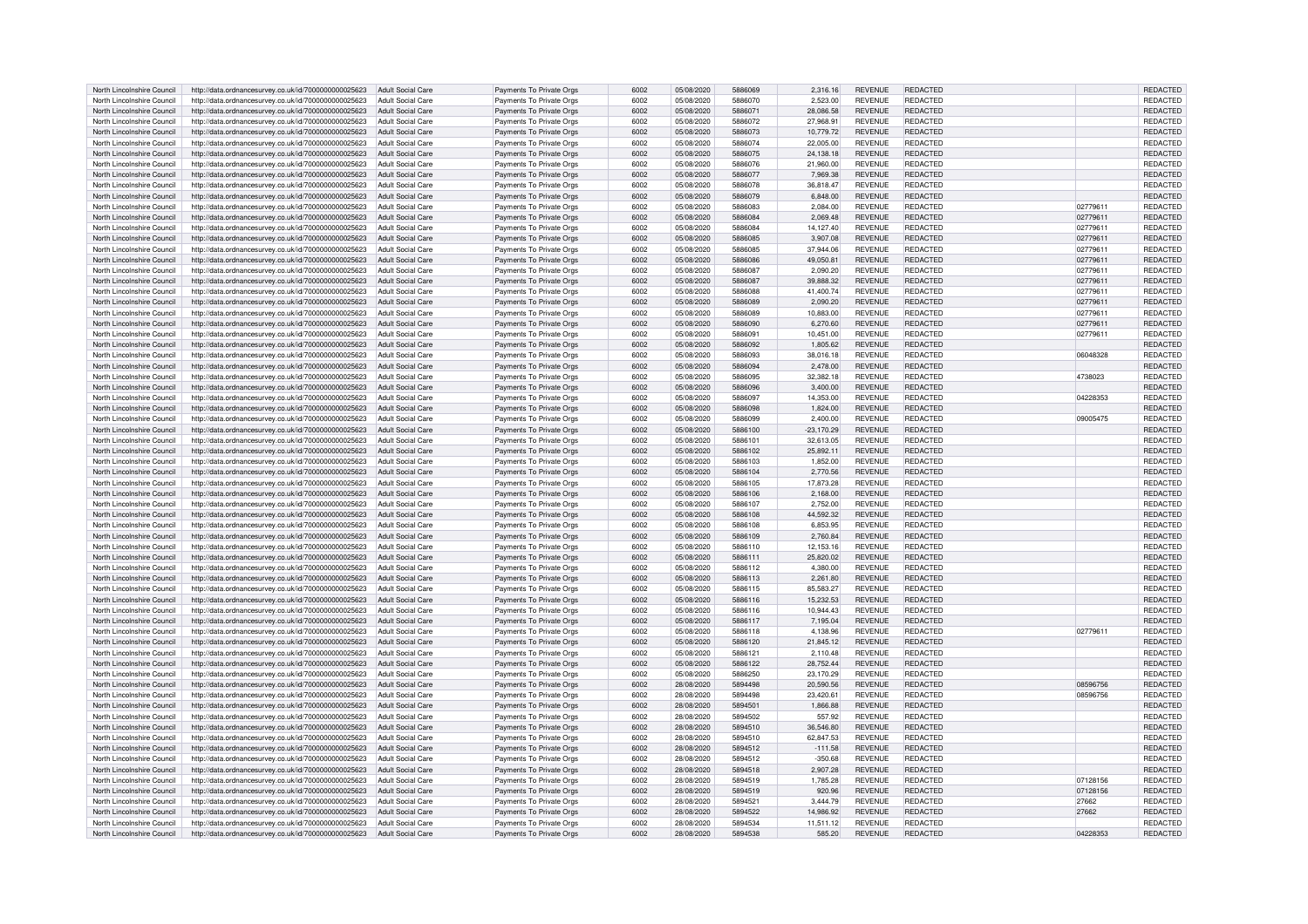| | | | | | | | | | | | | |
|---|---|---|---|---|---|---|---|---|---|---|---|---|
| North Lincolnshire Council | http://data.ordnancesurvey.co.uk/id/7000000000025623 | Adult Social Care | Payments To Private Orgs | 6002 | 05/08/2020 | 5886069 | 2,316.16 | REVENUE | REDACTED | | | REDACTED |
| North Lincolnshire Council | http://data.ordnancesurvey.co.uk/id/7000000000025623 | Adult Social Care | Payments To Private Orgs | 6002 | 05/08/2020 | 5886070 | 2,523.00 | REVENUE | REDACTED | | | REDACTED |
| North Lincolnshire Council | http://data.ordnancesurvey.co.uk/id/7000000000025623 | Adult Social Care | Payments To Private Orgs | 6002 | 05/08/2020 | 5886071 | 28,086.58 | REVENUE | REDACTED | | | REDACTED |
| North Lincolnshire Council | http://data.ordnancesurvey.co.uk/id/7000000000025623 | Adult Social Care | Payments To Private Orgs | 6002 | 05/08/2020 | 5886072 | 27,968.91 | REVENUE | REDACTED | | | REDACTED |
| North Lincolnshire Council | http://data.ordnancesurvey.co.uk/id/7000000000025623 | Adult Social Care | Payments To Private Orgs | 6002 | 05/08/2020 | 5886073 | 10,779.72 | REVENUE | REDACTED | | | REDACTED |
| North Lincolnshire Council | http://data.ordnancesurvey.co.uk/id/7000000000025623 | Adult Social Care | Payments To Private Orgs | 6002 | 05/08/2020 | 5886074 | 22,005.00 | REVENUE | REDACTED | | | REDACTED |
| North Lincolnshire Council | http://data.ordnancesurvey.co.uk/id/7000000000025623 | Adult Social Care | Payments To Private Orgs | 6002 | 05/08/2020 | 5886075 | 24,138.18 | REVENUE | REDACTED | | | REDACTED |
| North Lincolnshire Council | http://data.ordnancesurvey.co.uk/id/7000000000025623 | Adult Social Care | Payments To Private Orgs | 6002 | 05/08/2020 | 5886076 | 21,960.00 | REVENUE | REDACTED | | | REDACTED |
| North Lincolnshire Council | http://data.ordnancesurvey.co.uk/id/7000000000025623 | Adult Social Care | Payments To Private Orgs | 6002 | 05/08/2020 | 5886077 | 7,969.38 | REVENUE | REDACTED | | | REDACTED |
| North Lincolnshire Council | http://data.ordnancesurvey.co.uk/id/7000000000025623 | Adult Social Care | Payments To Private Orgs | 6002 | 05/08/2020 | 5886078 | 36,818.47 | REVENUE | REDACTED | | | REDACTED |
| North Lincolnshire Council | http://data.ordnancesurvey.co.uk/id/7000000000025623 | Adult Social Care | Payments To Private Orgs | 6002 | 05/08/2020 | 5886079 | 6,848.00 | REVENUE | REDACTED | | | REDACTED |
| North Lincolnshire Council | http://data.ordnancesurvey.co.uk/id/7000000000025623 | Adult Social Care | Payments To Private Orgs | 6002 | 05/08/2020 | 5886083 | 2,084.00 | REVENUE | REDACTED | | 02779611 | REDACTED |
| North Lincolnshire Council | http://data.ordnancesurvey.co.uk/id/7000000000025623 | Adult Social Care | Payments To Private Orgs | 6002 | 05/08/2020 | 5886084 | 2,069.48 | REVENUE | REDACTED | | 02779611 | REDACTED |
| North Lincolnshire Council | http://data.ordnancesurvey.co.uk/id/7000000000025623 | Adult Social Care | Payments To Private Orgs | 6002 | 05/08/2020 | 5886084 | 14,127.40 | REVENUE | REDACTED | | 02779611 | REDACTED |
| North Lincolnshire Council | http://data.ordnancesurvey.co.uk/id/7000000000025623 | Adult Social Care | Payments To Private Orgs | 6002 | 05/08/2020 | 5886085 | 3,907.08 | REVENUE | REDACTED | | 02779611 | REDACTED |
| North Lincolnshire Council | http://data.ordnancesurvey.co.uk/id/7000000000025623 | Adult Social Care | Payments To Private Orgs | 6002 | 05/08/2020 | 5886085 | 37,944.06 | REVENUE | REDACTED | | 02779611 | REDACTED |
| North Lincolnshire Council | http://data.ordnancesurvey.co.uk/id/7000000000025623 | Adult Social Care | Payments To Private Orgs | 6002 | 05/08/2020 | 5886086 | 49,050.81 | REVENUE | REDACTED | | 02779611 | REDACTED |
| North Lincolnshire Council | http://data.ordnancesurvey.co.uk/id/7000000000025623 | Adult Social Care | Payments To Private Orgs | 6002 | 05/08/2020 | 5886087 | 2,090.20 | REVENUE | REDACTED | | 02779611 | REDACTED |
| North Lincolnshire Council | http://data.ordnancesurvey.co.uk/id/7000000000025623 | Adult Social Care | Payments To Private Orgs | 6002 | 05/08/2020 | 5886087 | 39,888.32 | REVENUE | REDACTED | | 02779611 | REDACTED |
| North Lincolnshire Council | http://data.ordnancesurvey.co.uk/id/7000000000025623 | Adult Social Care | Payments To Private Orgs | 6002 | 05/08/2020 | 5886088 | 41,400.74 | REVENUE | REDACTED | | 02779611 | REDACTED |
| North Lincolnshire Council | http://data.ordnancesurvey.co.uk/id/7000000000025623 | Adult Social Care | Payments To Private Orgs | 6002 | 05/08/2020 | 5886089 | 2,090.20 | REVENUE | REDACTED | | 02779611 | REDACTED |
| North Lincolnshire Council | http://data.ordnancesurvey.co.uk/id/7000000000025623 | Adult Social Care | Payments To Private Orgs | 6002 | 05/08/2020 | 5886089 | 10,883.00 | REVENUE | REDACTED | | 02779611 | REDACTED |
| North Lincolnshire Council | http://data.ordnancesurvey.co.uk/id/7000000000025623 | Adult Social Care | Payments To Private Orgs | 6002 | 05/08/2020 | 5886090 | 6,270.60 | REVENUE | REDACTED | | 02779611 | REDACTED |
| North Lincolnshire Council | http://data.ordnancesurvey.co.uk/id/7000000000025623 | Adult Social Care | Payments To Private Orgs | 6002 | 05/08/2020 | 5886091 | 10,451.00 | REVENUE | REDACTED | | 02779611 | REDACTED |
| North Lincolnshire Council | http://data.ordnancesurvey.co.uk/id/7000000000025623 | Adult Social Care | Payments To Private Orgs | 6002 | 05/08/2020 | 5886092 | 1,805.62 | REVENUE | REDACTED | | | REDACTED |
| North Lincolnshire Council | http://data.ordnancesurvey.co.uk/id/7000000000025623 | Adult Social Care | Payments To Private Orgs | 6002 | 05/08/2020 | 5886093 | 38,016.18 | REVENUE | REDACTED | | 06048328 | REDACTED |
| North Lincolnshire Council | http://data.ordnancesurvey.co.uk/id/7000000000025623 | Adult Social Care | Payments To Private Orgs | 6002 | 05/08/2020 | 5886094 | 2,478.00 | REVENUE | REDACTED | | | REDACTED |
| North Lincolnshire Council | http://data.ordnancesurvey.co.uk/id/7000000000025623 | Adult Social Care | Payments To Private Orgs | 6002 | 05/08/2020 | 5886095 | 32,382.18 | REVENUE | REDACTED | | 4738023 | REDACTED |
| North Lincolnshire Council | http://data.ordnancesurvey.co.uk/id/7000000000025623 | Adult Social Care | Payments To Private Orgs | 6002 | 05/08/2020 | 5886096 | 3,400.00 | REVENUE | REDACTED | | | REDACTED |
| North Lincolnshire Council | http://data.ordnancesurvey.co.uk/id/7000000000025623 | Adult Social Care | Payments To Private Orgs | 6002 | 05/08/2020 | 5886097 | 14,353.00 | REVENUE | REDACTED | | 04228353 | REDACTED |
| North Lincolnshire Council | http://data.ordnancesurvey.co.uk/id/7000000000025623 | Adult Social Care | Payments To Private Orgs | 6002 | 05/08/2020 | 5886098 | 1,824.00 | REVENUE | REDACTED | | | REDACTED |
| North Lincolnshire Council | http://data.ordnancesurvey.co.uk/id/7000000000025623 | Adult Social Care | Payments To Private Orgs | 6002 | 05/08/2020 | 5886099 | 2,400.00 | REVENUE | REDACTED | | 09005475 | REDACTED |
| North Lincolnshire Council | http://data.ordnancesurvey.co.uk/id/7000000000025623 | Adult Social Care | Payments To Private Orgs | 6002 | 05/08/2020 | 5886100 | -23,170.29 | REVENUE | REDACTED | | | REDACTED |
| North Lincolnshire Council | http://data.ordnancesurvey.co.uk/id/7000000000025623 | Adult Social Care | Payments To Private Orgs | 6002 | 05/08/2020 | 5886101 | 32,613.05 | REVENUE | REDACTED | | | REDACTED |
| North Lincolnshire Council | http://data.ordnancesurvey.co.uk/id/7000000000025623 | Adult Social Care | Payments To Private Orgs | 6002 | 05/08/2020 | 5886102 | 25,892.11 | REVENUE | REDACTED | | | REDACTED |
| North Lincolnshire Council | http://data.ordnancesurvey.co.uk/id/7000000000025623 | Adult Social Care | Payments To Private Orgs | 6002 | 05/08/2020 | 5886103 | 1,852.00 | REVENUE | REDACTED | | | REDACTED |
| North Lincolnshire Council | http://data.ordnancesurvey.co.uk/id/7000000000025623 | Adult Social Care | Payments To Private Orgs | 6002 | 05/08/2020 | 5886104 | 2,770.56 | REVENUE | REDACTED | | | REDACTED |
| North Lincolnshire Council | http://data.ordnancesurvey.co.uk/id/7000000000025623 | Adult Social Care | Payments To Private Orgs | 6002 | 05/08/2020 | 5886105 | 17,873.28 | REVENUE | REDACTED | | | REDACTED |
| North Lincolnshire Council | http://data.ordnancesurvey.co.uk/id/7000000000025623 | Adult Social Care | Payments To Private Orgs | 6002 | 05/08/2020 | 5886106 | 2,168.00 | REVENUE | REDACTED | | | REDACTED |
| North Lincolnshire Council | http://data.ordnancesurvey.co.uk/id/7000000000025623 | Adult Social Care | Payments To Private Orgs | 6002 | 05/08/2020 | 5886107 | 2,752.00 | REVENUE | REDACTED | | | REDACTED |
| North Lincolnshire Council | http://data.ordnancesurvey.co.uk/id/7000000000025623 | Adult Social Care | Payments To Private Orgs | 6002 | 05/08/2020 | 5886108 | 44,592.32 | REVENUE | REDACTED | | | REDACTED |
| North Lincolnshire Council | http://data.ordnancesurvey.co.uk/id/7000000000025623 | Adult Social Care | Payments To Private Orgs | 6002 | 05/08/2020 | 5886108 | 6,853.95 | REVENUE | REDACTED | | | REDACTED |
| North Lincolnshire Council | http://data.ordnancesurvey.co.uk/id/7000000000025623 | Adult Social Care | Payments To Private Orgs | 6002 | 05/08/2020 | 5886109 | 2,760.84 | REVENUE | REDACTED | | | REDACTED |
| North Lincolnshire Council | http://data.ordnancesurvey.co.uk/id/7000000000025623 | Adult Social Care | Payments To Private Orgs | 6002 | 05/08/2020 | 5886110 | 12,153.16 | REVENUE | REDACTED | | | REDACTED |
| North Lincolnshire Council | http://data.ordnancesurvey.co.uk/id/7000000000025623 | Adult Social Care | Payments To Private Orgs | 6002 | 05/08/2020 | 5886111 | 25,820.02 | REVENUE | REDACTED | | | REDACTED |
| North Lincolnshire Council | http://data.ordnancesurvey.co.uk/id/7000000000025623 | Adult Social Care | Payments To Private Orgs | 6002 | 05/08/2020 | 5886112 | 4,380.00 | REVENUE | REDACTED | | | REDACTED |
| North Lincolnshire Council | http://data.ordnancesurvey.co.uk/id/7000000000025623 | Adult Social Care | Payments To Private Orgs | 6002 | 05/08/2020 | 5886113 | 2,261.80 | REVENUE | REDACTED | | | REDACTED |
| North Lincolnshire Council | http://data.ordnancesurvey.co.uk/id/7000000000025623 | Adult Social Care | Payments To Private Orgs | 6002 | 05/08/2020 | 5886115 | 85,583.27 | REVENUE | REDACTED | | | REDACTED |
| North Lincolnshire Council | http://data.ordnancesurvey.co.uk/id/7000000000025623 | Adult Social Care | Payments To Private Orgs | 6002 | 05/08/2020 | 5886116 | 15,232.53 | REVENUE | REDACTED | | | REDACTED |
| North Lincolnshire Council | http://data.ordnancesurvey.co.uk/id/7000000000025623 | Adult Social Care | Payments To Private Orgs | 6002 | 05/08/2020 | 5886116 | 10,944.43 | REVENUE | REDACTED | | | REDACTED |
| North Lincolnshire Council | http://data.ordnancesurvey.co.uk/id/7000000000025623 | Adult Social Care | Payments To Private Orgs | 6002 | 05/08/2020 | 5886117 | 7,195.04 | REVENUE | REDACTED | | | REDACTED |
| North Lincolnshire Council | http://data.ordnancesurvey.co.uk/id/7000000000025623 | Adult Social Care | Payments To Private Orgs | 6002 | 05/08/2020 | 5886118 | 4,138.96 | REVENUE | REDACTED | | 02779611 | REDACTED |
| North Lincolnshire Council | http://data.ordnancesurvey.co.uk/id/7000000000025623 | Adult Social Care | Payments To Private Orgs | 6002 | 05/08/2020 | 5886120 | 21,845.12 | REVENUE | REDACTED | | | REDACTED |
| North Lincolnshire Council | http://data.ordnancesurvey.co.uk/id/7000000000025623 | Adult Social Care | Payments To Private Orgs | 6002 | 05/08/2020 | 5886121 | 2,110.48 | REVENUE | REDACTED | | | REDACTED |
| North Lincolnshire Council | http://data.ordnancesurvey.co.uk/id/7000000000025623 | Adult Social Care | Payments To Private Orgs | 6002 | 05/08/2020 | 5886122 | 28,752.44 | REVENUE | REDACTED | | | REDACTED |
| North Lincolnshire Council | http://data.ordnancesurvey.co.uk/id/7000000000025623 | Adult Social Care | Payments To Private Orgs | 6002 | 05/08/2020 | 5886250 | 23,170.29 | REVENUE | REDACTED | | | REDACTED |
| North Lincolnshire Council | http://data.ordnancesurvey.co.uk/id/7000000000025623 | Adult Social Care | Payments To Private Orgs | 6002 | 28/08/2020 | 5894498 | 20,590.56 | REVENUE | REDACTED | | 08596756 | REDACTED |
| North Lincolnshire Council | http://data.ordnancesurvey.co.uk/id/7000000000025623 | Adult Social Care | Payments To Private Orgs | 6002 | 28/08/2020 | 5894498 | 23,420.61 | REVENUE | REDACTED | | 08596756 | REDACTED |
| North Lincolnshire Council | http://data.ordnancesurvey.co.uk/id/7000000000025623 | Adult Social Care | Payments To Private Orgs | 6002 | 28/08/2020 | 5894501 | 1,866.88 | REVENUE | REDACTED | | | REDACTED |
| North Lincolnshire Council | http://data.ordnancesurvey.co.uk/id/7000000000025623 | Adult Social Care | Payments To Private Orgs | 6002 | 28/08/2020 | 5894502 | 557.92 | REVENUE | REDACTED | | | REDACTED |
| North Lincolnshire Council | http://data.ordnancesurvey.co.uk/id/7000000000025623 | Adult Social Care | Payments To Private Orgs | 6002 | 28/08/2020 | 5894510 | 36,546.80 | REVENUE | REDACTED | | | REDACTED |
| North Lincolnshire Council | http://data.ordnancesurvey.co.uk/id/7000000000025623 | Adult Social Care | Payments To Private Orgs | 6002 | 28/08/2020 | 5894510 | 62,847.53 | REVENUE | REDACTED | | | REDACTED |
| North Lincolnshire Council | http://data.ordnancesurvey.co.uk/id/7000000000025623 | Adult Social Care | Payments To Private Orgs | 6002 | 28/08/2020 | 5894512 | -111.58 | REVENUE | REDACTED | | | REDACTED |
| North Lincolnshire Council | http://data.ordnancesurvey.co.uk/id/7000000000025623 | Adult Social Care | Payments To Private Orgs | 6002 | 28/08/2020 | 5894512 | -350.68 | REVENUE | REDACTED | | | REDACTED |
| North Lincolnshire Council | http://data.ordnancesurvey.co.uk/id/7000000000025623 | Adult Social Care | Payments To Private Orgs | 6002 | 28/08/2020 | 5894518 | 2,907.28 | REVENUE | REDACTED | | | REDACTED |
| North Lincolnshire Council | http://data.ordnancesurvey.co.uk/id/7000000000025623 | Adult Social Care | Payments To Private Orgs | 6002 | 28/08/2020 | 5894519 | 1,785.28 | REVENUE | REDACTED | | 07128156 | REDACTED |
| North Lincolnshire Council | http://data.ordnancesurvey.co.uk/id/7000000000025623 | Adult Social Care | Payments To Private Orgs | 6002 | 28/08/2020 | 5894519 | 920.96 | REVENUE | REDACTED | | 07128156 | REDACTED |
| North Lincolnshire Council | http://data.ordnancesurvey.co.uk/id/7000000000025623 | Adult Social Care | Payments To Private Orgs | 6002 | 28/08/2020 | 5894521 | 3,444.79 | REVENUE | REDACTED | | 27662 | REDACTED |
| North Lincolnshire Council | http://data.ordnancesurvey.co.uk/id/7000000000025623 | Adult Social Care | Payments To Private Orgs | 6002 | 28/08/2020 | 5894522 | 14,986.92 | REVENUE | REDACTED | | 27662 | REDACTED |
| North Lincolnshire Council | http://data.ordnancesurvey.co.uk/id/7000000000025623 | Adult Social Care | Payments To Private Orgs | 6002 | 28/08/2020 | 5894534 | 11,511.12 | REVENUE | REDACTED | | | REDACTED |
| North Lincolnshire Council | http://data.ordnancesurvey.co.uk/id/7000000000025623 | Adult Social Care | Payments To Private Orgs | 6002 | 28/08/2020 | 5894538 | 585.20 | REVENUE | REDACTED | | 04228353 | REDACTED |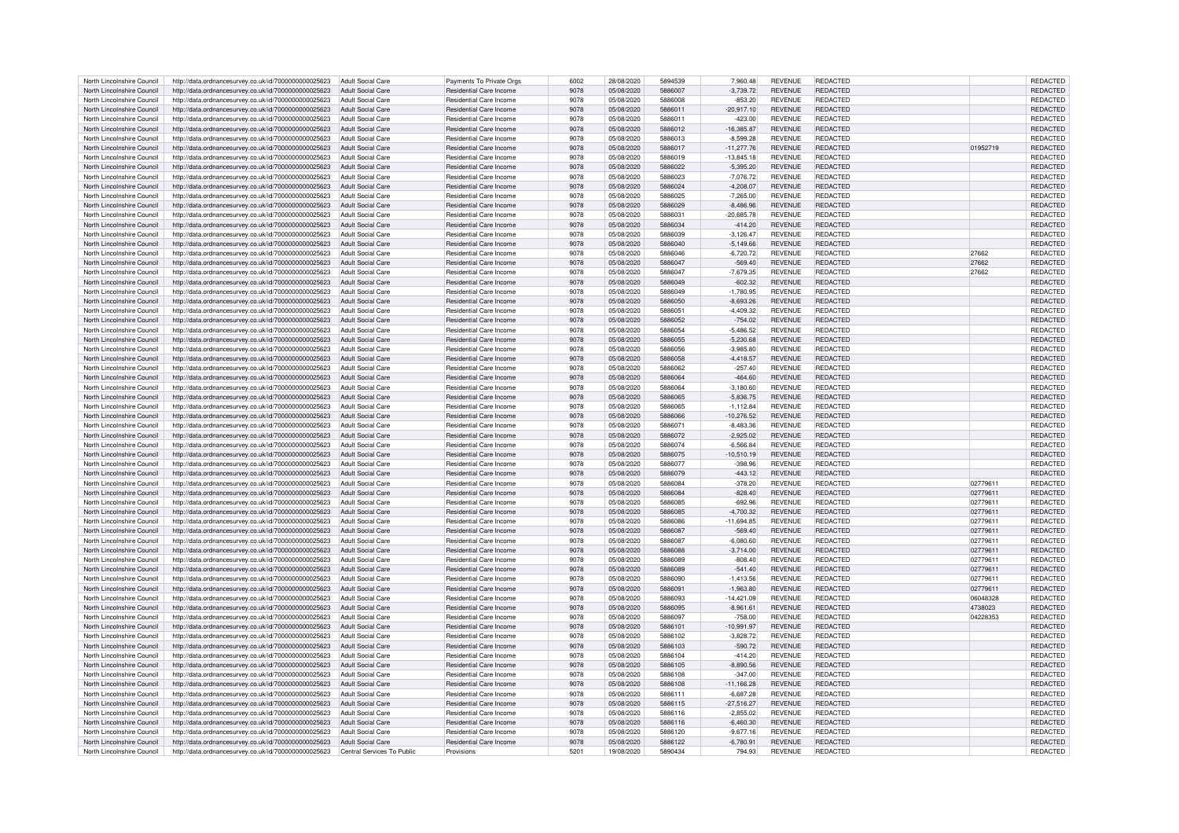| North Lincolnshire Council | http://data.ordnancesurvey.co.uk/id/7000000000025623 | Adult Social Care | Payments To Private Orgs | 6002 | 28/08/2020 | 5894539 | 7,960.48 | REVENUE | REDACTED | | REDACTED |
|---|---|---|---|---|---|---|---|---|---|---|---|
| North Lincolnshire Council | http://data.ordnancesurvey.co.uk/id/7000000000025623 | Adult Social Care | Residential Care Income | 9078 | 05/08/2020 | 5886007 | -3,739.72 | REVENUE | REDACTED | | REDACTED |
| North Lincolnshire Council | http://data.ordnancesurvey.co.uk/id/7000000000025623 | Adult Social Care | Residential Care Income | 9078 | 05/08/2020 | 5886008 | -853.20 | REVENUE | REDACTED | | REDACTED |
| North Lincolnshire Council | http://data.ordnancesurvey.co.uk/id/7000000000025623 | Adult Social Care | Residential Care Income | 9078 | 05/08/2020 | 5886011 | -20,917.10 | REVENUE | REDACTED | | REDACTED |
| North Lincolnshire Council | http://data.ordnancesurvey.co.uk/id/7000000000025623 | Adult Social Care | Residential Care Income | 9078 | 05/08/2020 | 5886011 | -423.00 | REVENUE | REDACTED | | REDACTED |
| North Lincolnshire Council | http://data.ordnancesurvey.co.uk/id/7000000000025623 | Adult Social Care | Residential Care Income | 9078 | 05/08/2020 | 5886012 | -16,385.87 | REVENUE | REDACTED | | REDACTED |
| North Lincolnshire Council | http://data.ordnancesurvey.co.uk/id/7000000000025623 | Adult Social Care | Residential Care Income | 9078 | 05/08/2020 | 5886013 | -8,599.28 | REVENUE | REDACTED | | REDACTED |
| North Lincolnshire Council | http://data.ordnancesurvey.co.uk/id/7000000000025623 | Adult Social Care | Residential Care Income | 9078 | 05/08/2020 | 5886017 | -11,277.76 | REVENUE | REDACTED | 01952719 | REDACTED |
| North Lincolnshire Council | http://data.ordnancesurvey.co.uk/id/7000000000025623 | Adult Social Care | Residential Care Income | 9078 | 05/08/2020 | 5886019 | -13,845.18 | REVENUE | REDACTED | | REDACTED |
| North Lincolnshire Council | http://data.ordnancesurvey.co.uk/id/7000000000025623 | Adult Social Care | Residential Care Income | 9078 | 05/08/2020 | 5886022 | -5,395.20 | REVENUE | REDACTED | | REDACTED |
| North Lincolnshire Council | http://data.ordnancesurvey.co.uk/id/7000000000025623 | Adult Social Care | Residential Care Income | 9078 | 05/08/2020 | 5886023 | -7,076.72 | REVENUE | REDACTED | | REDACTED |
| North Lincolnshire Council | http://data.ordnancesurvey.co.uk/id/7000000000025623 | Adult Social Care | Residential Care Income | 9078 | 05/08/2020 | 5886024 | -4,208.07 | REVENUE | REDACTED | | REDACTED |
| North Lincolnshire Council | http://data.ordnancesurvey.co.uk/id/7000000000025623 | Adult Social Care | Residential Care Income | 9078 | 05/08/2020 | 5886025 | -7,265.00 | REVENUE | REDACTED | | REDACTED |
| North Lincolnshire Council | http://data.ordnancesurvey.co.uk/id/7000000000025623 | Adult Social Care | Residential Care Income | 9078 | 05/08/2020 | 5886029 | -8,486.96 | REVENUE | REDACTED | | REDACTED |
| North Lincolnshire Council | http://data.ordnancesurvey.co.uk/id/7000000000025623 | Adult Social Care | Residential Care Income | 9078 | 05/08/2020 | 5886031 | -20,685.78 | REVENUE | REDACTED | | REDACTED |
| North Lincolnshire Council | http://data.ordnancesurvey.co.uk/id/7000000000025623 | Adult Social Care | Residential Care Income | 9078 | 05/08/2020 | 5886034 | -414.20 | REVENUE | REDACTED | | REDACTED |
| North Lincolnshire Council | http://data.ordnancesurvey.co.uk/id/7000000000025623 | Adult Social Care | Residential Care Income | 9078 | 05/08/2020 | 5886039 | -3,126.47 | REVENUE | REDACTED | | REDACTED |
| North Lincolnshire Council | http://data.ordnancesurvey.co.uk/id/7000000000025623 | Adult Social Care | Residential Care Income | 9078 | 05/08/2020 | 5886040 | -5,149.66 | REVENUE | REDACTED | | REDACTED |
| North Lincolnshire Council | http://data.ordnancesurvey.co.uk/id/7000000000025623 | Adult Social Care | Residential Care Income | 9078 | 05/08/2020 | 5886046 | -6,720.72 | REVENUE | REDACTED | 27662 | REDACTED |
| North Lincolnshire Council | http://data.ordnancesurvey.co.uk/id/7000000000025623 | Adult Social Care | Residential Care Income | 9078 | 05/08/2020 | 5886047 | -569.40 | REVENUE | REDACTED | 27662 | REDACTED |
| North Lincolnshire Council | http://data.ordnancesurvey.co.uk/id/7000000000025623 | Adult Social Care | Residential Care Income | 9078 | 05/08/2020 | 5886047 | -7,679.35 | REVENUE | REDACTED | 27662 | REDACTED |
| North Lincolnshire Council | http://data.ordnancesurvey.co.uk/id/7000000000025623 | Adult Social Care | Residential Care Income | 9078 | 05/08/2020 | 5886049 | -602.32 | REVENUE | REDACTED | | REDACTED |
| North Lincolnshire Council | http://data.ordnancesurvey.co.uk/id/7000000000025623 | Adult Social Care | Residential Care Income | 9078 | 05/08/2020 | 5886049 | -1,780.95 | REVENUE | REDACTED | | REDACTED |
| North Lincolnshire Council | http://data.ordnancesurvey.co.uk/id/7000000000025623 | Adult Social Care | Residential Care Income | 9078 | 05/08/2020 | 5886050 | -8,693.26 | REVENUE | REDACTED | | REDACTED |
| North Lincolnshire Council | http://data.ordnancesurvey.co.uk/id/7000000000025623 | Adult Social Care | Residential Care Income | 9078 | 05/08/2020 | 5886051 | -4,409.32 | REVENUE | REDACTED | | REDACTED |
| North Lincolnshire Council | http://data.ordnancesurvey.co.uk/id/7000000000025623 | Adult Social Care | Residential Care Income | 9078 | 05/08/2020 | 5886052 | -754.02 | REVENUE | REDACTED | | REDACTED |
| North Lincolnshire Council | http://data.ordnancesurvey.co.uk/id/7000000000025623 | Adult Social Care | Residential Care Income | 9078 | 05/08/2020 | 5886054 | -5,486.52 | REVENUE | REDACTED | | REDACTED |
| North Lincolnshire Council | http://data.ordnancesurvey.co.uk/id/7000000000025623 | Adult Social Care | Residential Care Income | 9078 | 05/08/2020 | 5886055 | -5,230.68 | REVENUE | REDACTED | | REDACTED |
| North Lincolnshire Council | http://data.ordnancesurvey.co.uk/id/7000000000025623 | Adult Social Care | Residential Care Income | 9078 | 05/08/2020 | 5886056 | -3,985.80 | REVENUE | REDACTED | | REDACTED |
| North Lincolnshire Council | http://data.ordnancesurvey.co.uk/id/7000000000025623 | Adult Social Care | Residential Care Income | 9078 | 05/08/2020 | 5886058 | -4,418.57 | REVENUE | REDACTED | | REDACTED |
| North Lincolnshire Council | http://data.ordnancesurvey.co.uk/id/7000000000025623 | Adult Social Care | Residential Care Income | 9078 | 05/08/2020 | 5886062 | -257.40 | REVENUE | REDACTED | | REDACTED |
| North Lincolnshire Council | http://data.ordnancesurvey.co.uk/id/7000000000025623 | Adult Social Care | Residential Care Income | 9078 | 05/08/2020 | 5886064 | -464.60 | REVENUE | REDACTED | | REDACTED |
| North Lincolnshire Council | http://data.ordnancesurvey.co.uk/id/7000000000025623 | Adult Social Care | Residential Care Income | 9078 | 05/08/2020 | 5886064 | -3,180.60 | REVENUE | REDACTED | | REDACTED |
| North Lincolnshire Council | http://data.ordnancesurvey.co.uk/id/7000000000025623 | Adult Social Care | Residential Care Income | 9078 | 05/08/2020 | 5886065 | -5,836.75 | REVENUE | REDACTED | | REDACTED |
| North Lincolnshire Council | http://data.ordnancesurvey.co.uk/id/7000000000025623 | Adult Social Care | Residential Care Income | 9078 | 05/08/2020 | 5886065 | -1,112.84 | REVENUE | REDACTED | | REDACTED |
| North Lincolnshire Council | http://data.ordnancesurvey.co.uk/id/7000000000025623 | Adult Social Care | Residential Care Income | 9078 | 05/08/2020 | 5886066 | -10,276.52 | REVENUE | REDACTED | | REDACTED |
| North Lincolnshire Council | http://data.ordnancesurvey.co.uk/id/7000000000025623 | Adult Social Care | Residential Care Income | 9078 | 05/08/2020 | 5886071 | -8,483.36 | REVENUE | REDACTED | | REDACTED |
| North Lincolnshire Council | http://data.ordnancesurvey.co.uk/id/7000000000025623 | Adult Social Care | Residential Care Income | 9078 | 05/08/2020 | 5886072 | -2,925.02 | REVENUE | REDACTED | | REDACTED |
| North Lincolnshire Council | http://data.ordnancesurvey.co.uk/id/7000000000025623 | Adult Social Care | Residential Care Income | 9078 | 05/08/2020 | 5886074 | -6,566.84 | REVENUE | REDACTED | | REDACTED |
| North Lincolnshire Council | http://data.ordnancesurvey.co.uk/id/7000000000025623 | Adult Social Care | Residential Care Income | 9078 | 05/08/2020 | 5886075 | -10,510.19 | REVENUE | REDACTED | | REDACTED |
| North Lincolnshire Council | http://data.ordnancesurvey.co.uk/id/7000000000025623 | Adult Social Care | Residential Care Income | 9078 | 05/08/2020 | 5886077 | -398.96 | REVENUE | REDACTED | | REDACTED |
| North Lincolnshire Council | http://data.ordnancesurvey.co.uk/id/7000000000025623 | Adult Social Care | Residential Care Income | 9078 | 05/08/2020 | 5886079 | -443.12 | REVENUE | REDACTED | | REDACTED |
| North Lincolnshire Council | http://data.ordnancesurvey.co.uk/id/7000000000025623 | Adult Social Care | Residential Care Income | 9078 | 05/08/2020 | 5886084 | -378.20 | REVENUE | REDACTED | 02779611 | REDACTED |
| North Lincolnshire Council | http://data.ordnancesurvey.co.uk/id/7000000000025623 | Adult Social Care | Residential Care Income | 9078 | 05/08/2020 | 5886084 | -828.40 | REVENUE | REDACTED | 02779611 | REDACTED |
| North Lincolnshire Council | http://data.ordnancesurvey.co.uk/id/7000000000025623 | Adult Social Care | Residential Care Income | 9078 | 05/08/2020 | 5886085 | -692.96 | REVENUE | REDACTED | 02779611 | REDACTED |
| North Lincolnshire Council | http://data.ordnancesurvey.co.uk/id/7000000000025623 | Adult Social Care | Residential Care Income | 9078 | 05/08/2020 | 5886085 | -4,700.32 | REVENUE | REDACTED | 02779611 | REDACTED |
| North Lincolnshire Council | http://data.ordnancesurvey.co.uk/id/7000000000025623 | Adult Social Care | Residential Care Income | 9078 | 05/08/2020 | 5886086 | -11,694.85 | REVENUE | REDACTED | 02779611 | REDACTED |
| North Lincolnshire Council | http://data.ordnancesurvey.co.uk/id/7000000000025623 | Adult Social Care | Residential Care Income | 9078 | 05/08/2020 | 5886087 | -569.40 | REVENUE | REDACTED | 02779611 | REDACTED |
| North Lincolnshire Council | http://data.ordnancesurvey.co.uk/id/7000000000025623 | Adult Social Care | Residential Care Income | 9078 | 05/08/2020 | 5886087 | -6,080.60 | REVENUE | REDACTED | 02779611 | REDACTED |
| North Lincolnshire Council | http://data.ordnancesurvey.co.uk/id/7000000000025623 | Adult Social Care | Residential Care Income | 9078 | 05/08/2020 | 5886088 | -3,714.00 | REVENUE | REDACTED | 02779611 | REDACTED |
| North Lincolnshire Council | http://data.ordnancesurvey.co.uk/id/7000000000025623 | Adult Social Care | Residential Care Income | 9078 | 05/08/2020 | 5886089 | -808.40 | REVENUE | REDACTED | 02779611 | REDACTED |
| North Lincolnshire Council | http://data.ordnancesurvey.co.uk/id/7000000000025623 | Adult Social Care | Residential Care Income | 9078 | 05/08/2020 | 5886089 | -541.40 | REVENUE | REDACTED | 02779611 | REDACTED |
| North Lincolnshire Council | http://data.ordnancesurvey.co.uk/id/7000000000025623 | Adult Social Care | Residential Care Income | 9078 | 05/08/2020 | 5886090 | -1,413.56 | REVENUE | REDACTED | 02779611 | REDACTED |
| North Lincolnshire Council | http://data.ordnancesurvey.co.uk/id/7000000000025623 | Adult Social Care | Residential Care Income | 9078 | 05/08/2020 | 5886091 | -1,963.80 | REVENUE | REDACTED | 02779611 | REDACTED |
| North Lincolnshire Council | http://data.ordnancesurvey.co.uk/id/7000000000025623 | Adult Social Care | Residential Care Income | 9078 | 05/08/2020 | 5886093 | -14,421.09 | REVENUE | REDACTED | 06048328 | REDACTED |
| North Lincolnshire Council | http://data.ordnancesurvey.co.uk/id/7000000000025623 | Adult Social Care | Residential Care Income | 9078 | 05/08/2020 | 5886095 | -8,961.61 | REVENUE | REDACTED | 4738023 | REDACTED |
| North Lincolnshire Council | http://data.ordnancesurvey.co.uk/id/7000000000025623 | Adult Social Care | Residential Care Income | 9078 | 05/08/2020 | 5886097 | -758.00 | REVENUE | REDACTED | 04228353 | REDACTED |
| North Lincolnshire Council | http://data.ordnancesurvey.co.uk/id/7000000000025623 | Adult Social Care | Residential Care Income | 9078 | 05/08/2020 | 5886101 | -10,991.97 | REVENUE | REDACTED | | REDACTED |
| North Lincolnshire Council | http://data.ordnancesurvey.co.uk/id/7000000000025623 | Adult Social Care | Residential Care Income | 9078 | 05/08/2020 | 5886102 | -3,828.72 | REVENUE | REDACTED | | REDACTED |
| North Lincolnshire Council | http://data.ordnancesurvey.co.uk/id/7000000000025623 | Adult Social Care | Residential Care Income | 9078 | 05/08/2020 | 5886103 | -590.72 | REVENUE | REDACTED | | REDACTED |
| North Lincolnshire Council | http://data.ordnancesurvey.co.uk/id/7000000000025623 | Adult Social Care | Residential Care Income | 9078 | 05/08/2020 | 5886104 | -414.20 | REVENUE | REDACTED | | REDACTED |
| North Lincolnshire Council | http://data.ordnancesurvey.co.uk/id/7000000000025623 | Adult Social Care | Residential Care Income | 9078 | 05/08/2020 | 5886105 | -8,890.56 | REVENUE | REDACTED | | REDACTED |
| North Lincolnshire Council | http://data.ordnancesurvey.co.uk/id/7000000000025623 | Adult Social Care | Residential Care Income | 9078 | 05/08/2020 | 5886108 | -347.00 | REVENUE | REDACTED | | REDACTED |
| North Lincolnshire Council | http://data.ordnancesurvey.co.uk/id/7000000000025623 | Adult Social Care | Residential Care Income | 9078 | 05/08/2020 | 5886108 | -11,166.28 | REVENUE | REDACTED | | REDACTED |
| North Lincolnshire Council | http://data.ordnancesurvey.co.uk/id/7000000000025623 | Adult Social Care | Residential Care Income | 9078 | 05/08/2020 | 5886111 | -6,687.28 | REVENUE | REDACTED | | REDACTED |
| North Lincolnshire Council | http://data.ordnancesurvey.co.uk/id/7000000000025623 | Adult Social Care | Residential Care Income | 9078 | 05/08/2020 | 5886115 | -27,516.27 | REVENUE | REDACTED | | REDACTED |
| North Lincolnshire Council | http://data.ordnancesurvey.co.uk/id/7000000000025623 | Adult Social Care | Residential Care Income | 9078 | 05/08/2020 | 5886116 | -2,855.02 | REVENUE | REDACTED | | REDACTED |
| North Lincolnshire Council | http://data.ordnancesurvey.co.uk/id/7000000000025623 | Adult Social Care | Residential Care Income | 9078 | 05/08/2020 | 5886116 | -6,460.30 | REVENUE | REDACTED | | REDACTED |
| North Lincolnshire Council | http://data.ordnancesurvey.co.uk/id/7000000000025623 | Adult Social Care | Residential Care Income | 9078 | 05/08/2020 | 5886120 | -9,677.16 | REVENUE | REDACTED | | REDACTED |
| North Lincolnshire Council | http://data.ordnancesurvey.co.uk/id/7000000000025623 | Adult Social Care | Residential Care Income | 9078 | 05/08/2020 | 5886122 | -6,780.91 | REVENUE | REDACTED | | REDACTED |
| North Lincolnshire Council | http://data.ordnancesurvey.co.uk/id/7000000000025623 | Central Services To Public | Provisions | 5201 | 19/08/2020 | 5890434 | 794.93 | REVENUE | REDACTED | | REDACTED |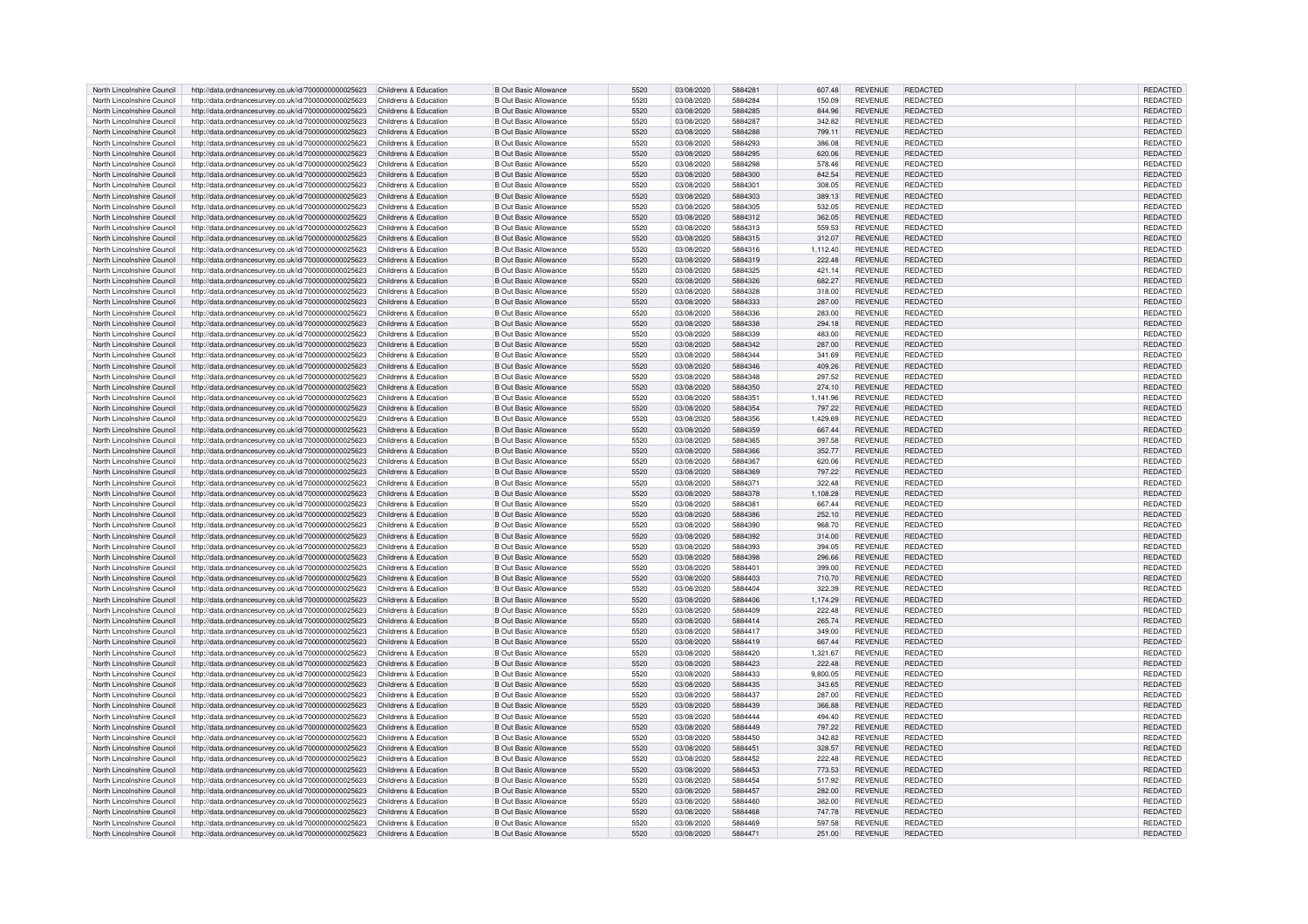| | | | | | | | | | | | |
|---|---|---|---|---|---|---|---|---|---|---|---|
| North Lincolnshire Council | http://data.ordnancesurvey.co.uk/id/7000000000025623 | Childrens & Education | B Out Basic Allowance | 5520 | 03/08/2020 | 5884281 | 607.48 | REVENUE | REDACTED | | REDACTED |
| North Lincolnshire Council | http://data.ordnancesurvey.co.uk/id/7000000000025623 | Childrens & Education | B Out Basic Allowance | 5520 | 03/08/2020 | 5884284 | 150.09 | REVENUE | REDACTED | | REDACTED |
| North Lincolnshire Council | http://data.ordnancesurvey.co.uk/id/7000000000025623 | Childrens & Education | B Out Basic Allowance | 5520 | 03/08/2020 | 5884285 | 844.96 | REVENUE | REDACTED | | REDACTED |
| North Lincolnshire Council | http://data.ordnancesurvey.co.uk/id/7000000000025623 | Childrens & Education | B Out Basic Allowance | 5520 | 03/08/2020 | 5884287 | 342.82 | REVENUE | REDACTED | | REDACTED |
| North Lincolnshire Council | http://data.ordnancesurvey.co.uk/id/7000000000025623 | Childrens & Education | B Out Basic Allowance | 5520 | 03/08/2020 | 5884288 | 799.11 | REVENUE | REDACTED | | REDACTED |
| North Lincolnshire Council | http://data.ordnancesurvey.co.uk/id/7000000000025623 | Childrens & Education | B Out Basic Allowance | 5520 | 03/08/2020 | 5884293 | 386.08 | REVENUE | REDACTED | | REDACTED |
| North Lincolnshire Council | http://data.ordnancesurvey.co.uk/id/7000000000025623 | Childrens & Education | B Out Basic Allowance | 5520 | 03/08/2020 | 5884295 | 620.06 | REVENUE | REDACTED | | REDACTED |
| North Lincolnshire Council | http://data.ordnancesurvey.co.uk/id/7000000000025623 | Childrens & Education | B Out Basic Allowance | 5520 | 03/08/2020 | 5884298 | 578.46 | REVENUE | REDACTED | | REDACTED |
| North Lincolnshire Council | http://data.ordnancesurvey.co.uk/id/7000000000025623 | Childrens & Education | B Out Basic Allowance | 5520 | 03/08/2020 | 5884300 | 842.54 | REVENUE | REDACTED | | REDACTED |
| North Lincolnshire Council | http://data.ordnancesurvey.co.uk/id/7000000000025623 | Childrens & Education | B Out Basic Allowance | 5520 | 03/08/2020 | 5884301 | 308.05 | REVENUE | REDACTED | | REDACTED |
| North Lincolnshire Council | http://data.ordnancesurvey.co.uk/id/7000000000025623 | Childrens & Education | B Out Basic Allowance | 5520 | 03/08/2020 | 5884303 | 389.13 | REVENUE | REDACTED | | REDACTED |
| North Lincolnshire Council | http://data.ordnancesurvey.co.uk/id/7000000000025623 | Childrens & Education | B Out Basic Allowance | 5520 | 03/08/2020 | 5884305 | 532.05 | REVENUE | REDACTED | | REDACTED |
| North Lincolnshire Council | http://data.ordnancesurvey.co.uk/id/7000000000025623 | Childrens & Education | B Out Basic Allowance | 5520 | 03/08/2020 | 5884312 | 362.05 | REVENUE | REDACTED | | REDACTED |
| North Lincolnshire Council | http://data.ordnancesurvey.co.uk/id/7000000000025623 | Childrens & Education | B Out Basic Allowance | 5520 | 03/08/2020 | 5884313 | 559.53 | REVENUE | REDACTED | | REDACTED |
| North Lincolnshire Council | http://data.ordnancesurvey.co.uk/id/7000000000025623 | Childrens & Education | B Out Basic Allowance | 5520 | 03/08/2020 | 5884315 | 312.07 | REVENUE | REDACTED | | REDACTED |
| North Lincolnshire Council | http://data.ordnancesurvey.co.uk/id/7000000000025623 | Childrens & Education | B Out Basic Allowance | 5520 | 03/08/2020 | 5884316 | 1,112.40 | REVENUE | REDACTED | | REDACTED |
| North Lincolnshire Council | http://data.ordnancesurvey.co.uk/id/7000000000025623 | Childrens & Education | B Out Basic Allowance | 5520 | 03/08/2020 | 5884319 | 222.48 | REVENUE | REDACTED | | REDACTED |
| North Lincolnshire Council | http://data.ordnancesurvey.co.uk/id/7000000000025623 | Childrens & Education | B Out Basic Allowance | 5520 | 03/08/2020 | 5884325 | 421.14 | REVENUE | REDACTED | | REDACTED |
| North Lincolnshire Council | http://data.ordnancesurvey.co.uk/id/7000000000025623 | Childrens & Education | B Out Basic Allowance | 5520 | 03/08/2020 | 5884326 | 682.27 | REVENUE | REDACTED | | REDACTED |
| North Lincolnshire Council | http://data.ordnancesurvey.co.uk/id/7000000000025623 | Childrens & Education | B Out Basic Allowance | 5520 | 03/08/2020 | 5884328 | 318.00 | REVENUE | REDACTED | | REDACTED |
| North Lincolnshire Council | http://data.ordnancesurvey.co.uk/id/7000000000025623 | Childrens & Education | B Out Basic Allowance | 5520 | 03/08/2020 | 5884333 | 287.00 | REVENUE | REDACTED | | REDACTED |
| North Lincolnshire Council | http://data.ordnancesurvey.co.uk/id/7000000000025623 | Childrens & Education | B Out Basic Allowance | 5520 | 03/08/2020 | 5884336 | 283.00 | REVENUE | REDACTED | | REDACTED |
| North Lincolnshire Council | http://data.ordnancesurvey.co.uk/id/7000000000025623 | Childrens & Education | B Out Basic Allowance | 5520 | 03/08/2020 | 5884338 | 294.18 | REVENUE | REDACTED | | REDACTED |
| North Lincolnshire Council | http://data.ordnancesurvey.co.uk/id/7000000000025623 | Childrens & Education | B Out Basic Allowance | 5520 | 03/08/2020 | 5884339 | 483.00 | REVENUE | REDACTED | | REDACTED |
| North Lincolnshire Council | http://data.ordnancesurvey.co.uk/id/7000000000025623 | Childrens & Education | B Out Basic Allowance | 5520 | 03/08/2020 | 5884342 | 287.00 | REVENUE | REDACTED | | REDACTED |
| North Lincolnshire Council | http://data.ordnancesurvey.co.uk/id/7000000000025623 | Childrens & Education | B Out Basic Allowance | 5520 | 03/08/2020 | 5884344 | 341.69 | REVENUE | REDACTED | | REDACTED |
| North Lincolnshire Council | http://data.ordnancesurvey.co.uk/id/7000000000025623 | Childrens & Education | B Out Basic Allowance | 5520 | 03/08/2020 | 5884346 | 409.26 | REVENUE | REDACTED | | REDACTED |
| North Lincolnshire Council | http://data.ordnancesurvey.co.uk/id/7000000000025623 | Childrens & Education | B Out Basic Allowance | 5520 | 03/08/2020 | 5884348 | 297.52 | REVENUE | REDACTED | | REDACTED |
| North Lincolnshire Council | http://data.ordnancesurvey.co.uk/id/7000000000025623 | Childrens & Education | B Out Basic Allowance | 5520 | 03/08/2020 | 5884350 | 274.10 | REVENUE | REDACTED | | REDACTED |
| North Lincolnshire Council | http://data.ordnancesurvey.co.uk/id/7000000000025623 | Childrens & Education | B Out Basic Allowance | 5520 | 03/08/2020 | 5884351 | 1,141.96 | REVENUE | REDACTED | | REDACTED |
| North Lincolnshire Council | http://data.ordnancesurvey.co.uk/id/7000000000025623 | Childrens & Education | B Out Basic Allowance | 5520 | 03/08/2020 | 5884354 | 797.22 | REVENUE | REDACTED | | REDACTED |
| North Lincolnshire Council | http://data.ordnancesurvey.co.uk/id/7000000000025623 | Childrens & Education | B Out Basic Allowance | 5520 | 03/08/2020 | 5884356 | 1,429.69 | REVENUE | REDACTED | | REDACTED |
| North Lincolnshire Council | http://data.ordnancesurvey.co.uk/id/7000000000025623 | Childrens & Education | B Out Basic Allowance | 5520 | 03/08/2020 | 5884359 | 667.44 | REVENUE | REDACTED | | REDACTED |
| North Lincolnshire Council | http://data.ordnancesurvey.co.uk/id/7000000000025623 | Childrens & Education | B Out Basic Allowance | 5520 | 03/08/2020 | 5884365 | 397.58 | REVENUE | REDACTED | | REDACTED |
| North Lincolnshire Council | http://data.ordnancesurvey.co.uk/id/7000000000025623 | Childrens & Education | B Out Basic Allowance | 5520 | 03/08/2020 | 5884366 | 352.77 | REVENUE | REDACTED | | REDACTED |
| North Lincolnshire Council | http://data.ordnancesurvey.co.uk/id/7000000000025623 | Childrens & Education | B Out Basic Allowance | 5520 | 03/08/2020 | 5884367 | 620.06 | REVENUE | REDACTED | | REDACTED |
| North Lincolnshire Council | http://data.ordnancesurvey.co.uk/id/7000000000025623 | Childrens & Education | B Out Basic Allowance | 5520 | 03/08/2020 | 5884369 | 797.22 | REVENUE | REDACTED | | REDACTED |
| North Lincolnshire Council | http://data.ordnancesurvey.co.uk/id/7000000000025623 | Childrens & Education | B Out Basic Allowance | 5520 | 03/08/2020 | 5884371 | 322.48 | REVENUE | REDACTED | | REDACTED |
| North Lincolnshire Council | http://data.ordnancesurvey.co.uk/id/7000000000025623 | Childrens & Education | B Out Basic Allowance | 5520 | 03/08/2020 | 5884378 | 1,108.28 | REVENUE | REDACTED | | REDACTED |
| North Lincolnshire Council | http://data.ordnancesurvey.co.uk/id/7000000000025623 | Childrens & Education | B Out Basic Allowance | 5520 | 03/08/2020 | 5884381 | 667.44 | REVENUE | REDACTED | | REDACTED |
| North Lincolnshire Council | http://data.ordnancesurvey.co.uk/id/7000000000025623 | Childrens & Education | B Out Basic Allowance | 5520 | 03/08/2020 | 5884386 | 252.10 | REVENUE | REDACTED | | REDACTED |
| North Lincolnshire Council | http://data.ordnancesurvey.co.uk/id/7000000000025623 | Childrens & Education | B Out Basic Allowance | 5520 | 03/08/2020 | 5884390 | 968.70 | REVENUE | REDACTED | | REDACTED |
| North Lincolnshire Council | http://data.ordnancesurvey.co.uk/id/7000000000025623 | Childrens & Education | B Out Basic Allowance | 5520 | 03/08/2020 | 5884392 | 314.00 | REVENUE | REDACTED | | REDACTED |
| North Lincolnshire Council | http://data.ordnancesurvey.co.uk/id/7000000000025623 | Childrens & Education | B Out Basic Allowance | 5520 | 03/08/2020 | 5884393 | 394.05 | REVENUE | REDACTED | | REDACTED |
| North Lincolnshire Council | http://data.ordnancesurvey.co.uk/id/7000000000025623 | Childrens & Education | B Out Basic Allowance | 5520 | 03/08/2020 | 5884398 | 296.66 | REVENUE | REDACTED | | REDACTED |
| North Lincolnshire Council | http://data.ordnancesurvey.co.uk/id/7000000000025623 | Childrens & Education | B Out Basic Allowance | 5520 | 03/08/2020 | 5884401 | 399.00 | REVENUE | REDACTED | | REDACTED |
| North Lincolnshire Council | http://data.ordnancesurvey.co.uk/id/7000000000025623 | Childrens & Education | B Out Basic Allowance | 5520 | 03/08/2020 | 5884403 | 710.70 | REVENUE | REDACTED | | REDACTED |
| North Lincolnshire Council | http://data.ordnancesurvey.co.uk/id/7000000000025623 | Childrens & Education | B Out Basic Allowance | 5520 | 03/08/2020 | 5884404 | 322.39 | REVENUE | REDACTED | | REDACTED |
| North Lincolnshire Council | http://data.ordnancesurvey.co.uk/id/7000000000025623 | Childrens & Education | B Out Basic Allowance | 5520 | 03/08/2020 | 5884406 | 1,174.29 | REVENUE | REDACTED | | REDACTED |
| North Lincolnshire Council | http://data.ordnancesurvey.co.uk/id/7000000000025623 | Childrens & Education | B Out Basic Allowance | 5520 | 03/08/2020 | 5884409 | 222.48 | REVENUE | REDACTED | | REDACTED |
| North Lincolnshire Council | http://data.ordnancesurvey.co.uk/id/7000000000025623 | Childrens & Education | B Out Basic Allowance | 5520 | 03/08/2020 | 5884414 | 265.74 | REVENUE | REDACTED | | REDACTED |
| North Lincolnshire Council | http://data.ordnancesurvey.co.uk/id/7000000000025623 | Childrens & Education | B Out Basic Allowance | 5520 | 03/08/2020 | 5884417 | 349.00 | REVENUE | REDACTED | | REDACTED |
| North Lincolnshire Council | http://data.ordnancesurvey.co.uk/id/7000000000025623 | Childrens & Education | B Out Basic Allowance | 5520 | 03/08/2020 | 5884419 | 667.44 | REVENUE | REDACTED | | REDACTED |
| North Lincolnshire Council | http://data.ordnancesurvey.co.uk/id/7000000000025623 | Childrens & Education | B Out Basic Allowance | 5520 | 03/08/2020 | 5884420 | 1,321.67 | REVENUE | REDACTED | | REDACTED |
| North Lincolnshire Council | http://data.ordnancesurvey.co.uk/id/7000000000025623 | Childrens & Education | B Out Basic Allowance | 5520 | 03/08/2020 | 5884423 | 222.48 | REVENUE | REDACTED | | REDACTED |
| North Lincolnshire Council | http://data.ordnancesurvey.co.uk/id/7000000000025623 | Childrens & Education | B Out Basic Allowance | 5520 | 03/08/2020 | 5884433 | 9,800.05 | REVENUE | REDACTED | | REDACTED |
| North Lincolnshire Council | http://data.ordnancesurvey.co.uk/id/7000000000025623 | Childrens & Education | B Out Basic Allowance | 5520 | 03/08/2020 | 5884435 | 343.65 | REVENUE | REDACTED | | REDACTED |
| North Lincolnshire Council | http://data.ordnancesurvey.co.uk/id/7000000000025623 | Childrens & Education | B Out Basic Allowance | 5520 | 03/08/2020 | 5884437 | 287.00 | REVENUE | REDACTED | | REDACTED |
| North Lincolnshire Council | http://data.ordnancesurvey.co.uk/id/7000000000025623 | Childrens & Education | B Out Basic Allowance | 5520 | 03/08/2020 | 5884439 | 366.88 | REVENUE | REDACTED | | REDACTED |
| North Lincolnshire Council | http://data.ordnancesurvey.co.uk/id/7000000000025623 | Childrens & Education | B Out Basic Allowance | 5520 | 03/08/2020 | 5884444 | 494.40 | REVENUE | REDACTED | | REDACTED |
| North Lincolnshire Council | http://data.ordnancesurvey.co.uk/id/7000000000025623 | Childrens & Education | B Out Basic Allowance | 5520 | 03/08/2020 | 5884449 | 797.22 | REVENUE | REDACTED | | REDACTED |
| North Lincolnshire Council | http://data.ordnancesurvey.co.uk/id/7000000000025623 | Childrens & Education | B Out Basic Allowance | 5520 | 03/08/2020 | 5884450 | 342.82 | REVENUE | REDACTED | | REDACTED |
| North Lincolnshire Council | http://data.ordnancesurvey.co.uk/id/7000000000025623 | Childrens & Education | B Out Basic Allowance | 5520 | 03/08/2020 | 5884451 | 328.57 | REVENUE | REDACTED | | REDACTED |
| North Lincolnshire Council | http://data.ordnancesurvey.co.uk/id/7000000000025623 | Childrens & Education | B Out Basic Allowance | 5520 | 03/08/2020 | 5884452 | 222.48 | REVENUE | REDACTED | | REDACTED |
| North Lincolnshire Council | http://data.ordnancesurvey.co.uk/id/7000000000025623 | Childrens & Education | B Out Basic Allowance | 5520 | 03/08/2020 | 5884453 | 773.53 | REVENUE | REDACTED | | REDACTED |
| North Lincolnshire Council | http://data.ordnancesurvey.co.uk/id/7000000000025623 | Childrens & Education | B Out Basic Allowance | 5520 | 03/08/2020 | 5884454 | 517.92 | REVENUE | REDACTED | | REDACTED |
| North Lincolnshire Council | http://data.ordnancesurvey.co.uk/id/7000000000025623 | Childrens & Education | B Out Basic Allowance | 5520 | 03/08/2020 | 5884457 | 282.00 | REVENUE | REDACTED | | REDACTED |
| North Lincolnshire Council | http://data.ordnancesurvey.co.uk/id/7000000000025623 | Childrens & Education | B Out Basic Allowance | 5520 | 03/08/2020 | 5884460 | 382.00 | REVENUE | REDACTED | | REDACTED |
| North Lincolnshire Council | http://data.ordnancesurvey.co.uk/id/7000000000025623 | Childrens & Education | B Out Basic Allowance | 5520 | 03/08/2020 | 5884468 | 747.78 | REVENUE | REDACTED | | REDACTED |
| North Lincolnshire Council | http://data.ordnancesurvey.co.uk/id/7000000000025623 | Childrens & Education | B Out Basic Allowance | 5520 | 03/08/2020 | 5884469 | 597.58 | REVENUE | REDACTED | | REDACTED |
| North Lincolnshire Council | http://data.ordnancesurvey.co.uk/id/7000000000025623 | Childrens & Education | B Out Basic Allowance | 5520 | 03/08/2020 | 5884471 | 251.00 | REVENUE | REDACTED | | REDACTED |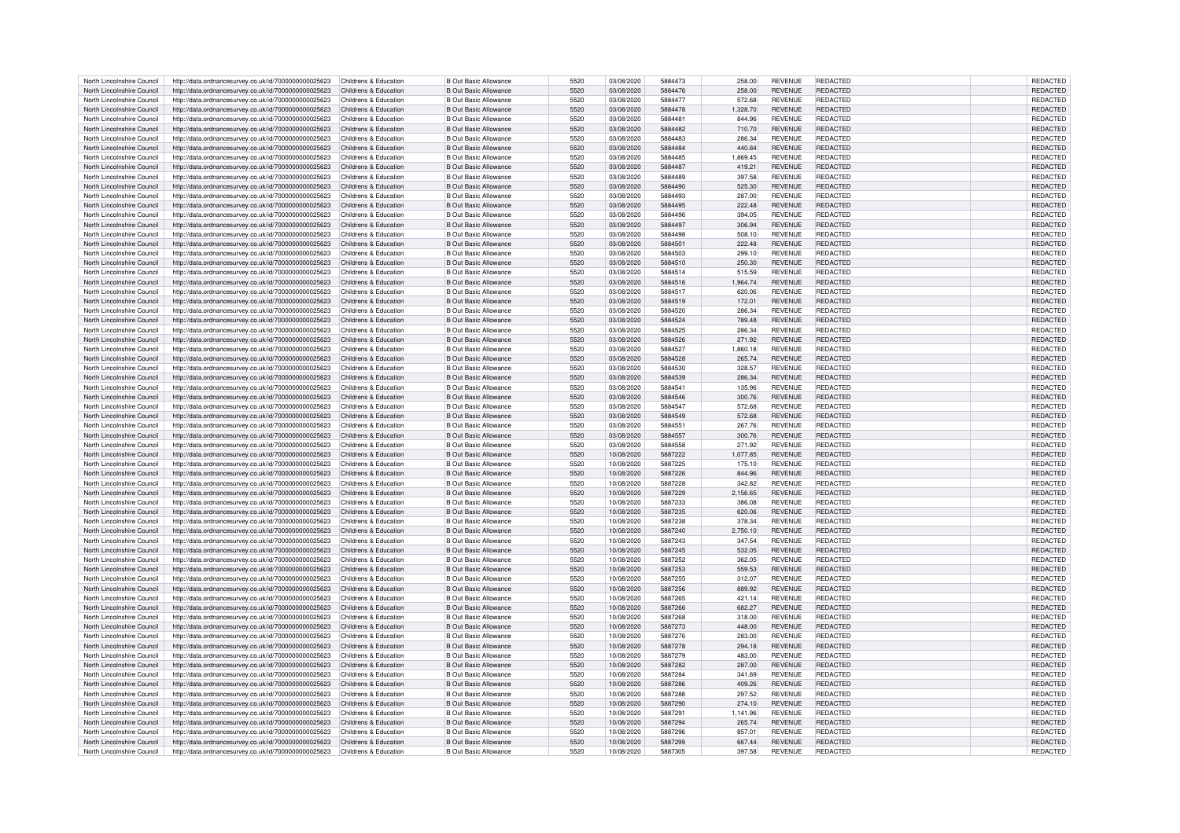| | | | | | | | | | | | |
|---|---|---|---|---|---|---|---|---|---|---|---|
| North Lincolnshire Council | http://data.ordnancesurvey.co.uk/id/7000000000025623 | Childrens & Education | B Out Basic Allowance | 5520 | 03/08/2020 | 5884473 | 258.00 | REVENUE | REDACTED | | REDACTED |
| North Lincolnshire Council | http://data.ordnancesurvey.co.uk/id/7000000000025623 | Childrens & Education | B Out Basic Allowance | 5520 | 03/08/2020 | 5884476 | 258.00 | REVENUE | REDACTED | | REDACTED |
| North Lincolnshire Council | http://data.ordnancesurvey.co.uk/id/7000000000025623 | Childrens & Education | B Out Basic Allowance | 5520 | 03/08/2020 | 5884477 | 572.68 | REVENUE | REDACTED | | REDACTED |
| North Lincolnshire Council | http://data.ordnancesurvey.co.uk/id/7000000000025623 | Childrens & Education | B Out Basic Allowance | 5520 | 03/08/2020 | 5884478 | 1,328.70 | REVENUE | REDACTED | | REDACTED |
| North Lincolnshire Council | http://data.ordnancesurvey.co.uk/id/7000000000025623 | Childrens & Education | B Out Basic Allowance | 5520 | 03/08/2020 | 5884481 | 844.96 | REVENUE | REDACTED | | REDACTED |
| North Lincolnshire Council | http://data.ordnancesurvey.co.uk/id/7000000000025623 | Childrens & Education | B Out Basic Allowance | 5520 | 03/08/2020 | 5884482 | 710.70 | REVENUE | REDACTED | | REDACTED |
| North Lincolnshire Council | http://data.ordnancesurvey.co.uk/id/7000000000025623 | Childrens & Education | B Out Basic Allowance | 5520 | 03/08/2020 | 5884483 | 286.34 | REVENUE | REDACTED | | REDACTED |
| North Lincolnshire Council | http://data.ordnancesurvey.co.uk/id/7000000000025623 | Childrens & Education | B Out Basic Allowance | 5520 | 03/08/2020 | 5884484 | 440.84 | REVENUE | REDACTED | | REDACTED |
| North Lincolnshire Council | http://data.ordnancesurvey.co.uk/id/7000000000025623 | Childrens & Education | B Out Basic Allowance | 5520 | 03/08/2020 | 5884485 | 1,869.45 | REVENUE | REDACTED | | REDACTED |
| North Lincolnshire Council | http://data.ordnancesurvey.co.uk/id/7000000000025623 | Childrens & Education | B Out Basic Allowance | 5520 | 03/08/2020 | 5884487 | 419.21 | REVENUE | REDACTED | | REDACTED |
| North Lincolnshire Council | http://data.ordnancesurvey.co.uk/id/7000000000025623 | Childrens & Education | B Out Basic Allowance | 5520 | 03/08/2020 | 5884489 | 397.58 | REVENUE | REDACTED | | REDACTED |
| North Lincolnshire Council | http://data.ordnancesurvey.co.uk/id/7000000000025623 | Childrens & Education | B Out Basic Allowance | 5520 | 03/08/2020 | 5884490 | 525.30 | REVENUE | REDACTED | | REDACTED |
| North Lincolnshire Council | http://data.ordnancesurvey.co.uk/id/7000000000025623 | Childrens & Education | B Out Basic Allowance | 5520 | 03/08/2020 | 5884493 | 287.00 | REVENUE | REDACTED | | REDACTED |
| North Lincolnshire Council | http://data.ordnancesurvey.co.uk/id/7000000000025623 | Childrens & Education | B Out Basic Allowance | 5520 | 03/08/2020 | 5884495 | 222.48 | REVENUE | REDACTED | | REDACTED |
| North Lincolnshire Council | http://data.ordnancesurvey.co.uk/id/7000000000025623 | Childrens & Education | B Out Basic Allowance | 5520 | 03/08/2020 | 5884496 | 394.05 | REVENUE | REDACTED | | REDACTED |
| North Lincolnshire Council | http://data.ordnancesurvey.co.uk/id/7000000000025623 | Childrens & Education | B Out Basic Allowance | 5520 | 03/08/2020 | 5884497 | 306.94 | REVENUE | REDACTED | | REDACTED |
| North Lincolnshire Council | http://data.ordnancesurvey.co.uk/id/7000000000025623 | Childrens & Education | B Out Basic Allowance | 5520 | 03/08/2020 | 5884498 | 508.10 | REVENUE | REDACTED | | REDACTED |
| North Lincolnshire Council | http://data.ordnancesurvey.co.uk/id/7000000000025623 | Childrens & Education | B Out Basic Allowance | 5520 | 03/08/2020 | 5884501 | 222.48 | REVENUE | REDACTED | | REDACTED |
| North Lincolnshire Council | http://data.ordnancesurvey.co.uk/id/7000000000025623 | Childrens & Education | B Out Basic Allowance | 5520 | 03/08/2020 | 5884503 | 299.10 | REVENUE | REDACTED | | REDACTED |
| North Lincolnshire Council | http://data.ordnancesurvey.co.uk/id/7000000000025623 | Childrens & Education | B Out Basic Allowance | 5520 | 03/08/2020 | 5884510 | 250.30 | REVENUE | REDACTED | | REDACTED |
| North Lincolnshire Council | http://data.ordnancesurvey.co.uk/id/7000000000025623 | Childrens & Education | B Out Basic Allowance | 5520 | 03/08/2020 | 5884514 | 515.59 | REVENUE | REDACTED | | REDACTED |
| North Lincolnshire Council | http://data.ordnancesurvey.co.uk/id/7000000000025623 | Childrens & Education | B Out Basic Allowance | 5520 | 03/08/2020 | 5884516 | 1,964.74 | REVENUE | REDACTED | | REDACTED |
| North Lincolnshire Council | http://data.ordnancesurvey.co.uk/id/7000000000025623 | Childrens & Education | B Out Basic Allowance | 5520 | 03/08/2020 | 5884517 | 620.06 | REVENUE | REDACTED | | REDACTED |
| North Lincolnshire Council | http://data.ordnancesurvey.co.uk/id/7000000000025623 | Childrens & Education | B Out Basic Allowance | 5520 | 03/08/2020 | 5884519 | 172.01 | REVENUE | REDACTED | | REDACTED |
| North Lincolnshire Council | http://data.ordnancesurvey.co.uk/id/7000000000025623 | Childrens & Education | B Out Basic Allowance | 5520 | 03/08/2020 | 5884520 | 286.34 | REVENUE | REDACTED | | REDACTED |
| North Lincolnshire Council | http://data.ordnancesurvey.co.uk/id/7000000000025623 | Childrens & Education | B Out Basic Allowance | 5520 | 03/08/2020 | 5884524 | 789.48 | REVENUE | REDACTED | | REDACTED |
| North Lincolnshire Council | http://data.ordnancesurvey.co.uk/id/7000000000025623 | Childrens & Education | B Out Basic Allowance | 5520 | 03/08/2020 | 5884525 | 286.34 | REVENUE | REDACTED | | REDACTED |
| North Lincolnshire Council | http://data.ordnancesurvey.co.uk/id/7000000000025623 | Childrens & Education | B Out Basic Allowance | 5520 | 03/08/2020 | 5884526 | 271.92 | REVENUE | REDACTED | | REDACTED |
| North Lincolnshire Council | http://data.ordnancesurvey.co.uk/id/7000000000025623 | Childrens & Education | B Out Basic Allowance | 5520 | 03/08/2020 | 5884527 | 1,860.18 | REVENUE | REDACTED | | REDACTED |
| North Lincolnshire Council | http://data.ordnancesurvey.co.uk/id/7000000000025623 | Childrens & Education | B Out Basic Allowance | 5520 | 03/08/2020 | 5884528 | 265.74 | REVENUE | REDACTED | | REDACTED |
| North Lincolnshire Council | http://data.ordnancesurvey.co.uk/id/7000000000025623 | Childrens & Education | B Out Basic Allowance | 5520 | 03/08/2020 | 5884530 | 328.57 | REVENUE | REDACTED | | REDACTED |
| North Lincolnshire Council | http://data.ordnancesurvey.co.uk/id/7000000000025623 | Childrens & Education | B Out Basic Allowance | 5520 | 03/08/2020 | 5884539 | 286.34 | REVENUE | REDACTED | | REDACTED |
| North Lincolnshire Council | http://data.ordnancesurvey.co.uk/id/7000000000025623 | Childrens & Education | B Out Basic Allowance | 5520 | 03/08/2020 | 5884541 | 135.96 | REVENUE | REDACTED | | REDACTED |
| North Lincolnshire Council | http://data.ordnancesurvey.co.uk/id/7000000000025623 | Childrens & Education | B Out Basic Allowance | 5520 | 03/08/2020 | 5884546 | 300.76 | REVENUE | REDACTED | | REDACTED |
| North Lincolnshire Council | http://data.ordnancesurvey.co.uk/id/7000000000025623 | Childrens & Education | B Out Basic Allowance | 5520 | 03/08/2020 | 5884547 | 572.68 | REVENUE | REDACTED | | REDACTED |
| North Lincolnshire Council | http://data.ordnancesurvey.co.uk/id/7000000000025623 | Childrens & Education | B Out Basic Allowance | 5520 | 03/08/2020 | 5884549 | 572.68 | REVENUE | REDACTED | | REDACTED |
| North Lincolnshire Council | http://data.ordnancesurvey.co.uk/id/7000000000025623 | Childrens & Education | B Out Basic Allowance | 5520 | 03/08/2020 | 5884551 | 267.76 | REVENUE | REDACTED | | REDACTED |
| North Lincolnshire Council | http://data.ordnancesurvey.co.uk/id/7000000000025623 | Childrens & Education | B Out Basic Allowance | 5520 | 03/08/2020 | 5884557 | 300.76 | REVENUE | REDACTED | | REDACTED |
| North Lincolnshire Council | http://data.ordnancesurvey.co.uk/id/7000000000025623 | Childrens & Education | B Out Basic Allowance | 5520 | 03/08/2020 | 5884558 | 271.92 | REVENUE | REDACTED | | REDACTED |
| North Lincolnshire Council | http://data.ordnancesurvey.co.uk/id/7000000000025623 | Childrens & Education | B Out Basic Allowance | 5520 | 10/08/2020 | 5887222 | 1,077.85 | REVENUE | REDACTED | | REDACTED |
| North Lincolnshire Council | http://data.ordnancesurvey.co.uk/id/7000000000025623 | Childrens & Education | B Out Basic Allowance | 5520 | 10/08/2020 | 5887225 | 175.10 | REVENUE | REDACTED | | REDACTED |
| North Lincolnshire Council | http://data.ordnancesurvey.co.uk/id/7000000000025623 | Childrens & Education | B Out Basic Allowance | 5520 | 10/08/2020 | 5887226 | 844.96 | REVENUE | REDACTED | | REDACTED |
| North Lincolnshire Council | http://data.ordnancesurvey.co.uk/id/7000000000025623 | Childrens & Education | B Out Basic Allowance | 5520 | 10/08/2020 | 5887228 | 342.82 | REVENUE | REDACTED | | REDACTED |
| North Lincolnshire Council | http://data.ordnancesurvey.co.uk/id/7000000000025623 | Childrens & Education | B Out Basic Allowance | 5520 | 10/08/2020 | 5887229 | 2,156.65 | REVENUE | REDACTED | | REDACTED |
| North Lincolnshire Council | http://data.ordnancesurvey.co.uk/id/7000000000025623 | Childrens & Education | B Out Basic Allowance | 5520 | 10/08/2020 | 5887233 | 386.08 | REVENUE | REDACTED | | REDACTED |
| North Lincolnshire Council | http://data.ordnancesurvey.co.uk/id/7000000000025623 | Childrens & Education | B Out Basic Allowance | 5520 | 10/08/2020 | 5887235 | 620.06 | REVENUE | REDACTED | | REDACTED |
| North Lincolnshire Council | http://data.ordnancesurvey.co.uk/id/7000000000025623 | Childrens & Education | B Out Basic Allowance | 5520 | 10/08/2020 | 5887238 | 378.34 | REVENUE | REDACTED | | REDACTED |
| North Lincolnshire Council | http://data.ordnancesurvey.co.uk/id/7000000000025623 | Childrens & Education | B Out Basic Allowance | 5520 | 10/08/2020 | 5887240 | 2,750.10 | REVENUE | REDACTED | | REDACTED |
| North Lincolnshire Council | http://data.ordnancesurvey.co.uk/id/7000000000025623 | Childrens & Education | B Out Basic Allowance | 5520 | 10/08/2020 | 5887243 | 347.54 | REVENUE | REDACTED | | REDACTED |
| North Lincolnshire Council | http://data.ordnancesurvey.co.uk/id/7000000000025623 | Childrens & Education | B Out Basic Allowance | 5520 | 10/08/2020 | 5887245 | 532.05 | REVENUE | REDACTED | | REDACTED |
| North Lincolnshire Council | http://data.ordnancesurvey.co.uk/id/7000000000025623 | Childrens & Education | B Out Basic Allowance | 5520 | 10/08/2020 | 5887252 | 362.05 | REVENUE | REDACTED | | REDACTED |
| North Lincolnshire Council | http://data.ordnancesurvey.co.uk/id/7000000000025623 | Childrens & Education | B Out Basic Allowance | 5520 | 10/08/2020 | 5887253 | 559.53 | REVENUE | REDACTED | | REDACTED |
| North Lincolnshire Council | http://data.ordnancesurvey.co.uk/id/7000000000025623 | Childrens & Education | B Out Basic Allowance | 5520 | 10/08/2020 | 5887255 | 312.07 | REVENUE | REDACTED | | REDACTED |
| North Lincolnshire Council | http://data.ordnancesurvey.co.uk/id/7000000000025623 | Childrens & Education | B Out Basic Allowance | 5520 | 10/08/2020 | 5887256 | 889.92 | REVENUE | REDACTED | | REDACTED |
| North Lincolnshire Council | http://data.ordnancesurvey.co.uk/id/7000000000025623 | Childrens & Education | B Out Basic Allowance | 5520 | 10/08/2020 | 5887265 | 421.14 | REVENUE | REDACTED | | REDACTED |
| North Lincolnshire Council | http://data.ordnancesurvey.co.uk/id/7000000000025623 | Childrens & Education | B Out Basic Allowance | 5520 | 10/08/2020 | 5887266 | 682.27 | REVENUE | REDACTED | | REDACTED |
| North Lincolnshire Council | http://data.ordnancesurvey.co.uk/id/7000000000025623 | Childrens & Education | B Out Basic Allowance | 5520 | 10/08/2020 | 5887268 | 318.00 | REVENUE | REDACTED | | REDACTED |
| North Lincolnshire Council | http://data.ordnancesurvey.co.uk/id/7000000000025623 | Childrens & Education | B Out Basic Allowance | 5520 | 10/08/2020 | 5887273 | 448.00 | REVENUE | REDACTED | | REDACTED |
| North Lincolnshire Council | http://data.ordnancesurvey.co.uk/id/7000000000025623 | Childrens & Education | B Out Basic Allowance | 5520 | 10/08/2020 | 5887276 | 283.00 | REVENUE | REDACTED | | REDACTED |
| North Lincolnshire Council | http://data.ordnancesurvey.co.uk/id/7000000000025623 | Childrens & Education | B Out Basic Allowance | 5520 | 10/08/2020 | 5887278 | 294.18 | REVENUE | REDACTED | | REDACTED |
| North Lincolnshire Council | http://data.ordnancesurvey.co.uk/id/7000000000025623 | Childrens & Education | B Out Basic Allowance | 5520 | 10/08/2020 | 5887279 | 483.00 | REVENUE | REDACTED | | REDACTED |
| North Lincolnshire Council | http://data.ordnancesurvey.co.uk/id/7000000000025623 | Childrens & Education | B Out Basic Allowance | 5520 | 10/08/2020 | 5887282 | 287.00 | REVENUE | REDACTED | | REDACTED |
| North Lincolnshire Council | http://data.ordnancesurvey.co.uk/id/7000000000025623 | Childrens & Education | B Out Basic Allowance | 5520 | 10/08/2020 | 5887284 | 341.69 | REVENUE | REDACTED | | REDACTED |
| North Lincolnshire Council | http://data.ordnancesurvey.co.uk/id/7000000000025623 | Childrens & Education | B Out Basic Allowance | 5520 | 10/08/2020 | 5887286 | 409.26 | REVENUE | REDACTED | | REDACTED |
| North Lincolnshire Council | http://data.ordnancesurvey.co.uk/id/7000000000025623 | Childrens & Education | B Out Basic Allowance | 5520 | 10/08/2020 | 5887288 | 297.52 | REVENUE | REDACTED | | REDACTED |
| North Lincolnshire Council | http://data.ordnancesurvey.co.uk/id/7000000000025623 | Childrens & Education | B Out Basic Allowance | 5520 | 10/08/2020 | 5887290 | 274.10 | REVENUE | REDACTED | | REDACTED |
| North Lincolnshire Council | http://data.ordnancesurvey.co.uk/id/7000000000025623 | Childrens & Education | B Out Basic Allowance | 5520 | 10/08/2020 | 5887291 | 1,141.96 | REVENUE | REDACTED | | REDACTED |
| North Lincolnshire Council | http://data.ordnancesurvey.co.uk/id/7000000000025623 | Childrens & Education | B Out Basic Allowance | 5520 | 10/08/2020 | 5887294 | 265.74 | REVENUE | REDACTED | | REDACTED |
| North Lincolnshire Council | http://data.ordnancesurvey.co.uk/id/7000000000025623 | Childrens & Education | B Out Basic Allowance | 5520 | 10/08/2020 | 5887296 | 857.01 | REVENUE | REDACTED | | REDACTED |
| North Lincolnshire Council | http://data.ordnancesurvey.co.uk/id/7000000000025623 | Childrens & Education | B Out Basic Allowance | 5520 | 10/08/2020 | 5887299 | 667.44 | REVENUE | REDACTED | | REDACTED |
| North Lincolnshire Council | http://data.ordnancesurvey.co.uk/id/7000000000025623 | Childrens & Education | B Out Basic Allowance | 5520 | 10/08/2020 | 5887305 | 397.58 | REVENUE | REDACTED | | REDACTED |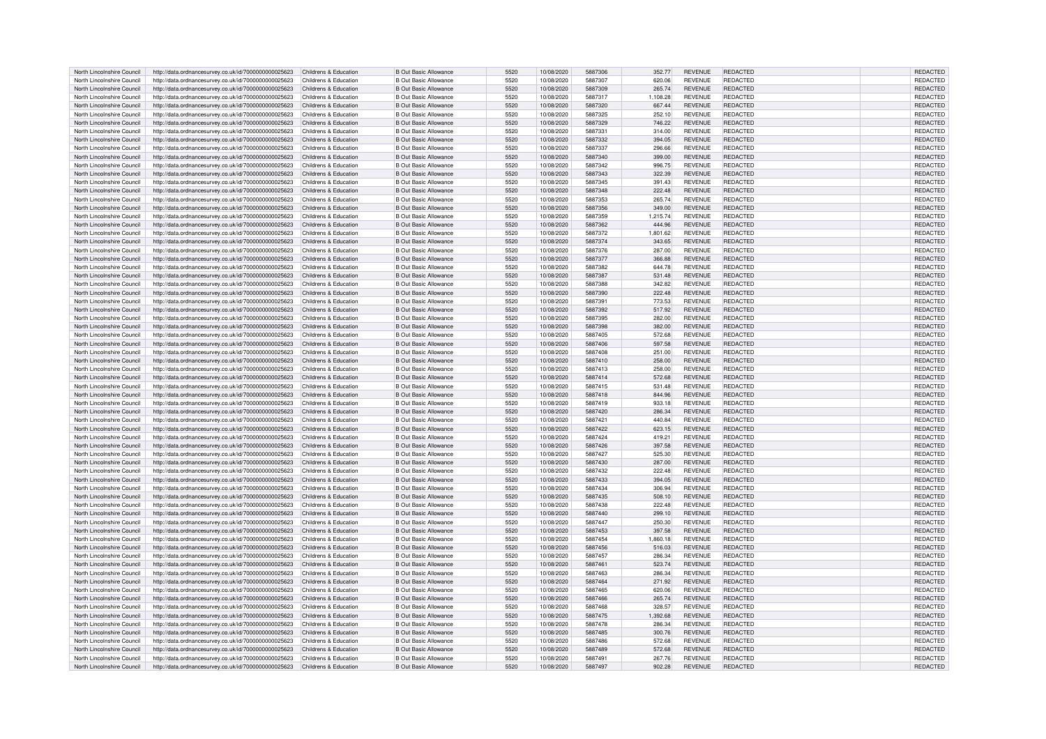| North Lincolnshire Council | http://data.ordnancesurvey.co.uk/id/7000000000025623 | Childrens & Education | B Out Basic Allowance | 5520 | 10/08/2020 | 5887306 | 352.77 | REVENUE | REDACTED | | REDACTED |
|---|---|---|---|---|---|---|---|---|---|---|---|
| North Lincolnshire Council | http://data.ordnancesurvey.co.uk/id/7000000000025623 | Childrens & Education | B Out Basic Allowance | 5520 | 10/08/2020 | 5887307 | 620.06 | REVENUE | REDACTED | | REDACTED |
| North Lincolnshire Council | http://data.ordnancesurvey.co.uk/id/7000000000025623 | Childrens & Education | B Out Basic Allowance | 5520 | 10/08/2020 | 5887309 | 265.74 | REVENUE | REDACTED | | REDACTED |
| North Lincolnshire Council | http://data.ordnancesurvey.co.uk/id/7000000000025623 | Childrens & Education | B Out Basic Allowance | 5520 | 10/08/2020 | 5887317 | 1,108.28 | REVENUE | REDACTED | | REDACTED |
| North Lincolnshire Council | http://data.ordnancesurvey.co.uk/id/7000000000025623 | Childrens & Education | B Out Basic Allowance | 5520 | 10/08/2020 | 5887320 | 667.44 | REVENUE | REDACTED | | REDACTED |
| North Lincolnshire Council | http://data.ordnancesurvey.co.uk/id/7000000000025623 | Childrens & Education | B Out Basic Allowance | 5520 | 10/08/2020 | 5887325 | 252.10 | REVENUE | REDACTED | | REDACTED |
| North Lincolnshire Council | http://data.ordnancesurvey.co.uk/id/7000000000025623 | Childrens & Education | B Out Basic Allowance | 5520 | 10/08/2020 | 5887329 | 746.22 | REVENUE | REDACTED | | REDACTED |
| North Lincolnshire Council | http://data.ordnancesurvey.co.uk/id/7000000000025623 | Childrens & Education | B Out Basic Allowance | 5520 | 10/08/2020 | 5887331 | 314.00 | REVENUE | REDACTED | | REDACTED |
| North Lincolnshire Council | http://data.ordnancesurvey.co.uk/id/7000000000025623 | Childrens & Education | B Out Basic Allowance | 5520 | 10/08/2020 | 5887332 | 394.05 | REVENUE | REDACTED | | REDACTED |
| North Lincolnshire Council | http://data.ordnancesurvey.co.uk/id/7000000000025623 | Childrens & Education | B Out Basic Allowance | 5520 | 10/08/2020 | 5887337 | 296.66 | REVENUE | REDACTED | | REDACTED |
| North Lincolnshire Council | http://data.ordnancesurvey.co.uk/id/7000000000025623 | Childrens & Education | B Out Basic Allowance | 5520 | 10/08/2020 | 5887340 | 399.00 | REVENUE | REDACTED | | REDACTED |
| North Lincolnshire Council | http://data.ordnancesurvey.co.uk/id/7000000000025623 | Childrens & Education | B Out Basic Allowance | 5520 | 10/08/2020 | 5887342 | 996.75 | REVENUE | REDACTED | | REDACTED |
| North Lincolnshire Council | http://data.ordnancesurvey.co.uk/id/7000000000025623 | Childrens & Education | B Out Basic Allowance | 5520 | 10/08/2020 | 5887343 | 322.39 | REVENUE | REDACTED | | REDACTED |
| North Lincolnshire Council | http://data.ordnancesurvey.co.uk/id/7000000000025623 | Childrens & Education | B Out Basic Allowance | 5520 | 10/08/2020 | 5887345 | 391.43 | REVENUE | REDACTED | | REDACTED |
| North Lincolnshire Council | http://data.ordnancesurvey.co.uk/id/7000000000025623 | Childrens & Education | B Out Basic Allowance | 5520 | 10/08/2020 | 5887348 | 222.48 | REVENUE | REDACTED | | REDACTED |
| North Lincolnshire Council | http://data.ordnancesurvey.co.uk/id/7000000000025623 | Childrens & Education | B Out Basic Allowance | 5520 | 10/08/2020 | 5887353 | 265.74 | REVENUE | REDACTED | | REDACTED |
| North Lincolnshire Council | http://data.ordnancesurvey.co.uk/id/7000000000025623 | Childrens & Education | B Out Basic Allowance | 5520 | 10/08/2020 | 5887356 | 349.00 | REVENUE | REDACTED | | REDACTED |
| North Lincolnshire Council | http://data.ordnancesurvey.co.uk/id/7000000000025623 | Childrens & Education | B Out Basic Allowance | 5520 | 10/08/2020 | 5887359 | 1,215.74 | REVENUE | REDACTED | | REDACTED |
| North Lincolnshire Council | http://data.ordnancesurvey.co.uk/id/7000000000025623 | Childrens & Education | B Out Basic Allowance | 5520 | 10/08/2020 | 5887362 | 444.96 | REVENUE | REDACTED | | REDACTED |
| North Lincolnshire Council | http://data.ordnancesurvey.co.uk/id/7000000000025623 | Childrens & Education | B Out Basic Allowance | 5520 | 10/08/2020 | 5887372 | 1,801.62 | REVENUE | REDACTED | | REDACTED |
| North Lincolnshire Council | http://data.ordnancesurvey.co.uk/id/7000000000025623 | Childrens & Education | B Out Basic Allowance | 5520 | 10/08/2020 | 5887374 | 343.65 | REVENUE | REDACTED | | REDACTED |
| North Lincolnshire Council | http://data.ordnancesurvey.co.uk/id/7000000000025623 | Childrens & Education | B Out Basic Allowance | 5520 | 10/08/2020 | 5887376 | 287.00 | REVENUE | REDACTED | | REDACTED |
| North Lincolnshire Council | http://data.ordnancesurvey.co.uk/id/7000000000025623 | Childrens & Education | B Out Basic Allowance | 5520 | 10/08/2020 | 5887377 | 366.88 | REVENUE | REDACTED | | REDACTED |
| North Lincolnshire Council | http://data.ordnancesurvey.co.uk/id/7000000000025623 | Childrens & Education | B Out Basic Allowance | 5520 | 10/08/2020 | 5887382 | 644.78 | REVENUE | REDACTED | | REDACTED |
| North Lincolnshire Council | http://data.ordnancesurvey.co.uk/id/7000000000025623 | Childrens & Education | B Out Basic Allowance | 5520 | 10/08/2020 | 5887387 | 531.48 | REVENUE | REDACTED | | REDACTED |
| North Lincolnshire Council | http://data.ordnancesurvey.co.uk/id/7000000000025623 | Childrens & Education | B Out Basic Allowance | 5520 | 10/08/2020 | 5887388 | 342.82 | REVENUE | REDACTED | | REDACTED |
| North Lincolnshire Council | http://data.ordnancesurvey.co.uk/id/7000000000025623 | Childrens & Education | B Out Basic Allowance | 5520 | 10/08/2020 | 5887390 | 222.48 | REVENUE | REDACTED | | REDACTED |
| North Lincolnshire Council | http://data.ordnancesurvey.co.uk/id/7000000000025623 | Childrens & Education | B Out Basic Allowance | 5520 | 10/08/2020 | 5887391 | 773.53 | REVENUE | REDACTED | | REDACTED |
| North Lincolnshire Council | http://data.ordnancesurvey.co.uk/id/7000000000025623 | Childrens & Education | B Out Basic Allowance | 5520 | 10/08/2020 | 5887392 | 517.92 | REVENUE | REDACTED | | REDACTED |
| North Lincolnshire Council | http://data.ordnancesurvey.co.uk/id/7000000000025623 | Childrens & Education | B Out Basic Allowance | 5520 | 10/08/2020 | 5887395 | 282.00 | REVENUE | REDACTED | | REDACTED |
| North Lincolnshire Council | http://data.ordnancesurvey.co.uk/id/7000000000025623 | Childrens & Education | B Out Basic Allowance | 5520 | 10/08/2020 | 5887398 | 382.00 | REVENUE | REDACTED | | REDACTED |
| North Lincolnshire Council | http://data.ordnancesurvey.co.uk/id/7000000000025623 | Childrens & Education | B Out Basic Allowance | 5520 | 10/08/2020 | 5887405 | 572.68 | REVENUE | REDACTED | | REDACTED |
| North Lincolnshire Council | http://data.ordnancesurvey.co.uk/id/7000000000025623 | Childrens & Education | B Out Basic Allowance | 5520 | 10/08/2020 | 5887406 | 597.58 | REVENUE | REDACTED | | REDACTED |
| North Lincolnshire Council | http://data.ordnancesurvey.co.uk/id/7000000000025623 | Childrens & Education | B Out Basic Allowance | 5520 | 10/08/2020 | 5887408 | 251.00 | REVENUE | REDACTED | | REDACTED |
| North Lincolnshire Council | http://data.ordnancesurvey.co.uk/id/7000000000025623 | Childrens & Education | B Out Basic Allowance | 5520 | 10/08/2020 | 5887410 | 258.00 | REVENUE | REDACTED | | REDACTED |
| North Lincolnshire Council | http://data.ordnancesurvey.co.uk/id/7000000000025623 | Childrens & Education | B Out Basic Allowance | 5520 | 10/08/2020 | 5887413 | 258.00 | REVENUE | REDACTED | | REDACTED |
| North Lincolnshire Council | http://data.ordnancesurvey.co.uk/id/7000000000025623 | Childrens & Education | B Out Basic Allowance | 5520 | 10/08/2020 | 5887414 | 572.68 | REVENUE | REDACTED | | REDACTED |
| North Lincolnshire Council | http://data.ordnancesurvey.co.uk/id/7000000000025623 | Childrens & Education | B Out Basic Allowance | 5520 | 10/08/2020 | 5887415 | 531.48 | REVENUE | REDACTED | | REDACTED |
| North Lincolnshire Council | http://data.ordnancesurvey.co.uk/id/7000000000025623 | Childrens & Education | B Out Basic Allowance | 5520 | 10/08/2020 | 5887418 | 844.96 | REVENUE | REDACTED | | REDACTED |
| North Lincolnshire Council | http://data.ordnancesurvey.co.uk/id/7000000000025623 | Childrens & Education | B Out Basic Allowance | 5520 | 10/08/2020 | 5887419 | 933.18 | REVENUE | REDACTED | | REDACTED |
| North Lincolnshire Council | http://data.ordnancesurvey.co.uk/id/7000000000025623 | Childrens & Education | B Out Basic Allowance | 5520 | 10/08/2020 | 5887420 | 286.34 | REVENUE | REDACTED | | REDACTED |
| North Lincolnshire Council | http://data.ordnancesurvey.co.uk/id/7000000000025623 | Childrens & Education | B Out Basic Allowance | 5520 | 10/08/2020 | 5887421 | 440.84 | REVENUE | REDACTED | | REDACTED |
| North Lincolnshire Council | http://data.ordnancesurvey.co.uk/id/7000000000025623 | Childrens & Education | B Out Basic Allowance | 5520 | 10/08/2020 | 5887422 | 623.15 | REVENUE | REDACTED | | REDACTED |
| North Lincolnshire Council | http://data.ordnancesurvey.co.uk/id/7000000000025623 | Childrens & Education | B Out Basic Allowance | 5520 | 10/08/2020 | 5887424 | 419.21 | REVENUE | REDACTED | | REDACTED |
| North Lincolnshire Council | http://data.ordnancesurvey.co.uk/id/7000000000025623 | Childrens & Education | B Out Basic Allowance | 5520 | 10/08/2020 | 5887426 | 397.58 | REVENUE | REDACTED | | REDACTED |
| North Lincolnshire Council | http://data.ordnancesurvey.co.uk/id/7000000000025623 | Childrens & Education | B Out Basic Allowance | 5520 | 10/08/2020 | 5887427 | 525.30 | REVENUE | REDACTED | | REDACTED |
| North Lincolnshire Council | http://data.ordnancesurvey.co.uk/id/7000000000025623 | Childrens & Education | B Out Basic Allowance | 5520 | 10/08/2020 | 5887430 | 287.00 | REVENUE | REDACTED | | REDACTED |
| North Lincolnshire Council | http://data.ordnancesurvey.co.uk/id/7000000000025623 | Childrens & Education | B Out Basic Allowance | 5520 | 10/08/2020 | 5887432 | 222.48 | REVENUE | REDACTED | | REDACTED |
| North Lincolnshire Council | http://data.ordnancesurvey.co.uk/id/7000000000025623 | Childrens & Education | B Out Basic Allowance | 5520 | 10/08/2020 | 5887433 | 394.05 | REVENUE | REDACTED | | REDACTED |
| North Lincolnshire Council | http://data.ordnancesurvey.co.uk/id/7000000000025623 | Childrens & Education | B Out Basic Allowance | 5520 | 10/08/2020 | 5887434 | 306.94 | REVENUE | REDACTED | | REDACTED |
| North Lincolnshire Council | http://data.ordnancesurvey.co.uk/id/7000000000025623 | Childrens & Education | B Out Basic Allowance | 5520 | 10/08/2020 | 5887435 | 508.10 | REVENUE | REDACTED | | REDACTED |
| North Lincolnshire Council | http://data.ordnancesurvey.co.uk/id/7000000000025623 | Childrens & Education | B Out Basic Allowance | 5520 | 10/08/2020 | 5887438 | 222.48 | REVENUE | REDACTED | | REDACTED |
| North Lincolnshire Council | http://data.ordnancesurvey.co.uk/id/7000000000025623 | Childrens & Education | B Out Basic Allowance | 5520 | 10/08/2020 | 5887440 | 299.10 | REVENUE | REDACTED | | REDACTED |
| North Lincolnshire Council | http://data.ordnancesurvey.co.uk/id/7000000000025623 | Childrens & Education | B Out Basic Allowance | 5520 | 10/08/2020 | 5887447 | 250.30 | REVENUE | REDACTED | | REDACTED |
| North Lincolnshire Council | http://data.ordnancesurvey.co.uk/id/7000000000025623 | Childrens & Education | B Out Basic Allowance | 5520 | 10/08/2020 | 5887453 | 397.58 | REVENUE | REDACTED | | REDACTED |
| North Lincolnshire Council | http://data.ordnancesurvey.co.uk/id/7000000000025623 | Childrens & Education | B Out Basic Allowance | 5520 | 10/08/2020 | 5887454 | 1,860.18 | REVENUE | REDACTED | | REDACTED |
| North Lincolnshire Council | http://data.ordnancesurvey.co.uk/id/7000000000025623 | Childrens & Education | B Out Basic Allowance | 5520 | 10/08/2020 | 5887456 | 516.03 | REVENUE | REDACTED | | REDACTED |
| North Lincolnshire Council | http://data.ordnancesurvey.co.uk/id/7000000000025623 | Childrens & Education | B Out Basic Allowance | 5520 | 10/08/2020 | 5887457 | 286.34 | REVENUE | REDACTED | | REDACTED |
| North Lincolnshire Council | http://data.ordnancesurvey.co.uk/id/7000000000025623 | Childrens & Education | B Out Basic Allowance | 5520 | 10/08/2020 | 5887461 | 523.74 | REVENUE | REDACTED | | REDACTED |
| North Lincolnshire Council | http://data.ordnancesurvey.co.uk/id/7000000000025623 | Childrens & Education | B Out Basic Allowance | 5520 | 10/08/2020 | 5887463 | 286.34 | REVENUE | REDACTED | | REDACTED |
| North Lincolnshire Council | http://data.ordnancesurvey.co.uk/id/7000000000025623 | Childrens & Education | B Out Basic Allowance | 5520 | 10/08/2020 | 5887464 | 271.92 | REVENUE | REDACTED | | REDACTED |
| North Lincolnshire Council | http://data.ordnancesurvey.co.uk/id/7000000000025623 | Childrens & Education | B Out Basic Allowance | 5520 | 10/08/2020 | 5887465 | 620.06 | REVENUE | REDACTED | | REDACTED |
| North Lincolnshire Council | http://data.ordnancesurvey.co.uk/id/7000000000025623 | Childrens & Education | B Out Basic Allowance | 5520 | 10/08/2020 | 5887466 | 265.74 | REVENUE | REDACTED | | REDACTED |
| North Lincolnshire Council | http://data.ordnancesurvey.co.uk/id/7000000000025623 | Childrens & Education | B Out Basic Allowance | 5520 | 10/08/2020 | 5887468 | 328.57 | REVENUE | REDACTED | | REDACTED |
| North Lincolnshire Council | http://data.ordnancesurvey.co.uk/id/7000000000025623 | Childrens & Education | B Out Basic Allowance | 5520 | 10/08/2020 | 5887475 | 1,392.68 | REVENUE | REDACTED | | REDACTED |
| North Lincolnshire Council | http://data.ordnancesurvey.co.uk/id/7000000000025623 | Childrens & Education | B Out Basic Allowance | 5520 | 10/08/2020 | 5887478 | 286.34 | REVENUE | REDACTED | | REDACTED |
| North Lincolnshire Council | http://data.ordnancesurvey.co.uk/id/7000000000025623 | Childrens & Education | B Out Basic Allowance | 5520 | 10/08/2020 | 5887485 | 300.76 | REVENUE | REDACTED | | REDACTED |
| North Lincolnshire Council | http://data.ordnancesurvey.co.uk/id/7000000000025623 | Childrens & Education | B Out Basic Allowance | 5520 | 10/08/2020 | 5887486 | 572.68 | REVENUE | REDACTED | | REDACTED |
| North Lincolnshire Council | http://data.ordnancesurvey.co.uk/id/7000000000025623 | Childrens & Education | B Out Basic Allowance | 5520 | 10/08/2020 | 5887489 | 572.68 | REVENUE | REDACTED | | REDACTED |
| North Lincolnshire Council | http://data.ordnancesurvey.co.uk/id/7000000000025623 | Childrens & Education | B Out Basic Allowance | 5520 | 10/08/2020 | 5887491 | 267.76 | REVENUE | REDACTED | | REDACTED |
| North Lincolnshire Council | http://data.ordnancesurvey.co.uk/id/7000000000025623 | Childrens & Education | B Out Basic Allowance | 5520 | 10/08/2020 | 5887497 | 902.28 | REVENUE | REDACTED | | REDACTED |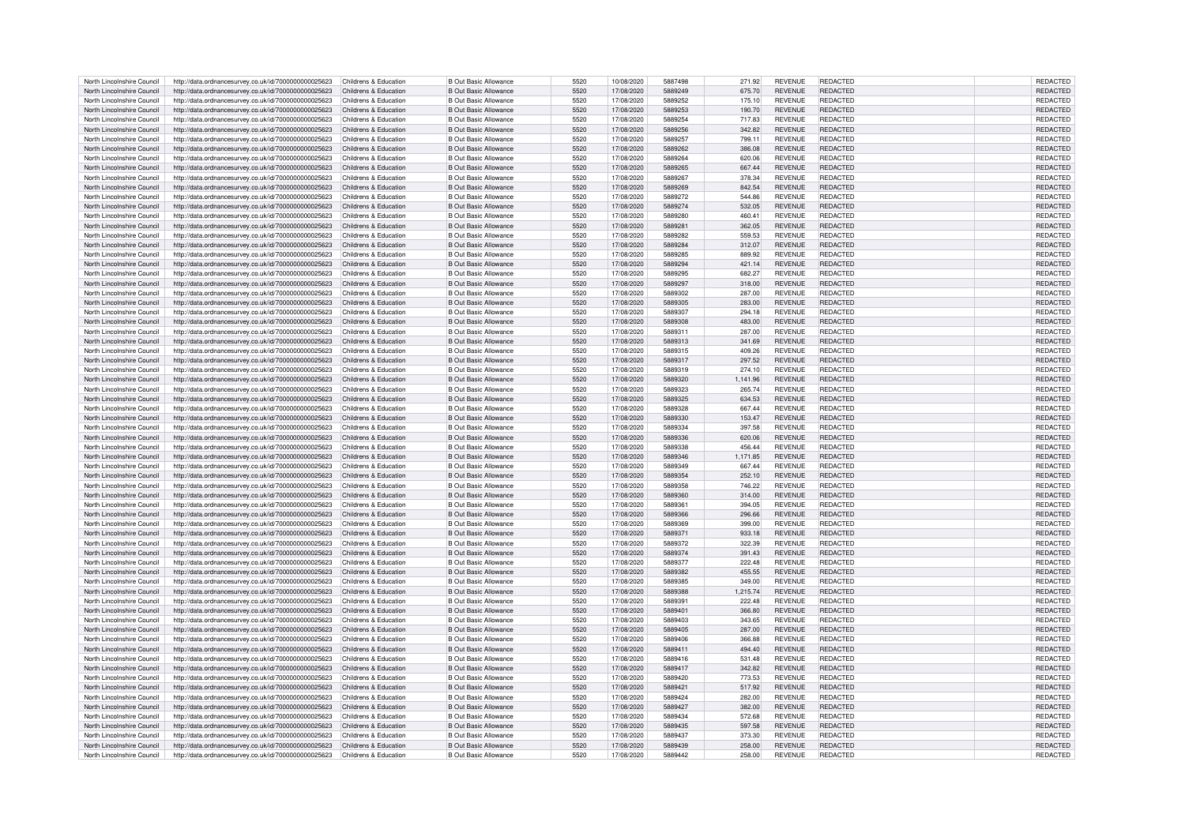| | | | | | | | | | | | |
|---|---|---|---|---|---|---|---|---|---|---|---|
| North Lincolnshire Council | http://data.ordnancesurvey.co.uk/id/7000000000025623 | Childrens & Education | B Out Basic Allowance | 5520 | 10/08/2020 | 5887498 | 271.92 | REVENUE | REDACTED | | REDACTED |
| North Lincolnshire Council | http://data.ordnancesurvey.co.uk/id/7000000000025623 | Childrens & Education | B Out Basic Allowance | 5520 | 17/08/2020 | 5889249 | 675.70 | REVENUE | REDACTED | | REDACTED |
| North Lincolnshire Council | http://data.ordnancesurvey.co.uk/id/7000000000025623 | Childrens & Education | B Out Basic Allowance | 5520 | 17/08/2020 | 5889252 | 175.10 | REVENUE | REDACTED | | REDACTED |
| North Lincolnshire Council | http://data.ordnancesurvey.co.uk/id/7000000000025623 | Childrens & Education | B Out Basic Allowance | 5520 | 17/08/2020 | 5889253 | 190.70 | REVENUE | REDACTED | | REDACTED |
| North Lincolnshire Council | http://data.ordnancesurvey.co.uk/id/7000000000025623 | Childrens & Education | B Out Basic Allowance | 5520 | 17/08/2020 | 5889254 | 717.83 | REVENUE | REDACTED | | REDACTED |
| North Lincolnshire Council | http://data.ordnancesurvey.co.uk/id/7000000000025623 | Childrens & Education | B Out Basic Allowance | 5520 | 17/08/2020 | 5889256 | 342.82 | REVENUE | REDACTED | | REDACTED |
| North Lincolnshire Council | http://data.ordnancesurvey.co.uk/id/7000000000025623 | Childrens & Education | B Out Basic Allowance | 5520 | 17/08/2020 | 5889257 | 799.11 | REVENUE | REDACTED | | REDACTED |
| North Lincolnshire Council | http://data.ordnancesurvey.co.uk/id/7000000000025623 | Childrens & Education | B Out Basic Allowance | 5520 | 17/08/2020 | 5889262 | 386.08 | REVENUE | REDACTED | | REDACTED |
| North Lincolnshire Council | http://data.ordnancesurvey.co.uk/id/7000000000025623 | Childrens & Education | B Out Basic Allowance | 5520 | 17/08/2020 | 5889264 | 620.06 | REVENUE | REDACTED | | REDACTED |
| North Lincolnshire Council | http://data.ordnancesurvey.co.uk/id/7000000000025623 | Childrens & Education | B Out Basic Allowance | 5520 | 17/08/2020 | 5889265 | 667.44 | REVENUE | REDACTED | | REDACTED |
| North Lincolnshire Council | http://data.ordnancesurvey.co.uk/id/7000000000025623 | Childrens & Education | B Out Basic Allowance | 5520 | 17/08/2020 | 5889267 | 378.34 | REVENUE | REDACTED | | REDACTED |
| North Lincolnshire Council | http://data.ordnancesurvey.co.uk/id/7000000000025623 | Childrens & Education | B Out Basic Allowance | 5520 | 17/08/2020 | 5889269 | 842.54 | REVENUE | REDACTED | | REDACTED |
| North Lincolnshire Council | http://data.ordnancesurvey.co.uk/id/7000000000025623 | Childrens & Education | B Out Basic Allowance | 5520 | 17/08/2020 | 5889272 | 544.86 | REVENUE | REDACTED | | REDACTED |
| North Lincolnshire Council | http://data.ordnancesurvey.co.uk/id/7000000000025623 | Childrens & Education | B Out Basic Allowance | 5520 | 17/08/2020 | 5889274 | 532.05 | REVENUE | REDACTED | | REDACTED |
| North Lincolnshire Council | http://data.ordnancesurvey.co.uk/id/7000000000025623 | Childrens & Education | B Out Basic Allowance | 5520 | 17/08/2020 | 5889280 | 460.41 | REVENUE | REDACTED | | REDACTED |
| North Lincolnshire Council | http://data.ordnancesurvey.co.uk/id/7000000000025623 | Childrens & Education | B Out Basic Allowance | 5520 | 17/08/2020 | 5889281 | 362.05 | REVENUE | REDACTED | | REDACTED |
| North Lincolnshire Council | http://data.ordnancesurvey.co.uk/id/7000000000025623 | Childrens & Education | B Out Basic Allowance | 5520 | 17/08/2020 | 5889282 | 559.53 | REVENUE | REDACTED | | REDACTED |
| North Lincolnshire Council | http://data.ordnancesurvey.co.uk/id/7000000000025623 | Childrens & Education | B Out Basic Allowance | 5520 | 17/08/2020 | 5889284 | 312.07 | REVENUE | REDACTED | | REDACTED |
| North Lincolnshire Council | http://data.ordnancesurvey.co.uk/id/7000000000025623 | Childrens & Education | B Out Basic Allowance | 5520 | 17/08/2020 | 5889285 | 889.92 | REVENUE | REDACTED | | REDACTED |
| North Lincolnshire Council | http://data.ordnancesurvey.co.uk/id/7000000000025623 | Childrens & Education | B Out Basic Allowance | 5520 | 17/08/2020 | 5889294 | 421.14 | REVENUE | REDACTED | | REDACTED |
| North Lincolnshire Council | http://data.ordnancesurvey.co.uk/id/7000000000025623 | Childrens & Education | B Out Basic Allowance | 5520 | 17/08/2020 | 5889295 | 682.27 | REVENUE | REDACTED | | REDACTED |
| North Lincolnshire Council | http://data.ordnancesurvey.co.uk/id/7000000000025623 | Childrens & Education | B Out Basic Allowance | 5520 | 17/08/2020 | 5889297 | 318.00 | REVENUE | REDACTED | | REDACTED |
| North Lincolnshire Council | http://data.ordnancesurvey.co.uk/id/7000000000025623 | Childrens & Education | B Out Basic Allowance | 5520 | 17/08/2020 | 5889302 | 287.00 | REVENUE | REDACTED | | REDACTED |
| North Lincolnshire Council | http://data.ordnancesurvey.co.uk/id/7000000000025623 | Childrens & Education | B Out Basic Allowance | 5520 | 17/08/2020 | 5889305 | 283.00 | REVENUE | REDACTED | | REDACTED |
| North Lincolnshire Council | http://data.ordnancesurvey.co.uk/id/7000000000025623 | Childrens & Education | B Out Basic Allowance | 5520 | 17/08/2020 | 5889307 | 294.18 | REVENUE | REDACTED | | REDACTED |
| North Lincolnshire Council | http://data.ordnancesurvey.co.uk/id/7000000000025623 | Childrens & Education | B Out Basic Allowance | 5520 | 17/08/2020 | 5889308 | 483.00 | REVENUE | REDACTED | | REDACTED |
| North Lincolnshire Council | http://data.ordnancesurvey.co.uk/id/7000000000025623 | Childrens & Education | B Out Basic Allowance | 5520 | 17/08/2020 | 5889311 | 287.00 | REVENUE | REDACTED | | REDACTED |
| North Lincolnshire Council | http://data.ordnancesurvey.co.uk/id/7000000000025623 | Childrens & Education | B Out Basic Allowance | 5520 | 17/08/2020 | 5889313 | 341.69 | REVENUE | REDACTED | | REDACTED |
| North Lincolnshire Council | http://data.ordnancesurvey.co.uk/id/7000000000025623 | Childrens & Education | B Out Basic Allowance | 5520 | 17/08/2020 | 5889315 | 409.26 | REVENUE | REDACTED | | REDACTED |
| North Lincolnshire Council | http://data.ordnancesurvey.co.uk/id/7000000000025623 | Childrens & Education | B Out Basic Allowance | 5520 | 17/08/2020 | 5889317 | 297.52 | REVENUE | REDACTED | | REDACTED |
| North Lincolnshire Council | http://data.ordnancesurvey.co.uk/id/7000000000025623 | Childrens & Education | B Out Basic Allowance | 5520 | 17/08/2020 | 5889319 | 274.10 | REVENUE | REDACTED | | REDACTED |
| North Lincolnshire Council | http://data.ordnancesurvey.co.uk/id/7000000000025623 | Childrens & Education | B Out Basic Allowance | 5520 | 17/08/2020 | 5889320 | 1,141.96 | REVENUE | REDACTED | | REDACTED |
| North Lincolnshire Council | http://data.ordnancesurvey.co.uk/id/7000000000025623 | Childrens & Education | B Out Basic Allowance | 5520 | 17/08/2020 | 5889323 | 265.74 | REVENUE | REDACTED | | REDACTED |
| North Lincolnshire Council | http://data.ordnancesurvey.co.uk/id/7000000000025623 | Childrens & Education | B Out Basic Allowance | 5520 | 17/08/2020 | 5889325 | 634.53 | REVENUE | REDACTED | | REDACTED |
| North Lincolnshire Council | http://data.ordnancesurvey.co.uk/id/7000000000025623 | Childrens & Education | B Out Basic Allowance | 5520 | 17/08/2020 | 5889328 | 667.44 | REVENUE | REDACTED | | REDACTED |
| North Lincolnshire Council | http://data.ordnancesurvey.co.uk/id/7000000000025623 | Childrens & Education | B Out Basic Allowance | 5520 | 17/08/2020 | 5889330 | 153.47 | REVENUE | REDACTED | | REDACTED |
| North Lincolnshire Council | http://data.ordnancesurvey.co.uk/id/7000000000025623 | Childrens & Education | B Out Basic Allowance | 5520 | 17/08/2020 | 5889334 | 397.58 | REVENUE | REDACTED | | REDACTED |
| North Lincolnshire Council | http://data.ordnancesurvey.co.uk/id/7000000000025623 | Childrens & Education | B Out Basic Allowance | 5520 | 17/08/2020 | 5889336 | 620.06 | REVENUE | REDACTED | | REDACTED |
| North Lincolnshire Council | http://data.ordnancesurvey.co.uk/id/7000000000025623 | Childrens & Education | B Out Basic Allowance | 5520 | 17/08/2020 | 5889338 | 456.44 | REVENUE | REDACTED | | REDACTED |
| North Lincolnshire Council | http://data.ordnancesurvey.co.uk/id/7000000000025623 | Childrens & Education | B Out Basic Allowance | 5520 | 17/08/2020 | 5889346 | 1,171.85 | REVENUE | REDACTED | | REDACTED |
| North Lincolnshire Council | http://data.ordnancesurvey.co.uk/id/7000000000025623 | Childrens & Education | B Out Basic Allowance | 5520 | 17/08/2020 | 5889349 | 667.44 | REVENUE | REDACTED | | REDACTED |
| North Lincolnshire Council | http://data.ordnancesurvey.co.uk/id/7000000000025623 | Childrens & Education | B Out Basic Allowance | 5520 | 17/08/2020 | 5889354 | 252.10 | REVENUE | REDACTED | | REDACTED |
| North Lincolnshire Council | http://data.ordnancesurvey.co.uk/id/7000000000025623 | Childrens & Education | B Out Basic Allowance | 5520 | 17/08/2020 | 5889358 | 746.22 | REVENUE | REDACTED | | REDACTED |
| North Lincolnshire Council | http://data.ordnancesurvey.co.uk/id/7000000000025623 | Childrens & Education | B Out Basic Allowance | 5520 | 17/08/2020 | 5889360 | 314.00 | REVENUE | REDACTED | | REDACTED |
| North Lincolnshire Council | http://data.ordnancesurvey.co.uk/id/7000000000025623 | Childrens & Education | B Out Basic Allowance | 5520 | 17/08/2020 | 5889361 | 394.05 | REVENUE | REDACTED | | REDACTED |
| North Lincolnshire Council | http://data.ordnancesurvey.co.uk/id/7000000000025623 | Childrens & Education | B Out Basic Allowance | 5520 | 17/08/2020 | 5889366 | 296.66 | REVENUE | REDACTED | | REDACTED |
| North Lincolnshire Council | http://data.ordnancesurvey.co.uk/id/7000000000025623 | Childrens & Education | B Out Basic Allowance | 5520 | 17/08/2020 | 5889369 | 399.00 | REVENUE | REDACTED | | REDACTED |
| North Lincolnshire Council | http://data.ordnancesurvey.co.uk/id/7000000000025623 | Childrens & Education | B Out Basic Allowance | 5520 | 17/08/2020 | 5889371 | 933.18 | REVENUE | REDACTED | | REDACTED |
| North Lincolnshire Council | http://data.ordnancesurvey.co.uk/id/7000000000025623 | Childrens & Education | B Out Basic Allowance | 5520 | 17/08/2020 | 5889372 | 322.39 | REVENUE | REDACTED | | REDACTED |
| North Lincolnshire Council | http://data.ordnancesurvey.co.uk/id/7000000000025623 | Childrens & Education | B Out Basic Allowance | 5520 | 17/08/2020 | 5889374 | 391.43 | REVENUE | REDACTED | | REDACTED |
| North Lincolnshire Council | http://data.ordnancesurvey.co.uk/id/7000000000025623 | Childrens & Education | B Out Basic Allowance | 5520 | 17/08/2020 | 5889377 | 222.48 | REVENUE | REDACTED | | REDACTED |
| North Lincolnshire Council | http://data.ordnancesurvey.co.uk/id/7000000000025623 | Childrens & Education | B Out Basic Allowance | 5520 | 17/08/2020 | 5889382 | 455.55 | REVENUE | REDACTED | | REDACTED |
| North Lincolnshire Council | http://data.ordnancesurvey.co.uk/id/7000000000025623 | Childrens & Education | B Out Basic Allowance | 5520 | 17/08/2020 | 5889385 | 349.00 | REVENUE | REDACTED | | REDACTED |
| North Lincolnshire Council | http://data.ordnancesurvey.co.uk/id/7000000000025623 | Childrens & Education | B Out Basic Allowance | 5520 | 17/08/2020 | 5889388 | 1,215.74 | REVENUE | REDACTED | | REDACTED |
| North Lincolnshire Council | http://data.ordnancesurvey.co.uk/id/7000000000025623 | Childrens & Education | B Out Basic Allowance | 5520 | 17/08/2020 | 5889391 | 222.48 | REVENUE | REDACTED | | REDACTED |
| North Lincolnshire Council | http://data.ordnancesurvey.co.uk/id/7000000000025623 | Childrens & Education | B Out Basic Allowance | 5520 | 17/08/2020 | 5889401 | 366.80 | REVENUE | REDACTED | | REDACTED |
| North Lincolnshire Council | http://data.ordnancesurvey.co.uk/id/7000000000025623 | Childrens & Education | B Out Basic Allowance | 5520 | 17/08/2020 | 5889403 | 343.65 | REVENUE | REDACTED | | REDACTED |
| North Lincolnshire Council | http://data.ordnancesurvey.co.uk/id/7000000000025623 | Childrens & Education | B Out Basic Allowance | 5520 | 17/08/2020 | 5889405 | 287.00 | REVENUE | REDACTED | | REDACTED |
| North Lincolnshire Council | http://data.ordnancesurvey.co.uk/id/7000000000025623 | Childrens & Education | B Out Basic Allowance | 5520 | 17/08/2020 | 5889406 | 366.88 | REVENUE | REDACTED | | REDACTED |
| North Lincolnshire Council | http://data.ordnancesurvey.co.uk/id/7000000000025623 | Childrens & Education | B Out Basic Allowance | 5520 | 17/08/2020 | 5889411 | 494.40 | REVENUE | REDACTED | | REDACTED |
| North Lincolnshire Council | http://data.ordnancesurvey.co.uk/id/7000000000025623 | Childrens & Education | B Out Basic Allowance | 5520 | 17/08/2020 | 5889416 | 531.48 | REVENUE | REDACTED | | REDACTED |
| North Lincolnshire Council | http://data.ordnancesurvey.co.uk/id/7000000000025623 | Childrens & Education | B Out Basic Allowance | 5520 | 17/08/2020 | 5889417 | 342.82 | REVENUE | REDACTED | | REDACTED |
| North Lincolnshire Council | http://data.ordnancesurvey.co.uk/id/7000000000025623 | Childrens & Education | B Out Basic Allowance | 5520 | 17/08/2020 | 5889420 | 773.53 | REVENUE | REDACTED | | REDACTED |
| North Lincolnshire Council | http://data.ordnancesurvey.co.uk/id/7000000000025623 | Childrens & Education | B Out Basic Allowance | 5520 | 17/08/2020 | 5889421 | 517.92 | REVENUE | REDACTED | | REDACTED |
| North Lincolnshire Council | http://data.ordnancesurvey.co.uk/id/7000000000025623 | Childrens & Education | B Out Basic Allowance | 5520 | 17/08/2020 | 5889424 | 282.00 | REVENUE | REDACTED | | REDACTED |
| North Lincolnshire Council | http://data.ordnancesurvey.co.uk/id/7000000000025623 | Childrens & Education | B Out Basic Allowance | 5520 | 17/08/2020 | 5889427 | 382.00 | REVENUE | REDACTED | | REDACTED |
| North Lincolnshire Council | http://data.ordnancesurvey.co.uk/id/7000000000025623 | Childrens & Education | B Out Basic Allowance | 5520 | 17/08/2020 | 5889434 | 572.68 | REVENUE | REDACTED | | REDACTED |
| North Lincolnshire Council | http://data.ordnancesurvey.co.uk/id/7000000000025623 | Childrens & Education | B Out Basic Allowance | 5520 | 17/08/2020 | 5889435 | 597.58 | REVENUE | REDACTED | | REDACTED |
| North Lincolnshire Council | http://data.ordnancesurvey.co.uk/id/7000000000025623 | Childrens & Education | B Out Basic Allowance | 5520 | 17/08/2020 | 5889437 | 373.30 | REVENUE | REDACTED | | REDACTED |
| North Lincolnshire Council | http://data.ordnancesurvey.co.uk/id/7000000000025623 | Childrens & Education | B Out Basic Allowance | 5520 | 17/08/2020 | 5889439 | 258.00 | REVENUE | REDACTED | | REDACTED |
| North Lincolnshire Council | http://data.ordnancesurvey.co.uk/id/7000000000025623 | Childrens & Education | B Out Basic Allowance | 5520 | 17/08/2020 | 5889442 | 258.00 | REVENUE | REDACTED | | REDACTED |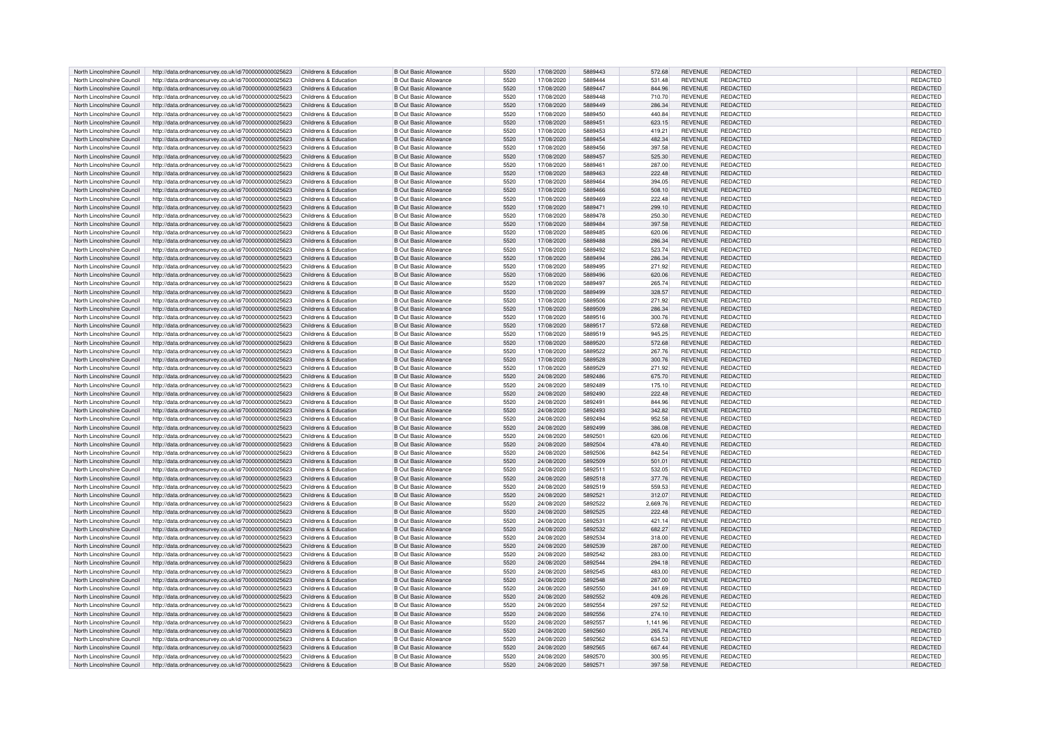| | | | | | | | | | | | | |
|---|---|---|---|---|---|---|---|---|---|---|---|---|
| North Lincolnshire Council | http://data.ordnancesurvey.co.uk/id/7000000000025623 | Childrens & Education | B Out Basic Allowance | 5520 | 17/08/2020 | 5889443 | 572.68 | REVENUE | REDACTED | | REDACTED |
| North Lincolnshire Council | http://data.ordnancesurvey.co.uk/id/7000000000025623 | Childrens & Education | B Out Basic Allowance | 5520 | 17/08/2020 | 5889444 | 531.48 | REVENUE | REDACTED | | REDACTED |
| North Lincolnshire Council | http://data.ordnancesurvey.co.uk/id/7000000000025623 | Childrens & Education | B Out Basic Allowance | 5520 | 17/08/2020 | 5889447 | 844.96 | REVENUE | REDACTED | | REDACTED |
| North Lincolnshire Council | http://data.ordnancesurvey.co.uk/id/7000000000025623 | Childrens & Education | B Out Basic Allowance | 5520 | 17/08/2020 | 5889448 | 710.70 | REVENUE | REDACTED | | REDACTED |
| North Lincolnshire Council | http://data.ordnancesurvey.co.uk/id/7000000000025623 | Childrens & Education | B Out Basic Allowance | 5520 | 17/08/2020 | 5889449 | 286.34 | REVENUE | REDACTED | | REDACTED |
| North Lincolnshire Council | http://data.ordnancesurvey.co.uk/id/7000000000025623 | Childrens & Education | B Out Basic Allowance | 5520 | 17/08/2020 | 5889450 | 440.84 | REVENUE | REDACTED | | REDACTED |
| North Lincolnshire Council | http://data.ordnancesurvey.co.uk/id/7000000000025623 | Childrens & Education | B Out Basic Allowance | 5520 | 17/08/2020 | 5889451 | 623.15 | REVENUE | REDACTED | | REDACTED |
| North Lincolnshire Council | http://data.ordnancesurvey.co.uk/id/7000000000025623 | Childrens & Education | B Out Basic Allowance | 5520 | 17/08/2020 | 5889453 | 419.21 | REVENUE | REDACTED | | REDACTED |
| North Lincolnshire Council | http://data.ordnancesurvey.co.uk/id/7000000000025623 | Childrens & Education | B Out Basic Allowance | 5520 | 17/08/2020 | 5889454 | 482.34 | REVENUE | REDACTED | | REDACTED |
| North Lincolnshire Council | http://data.ordnancesurvey.co.uk/id/7000000000025623 | Childrens & Education | B Out Basic Allowance | 5520 | 17/08/2020 | 5889456 | 397.58 | REVENUE | REDACTED | | REDACTED |
| North Lincolnshire Council | http://data.ordnancesurvey.co.uk/id/7000000000025623 | Childrens & Education | B Out Basic Allowance | 5520 | 17/08/2020 | 5889457 | 525.30 | REVENUE | REDACTED | | REDACTED |
| North Lincolnshire Council | http://data.ordnancesurvey.co.uk/id/7000000000025623 | Childrens & Education | B Out Basic Allowance | 5520 | 17/08/2020 | 5889461 | 287.00 | REVENUE | REDACTED | | REDACTED |
| North Lincolnshire Council | http://data.ordnancesurvey.co.uk/id/7000000000025623 | Childrens & Education | B Out Basic Allowance | 5520 | 17/08/2020 | 5889463 | 222.48 | REVENUE | REDACTED | | REDACTED |
| North Lincolnshire Council | http://data.ordnancesurvey.co.uk/id/7000000000025623 | Childrens & Education | B Out Basic Allowance | 5520 | 17/08/2020 | 5889464 | 394.05 | REVENUE | REDACTED | | REDACTED |
| North Lincolnshire Council | http://data.ordnancesurvey.co.uk/id/7000000000025623 | Childrens & Education | B Out Basic Allowance | 5520 | 17/08/2020 | 5889466 | 508.10 | REVENUE | REDACTED | | REDACTED |
| North Lincolnshire Council | http://data.ordnancesurvey.co.uk/id/7000000000025623 | Childrens & Education | B Out Basic Allowance | 5520 | 17/08/2020 | 5889469 | 222.48 | REVENUE | REDACTED | | REDACTED |
| North Lincolnshire Council | http://data.ordnancesurvey.co.uk/id/7000000000025623 | Childrens & Education | B Out Basic Allowance | 5520 | 17/08/2020 | 5889471 | 299.10 | REVENUE | REDACTED | | REDACTED |
| North Lincolnshire Council | http://data.ordnancesurvey.co.uk/id/7000000000025623 | Childrens & Education | B Out Basic Allowance | 5520 | 17/08/2020 | 5889478 | 250.30 | REVENUE | REDACTED | | REDACTED |
| North Lincolnshire Council | http://data.ordnancesurvey.co.uk/id/7000000000025623 | Childrens & Education | B Out Basic Allowance | 5520 | 17/08/2020 | 5889484 | 397.58 | REVENUE | REDACTED | | REDACTED |
| North Lincolnshire Council | http://data.ordnancesurvey.co.uk/id/7000000000025623 | Childrens & Education | B Out Basic Allowance | 5520 | 17/08/2020 | 5889485 | 620.06 | REVENUE | REDACTED | | REDACTED |
| North Lincolnshire Council | http://data.ordnancesurvey.co.uk/id/7000000000025623 | Childrens & Education | B Out Basic Allowance | 5520 | 17/08/2020 | 5889488 | 286.34 | REVENUE | REDACTED | | REDACTED |
| North Lincolnshire Council | http://data.ordnancesurvey.co.uk/id/7000000000025623 | Childrens & Education | B Out Basic Allowance | 5520 | 17/08/2020 | 5889492 | 523.74 | REVENUE | REDACTED | | REDACTED |
| North Lincolnshire Council | http://data.ordnancesurvey.co.uk/id/7000000000025623 | Childrens & Education | B Out Basic Allowance | 5520 | 17/08/2020 | 5889494 | 286.34 | REVENUE | REDACTED | | REDACTED |
| North Lincolnshire Council | http://data.ordnancesurvey.co.uk/id/7000000000025623 | Childrens & Education | B Out Basic Allowance | 5520 | 17/08/2020 | 5889495 | 271.92 | REVENUE | REDACTED | | REDACTED |
| North Lincolnshire Council | http://data.ordnancesurvey.co.uk/id/7000000000025623 | Childrens & Education | B Out Basic Allowance | 5520 | 17/08/2020 | 5889496 | 620.06 | REVENUE | REDACTED | | REDACTED |
| North Lincolnshire Council | http://data.ordnancesurvey.co.uk/id/7000000000025623 | Childrens & Education | B Out Basic Allowance | 5520 | 17/08/2020 | 5889497 | 265.74 | REVENUE | REDACTED | | REDACTED |
| North Lincolnshire Council | http://data.ordnancesurvey.co.uk/id/7000000000025623 | Childrens & Education | B Out Basic Allowance | 5520 | 17/08/2020 | 5889499 | 328.57 | REVENUE | REDACTED | | REDACTED |
| North Lincolnshire Council | http://data.ordnancesurvey.co.uk/id/7000000000025623 | Childrens & Education | B Out Basic Allowance | 5520 | 17/08/2020 | 5889506 | 271.92 | REVENUE | REDACTED | | REDACTED |
| North Lincolnshire Council | http://data.ordnancesurvey.co.uk/id/7000000000025623 | Childrens & Education | B Out Basic Allowance | 5520 | 17/08/2020 | 5889509 | 286.34 | REVENUE | REDACTED | | REDACTED |
| North Lincolnshire Council | http://data.ordnancesurvey.co.uk/id/7000000000025623 | Childrens & Education | B Out Basic Allowance | 5520 | 17/08/2020 | 5889516 | 300.76 | REVENUE | REDACTED | | REDACTED |
| North Lincolnshire Council | http://data.ordnancesurvey.co.uk/id/7000000000025623 | Childrens & Education | B Out Basic Allowance | 5520 | 17/08/2020 | 5889517 | 572.68 | REVENUE | REDACTED | | REDACTED |
| North Lincolnshire Council | http://data.ordnancesurvey.co.uk/id/7000000000025623 | Childrens & Education | B Out Basic Allowance | 5520 | 17/08/2020 | 5889519 | 945.25 | REVENUE | REDACTED | | REDACTED |
| North Lincolnshire Council | http://data.ordnancesurvey.co.uk/id/7000000000025623 | Childrens & Education | B Out Basic Allowance | 5520 | 17/08/2020 | 5889520 | 572.68 | REVENUE | REDACTED | | REDACTED |
| North Lincolnshire Council | http://data.ordnancesurvey.co.uk/id/7000000000025623 | Childrens & Education | B Out Basic Allowance | 5520 | 17/08/2020 | 5889522 | 267.76 | REVENUE | REDACTED | | REDACTED |
| North Lincolnshire Council | http://data.ordnancesurvey.co.uk/id/7000000000025623 | Childrens & Education | B Out Basic Allowance | 5520 | 17/08/2020 | 5889528 | 300.76 | REVENUE | REDACTED | | REDACTED |
| North Lincolnshire Council | http://data.ordnancesurvey.co.uk/id/7000000000025623 | Childrens & Education | B Out Basic Allowance | 5520 | 17/08/2020 | 5889529 | 271.92 | REVENUE | REDACTED | | REDACTED |
| North Lincolnshire Council | http://data.ordnancesurvey.co.uk/id/7000000000025623 | Childrens & Education | B Out Basic Allowance | 5520 | 24/08/2020 | 5892486 | 675.70 | REVENUE | REDACTED | | REDACTED |
| North Lincolnshire Council | http://data.ordnancesurvey.co.uk/id/7000000000025623 | Childrens & Education | B Out Basic Allowance | 5520 | 24/08/2020 | 5892489 | 175.10 | REVENUE | REDACTED | | REDACTED |
| North Lincolnshire Council | http://data.ordnancesurvey.co.uk/id/7000000000025623 | Childrens & Education | B Out Basic Allowance | 5520 | 24/08/2020 | 5892490 | 222.48 | REVENUE | REDACTED | | REDACTED |
| North Lincolnshire Council | http://data.ordnancesurvey.co.uk/id/7000000000025623 | Childrens & Education | B Out Basic Allowance | 5520 | 24/08/2020 | 5892491 | 844.96 | REVENUE | REDACTED | | REDACTED |
| North Lincolnshire Council | http://data.ordnancesurvey.co.uk/id/7000000000025623 | Childrens & Education | B Out Basic Allowance | 5520 | 24/08/2020 | 5892493 | 342.82 | REVENUE | REDACTED | | REDACTED |
| North Lincolnshire Council | http://data.ordnancesurvey.co.uk/id/7000000000025623 | Childrens & Education | B Out Basic Allowance | 5520 | 24/08/2020 | 5892494 | 952.58 | REVENUE | REDACTED | | REDACTED |
| North Lincolnshire Council | http://data.ordnancesurvey.co.uk/id/7000000000025623 | Childrens & Education | B Out Basic Allowance | 5520 | 24/08/2020 | 5892499 | 386.08 | REVENUE | REDACTED | | REDACTED |
| North Lincolnshire Council | http://data.ordnancesurvey.co.uk/id/7000000000025623 | Childrens & Education | B Out Basic Allowance | 5520 | 24/08/2020 | 5892501 | 620.06 | REVENUE | REDACTED | | REDACTED |
| North Lincolnshire Council | http://data.ordnancesurvey.co.uk/id/7000000000025623 | Childrens & Education | B Out Basic Allowance | 5520 | 24/08/2020 | 5892504 | 478.40 | REVENUE | REDACTED | | REDACTED |
| North Lincolnshire Council | http://data.ordnancesurvey.co.uk/id/7000000000025623 | Childrens & Education | B Out Basic Allowance | 5520 | 24/08/2020 | 5892506 | 842.54 | REVENUE | REDACTED | | REDACTED |
| North Lincolnshire Council | http://data.ordnancesurvey.co.uk/id/7000000000025623 | Childrens & Education | B Out Basic Allowance | 5520 | 24/08/2020 | 5892509 | 501.01 | REVENUE | REDACTED | | REDACTED |
| North Lincolnshire Council | http://data.ordnancesurvey.co.uk/id/7000000000025623 | Childrens & Education | B Out Basic Allowance | 5520 | 24/08/2020 | 5892511 | 532.05 | REVENUE | REDACTED | | REDACTED |
| North Lincolnshire Council | http://data.ordnancesurvey.co.uk/id/7000000000025623 | Childrens & Education | B Out Basic Allowance | 5520 | 24/08/2020 | 5892518 | 377.76 | REVENUE | REDACTED | | REDACTED |
| North Lincolnshire Council | http://data.ordnancesurvey.co.uk/id/7000000000025623 | Childrens & Education | B Out Basic Allowance | 5520 | 24/08/2020 | 5892519 | 559.53 | REVENUE | REDACTED | | REDACTED |
| North Lincolnshire Council | http://data.ordnancesurvey.co.uk/id/7000000000025623 | Childrens & Education | B Out Basic Allowance | 5520 | 24/08/2020 | 5892521 | 312.07 | REVENUE | REDACTED | | REDACTED |
| North Lincolnshire Council | http://data.ordnancesurvey.co.uk/id/7000000000025623 | Childrens & Education | B Out Basic Allowance | 5520 | 24/08/2020 | 5892522 | 2,669.76 | REVENUE | REDACTED | | REDACTED |
| North Lincolnshire Council | http://data.ordnancesurvey.co.uk/id/7000000000025623 | Childrens & Education | B Out Basic Allowance | 5520 | 24/08/2020 | 5892525 | 222.48 | REVENUE | REDACTED | | REDACTED |
| North Lincolnshire Council | http://data.ordnancesurvey.co.uk/id/7000000000025623 | Childrens & Education | B Out Basic Allowance | 5520 | 24/08/2020 | 5892531 | 421.14 | REVENUE | REDACTED | | REDACTED |
| North Lincolnshire Council | http://data.ordnancesurvey.co.uk/id/7000000000025623 | Childrens & Education | B Out Basic Allowance | 5520 | 24/08/2020 | 5892532 | 682.27 | REVENUE | REDACTED | | REDACTED |
| North Lincolnshire Council | http://data.ordnancesurvey.co.uk/id/7000000000025623 | Childrens & Education | B Out Basic Allowance | 5520 | 24/08/2020 | 5892534 | 318.00 | REVENUE | REDACTED | | REDACTED |
| North Lincolnshire Council | http://data.ordnancesurvey.co.uk/id/7000000000025623 | Childrens & Education | B Out Basic Allowance | 5520 | 24/08/2020 | 5892539 | 287.00 | REVENUE | REDACTED | | REDACTED |
| North Lincolnshire Council | http://data.ordnancesurvey.co.uk/id/7000000000025623 | Childrens & Education | B Out Basic Allowance | 5520 | 24/08/2020 | 5892542 | 283.00 | REVENUE | REDACTED | | REDACTED |
| North Lincolnshire Council | http://data.ordnancesurvey.co.uk/id/7000000000025623 | Childrens & Education | B Out Basic Allowance | 5520 | 24/08/2020 | 5892544 | 294.18 | REVENUE | REDACTED | | REDACTED |
| North Lincolnshire Council | http://data.ordnancesurvey.co.uk/id/7000000000025623 | Childrens & Education | B Out Basic Allowance | 5520 | 24/08/2020 | 5892545 | 483.00 | REVENUE | REDACTED | | REDACTED |
| North Lincolnshire Council | http://data.ordnancesurvey.co.uk/id/7000000000025623 | Childrens & Education | B Out Basic Allowance | 5520 | 24/08/2020 | 5892548 | 287.00 | REVENUE | REDACTED | | REDACTED |
| North Lincolnshire Council | http://data.ordnancesurvey.co.uk/id/7000000000025623 | Childrens & Education | B Out Basic Allowance | 5520 | 24/08/2020 | 5892550 | 341.69 | REVENUE | REDACTED | | REDACTED |
| North Lincolnshire Council | http://data.ordnancesurvey.co.uk/id/7000000000025623 | Childrens & Education | B Out Basic Allowance | 5520 | 24/08/2020 | 5892552 | 409.26 | REVENUE | REDACTED | | REDACTED |
| North Lincolnshire Council | http://data.ordnancesurvey.co.uk/id/7000000000025623 | Childrens & Education | B Out Basic Allowance | 5520 | 24/08/2020 | 5892554 | 297.52 | REVENUE | REDACTED | | REDACTED |
| North Lincolnshire Council | http://data.ordnancesurvey.co.uk/id/7000000000025623 | Childrens & Education | B Out Basic Allowance | 5520 | 24/08/2020 | 5892556 | 274.10 | REVENUE | REDACTED | | REDACTED |
| North Lincolnshire Council | http://data.ordnancesurvey.co.uk/id/7000000000025623 | Childrens & Education | B Out Basic Allowance | 5520 | 24/08/2020 | 5892557 | 1,141.96 | REVENUE | REDACTED | | REDACTED |
| North Lincolnshire Council | http://data.ordnancesurvey.co.uk/id/7000000000025623 | Childrens & Education | B Out Basic Allowance | 5520 | 24/08/2020 | 5892560 | 265.74 | REVENUE | REDACTED | | REDACTED |
| North Lincolnshire Council | http://data.ordnancesurvey.co.uk/id/7000000000025623 | Childrens & Education | B Out Basic Allowance | 5520 | 24/08/2020 | 5892562 | 634.53 | REVENUE | REDACTED | | REDACTED |
| North Lincolnshire Council | http://data.ordnancesurvey.co.uk/id/7000000000025623 | Childrens & Education | B Out Basic Allowance | 5520 | 24/08/2020 | 5892565 | 667.44 | REVENUE | REDACTED | | REDACTED |
| North Lincolnshire Council | http://data.ordnancesurvey.co.uk/id/7000000000025623 | Childrens & Education | B Out Basic Allowance | 5520 | 24/08/2020 | 5892570 | 300.95 | REVENUE | REDACTED | | REDACTED |
| North Lincolnshire Council | http://data.ordnancesurvey.co.uk/id/7000000000025623 | Childrens & Education | B Out Basic Allowance | 5520 | 24/08/2020 | 5892571 | 397.58 | REVENUE | REDACTED | | REDACTED |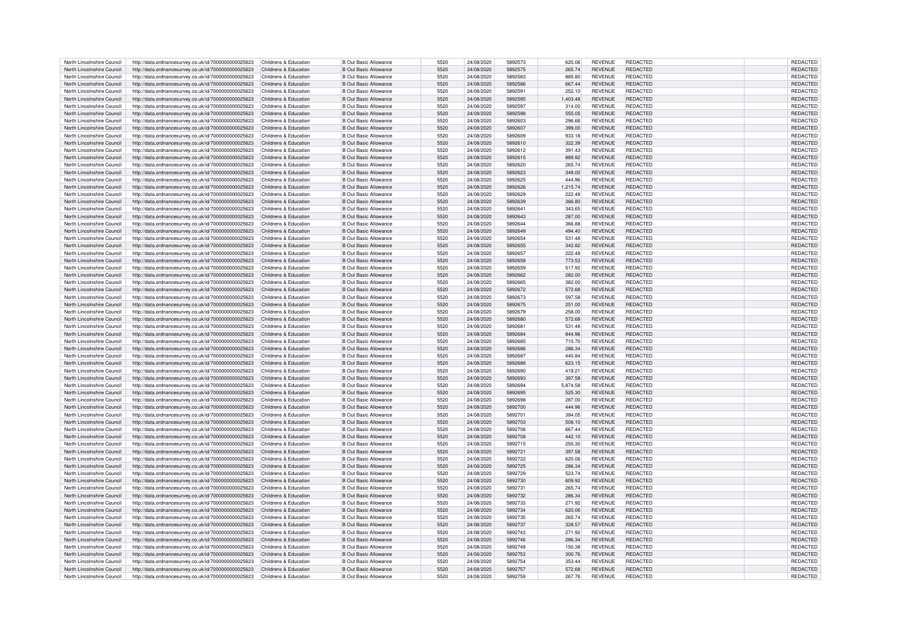| North Lincolnshire Council | http://data.ordnancesurvey.co.uk/id/7000000000025623 | Childrens & Education | B Out Basic Allowance | 5520 | 24/08/2020 | 5892573 | 620.06 | REVENUE | REDACTED | | REDACTED |
|---|---|---|---|---|---|---|---|---|---|---|---|
| North Lincolnshire Council | http://data.ordnancesurvey.co.uk/id/7000000000025623 | Childrens & Education | B Out Basic Allowance | 5520 | 24/08/2020 | 5892575 | 265.74 | REVENUE | REDACTED | | REDACTED |
| North Lincolnshire Council | http://data.ordnancesurvey.co.uk/id/7000000000025623 | Childrens & Education | B Out Basic Allowance | 5520 | 24/08/2020 | 5892583 | 885.80 | REVENUE | REDACTED | | REDACTED |
| North Lincolnshire Council | http://data.ordnancesurvey.co.uk/id/7000000000025623 | Childrens & Education | B Out Basic Allowance | 5520 | 24/08/2020 | 5892586 | 667.44 | REVENUE | REDACTED | | REDACTED |
| North Lincolnshire Council | http://data.ordnancesurvey.co.uk/id/7000000000025623 | Childrens & Education | B Out Basic Allowance | 5520 | 24/08/2020 | 5892591 | 252.10 | REVENUE | REDACTED | | REDACTED |
| North Lincolnshire Council | http://data.ordnancesurvey.co.uk/id/7000000000025623 | Childrens & Education | B Out Basic Allowance | 5520 | 24/08/2020 | 5892595 | 1,403.48 | REVENUE | REDACTED | | REDACTED |
| North Lincolnshire Council | http://data.ordnancesurvey.co.uk/id/7000000000025623 | Childrens & Education | B Out Basic Allowance | 5520 | 24/08/2020 | 5892597 | 314.00 | REVENUE | REDACTED | | REDACTED |
| North Lincolnshire Council | http://data.ordnancesurvey.co.uk/id/7000000000025623 | Childrens & Education | B Out Basic Allowance | 5520 | 24/08/2020 | 5892598 | 555.05 | REVENUE | REDACTED | | REDACTED |
| North Lincolnshire Council | http://data.ordnancesurvey.co.uk/id/7000000000025623 | Childrens & Education | B Out Basic Allowance | 5520 | 24/08/2020 | 5892603 | 296.66 | REVENUE | REDACTED | | REDACTED |
| North Lincolnshire Council | http://data.ordnancesurvey.co.uk/id/7000000000025623 | Childrens & Education | B Out Basic Allowance | 5520 | 24/08/2020 | 5892607 | 399.00 | REVENUE | REDACTED | | REDACTED |
| North Lincolnshire Council | http://data.ordnancesurvey.co.uk/id/7000000000025623 | Childrens & Education | B Out Basic Allowance | 5520 | 24/08/2020 | 5892609 | 933.18 | REVENUE | REDACTED | | REDACTED |
| North Lincolnshire Council | http://data.ordnancesurvey.co.uk/id/7000000000025623 | Childrens & Education | B Out Basic Allowance | 5520 | 24/08/2020 | 5892610 | 322.39 | REVENUE | REDACTED | | REDACTED |
| North Lincolnshire Council | http://data.ordnancesurvey.co.uk/id/7000000000025623 | Childrens & Education | B Out Basic Allowance | 5520 | 24/08/2020 | 5892612 | 391.43 | REVENUE | REDACTED | | REDACTED |
| North Lincolnshire Council | http://data.ordnancesurvey.co.uk/id/7000000000025623 | Childrens & Education | B Out Basic Allowance | 5520 | 24/08/2020 | 5892615 | 889.92 | REVENUE | REDACTED | | REDACTED |
| North Lincolnshire Council | http://data.ordnancesurvey.co.uk/id/7000000000025623 | Childrens & Education | B Out Basic Allowance | 5520 | 24/08/2020 | 5892620 | 265.74 | REVENUE | REDACTED | | REDACTED |
| North Lincolnshire Council | http://data.ordnancesurvey.co.uk/id/7000000000025623 | Childrens & Education | B Out Basic Allowance | 5520 | 24/08/2020 | 5892623 | 349.00 | REVENUE | REDACTED | | REDACTED |
| North Lincolnshire Council | http://data.ordnancesurvey.co.uk/id/7000000000025623 | Childrens & Education | B Out Basic Allowance | 5520 | 24/08/2020 | 5892625 | 444.96 | REVENUE | REDACTED | | REDACTED |
| North Lincolnshire Council | http://data.ordnancesurvey.co.uk/id/7000000000025623 | Childrens & Education | B Out Basic Allowance | 5520 | 24/08/2020 | 5892626 | 1,215.74 | REVENUE | REDACTED | | REDACTED |
| North Lincolnshire Council | http://data.ordnancesurvey.co.uk/id/7000000000025623 | Childrens & Education | B Out Basic Allowance | 5520 | 24/08/2020 | 5892629 | 222.48 | REVENUE | REDACTED | | REDACTED |
| North Lincolnshire Council | http://data.ordnancesurvey.co.uk/id/7000000000025623 | Childrens & Education | B Out Basic Allowance | 5520 | 24/08/2020 | 5892639 | 366.80 | REVENUE | REDACTED | | REDACTED |
| North Lincolnshire Council | http://data.ordnancesurvey.co.uk/id/7000000000025623 | Childrens & Education | B Out Basic Allowance | 5520 | 24/08/2020 | 5892641 | 343.65 | REVENUE | REDACTED | | REDACTED |
| North Lincolnshire Council | http://data.ordnancesurvey.co.uk/id/7000000000025623 | Childrens & Education | B Out Basic Allowance | 5520 | 24/08/2020 | 5892643 | 287.00 | REVENUE | REDACTED | | REDACTED |
| North Lincolnshire Council | http://data.ordnancesurvey.co.uk/id/7000000000025623 | Childrens & Education | B Out Basic Allowance | 5520 | 24/08/2020 | 5892644 | 366.88 | REVENUE | REDACTED | | REDACTED |
| North Lincolnshire Council | http://data.ordnancesurvey.co.uk/id/7000000000025623 | Childrens & Education | B Out Basic Allowance | 5520 | 24/08/2020 | 5892649 | 494.40 | REVENUE | REDACTED | | REDACTED |
| North Lincolnshire Council | http://data.ordnancesurvey.co.uk/id/7000000000025623 | Childrens & Education | B Out Basic Allowance | 5520 | 24/08/2020 | 5892654 | 531.48 | REVENUE | REDACTED | | REDACTED |
| North Lincolnshire Council | http://data.ordnancesurvey.co.uk/id/7000000000025623 | Childrens & Education | B Out Basic Allowance | 5520 | 24/08/2020 | 5892655 | 342.82 | REVENUE | REDACTED | | REDACTED |
| North Lincolnshire Council | http://data.ordnancesurvey.co.uk/id/7000000000025623 | Childrens & Education | B Out Basic Allowance | 5520 | 24/08/2020 | 5892657 | 222.48 | REVENUE | REDACTED | | REDACTED |
| North Lincolnshire Council | http://data.ordnancesurvey.co.uk/id/7000000000025623 | Childrens & Education | B Out Basic Allowance | 5520 | 24/08/2020 | 5892658 | 773.53 | REVENUE | REDACTED | | REDACTED |
| North Lincolnshire Council | http://data.ordnancesurvey.co.uk/id/7000000000025623 | Childrens & Education | B Out Basic Allowance | 5520 | 24/08/2020 | 5892659 | 517.92 | REVENUE | REDACTED | | REDACTED |
| North Lincolnshire Council | http://data.ordnancesurvey.co.uk/id/7000000000025623 | Childrens & Education | B Out Basic Allowance | 5520 | 24/08/2020 | 5892662 | 282.00 | REVENUE | REDACTED | | REDACTED |
| North Lincolnshire Council | http://data.ordnancesurvey.co.uk/id/7000000000025623 | Childrens & Education | B Out Basic Allowance | 5520 | 24/08/2020 | 5892665 | 382.00 | REVENUE | REDACTED | | REDACTED |
| North Lincolnshire Council | http://data.ordnancesurvey.co.uk/id/7000000000025623 | Childrens & Education | B Out Basic Allowance | 5520 | 24/08/2020 | 5892672 | 572.68 | REVENUE | REDACTED | | REDACTED |
| North Lincolnshire Council | http://data.ordnancesurvey.co.uk/id/7000000000025623 | Childrens & Education | B Out Basic Allowance | 5520 | 24/08/2020 | 5892673 | 597.58 | REVENUE | REDACTED | | REDACTED |
| North Lincolnshire Council | http://data.ordnancesurvey.co.uk/id/7000000000025623 | Childrens & Education | B Out Basic Allowance | 5520 | 24/08/2020 | 5892675 | 251.00 | REVENUE | REDACTED | | REDACTED |
| North Lincolnshire Council | http://data.ordnancesurvey.co.uk/id/7000000000025623 | Childrens & Education | B Out Basic Allowance | 5520 | 24/08/2020 | 5892679 | 258.00 | REVENUE | REDACTED | | REDACTED |
| North Lincolnshire Council | http://data.ordnancesurvey.co.uk/id/7000000000025623 | Childrens & Education | B Out Basic Allowance | 5520 | 24/08/2020 | 5892680 | 572.68 | REVENUE | REDACTED | | REDACTED |
| North Lincolnshire Council | http://data.ordnancesurvey.co.uk/id/7000000000025623 | Childrens & Education | B Out Basic Allowance | 5520 | 24/08/2020 | 5892681 | 531.48 | REVENUE | REDACTED | | REDACTED |
| North Lincolnshire Council | http://data.ordnancesurvey.co.uk/id/7000000000025623 | Childrens & Education | B Out Basic Allowance | 5520 | 24/08/2020 | 5892684 | 844.96 | REVENUE | REDACTED | | REDACTED |
| North Lincolnshire Council | http://data.ordnancesurvey.co.uk/id/7000000000025623 | Childrens & Education | B Out Basic Allowance | 5520 | 24/08/2020 | 5892685 | 710.70 | REVENUE | REDACTED | | REDACTED |
| North Lincolnshire Council | http://data.ordnancesurvey.co.uk/id/7000000000025623 | Childrens & Education | B Out Basic Allowance | 5520 | 24/08/2020 | 5892686 | 286.34 | REVENUE | REDACTED | | REDACTED |
| North Lincolnshire Council | http://data.ordnancesurvey.co.uk/id/7000000000025623 | Childrens & Education | B Out Basic Allowance | 5520 | 24/08/2020 | 5892687 | 440.84 | REVENUE | REDACTED | | REDACTED |
| North Lincolnshire Council | http://data.ordnancesurvey.co.uk/id/7000000000025623 | Childrens & Education | B Out Basic Allowance | 5520 | 24/08/2020 | 5892688 | 623.15 | REVENUE | REDACTED | | REDACTED |
| North Lincolnshire Council | http://data.ordnancesurvey.co.uk/id/7000000000025623 | Childrens & Education | B Out Basic Allowance | 5520 | 24/08/2020 | 5892690 | 419.21 | REVENUE | REDACTED | | REDACTED |
| North Lincolnshire Council | http://data.ordnancesurvey.co.uk/id/7000000000025623 | Childrens & Education | B Out Basic Allowance | 5520 | 24/08/2020 | 5892693 | 397.58 | REVENUE | REDACTED | | REDACTED |
| North Lincolnshire Council | http://data.ordnancesurvey.co.uk/id/7000000000025623 | Childrens & Education | B Out Basic Allowance | 5520 | 24/08/2020 | 5892694 | 5,874.58 | REVENUE | REDACTED | | REDACTED |
| North Lincolnshire Council | http://data.ordnancesurvey.co.uk/id/7000000000025623 | Childrens & Education | B Out Basic Allowance | 5520 | 24/08/2020 | 5892695 | 525.30 | REVENUE | REDACTED | | REDACTED |
| North Lincolnshire Council | http://data.ordnancesurvey.co.uk/id/7000000000025623 | Childrens & Education | B Out Basic Allowance | 5520 | 24/08/2020 | 5892698 | 287.00 | REVENUE | REDACTED | | REDACTED |
| North Lincolnshire Council | http://data.ordnancesurvey.co.uk/id/7000000000025623 | Childrens & Education | B Out Basic Allowance | 5520 | 24/08/2020 | 5892700 | 444.96 | REVENUE | REDACTED | | REDACTED |
| North Lincolnshire Council | http://data.ordnancesurvey.co.uk/id/7000000000025623 | Childrens & Education | B Out Basic Allowance | 5520 | 24/08/2020 | 5892701 | 394.05 | REVENUE | REDACTED | | REDACTED |
| North Lincolnshire Council | http://data.ordnancesurvey.co.uk/id/7000000000025623 | Childrens & Education | B Out Basic Allowance | 5520 | 24/08/2020 | 5892703 | 508.10 | REVENUE | REDACTED | | REDACTED |
| North Lincolnshire Council | http://data.ordnancesurvey.co.uk/id/7000000000025623 | Childrens & Education | B Out Basic Allowance | 5520 | 24/08/2020 | 5892706 | 667.44 | REVENUE | REDACTED | | REDACTED |
| North Lincolnshire Council | http://data.ordnancesurvey.co.uk/id/7000000000025623 | Childrens & Education | B Out Basic Allowance | 5520 | 24/08/2020 | 5892708 | 442.10 | REVENUE | REDACTED | | REDACTED |
| North Lincolnshire Council | http://data.ordnancesurvey.co.uk/id/7000000000025623 | Childrens & Education | B Out Basic Allowance | 5520 | 24/08/2020 | 5892715 | 250.30 | REVENUE | REDACTED | | REDACTED |
| North Lincolnshire Council | http://data.ordnancesurvey.co.uk/id/7000000000025623 | Childrens & Education | B Out Basic Allowance | 5520 | 24/08/2020 | 5892721 | 397.58 | REVENUE | REDACTED | | REDACTED |
| North Lincolnshire Council | http://data.ordnancesurvey.co.uk/id/7000000000025623 | Childrens & Education | B Out Basic Allowance | 5520 | 24/08/2020 | 5892722 | 620.06 | REVENUE | REDACTED | | REDACTED |
| North Lincolnshire Council | http://data.ordnancesurvey.co.uk/id/7000000000025623 | Childrens & Education | B Out Basic Allowance | 5520 | 24/08/2020 | 5892725 | 286.34 | REVENUE | REDACTED | | REDACTED |
| North Lincolnshire Council | http://data.ordnancesurvey.co.uk/id/7000000000025623 | Childrens & Education | B Out Basic Allowance | 5520 | 24/08/2020 | 5892729 | 523.74 | REVENUE | REDACTED | | REDACTED |
| North Lincolnshire Council | http://data.ordnancesurvey.co.uk/id/7000000000025623 | Childrens & Education | B Out Basic Allowance | 5520 | 24/08/2020 | 5892730 | 609.92 | REVENUE | REDACTED | | REDACTED |
| North Lincolnshire Council | http://data.ordnancesurvey.co.uk/id/7000000000025623 | Childrens & Education | B Out Basic Allowance | 5520 | 24/08/2020 | 5892731 | 265.74 | REVENUE | REDACTED | | REDACTED |
| North Lincolnshire Council | http://data.ordnancesurvey.co.uk/id/7000000000025623 | Childrens & Education | B Out Basic Allowance | 5520 | 24/08/2020 | 5892732 | 286.34 | REVENUE | REDACTED | | REDACTED |
| North Lincolnshire Council | http://data.ordnancesurvey.co.uk/id/7000000000025623 | Childrens & Education | B Out Basic Allowance | 5520 | 24/08/2020 | 5892733 | 271.92 | REVENUE | REDACTED | | REDACTED |
| North Lincolnshire Council | http://data.ordnancesurvey.co.uk/id/7000000000025623 | Childrens & Education | B Out Basic Allowance | 5520 | 24/08/2020 | 5892734 | 620.06 | REVENUE | REDACTED | | REDACTED |
| North Lincolnshire Council | http://data.ordnancesurvey.co.uk/id/7000000000025623 | Childrens & Education | B Out Basic Allowance | 5520 | 24/08/2020 | 5892735 | 265.74 | REVENUE | REDACTED | | REDACTED |
| North Lincolnshire Council | http://data.ordnancesurvey.co.uk/id/7000000000025623 | Childrens & Education | B Out Basic Allowance | 5520 | 24/08/2020 | 5892737 | 328.57 | REVENUE | REDACTED | | REDACTED |
| North Lincolnshire Council | http://data.ordnancesurvey.co.uk/id/7000000000025623 | Childrens & Education | B Out Basic Allowance | 5520 | 24/08/2020 | 5892743 | 271.92 | REVENUE | REDACTED | | REDACTED |
| North Lincolnshire Council | http://data.ordnancesurvey.co.uk/id/7000000000025623 | Childrens & Education | B Out Basic Allowance | 5520 | 24/08/2020 | 5892746 | 286.34 | REVENUE | REDACTED | | REDACTED |
| North Lincolnshire Council | http://data.ordnancesurvey.co.uk/id/7000000000025623 | Childrens & Education | B Out Basic Allowance | 5520 | 24/08/2020 | 5892749 | 150.38 | REVENUE | REDACTED | | REDACTED |
| North Lincolnshire Council | http://data.ordnancesurvey.co.uk/id/7000000000025623 | Childrens & Education | B Out Basic Allowance | 5520 | 24/08/2020 | 5892753 | 300.76 | REVENUE | REDACTED | | REDACTED |
| North Lincolnshire Council | http://data.ordnancesurvey.co.uk/id/7000000000025623 | Childrens & Education | B Out Basic Allowance | 5520 | 24/08/2020 | 5892754 | 353.44 | REVENUE | REDACTED | | REDACTED |
| North Lincolnshire Council | http://data.ordnancesurvey.co.uk/id/7000000000025623 | Childrens & Education | B Out Basic Allowance | 5520 | 24/08/2020 | 5892757 | 572.68 | REVENUE | REDACTED | | REDACTED |
| North Lincolnshire Council | http://data.ordnancesurvey.co.uk/id/7000000000025623 | Childrens & Education | B Out Basic Allowance | 5520 | 24/08/2020 | 5892759 | 267.76 | REVENUE | REDACTED | | REDACTED |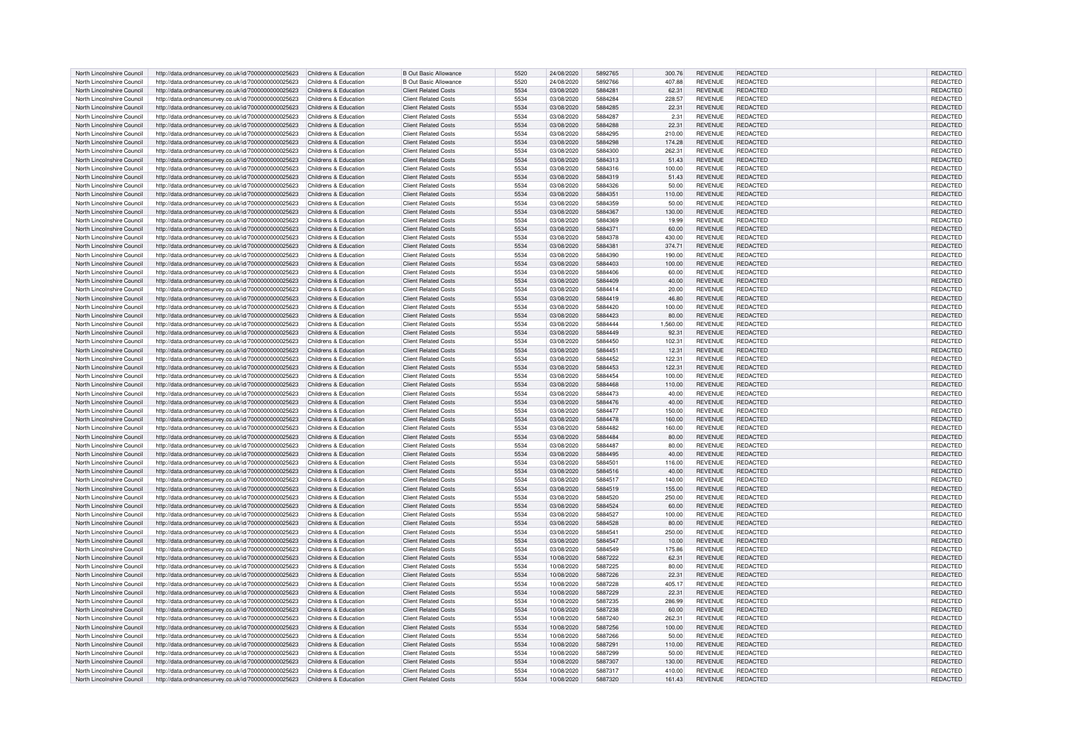| North Lincolnshire Council | http://data.ordnancesurvey.co.uk/id/7000000000025623 | Childrens & Education | B Out Basic Allowance | 5520 | 24/08/2020 | 5892765 | 300.76 | REVENUE | REDACTED | | REDACTED |
|---|---|---|---|---|---|---|---|---|---|---|---|
| North Lincolnshire Council | http://data.ordnancesurvey.co.uk/id/7000000000025623 | Childrens & Education | B Out Basic Allowance | 5520 | 24/08/2020 | 5892766 | 407.88 | REVENUE | REDACTED | | REDACTED |
| North Lincolnshire Council | http://data.ordnancesurvey.co.uk/id/7000000000025623 | Childrens & Education | Client Related Costs | 5534 | 03/08/2020 | 5884281 | 62.31 | REVENUE | REDACTED | | REDACTED |
| North Lincolnshire Council | http://data.ordnancesurvey.co.uk/id/7000000000025623 | Childrens & Education | Client Related Costs | 5534 | 03/08/2020 | 5884284 | 228.57 | REVENUE | REDACTED | | REDACTED |
| North Lincolnshire Council | http://data.ordnancesurvey.co.uk/id/7000000000025623 | Childrens & Education | Client Related Costs | 5534 | 03/08/2020 | 5884285 | 22.31 | REVENUE | REDACTED | | REDACTED |
| North Lincolnshire Council | http://data.ordnancesurvey.co.uk/id/7000000000025623 | Childrens & Education | Client Related Costs | 5534 | 03/08/2020 | 5884287 | 2.31 | REVENUE | REDACTED | | REDACTED |
| North Lincolnshire Council | http://data.ordnancesurvey.co.uk/id/7000000000025623 | Childrens & Education | Client Related Costs | 5534 | 03/08/2020 | 5884288 | 22.31 | REVENUE | REDACTED | | REDACTED |
| North Lincolnshire Council | http://data.ordnancesurvey.co.uk/id/7000000000025623 | Childrens & Education | Client Related Costs | 5534 | 03/08/2020 | 5884295 | 210.00 | REVENUE | REDACTED | | REDACTED |
| North Lincolnshire Council | http://data.ordnancesurvey.co.uk/id/7000000000025623 | Childrens & Education | Client Related Costs | 5534 | 03/08/2020 | 5884298 | 174.28 | REVENUE | REDACTED | | REDACTED |
| North Lincolnshire Council | http://data.ordnancesurvey.co.uk/id/7000000000025623 | Childrens & Education | Client Related Costs | 5534 | 03/08/2020 | 5884300 | 262.31 | REVENUE | REDACTED | | REDACTED |
| North Lincolnshire Council | http://data.ordnancesurvey.co.uk/id/7000000000025623 | Childrens & Education | Client Related Costs | 5534 | 03/08/2020 | 5884313 | 51.43 | REVENUE | REDACTED | | REDACTED |
| North Lincolnshire Council | http://data.ordnancesurvey.co.uk/id/7000000000025623 | Childrens & Education | Client Related Costs | 5534 | 03/08/2020 | 5884316 | 100.00 | REVENUE | REDACTED | | REDACTED |
| North Lincolnshire Council | http://data.ordnancesurvey.co.uk/id/7000000000025623 | Childrens & Education | Client Related Costs | 5534 | 03/08/2020 | 5884319 | 51.43 | REVENUE | REDACTED | | REDACTED |
| North Lincolnshire Council | http://data.ordnancesurvey.co.uk/id/7000000000025623 | Childrens & Education | Client Related Costs | 5534 | 03/08/2020 | 5884326 | 50.00 | REVENUE | REDACTED | | REDACTED |
| North Lincolnshire Council | http://data.ordnancesurvey.co.uk/id/7000000000025623 | Childrens & Education | Client Related Costs | 5534 | 03/08/2020 | 5884351 | 110.00 | REVENUE | REDACTED | | REDACTED |
| North Lincolnshire Council | http://data.ordnancesurvey.co.uk/id/7000000000025623 | Childrens & Education | Client Related Costs | 5534 | 03/08/2020 | 5884359 | 50.00 | REVENUE | REDACTED | | REDACTED |
| North Lincolnshire Council | http://data.ordnancesurvey.co.uk/id/7000000000025623 | Childrens & Education | Client Related Costs | 5534 | 03/08/2020 | 5884367 | 130.00 | REVENUE | REDACTED | | REDACTED |
| North Lincolnshire Council | http://data.ordnancesurvey.co.uk/id/7000000000025623 | Childrens & Education | Client Related Costs | 5534 | 03/08/2020 | 5884369 | 19.99 | REVENUE | REDACTED | | REDACTED |
| North Lincolnshire Council | http://data.ordnancesurvey.co.uk/id/7000000000025623 | Childrens & Education | Client Related Costs | 5534 | 03/08/2020 | 5884371 | 60.00 | REVENUE | REDACTED | | REDACTED |
| North Lincolnshire Council | http://data.ordnancesurvey.co.uk/id/7000000000025623 | Childrens & Education | Client Related Costs | 5534 | 03/08/2020 | 5884378 | 430.00 | REVENUE | REDACTED | | REDACTED |
| North Lincolnshire Council | http://data.ordnancesurvey.co.uk/id/7000000000025623 | Childrens & Education | Client Related Costs | 5534 | 03/08/2020 | 5884381 | 374.71 | REVENUE | REDACTED | | REDACTED |
| North Lincolnshire Council | http://data.ordnancesurvey.co.uk/id/7000000000025623 | Childrens & Education | Client Related Costs | 5534 | 03/08/2020 | 5884390 | 190.00 | REVENUE | REDACTED | | REDACTED |
| North Lincolnshire Council | http://data.ordnancesurvey.co.uk/id/7000000000025623 | Childrens & Education | Client Related Costs | 5534 | 03/08/2020 | 5884403 | 100.00 | REVENUE | REDACTED | | REDACTED |
| North Lincolnshire Council | http://data.ordnancesurvey.co.uk/id/7000000000025623 | Childrens & Education | Client Related Costs | 5534 | 03/08/2020 | 5884406 | 60.00 | REVENUE | REDACTED | | REDACTED |
| North Lincolnshire Council | http://data.ordnancesurvey.co.uk/id/7000000000025623 | Childrens & Education | Client Related Costs | 5534 | 03/08/2020 | 5884409 | 40.00 | REVENUE | REDACTED | | REDACTED |
| North Lincolnshire Council | http://data.ordnancesurvey.co.uk/id/7000000000025623 | Childrens & Education | Client Related Costs | 5534 | 03/08/2020 | 5884414 | 20.00 | REVENUE | REDACTED | | REDACTED |
| North Lincolnshire Council | http://data.ordnancesurvey.co.uk/id/7000000000025623 | Childrens & Education | Client Related Costs | 5534 | 03/08/2020 | 5884419 | 46.80 | REVENUE | REDACTED | | REDACTED |
| North Lincolnshire Council | http://data.ordnancesurvey.co.uk/id/7000000000025623 | Childrens & Education | Client Related Costs | 5534 | 03/08/2020 | 5884420 | 100.00 | REVENUE | REDACTED | | REDACTED |
| North Lincolnshire Council | http://data.ordnancesurvey.co.uk/id/7000000000025623 | Childrens & Education | Client Related Costs | 5534 | 03/08/2020 | 5884423 | 80.00 | REVENUE | REDACTED | | REDACTED |
| North Lincolnshire Council | http://data.ordnancesurvey.co.uk/id/7000000000025623 | Childrens & Education | Client Related Costs | 5534 | 03/08/2020 | 5884444 | 1,560.00 | REVENUE | REDACTED | | REDACTED |
| North Lincolnshire Council | http://data.ordnancesurvey.co.uk/id/7000000000025623 | Childrens & Education | Client Related Costs | 5534 | 03/08/2020 | 5884449 | 92.31 | REVENUE | REDACTED | | REDACTED |
| North Lincolnshire Council | http://data.ordnancesurvey.co.uk/id/7000000000025623 | Childrens & Education | Client Related Costs | 5534 | 03/08/2020 | 5884450 | 102.31 | REVENUE | REDACTED | | REDACTED |
| North Lincolnshire Council | http://data.ordnancesurvey.co.uk/id/7000000000025623 | Childrens & Education | Client Related Costs | 5534 | 03/08/2020 | 5884451 | 12.31 | REVENUE | REDACTED | | REDACTED |
| North Lincolnshire Council | http://data.ordnancesurvey.co.uk/id/7000000000025623 | Childrens & Education | Client Related Costs | 5534 | 03/08/2020 | 5884452 | 122.31 | REVENUE | REDACTED | | REDACTED |
| North Lincolnshire Council | http://data.ordnancesurvey.co.uk/id/7000000000025623 | Childrens & Education | Client Related Costs | 5534 | 03/08/2020 | 5884453 | 122.31 | REVENUE | REDACTED | | REDACTED |
| North Lincolnshire Council | http://data.ordnancesurvey.co.uk/id/7000000000025623 | Childrens & Education | Client Related Costs | 5534 | 03/08/2020 | 5884454 | 100.00 | REVENUE | REDACTED | | REDACTED |
| North Lincolnshire Council | http://data.ordnancesurvey.co.uk/id/7000000000025623 | Childrens & Education | Client Related Costs | 5534 | 03/08/2020 | 5884468 | 110.00 | REVENUE | REDACTED | | REDACTED |
| North Lincolnshire Council | http://data.ordnancesurvey.co.uk/id/7000000000025623 | Childrens & Education | Client Related Costs | 5534 | 03/08/2020 | 5884473 | 40.00 | REVENUE | REDACTED | | REDACTED |
| North Lincolnshire Council | http://data.ordnancesurvey.co.uk/id/7000000000025623 | Childrens & Education | Client Related Costs | 5534 | 03/08/2020 | 5884476 | 40.00 | REVENUE | REDACTED | | REDACTED |
| North Lincolnshire Council | http://data.ordnancesurvey.co.uk/id/7000000000025623 | Childrens & Education | Client Related Costs | 5534 | 03/08/2020 | 5884477 | 150.00 | REVENUE | REDACTED | | REDACTED |
| North Lincolnshire Council | http://data.ordnancesurvey.co.uk/id/7000000000025623 | Childrens & Education | Client Related Costs | 5534 | 03/08/2020 | 5884478 | 160.00 | REVENUE | REDACTED | | REDACTED |
| North Lincolnshire Council | http://data.ordnancesurvey.co.uk/id/7000000000025623 | Childrens & Education | Client Related Costs | 5534 | 03/08/2020 | 5884482 | 160.00 | REVENUE | REDACTED | | REDACTED |
| North Lincolnshire Council | http://data.ordnancesurvey.co.uk/id/7000000000025623 | Childrens & Education | Client Related Costs | 5534 | 03/08/2020 | 5884484 | 80.00 | REVENUE | REDACTED | | REDACTED |
| North Lincolnshire Council | http://data.ordnancesurvey.co.uk/id/7000000000025623 | Childrens & Education | Client Related Costs | 5534 | 03/08/2020 | 5884487 | 80.00 | REVENUE | REDACTED | | REDACTED |
| North Lincolnshire Council | http://data.ordnancesurvey.co.uk/id/7000000000025623 | Childrens & Education | Client Related Costs | 5534 | 03/08/2020 | 5884495 | 40.00 | REVENUE | REDACTED | | REDACTED |
| North Lincolnshire Council | http://data.ordnancesurvey.co.uk/id/7000000000025623 | Childrens & Education | Client Related Costs | 5534 | 03/08/2020 | 5884501 | 116.00 | REVENUE | REDACTED | | REDACTED |
| North Lincolnshire Council | http://data.ordnancesurvey.co.uk/id/7000000000025623 | Childrens & Education | Client Related Costs | 5534 | 03/08/2020 | 5884516 | 40.00 | REVENUE | REDACTED | | REDACTED |
| North Lincolnshire Council | http://data.ordnancesurvey.co.uk/id/7000000000025623 | Childrens & Education | Client Related Costs | 5534 | 03/08/2020 | 5884517 | 140.00 | REVENUE | REDACTED | | REDACTED |
| North Lincolnshire Council | http://data.ordnancesurvey.co.uk/id/7000000000025623 | Childrens & Education | Client Related Costs | 5534 | 03/08/2020 | 5884519 | 155.00 | REVENUE | REDACTED | | REDACTED |
| North Lincolnshire Council | http://data.ordnancesurvey.co.uk/id/7000000000025623 | Childrens & Education | Client Related Costs | 5534 | 03/08/2020 | 5884520 | 250.00 | REVENUE | REDACTED | | REDACTED |
| North Lincolnshire Council | http://data.ordnancesurvey.co.uk/id/7000000000025623 | Childrens & Education | Client Related Costs | 5534 | 03/08/2020 | 5884524 | 60.00 | REVENUE | REDACTED | | REDACTED |
| North Lincolnshire Council | http://data.ordnancesurvey.co.uk/id/7000000000025623 | Childrens & Education | Client Related Costs | 5534 | 03/08/2020 | 5884527 | 100.00 | REVENUE | REDACTED | | REDACTED |
| North Lincolnshire Council | http://data.ordnancesurvey.co.uk/id/7000000000025623 | Childrens & Education | Client Related Costs | 5534 | 03/08/2020 | 5884528 | 80.00 | REVENUE | REDACTED | | REDACTED |
| North Lincolnshire Council | http://data.ordnancesurvey.co.uk/id/7000000000025623 | Childrens & Education | Client Related Costs | 5534 | 03/08/2020 | 5884541 | 250.00 | REVENUE | REDACTED | | REDACTED |
| North Lincolnshire Council | http://data.ordnancesurvey.co.uk/id/7000000000025623 | Childrens & Education | Client Related Costs | 5534 | 03/08/2020 | 5884547 | 10.00 | REVENUE | REDACTED | | REDACTED |
| North Lincolnshire Council | http://data.ordnancesurvey.co.uk/id/7000000000025623 | Childrens & Education | Client Related Costs | 5534 | 03/08/2020 | 5884549 | 175.86 | REVENUE | REDACTED | | REDACTED |
| North Lincolnshire Council | http://data.ordnancesurvey.co.uk/id/7000000000025623 | Childrens & Education | Client Related Costs | 5534 | 10/08/2020 | 5887222 | 62.31 | REVENUE | REDACTED | | REDACTED |
| North Lincolnshire Council | http://data.ordnancesurvey.co.uk/id/7000000000025623 | Childrens & Education | Client Related Costs | 5534 | 10/08/2020 | 5887225 | 80.00 | REVENUE | REDACTED | | REDACTED |
| North Lincolnshire Council | http://data.ordnancesurvey.co.uk/id/7000000000025623 | Childrens & Education | Client Related Costs | 5534 | 10/08/2020 | 5887226 | 22.31 | REVENUE | REDACTED | | REDACTED |
| North Lincolnshire Council | http://data.ordnancesurvey.co.uk/id/7000000000025623 | Childrens & Education | Client Related Costs | 5534 | 10/08/2020 | 5887228 | 405.17 | REVENUE | REDACTED | | REDACTED |
| North Lincolnshire Council | http://data.ordnancesurvey.co.uk/id/7000000000025623 | Childrens & Education | Client Related Costs | 5534 | 10/08/2020 | 5887229 | 22.31 | REVENUE | REDACTED | | REDACTED |
| North Lincolnshire Council | http://data.ordnancesurvey.co.uk/id/7000000000025623 | Childrens & Education | Client Related Costs | 5534 | 10/08/2020 | 5887235 | 286.99 | REVENUE | REDACTED | | REDACTED |
| North Lincolnshire Council | http://data.ordnancesurvey.co.uk/id/7000000000025623 | Childrens & Education | Client Related Costs | 5534 | 10/08/2020 | 5887238 | 60.00 | REVENUE | REDACTED | | REDACTED |
| North Lincolnshire Council | http://data.ordnancesurvey.co.uk/id/7000000000025623 | Childrens & Education | Client Related Costs | 5534 | 10/08/2020 | 5887240 | 262.31 | REVENUE | REDACTED | | REDACTED |
| North Lincolnshire Council | http://data.ordnancesurvey.co.uk/id/7000000000025623 | Childrens & Education | Client Related Costs | 5534 | 10/08/2020 | 5887256 | 100.00 | REVENUE | REDACTED | | REDACTED |
| North Lincolnshire Council | http://data.ordnancesurvey.co.uk/id/7000000000025623 | Childrens & Education | Client Related Costs | 5534 | 10/08/2020 | 5887266 | 50.00 | REVENUE | REDACTED | | REDACTED |
| North Lincolnshire Council | http://data.ordnancesurvey.co.uk/id/7000000000025623 | Childrens & Education | Client Related Costs | 5534 | 10/08/2020 | 5887291 | 110.00 | REVENUE | REDACTED | | REDACTED |
| North Lincolnshire Council | http://data.ordnancesurvey.co.uk/id/7000000000025623 | Childrens & Education | Client Related Costs | 5534 | 10/08/2020 | 5887299 | 50.00 | REVENUE | REDACTED | | REDACTED |
| North Lincolnshire Council | http://data.ordnancesurvey.co.uk/id/7000000000025623 | Childrens & Education | Client Related Costs | 5534 | 10/08/2020 | 5887307 | 130.00 | REVENUE | REDACTED | | REDACTED |
| North Lincolnshire Council | http://data.ordnancesurvey.co.uk/id/7000000000025623 | Childrens & Education | Client Related Costs | 5534 | 10/08/2020 | 5887317 | 410.00 | REVENUE | REDACTED | | REDACTED |
| North Lincolnshire Council | http://data.ordnancesurvey.co.uk/id/7000000000025623 | Childrens & Education | Client Related Costs | 5534 | 10/08/2020 | 5887320 | 161.43 | REVENUE | REDACTED | | REDACTED |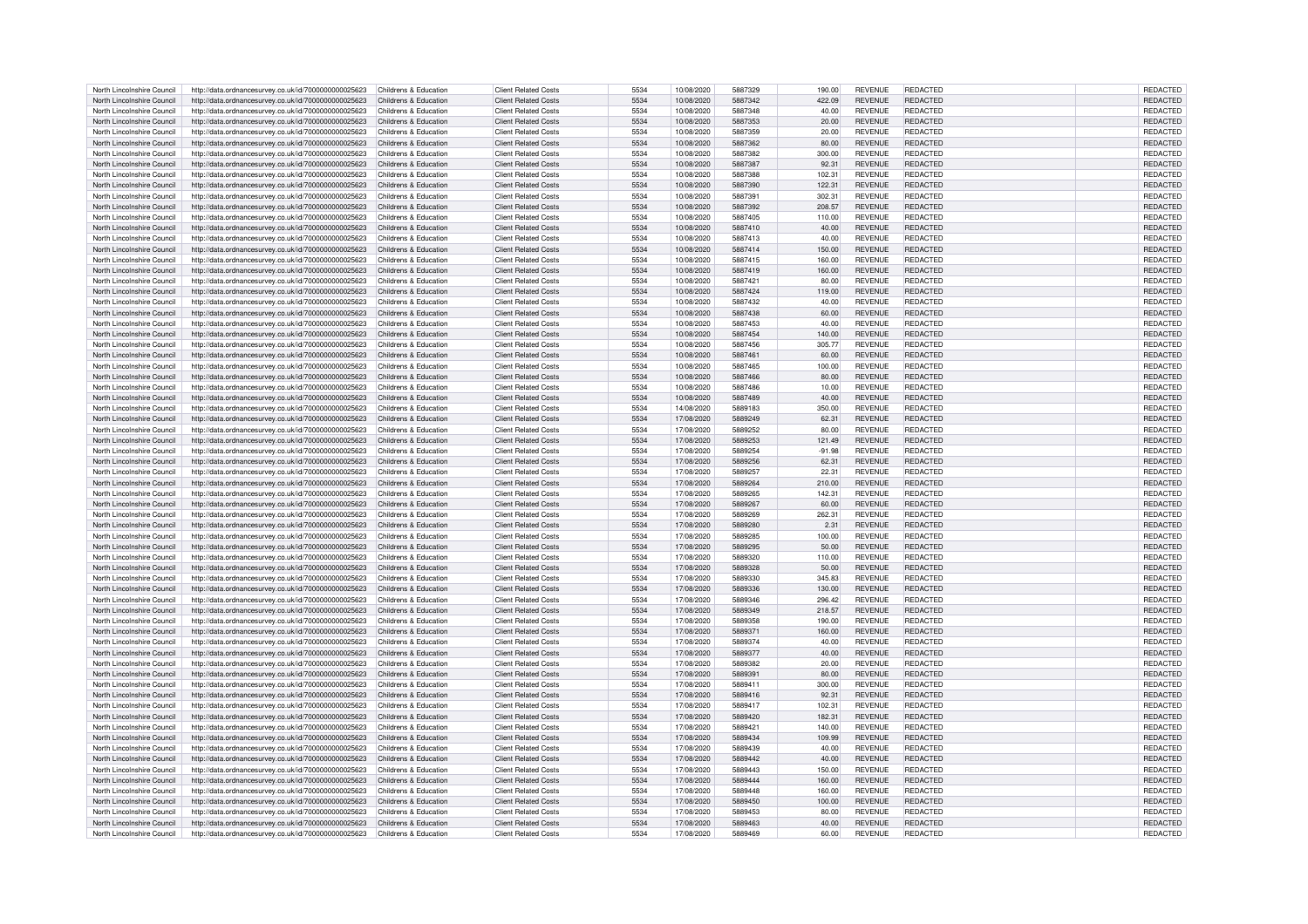| | | | | | | | | | | | |
|---|---|---|---|---|---|---|---|---|---|---|---|
| North Lincolnshire Council | http://data.ordnancesurvey.co.uk/id/7000000000025623 | Childrens & Education | Client Related Costs | 5534 | 10/08/2020 | 5887329 | 190.00 | REVENUE | REDACTED | | REDACTED |
| North Lincolnshire Council | http://data.ordnancesurvey.co.uk/id/7000000000025623 | Childrens & Education | Client Related Costs | 5534 | 10/08/2020 | 5887342 | 422.09 | REVENUE | REDACTED | | REDACTED |
| North Lincolnshire Council | http://data.ordnancesurvey.co.uk/id/7000000000025623 | Childrens & Education | Client Related Costs | 5534 | 10/08/2020 | 5887348 | 40.00 | REVENUE | REDACTED | | REDACTED |
| North Lincolnshire Council | http://data.ordnancesurvey.co.uk/id/7000000000025623 | Childrens & Education | Client Related Costs | 5534 | 10/08/2020 | 5887353 | 20.00 | REVENUE | REDACTED | | REDACTED |
| North Lincolnshire Council | http://data.ordnancesurvey.co.uk/id/7000000000025623 | Childrens & Education | Client Related Costs | 5534 | 10/08/2020 | 5887359 | 20.00 | REVENUE | REDACTED | | REDACTED |
| North Lincolnshire Council | http://data.ordnancesurvey.co.uk/id/7000000000025623 | Childrens & Education | Client Related Costs | 5534 | 10/08/2020 | 5887362 | 80.00 | REVENUE | REDACTED | | REDACTED |
| North Lincolnshire Council | http://data.ordnancesurvey.co.uk/id/7000000000025623 | Childrens & Education | Client Related Costs | 5534 | 10/08/2020 | 5887382 | 300.00 | REVENUE | REDACTED | | REDACTED |
| North Lincolnshire Council | http://data.ordnancesurvey.co.uk/id/7000000000025623 | Childrens & Education | Client Related Costs | 5534 | 10/08/2020 | 5887387 | 92.31 | REVENUE | REDACTED | | REDACTED |
| North Lincolnshire Council | http://data.ordnancesurvey.co.uk/id/7000000000025623 | Childrens & Education | Client Related Costs | 5534 | 10/08/2020 | 5887388 | 102.31 | REVENUE | REDACTED | | REDACTED |
| North Lincolnshire Council | http://data.ordnancesurvey.co.uk/id/7000000000025623 | Childrens & Education | Client Related Costs | 5534 | 10/08/2020 | 5887390 | 122.31 | REVENUE | REDACTED | | REDACTED |
| North Lincolnshire Council | http://data.ordnancesurvey.co.uk/id/7000000000025623 | Childrens & Education | Client Related Costs | 5534 | 10/08/2020 | 5887391 | 302.31 | REVENUE | REDACTED | | REDACTED |
| North Lincolnshire Council | http://data.ordnancesurvey.co.uk/id/7000000000025623 | Childrens & Education | Client Related Costs | 5534 | 10/08/2020 | 5887392 | 208.57 | REVENUE | REDACTED | | REDACTED |
| North Lincolnshire Council | http://data.ordnancesurvey.co.uk/id/7000000000025623 | Childrens & Education | Client Related Costs | 5534 | 10/08/2020 | 5887405 | 110.00 | REVENUE | REDACTED | | REDACTED |
| North Lincolnshire Council | http://data.ordnancesurvey.co.uk/id/7000000000025623 | Childrens & Education | Client Related Costs | 5534 | 10/08/2020 | 5887410 | 40.00 | REVENUE | REDACTED | | REDACTED |
| North Lincolnshire Council | http://data.ordnancesurvey.co.uk/id/7000000000025623 | Childrens & Education | Client Related Costs | 5534 | 10/08/2020 | 5887413 | 40.00 | REVENUE | REDACTED | | REDACTED |
| North Lincolnshire Council | http://data.ordnancesurvey.co.uk/id/7000000000025623 | Childrens & Education | Client Related Costs | 5534 | 10/08/2020 | 5887414 | 150.00 | REVENUE | REDACTED | | REDACTED |
| North Lincolnshire Council | http://data.ordnancesurvey.co.uk/id/7000000000025623 | Childrens & Education | Client Related Costs | 5534 | 10/08/2020 | 5887415 | 160.00 | REVENUE | REDACTED | | REDACTED |
| North Lincolnshire Council | http://data.ordnancesurvey.co.uk/id/7000000000025623 | Childrens & Education | Client Related Costs | 5534 | 10/08/2020 | 5887419 | 160.00 | REVENUE | REDACTED | | REDACTED |
| North Lincolnshire Council | http://data.ordnancesurvey.co.uk/id/7000000000025623 | Childrens & Education | Client Related Costs | 5534 | 10/08/2020 | 5887421 | 80.00 | REVENUE | REDACTED | | REDACTED |
| North Lincolnshire Council | http://data.ordnancesurvey.co.uk/id/7000000000025623 | Childrens & Education | Client Related Costs | 5534 | 10/08/2020 | 5887424 | 119.00 | REVENUE | REDACTED | | REDACTED |
| North Lincolnshire Council | http://data.ordnancesurvey.co.uk/id/7000000000025623 | Childrens & Education | Client Related Costs | 5534 | 10/08/2020 | 5887432 | 40.00 | REVENUE | REDACTED | | REDACTED |
| North Lincolnshire Council | http://data.ordnancesurvey.co.uk/id/7000000000025623 | Childrens & Education | Client Related Costs | 5534 | 10/08/2020 | 5887438 | 60.00 | REVENUE | REDACTED | | REDACTED |
| North Lincolnshire Council | http://data.ordnancesurvey.co.uk/id/7000000000025623 | Childrens & Education | Client Related Costs | 5534 | 10/08/2020 | 5887453 | 40.00 | REVENUE | REDACTED | | REDACTED |
| North Lincolnshire Council | http://data.ordnancesurvey.co.uk/id/7000000000025623 | Childrens & Education | Client Related Costs | 5534 | 10/08/2020 | 5887454 | 140.00 | REVENUE | REDACTED | | REDACTED |
| North Lincolnshire Council | http://data.ordnancesurvey.co.uk/id/7000000000025623 | Childrens & Education | Client Related Costs | 5534 | 10/08/2020 | 5887456 | 305.77 | REVENUE | REDACTED | | REDACTED |
| North Lincolnshire Council | http://data.ordnancesurvey.co.uk/id/7000000000025623 | Childrens & Education | Client Related Costs | 5534 | 10/08/2020 | 5887461 | 60.00 | REVENUE | REDACTED | | REDACTED |
| North Lincolnshire Council | http://data.ordnancesurvey.co.uk/id/7000000000025623 | Childrens & Education | Client Related Costs | 5534 | 10/08/2020 | 5887465 | 100.00 | REVENUE | REDACTED | | REDACTED |
| North Lincolnshire Council | http://data.ordnancesurvey.co.uk/id/7000000000025623 | Childrens & Education | Client Related Costs | 5534 | 10/08/2020 | 5887466 | 80.00 | REVENUE | REDACTED | | REDACTED |
| North Lincolnshire Council | http://data.ordnancesurvey.co.uk/id/7000000000025623 | Childrens & Education | Client Related Costs | 5534 | 10/08/2020 | 5887486 | 10.00 | REVENUE | REDACTED | | REDACTED |
| North Lincolnshire Council | http://data.ordnancesurvey.co.uk/id/7000000000025623 | Childrens & Education | Client Related Costs | 5534 | 10/08/2020 | 5887489 | 40.00 | REVENUE | REDACTED | | REDACTED |
| North Lincolnshire Council | http://data.ordnancesurvey.co.uk/id/7000000000025623 | Childrens & Education | Client Related Costs | 5534 | 14/08/2020 | 5889183 | 350.00 | REVENUE | REDACTED | | REDACTED |
| North Lincolnshire Council | http://data.ordnancesurvey.co.uk/id/7000000000025623 | Childrens & Education | Client Related Costs | 5534 | 17/08/2020 | 5889249 | 62.31 | REVENUE | REDACTED | | REDACTED |
| North Lincolnshire Council | http://data.ordnancesurvey.co.uk/id/7000000000025623 | Childrens & Education | Client Related Costs | 5534 | 17/08/2020 | 5889252 | 80.00 | REVENUE | REDACTED | | REDACTED |
| North Lincolnshire Council | http://data.ordnancesurvey.co.uk/id/7000000000025623 | Childrens & Education | Client Related Costs | 5534 | 17/08/2020 | 5889253 | 121.49 | REVENUE | REDACTED | | REDACTED |
| North Lincolnshire Council | http://data.ordnancesurvey.co.uk/id/7000000000025623 | Childrens & Education | Client Related Costs | 5534 | 17/08/2020 | 5889254 | -91.98 | REVENUE | REDACTED | | REDACTED |
| North Lincolnshire Council | http://data.ordnancesurvey.co.uk/id/7000000000025623 | Childrens & Education | Client Related Costs | 5534 | 17/08/2020 | 5889256 | 62.31 | REVENUE | REDACTED | | REDACTED |
| North Lincolnshire Council | http://data.ordnancesurvey.co.uk/id/7000000000025623 | Childrens & Education | Client Related Costs | 5534 | 17/08/2020 | 5889257 | 22.31 | REVENUE | REDACTED | | REDACTED |
| North Lincolnshire Council | http://data.ordnancesurvey.co.uk/id/7000000000025623 | Childrens & Education | Client Related Costs | 5534 | 17/08/2020 | 5889264 | 210.00 | REVENUE | REDACTED | | REDACTED |
| North Lincolnshire Council | http://data.ordnancesurvey.co.uk/id/7000000000025623 | Childrens & Education | Client Related Costs | 5534 | 17/08/2020 | 5889265 | 142.31 | REVENUE | REDACTED | | REDACTED |
| North Lincolnshire Council | http://data.ordnancesurvey.co.uk/id/7000000000025623 | Childrens & Education | Client Related Costs | 5534 | 17/08/2020 | 5889267 | 60.00 | REVENUE | REDACTED | | REDACTED |
| North Lincolnshire Council | http://data.ordnancesurvey.co.uk/id/7000000000025623 | Childrens & Education | Client Related Costs | 5534 | 17/08/2020 | 5889269 | 262.31 | REVENUE | REDACTED | | REDACTED |
| North Lincolnshire Council | http://data.ordnancesurvey.co.uk/id/7000000000025623 | Childrens & Education | Client Related Costs | 5534 | 17/08/2020 | 5889280 | 2.31 | REVENUE | REDACTED | | REDACTED |
| North Lincolnshire Council | http://data.ordnancesurvey.co.uk/id/7000000000025623 | Childrens & Education | Client Related Costs | 5534 | 17/08/2020 | 5889285 | 100.00 | REVENUE | REDACTED | | REDACTED |
| North Lincolnshire Council | http://data.ordnancesurvey.co.uk/id/7000000000025623 | Childrens & Education | Client Related Costs | 5534 | 17/08/2020 | 5889295 | 50.00 | REVENUE | REDACTED | | REDACTED |
| North Lincolnshire Council | http://data.ordnancesurvey.co.uk/id/7000000000025623 | Childrens & Education | Client Related Costs | 5534 | 17/08/2020 | 5889320 | 110.00 | REVENUE | REDACTED | | REDACTED |
| North Lincolnshire Council | http://data.ordnancesurvey.co.uk/id/7000000000025623 | Childrens & Education | Client Related Costs | 5534 | 17/08/2020 | 5889328 | 50.00 | REVENUE | REDACTED | | REDACTED |
| North Lincolnshire Council | http://data.ordnancesurvey.co.uk/id/7000000000025623 | Childrens & Education | Client Related Costs | 5534 | 17/08/2020 | 5889330 | 345.83 | REVENUE | REDACTED | | REDACTED |
| North Lincolnshire Council | http://data.ordnancesurvey.co.uk/id/7000000000025623 | Childrens & Education | Client Related Costs | 5534 | 17/08/2020 | 5889336 | 130.00 | REVENUE | REDACTED | | REDACTED |
| North Lincolnshire Council | http://data.ordnancesurvey.co.uk/id/7000000000025623 | Childrens & Education | Client Related Costs | 5534 | 17/08/2020 | 5889346 | 296.42 | REVENUE | REDACTED | | REDACTED |
| North Lincolnshire Council | http://data.ordnancesurvey.co.uk/id/7000000000025623 | Childrens & Education | Client Related Costs | 5534 | 17/08/2020 | 5889349 | 218.57 | REVENUE | REDACTED | | REDACTED |
| North Lincolnshire Council | http://data.ordnancesurvey.co.uk/id/7000000000025623 | Childrens & Education | Client Related Costs | 5534 | 17/08/2020 | 5889358 | 190.00 | REVENUE | REDACTED | | REDACTED |
| North Lincolnshire Council | http://data.ordnancesurvey.co.uk/id/7000000000025623 | Childrens & Education | Client Related Costs | 5534 | 17/08/2020 | 5889371 | 160.00 | REVENUE | REDACTED | | REDACTED |
| North Lincolnshire Council | http://data.ordnancesurvey.co.uk/id/7000000000025623 | Childrens & Education | Client Related Costs | 5534 | 17/08/2020 | 5889374 | 40.00 | REVENUE | REDACTED | | REDACTED |
| North Lincolnshire Council | http://data.ordnancesurvey.co.uk/id/7000000000025623 | Childrens & Education | Client Related Costs | 5534 | 17/08/2020 | 5889377 | 40.00 | REVENUE | REDACTED | | REDACTED |
| North Lincolnshire Council | http://data.ordnancesurvey.co.uk/id/7000000000025623 | Childrens & Education | Client Related Costs | 5534 | 17/08/2020 | 5889382 | 20.00 | REVENUE | REDACTED | | REDACTED |
| North Lincolnshire Council | http://data.ordnancesurvey.co.uk/id/7000000000025623 | Childrens & Education | Client Related Costs | 5534 | 17/08/2020 | 5889391 | 80.00 | REVENUE | REDACTED | | REDACTED |
| North Lincolnshire Council | http://data.ordnancesurvey.co.uk/id/7000000000025623 | Childrens & Education | Client Related Costs | 5534 | 17/08/2020 | 5889411 | 300.00 | REVENUE | REDACTED | | REDACTED |
| North Lincolnshire Council | http://data.ordnancesurvey.co.uk/id/7000000000025623 | Childrens & Education | Client Related Costs | 5534 | 17/08/2020 | 5889416 | 92.31 | REVENUE | REDACTED | | REDACTED |
| North Lincolnshire Council | http://data.ordnancesurvey.co.uk/id/7000000000025623 | Childrens & Education | Client Related Costs | 5534 | 17/08/2020 | 5889417 | 102.31 | REVENUE | REDACTED | | REDACTED |
| North Lincolnshire Council | http://data.ordnancesurvey.co.uk/id/7000000000025623 | Childrens & Education | Client Related Costs | 5534 | 17/08/2020 | 5889420 | 182.31 | REVENUE | REDACTED | | REDACTED |
| North Lincolnshire Council | http://data.ordnancesurvey.co.uk/id/7000000000025623 | Childrens & Education | Client Related Costs | 5534 | 17/08/2020 | 5889421 | 140.00 | REVENUE | REDACTED | | REDACTED |
| North Lincolnshire Council | http://data.ordnancesurvey.co.uk/id/7000000000025623 | Childrens & Education | Client Related Costs | 5534 | 17/08/2020 | 5889434 | 109.99 | REVENUE | REDACTED | | REDACTED |
| North Lincolnshire Council | http://data.ordnancesurvey.co.uk/id/7000000000025623 | Childrens & Education | Client Related Costs | 5534 | 17/08/2020 | 5889439 | 40.00 | REVENUE | REDACTED | | REDACTED |
| North Lincolnshire Council | http://data.ordnancesurvey.co.uk/id/7000000000025623 | Childrens & Education | Client Related Costs | 5534 | 17/08/2020 | 5889442 | 40.00 | REVENUE | REDACTED | | REDACTED |
| North Lincolnshire Council | http://data.ordnancesurvey.co.uk/id/7000000000025623 | Childrens & Education | Client Related Costs | 5534 | 17/08/2020 | 5889443 | 150.00 | REVENUE | REDACTED | | REDACTED |
| North Lincolnshire Council | http://data.ordnancesurvey.co.uk/id/7000000000025623 | Childrens & Education | Client Related Costs | 5534 | 17/08/2020 | 5889444 | 160.00 | REVENUE | REDACTED | | REDACTED |
| North Lincolnshire Council | http://data.ordnancesurvey.co.uk/id/7000000000025623 | Childrens & Education | Client Related Costs | 5534 | 17/08/2020 | 5889448 | 160.00 | REVENUE | REDACTED | | REDACTED |
| North Lincolnshire Council | http://data.ordnancesurvey.co.uk/id/7000000000025623 | Childrens & Education | Client Related Costs | 5534 | 17/08/2020 | 5889450 | 100.00 | REVENUE | REDACTED | | REDACTED |
| North Lincolnshire Council | http://data.ordnancesurvey.co.uk/id/7000000000025623 | Childrens & Education | Client Related Costs | 5534 | 17/08/2020 | 5889453 | 80.00 | REVENUE | REDACTED | | REDACTED |
| North Lincolnshire Council | http://data.ordnancesurvey.co.uk/id/7000000000025623 | Childrens & Education | Client Related Costs | 5534 | 17/08/2020 | 5889463 | 40.00 | REVENUE | REDACTED | | REDACTED |
| North Lincolnshire Council | http://data.ordnancesurvey.co.uk/id/7000000000025623 | Childrens & Education | Client Related Costs | 5534 | 17/08/2020 | 5889469 | 60.00 | REVENUE | REDACTED | | REDACTED |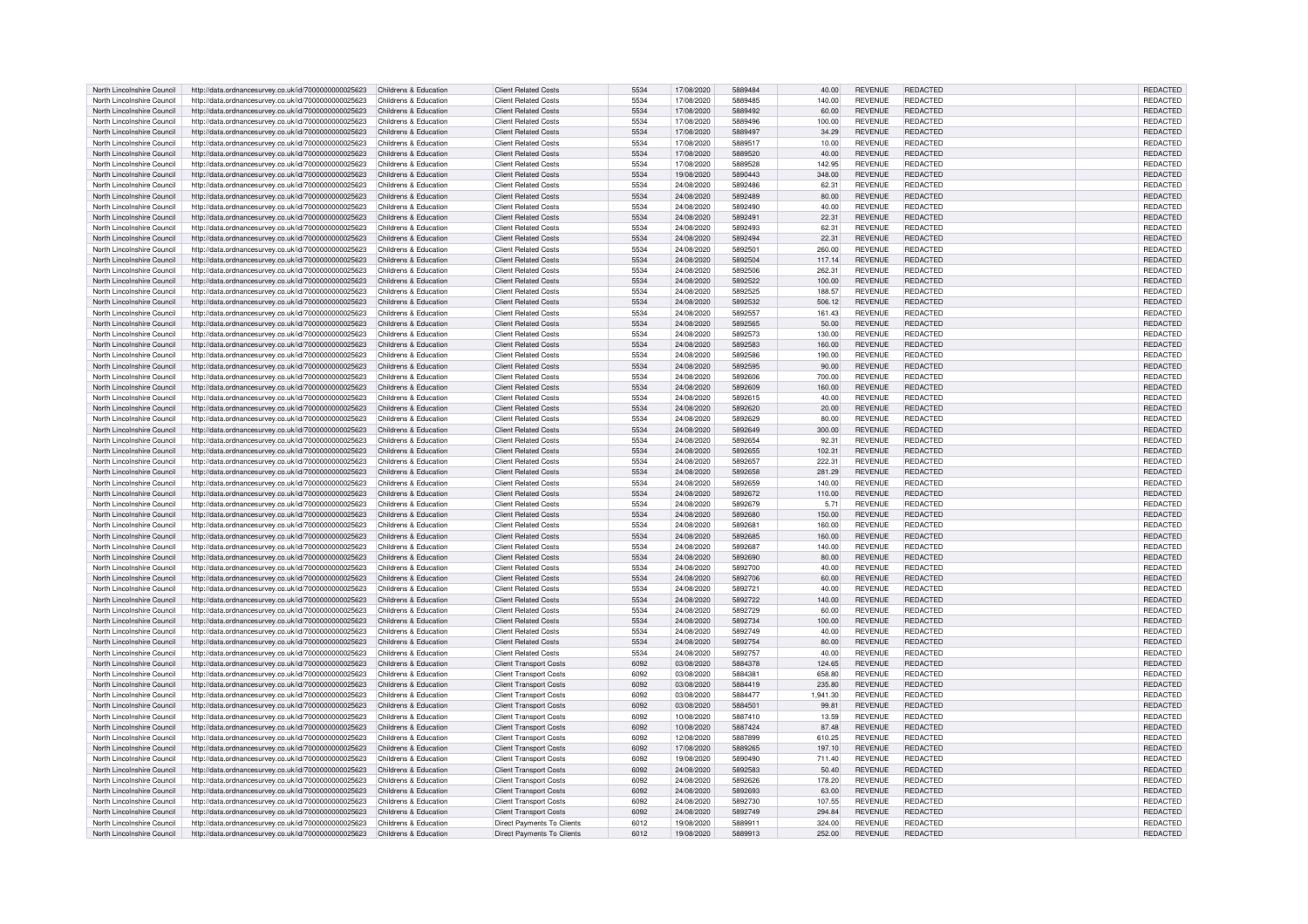| | | | | | | | | | | | |
|---|---|---|---|---|---|---|---|---|---|---|---|
| North Lincolnshire Council | http://data.ordnancesurvey.co.uk/id/7000000000025623 | Childrens & Education | Client Related Costs | 5534 | 17/08/2020 | 5889484 | 40.00 | REVENUE | REDACTED | | REDACTED |
| North Lincolnshire Council | http://data.ordnancesurvey.co.uk/id/7000000000025623 | Childrens & Education | Client Related Costs | 5534 | 17/08/2020 | 5889485 | 140.00 | REVENUE | REDACTED | | REDACTED |
| North Lincolnshire Council | http://data.ordnancesurvey.co.uk/id/7000000000025623 | Childrens & Education | Client Related Costs | 5534 | 17/08/2020 | 5889492 | 60.00 | REVENUE | REDACTED | | REDACTED |
| North Lincolnshire Council | http://data.ordnancesurvey.co.uk/id/7000000000025623 | Childrens & Education | Client Related Costs | 5534 | 17/08/2020 | 5889496 | 100.00 | REVENUE | REDACTED | | REDACTED |
| North Lincolnshire Council | http://data.ordnancesurvey.co.uk/id/7000000000025623 | Childrens & Education | Client Related Costs | 5534 | 17/08/2020 | 5889497 | 34.29 | REVENUE | REDACTED | | REDACTED |
| North Lincolnshire Council | http://data.ordnancesurvey.co.uk/id/7000000000025623 | Childrens & Education | Client Related Costs | 5534 | 17/08/2020 | 5889517 | 10.00 | REVENUE | REDACTED | | REDACTED |
| North Lincolnshire Council | http://data.ordnancesurvey.co.uk/id/7000000000025623 | Childrens & Education | Client Related Costs | 5534 | 17/08/2020 | 5889520 | 40.00 | REVENUE | REDACTED | | REDACTED |
| North Lincolnshire Council | http://data.ordnancesurvey.co.uk/id/7000000000025623 | Childrens & Education | Client Related Costs | 5534 | 17/08/2020 | 5889528 | 142.95 | REVENUE | REDACTED | | REDACTED |
| North Lincolnshire Council | http://data.ordnancesurvey.co.uk/id/7000000000025623 | Childrens & Education | Client Related Costs | 5534 | 19/08/2020 | 5890443 | 348.00 | REVENUE | REDACTED | | REDACTED |
| North Lincolnshire Council | http://data.ordnancesurvey.co.uk/id/7000000000025623 | Childrens & Education | Client Related Costs | 5534 | 24/08/2020 | 5892486 | 62.31 | REVENUE | REDACTED | | REDACTED |
| North Lincolnshire Council | http://data.ordnancesurvey.co.uk/id/7000000000025623 | Childrens & Education | Client Related Costs | 5534 | 24/08/2020 | 5892489 | 80.00 | REVENUE | REDACTED | | REDACTED |
| North Lincolnshire Council | http://data.ordnancesurvey.co.uk/id/7000000000025623 | Childrens & Education | Client Related Costs | 5534 | 24/08/2020 | 5892490 | 40.00 | REVENUE | REDACTED | | REDACTED |
| North Lincolnshire Council | http://data.ordnancesurvey.co.uk/id/7000000000025623 | Childrens & Education | Client Related Costs | 5534 | 24/08/2020 | 5892491 | 22.31 | REVENUE | REDACTED | | REDACTED |
| North Lincolnshire Council | http://data.ordnancesurvey.co.uk/id/7000000000025623 | Childrens & Education | Client Related Costs | 5534 | 24/08/2020 | 5892493 | 62.31 | REVENUE | REDACTED | | REDACTED |
| North Lincolnshire Council | http://data.ordnancesurvey.co.uk/id/7000000000025623 | Childrens & Education | Client Related Costs | 5534 | 24/08/2020 | 5892494 | 22.31 | REVENUE | REDACTED | | REDACTED |
| North Lincolnshire Council | http://data.ordnancesurvey.co.uk/id/7000000000025623 | Childrens & Education | Client Related Costs | 5534 | 24/08/2020 | 5892501 | 260.00 | REVENUE | REDACTED | | REDACTED |
| North Lincolnshire Council | http://data.ordnancesurvey.co.uk/id/7000000000025623 | Childrens & Education | Client Related Costs | 5534 | 24/08/2020 | 5892504 | 117.14 | REVENUE | REDACTED | | REDACTED |
| North Lincolnshire Council | http://data.ordnancesurvey.co.uk/id/7000000000025623 | Childrens & Education | Client Related Costs | 5534 | 24/08/2020 | 5892506 | 262.31 | REVENUE | REDACTED | | REDACTED |
| North Lincolnshire Council | http://data.ordnancesurvey.co.uk/id/7000000000025623 | Childrens & Education | Client Related Costs | 5534 | 24/08/2020 | 5892522 | 100.00 | REVENUE | REDACTED | | REDACTED |
| North Lincolnshire Council | http://data.ordnancesurvey.co.uk/id/7000000000025623 | Childrens & Education | Client Related Costs | 5534 | 24/08/2020 | 5892525 | 188.57 | REVENUE | REDACTED | | REDACTED |
| North Lincolnshire Council | http://data.ordnancesurvey.co.uk/id/7000000000025623 | Childrens & Education | Client Related Costs | 5534 | 24/08/2020 | 5892532 | 506.12 | REVENUE | REDACTED | | REDACTED |
| North Lincolnshire Council | http://data.ordnancesurvey.co.uk/id/7000000000025623 | Childrens & Education | Client Related Costs | 5534 | 24/08/2020 | 5892557 | 161.43 | REVENUE | REDACTED | | REDACTED |
| North Lincolnshire Council | http://data.ordnancesurvey.co.uk/id/7000000000025623 | Childrens & Education | Client Related Costs | 5534 | 24/08/2020 | 5892565 | 50.00 | REVENUE | REDACTED | | REDACTED |
| North Lincolnshire Council | http://data.ordnancesurvey.co.uk/id/7000000000025623 | Childrens & Education | Client Related Costs | 5534 | 24/08/2020 | 5892573 | 130.00 | REVENUE | REDACTED | | REDACTED |
| North Lincolnshire Council | http://data.ordnancesurvey.co.uk/id/7000000000025623 | Childrens & Education | Client Related Costs | 5534 | 24/08/2020 | 5892583 | 160.00 | REVENUE | REDACTED | | REDACTED |
| North Lincolnshire Council | http://data.ordnancesurvey.co.uk/id/7000000000025623 | Childrens & Education | Client Related Costs | 5534 | 24/08/2020 | 5892586 | 190.00 | REVENUE | REDACTED | | REDACTED |
| North Lincolnshire Council | http://data.ordnancesurvey.co.uk/id/7000000000025623 | Childrens & Education | Client Related Costs | 5534 | 24/08/2020 | 5892595 | 90.00 | REVENUE | REDACTED | | REDACTED |
| North Lincolnshire Council | http://data.ordnancesurvey.co.uk/id/7000000000025623 | Childrens & Education | Client Related Costs | 5534 | 24/08/2020 | 5892606 | 700.00 | REVENUE | REDACTED | | REDACTED |
| North Lincolnshire Council | http://data.ordnancesurvey.co.uk/id/7000000000025623 | Childrens & Education | Client Related Costs | 5534 | 24/08/2020 | 5892609 | 160.00 | REVENUE | REDACTED | | REDACTED |
| North Lincolnshire Council | http://data.ordnancesurvey.co.uk/id/7000000000025623 | Childrens & Education | Client Related Costs | 5534 | 24/08/2020 | 5892615 | 40.00 | REVENUE | REDACTED | | REDACTED |
| North Lincolnshire Council | http://data.ordnancesurvey.co.uk/id/7000000000025623 | Childrens & Education | Client Related Costs | 5534 | 24/08/2020 | 5892620 | 20.00 | REVENUE | REDACTED | | REDACTED |
| North Lincolnshire Council | http://data.ordnancesurvey.co.uk/id/7000000000025623 | Childrens & Education | Client Related Costs | 5534 | 24/08/2020 | 5892629 | 80.00 | REVENUE | REDACTED | | REDACTED |
| North Lincolnshire Council | http://data.ordnancesurvey.co.uk/id/7000000000025623 | Childrens & Education | Client Related Costs | 5534 | 24/08/2020 | 5892649 | 300.00 | REVENUE | REDACTED | | REDACTED |
| North Lincolnshire Council | http://data.ordnancesurvey.co.uk/id/7000000000025623 | Childrens & Education | Client Related Costs | 5534 | 24/08/2020 | 5892654 | 92.31 | REVENUE | REDACTED | | REDACTED |
| North Lincolnshire Council | http://data.ordnancesurvey.co.uk/id/7000000000025623 | Childrens & Education | Client Related Costs | 5534 | 24/08/2020 | 5892655 | 102.31 | REVENUE | REDACTED | | REDACTED |
| North Lincolnshire Council | http://data.ordnancesurvey.co.uk/id/7000000000025623 | Childrens & Education | Client Related Costs | 5534 | 24/08/2020 | 5892657 | 222.31 | REVENUE | REDACTED | | REDACTED |
| North Lincolnshire Council | http://data.ordnancesurvey.co.uk/id/7000000000025623 | Childrens & Education | Client Related Costs | 5534 | 24/08/2020 | 5892658 | 281.29 | REVENUE | REDACTED | | REDACTED |
| North Lincolnshire Council | http://data.ordnancesurvey.co.uk/id/7000000000025623 | Childrens & Education | Client Related Costs | 5534 | 24/08/2020 | 5892659 | 140.00 | REVENUE | REDACTED | | REDACTED |
| North Lincolnshire Council | http://data.ordnancesurvey.co.uk/id/7000000000025623 | Childrens & Education | Client Related Costs | 5534 | 24/08/2020 | 5892672 | 110.00 | REVENUE | REDACTED | | REDACTED |
| North Lincolnshire Council | http://data.ordnancesurvey.co.uk/id/7000000000025623 | Childrens & Education | Client Related Costs | 5534 | 24/08/2020 | 5892679 | 5.71 | REVENUE | REDACTED | | REDACTED |
| North Lincolnshire Council | http://data.ordnancesurvey.co.uk/id/7000000000025623 | Childrens & Education | Client Related Costs | 5534 | 24/08/2020 | 5892680 | 150.00 | REVENUE | REDACTED | | REDACTED |
| North Lincolnshire Council | http://data.ordnancesurvey.co.uk/id/7000000000025623 | Childrens & Education | Client Related Costs | 5534 | 24/08/2020 | 5892681 | 160.00 | REVENUE | REDACTED | | REDACTED |
| North Lincolnshire Council | http://data.ordnancesurvey.co.uk/id/7000000000025623 | Childrens & Education | Client Related Costs | 5534 | 24/08/2020 | 5892685 | 160.00 | REVENUE | REDACTED | | REDACTED |
| North Lincolnshire Council | http://data.ordnancesurvey.co.uk/id/7000000000025623 | Childrens & Education | Client Related Costs | 5534 | 24/08/2020 | 5892687 | 140.00 | REVENUE | REDACTED | | REDACTED |
| North Lincolnshire Council | http://data.ordnancesurvey.co.uk/id/7000000000025623 | Childrens & Education | Client Related Costs | 5534 | 24/08/2020 | 5892690 | 80.00 | REVENUE | REDACTED | | REDACTED |
| North Lincolnshire Council | http://data.ordnancesurvey.co.uk/id/7000000000025623 | Childrens & Education | Client Related Costs | 5534 | 24/08/2020 | 5892700 | 40.00 | REVENUE | REDACTED | | REDACTED |
| North Lincolnshire Council | http://data.ordnancesurvey.co.uk/id/7000000000025623 | Childrens & Education | Client Related Costs | 5534 | 24/08/2020 | 5892706 | 60.00 | REVENUE | REDACTED | | REDACTED |
| North Lincolnshire Council | http://data.ordnancesurvey.co.uk/id/7000000000025623 | Childrens & Education | Client Related Costs | 5534 | 24/08/2020 | 5892721 | 40.00 | REVENUE | REDACTED | | REDACTED |
| North Lincolnshire Council | http://data.ordnancesurvey.co.uk/id/7000000000025623 | Childrens & Education | Client Related Costs | 5534 | 24/08/2020 | 5892722 | 140.00 | REVENUE | REDACTED | | REDACTED |
| North Lincolnshire Council | http://data.ordnancesurvey.co.uk/id/7000000000025623 | Childrens & Education | Client Related Costs | 5534 | 24/08/2020 | 5892729 | 60.00 | REVENUE | REDACTED | | REDACTED |
| North Lincolnshire Council | http://data.ordnancesurvey.co.uk/id/7000000000025623 | Childrens & Education | Client Related Costs | 5534 | 24/08/2020 | 5892734 | 100.00 | REVENUE | REDACTED | | REDACTED |
| North Lincolnshire Council | http://data.ordnancesurvey.co.uk/id/7000000000025623 | Childrens & Education | Client Related Costs | 5534 | 24/08/2020 | 5892749 | 40.00 | REVENUE | REDACTED | | REDACTED |
| North Lincolnshire Council | http://data.ordnancesurvey.co.uk/id/7000000000025623 | Childrens & Education | Client Related Costs | 5534 | 24/08/2020 | 5892754 | 80.00 | REVENUE | REDACTED | | REDACTED |
| North Lincolnshire Council | http://data.ordnancesurvey.co.uk/id/7000000000025623 | Childrens & Education | Client Related Costs | 5534 | 24/08/2020 | 5892757 | 40.00 | REVENUE | REDACTED | | REDACTED |
| North Lincolnshire Council | http://data.ordnancesurvey.co.uk/id/7000000000025623 | Childrens & Education | Client Transport Costs | 6092 | 03/08/2020 | 5884378 | 124.65 | REVENUE | REDACTED | | REDACTED |
| North Lincolnshire Council | http://data.ordnancesurvey.co.uk/id/7000000000025623 | Childrens & Education | Client Transport Costs | 6092 | 03/08/2020 | 5884381 | 658.80 | REVENUE | REDACTED | | REDACTED |
| North Lincolnshire Council | http://data.ordnancesurvey.co.uk/id/7000000000025623 | Childrens & Education | Client Transport Costs | 6092 | 03/08/2020 | 5884419 | 235.80 | REVENUE | REDACTED | | REDACTED |
| North Lincolnshire Council | http://data.ordnancesurvey.co.uk/id/7000000000025623 | Childrens & Education | Client Transport Costs | 6092 | 03/08/2020 | 5884477 | 1,941.30 | REVENUE | REDACTED | | REDACTED |
| North Lincolnshire Council | http://data.ordnancesurvey.co.uk/id/7000000000025623 | Childrens & Education | Client Transport Costs | 6092 | 03/08/2020 | 5884501 | 99.81 | REVENUE | REDACTED | | REDACTED |
| North Lincolnshire Council | http://data.ordnancesurvey.co.uk/id/7000000000025623 | Childrens & Education | Client Transport Costs | 6092 | 10/08/2020 | 5887410 | 13.59 | REVENUE | REDACTED | | REDACTED |
| North Lincolnshire Council | http://data.ordnancesurvey.co.uk/id/7000000000025623 | Childrens & Education | Client Transport Costs | 6092 | 10/08/2020 | 5887424 | 87.48 | REVENUE | REDACTED | | REDACTED |
| North Lincolnshire Council | http://data.ordnancesurvey.co.uk/id/7000000000025623 | Childrens & Education | Client Transport Costs | 6092 | 12/08/2020 | 5887899 | 610.25 | REVENUE | REDACTED | | REDACTED |
| North Lincolnshire Council | http://data.ordnancesurvey.co.uk/id/7000000000025623 | Childrens & Education | Client Transport Costs | 6092 | 17/08/2020 | 5889265 | 197.10 | REVENUE | REDACTED | | REDACTED |
| North Lincolnshire Council | http://data.ordnancesurvey.co.uk/id/7000000000025623 | Childrens & Education | Client Transport Costs | 6092 | 19/08/2020 | 5890490 | 711.40 | REVENUE | REDACTED | | REDACTED |
| North Lincolnshire Council | http://data.ordnancesurvey.co.uk/id/7000000000025623 | Childrens & Education | Client Transport Costs | 6092 | 24/08/2020 | 5892583 | 50.40 | REVENUE | REDACTED | | REDACTED |
| North Lincolnshire Council | http://data.ordnancesurvey.co.uk/id/7000000000025623 | Childrens & Education | Client Transport Costs | 6092 | 24/08/2020 | 5892626 | 178.20 | REVENUE | REDACTED | | REDACTED |
| North Lincolnshire Council | http://data.ordnancesurvey.co.uk/id/7000000000025623 | Childrens & Education | Client Transport Costs | 6092 | 24/08/2020 | 5892693 | 63.00 | REVENUE | REDACTED | | REDACTED |
| North Lincolnshire Council | http://data.ordnancesurvey.co.uk/id/7000000000025623 | Childrens & Education | Client Transport Costs | 6092 | 24/08/2020 | 5892730 | 107.55 | REVENUE | REDACTED | | REDACTED |
| North Lincolnshire Council | http://data.ordnancesurvey.co.uk/id/7000000000025623 | Childrens & Education | Client Transport Costs | 6092 | 24/08/2020 | 5892749 | 294.84 | REVENUE | REDACTED | | REDACTED |
| North Lincolnshire Council | http://data.ordnancesurvey.co.uk/id/7000000000025623 | Childrens & Education | Direct Payments To Clients | 6012 | 19/08/2020 | 5889911 | 324.00 | REVENUE | REDACTED | | REDACTED |
| North Lincolnshire Council | http://data.ordnancesurvey.co.uk/id/7000000000025623 | Childrens & Education | Direct Payments To Clients | 6012 | 19/08/2020 | 5889913 | 252.00 | REVENUE | REDACTED | | REDACTED |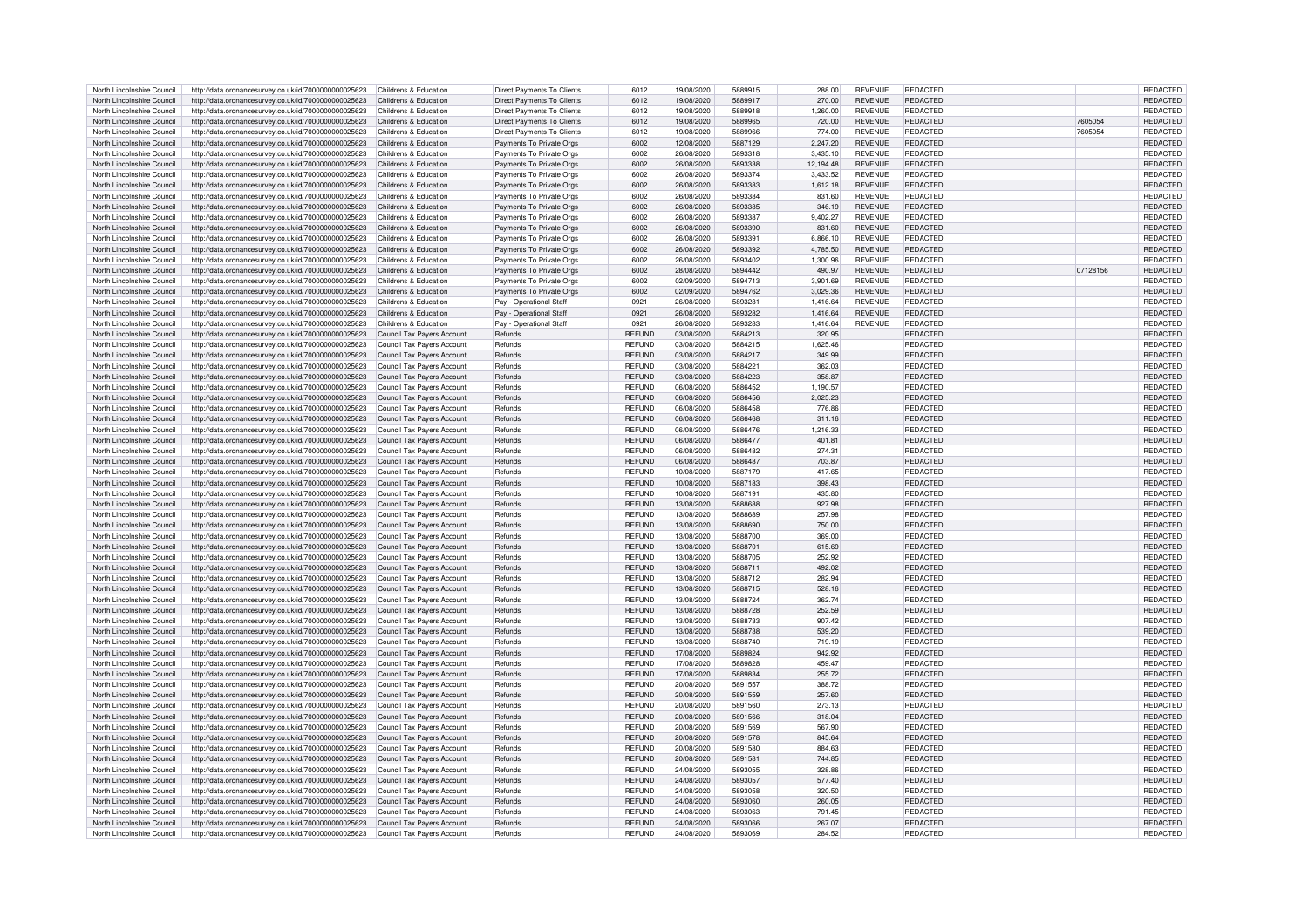| | | | | | | | | | | | |
|---|---|---|---|---|---|---|---|---|---|---|---|
| North Lincolnshire Council | http://data.ordnancesurvey.co.uk/id/7000000000025623 | Childrens & Education | Direct Payments To Clients | 6012 | 19/08/2020 | 5889915 | 288.00 | REVENUE | REDACTED | | REDACTED |
| North Lincolnshire Council | http://data.ordnancesurvey.co.uk/id/7000000000025623 | Childrens & Education | Direct Payments To Clients | 6012 | 19/08/2020 | 5889917 | 270.00 | REVENUE | REDACTED | | REDACTED |
| North Lincolnshire Council | http://data.ordnancesurvey.co.uk/id/7000000000025623 | Childrens & Education | Direct Payments To Clients | 6012 | 19/08/2020 | 5889918 | 1,260.00 | REVENUE | REDACTED | | REDACTED |
| North Lincolnshire Council | http://data.ordnancesurvey.co.uk/id/7000000000025623 | Childrens & Education | Direct Payments To Clients | 6012 | 19/08/2020 | 5889965 | 720.00 | REVENUE | REDACTED | 7605054 | REDACTED |
| North Lincolnshire Council | http://data.ordnancesurvey.co.uk/id/7000000000025623 | Childrens & Education | Direct Payments To Clients | 6012 | 19/08/2020 | 5889966 | 774.00 | REVENUE | REDACTED | 7605054 | REDACTED |
| North Lincolnshire Council | http://data.ordnancesurvey.co.uk/id/7000000000025623 | Childrens & Education | Payments To Private Orgs | 6002 | 12/08/2020 | 5887129 | 2,247.20 | REVENUE | REDACTED | | REDACTED |
| North Lincolnshire Council | http://data.ordnancesurvey.co.uk/id/7000000000025623 | Childrens & Education | Payments To Private Orgs | 6002 | 26/08/2020 | 5893318 | 3,435.10 | REVENUE | REDACTED | | REDACTED |
| North Lincolnshire Council | http://data.ordnancesurvey.co.uk/id/7000000000025623 | Childrens & Education | Payments To Private Orgs | 6002 | 26/08/2020 | 5893338 | 12,194.48 | REVENUE | REDACTED | | REDACTED |
| North Lincolnshire Council | http://data.ordnancesurvey.co.uk/id/7000000000025623 | Childrens & Education | Payments To Private Orgs | 6002 | 26/08/2020 | 5893374 | 3,433.52 | REVENUE | REDACTED | | REDACTED |
| North Lincolnshire Council | http://data.ordnancesurvey.co.uk/id/7000000000025623 | Childrens & Education | Payments To Private Orgs | 6002 | 26/08/2020 | 5893383 | 1,612.18 | REVENUE | REDACTED | | REDACTED |
| North Lincolnshire Council | http://data.ordnancesurvey.co.uk/id/7000000000025623 | Childrens & Education | Payments To Private Orgs | 6002 | 26/08/2020 | 5893384 | 831.60 | REVENUE | REDACTED | | REDACTED |
| North Lincolnshire Council | http://data.ordnancesurvey.co.uk/id/7000000000025623 | Childrens & Education | Payments To Private Orgs | 6002 | 26/08/2020 | 5893385 | 346.19 | REVENUE | REDACTED | | REDACTED |
| North Lincolnshire Council | http://data.ordnancesurvey.co.uk/id/7000000000025623 | Childrens & Education | Payments To Private Orgs | 6002 | 26/08/2020 | 5893387 | 9,402.27 | REVENUE | REDACTED | | REDACTED |
| North Lincolnshire Council | http://data.ordnancesurvey.co.uk/id/7000000000025623 | Childrens & Education | Payments To Private Orgs | 6002 | 26/08/2020 | 5893390 | 831.60 | REVENUE | REDACTED | | REDACTED |
| North Lincolnshire Council | http://data.ordnancesurvey.co.uk/id/7000000000025623 | Childrens & Education | Payments To Private Orgs | 6002 | 26/08/2020 | 5893391 | 6,866.10 | REVENUE | REDACTED | | REDACTED |
| North Lincolnshire Council | http://data.ordnancesurvey.co.uk/id/7000000000025623 | Childrens & Education | Payments To Private Orgs | 6002 | 26/08/2020 | 5893392 | 4,785.50 | REVENUE | REDACTED | | REDACTED |
| North Lincolnshire Council | http://data.ordnancesurvey.co.uk/id/7000000000025623 | Childrens & Education | Payments To Private Orgs | 6002 | 26/08/2020 | 5893402 | 1,300.96 | REVENUE | REDACTED | | REDACTED |
| North Lincolnshire Council | http://data.ordnancesurvey.co.uk/id/7000000000025623 | Childrens & Education | Payments To Private Orgs | 6002 | 28/08/2020 | 5894442 | 490.97 | REVENUE | REDACTED | 07128156 | REDACTED |
| North Lincolnshire Council | http://data.ordnancesurvey.co.uk/id/7000000000025623 | Childrens & Education | Payments To Private Orgs | 6002 | 02/09/2020 | 5894713 | 3,901.69 | REVENUE | REDACTED | | REDACTED |
| North Lincolnshire Council | http://data.ordnancesurvey.co.uk/id/7000000000025623 | Childrens & Education | Payments To Private Orgs | 6002 | 02/09/2020 | 5894762 | 3,029.36 | REVENUE | REDACTED | | REDACTED |
| North Lincolnshire Council | http://data.ordnancesurvey.co.uk/id/7000000000025623 | Childrens & Education | Pay - Operational Staff | 0921 | 26/08/2020 | 5893281 | 1,416.64 | REVENUE | REDACTED | | REDACTED |
| North Lincolnshire Council | http://data.ordnancesurvey.co.uk/id/7000000000025623 | Childrens & Education | Pay - Operational Staff | 0921 | 26/08/2020 | 5893282 | 1,416.64 | REVENUE | REDACTED | | REDACTED |
| North Lincolnshire Council | http://data.ordnancesurvey.co.uk/id/7000000000025623 | Childrens & Education | Pay - Operational Staff | 0921 | 26/08/2020 | 5893283 | 1,416.64 | REVENUE | REDACTED | | REDACTED |
| North Lincolnshire Council | http://data.ordnancesurvey.co.uk/id/7000000000025623 | Council Tax Payers Account | Refunds | REFUND | 03/08/2020 | 5884213 | 320.95 | | REDACTED | | REDACTED |
| North Lincolnshire Council | http://data.ordnancesurvey.co.uk/id/7000000000025623 | Council Tax Payers Account | Refunds | REFUND | 03/08/2020 | 5884215 | 1,625.46 | | REDACTED | | REDACTED |
| North Lincolnshire Council | http://data.ordnancesurvey.co.uk/id/7000000000025623 | Council Tax Payers Account | Refunds | REFUND | 03/08/2020 | 5884217 | 349.99 | | REDACTED | | REDACTED |
| North Lincolnshire Council | http://data.ordnancesurvey.co.uk/id/7000000000025623 | Council Tax Payers Account | Refunds | REFUND | 03/08/2020 | 5884221 | 362.03 | | REDACTED | | REDACTED |
| North Lincolnshire Council | http://data.ordnancesurvey.co.uk/id/7000000000025623 | Council Tax Payers Account | Refunds | REFUND | 03/08/2020 | 5884223 | 358.87 | | REDACTED | | REDACTED |
| North Lincolnshire Council | http://data.ordnancesurvey.co.uk/id/7000000000025623 | Council Tax Payers Account | Refunds | REFUND | 06/08/2020 | 5886452 | 1,190.57 | | REDACTED | | REDACTED |
| North Lincolnshire Council | http://data.ordnancesurvey.co.uk/id/7000000000025623 | Council Tax Payers Account | Refunds | REFUND | 06/08/2020 | 5886456 | 2,025.23 | | REDACTED | | REDACTED |
| North Lincolnshire Council | http://data.ordnancesurvey.co.uk/id/7000000000025623 | Council Tax Payers Account | Refunds | REFUND | 06/08/2020 | 5886458 | 776.86 | | REDACTED | | REDACTED |
| North Lincolnshire Council | http://data.ordnancesurvey.co.uk/id/7000000000025623 | Council Tax Payers Account | Refunds | REFUND | 06/08/2020 | 5886468 | 311.16 | | REDACTED | | REDACTED |
| North Lincolnshire Council | http://data.ordnancesurvey.co.uk/id/7000000000025623 | Council Tax Payers Account | Refunds | REFUND | 06/08/2020 | 5886476 | 1,216.33 | | REDACTED | | REDACTED |
| North Lincolnshire Council | http://data.ordnancesurvey.co.uk/id/7000000000025623 | Council Tax Payers Account | Refunds | REFUND | 06/08/2020 | 5886477 | 401.81 | | REDACTED | | REDACTED |
| North Lincolnshire Council | http://data.ordnancesurvey.co.uk/id/7000000000025623 | Council Tax Payers Account | Refunds | REFUND | 06/08/2020 | 5886482 | 274.31 | | REDACTED | | REDACTED |
| North Lincolnshire Council | http://data.ordnancesurvey.co.uk/id/7000000000025623 | Council Tax Payers Account | Refunds | REFUND | 06/08/2020 | 5886487 | 703.87 | | REDACTED | | REDACTED |
| North Lincolnshire Council | http://data.ordnancesurvey.co.uk/id/7000000000025623 | Council Tax Payers Account | Refunds | REFUND | 10/08/2020 | 5887179 | 417.65 | | REDACTED | | REDACTED |
| North Lincolnshire Council | http://data.ordnancesurvey.co.uk/id/7000000000025623 | Council Tax Payers Account | Refunds | REFUND | 10/08/2020 | 5887183 | 398.43 | | REDACTED | | REDACTED |
| North Lincolnshire Council | http://data.ordnancesurvey.co.uk/id/7000000000025623 | Council Tax Payers Account | Refunds | REFUND | 10/08/2020 | 5887191 | 435.80 | | REDACTED | | REDACTED |
| North Lincolnshire Council | http://data.ordnancesurvey.co.uk/id/7000000000025623 | Council Tax Payers Account | Refunds | REFUND | 13/08/2020 | 5888688 | 927.98 | | REDACTED | | REDACTED |
| North Lincolnshire Council | http://data.ordnancesurvey.co.uk/id/7000000000025623 | Council Tax Payers Account | Refunds | REFUND | 13/08/2020 | 5888689 | 257.98 | | REDACTED | | REDACTED |
| North Lincolnshire Council | http://data.ordnancesurvey.co.uk/id/7000000000025623 | Council Tax Payers Account | Refunds | REFUND | 13/08/2020 | 5888690 | 750.00 | | REDACTED | | REDACTED |
| North Lincolnshire Council | http://data.ordnancesurvey.co.uk/id/7000000000025623 | Council Tax Payers Account | Refunds | REFUND | 13/08/2020 | 5888700 | 369.00 | | REDACTED | | REDACTED |
| North Lincolnshire Council | http://data.ordnancesurvey.co.uk/id/7000000000025623 | Council Tax Payers Account | Refunds | REFUND | 13/08/2020 | 5888701 | 615.69 | | REDACTED | | REDACTED |
| North Lincolnshire Council | http://data.ordnancesurvey.co.uk/id/7000000000025623 | Council Tax Payers Account | Refunds | REFUND | 13/08/2020 | 5888705 | 252.92 | | REDACTED | | REDACTED |
| North Lincolnshire Council | http://data.ordnancesurvey.co.uk/id/7000000000025623 | Council Tax Payers Account | Refunds | REFUND | 13/08/2020 | 5888711 | 492.02 | | REDACTED | | REDACTED |
| North Lincolnshire Council | http://data.ordnancesurvey.co.uk/id/7000000000025623 | Council Tax Payers Account | Refunds | REFUND | 13/08/2020 | 5888712 | 282.94 | | REDACTED | | REDACTED |
| North Lincolnshire Council | http://data.ordnancesurvey.co.uk/id/7000000000025623 | Council Tax Payers Account | Refunds | REFUND | 13/08/2020 | 5888715 | 528.16 | | REDACTED | | REDACTED |
| North Lincolnshire Council | http://data.ordnancesurvey.co.uk/id/7000000000025623 | Council Tax Payers Account | Refunds | REFUND | 13/08/2020 | 5888724 | 362.74 | | REDACTED | | REDACTED |
| North Lincolnshire Council | http://data.ordnancesurvey.co.uk/id/7000000000025623 | Council Tax Payers Account | Refunds | REFUND | 13/08/2020 | 5888728 | 252.59 | | REDACTED | | REDACTED |
| North Lincolnshire Council | http://data.ordnancesurvey.co.uk/id/7000000000025623 | Council Tax Payers Account | Refunds | REFUND | 13/08/2020 | 5888733 | 907.42 | | REDACTED | | REDACTED |
| North Lincolnshire Council | http://data.ordnancesurvey.co.uk/id/7000000000025623 | Council Tax Payers Account | Refunds | REFUND | 13/08/2020 | 5888738 | 539.20 | | REDACTED | | REDACTED |
| North Lincolnshire Council | http://data.ordnancesurvey.co.uk/id/7000000000025623 | Council Tax Payers Account | Refunds | REFUND | 13/08/2020 | 5888740 | 719.19 | | REDACTED | | REDACTED |
| North Lincolnshire Council | http://data.ordnancesurvey.co.uk/id/7000000000025623 | Council Tax Payers Account | Refunds | REFUND | 17/08/2020 | 5889824 | 942.92 | | REDACTED | | REDACTED |
| North Lincolnshire Council | http://data.ordnancesurvey.co.uk/id/7000000000025623 | Council Tax Payers Account | Refunds | REFUND | 17/08/2020 | 5889828 | 459.47 | | REDACTED | | REDACTED |
| North Lincolnshire Council | http://data.ordnancesurvey.co.uk/id/7000000000025623 | Council Tax Payers Account | Refunds | REFUND | 17/08/2020 | 5889834 | 255.72 | | REDACTED | | REDACTED |
| North Lincolnshire Council | http://data.ordnancesurvey.co.uk/id/7000000000025623 | Council Tax Payers Account | Refunds | REFUND | 20/08/2020 | 5891557 | 388.72 | | REDACTED | | REDACTED |
| North Lincolnshire Council | http://data.ordnancesurvey.co.uk/id/7000000000025623 | Council Tax Payers Account | Refunds | REFUND | 20/08/2020 | 5891559 | 257.60 | | REDACTED | | REDACTED |
| North Lincolnshire Council | http://data.ordnancesurvey.co.uk/id/7000000000025623 | Council Tax Payers Account | Refunds | REFUND | 20/08/2020 | 5891560 | 273.13 | | REDACTED | | REDACTED |
| North Lincolnshire Council | http://data.ordnancesurvey.co.uk/id/7000000000025623 | Council Tax Payers Account | Refunds | REFUND | 20/08/2020 | 5891566 | 318.04 | | REDACTED | | REDACTED |
| North Lincolnshire Council | http://data.ordnancesurvey.co.uk/id/7000000000025623 | Council Tax Payers Account | Refunds | REFUND | 20/08/2020 | 5891569 | 567.90 | | REDACTED | | REDACTED |
| North Lincolnshire Council | http://data.ordnancesurvey.co.uk/id/7000000000025623 | Council Tax Payers Account | Refunds | REFUND | 20/08/2020 | 5891578 | 845.64 | | REDACTED | | REDACTED |
| North Lincolnshire Council | http://data.ordnancesurvey.co.uk/id/7000000000025623 | Council Tax Payers Account | Refunds | REFUND | 20/08/2020 | 5891580 | 884.63 | | REDACTED | | REDACTED |
| North Lincolnshire Council | http://data.ordnancesurvey.co.uk/id/7000000000025623 | Council Tax Payers Account | Refunds | REFUND | 20/08/2020 | 5891581 | 744.85 | | REDACTED | | REDACTED |
| North Lincolnshire Council | http://data.ordnancesurvey.co.uk/id/7000000000025623 | Council Tax Payers Account | Refunds | REFUND | 24/08/2020 | 5893055 | 328.86 | | REDACTED | | REDACTED |
| North Lincolnshire Council | http://data.ordnancesurvey.co.uk/id/7000000000025623 | Council Tax Payers Account | Refunds | REFUND | 24/08/2020 | 5893057 | 577.40 | | REDACTED | | REDACTED |
| North Lincolnshire Council | http://data.ordnancesurvey.co.uk/id/7000000000025623 | Council Tax Payers Account | Refunds | REFUND | 24/08/2020 | 5893058 | 320.50 | | REDACTED | | REDACTED |
| North Lincolnshire Council | http://data.ordnancesurvey.co.uk/id/7000000000025623 | Council Tax Payers Account | Refunds | REFUND | 24/08/2020 | 5893060 | 260.05 | | REDACTED | | REDACTED |
| North Lincolnshire Council | http://data.ordnancesurvey.co.uk/id/7000000000025623 | Council Tax Payers Account | Refunds | REFUND | 24/08/2020 | 5893063 | 791.45 | | REDACTED | | REDACTED |
| North Lincolnshire Council | http://data.ordnancesurvey.co.uk/id/7000000000025623 | Council Tax Payers Account | Refunds | REFUND | 24/08/2020 | 5893066 | 267.07 | | REDACTED | | REDACTED |
| North Lincolnshire Council | http://data.ordnancesurvey.co.uk/id/7000000000025623 | Council Tax Payers Account | Refunds | REFUND | 24/08/2020 | 5893069 | 284.52 | | REDACTED | | REDACTED |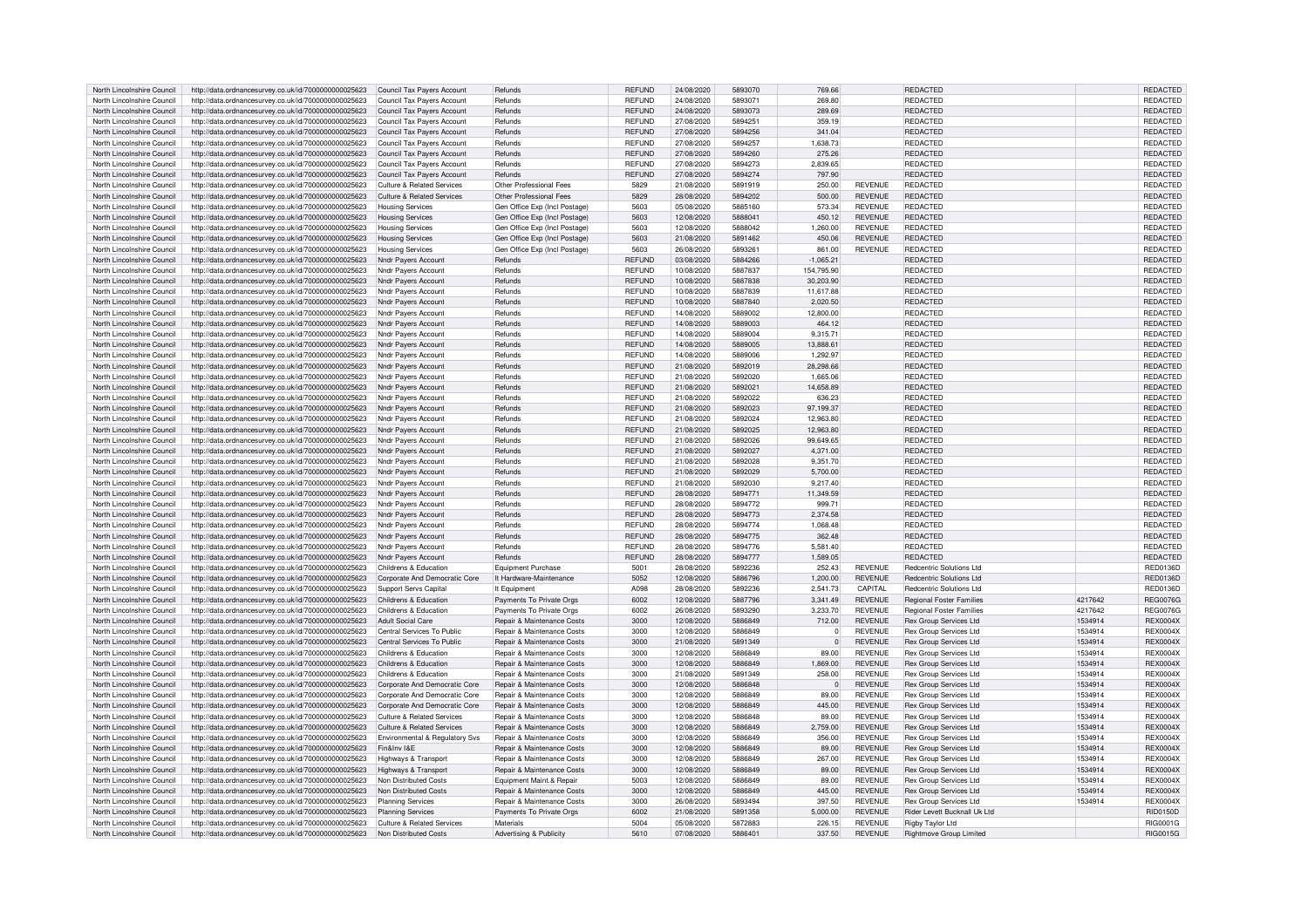| North Lincolnshire Council | http://data.ordnancesurvey.co.uk/id/7000000000025623 | Council Tax Payers Account | Refunds | REFUND | 24/08/2020 | 5893070 | 769.66 | | REDACTED | | REDACTED |
|---|---|---|---|---|---|---|---|---|---|---|---|
| North Lincolnshire Council | http://data.ordnancesurvey.co.uk/id/7000000000025623 | Council Tax Payers Account | Refunds | REFUND | 24/08/2020 | 5893071 | 269.80 | | REDACTED | | REDACTED |
| North Lincolnshire Council | http://data.ordnancesurvey.co.uk/id/7000000000025623 | Council Tax Payers Account | Refunds | REFUND | 24/08/2020 | 5893073 | 289.69 | | REDACTED | | REDACTED |
| North Lincolnshire Council | http://data.ordnancesurvey.co.uk/id/7000000000025623 | Council Tax Payers Account | Refunds | REFUND | 27/08/2020 | 5894251 | 359.19 | | REDACTED | | REDACTED |
| North Lincolnshire Council | http://data.ordnancesurvey.co.uk/id/7000000000025623 | Council Tax Payers Account | Refunds | REFUND | 27/08/2020 | 5894256 | 341.04 | | REDACTED | | REDACTED |
| North Lincolnshire Council | http://data.ordnancesurvey.co.uk/id/7000000000025623 | Council Tax Payers Account | Refunds | REFUND | 27/08/2020 | 5894257 | 1,638.73 | | REDACTED | | REDACTED |
| North Lincolnshire Council | http://data.ordnancesurvey.co.uk/id/7000000000025623 | Council Tax Payers Account | Refunds | REFUND | 27/08/2020 | 5894260 | 275.26 | | REDACTED | | REDACTED |
| North Lincolnshire Council | http://data.ordnancesurvey.co.uk/id/7000000000025623 | Council Tax Payers Account | Refunds | REFUND | 27/08/2020 | 5894273 | 2,839.65 | | REDACTED | | REDACTED |
| North Lincolnshire Council | http://data.ordnancesurvey.co.uk/id/7000000000025623 | Council Tax Payers Account | Refunds | REFUND | 27/08/2020 | 5894274 | 797.90 | | REDACTED | | REDACTED |
| North Lincolnshire Council | http://data.ordnancesurvey.co.uk/id/7000000000025623 | Culture & Related Services | Other Professional Fees | 5829 | 21/08/2020 | 5891919 | 250.00 | REVENUE | REDACTED | | REDACTED |
| North Lincolnshire Council | http://data.ordnancesurvey.co.uk/id/7000000000025623 | Culture & Related Services | Other Professional Fees | 5829 | 28/08/2020 | 5894202 | 500.00 | REVENUE | REDACTED | | REDACTED |
| North Lincolnshire Council | http://data.ordnancesurvey.co.uk/id/7000000000025623 | Housing Services | Gen Office Exp (Incl Postage) | 5603 | 05/08/2020 | 5885160 | 573.34 | REVENUE | REDACTED | | REDACTED |
| North Lincolnshire Council | http://data.ordnancesurvey.co.uk/id/7000000000025623 | Housing Services | Gen Office Exp (Incl Postage) | 5603 | 12/08/2020 | 5888041 | 450.12 | REVENUE | REDACTED | | REDACTED |
| North Lincolnshire Council | http://data.ordnancesurvey.co.uk/id/7000000000025623 | Housing Services | Gen Office Exp (Incl Postage) | 5603 | 12/08/2020 | 5888042 | 1,260.00 | REVENUE | REDACTED | | REDACTED |
| North Lincolnshire Council | http://data.ordnancesurvey.co.uk/id/7000000000025623 | Housing Services | Gen Office Exp (Incl Postage) | 5603 | 21/08/2020 | 5891462 | 450.06 | REVENUE | REDACTED | | REDACTED |
| North Lincolnshire Council | http://data.ordnancesurvey.co.uk/id/7000000000025623 | Housing Services | Gen Office Exp (Incl Postage) | 5603 | 26/08/2020 | 5893261 | 861.00 | REVENUE | REDACTED | | REDACTED |
| North Lincolnshire Council | http://data.ordnancesurvey.co.uk/id/7000000000025623 | Nndr Payers Account | Refunds | REFUND | 03/08/2020 | 5884266 | -1,065.21 | | REDACTED | | REDACTED |
| North Lincolnshire Council | http://data.ordnancesurvey.co.uk/id/7000000000025623 | Nndr Payers Account | Refunds | REFUND | 10/08/2020 | 5887837 | 154,795.90 | | REDACTED | | REDACTED |
| North Lincolnshire Council | http://data.ordnancesurvey.co.uk/id/7000000000025623 | Nndr Payers Account | Refunds | REFUND | 10/08/2020 | 5887838 | 30,203.90 | | REDACTED | | REDACTED |
| North Lincolnshire Council | http://data.ordnancesurvey.co.uk/id/7000000000025623 | Nndr Payers Account | Refunds | REFUND | 10/08/2020 | 5887839 | 11,617.88 | | REDACTED | | REDACTED |
| North Lincolnshire Council | http://data.ordnancesurvey.co.uk/id/7000000000025623 | Nndr Payers Account | Refunds | REFUND | 10/08/2020 | 5887840 | 2,020.50 | | REDACTED | | REDACTED |
| North Lincolnshire Council | http://data.ordnancesurvey.co.uk/id/7000000000025623 | Nndr Payers Account | Refunds | REFUND | 14/08/2020 | 5889002 | 12,800.00 | | REDACTED | | REDACTED |
| North Lincolnshire Council | http://data.ordnancesurvey.co.uk/id/7000000000025623 | Nndr Payers Account | Refunds | REFUND | 14/08/2020 | 5889003 | 464.12 | | REDACTED | | REDACTED |
| North Lincolnshire Council | http://data.ordnancesurvey.co.uk/id/7000000000025623 | Nndr Payers Account | Refunds | REFUND | 14/08/2020 | 5889004 | 9,315.71 | | REDACTED | | REDACTED |
| North Lincolnshire Council | http://data.ordnancesurvey.co.uk/id/7000000000025623 | Nndr Payers Account | Refunds | REFUND | 14/08/2020 | 5889005 | 13,888.61 | | REDACTED | | REDACTED |
| North Lincolnshire Council | http://data.ordnancesurvey.co.uk/id/7000000000025623 | Nndr Payers Account | Refunds | REFUND | 14/08/2020 | 5889006 | 1,292.97 | | REDACTED | | REDACTED |
| North Lincolnshire Council | http://data.ordnancesurvey.co.uk/id/7000000000025623 | Nndr Payers Account | Refunds | REFUND | 21/08/2020 | 5892019 | 28,298.66 | | REDACTED | | REDACTED |
| North Lincolnshire Council | http://data.ordnancesurvey.co.uk/id/7000000000025623 | Nndr Payers Account | Refunds | REFUND | 21/08/2020 | 5892020 | 1,665.06 | | REDACTED | | REDACTED |
| North Lincolnshire Council | http://data.ordnancesurvey.co.uk/id/7000000000025623 | Nndr Payers Account | Refunds | REFUND | 21/08/2020 | 5892021 | 14,658.89 | | REDACTED | | REDACTED |
| North Lincolnshire Council | http://data.ordnancesurvey.co.uk/id/7000000000025623 | Nndr Payers Account | Refunds | REFUND | 21/08/2020 | 5892022 | 636.23 | | REDACTED | | REDACTED |
| North Lincolnshire Council | http://data.ordnancesurvey.co.uk/id/7000000000025623 | Nndr Payers Account | Refunds | REFUND | 21/08/2020 | 5892023 | 97,199.37 | | REDACTED | | REDACTED |
| North Lincolnshire Council | http://data.ordnancesurvey.co.uk/id/7000000000025623 | Nndr Payers Account | Refunds | REFUND | 21/08/2020 | 5892024 | 12,963.80 | | REDACTED | | REDACTED |
| North Lincolnshire Council | http://data.ordnancesurvey.co.uk/id/7000000000025623 | Nndr Payers Account | Refunds | REFUND | 21/08/2020 | 5892025 | 12,963.80 | | REDACTED | | REDACTED |
| North Lincolnshire Council | http://data.ordnancesurvey.co.uk/id/7000000000025623 | Nndr Payers Account | Refunds | REFUND | 21/08/2020 | 5892026 | 99,649.65 | | REDACTED | | REDACTED |
| North Lincolnshire Council | http://data.ordnancesurvey.co.uk/id/7000000000025623 | Nndr Payers Account | Refunds | REFUND | 21/08/2020 | 5892027 | 4,371.00 | | REDACTED | | REDACTED |
| North Lincolnshire Council | http://data.ordnancesurvey.co.uk/id/7000000000025623 | Nndr Payers Account | Refunds | REFUND | 21/08/2020 | 5892028 | 9,351.70 | | REDACTED | | REDACTED |
| North Lincolnshire Council | http://data.ordnancesurvey.co.uk/id/7000000000025623 | Nndr Payers Account | Refunds | REFUND | 21/08/2020 | 5892029 | 5,700.00 | | REDACTED | | REDACTED |
| North Lincolnshire Council | http://data.ordnancesurvey.co.uk/id/7000000000025623 | Nndr Payers Account | Refunds | REFUND | 21/08/2020 | 5892030 | 9,217.40 | | REDACTED | | REDACTED |
| North Lincolnshire Council | http://data.ordnancesurvey.co.uk/id/7000000000025623 | Nndr Payers Account | Refunds | REFUND | 28/08/2020 | 5894771 | 11,349.59 | | REDACTED | | REDACTED |
| North Lincolnshire Council | http://data.ordnancesurvey.co.uk/id/7000000000025623 | Nndr Payers Account | Refunds | REFUND | 28/08/2020 | 5894772 | 999.71 | | REDACTED | | REDACTED |
| North Lincolnshire Council | http://data.ordnancesurvey.co.uk/id/7000000000025623 | Nndr Payers Account | Refunds | REFUND | 28/08/2020 | 5894773 | 2,374.58 | | REDACTED | | REDACTED |
| North Lincolnshire Council | http://data.ordnancesurvey.co.uk/id/7000000000025623 | Nndr Payers Account | Refunds | REFUND | 28/08/2020 | 5894774 | 1,068.48 | | REDACTED | | REDACTED |
| North Lincolnshire Council | http://data.ordnancesurvey.co.uk/id/7000000000025623 | Nndr Payers Account | Refunds | REFUND | 28/08/2020 | 5894775 | 362.48 | | REDACTED | | REDACTED |
| North Lincolnshire Council | http://data.ordnancesurvey.co.uk/id/7000000000025623 | Nndr Payers Account | Refunds | REFUND | 28/08/2020 | 5894776 | 5,581.40 | | REDACTED | | REDACTED |
| North Lincolnshire Council | http://data.ordnancesurvey.co.uk/id/7000000000025623 | Nndr Payers Account | Refunds | REFUND | 28/08/2020 | 5894777 | 1,589.05 | | REDACTED | | REDACTED |
| North Lincolnshire Council | http://data.ordnancesurvey.co.uk/id/7000000000025623 | Childrens & Education | Equipment Purchase | 5001 | 28/08/2020 | 5892236 | 252.43 | REVENUE | Redcentric Solutions Ltd | | RED0136D |
| North Lincolnshire Council | http://data.ordnancesurvey.co.uk/id/7000000000025623 | Corporate And Democratic Core | It Hardware-Maintenance | 5052 | 12/08/2020 | 5886796 | 1,200.00 | REVENUE | Redcentric Solutions Ltd | | RED0136D |
| North Lincolnshire Council | http://data.ordnancesurvey.co.uk/id/7000000000025623 | Support Servs Capital | It Equipment | A098 | 28/08/2020 | 5892236 | 2,541.73 | CAPITAL | Redcentric Solutions Ltd | | RED0136D |
| North Lincolnshire Council | http://data.ordnancesurvey.co.uk/id/7000000000025623 | Childrens & Education | Payments To Private Orgs | 6002 | 12/08/2020 | 5887796 | 3,341.49 | REVENUE | Regional Foster Families | 4217642 | REG0076G |
| North Lincolnshire Council | http://data.ordnancesurvey.co.uk/id/7000000000025623 | Childrens & Education | Payments To Private Orgs | 6002 | 26/08/2020 | 5893290 | 3,233.70 | REVENUE | Regional Foster Families | 4217642 | REG0076G |
| North Lincolnshire Council | http://data.ordnancesurvey.co.uk/id/7000000000025623 | Adult Social Care | Repair & Maintenance Costs | 3000 | 12/08/2020 | 5886849 | 712.00 | REVENUE | Rex Group Services Ltd | 1534914 | REX0004X |
| North Lincolnshire Council | http://data.ordnancesurvey.co.uk/id/7000000000025623 | Central Services To Public | Repair & Maintenance Costs | 3000 | 12/08/2020 | 5886849 | 0 | REVENUE | Rex Group Services Ltd | 1534914 | REX0004X |
| North Lincolnshire Council | http://data.ordnancesurvey.co.uk/id/7000000000025623 | Central Services To Public | Repair & Maintenance Costs | 3000 | 21/08/2020 | 5891349 | 0 | REVENUE | Rex Group Services Ltd | 1534914 | REX0004X |
| North Lincolnshire Council | http://data.ordnancesurvey.co.uk/id/7000000000025623 | Childrens & Education | Repair & Maintenance Costs | 3000 | 12/08/2020 | 5886849 | 89.00 | REVENUE | Rex Group Services Ltd | 1534914 | REX0004X |
| North Lincolnshire Council | http://data.ordnancesurvey.co.uk/id/7000000000025623 | Childrens & Education | Repair & Maintenance Costs | 3000 | 12/08/2020 | 5886849 | 1,869.00 | REVENUE | Rex Group Services Ltd | 1534914 | REX0004X |
| North Lincolnshire Council | http://data.ordnancesurvey.co.uk/id/7000000000025623 | Childrens & Education | Repair & Maintenance Costs | 3000 | 21/08/2020 | 5891349 | 258.00 | REVENUE | Rex Group Services Ltd | 1534914 | REX0004X |
| North Lincolnshire Council | http://data.ordnancesurvey.co.uk/id/7000000000025623 | Corporate And Democratic Core | Repair & Maintenance Costs | 3000 | 12/08/2020 | 5886848 | 0 | REVENUE | Rex Group Services Ltd | 1534914 | REX0004X |
| North Lincolnshire Council | http://data.ordnancesurvey.co.uk/id/7000000000025623 | Corporate And Democratic Core | Repair & Maintenance Costs | 3000 | 12/08/2020 | 5886849 | 89.00 | REVENUE | Rex Group Services Ltd | 1534914 | REX0004X |
| North Lincolnshire Council | http://data.ordnancesurvey.co.uk/id/7000000000025623 | Corporate And Democratic Core | Repair & Maintenance Costs | 3000 | 12/08/2020 | 5886849 | 445.00 | REVENUE | Rex Group Services Ltd | 1534914 | REX0004X |
| North Lincolnshire Council | http://data.ordnancesurvey.co.uk/id/7000000000025623 | Culture & Related Services | Repair & Maintenance Costs | 3000 | 12/08/2020 | 5886848 | 89.00 | REVENUE | Rex Group Services Ltd | 1534914 | REX0004X |
| North Lincolnshire Council | http://data.ordnancesurvey.co.uk/id/7000000000025623 | Culture & Related Services | Repair & Maintenance Costs | 3000 | 12/08/2020 | 5886849 | 2,759.00 | REVENUE | Rex Group Services Ltd | 1534914 | REX0004X |
| North Lincolnshire Council | http://data.ordnancesurvey.co.uk/id/7000000000025623 | Environmental & Regulatory Svs | Repair & Maintenance Costs | 3000 | 12/08/2020 | 5886849 | 356.00 | REVENUE | Rex Group Services Ltd | 1534914 | REX0004X |
| North Lincolnshire Council | http://data.ordnancesurvey.co.uk/id/7000000000025623 | Fin&Inv I&E | Repair & Maintenance Costs | 3000 | 12/08/2020 | 5886849 | 89.00 | REVENUE | Rex Group Services Ltd | 1534914 | REX0004X |
| North Lincolnshire Council | http://data.ordnancesurvey.co.uk/id/7000000000025623 | Highways & Transport | Repair & Maintenance Costs | 3000 | 12/08/2020 | 5886849 | 267.00 | REVENUE | Rex Group Services Ltd | 1534914 | REX0004X |
| North Lincolnshire Council | http://data.ordnancesurvey.co.uk/id/7000000000025623 | Highways & Transport | Repair & Maintenance Costs | 3000 | 12/08/2020 | 5886849 | 89.00 | REVENUE | Rex Group Services Ltd | 1534914 | REX0004X |
| North Lincolnshire Council | http://data.ordnancesurvey.co.uk/id/7000000000025623 | Non Distributed Costs | Equipment Maint.& Repair | 5003 | 12/08/2020 | 5886849 | 89.00 | REVENUE | Rex Group Services Ltd | 1534914 | REX0004X |
| North Lincolnshire Council | http://data.ordnancesurvey.co.uk/id/7000000000025623 | Non Distributed Costs | Repair & Maintenance Costs | 3000 | 12/08/2020 | 5886849 | 445.00 | REVENUE | Rex Group Services Ltd | 1534914 | REX0004X |
| North Lincolnshire Council | http://data.ordnancesurvey.co.uk/id/7000000000025623 | Planning Services | Repair & Maintenance Costs | 3000 | 26/08/2020 | 5893494 | 397.50 | REVENUE | Rex Group Services Ltd | 1534914 | REX0004X |
| North Lincolnshire Council | http://data.ordnancesurvey.co.uk/id/7000000000025623 | Planning Services | Payments To Private Orgs | 6002 | 21/08/2020 | 5891358 | 5,000.00 | REVENUE | Rider Levett Bucknall Uk Ltd | | RID0150D |
| North Lincolnshire Council | http://data.ordnancesurvey.co.uk/id/7000000000025623 | Culture & Related Services | Materials | 5004 | 05/08/2020 | 5872883 | 226.15 | REVENUE | Rigby Taylor Ltd | | RIG0001G |
| North Lincolnshire Council | http://data.ordnancesurvey.co.uk/id/7000000000025623 | Non Distributed Costs | Advertising & Publicity | 5610 | 07/08/2020 | 5886401 | 337.50 | REVENUE | Rightmove Group Limited | | RIG0015G |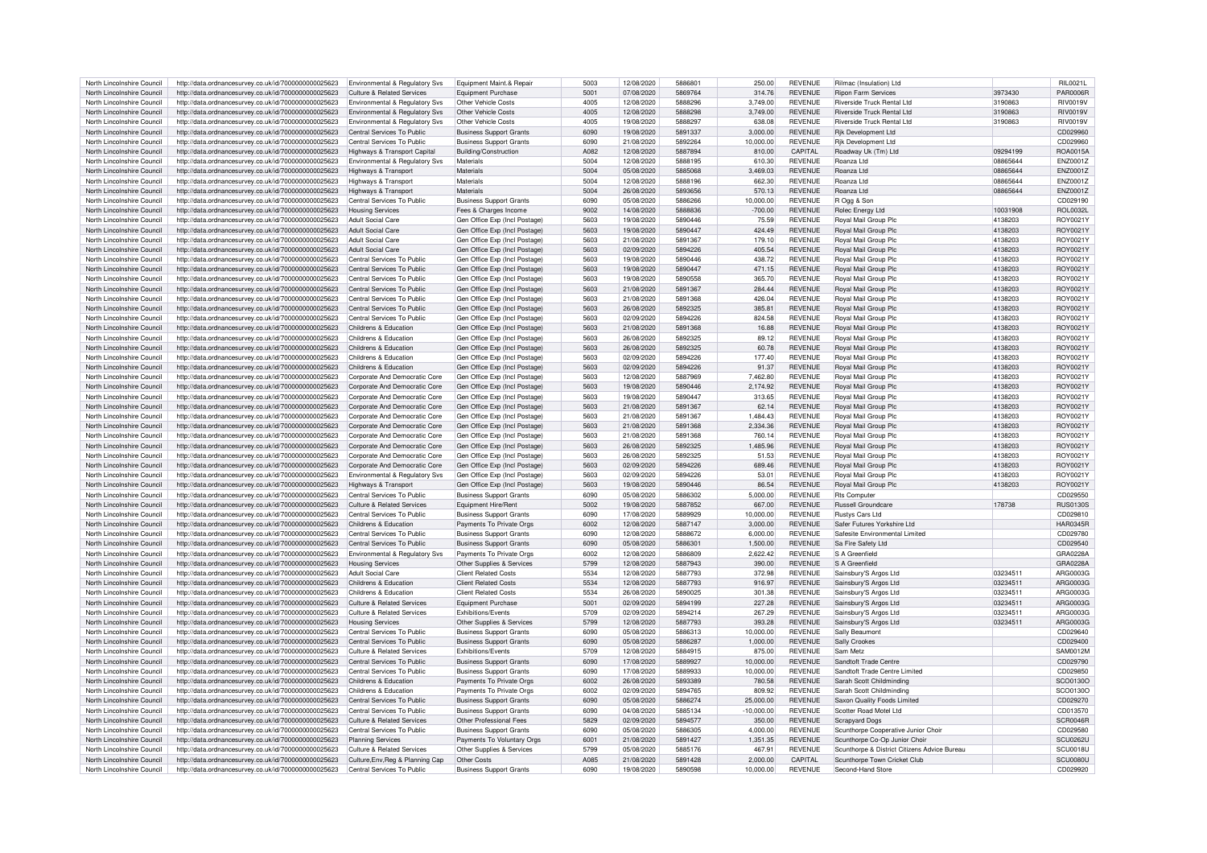| North Lincolnshire Council | http://data.ordnancesurvey.co.uk/id/7000000000025623 | Environmental & Regulatory Svs | Equipment Maint.& Repair | 5003 | 12/08/2020 | 5886801 | 250.00 | REVENUE | Rilmac (Insulation) Ltd | | RIL0021L |
|---|---|---|---|---|---|---|---|---|---|---|---|
| North Lincolnshire Council | http://data.ordnancesurvey.co.uk/id/7000000000025623 | Culture & Related Services | Equipment Purchase | 5001 | 07/08/2020 | 5869764 | 314.76 | REVENUE | Ripon Farm Services | 3973430 | PAR0006R |
| North Lincolnshire Council | http://data.ordnancesurvey.co.uk/id/7000000000025623 | Environmental & Regulatory Svs | Other Vehicle Costs | 4005 | 12/08/2020 | 5888296 | 3,749.00 | REVENUE | Riverside Truck Rental Ltd | 3190863 | RIV0019V |
| North Lincolnshire Council | http://data.ordnancesurvey.co.uk/id/7000000000025623 | Environmental & Regulatory Svs | Other Vehicle Costs | 4005 | 12/08/2020 | 5888298 | 3,749.00 | REVENUE | Riverside Truck Rental Ltd | 3190863 | RIV0019V |
| North Lincolnshire Council | http://data.ordnancesurvey.co.uk/id/7000000000025623 | Environmental & Regulatory Svs | Other Vehicle Costs | 4005 | 19/08/2020 | 5888297 | 638.08 | REVENUE | Riverside Truck Rental Ltd | 3190863 | RIV0019V |
| North Lincolnshire Council | http://data.ordnancesurvey.co.uk/id/7000000000025623 | Central Services To Public | Business Support Grants | 6090 | 19/08/2020 | 5891337 | 3,000.00 | REVENUE | Rjk Development Ltd | | CD029960 |
| North Lincolnshire Council | http://data.ordnancesurvey.co.uk/id/7000000000025623 | Central Services To Public | Business Support Grants | 6090 | 21/08/2020 | 5892264 | 10,000.00 | REVENUE | Rjk Development Ltd | | CD029960 |
| North Lincolnshire Council | http://data.ordnancesurvey.co.uk/id/7000000000025623 | Highways & Transport Capital | Building/Construction | A082 | 12/08/2020 | 5887894 | 810.00 | CAPITAL | Roadway Uk (Tm) Ltd | 09294199 | ROA0015A |
| North Lincolnshire Council | http://data.ordnancesurvey.co.uk/id/7000000000025623 | Environmental & Regulatory Svs | Materials | 5004 | 12/08/2020 | 5888195 | 610.30 | REVENUE | Roanza Ltd | 08865644 | ENZ0001Z |
| North Lincolnshire Council | http://data.ordnancesurvey.co.uk/id/7000000000025623 | Highways & Transport | Materials | 5004 | 05/08/2020 | 5885068 | 3,469.03 | REVENUE | Roanza Ltd | 08865644 | ENZ0001Z |
| North Lincolnshire Council | http://data.ordnancesurvey.co.uk/id/7000000000025623 | Highways & Transport | Materials | 5004 | 12/08/2020 | 5888196 | 662.30 | REVENUE | Roanza Ltd | 08865644 | ENZ0001Z |
| North Lincolnshire Council | http://data.ordnancesurvey.co.uk/id/7000000000025623 | Highways & Transport | Materials | 5004 | 26/08/2020 | 5893656 | 570.13 | REVENUE | Roanza Ltd | 08865644 | ENZ0001Z |
| North Lincolnshire Council | http://data.ordnancesurvey.co.uk/id/7000000000025623 | Central Services To Public | Business Support Grants | 6090 | 05/08/2020 | 5886266 | 10,000.00 | REVENUE | R Ogg & Son | | CD029190 |
| North Lincolnshire Council | http://data.ordnancesurvey.co.uk/id/7000000000025623 | Housing Services | Fees & Charges Income | 9002 | 14/08/2020 | 5888836 | -700.00 | REVENUE | Rolec Energy Ltd | 10031908 | ROL0032L |
| North Lincolnshire Council | http://data.ordnancesurvey.co.uk/id/7000000000025623 | Adult Social Care | Gen Office Exp (Incl Postage) | 5603 | 19/08/2020 | 5890446 | 75.59 | REVENUE | Royal Mail Group Plc | 4138203 | ROY0021Y |
| North Lincolnshire Council | http://data.ordnancesurvey.co.uk/id/7000000000025623 | Adult Social Care | Gen Office Exp (Incl Postage) | 5603 | 19/08/2020 | 5890447 | 424.49 | REVENUE | Royal Mail Group Plc | 4138203 | ROY0021Y |
| North Lincolnshire Council | http://data.ordnancesurvey.co.uk/id/7000000000025623 | Adult Social Care | Gen Office Exp (Incl Postage) | 5603 | 21/08/2020 | 5891367 | 179.10 | REVENUE | Royal Mail Group Plc | 4138203 | ROY0021Y |
| North Lincolnshire Council | http://data.ordnancesurvey.co.uk/id/7000000000025623 | Adult Social Care | Gen Office Exp (Incl Postage) | 5603 | 02/09/2020 | 5894226 | 405.54 | REVENUE | Royal Mail Group Plc | 4138203 | ROY0021Y |
| North Lincolnshire Council | http://data.ordnancesurvey.co.uk/id/7000000000025623 | Central Services To Public | Gen Office Exp (Incl Postage) | 5603 | 19/08/2020 | 5890446 | 438.72 | REVENUE | Royal Mail Group Plc | 4138203 | ROY0021Y |
| North Lincolnshire Council | http://data.ordnancesurvey.co.uk/id/7000000000025623 | Central Services To Public | Gen Office Exp (Incl Postage) | 5603 | 19/08/2020 | 5890447 | 471.15 | REVENUE | Royal Mail Group Plc | 4138203 | ROY0021Y |
| North Lincolnshire Council | http://data.ordnancesurvey.co.uk/id/7000000000025623 | Central Services To Public | Gen Office Exp (Incl Postage) | 5603 | 19/08/2020 | 5890558 | 365.70 | REVENUE | Royal Mail Group Plc | 4138203 | ROY0021Y |
| North Lincolnshire Council | http://data.ordnancesurvey.co.uk/id/7000000000025623 | Central Services To Public | Gen Office Exp (Incl Postage) | 5603 | 21/08/2020 | 5891367 | 284.44 | REVENUE | Royal Mail Group Plc | 4138203 | ROY0021Y |
| North Lincolnshire Council | http://data.ordnancesurvey.co.uk/id/7000000000025623 | Central Services To Public | Gen Office Exp (Incl Postage) | 5603 | 21/08/2020 | 5891368 | 426.04 | REVENUE | Royal Mail Group Plc | 4138203 | ROY0021Y |
| North Lincolnshire Council | http://data.ordnancesurvey.co.uk/id/7000000000025623 | Central Services To Public | Gen Office Exp (Incl Postage) | 5603 | 26/08/2020 | 5892325 | 385.81 | REVENUE | Royal Mail Group Plc | 4138203 | ROY0021Y |
| North Lincolnshire Council | http://data.ordnancesurvey.co.uk/id/7000000000025623 | Central Services To Public | Gen Office Exp (Incl Postage) | 5603 | 02/09/2020 | 5894226 | 824.58 | REVENUE | Royal Mail Group Plc | 4138203 | ROY0021Y |
| North Lincolnshire Council | http://data.ordnancesurvey.co.uk/id/7000000000025623 | Childrens & Education | Gen Office Exp (Incl Postage) | 5603 | 21/08/2020 | 5891368 | 16.88 | REVENUE | Royal Mail Group Plc | 4138203 | ROY0021Y |
| North Lincolnshire Council | http://data.ordnancesurvey.co.uk/id/7000000000025623 | Childrens & Education | Gen Office Exp (Incl Postage) | 5603 | 26/08/2020 | 5892325 | 89.12 | REVENUE | Royal Mail Group Plc | 4138203 | ROY0021Y |
| North Lincolnshire Council | http://data.ordnancesurvey.co.uk/id/7000000000025623 | Childrens & Education | Gen Office Exp (Incl Postage) | 5603 | 26/08/2020 | 5892325 | 60.78 | REVENUE | Royal Mail Group Plc | 4138203 | ROY0021Y |
| North Lincolnshire Council | http://data.ordnancesurvey.co.uk/id/7000000000025623 | Childrens & Education | Gen Office Exp (Incl Postage) | 5603 | 02/09/2020 | 5894226 | 177.40 | REVENUE | Royal Mail Group Plc | 4138203 | ROY0021Y |
| North Lincolnshire Council | http://data.ordnancesurvey.co.uk/id/7000000000025623 | Childrens & Education | Gen Office Exp (Incl Postage) | 5603 | 02/09/2020 | 5894226 | 91.37 | REVENUE | Royal Mail Group Plc | 4138203 | ROY0021Y |
| North Lincolnshire Council | http://data.ordnancesurvey.co.uk/id/7000000000025623 | Corporate And Democratic Core | Gen Office Exp (Incl Postage) | 5603 | 12/08/2020 | 5887969 | 7,462.80 | REVENUE | Royal Mail Group Plc | 4138203 | ROY0021Y |
| North Lincolnshire Council | http://data.ordnancesurvey.co.uk/id/7000000000025623 | Corporate And Democratic Core | Gen Office Exp (Incl Postage) | 5603 | 19/08/2020 | 5890446 | 2,174.92 | REVENUE | Royal Mail Group Plc | 4138203 | ROY0021Y |
| North Lincolnshire Council | http://data.ordnancesurvey.co.uk/id/7000000000025623 | Corporate And Democratic Core | Gen Office Exp (Incl Postage) | 5603 | 19/08/2020 | 5890447 | 313.65 | REVENUE | Royal Mail Group Plc | 4138203 | ROY0021Y |
| North Lincolnshire Council | http://data.ordnancesurvey.co.uk/id/7000000000025623 | Corporate And Democratic Core | Gen Office Exp (Incl Postage) | 5603 | 21/08/2020 | 5891367 | 62.14 | REVENUE | Royal Mail Group Plc | 4138203 | ROY0021Y |
| North Lincolnshire Council | http://data.ordnancesurvey.co.uk/id/7000000000025623 | Corporate And Democratic Core | Gen Office Exp (Incl Postage) | 5603 | 21/08/2020 | 5891367 | 1,484.43 | REVENUE | Royal Mail Group Plc | 4138203 | ROY0021Y |
| North Lincolnshire Council | http://data.ordnancesurvey.co.uk/id/7000000000025623 | Corporate And Democratic Core | Gen Office Exp (Incl Postage) | 5603 | 21/08/2020 | 5891368 | 2,334.36 | REVENUE | Royal Mail Group Plc | 4138203 | ROY0021Y |
| North Lincolnshire Council | http://data.ordnancesurvey.co.uk/id/7000000000025623 | Corporate And Democratic Core | Gen Office Exp (Incl Postage) | 5603 | 21/08/2020 | 5891368 | 760.14 | REVENUE | Royal Mail Group Plc | 4138203 | ROY0021Y |
| North Lincolnshire Council | http://data.ordnancesurvey.co.uk/id/7000000000025623 | Corporate And Democratic Core | Gen Office Exp (Incl Postage) | 5603 | 26/08/2020 | 5892325 | 1,485.96 | REVENUE | Royal Mail Group Plc | 4138203 | ROY0021Y |
| North Lincolnshire Council | http://data.ordnancesurvey.co.uk/id/7000000000025623 | Corporate And Democratic Core | Gen Office Exp (Incl Postage) | 5603 | 26/08/2020 | 5892325 | 51.53 | REVENUE | Royal Mail Group Plc | 4138203 | ROY0021Y |
| North Lincolnshire Council | http://data.ordnancesurvey.co.uk/id/7000000000025623 | Corporate And Democratic Core | Gen Office Exp (Incl Postage) | 5603 | 02/09/2020 | 5894226 | 689.46 | REVENUE | Royal Mail Group Plc | 4138203 | ROY0021Y |
| North Lincolnshire Council | http://data.ordnancesurvey.co.uk/id/7000000000025623 | Environmental & Regulatory Svs | Gen Office Exp (Incl Postage) | 5603 | 02/09/2020 | 5894226 | 53.01 | REVENUE | Royal Mail Group Plc | 4138203 | ROY0021Y |
| North Lincolnshire Council | http://data.ordnancesurvey.co.uk/id/7000000000025623 | Highways & Transport | Gen Office Exp (Incl Postage) | 5603 | 19/08/2020 | 5890446 | 86.54 | REVENUE | Royal Mail Group Plc | 4138203 | ROY0021Y |
| North Lincolnshire Council | http://data.ordnancesurvey.co.uk/id/7000000000025623 | Central Services To Public | Business Support Grants | 6090 | 05/08/2020 | 5886302 | 5,000.00 | REVENUE | Rts Computer | | CD029550 |
| North Lincolnshire Council | http://data.ordnancesurvey.co.uk/id/7000000000025623 | Culture & Related Services | Equipment Hire/Rent | 5002 | 19/08/2020 | 5887852 | 667.00 | REVENUE | Russell Groundcare | 178738 | RUS0130S |
| North Lincolnshire Council | http://data.ordnancesurvey.co.uk/id/7000000000025623 | Central Services To Public | Business Support Grants | 6090 | 17/08/2020 | 5889929 | 10,000.00 | REVENUE | Rustys Cars Ltd | | CD029810 |
| North Lincolnshire Council | http://data.ordnancesurvey.co.uk/id/7000000000025623 | Childrens & Education | Payments To Private Orgs | 6002 | 12/08/2020 | 5887147 | 3,000.00 | REVENUE | Safer Futures Yorkshire Ltd | | HAR0345R |
| North Lincolnshire Council | http://data.ordnancesurvey.co.uk/id/7000000000025623 | Central Services To Public | Business Support Grants | 6090 | 12/08/2020 | 5888672 | 6,000.00 | REVENUE | Safesite Environmental Limited | | CD029780 |
| North Lincolnshire Council | http://data.ordnancesurvey.co.uk/id/7000000000025623 | Central Services To Public | Business Support Grants | 6090 | 05/08/2020 | 5886301 | 1,500.00 | REVENUE | Sa Fire Safety Ltd | | CD029540 |
| North Lincolnshire Council | http://data.ordnancesurvey.co.uk/id/7000000000025623 | Environmental & Regulatory Svs | Payments To Private Orgs | 6002 | 12/08/2020 | 5886809 | 2,622.42 | REVENUE | S A Greenfield | | GRA0228A |
| North Lincolnshire Council | http://data.ordnancesurvey.co.uk/id/7000000000025623 | Housing Services | Other Supplies & Services | 5799 | 12/08/2020 | 5887943 | 390.00 | REVENUE | S A Greenfield | | GRA0228A |
| North Lincolnshire Council | http://data.ordnancesurvey.co.uk/id/7000000000025623 | Adult Social Care | Client Related Costs | 5534 | 12/08/2020 | 5887793 | 372.98 | REVENUE | Sainsbury'S Argos Ltd | 03234511 | ARG0003G |
| North Lincolnshire Council | http://data.ordnancesurvey.co.uk/id/7000000000025623 | Childrens & Education | Client Related Costs | 5534 | 12/08/2020 | 5887793 | 916.97 | REVENUE | Sainsbury'S Argos Ltd | 03234511 | ARG0003G |
| North Lincolnshire Council | http://data.ordnancesurvey.co.uk/id/7000000000025623 | Childrens & Education | Client Related Costs | 5534 | 26/08/2020 | 5890025 | 301.38 | REVENUE | Sainsbury'S Argos Ltd | 03234511 | ARG0003G |
| North Lincolnshire Council | http://data.ordnancesurvey.co.uk/id/7000000000025623 | Culture & Related Services | Equipment Purchase | 5001 | 02/09/2020 | 5894199 | 227.28 | REVENUE | Sainsbury'S Argos Ltd | 03234511 | ARG0003G |
| North Lincolnshire Council | http://data.ordnancesurvey.co.uk/id/7000000000025623 | Culture & Related Services | Exhibitions/Events | 5709 | 02/09/2020 | 5894214 | 267.29 | REVENUE | Sainsbury'S Argos Ltd | 03234511 | ARG0003G |
| North Lincolnshire Council | http://data.ordnancesurvey.co.uk/id/7000000000025623 | Housing Services | Other Supplies & Services | 5799 | 12/08/2020 | 5887793 | 393.28 | REVENUE | Sainsbury'S Argos Ltd | 03234511 | ARG0003G |
| North Lincolnshire Council | http://data.ordnancesurvey.co.uk/id/7000000000025623 | Central Services To Public | Business Support Grants | 6090 | 05/08/2020 | 5886313 | 10,000.00 | REVENUE | Sally Beaumont | | CD029640 |
| North Lincolnshire Council | http://data.ordnancesurvey.co.uk/id/7000000000025623 | Central Services To Public | Business Support Grants | 6090 | 05/08/2020 | 5886287 | 1,000.00 | REVENUE | Sally Crookes | | CD029400 |
| North Lincolnshire Council | http://data.ordnancesurvey.co.uk/id/7000000000025623 | Culture & Related Services | Exhibitions/Events | 5709 | 12/08/2020 | 5884915 | 875.00 | REVENUE | Sam Metz | | SAM0012M |
| North Lincolnshire Council | http://data.ordnancesurvey.co.uk/id/7000000000025623 | Central Services To Public | Business Support Grants | 6090 | 17/08/2020 | 5889927 | 10,000.00 | REVENUE | Sandtoft Trade Centre | | CD029790 |
| North Lincolnshire Council | http://data.ordnancesurvey.co.uk/id/7000000000025623 | Central Services To Public | Business Support Grants | 6090 | 17/08/2020 | 5889933 | 10,000.00 | REVENUE | Sandtoft Trade Centre Limited | | CD029850 |
| North Lincolnshire Council | http://data.ordnancesurvey.co.uk/id/7000000000025623 | Childrens & Education | Payments To Private Orgs | 6002 | 26/08/2020 | 5893389 | 780.58 | REVENUE | Sarah Scott Childminding | | SCO0130O |
| North Lincolnshire Council | http://data.ordnancesurvey.co.uk/id/7000000000025623 | Childrens & Education | Payments To Private Orgs | 6002 | 02/09/2020 | 5894765 | 809.92 | REVENUE | Sarah Scott Childminding | | SCO0130O |
| North Lincolnshire Council | http://data.ordnancesurvey.co.uk/id/7000000000025623 | Central Services To Public | Business Support Grants | 6090 | 05/08/2020 | 5886274 | 25,000.00 | REVENUE | Saxon Quality Foods Limited | | CD029270 |
| North Lincolnshire Council | http://data.ordnancesurvey.co.uk/id/7000000000025623 | Central Services To Public | Business Support Grants | 6090 | 04/08/2020 | 5885134 | -10,000.00 | REVENUE | Scotter Road Motel Ltd | | CD013570 |
| North Lincolnshire Council | http://data.ordnancesurvey.co.uk/id/7000000000025623 | Culture & Related Services | Other Professional Fees | 5829 | 02/09/2020 | 5894577 | 350.00 | REVENUE | Scrapyard Dogs | | SCR0046R |
| North Lincolnshire Council | http://data.ordnancesurvey.co.uk/id/7000000000025623 | Central Services To Public | Business Support Grants | 6090 | 05/08/2020 | 5886305 | 4,000.00 | REVENUE | Scunthorpe Cooperative Junior Choir | | CD029580 |
| North Lincolnshire Council | http://data.ordnancesurvey.co.uk/id/7000000000025623 | Planning Services | Payments To Voluntary Orgs | 6001 | 21/08/2020 | 5891427 | 1,351.35 | REVENUE | Scunthorpe Co-Op Junior Choir | | SCU0262U |
| North Lincolnshire Council | http://data.ordnancesurvey.co.uk/id/7000000000025623 | Culture & Related Services | Other Supplies & Services | 5799 | 05/08/2020 | 5885176 | 467.91 | REVENUE | Scunthorpe & District Citizens Advice Bureau | | SCU0018U |
| North Lincolnshire Council | http://data.ordnancesurvey.co.uk/id/7000000000025623 | Culture,Env,Reg & Planning Cap | Other Costs | A085 | 21/08/2020 | 5891428 | 2,000.00 | CAPITAL | Scunthorpe Town Cricket Club | | SCU0080U |
| North Lincolnshire Council | http://data.ordnancesurvey.co.uk/id/7000000000025623 | Central Services To Public | Business Support Grants | 6090 | 19/08/2020 | 5890598 | 10,000.00 | REVENUE | Second-Hand Store | | CD029920 |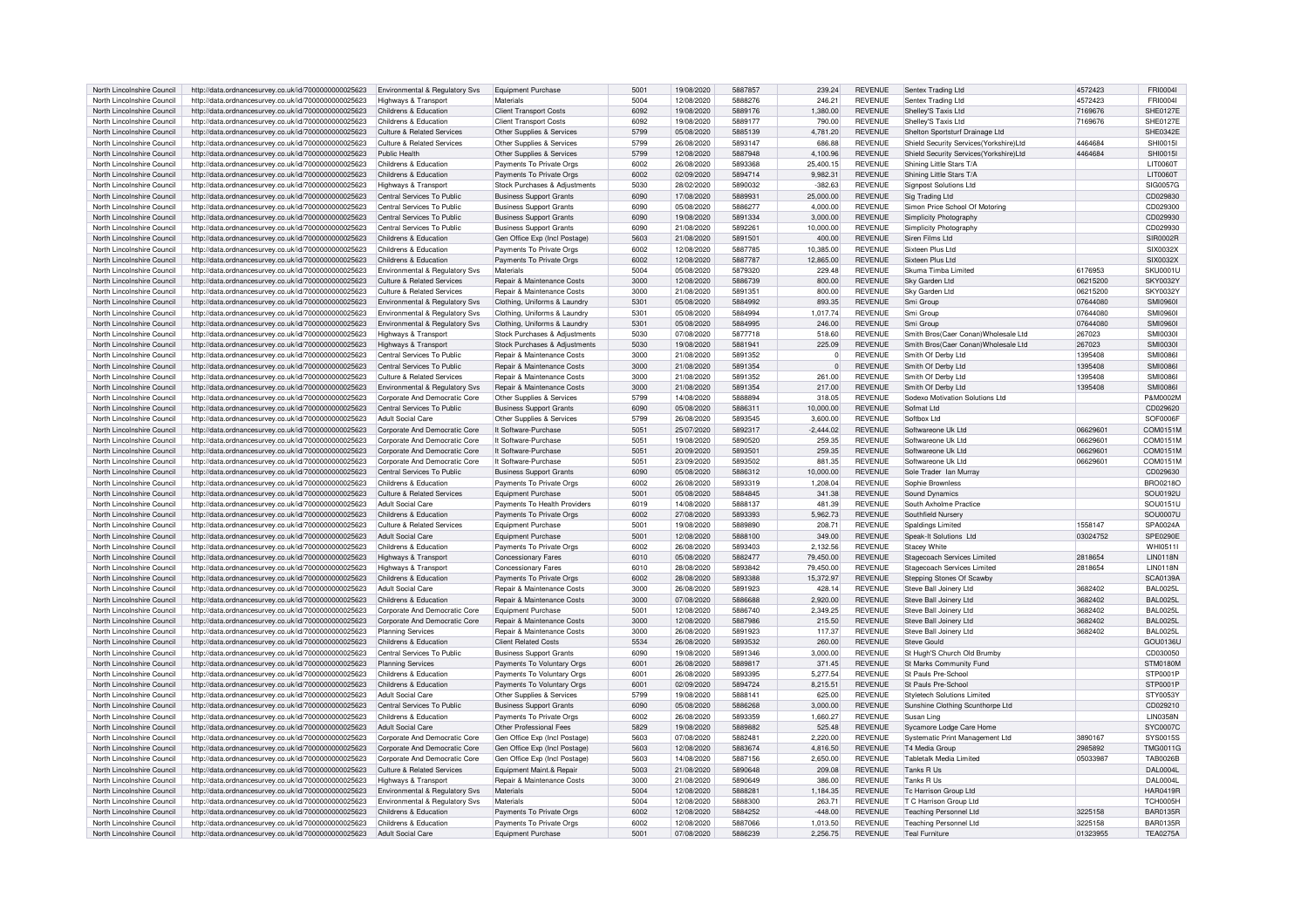| North Lincolnshire Council | http://data.ordnancesurvey.co.uk/id/7000000000025623 | Environmental & Regulatory Svs | Equipment Purchase | 5001 | 19/08/2020 | 5887857 | 239.24 | REVENUE | Sentex Trading Ltd | 4572423 | FRI0004I |
|---|---|---|---|---|---|---|---|---|---|---|---|
| North Lincolnshire Council | http://data.ordnancesurvey.co.uk/id/7000000000025623 | Highways & Transport | Materials | 5004 | 12/08/2020 | 5888276 | 246.21 | REVENUE | Sentex Trading Ltd | 4572423 | FRI0004I |
| North Lincolnshire Council | http://data.ordnancesurvey.co.uk/id/7000000000025623 | Childrens & Education | Client Transport Costs | 6092 | 19/08/2020 | 5889176 | 1,380.00 | REVENUE | Shelley'S Taxis Ltd | 7169676 | SHE0127E |
| North Lincolnshire Council | http://data.ordnancesurvey.co.uk/id/7000000000025623 | Childrens & Education | Client Transport Costs | 6092 | 19/08/2020 | 5889177 | 790.00 | REVENUE | Shelley'S Taxis Ltd | 7169676 | SHE0127E |
| North Lincolnshire Council | http://data.ordnancesurvey.co.uk/id/7000000000025623 | Culture & Related Services | Other Supplies & Services | 5799 | 05/08/2020 | 5885139 | 4,781.20 | REVENUE | Shelton Sportsturf Drainage Ltd | | SHE0342E |
| North Lincolnshire Council | http://data.ordnancesurvey.co.uk/id/7000000000025623 | Culture & Related Services | Other Supplies & Services | 5799 | 26/08/2020 | 5893147 | 686.88 | REVENUE | Shield Security Services(Yorkshire)Ltd | 4464684 | SHI0015I |
| North Lincolnshire Council | http://data.ordnancesurvey.co.uk/id/7000000000025623 | Public Health | Other Supplies & Services | 5799 | 12/08/2020 | 5887948 | 4,100.96 | REVENUE | Shield Security Services(Yorkshire)Ltd | 4464684 | SHI0015I |
| North Lincolnshire Council | http://data.ordnancesurvey.co.uk/id/7000000000025623 | Childrens & Education | Payments To Private Orgs | 6002 | 26/08/2020 | 5893368 | 25,400.15 | REVENUE | Shining Little Stars T/A | | LIT0060T |
| North Lincolnshire Council | http://data.ordnancesurvey.co.uk/id/7000000000025623 | Childrens & Education | Payments To Private Orgs | 6002 | 02/09/2020 | 5894714 | 9,982.31 | REVENUE | Shining Little Stars T/A | | LIT0060T |
| North Lincolnshire Council | http://data.ordnancesurvey.co.uk/id/7000000000025623 | Highways & Transport | Stock Purchases & Adjustments | 5030 | 28/02/2020 | 5890032 | -382.63 | REVENUE | Signpost Solutions Ltd | | SIG0057G |
| North Lincolnshire Council | http://data.ordnancesurvey.co.uk/id/7000000000025623 | Central Services To Public | Business Support Grants | 6090 | 17/08/2020 | 5889931 | 25,000.00 | REVENUE | Sig Trading Ltd | | CD029830 |
| North Lincolnshire Council | http://data.ordnancesurvey.co.uk/id/7000000000025623 | Central Services To Public | Business Support Grants | 6090 | 05/08/2020 | 5886277 | 4,000.00 | REVENUE | Simon Price School Of Motoring | | CD029300 |
| North Lincolnshire Council | http://data.ordnancesurvey.co.uk/id/7000000000025623 | Central Services To Public | Business Support Grants | 6090 | 19/08/2020 | 5891334 | 3,000.00 | REVENUE | Simplicity Photography | | CD029930 |
| North Lincolnshire Council | http://data.ordnancesurvey.co.uk/id/7000000000025623 | Central Services To Public | Business Support Grants | 6090 | 21/08/2020 | 5892261 | 10,000.00 | REVENUE | Simplicity Photography | | CD029930 |
| North Lincolnshire Council | http://data.ordnancesurvey.co.uk/id/7000000000025623 | Childrens & Education | Gen Office Exp (Incl Postage) | 5603 | 21/08/2020 | 5891501 | 400.00 | REVENUE | Siren Films Ltd | | SIR0002R |
| North Lincolnshire Council | http://data.ordnancesurvey.co.uk/id/7000000000025623 | Childrens & Education | Payments To Private Orgs | 6002 | 12/08/2020 | 5887785 | 10,385.00 | REVENUE | Sixteen Plus Ltd | | SIX0032X |
| North Lincolnshire Council | http://data.ordnancesurvey.co.uk/id/7000000000025623 | Childrens & Education | Payments To Private Orgs | 6002 | 12/08/2020 | 5887787 | 12,865.00 | REVENUE | Sixteen Plus Ltd | | SIX0032X |
| North Lincolnshire Council | http://data.ordnancesurvey.co.uk/id/7000000000025623 | Environmental & Regulatory Svs | Materials | 5004 | 05/08/2020 | 5879320 | 229.48 | REVENUE | Skuma Timba Limited | 6176953 | SKU0001U |
| North Lincolnshire Council | http://data.ordnancesurvey.co.uk/id/7000000000025623 | Culture & Related Services | Repair & Maintenance Costs | 3000 | 12/08/2020 | 5886739 | 800.00 | REVENUE | Sky Garden Ltd | 06215200 | SKY0032Y |
| North Lincolnshire Council | http://data.ordnancesurvey.co.uk/id/7000000000025623 | Culture & Related Services | Repair & Maintenance Costs | 3000 | 21/08/2020 | 5891351 | 800.00 | REVENUE | Sky Garden Ltd | 06215200 | SKY0032Y |
| North Lincolnshire Council | http://data.ordnancesurvey.co.uk/id/7000000000025623 | Environmental & Regulatory Svs | Clothing, Uniforms & Laundry | 5301 | 05/08/2020 | 5884992 | 893.35 | REVENUE | Smi Group | 07644080 | SMI0960I |
| North Lincolnshire Council | http://data.ordnancesurvey.co.uk/id/7000000000025623 | Environmental & Regulatory Svs | Clothing, Uniforms & Laundry | 5301 | 05/08/2020 | 5884994 | 1,017.74 | REVENUE | Smi Group | 07644080 | SMI0960I |
| North Lincolnshire Council | http://data.ordnancesurvey.co.uk/id/7000000000025623 | Environmental & Regulatory Svs | Clothing, Uniforms & Laundry | 5301 | 05/08/2020 | 5884995 | 246.00 | REVENUE | Smi Group | 07644080 | SMI0960I |
| North Lincolnshire Council | http://data.ordnancesurvey.co.uk/id/7000000000025623 | Highways & Transport | Stock Purchases & Adjustments | 5030 | 07/08/2020 | 5877718 | 518.60 | REVENUE | Smith Bros(Caer Conan)Wholesale Ltd | 267023 | SMI0030I |
| North Lincolnshire Council | http://data.ordnancesurvey.co.uk/id/7000000000025623 | Highways & Transport | Stock Purchases & Adjustments | 5030 | 19/08/2020 | 5881941 | 225.09 | REVENUE | Smith Bros(Caer Conan)Wholesale Ltd | 267023 | SMI0030I |
| North Lincolnshire Council | http://data.ordnancesurvey.co.uk/id/7000000000025623 | Central Services To Public | Repair & Maintenance Costs | 3000 | 21/08/2020 | 5891352 | 0 | REVENUE | Smith Of Derby Ltd | 1395408 | SMI0086I |
| North Lincolnshire Council | http://data.ordnancesurvey.co.uk/id/7000000000025623 | Central Services To Public | Repair & Maintenance Costs | 3000 | 21/08/2020 | 5891354 | 0 | REVENUE | Smith Of Derby Ltd | 1395408 | SMI0086I |
| North Lincolnshire Council | http://data.ordnancesurvey.co.uk/id/7000000000025623 | Culture & Related Services | Repair & Maintenance Costs | 3000 | 21/08/2020 | 5891352 | 261.00 | REVENUE | Smith Of Derby Ltd | 1395408 | SMI0086I |
| North Lincolnshire Council | http://data.ordnancesurvey.co.uk/id/7000000000025623 | Environmental & Regulatory Svs | Repair & Maintenance Costs | 3000 | 21/08/2020 | 5891354 | 217.00 | REVENUE | Smith Of Derby Ltd | 1395408 | SMI0086I |
| North Lincolnshire Council | http://data.ordnancesurvey.co.uk/id/7000000000025623 | Corporate And Democratic Core | Other Supplies & Services | 5799 | 14/08/2020 | 5888894 | 318.05 | REVENUE | Sodexo Motivation Solutions Ltd | | P&M0002M |
| North Lincolnshire Council | http://data.ordnancesurvey.co.uk/id/7000000000025623 | Central Services To Public | Business Support Grants | 6090 | 05/08/2020 | 5886311 | 10,000.00 | REVENUE | Sofmat Ltd | | CD029620 |
| North Lincolnshire Council | http://data.ordnancesurvey.co.uk/id/7000000000025623 | Adult Social Care | Other Supplies & Services | 5799 | 26/08/2020 | 5893545 | 3,600.00 | REVENUE | Softbox Ltd | | SOF0006F |
| North Lincolnshire Council | http://data.ordnancesurvey.co.uk/id/7000000000025623 | Corporate And Democratic Core | It Software-Purchase | 5051 | 25/07/2020 | 5892317 | -2,444.02 | REVENUE | Softwareone Uk Ltd | 06629601 | COM0151M |
| North Lincolnshire Council | http://data.ordnancesurvey.co.uk/id/7000000000025623 | Corporate And Democratic Core | It Software-Purchase | 5051 | 19/08/2020 | 5890520 | 259.35 | REVENUE | Softwareone Uk Ltd | 06629601 | COM0151M |
| North Lincolnshire Council | http://data.ordnancesurvey.co.uk/id/7000000000025623 | Corporate And Democratic Core | It Software-Purchase | 5051 | 20/09/2020 | 5893501 | 259.35 | REVENUE | Softwareone Uk Ltd | 06629601 | COM0151M |
| North Lincolnshire Council | http://data.ordnancesurvey.co.uk/id/7000000000025623 | Corporate And Democratic Core | It Software-Purchase | 5051 | 23/09/2020 | 5893502 | 881.35 | REVENUE | Softwareone Uk Ltd | 06629601 | COM0151M |
| North Lincolnshire Council | http://data.ordnancesurvey.co.uk/id/7000000000025623 | Central Services To Public | Business Support Grants | 6090 | 05/08/2020 | 5886312 | 10,000.00 | REVENUE | Sole Trader Ian Murray | | CD029630 |
| North Lincolnshire Council | http://data.ordnancesurvey.co.uk/id/7000000000025623 | Childrens & Education | Payments To Private Orgs | 6002 | 26/08/2020 | 5893319 | 1,208.04 | REVENUE | Sophie Brownless | | BRO0218O |
| North Lincolnshire Council | http://data.ordnancesurvey.co.uk/id/7000000000025623 | Culture & Related Services | Equipment Purchase | 5001 | 05/08/2020 | 5884845 | 341.38 | REVENUE | Sound Dynamics | | SOU0192U |
| North Lincolnshire Council | http://data.ordnancesurvey.co.uk/id/7000000000025623 | Adult Social Care | Payments To Health Providers | 6019 | 14/08/2020 | 5888137 | 481.39 | REVENUE | South Axholme Practice | | SOU0151U |
| North Lincolnshire Council | http://data.ordnancesurvey.co.uk/id/7000000000025623 | Childrens & Education | Payments To Private Orgs | 6002 | 27/08/2020 | 5893393 | 5,962.73 | REVENUE | Southfield Nursery | | SOU0007U |
| North Lincolnshire Council | http://data.ordnancesurvey.co.uk/id/7000000000025623 | Culture & Related Services | Equipment Purchase | 5001 | 19/08/2020 | 5889890 | 208.71 | REVENUE | Spaldings Limited | 1558147 | SPA0024A |
| North Lincolnshire Council | http://data.ordnancesurvey.co.uk/id/7000000000025623 | Adult Social Care | Equipment Purchase | 5001 | 12/08/2020 | 5888100 | 349.00 | REVENUE | Speak-It Solutions Ltd | 03024752 | SPE0290E |
| North Lincolnshire Council | http://data.ordnancesurvey.co.uk/id/7000000000025623 | Childrens & Education | Payments To Private Orgs | 6002 | 26/08/2020 | 5893403 | 2,132.56 | REVENUE | Stacey White | | WHI0511I |
| North Lincolnshire Council | http://data.ordnancesurvey.co.uk/id/7000000000025623 | Highways & Transport | Concessionary Fares | 6010 | 05/08/2020 | 5882477 | 79,450.00 | REVENUE | Stagecoach Services Limited | 2818654 | LIN0118N |
| North Lincolnshire Council | http://data.ordnancesurvey.co.uk/id/7000000000025623 | Highways & Transport | Concessionary Fares | 6010 | 28/08/2020 | 5893842 | 79,450.00 | REVENUE | Stagecoach Services Limited | 2818654 | LIN0118N |
| North Lincolnshire Council | http://data.ordnancesurvey.co.uk/id/7000000000025623 | Childrens & Education | Payments To Private Orgs | 6002 | 28/08/2020 | 5893388 | 15,372.97 | REVENUE | Stepping Stones Of Scawby | | SCA0139A |
| North Lincolnshire Council | http://data.ordnancesurvey.co.uk/id/7000000000025623 | Adult Social Care | Repair & Maintenance Costs | 3000 | 26/08/2020 | 5891923 | 428.14 | REVENUE | Steve Ball Joinery Ltd | 3682402 | BAL0025L |
| North Lincolnshire Council | http://data.ordnancesurvey.co.uk/id/7000000000025623 | Childrens & Education | Repair & Maintenance Costs | 3000 | 07/08/2020 | 5886688 | 2,920.00 | REVENUE | Steve Ball Joinery Ltd | 3682402 | BAL0025L |
| North Lincolnshire Council | http://data.ordnancesurvey.co.uk/id/7000000000025623 | Corporate And Democratic Core | Equipment Purchase | 5001 | 12/08/2020 | 5886740 | 2,349.25 | REVENUE | Steve Ball Joinery Ltd | 3682402 | BAL0025L |
| North Lincolnshire Council | http://data.ordnancesurvey.co.uk/id/7000000000025623 | Corporate And Democratic Core | Repair & Maintenance Costs | 3000 | 12/08/2020 | 5887986 | 215.50 | REVENUE | Steve Ball Joinery Ltd | 3682402 | BAL0025L |
| North Lincolnshire Council | http://data.ordnancesurvey.co.uk/id/7000000000025623 | Planning Services | Repair & Maintenance Costs | 3000 | 26/08/2020 | 5891923 | 117.37 | REVENUE | Steve Ball Joinery Ltd | 3682402 | BAL0025L |
| North Lincolnshire Council | http://data.ordnancesurvey.co.uk/id/7000000000025623 | Childrens & Education | Client Related Costs | 5534 | 26/08/2020 | 5893532 | 260.00 | REVENUE | Steve Gould | | GOU0136U |
| North Lincolnshire Council | http://data.ordnancesurvey.co.uk/id/7000000000025623 | Central Services To Public | Business Support Grants | 6090 | 19/08/2020 | 5891346 | 3,000.00 | REVENUE | St Hugh'S Church Old Brumby | | CD030050 |
| North Lincolnshire Council | http://data.ordnancesurvey.co.uk/id/7000000000025623 | Planning Services | Payments To Voluntary Orgs | 6001 | 26/08/2020 | 5889817 | 371.45 | REVENUE | St Marks Community Fund | | STM0180M |
| North Lincolnshire Council | http://data.ordnancesurvey.co.uk/id/7000000000025623 | Childrens & Education | Payments To Voluntary Orgs | 6001 | 26/08/2020 | 5893395 | 5,277.54 | REVENUE | St Pauls Pre-School | | STP0001P |
| North Lincolnshire Council | http://data.ordnancesurvey.co.uk/id/7000000000025623 | Childrens & Education | Payments To Voluntary Orgs | 6001 | 02/09/2020 | 5894724 | 8,215.51 | REVENUE | St Pauls Pre-School | | STP0001P |
| North Lincolnshire Council | http://data.ordnancesurvey.co.uk/id/7000000000025623 | Adult Social Care | Other Supplies & Services | 5799 | 19/08/2020 | 5888141 | 625.00 | REVENUE | Styletech Solutions Limited | | STY0053Y |
| North Lincolnshire Council | http://data.ordnancesurvey.co.uk/id/7000000000025623 | Central Services To Public | Business Support Grants | 6090 | 05/08/2020 | 5886268 | 3,000.00 | REVENUE | Sunshine Clothing Scunthorpe Ltd | | CD029210 |
| North Lincolnshire Council | http://data.ordnancesurvey.co.uk/id/7000000000025623 | Childrens & Education | Payments To Private Orgs | 6002 | 26/08/2020 | 5893359 | 1,660.27 | REVENUE | Susan Ling | | LIN0358N |
| North Lincolnshire Council | http://data.ordnancesurvey.co.uk/id/7000000000025623 | Adult Social Care | Other Professional Fees | 5829 | 19/08/2020 | 5889882 | 525.48 | REVENUE | Sycamore Lodge Care Home | | SYC0007C |
| North Lincolnshire Council | http://data.ordnancesurvey.co.uk/id/7000000000025623 | Corporate And Democratic Core | Gen Office Exp (Incl Postage) | 5603 | 07/08/2020 | 5882481 | 2,220.00 | REVENUE | Systematic Print Management Ltd | 3890167 | SYS0015S |
| North Lincolnshire Council | http://data.ordnancesurvey.co.uk/id/7000000000025623 | Corporate And Democratic Core | Gen Office Exp (Incl Postage) | 5603 | 12/08/2020 | 5883674 | 4,816.50 | REVENUE | T4 Media Group | 2985892 | TMG0011G |
| North Lincolnshire Council | http://data.ordnancesurvey.co.uk/id/7000000000025623 | Corporate And Democratic Core | Gen Office Exp (Incl Postage) | 5603 | 14/08/2020 | 5887156 | 2,650.00 | REVENUE | Tabletalk Media Limited | 05033987 | TAB0026B |
| North Lincolnshire Council | http://data.ordnancesurvey.co.uk/id/7000000000025623 | Culture & Related Services | Equipment Maint.& Repair | 5003 | 21/08/2020 | 5890648 | 209.08 | REVENUE | Tanks R Us | | DAL0004L |
| North Lincolnshire Council | http://data.ordnancesurvey.co.uk/id/7000000000025623 | Highways & Transport | Repair & Maintenance Costs | 3000 | 21/08/2020 | 5890649 | 386.00 | REVENUE | Tanks R Us | | DAL0004L |
| North Lincolnshire Council | http://data.ordnancesurvey.co.uk/id/7000000000025623 | Environmental & Regulatory Svs | Materials | 5004 | 12/08/2020 | 5888281 | 1,184.35 | REVENUE | Tc Harrison Group Ltd | | HAR0419R |
| North Lincolnshire Council | http://data.ordnancesurvey.co.uk/id/7000000000025623 | Environmental & Regulatory Svs | Materials | 5004 | 12/08/2020 | 5888300 | 263.71 | REVENUE | T C Harrison Group Ltd | | TCH0005H |
| North Lincolnshire Council | http://data.ordnancesurvey.co.uk/id/7000000000025623 | Childrens & Education | Payments To Private Orgs | 6002 | 12/08/2020 | 5884252 | -448.00 | REVENUE | Teaching Personnel Ltd | 3225158 | BAR0135R |
| North Lincolnshire Council | http://data.ordnancesurvey.co.uk/id/7000000000025623 | Childrens & Education | Payments To Private Orgs | 6002 | 12/08/2020 | 5887066 | 1,013.50 | REVENUE | Teaching Personnel Ltd | 3225158 | BAR0135R |
| North Lincolnshire Council | http://data.ordnancesurvey.co.uk/id/7000000000025623 | Adult Social Care | Equipment Purchase | 5001 | 07/08/2020 | 5886239 | 2,256.75 | REVENUE | Teal Furniture | 01323955 | TEA0275A |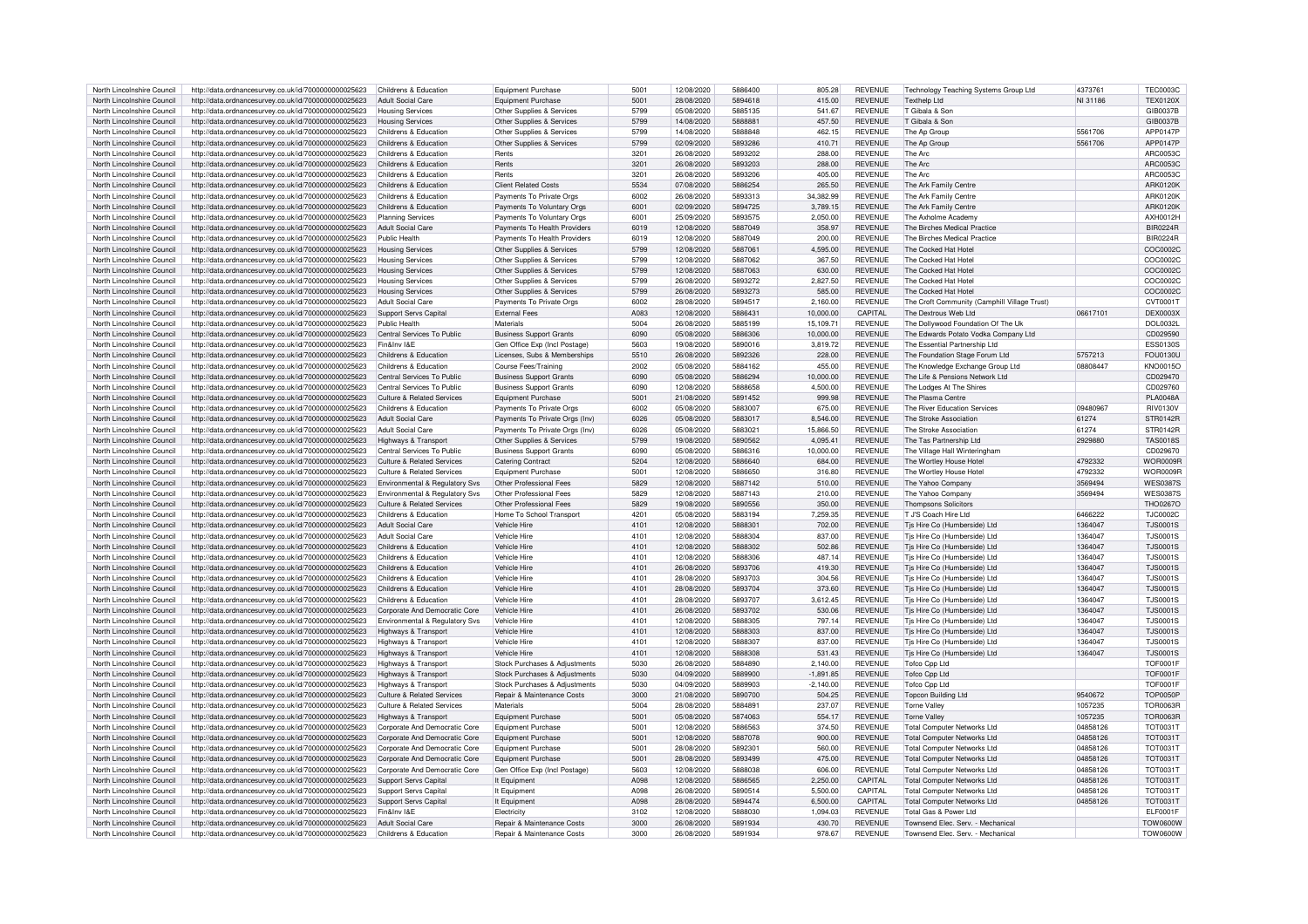| North Lincolnshire Council | http://data.ordnancesurvey.co.uk/id/7000000000025623 | Childrens & Education | Equipment Purchase | 5001 | 12/08/2020 | 5886400 | 805.28 | REVENUE | Technology Teaching Systems Group Ltd | 4373761 | TEC0003C |
|---|---|---|---|---|---|---|---|---|---|---|---|
| North Lincolnshire Council | http://data.ordnancesurvey.co.uk/id/7000000000025623 | Adult Social Care | Equipment Purchase | 5001 | 28/08/2020 | 5894618 | 415.00 | REVENUE | Texthelp Ltd | NI 31186 | TEX0120X |
| North Lincolnshire Council | http://data.ordnancesurvey.co.uk/id/7000000000025623 | Housing Services | Other Supplies & Services | 5799 | 05/08/2020 | 5885135 | 541.67 | REVENUE | T Gibala & Son | | GIB0037B |
| North Lincolnshire Council | http://data.ordnancesurvey.co.uk/id/7000000000025623 | Housing Services | Other Supplies & Services | 5799 | 14/08/2020 | 5888881 | 457.50 | REVENUE | T Gibala & Son | | GIB0037B |
| North Lincolnshire Council | http://data.ordnancesurvey.co.uk/id/7000000000025623 | Childrens & Education | Other Supplies & Services | 5799 | 14/08/2020 | 5888848 | 462.15 | REVENUE | The Ap Group | 5561706 | APP0147P |
| North Lincolnshire Council | http://data.ordnancesurvey.co.uk/id/7000000000025623 | Childrens & Education | Other Supplies & Services | 5799 | 02/09/2020 | 5893286 | 410.71 | REVENUE | The Ap Group | 5561706 | APP0147P |
| North Lincolnshire Council | http://data.ordnancesurvey.co.uk/id/7000000000025623 | Childrens & Education | Rents | 3201 | 26/08/2020 | 5893202 | 288.00 | REVENUE | The Arc | | ARC0053C |
| North Lincolnshire Council | http://data.ordnancesurvey.co.uk/id/7000000000025623 | Childrens & Education | Rents | 3201 | 26/08/2020 | 5893203 | 288.00 | REVENUE | The Arc | | ARC0053C |
| North Lincolnshire Council | http://data.ordnancesurvey.co.uk/id/7000000000025623 | Childrens & Education | Rents | 3201 | 26/08/2020 | 5893206 | 405.00 | REVENUE | The Arc | | ARC0053C |
| North Lincolnshire Council | http://data.ordnancesurvey.co.uk/id/7000000000025623 | Childrens & Education | Client Related Costs | 5534 | 07/08/2020 | 5886254 | 265.50 | REVENUE | The Ark Family Centre | | ARK0120K |
| North Lincolnshire Council | http://data.ordnancesurvey.co.uk/id/7000000000025623 | Childrens & Education | Payments To Private Orgs | 6002 | 26/08/2020 | 5893313 | 34,382.99 | REVENUE | The Ark Family Centre | | ARK0120K |
| North Lincolnshire Council | http://data.ordnancesurvey.co.uk/id/7000000000025623 | Childrens & Education | Payments To Voluntary Orgs | 6001 | 02/09/2020 | 5894725 | 3,789.15 | REVENUE | The Ark Family Centre | | ARK0120K |
| North Lincolnshire Council | http://data.ordnancesurvey.co.uk/id/7000000000025623 | Planning Services | Payments To Voluntary Orgs | 6001 | 25/09/2020 | 5893575 | 2,050.00 | REVENUE | The Axholme Academy | | AXH0012H |
| North Lincolnshire Council | http://data.ordnancesurvey.co.uk/id/7000000000025623 | Adult Social Care | Payments To Health Providers | 6019 | 12/08/2020 | 5887049 | 358.97 | REVENUE | The Birches Medical Practice | | BIR0224R |
| North Lincolnshire Council | http://data.ordnancesurvey.co.uk/id/7000000000025623 | Public Health | Payments To Health Providers | 6019 | 12/08/2020 | 5887049 | 200.00 | REVENUE | The Birches Medical Practice | | BIR0224R |
| North Lincolnshire Council | http://data.ordnancesurvey.co.uk/id/7000000000025623 | Housing Services | Other Supplies & Services | 5799 | 12/08/2020 | 5887061 | 4,595.00 | REVENUE | The Cocked Hat Hotel | | COC0002C |
| North Lincolnshire Council | http://data.ordnancesurvey.co.uk/id/7000000000025623 | Housing Services | Other Supplies & Services | 5799 | 12/08/2020 | 5887062 | 367.50 | REVENUE | The Cocked Hat Hotel | | COC0002C |
| North Lincolnshire Council | http://data.ordnancesurvey.co.uk/id/7000000000025623 | Housing Services | Other Supplies & Services | 5799 | 12/08/2020 | 5887063 | 630.00 | REVENUE | The Cocked Hat Hotel | | COC0002C |
| North Lincolnshire Council | http://data.ordnancesurvey.co.uk/id/7000000000025623 | Housing Services | Other Supplies & Services | 5799 | 26/08/2020 | 5893272 | 2,827.50 | REVENUE | The Cocked Hat Hotel | | COC0002C |
| North Lincolnshire Council | http://data.ordnancesurvey.co.uk/id/7000000000025623 | Housing Services | Other Supplies & Services | 5799 | 26/08/2020 | 5893273 | 585.00 | REVENUE | The Cocked Hat Hotel | | COC0002C |
| North Lincolnshire Council | http://data.ordnancesurvey.co.uk/id/7000000000025623 | Adult Social Care | Payments To Private Orgs | 6002 | 28/08/2020 | 5894517 | 2,160.00 | REVENUE | The Croft Community (Camphill Village Trust) | | CVT0001T |
| North Lincolnshire Council | http://data.ordnancesurvey.co.uk/id/7000000000025623 | Support Servs Capital | External Fees | A083 | 12/08/2020 | 5886431 | 10,000.00 | CAPITAL | The Dextrous Web Ltd | 06617101 | DEX0003X |
| North Lincolnshire Council | http://data.ordnancesurvey.co.uk/id/7000000000025623 | Public Health | Materials | 5004 | 26/08/2020 | 5885199 | 15,109.71 | REVENUE | The Dollywood Foundation Of The Uk | | DOL0032L |
| North Lincolnshire Council | http://data.ordnancesurvey.co.uk/id/7000000000025623 | Central Services To Public | Business Support Grants | 6090 | 05/08/2020 | 5886306 | 10,000.00 | REVENUE | The Edwards Potato Vodka Company Ltd | | CD029590 |
| North Lincolnshire Council | http://data.ordnancesurvey.co.uk/id/7000000000025623 | Fin&Inv I&E | Gen Office Exp (Incl Postage) | 5603 | 19/08/2020 | 5890016 | 3,819.72 | REVENUE | The Essential Partnership Ltd | | ESS0130S |
| North Lincolnshire Council | http://data.ordnancesurvey.co.uk/id/7000000000025623 | Childrens & Education | Licenses, Subs & Memberships | 5510 | 26/08/2020 | 5892326 | 228.00 | REVENUE | The Foundation Stage Forum Ltd | 5757213 | FOU0130U |
| North Lincolnshire Council | http://data.ordnancesurvey.co.uk/id/7000000000025623 | Childrens & Education | Course Fees/Training | 2002 | 05/08/2020 | 5884162 | 455.00 | REVENUE | The Knowledge Exchange Group Ltd | 08808447 | KNO0015O |
| North Lincolnshire Council | http://data.ordnancesurvey.co.uk/id/7000000000025623 | Central Services To Public | Business Support Grants | 6090 | 05/08/2020 | 5886294 | 10,000.00 | REVENUE | The Life & Pensions Network Ltd | | CD029470 |
| North Lincolnshire Council | http://data.ordnancesurvey.co.uk/id/7000000000025623 | Central Services To Public | Business Support Grants | 6090 | 12/08/2020 | 5888658 | 4,500.00 | REVENUE | The Lodges At The Shires | | CD029760 |
| North Lincolnshire Council | http://data.ordnancesurvey.co.uk/id/7000000000025623 | Culture & Related Services | Equipment Purchase | 5001 | 21/08/2020 | 5891452 | 999.98 | REVENUE | The Plasma Centre | | PLA0048A |
| North Lincolnshire Council | http://data.ordnancesurvey.co.uk/id/7000000000025623 | Childrens & Education | Payments To Private Orgs | 6002 | 05/08/2020 | 5883007 | 675.00 | REVENUE | The River Education Services | 09480967 | RIV0130V |
| North Lincolnshire Council | http://data.ordnancesurvey.co.uk/id/7000000000025623 | Adult Social Care | Payments To Private Orgs (Inv) | 6026 | 05/08/2020 | 5883017 | 8,546.00 | REVENUE | The Stroke Association | 61274 | STR0142R |
| North Lincolnshire Council | http://data.ordnancesurvey.co.uk/id/7000000000025623 | Adult Social Care | Payments To Private Orgs (Inv) | 6026 | 05/08/2020 | 5883021 | 15,866.50 | REVENUE | The Stroke Association | 61274 | STR0142R |
| North Lincolnshire Council | http://data.ordnancesurvey.co.uk/id/7000000000025623 | Highways & Transport | Other Supplies & Services | 5799 | 19/08/2020 | 5890562 | 4,095.41 | REVENUE | The Tas Partnership Ltd | 2929880 | TAS0018S |
| North Lincolnshire Council | http://data.ordnancesurvey.co.uk/id/7000000000025623 | Central Services To Public | Business Support Grants | 6090 | 05/08/2020 | 5886316 | 10,000.00 | REVENUE | The Village Hall Winteringham | | CD029670 |
| North Lincolnshire Council | http://data.ordnancesurvey.co.uk/id/7000000000025623 | Culture & Related Services | Catering Contract | 5204 | 12/08/2020 | 5886640 | 684.00 | REVENUE | The Wortley House Hotel | 4792332 | WOR0009R |
| North Lincolnshire Council | http://data.ordnancesurvey.co.uk/id/7000000000025623 | Culture & Related Services | Equipment Purchase | 5001 | 12/08/2020 | 5886650 | 316.80 | REVENUE | The Wortley House Hotel | 4792332 | WOR0009R |
| North Lincolnshire Council | http://data.ordnancesurvey.co.uk/id/7000000000025623 | Environmental & Regulatory Svs | Other Professional Fees | 5829 | 12/08/2020 | 5887142 | 510.00 | REVENUE | The Yahoo Company | 3569494 | WES0387S |
| North Lincolnshire Council | http://data.ordnancesurvey.co.uk/id/7000000000025623 | Environmental & Regulatory Svs | Other Professional Fees | 5829 | 12/08/2020 | 5887143 | 210.00 | REVENUE | The Yahoo Company | 3569494 | WES0387S |
| North Lincolnshire Council | http://data.ordnancesurvey.co.uk/id/7000000000025623 | Culture & Related Services | Other Professional Fees | 5829 | 19/08/2020 | 5890556 | 350.00 | REVENUE | Thompsons Solicitors | | THO0267O |
| North Lincolnshire Council | http://data.ordnancesurvey.co.uk/id/7000000000025623 | Childrens & Education | Home To School Transport | 4201 | 05/08/2020 | 5883194 | 7,259.35 | REVENUE | T J'S Coach Hire Ltd | 6466222 | TJC0002C |
| North Lincolnshire Council | http://data.ordnancesurvey.co.uk/id/7000000000025623 | Adult Social Care | Vehicle Hire | 4101 | 12/08/2020 | 5888301 | 702.00 | REVENUE | Tjs Hire Co (Humberside) Ltd | 1364047 | TJS0001S |
| North Lincolnshire Council | http://data.ordnancesurvey.co.uk/id/7000000000025623 | Adult Social Care | Vehicle Hire | 4101 | 12/08/2020 | 5888304 | 837.00 | REVENUE | Tjs Hire Co (Humberside) Ltd | 1364047 | TJS0001S |
| North Lincolnshire Council | http://data.ordnancesurvey.co.uk/id/7000000000025623 | Childrens & Education | Vehicle Hire | 4101 | 12/08/2020 | 5888302 | 502.86 | REVENUE | Tjs Hire Co (Humberside) Ltd | 1364047 | TJS0001S |
| North Lincolnshire Council | http://data.ordnancesurvey.co.uk/id/7000000000025623 | Childrens & Education | Vehicle Hire | 4101 | 12/08/2020 | 5888306 | 487.14 | REVENUE | Tjs Hire Co (Humberside) Ltd | 1364047 | TJS0001S |
| North Lincolnshire Council | http://data.ordnancesurvey.co.uk/id/7000000000025623 | Childrens & Education | Vehicle Hire | 4101 | 26/08/2020 | 5893706 | 419.30 | REVENUE | Tjs Hire Co (Humberside) Ltd | 1364047 | TJS0001S |
| North Lincolnshire Council | http://data.ordnancesurvey.co.uk/id/7000000000025623 | Childrens & Education | Vehicle Hire | 4101 | 28/08/2020 | 5893703 | 304.56 | REVENUE | Tjs Hire Co (Humberside) Ltd | 1364047 | TJS0001S |
| North Lincolnshire Council | http://data.ordnancesurvey.co.uk/id/7000000000025623 | Childrens & Education | Vehicle Hire | 4101 | 28/08/2020 | 5893704 | 373.60 | REVENUE | Tjs Hire Co (Humberside) Ltd | 1364047 | TJS0001S |
| North Lincolnshire Council | http://data.ordnancesurvey.co.uk/id/7000000000025623 | Childrens & Education | Vehicle Hire | 4101 | 28/08/2020 | 5893707 | 3,612.45 | REVENUE | Tjs Hire Co (Humberside) Ltd | 1364047 | TJS0001S |
| North Lincolnshire Council | http://data.ordnancesurvey.co.uk/id/7000000000025623 | Corporate And Democratic Core | Vehicle Hire | 4101 | 26/08/2020 | 5893702 | 530.06 | REVENUE | Tjs Hire Co (Humberside) Ltd | 1364047 | TJS0001S |
| North Lincolnshire Council | http://data.ordnancesurvey.co.uk/id/7000000000025623 | Environmental & Regulatory Svs | Vehicle Hire | 4101 | 12/08/2020 | 5888305 | 797.14 | REVENUE | Tjs Hire Co (Humberside) Ltd | 1364047 | TJS0001S |
| North Lincolnshire Council | http://data.ordnancesurvey.co.uk/id/7000000000025623 | Highways & Transport | Vehicle Hire | 4101 | 12/08/2020 | 5888303 | 837.00 | REVENUE | Tjs Hire Co (Humberside) Ltd | 1364047 | TJS0001S |
| North Lincolnshire Council | http://data.ordnancesurvey.co.uk/id/7000000000025623 | Highways & Transport | Vehicle Hire | 4101 | 12/08/2020 | 5888307 | 837.00 | REVENUE | Tjs Hire Co (Humberside) Ltd | 1364047 | TJS0001S |
| North Lincolnshire Council | http://data.ordnancesurvey.co.uk/id/7000000000025623 | Highways & Transport | Vehicle Hire | 4101 | 12/08/2020 | 5888308 | 531.43 | REVENUE | Tjs Hire Co (Humberside) Ltd | 1364047 | TJS0001S |
| North Lincolnshire Council | http://data.ordnancesurvey.co.uk/id/7000000000025623 | Highways & Transport | Stock Purchases & Adjustments | 5030 | 26/08/2020 | 5884890 | 2,140.00 | REVENUE | Tofco Cpp Ltd | | TOF0001F |
| North Lincolnshire Council | http://data.ordnancesurvey.co.uk/id/7000000000025623 | Highways & Transport | Stock Purchases & Adjustments | 5030 | 04/09/2020 | 5889900 | -1,891.85 | REVENUE | Tofco Cpp Ltd | | TOF0001F |
| North Lincolnshire Council | http://data.ordnancesurvey.co.uk/id/7000000000025623 | Highways & Transport | Stock Purchases & Adjustments | 5030 | 04/09/2020 | 5889903 | -2,140.00 | REVENUE | Tofco Cpp Ltd | | TOF0001F |
| North Lincolnshire Council | http://data.ordnancesurvey.co.uk/id/7000000000025623 | Culture & Related Services | Repair & Maintenance Costs | 3000 | 21/08/2020 | 5890700 | 504.25 | REVENUE | Topcon Building Ltd | 9540672 | TOP0050P |
| North Lincolnshire Council | http://data.ordnancesurvey.co.uk/id/7000000000025623 | Culture & Related Services | Materials | 5004 | 28/08/2020 | 5884891 | 237.07 | REVENUE | Torne Valley | 1057235 | TOR0063R |
| North Lincolnshire Council | http://data.ordnancesurvey.co.uk/id/7000000000025623 | Highways & Transport | Equipment Purchase | 5001 | 05/08/2020 | 5874063 | 554.17 | REVENUE | Torne Valley | 1057235 | TOR0063R |
| North Lincolnshire Council | http://data.ordnancesurvey.co.uk/id/7000000000025623 | Corporate And Democratic Core | Equipment Purchase | 5001 | 12/08/2020 | 5886563 | 374.50 | REVENUE | Total Computer Networks Ltd | 04858126 | TOT0031T |
| North Lincolnshire Council | http://data.ordnancesurvey.co.uk/id/7000000000025623 | Corporate And Democratic Core | Equipment Purchase | 5001 | 12/08/2020 | 5887078 | 900.00 | REVENUE | Total Computer Networks Ltd | 04858126 | TOT0031T |
| North Lincolnshire Council | http://data.ordnancesurvey.co.uk/id/7000000000025623 | Corporate And Democratic Core | Equipment Purchase | 5001 | 28/08/2020 | 5892301 | 560.00 | REVENUE | Total Computer Networks Ltd | 04858126 | TOT0031T |
| North Lincolnshire Council | http://data.ordnancesurvey.co.uk/id/7000000000025623 | Corporate And Democratic Core | Equipment Purchase | 5001 | 28/08/2020 | 5893499 | 475.00 | REVENUE | Total Computer Networks Ltd | 04858126 | TOT0031T |
| North Lincolnshire Council | http://data.ordnancesurvey.co.uk/id/7000000000025623 | Corporate And Democratic Core | Gen Office Exp (Incl Postage) | 5603 | 12/08/2020 | 5888038 | 606.00 | REVENUE | Total Computer Networks Ltd | 04858126 | TOT0031T |
| North Lincolnshire Council | http://data.ordnancesurvey.co.uk/id/7000000000025623 | Support Servs Capital | It Equipment | A098 | 12/08/2020 | 5886565 | 2,250.00 | CAPITAL | Total Computer Networks Ltd | 04858126 | TOT0031T |
| North Lincolnshire Council | http://data.ordnancesurvey.co.uk/id/7000000000025623 | Support Servs Capital | It Equipment | A098 | 26/08/2020 | 5890514 | 5,500.00 | CAPITAL | Total Computer Networks Ltd | 04858126 | TOT0031T |
| North Lincolnshire Council | http://data.ordnancesurvey.co.uk/id/7000000000025623 | Support Servs Capital | It Equipment | A098 | 28/08/2020 | 5894474 | 6,500.00 | CAPITAL | Total Computer Networks Ltd | 04858126 | TOT0031T |
| North Lincolnshire Council | http://data.ordnancesurvey.co.uk/id/7000000000025623 | Fin&Inv I&E | Electricity | 3102 | 12/08/2020 | 5888030 | 1,094.03 | REVENUE | Total Gas & Power Ltd | | ELF0001F |
| North Lincolnshire Council | http://data.ordnancesurvey.co.uk/id/7000000000025623 | Adult Social Care | Repair & Maintenance Costs | 3000 | 26/08/2020 | 5891934 | 430.70 | REVENUE | Townsend Elec. Serv. - Mechanical | | TOW0600W |
| North Lincolnshire Council | http://data.ordnancesurvey.co.uk/id/7000000000025623 | Childrens & Education | Repair & Maintenance Costs | 3000 | 26/08/2020 | 5891934 | 978.67 | REVENUE | Townsend Elec. Serv. - Mechanical | | TOW0600W |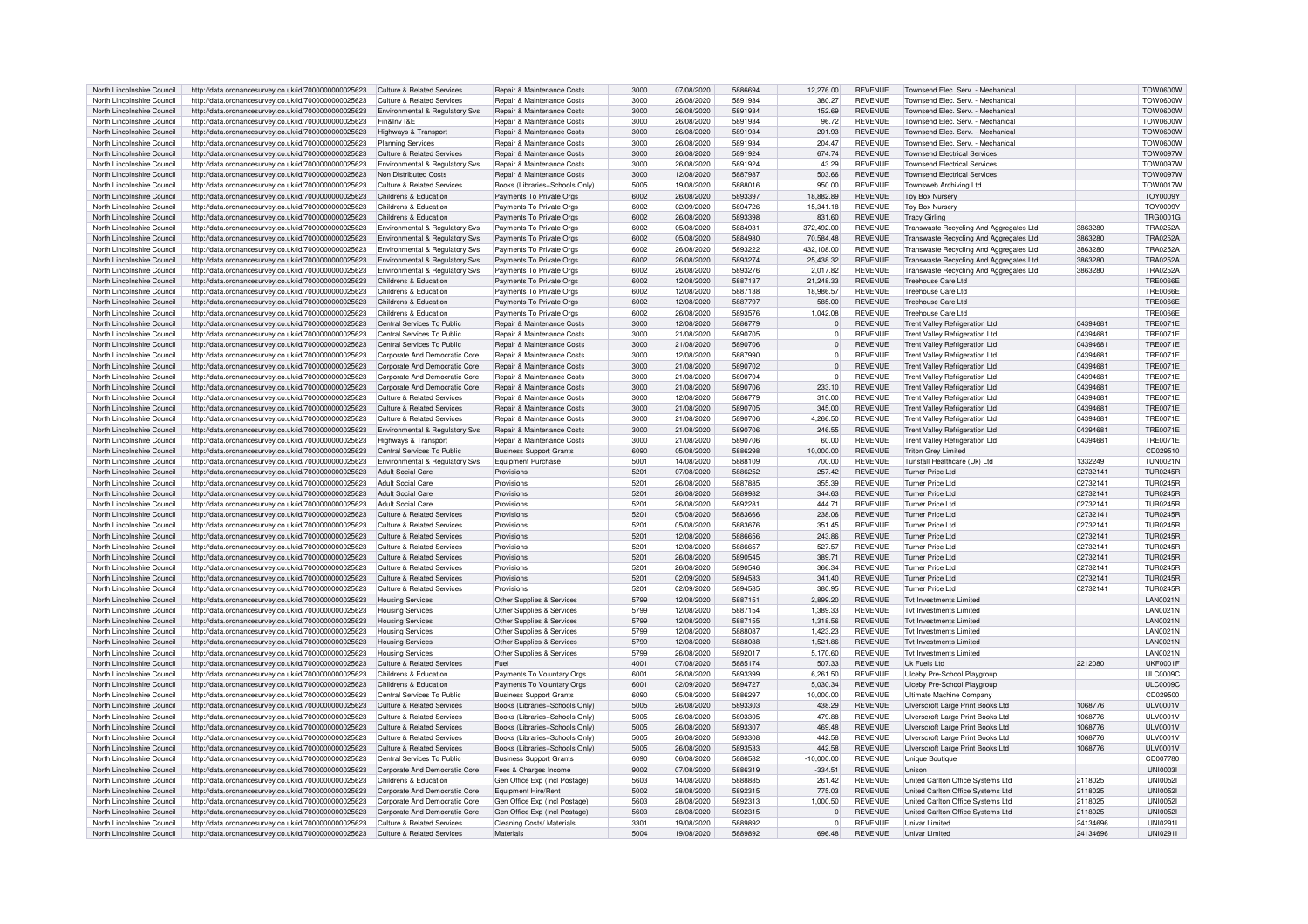| North Lincolnshire Council | http://data.ordnancesurvey.co.uk/id/7000000000025623 | Culture & Related Services | Repair & Maintenance Costs | 3000 | 07/08/2020 | 5886694 | 12,276.00 | REVENUE | Townsend Elec. Serv. - Mechanical | | TOW0600W |
|---|---|---|---|---|---|---|---|---|---|---|---|
| North Lincolnshire Council | http://data.ordnancesurvey.co.uk/id/7000000000025623 | Culture & Related Services | Repair & Maintenance Costs | 3000 | 26/08/2020 | 5891934 | 380.27 | REVENUE | Townsend Elec. Serv. - Mechanical | | TOW0600W |
| North Lincolnshire Council | http://data.ordnancesurvey.co.uk/id/7000000000025623 | Environmental & Regulatory Svs | Repair & Maintenance Costs | 3000 | 26/08/2020 | 5891934 | 152.69 | REVENUE | Townsend Elec. Serv. - Mechanical | | TOW0600W |
| North Lincolnshire Council | http://data.ordnancesurvey.co.uk/id/7000000000025623 | Fin&Inv I&E | Repair & Maintenance Costs | 3000 | 26/08/2020 | 5891934 | 96.72 | REVENUE | Townsend Elec. Serv. - Mechanical | | TOW0600W |
| North Lincolnshire Council | http://data.ordnancesurvey.co.uk/id/7000000000025623 | Highways & Transport | Repair & Maintenance Costs | 3000 | 26/08/2020 | 5891934 | 201.93 | REVENUE | Townsend Elec. Serv. - Mechanical | | TOW0600W |
| North Lincolnshire Council | http://data.ordnancesurvey.co.uk/id/7000000000025623 | Planning Services | Repair & Maintenance Costs | 3000 | 26/08/2020 | 5891934 | 204.47 | REVENUE | Townsend Elec. Serv. - Mechanical | | TOW0600W |
| North Lincolnshire Council | http://data.ordnancesurvey.co.uk/id/7000000000025623 | Culture & Related Services | Repair & Maintenance Costs | 3000 | 26/08/2020 | 5891924 | 674.74 | REVENUE | Townsend Electrical Services | | TOW0097W |
| North Lincolnshire Council | http://data.ordnancesurvey.co.uk/id/7000000000025623 | Environmental & Regulatory Svs | Repair & Maintenance Costs | 3000 | 26/08/2020 | 5891924 | 43.29 | REVENUE | Townsend Electrical Services | | TOW0097W |
| North Lincolnshire Council | http://data.ordnancesurvey.co.uk/id/7000000000025623 | Non Distributed Costs | Repair & Maintenance Costs | 3000 | 12/08/2020 | 5887987 | 503.66 | REVENUE | Townsend Electrical Services | | TOW0097W |
| North Lincolnshire Council | http://data.ordnancesurvey.co.uk/id/7000000000025623 | Culture & Related Services | Books (Libraries+Schools Only) | 5005 | 19/08/2020 | 5888016 | 950.00 | REVENUE | Townsweb Archiving Ltd | | TOW0017W |
| North Lincolnshire Council | http://data.ordnancesurvey.co.uk/id/7000000000025623 | Childrens & Education | Payments To Private Orgs | 6002 | 26/08/2020 | 5893397 | 18,882.89 | REVENUE | Toy Box Nursery | | TOY0009Y |
| North Lincolnshire Council | http://data.ordnancesurvey.co.uk/id/7000000000025623 | Childrens & Education | Payments To Private Orgs | 6002 | 02/09/2020 | 5894726 | 15,341.18 | REVENUE | Toy Box Nursery | | TOY0009Y |
| North Lincolnshire Council | http://data.ordnancesurvey.co.uk/id/7000000000025623 | Childrens & Education | Payments To Private Orgs | 6002 | 26/08/2020 | 5893398 | 831.60 | REVENUE | Tracy Girling | | TRG0001G |
| North Lincolnshire Council | http://data.ordnancesurvey.co.uk/id/7000000000025623 | Environmental & Regulatory Svs | Payments To Private Orgs | 6002 | 05/08/2020 | 5884931 | 372,492.00 | REVENUE | Transwaste Recycling And Aggregates Ltd | 3863280 | TRA0252A |
| North Lincolnshire Council | http://data.ordnancesurvey.co.uk/id/7000000000025623 | Environmental & Regulatory Svs | Payments To Private Orgs | 6002 | 05/08/2020 | 5884980 | 70,584.48 | REVENUE | Transwaste Recycling And Aggregates Ltd | 3863280 | TRA0252A |
| North Lincolnshire Council | http://data.ordnancesurvey.co.uk/id/7000000000025623 | Environmental & Regulatory Svs | Payments To Private Orgs | 6002 | 26/08/2020 | 5893222 | 432,108.00 | REVENUE | Transwaste Recycling And Aggregates Ltd | 3863280 | TRA0252A |
| North Lincolnshire Council | http://data.ordnancesurvey.co.uk/id/7000000000025623 | Environmental & Regulatory Svs | Payments To Private Orgs | 6002 | 26/08/2020 | 5893274 | 25,438.32 | REVENUE | Transwaste Recycling And Aggregates Ltd | 3863280 | TRA0252A |
| North Lincolnshire Council | http://data.ordnancesurvey.co.uk/id/7000000000025623 | Environmental & Regulatory Svs | Payments To Private Orgs | 6002 | 26/08/2020 | 5893276 | 2,017.82 | REVENUE | Transwaste Recycling And Aggregates Ltd | 3863280 | TRA0252A |
| North Lincolnshire Council | http://data.ordnancesurvey.co.uk/id/7000000000025623 | Childrens & Education | Payments To Private Orgs | 6002 | 12/08/2020 | 5887137 | 21,248.33 | REVENUE | Treehouse Care Ltd | | TRE0066E |
| North Lincolnshire Council | http://data.ordnancesurvey.co.uk/id/7000000000025623 | Childrens & Education | Payments To Private Orgs | 6002 | 12/08/2020 | 5887138 | 18,986.57 | REVENUE | Treehouse Care Ltd | | TRE0066E |
| North Lincolnshire Council | http://data.ordnancesurvey.co.uk/id/7000000000025623 | Childrens & Education | Payments To Private Orgs | 6002 | 12/08/2020 | 5887797 | 585.00 | REVENUE | Treehouse Care Ltd | | TRE0066E |
| North Lincolnshire Council | http://data.ordnancesurvey.co.uk/id/7000000000025623 | Childrens & Education | Payments To Private Orgs | 6002 | 26/08/2020 | 5893576 | 1,042.08 | REVENUE | Treehouse Care Ltd | | TRE0066E |
| North Lincolnshire Council | http://data.ordnancesurvey.co.uk/id/7000000000025623 | Central Services To Public | Repair & Maintenance Costs | 3000 | 12/08/2020 | 5886779 | 0 | REVENUE | Trent Valley Refrigeration Ltd | 04394681 | TRE0071E |
| North Lincolnshire Council | http://data.ordnancesurvey.co.uk/id/7000000000025623 | Central Services To Public | Repair & Maintenance Costs | 3000 | 21/08/2020 | 5890705 | 0 | REVENUE | Trent Valley Refrigeration Ltd | 04394681 | TRE0071E |
| North Lincolnshire Council | http://data.ordnancesurvey.co.uk/id/7000000000025623 | Central Services To Public | Repair & Maintenance Costs | 3000 | 21/08/2020 | 5890706 | 0 | REVENUE | Trent Valley Refrigeration Ltd | 04394681 | TRE0071E |
| North Lincolnshire Council | http://data.ordnancesurvey.co.uk/id/7000000000025623 | Corporate And Democratic Core | Repair & Maintenance Costs | 3000 | 12/08/2020 | 5887990 | 0 | REVENUE | Trent Valley Refrigeration Ltd | 04394681 | TRE0071E |
| North Lincolnshire Council | http://data.ordnancesurvey.co.uk/id/7000000000025623 | Corporate And Democratic Core | Repair & Maintenance Costs | 3000 | 21/08/2020 | 5890702 | 0 | REVENUE | Trent Valley Refrigeration Ltd | 04394681 | TRE0071E |
| North Lincolnshire Council | http://data.ordnancesurvey.co.uk/id/7000000000025623 | Corporate And Democratic Core | Repair & Maintenance Costs | 3000 | 21/08/2020 | 5890704 | 0 | REVENUE | Trent Valley Refrigeration Ltd | 04394681 | TRE0071E |
| North Lincolnshire Council | http://data.ordnancesurvey.co.uk/id/7000000000025623 | Corporate And Democratic Core | Repair & Maintenance Costs | 3000 | 21/08/2020 | 5890706 | 233.10 | REVENUE | Trent Valley Refrigeration Ltd | 04394681 | TRE0071E |
| North Lincolnshire Council | http://data.ordnancesurvey.co.uk/id/7000000000025623 | Culture & Related Services | Repair & Maintenance Costs | 3000 | 12/08/2020 | 5886779 | 310.00 | REVENUE | Trent Valley Refrigeration Ltd | 04394681 | TRE0071E |
| North Lincolnshire Council | http://data.ordnancesurvey.co.uk/id/7000000000025623 | Culture & Related Services | Repair & Maintenance Costs | 3000 | 21/08/2020 | 5890705 | 345.00 | REVENUE | Trent Valley Refrigeration Ltd | 04394681 | TRE0071E |
| North Lincolnshire Council | http://data.ordnancesurvey.co.uk/id/7000000000025623 | Culture & Related Services | Repair & Maintenance Costs | 3000 | 21/08/2020 | 5890706 | 4,266.50 | REVENUE | Trent Valley Refrigeration Ltd | 04394681 | TRE0071E |
| North Lincolnshire Council | http://data.ordnancesurvey.co.uk/id/7000000000025623 | Environmental & Regulatory Svs | Repair & Maintenance Costs | 3000 | 21/08/2020 | 5890706 | 246.55 | REVENUE | Trent Valley Refrigeration Ltd | 04394681 | TRE0071E |
| North Lincolnshire Council | http://data.ordnancesurvey.co.uk/id/7000000000025623 | Highways & Transport | Repair & Maintenance Costs | 3000 | 21/08/2020 | 5890706 | 60.00 | REVENUE | Trent Valley Refrigeration Ltd | 04394681 | TRE0071E |
| North Lincolnshire Council | http://data.ordnancesurvey.co.uk/id/7000000000025623 | Central Services To Public | Business Support Grants | 6090 | 05/08/2020 | 5886298 | 10,000.00 | REVENUE | Triton Grey Limited | | CD029510 |
| North Lincolnshire Council | http://data.ordnancesurvey.co.uk/id/7000000000025623 | Environmental & Regulatory Svs | Equipment Purchase | 5001 | 14/08/2020 | 5888109 | 700.00 | REVENUE | Tunstall Healthcare (Uk) Ltd | 1332249 | TUN0021N |
| North Lincolnshire Council | http://data.ordnancesurvey.co.uk/id/7000000000025623 | Adult Social Care | Provisions | 5201 | 07/08/2020 | 5886252 | 257.42 | REVENUE | Turner Price Ltd | 02732141 | TUR0245R |
| North Lincolnshire Council | http://data.ordnancesurvey.co.uk/id/7000000000025623 | Adult Social Care | Provisions | 5201 | 26/08/2020 | 5887885 | 355.39 | REVENUE | Turner Price Ltd | 02732141 | TUR0245R |
| North Lincolnshire Council | http://data.ordnancesurvey.co.uk/id/7000000000025623 | Adult Social Care | Provisions | 5201 | 26/08/2020 | 5889982 | 344.63 | REVENUE | Turner Price Ltd | 02732141 | TUR0245R |
| North Lincolnshire Council | http://data.ordnancesurvey.co.uk/id/7000000000025623 | Adult Social Care | Provisions | 5201 | 26/08/2020 | 5892281 | 444.71 | REVENUE | Turner Price Ltd | 02732141 | TUR0245R |
| North Lincolnshire Council | http://data.ordnancesurvey.co.uk/id/7000000000025623 | Culture & Related Services | Provisions | 5201 | 05/08/2020 | 5883666 | 238.06 | REVENUE | Turner Price Ltd | 02732141 | TUR0245R |
| North Lincolnshire Council | http://data.ordnancesurvey.co.uk/id/7000000000025623 | Culture & Related Services | Provisions | 5201 | 05/08/2020 | 5883676 | 351.45 | REVENUE | Turner Price Ltd | 02732141 | TUR0245R |
| North Lincolnshire Council | http://data.ordnancesurvey.co.uk/id/7000000000025623 | Culture & Related Services | Provisions | 5201 | 12/08/2020 | 5886656 | 243.86 | REVENUE | Turner Price Ltd | 02732141 | TUR0245R |
| North Lincolnshire Council | http://data.ordnancesurvey.co.uk/id/7000000000025623 | Culture & Related Services | Provisions | 5201 | 12/08/2020 | 5886657 | 527.57 | REVENUE | Turner Price Ltd | 02732141 | TUR0245R |
| North Lincolnshire Council | http://data.ordnancesurvey.co.uk/id/7000000000025623 | Culture & Related Services | Provisions | 5201 | 26/08/2020 | 5890545 | 389.71 | REVENUE | Turner Price Ltd | 02732141 | TUR0245R |
| North Lincolnshire Council | http://data.ordnancesurvey.co.uk/id/7000000000025623 | Culture & Related Services | Provisions | 5201 | 26/08/2020 | 5890546 | 366.34 | REVENUE | Turner Price Ltd | 02732141 | TUR0245R |
| North Lincolnshire Council | http://data.ordnancesurvey.co.uk/id/7000000000025623 | Culture & Related Services | Provisions | 5201 | 02/09/2020 | 5894583 | 341.40 | REVENUE | Turner Price Ltd | 02732141 | TUR0245R |
| North Lincolnshire Council | http://data.ordnancesurvey.co.uk/id/7000000000025623 | Culture & Related Services | Provisions | 5201 | 02/09/2020 | 5894585 | 380.95 | REVENUE | Turner Price Ltd | 02732141 | TUR0245R |
| North Lincolnshire Council | http://data.ordnancesurvey.co.uk/id/7000000000025623 | Housing Services | Other Supplies & Services | 5799 | 12/08/2020 | 5887151 | 2,899.20 | REVENUE | Tvt Investments Limited | | LAN0021N |
| North Lincolnshire Council | http://data.ordnancesurvey.co.uk/id/7000000000025623 | Housing Services | Other Supplies & Services | 5799 | 12/08/2020 | 5887154 | 1,389.33 | REVENUE | Tvt Investments Limited | | LAN0021N |
| North Lincolnshire Council | http://data.ordnancesurvey.co.uk/id/7000000000025623 | Housing Services | Other Supplies & Services | 5799 | 12/08/2020 | 5887155 | 1,318.56 | REVENUE | Tvt Investments Limited | | LAN0021N |
| North Lincolnshire Council | http://data.ordnancesurvey.co.uk/id/7000000000025623 | Housing Services | Other Supplies & Services | 5799 | 12/08/2020 | 5888087 | 1,423.23 | REVENUE | Tvt Investments Limited | | LAN0021N |
| North Lincolnshire Council | http://data.ordnancesurvey.co.uk/id/7000000000025623 | Housing Services | Other Supplies & Services | 5799 | 12/08/2020 | 5888088 | 1,521.86 | REVENUE | Tvt Investments Limited | | LAN0021N |
| North Lincolnshire Council | http://data.ordnancesurvey.co.uk/id/7000000000025623 | Housing Services | Other Supplies & Services | 5799 | 26/08/2020 | 5892017 | 5,170.60 | REVENUE | Tvt Investments Limited | | LAN0021N |
| North Lincolnshire Council | http://data.ordnancesurvey.co.uk/id/7000000000025623 | Culture & Related Services | Fuel | 4001 | 07/08/2020 | 5885174 | 507.33 | REVENUE | Uk Fuels Ltd | 2212080 | UKF0001F |
| North Lincolnshire Council | http://data.ordnancesurvey.co.uk/id/7000000000025623 | Childrens & Education | Payments To Voluntary Orgs | 6001 | 26/08/2020 | 5893399 | 6,261.50 | REVENUE | Ulceby Pre-School Playgroup | | ULC0009C |
| North Lincolnshire Council | http://data.ordnancesurvey.co.uk/id/7000000000025623 | Childrens & Education | Payments To Voluntary Orgs | 6001 | 02/09/2020 | 5894727 | 5,030.34 | REVENUE | Ulceby Pre-School Playgroup | | ULC0009C |
| North Lincolnshire Council | http://data.ordnancesurvey.co.uk/id/7000000000025623 | Central Services To Public | Business Support Grants | 6090 | 05/08/2020 | 5886297 | 10,000.00 | REVENUE | Ultimate Machine Company | | CD029500 |
| North Lincolnshire Council | http://data.ordnancesurvey.co.uk/id/7000000000025623 | Culture & Related Services | Books (Libraries+Schools Only) | 5005 | 26/08/2020 | 5893303 | 438.29 | REVENUE | Ulverscroft Large Print Books Ltd | 1068776 | ULV0001V |
| North Lincolnshire Council | http://data.ordnancesurvey.co.uk/id/7000000000025623 | Culture & Related Services | Books (Libraries+Schools Only) | 5005 | 26/08/2020 | 5893305 | 479.88 | REVENUE | Ulverscroft Large Print Books Ltd | 1068776 | ULV0001V |
| North Lincolnshire Council | http://data.ordnancesurvey.co.uk/id/7000000000025623 | Culture & Related Services | Books (Libraries+Schools Only) | 5005 | 26/08/2020 | 5893307 | 469.48 | REVENUE | Ulverscroft Large Print Books Ltd | 1068776 | ULV0001V |
| North Lincolnshire Council | http://data.ordnancesurvey.co.uk/id/7000000000025623 | Culture & Related Services | Books (Libraries+Schools Only) | 5005 | 26/08/2020 | 5893308 | 442.58 | REVENUE | Ulverscroft Large Print Books Ltd | 1068776 | ULV0001V |
| North Lincolnshire Council | http://data.ordnancesurvey.co.uk/id/7000000000025623 | Culture & Related Services | Books (Libraries+Schools Only) | 5005 | 26/08/2020 | 5893533 | 442.58 | REVENUE | Ulverscroft Large Print Books Ltd | 1068776 | ULV0001V |
| North Lincolnshire Council | http://data.ordnancesurvey.co.uk/id/7000000000025623 | Central Services To Public | Business Support Grants | 6090 | 06/08/2020 | 5886582 | -10,000.00 | REVENUE | Unique Boutique | | CD007780 |
| North Lincolnshire Council | http://data.ordnancesurvey.co.uk/id/7000000000025623 | Corporate And Democratic Core | Fees & Charges Income | 9002 | 07/08/2020 | 5886319 | -334.51 | REVENUE | Unison | | UNI0003I |
| North Lincolnshire Council | http://data.ordnancesurvey.co.uk/id/7000000000025623 | Childrens & Education | Gen Office Exp (Incl Postage) | 5603 | 14/08/2020 | 5888885 | 261.42 | REVENUE | United Carlton Office Systems Ltd | 2118025 | UNI0052I |
| North Lincolnshire Council | http://data.ordnancesurvey.co.uk/id/7000000000025623 | Corporate And Democratic Core | Equipment Hire/Rent | 5002 | 28/08/2020 | 5892315 | 775.03 | REVENUE | United Carlton Office Systems Ltd | 2118025 | UNI0052I |
| North Lincolnshire Council | http://data.ordnancesurvey.co.uk/id/7000000000025623 | Corporate And Democratic Core | Gen Office Exp (Incl Postage) | 5603 | 28/08/2020 | 5892313 | 1,000.50 | REVENUE | United Carlton Office Systems Ltd | 2118025 | UNI0052I |
| North Lincolnshire Council | http://data.ordnancesurvey.co.uk/id/7000000000025623 | Corporate And Democratic Core | Gen Office Exp (Incl Postage) | 5603 | 28/08/2020 | 5892315 | 0 | REVENUE | United Carlton Office Systems Ltd | 2118025 | UNI0052I |
| North Lincolnshire Council | http://data.ordnancesurvey.co.uk/id/7000000000025623 | Culture & Related Services | Cleaning Costs/ Materials | 3301 | 19/08/2020 | 5889892 | 0 | REVENUE | Univar Limited | 24134696 | UNI0291I |
| North Lincolnshire Council | http://data.ordnancesurvey.co.uk/id/7000000000025623 | Culture & Related Services | Materials | 5004 | 19/08/2020 | 5889892 | 696.48 | REVENUE | Univar Limited | 24134696 | UNI0291I |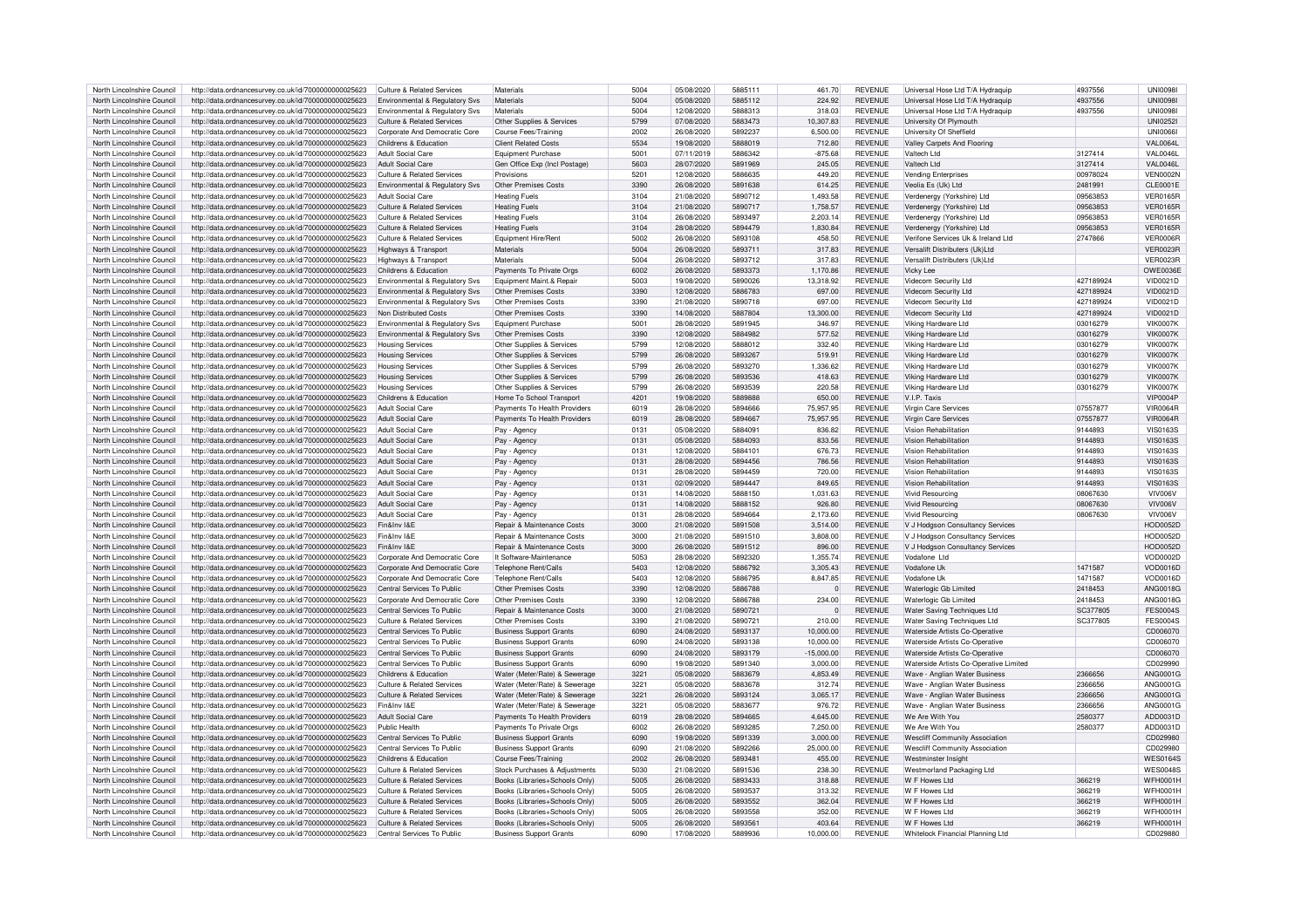| North Lincolnshire Council | http://data.ordnancesurvey.co.uk/id/7000000000025623 | Culture & Related Services | Materials | 5004 | 05/08/2020 | 5885111 | 461.70 | REVENUE | Universal Hose Ltd T/A Hydraquip | 4937556 | UNI0098I |
|---|---|---|---|---|---|---|---|---|---|---|---|
| North Lincolnshire Council | http://data.ordnancesurvey.co.uk/id/7000000000025623 | Environmental & Regulatory Svs | Materials | 5004 | 05/08/2020 | 5885112 | 224.92 | REVENUE | Universal Hose Ltd T/A Hydraquip | 4937556 | UNI0098I |
| North Lincolnshire Council | http://data.ordnancesurvey.co.uk/id/7000000000025623 | Environmental & Regulatory Svs | Materials | 5004 | 12/08/2020 | 5888313 | 318.03 | REVENUE | Universal Hose Ltd T/A Hydraquip | 4937556 | UNI0098I |
| North Lincolnshire Council | http://data.ordnancesurvey.co.uk/id/7000000000025623 | Culture & Related Services | Other Supplies & Services | 5799 | 07/08/2020 | 5883473 | 10,307.83 | REVENUE | University Of Plymouth | | UNI0252I |
| North Lincolnshire Council | http://data.ordnancesurvey.co.uk/id/7000000000025623 | Corporate And Democratic Core | Course Fees/Training | 2002 | 26/08/2020 | 5892237 | 6,500.00 | REVENUE | University Of Sheffield | | UNI0066I |
| North Lincolnshire Council | http://data.ordnancesurvey.co.uk/id/7000000000025623 | Childrens & Education | Client Related Costs | 5534 | 19/08/2020 | 5888019 | 712.80 | REVENUE | Valley Carpets And Flooring | | VAL0064L |
| North Lincolnshire Council | http://data.ordnancesurvey.co.uk/id/7000000000025623 | Adult Social Care | Equipment Purchase | 5001 | 07/11/2019 | 5886342 | -875.68 | REVENUE | Valtech Ltd | 3127414 | VAL0046L |
| North Lincolnshire Council | http://data.ordnancesurvey.co.uk/id/7000000000025623 | Adult Social Care | Gen Office Exp (Incl Postage) | 5603 | 28/07/2020 | 5891969 | 245.05 | REVENUE | Valtech Ltd | 3127414 | VAL0046L |
| North Lincolnshire Council | http://data.ordnancesurvey.co.uk/id/7000000000025623 | Culture & Related Services | Provisions | 5201 | 12/08/2020 | 5886635 | 449.20 | REVENUE | Vending Enterprises | 00978024 | VEN0002N |
| North Lincolnshire Council | http://data.ordnancesurvey.co.uk/id/7000000000025623 | Environmental & Regulatory Svs | Other Premises Costs | 3390 | 26/08/2020 | 5891638 | 614.25 | REVENUE | Veolia Es (Uk) Ltd | 2481991 | CLE0001E |
| North Lincolnshire Council | http://data.ordnancesurvey.co.uk/id/7000000000025623 | Adult Social Care | Heating Fuels | 3104 | 21/08/2020 | 5890712 | 1,493.58 | REVENUE | Verdenergy (Yorkshire) Ltd | 09563853 | VER0165R |
| North Lincolnshire Council | http://data.ordnancesurvey.co.uk/id/7000000000025623 | Culture & Related Services | Heating Fuels | 3104 | 21/08/2020 | 5890717 | 1,758.57 | REVENUE | Verdenergy (Yorkshire) Ltd | 09563853 | VER0165R |
| North Lincolnshire Council | http://data.ordnancesurvey.co.uk/id/7000000000025623 | Culture & Related Services | Heating Fuels | 3104 | 26/08/2020 | 5893497 | 2,203.14 | REVENUE | Verdenergy (Yorkshire) Ltd | 09563853 | VER0165R |
| North Lincolnshire Council | http://data.ordnancesurvey.co.uk/id/7000000000025623 | Culture & Related Services | Heating Fuels | 3104 | 28/08/2020 | 5894479 | 1,830.84 | REVENUE | Verdenergy (Yorkshire) Ltd | 09563853 | VER0165R |
| North Lincolnshire Council | http://data.ordnancesurvey.co.uk/id/7000000000025623 | Culture & Related Services | Equipment Hire/Rent | 5002 | 26/08/2020 | 5893108 | 458.50 | REVENUE | Verifone Services Uk & Ireland Ltd | 2747866 | VER0006R |
| North Lincolnshire Council | http://data.ordnancesurvey.co.uk/id/7000000000025623 | Highways & Transport | Materials | 5004 | 26/08/2020 | 5893711 | 317.83 | REVENUE | Versalift Distributers (Uk)Ltd | | VER0023R |
| North Lincolnshire Council | http://data.ordnancesurvey.co.uk/id/7000000000025623 | Highways & Transport | Materials | 5004 | 26/08/2020 | 5893712 | 317.83 | REVENUE | Versalift Distributers (Uk)Ltd | | VER0023R |
| North Lincolnshire Council | http://data.ordnancesurvey.co.uk/id/7000000000025623 | Childrens & Education | Payments To Private Orgs | 6002 | 26/08/2020 | 5893373 | 1,170.86 | REVENUE | Vicky Lee | | OWE0036E |
| North Lincolnshire Council | http://data.ordnancesurvey.co.uk/id/7000000000025623 | Environmental & Regulatory Svs | Equipment Maint.& Repair | 5003 | 19/08/2020 | 5890026 | 13,318.92 | REVENUE | Videcom Security Ltd | 427189924 | VID0021D |
| North Lincolnshire Council | http://data.ordnancesurvey.co.uk/id/7000000000025623 | Environmental & Regulatory Svs | Other Premises Costs | 3390 | 12/08/2020 | 5886783 | 697.00 | REVENUE | Videcom Security Ltd | 427189924 | VID0021D |
| North Lincolnshire Council | http://data.ordnancesurvey.co.uk/id/7000000000025623 | Environmental & Regulatory Svs | Other Premises Costs | 3390 | 21/08/2020 | 5890718 | 697.00 | REVENUE | Videcom Security Ltd | 427189924 | VID0021D |
| North Lincolnshire Council | http://data.ordnancesurvey.co.uk/id/7000000000025623 | Non Distributed Costs | Other Premises Costs | 3390 | 14/08/2020 | 5887804 | 13,300.00 | REVENUE | Videcom Security Ltd | 427189924 | VID0021D |
| North Lincolnshire Council | http://data.ordnancesurvey.co.uk/id/7000000000025623 | Environmental & Regulatory Svs | Equipment Purchase | 5001 | 28/08/2020 | 5891945 | 346.97 | REVENUE | Viking Hardware Ltd | 03016279 | VIK0007K |
| North Lincolnshire Council | http://data.ordnancesurvey.co.uk/id/7000000000025623 | Environmental & Regulatory Svs | Other Premises Costs | 3390 | 12/08/2020 | 5884982 | 577.52 | REVENUE | Viking Hardware Ltd | 03016279 | VIK0007K |
| North Lincolnshire Council | http://data.ordnancesurvey.co.uk/id/7000000000025623 | Housing Services | Other Supplies & Services | 5799 | 12/08/2020 | 5888012 | 332.40 | REVENUE | Viking Hardware Ltd | 03016279 | VIK0007K |
| North Lincolnshire Council | http://data.ordnancesurvey.co.uk/id/7000000000025623 | Housing Services | Other Supplies & Services | 5799 | 26/08/2020 | 5893267 | 519.91 | REVENUE | Viking Hardware Ltd | 03016279 | VIK0007K |
| North Lincolnshire Council | http://data.ordnancesurvey.co.uk/id/7000000000025623 | Housing Services | Other Supplies & Services | 5799 | 26/08/2020 | 5893270 | 1,336.62 | REVENUE | Viking Hardware Ltd | 03016279 | VIK0007K |
| North Lincolnshire Council | http://data.ordnancesurvey.co.uk/id/7000000000025623 | Housing Services | Other Supplies & Services | 5799 | 26/08/2020 | 5893536 | 418.63 | REVENUE | Viking Hardware Ltd | 03016279 | VIK0007K |
| North Lincolnshire Council | http://data.ordnancesurvey.co.uk/id/7000000000025623 | Housing Services | Other Supplies & Services | 5799 | 26/08/2020 | 5893539 | 220.58 | REVENUE | Viking Hardware Ltd | 03016279 | VIK0007K |
| North Lincolnshire Council | http://data.ordnancesurvey.co.uk/id/7000000000025623 | Childrens & Education | Home To School Transport | 4201 | 19/08/2020 | 5889888 | 650.00 | REVENUE | V.I.P. Taxis | | VIP0004P |
| North Lincolnshire Council | http://data.ordnancesurvey.co.uk/id/7000000000025623 | Adult Social Care | Payments To Health Providers | 6019 | 28/08/2020 | 5894666 | 75,957.95 | REVENUE | Virgin Care Services | 07557877 | VIR0064R |
| North Lincolnshire Council | http://data.ordnancesurvey.co.uk/id/7000000000025623 | Adult Social Care | Payments To Health Providers | 6019 | 28/08/2020 | 5894667 | 75,957.95 | REVENUE | Virgin Care Services | 07557877 | VIR0064R |
| North Lincolnshire Council | http://data.ordnancesurvey.co.uk/id/7000000000025623 | Adult Social Care | Pay - Agency | 0131 | 05/08/2020 | 5884091 | 836.82 | REVENUE | Vision Rehabilitation | 9144893 | VIS0163S |
| North Lincolnshire Council | http://data.ordnancesurvey.co.uk/id/7000000000025623 | Adult Social Care | Pay - Agency | 0131 | 05/08/2020 | 5884093 | 833.56 | REVENUE | Vision Rehabilitation | 9144893 | VIS0163S |
| North Lincolnshire Council | http://data.ordnancesurvey.co.uk/id/7000000000025623 | Adult Social Care | Pay - Agency | 0131 | 12/08/2020 | 5884101 | 676.73 | REVENUE | Vision Rehabilitation | 9144893 | VIS0163S |
| North Lincolnshire Council | http://data.ordnancesurvey.co.uk/id/7000000000025623 | Adult Social Care | Pay - Agency | 0131 | 28/08/2020 | 5894456 | 786.56 | REVENUE | Vision Rehabilitation | 9144893 | VIS0163S |
| North Lincolnshire Council | http://data.ordnancesurvey.co.uk/id/7000000000025623 | Adult Social Care | Pay - Agency | 0131 | 28/08/2020 | 5894459 | 720.00 | REVENUE | Vision Rehabilitation | 9144893 | VIS0163S |
| North Lincolnshire Council | http://data.ordnancesurvey.co.uk/id/7000000000025623 | Adult Social Care | Pay - Agency | 0131 | 02/09/2020 | 5894447 | 849.65 | REVENUE | Vision Rehabilitation | 9144893 | VIS0163S |
| North Lincolnshire Council | http://data.ordnancesurvey.co.uk/id/7000000000025623 | Adult Social Care | Pay - Agency | 0131 | 14/08/2020 | 5888150 | 1,031.63 | REVENUE | Vivid Resourcing | 08067630 | VIV006V |
| North Lincolnshire Council | http://data.ordnancesurvey.co.uk/id/7000000000025623 | Adult Social Care | Pay - Agency | 0131 | 14/08/2020 | 5888152 | 926.80 | REVENUE | Vivid Resourcing | 08067630 | VIV006V |
| North Lincolnshire Council | http://data.ordnancesurvey.co.uk/id/7000000000025623 | Adult Social Care | Pay - Agency | 0131 | 28/08/2020 | 5894664 | 2,173.60 | REVENUE | Vivid Resourcing | 08067630 | VIV006V |
| North Lincolnshire Council | http://data.ordnancesurvey.co.uk/id/7000000000025623 | Fin&Inv I&E | Repair & Maintenance Costs | 3000 | 21/08/2020 | 5891508 | 3,514.00 | REVENUE | V J Hodgson Consultancy Services | | HOD0052D |
| North Lincolnshire Council | http://data.ordnancesurvey.co.uk/id/7000000000025623 | Fin&Inv I&E | Repair & Maintenance Costs | 3000 | 21/08/2020 | 5891510 | 3,808.00 | REVENUE | V J Hodgson Consultancy Services | | HOD0052D |
| North Lincolnshire Council | http://data.ordnancesurvey.co.uk/id/7000000000025623 | Fin&Inv I&E | Repair & Maintenance Costs | 3000 | 26/08/2020 | 5891512 | 896.00 | REVENUE | V J Hodgson Consultancy Services | | HOD0052D |
| North Lincolnshire Council | http://data.ordnancesurvey.co.uk/id/7000000000025623 | Corporate And Democratic Core | It Software-Maintenance | 5053 | 28/08/2020 | 5892320 | 1,355.74 | REVENUE | Vodafone Ltd | | VOD0002D |
| North Lincolnshire Council | http://data.ordnancesurvey.co.uk/id/7000000000025623 | Corporate And Democratic Core | Telephone Rent/Calls | 5403 | 12/08/2020 | 5886792 | 3,305.43 | REVENUE | Vodafone Uk | 1471587 | VOD0016D |
| North Lincolnshire Council | http://data.ordnancesurvey.co.uk/id/7000000000025623 | Corporate And Democratic Core | Telephone Rent/Calls | 5403 | 12/08/2020 | 5886795 | 8,847.85 | REVENUE | Vodafone Uk | 1471587 | VOD0016D |
| North Lincolnshire Council | http://data.ordnancesurvey.co.uk/id/7000000000025623 | Central Services To Public | Other Premises Costs | 3390 | 12/08/2020 | 5886788 | 0 | REVENUE | Waterlogic Gb Limited | 2418453 | ANG0018G |
| North Lincolnshire Council | http://data.ordnancesurvey.co.uk/id/7000000000025623 | Corporate And Democratic Core | Other Premises Costs | 3390 | 12/08/2020 | 5886788 | 234.00 | REVENUE | Waterlogic Gb Limited | 2418453 | ANG0018G |
| North Lincolnshire Council | http://data.ordnancesurvey.co.uk/id/7000000000025623 | Central Services To Public | Repair & Maintenance Costs | 3000 | 21/08/2020 | 5890721 | 0 | REVENUE | Water Saving Techniques Ltd | SC377805 | FES0004S |
| North Lincolnshire Council | http://data.ordnancesurvey.co.uk/id/7000000000025623 | Culture & Related Services | Other Premises Costs | 3390 | 21/08/2020 | 5890721 | 210.00 | REVENUE | Water Saving Techniques Ltd | SC377805 | FES0004S |
| North Lincolnshire Council | http://data.ordnancesurvey.co.uk/id/7000000000025623 | Central Services To Public | Business Support Grants | 6090 | 24/08/2020 | 5893137 | 10,000.00 | REVENUE | Waterside Artists Co-Operative | | CD006070 |
| North Lincolnshire Council | http://data.ordnancesurvey.co.uk/id/7000000000025623 | Central Services To Public | Business Support Grants | 6090 | 24/08/2020 | 5893138 | 10,000.00 | REVENUE | Waterside Artists Co-Operative | | CD006070 |
| North Lincolnshire Council | http://data.ordnancesurvey.co.uk/id/7000000000025623 | Central Services To Public | Business Support Grants | 6090 | 24/08/2020 | 5893179 | -15,000.00 | REVENUE | Waterside Artists Co-Operative | | CD006070 |
| North Lincolnshire Council | http://data.ordnancesurvey.co.uk/id/7000000000025623 | Central Services To Public | Business Support Grants | 6090 | 19/08/2020 | 5891340 | 3,000.00 | REVENUE | Waterside Artists Co-Operative Limited | | CD029990 |
| North Lincolnshire Council | http://data.ordnancesurvey.co.uk/id/7000000000025623 | Childrens & Education | Water (Meter/Rate) & Sewerage | 3221 | 05/08/2020 | 5883679 | 4,853.49 | REVENUE | Wave - Anglian Water Business | 2366656 | ANG0001G |
| North Lincolnshire Council | http://data.ordnancesurvey.co.uk/id/7000000000025623 | Culture & Related Services | Water (Meter/Rate) & Sewerage | 3221 | 05/08/2020 | 5883678 | 312.74 | REVENUE | Wave - Anglian Water Business | 2366656 | ANG0001G |
| North Lincolnshire Council | http://data.ordnancesurvey.co.uk/id/7000000000025623 | Culture & Related Services | Water (Meter/Rate) & Sewerage | 3221 | 26/08/2020 | 5893124 | 3,065.17 | REVENUE | Wave - Anglian Water Business | 2366656 | ANG0001G |
| North Lincolnshire Council | http://data.ordnancesurvey.co.uk/id/7000000000025623 | Fin&Inv I&E | Water (Meter/Rate) & Sewerage | 3221 | 05/08/2020 | 5883677 | 976.72 | REVENUE | Wave - Anglian Water Business | 2366656 | ANG0001G |
| North Lincolnshire Council | http://data.ordnancesurvey.co.uk/id/7000000000025623 | Adult Social Care | Payments To Health Providers | 6019 | 28/08/2020 | 5894665 | 4,645.00 | REVENUE | We Are With You | 2580377 | ADD0031D |
| North Lincolnshire Council | http://data.ordnancesurvey.co.uk/id/7000000000025623 | Public Health | Payments To Private Orgs | 6002 | 26/08/2020 | 5893285 | 7,250.00 | REVENUE | We Are With You | 2580377 | ADD0031D |
| North Lincolnshire Council | http://data.ordnancesurvey.co.uk/id/7000000000025623 | Central Services To Public | Business Support Grants | 6090 | 19/08/2020 | 5891339 | 3,000.00 | REVENUE | Wesclff Community Association | | CD029980 |
| North Lincolnshire Council | http://data.ordnancesurvey.co.uk/id/7000000000025623 | Central Services To Public | Business Support Grants | 6090 | 21/08/2020 | 5892266 | 25,000.00 | REVENUE | Wesclff Community Association | | CD029980 |
| North Lincolnshire Council | http://data.ordnancesurvey.co.uk/id/7000000000025623 | Childrens & Education | Course Fees/Training | 2002 | 26/08/2020 | 5893481 | 455.00 | REVENUE | Westminster Insight | | WES0164S |
| North Lincolnshire Council | http://data.ordnancesurvey.co.uk/id/7000000000025623 | Culture & Related Services | Stock Purchases & Adjustments | 5030 | 21/08/2020 | 5891536 | 238.30 | REVENUE | Westmorland Packaging Ltd | | WES0048S |
| North Lincolnshire Council | http://data.ordnancesurvey.co.uk/id/7000000000025623 | Culture & Related Services | Books (Libraries+Schools Only) | 5005 | 26/08/2020 | 5893433 | 318.88 | REVENUE | W F Howes Ltd | 366219 | WFH0001H |
| North Lincolnshire Council | http://data.ordnancesurvey.co.uk/id/7000000000025623 | Culture & Related Services | Books (Libraries+Schools Only) | 5005 | 26/08/2020 | 5893537 | 313.32 | REVENUE | W F Howes Ltd | 366219 | WFH0001H |
| North Lincolnshire Council | http://data.ordnancesurvey.co.uk/id/7000000000025623 | Culture & Related Services | Books (Libraries+Schools Only) | 5005 | 26/08/2020 | 5893552 | 362.04 | REVENUE | W F Howes Ltd | 366219 | WFH0001H |
| North Lincolnshire Council | http://data.ordnancesurvey.co.uk/id/7000000000025623 | Culture & Related Services | Books (Libraries+Schools Only) | 5005 | 26/08/2020 | 5893558 | 352.00 | REVENUE | W F Howes Ltd | 366219 | WFH0001H |
| North Lincolnshire Council | http://data.ordnancesurvey.co.uk/id/7000000000025623 | Culture & Related Services | Books (Libraries+Schools Only) | 5005 | 26/08/2020 | 5893561 | 403.64 | REVENUE | W F Howes Ltd | 366219 | WFH0001H |
| North Lincolnshire Council | http://data.ordnancesurvey.co.uk/id/7000000000025623 | Central Services To Public | Business Support Grants | 6090 | 17/08/2020 | 5889936 | 10,000.00 | REVENUE | Whitelock Financial Planning Ltd | | CD029880 |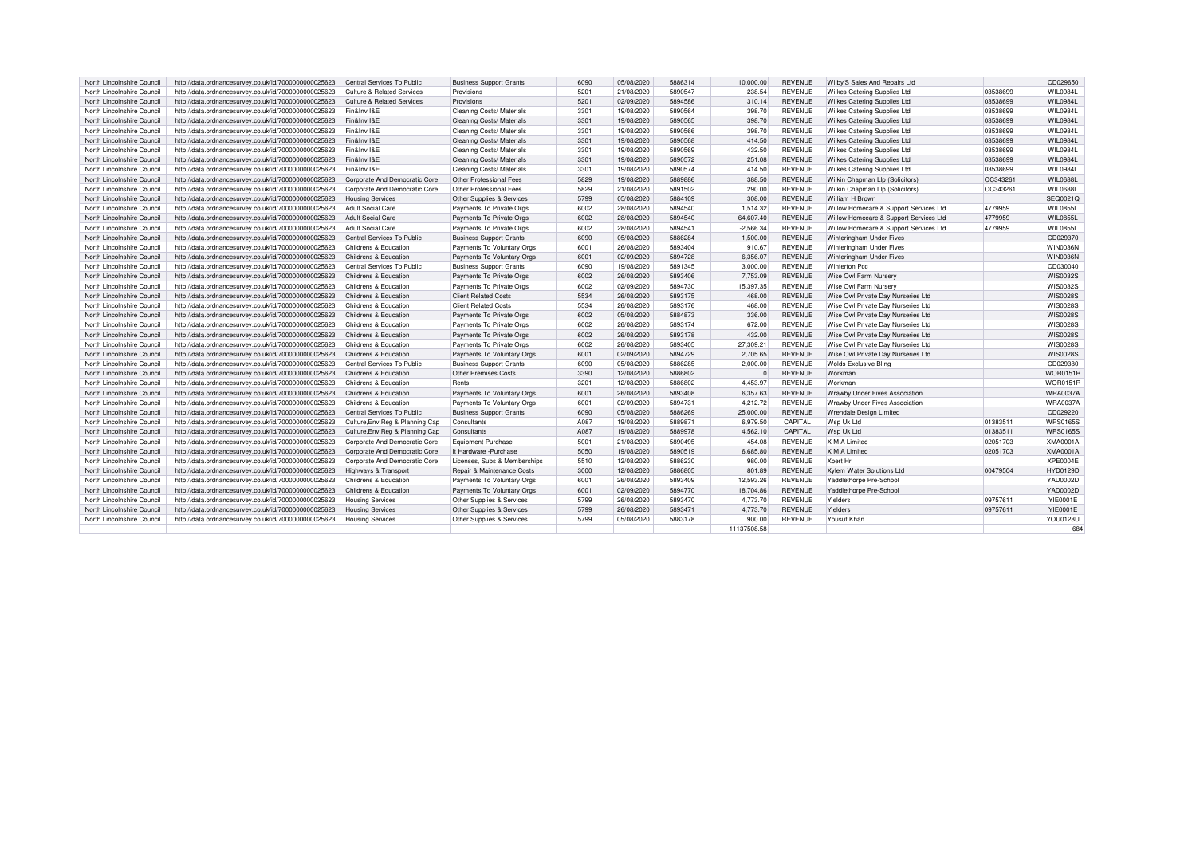| | | | | | | | | | | | | |
|---|---|---|---|---|---|---|---|---|---|---|---|---|
| North Lincolnshire Council | http://data.ordnancesurvey.co.uk/id/7000000000025623 | Central Services To Public | Business Support Grants | 6090 | 05/08/2020 | 5886314 | 10,000.00 | REVENUE | Wilby'S Sales And Repairs Ltd | | CD029650 |
| North Lincolnshire Council | http://data.ordnancesurvey.co.uk/id/7000000000025623 | Culture & Related Services | Provisions | 5201 | 21/08/2020 | 5890547 | 238.54 | REVENUE | Wilkes Catering Supplies Ltd | 03538699 | WIL0984L |
| North Lincolnshire Council | http://data.ordnancesurvey.co.uk/id/7000000000025623 | Culture & Related Services | Provisions | 5201 | 02/09/2020 | 5894586 | 310.14 | REVENUE | Wilkes Catering Supplies Ltd | 03538699 | WIL0984L |
| North Lincolnshire Council | http://data.ordnancesurvey.co.uk/id/7000000000025623 | Fin&Inv I&E | Cleaning Costs/ Materials | 3301 | 19/08/2020 | 5890564 | 398.70 | REVENUE | Wilkes Catering Supplies Ltd | 03538699 | WIL0984L |
| North Lincolnshire Council | http://data.ordnancesurvey.co.uk/id/7000000000025623 | Fin&Inv I&E | Cleaning Costs/ Materials | 3301 | 19/08/2020 | 5890565 | 398.70 | REVENUE | Wilkes Catering Supplies Ltd | 03538699 | WIL0984L |
| North Lincolnshire Council | http://data.ordnancesurvey.co.uk/id/7000000000025623 | Fin&Inv I&E | Cleaning Costs/ Materials | 3301 | 19/08/2020 | 5890566 | 398.70 | REVENUE | Wilkes Catering Supplies Ltd | 03538699 | WIL0984L |
| North Lincolnshire Council | http://data.ordnancesurvey.co.uk/id/7000000000025623 | Fin&Inv I&E | Cleaning Costs/ Materials | 3301 | 19/08/2020 | 5890568 | 414.50 | REVENUE | Wilkes Catering Supplies Ltd | 03538699 | WIL0984L |
| North Lincolnshire Council | http://data.ordnancesurvey.co.uk/id/7000000000025623 | Fin&Inv I&E | Cleaning Costs/ Materials | 3301 | 19/08/2020 | 5890569 | 432.50 | REVENUE | Wilkes Catering Supplies Ltd | 03538699 | WIL0984L |
| North Lincolnshire Council | http://data.ordnancesurvey.co.uk/id/7000000000025623 | Fin&Inv I&E | Cleaning Costs/ Materials | 3301 | 19/08/2020 | 5890572 | 251.08 | REVENUE | Wilkes Catering Supplies Ltd | 03538699 | WIL0984L |
| North Lincolnshire Council | http://data.ordnancesurvey.co.uk/id/7000000000025623 | Fin&Inv I&E | Cleaning Costs/ Materials | 3301 | 19/08/2020 | 5890574 | 414.50 | REVENUE | Wilkes Catering Supplies Ltd | 03538699 | WIL0984L |
| North Lincolnshire Council | http://data.ordnancesurvey.co.uk/id/7000000000025623 | Corporate And Democratic Core | Other Professional Fees | 5829 | 19/08/2020 | 5889886 | 388.50 | REVENUE | Wilkin Chapman Llp (Solicitors) | OC343261 | WIL0688L |
| North Lincolnshire Council | http://data.ordnancesurvey.co.uk/id/7000000000025623 | Corporate And Democratic Core | Other Professional Fees | 5829 | 21/08/2020 | 5891502 | 290.00 | REVENUE | Wilkin Chapman Llp (Solicitors) | OC343261 | WIL0688L |
| North Lincolnshire Council | http://data.ordnancesurvey.co.uk/id/7000000000025623 | Housing Services | Other Supplies & Services | 5799 | 05/08/2020 | 5884109 | 308.00 | REVENUE | William H Brown | | SEQ0021Q |
| North Lincolnshire Council | http://data.ordnancesurvey.co.uk/id/7000000000025623 | Adult Social Care | Payments To Private Orgs | 6002 | 28/08/2020 | 5894540 | 1,514.32 | REVENUE | Willow Homecare & Support Services Ltd | 4779959 | WIL0855L |
| North Lincolnshire Council | http://data.ordnancesurvey.co.uk/id/7000000000025623 | Adult Social Care | Payments To Private Orgs | 6002 | 28/08/2020 | 5894540 | 64,607.40 | REVENUE | Willow Homecare & Support Services Ltd | 4779959 | WIL0855L |
| North Lincolnshire Council | http://data.ordnancesurvey.co.uk/id/7000000000025623 | Adult Social Care | Payments To Private Orgs | 6002 | 28/08/2020 | 5894541 | -2,566.34 | REVENUE | Willow Homecare & Support Services Ltd | 4779959 | WIL0855L |
| North Lincolnshire Council | http://data.ordnancesurvey.co.uk/id/7000000000025623 | Central Services To Public | Business Support Grants | 6090 | 05/08/2020 | 5886284 | 1,500.00 | REVENUE | Winteringham Under Fives | | CD029370 |
| North Lincolnshire Council | http://data.ordnancesurvey.co.uk/id/7000000000025623 | Childrens & Education | Payments To Voluntary Orgs | 6001 | 26/08/2020 | 5893404 | 910.67 | REVENUE | Winteringham Under Fives | | WIN0036N |
| North Lincolnshire Council | http://data.ordnancesurvey.co.uk/id/7000000000025623 | Childrens & Education | Payments To Voluntary Orgs | 6001 | 02/09/2020 | 5894728 | 6,356.07 | REVENUE | Winteringham Under Fives | | WIN0036N |
| North Lincolnshire Council | http://data.ordnancesurvey.co.uk/id/7000000000025623 | Central Services To Public | Business Support Grants | 6090 | 19/08/2020 | 5891345 | 3,000.00 | REVENUE | Winterton Pcc | | CD030040 |
| North Lincolnshire Council | http://data.ordnancesurvey.co.uk/id/7000000000025623 | Childrens & Education | Payments To Private Orgs | 6002 | 26/08/2020 | 5893406 | 7,753.09 | REVENUE | Wise Owl Farm Nursery | | WIS0032S |
| North Lincolnshire Council | http://data.ordnancesurvey.co.uk/id/7000000000025623 | Childrens & Education | Payments To Private Orgs | 6002 | 02/09/2020 | 5894730 | 15,397.35 | REVENUE | Wise Owl Farm Nursery | | WIS0032S |
| North Lincolnshire Council | http://data.ordnancesurvey.co.uk/id/7000000000025623 | Childrens & Education | Client Related Costs | 5534 | 26/08/2020 | 5893175 | 468.00 | REVENUE | Wise Owl Private Day Nurseries Ltd | | WIS0028S |
| North Lincolnshire Council | http://data.ordnancesurvey.co.uk/id/7000000000025623 | Childrens & Education | Client Related Costs | 5534 | 26/08/2020 | 5893176 | 468.00 | REVENUE | Wise Owl Private Day Nurseries Ltd | | WIS0028S |
| North Lincolnshire Council | http://data.ordnancesurvey.co.uk/id/7000000000025623 | Childrens & Education | Payments To Private Orgs | 6002 | 05/08/2020 | 5884873 | 336.00 | REVENUE | Wise Owl Private Day Nurseries Ltd | | WIS0028S |
| North Lincolnshire Council | http://data.ordnancesurvey.co.uk/id/7000000000025623 | Childrens & Education | Payments To Private Orgs | 6002 | 26/08/2020 | 5893174 | 672.00 | REVENUE | Wise Owl Private Day Nurseries Ltd | | WIS0028S |
| North Lincolnshire Council | http://data.ordnancesurvey.co.uk/id/7000000000025623 | Childrens & Education | Payments To Private Orgs | 6002 | 26/08/2020 | 5893178 | 432.00 | REVENUE | Wise Owl Private Day Nurseries Ltd | | WIS0028S |
| North Lincolnshire Council | http://data.ordnancesurvey.co.uk/id/7000000000025623 | Childrens & Education | Payments To Private Orgs | 6002 | 26/08/2020 | 5893405 | 27,309.21 | REVENUE | Wise Owl Private Day Nurseries Ltd | | WIS0028S |
| North Lincolnshire Council | http://data.ordnancesurvey.co.uk/id/7000000000025623 | Childrens & Education | Payments To Voluntary Orgs | 6001 | 02/09/2020 | 5894729 | 2,705.65 | REVENUE | Wise Owl Private Day Nurseries Ltd | | WIS0028S |
| North Lincolnshire Council | http://data.ordnancesurvey.co.uk/id/7000000000025623 | Central Services To Public | Business Support Grants | 6090 | 05/08/2020 | 5886285 | 2,000.00 | REVENUE | Wolds Exclusive Bling | | CD029380 |
| North Lincolnshire Council | http://data.ordnancesurvey.co.uk/id/7000000000025623 | Childrens & Education | Other Premises Costs | 3390 | 12/08/2020 | 5886802 | 0 | REVENUE | Workman | | WOR0151R |
| North Lincolnshire Council | http://data.ordnancesurvey.co.uk/id/7000000000025623 | Childrens & Education | Rents | 3201 | 12/08/2020 | 5886802 | 4,453.97 | REVENUE | Workman | | WOR0151R |
| North Lincolnshire Council | http://data.ordnancesurvey.co.uk/id/7000000000025623 | Childrens & Education | Payments To Voluntary Orgs | 6001 | 26/08/2020 | 5893408 | 6,357.63 | REVENUE | Wrawby Under Fives Association | | WRA0037A |
| North Lincolnshire Council | http://data.ordnancesurvey.co.uk/id/7000000000025623 | Childrens & Education | Payments To Voluntary Orgs | 6001 | 02/09/2020 | 5894731 | 4,212.72 | REVENUE | Wrawby Under Fives Association | | WRA0037A |
| North Lincolnshire Council | http://data.ordnancesurvey.co.uk/id/7000000000025623 | Central Services To Public | Business Support Grants | 6090 | 05/08/2020 | 5886269 | 25,000.00 | REVENUE | Wrendale Design Limited | | CD029220 |
| North Lincolnshire Council | http://data.ordnancesurvey.co.uk/id/7000000000025623 | Culture,Env,Reg & Planning Cap | Consultants | A087 | 19/08/2020 | 5889871 | 6,979.50 | CAPITAL | Wsp Uk Ltd | 01383511 | WPS0165S |
| North Lincolnshire Council | http://data.ordnancesurvey.co.uk/id/7000000000025623 | Culture,Env,Reg & Planning Cap | Consultants | A087 | 19/08/2020 | 5889978 | 4,562.10 | CAPITAL | Wsp Uk Ltd | 01383511 | WPS0165S |
| North Lincolnshire Council | http://data.ordnancesurvey.co.uk/id/7000000000025623 | Corporate And Democratic Core | Equipment Purchase | 5001 | 21/08/2020 | 5890495 | 454.08 | REVENUE | X M A Limited | 02051703 | XMA0001A |
| North Lincolnshire Council | http://data.ordnancesurvey.co.uk/id/7000000000025623 | Corporate And Democratic Core | It Hardware -Purchase | 5050 | 19/08/2020 | 5890519 | 6,685.80 | REVENUE | X M A Limited | 02051703 | XMA0001A |
| North Lincolnshire Council | http://data.ordnancesurvey.co.uk/id/7000000000025623 | Corporate And Democratic Core | Licenses, Subs & Memberships | 5510 | 12/08/2020 | 5886230 | 980.00 | REVENUE | Xpert Hr | | XPE0004E |
| North Lincolnshire Council | http://data.ordnancesurvey.co.uk/id/7000000000025623 | Highways & Transport | Repair & Maintenance Costs | 3000 | 12/08/2020 | 5886805 | 801.89 | REVENUE | Xylem Water Solutions Ltd | 00479504 | HYD0129D |
| North Lincolnshire Council | http://data.ordnancesurvey.co.uk/id/7000000000025623 | Childrens & Education | Payments To Voluntary Orgs | 6001 | 26/08/2020 | 5893409 | 12,593.26 | REVENUE | Yaddlethorpe Pre-School | | YAD0002D |
| North Lincolnshire Council | http://data.ordnancesurvey.co.uk/id/7000000000025623 | Childrens & Education | Payments To Voluntary Orgs | 6001 | 02/09/2020 | 5894770 | 18,704.86 | REVENUE | Yaddlethorpe Pre-School | | YAD0002D |
| North Lincolnshire Council | http://data.ordnancesurvey.co.uk/id/7000000000025623 | Housing Services | Other Supplies & Services | 5799 | 26/08/2020 | 5893470 | 4,773.70 | REVENUE | Yielders | 09757611 | YIE0001E |
| North Lincolnshire Council | http://data.ordnancesurvey.co.uk/id/7000000000025623 | Housing Services | Other Supplies & Services | 5799 | 26/08/2020 | 5893471 | 4,773.70 | REVENUE | Yielders | 09757611 | YIE0001E |
| North Lincolnshire Council | http://data.ordnancesurvey.co.uk/id/7000000000025623 | Housing Services | Other Supplies & Services | 5799 | 05/08/2020 | 5883178 | 900.00 | REVENUE | Yousuf Khan | | YOU0128U |
| | | | | | | | 11137508.58 | | | | 684 |